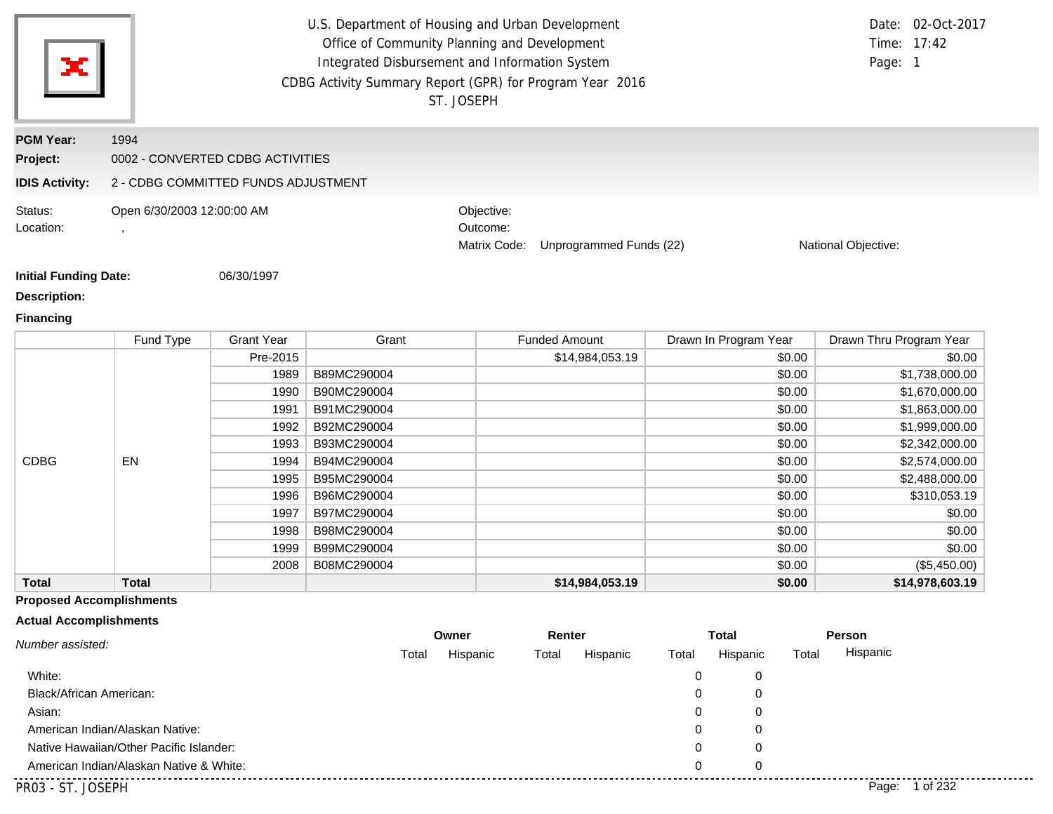U.S. Department of Housing and Urban Development
Office of Community Planning and Development
Integrated Disbursement and Information System
CDBG Activity Summary Report (GPR) for Program Year 2016
ST. JOSEPH

Date: 02-Oct-2017
Time: 17:42

**PGM Year:** 1994

**Project:** 0002 - CONVERTED CDBG ACTIVITIES

**IDIS Activity:** 2 - CDBG COMMITTED FUNDS ADJUSTMENT

Status: Open 6/30/2003 12:00:00 AM

Location: ,

Objective:

Outcome:

Matrix Code: Unprogrammed Funds (22)

National Objective:

**Initial Funding Date:** 06/30/1997

**Description:**

**Financing**

| | Fund Type | Grant Year | Grant | Funded Amount | Drawn In Program Year | Drawn Thru Program Year |
|---|---|---|---|---|---|---|
| CDBG | EN | Pre-2015 | | $14,984,053.19 | $0.00 | $0.00 |
| | | 1989 | B89MC290004 | | $0.00 | $1,738,000.00 |
| | | 1990 | B90MC290004 | | $0.00 | $1,670,000.00 |
| | | 1991 | B91MC290004 | | $0.00 | $1,863,000.00 |
| | | 1992 | B92MC290004 | | $0.00 | $1,999,000.00 |
| | | 1993 | B93MC290004 | | $0.00 | $2,342,000.00 |
| | | 1994 | B94MC290004 | | $0.00 | $2,574,000.00 |
| | | 1995 | B95MC290004 | | $0.00 | $2,488,000.00 |
| | | 1996 | B96MC290004 | | $0.00 | $310,053.19 |
| | | 1997 | B97MC290004 | | $0.00 | $0.00 |
| | | 1998 | B98MC290004 | | $0.00 | $0.00 |
| | | 1999 | B99MC290004 | | $0.00 | $0.00 |
| | | 2008 | B08MC290004 | | $0.00 | ($5,450.00) |
| **Total** | **Total** | | | **$14,984,053.19** | **$0.00** | **$14,978,603.19** |

**Proposed Accomplishments**

**Actual Accomplishments**

| *Number assisted:* | Owner | | Renter | | Total | | Person | |
|---|---|---|---|---|---|---|---|---|
| | Total | Hispanic | Total | Hispanic | Total | Hispanic | Total | Hispanic |
| White: | | | | | 0 | 0 | | |
| Black/African American: | | | | | 0 | 0 | | |
| Asian: | | | | | 0 | 0 | | |
| American Indian/Alaskan Native: | | | | | 0 | 0 | | |
| Native Hawaiian/Other Pacific Islander: | | | | | 0 | 0 | | |
| American Indian/Alaskan Native & White: | | | | | 0 | 0 | | |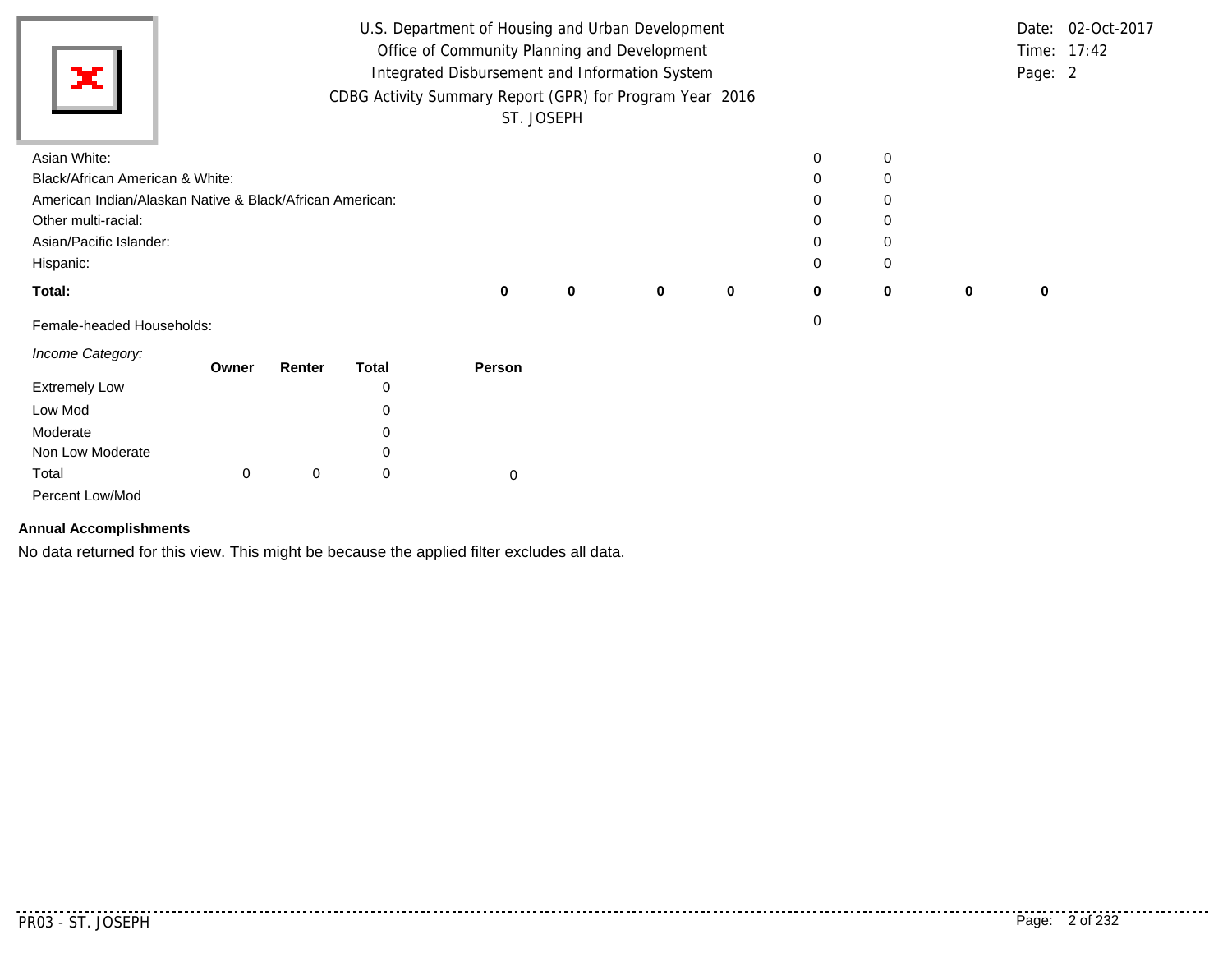U.S. Department of Housing and Urban Development
Office of Community Planning and Development
Integrated Disbursement and Information System
CDBG Activity Summary Report (GPR) for Program Year 2016
ST. JOSEPH

Date: 02-Oct-2017
Time: 17:42
Page: 2

| | | | | | | | | |
|---|---|---|---|---|---|---|---|---|
| Asian White: | | | | | 0 | 0 | | |
| Black/African American & White: | | | | | 0 | 0 | | |
| American Indian/Alaskan Native & Black/African American: | | | | | 0 | 0 | | |
| Other multi-racial: | | | | | 0 | 0 | | |
| Asian/Pacific Islander: | | | | | 0 | 0 | | |
| Hispanic: | | | | | 0 | 0 | | |
| **Total:** | **0** | **0** | **0** | **0** | **0** | **0** | **0** | **0** |

Female-headed Households: 0

*Income Category:*

| | Owner | Renter | Total | Person |
|---|---|---|---|---|
| Extremely Low | | | 0 | |
| Low Mod | | | 0 | |
| Moderate | | | 0 | |
| Non Low Moderate | | | 0 | |
| Total | 0 | 0 | 0 | 0 |
| Percent Low/Mod | | | | |

**Annual Accomplishments**

No data returned for this view. This might be because the applied filter excludes all data.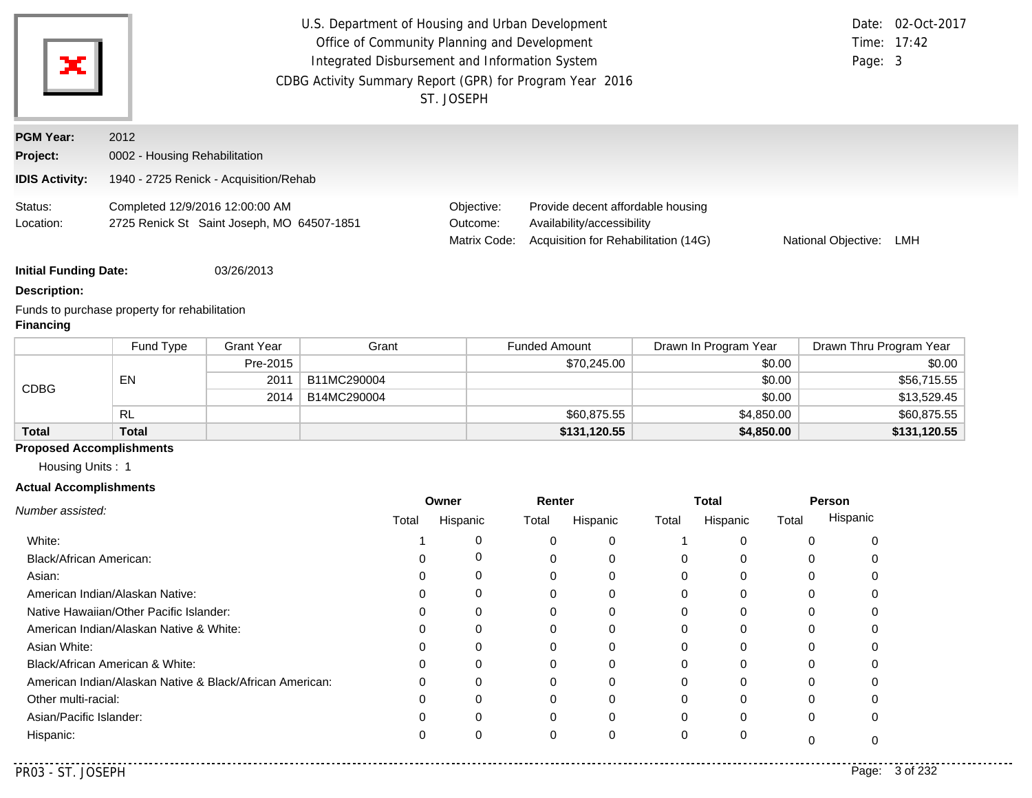U.S. Department of Housing and Urban Development
Office of Community Planning and Development
Integrated Disbursement and Information System
CDBG Activity Summary Report (GPR) for Program Year 2016
ST. JOSEPH

Date: 02-Oct-2017
Time: 17:42

**PGM Year:** 2012
**Project:** 0002 - Housing Rehabilitation
**IDIS Activity:** 1940 - 2725 Renick - Acquisition/Rehab

Status: Completed 12/9/2016 12:00:00 AM
Location: 2725 Renick St Saint Joseph, MO 64507-1851

Objective: Provide decent affordable housing
Outcome: Availability/accessibility
Matrix Code: Acquisition for Rehabilitation (14G)
National Objective: LMH

**Initial Funding Date:** 03/26/2013

**Description:**

Funds to purchase property for rehabilitation

**Financing**

| | Fund Type | Grant Year | Grant | Funded Amount | Drawn In Program Year | Drawn Thru Program Year |
|---|---|---|---|---|---|---|
| CDBG | EN | Pre-2015 | | $70,245.00 | $0.00 | $0.00 |
| | | 2011 | B11MC290004 | | $0.00 | $56,715.55 |
| | | 2014 | B14MC290004 | | $0.00 | $13,529.45 |
| | RL | | | $60,875.55 | $4,850.00 | $60,875.55 |
| **Total** | **Total** | | | **$131,120.55** | **$4,850.00** | **$131,120.55** |

**Proposed Accomplishments**

Housing Units : 1

**Actual Accomplishments**

| *Number assisted:* | Owner | | Renter | | Total | | Person | |
|---|---|---|---|---|---|---|---|---|
| | Total | Hispanic | Total | Hispanic | Total | Hispanic | Total | Hispanic |
| White: | 1 | 0 | 0 | 0 | 1 | 0 | 0 | 0 |
| Black/African American: | 0 | 0 | 0 | 0 | 0 | 0 | 0 | 0 |
| Asian: | 0 | 0 | 0 | 0 | 0 | 0 | 0 | 0 |
| American Indian/Alaskan Native: | 0 | 0 | 0 | 0 | 0 | 0 | 0 | 0 |
| Native Hawaiian/Other Pacific Islander: | 0 | 0 | 0 | 0 | 0 | 0 | 0 | 0 |
| American Indian/Alaskan Native & White: | 0 | 0 | 0 | 0 | 0 | 0 | 0 | 0 |
| Asian White: | 0 | 0 | 0 | 0 | 0 | 0 | 0 | 0 |
| Black/African American & White: | 0 | 0 | 0 | 0 | 0 | 0 | 0 | 0 |
| American Indian/Alaskan Native & Black/African American: | 0 | 0 | 0 | 0 | 0 | 0 | 0 | 0 |
| Other multi-racial: | 0 | 0 | 0 | 0 | 0 | 0 | 0 | 0 |
| Asian/Pacific Islander: | 0 | 0 | 0 | 0 | 0 | 0 | 0 | 0 |
| Hispanic: | 0 | 0 | 0 | 0 | 0 | 0 | 0 | 0 |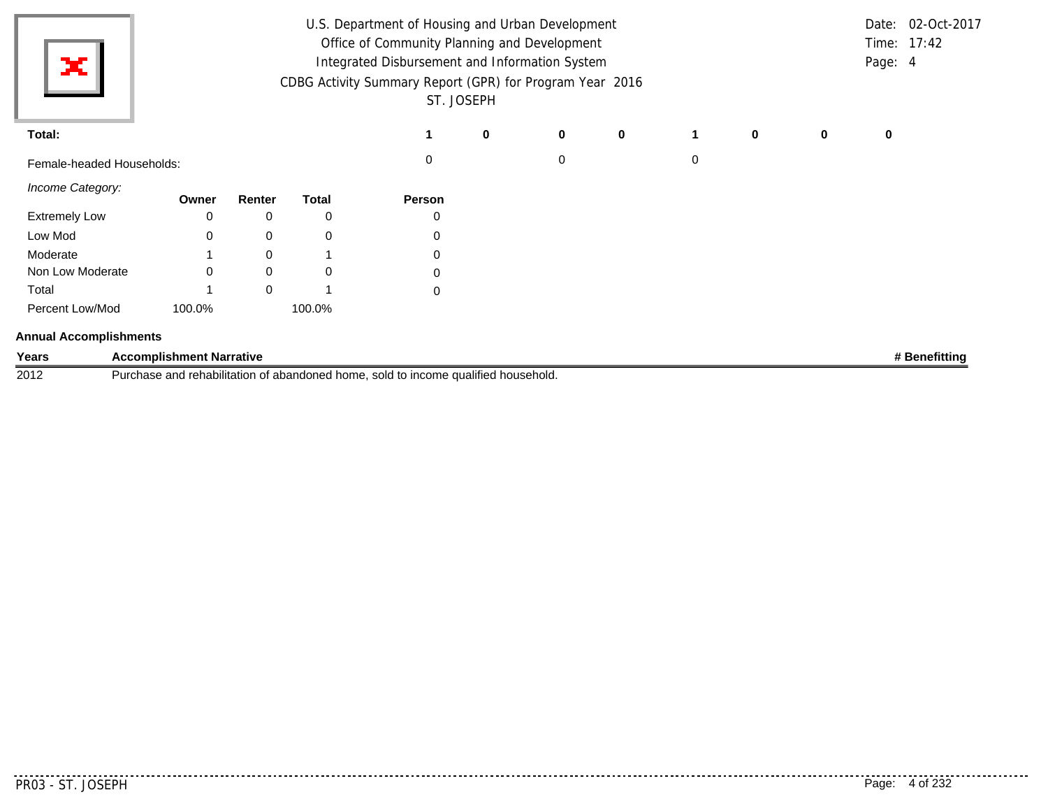U.S. Department of Housing and Urban Development
Office of Community Planning and Development
Integrated Disbursement and Information System
CDBG Activity Summary Report (GPR) for Program Year 2016
ST. JOSEPH

Date: 02-Oct-2017
Time: 17:42

| | | | | | | | | |
|---|---|---|---|---|---|---|---|---|
| **Total:** | **1** | **0** | **0** | **0** | **1** | **0** | **0** | **0** |
| Female-headed Households: | 0 | | 0 | | 0 | | | |

*Income Category:*

| | Owner | Renter | Total | Person |
|---|---|---|---|---|
| Extremely Low | 0 | 0 | 0 | 0 |
| Low Mod | 0 | 0 | 0 | 0 |
| Moderate | 1 | 0 | 1 | 0 |
| Non Low Moderate | 0 | 0 | 0 | 0 |
| Total | 1 | 0 | 1 | 0 |
| Percent Low/Mod | 100.0% | | 100.0% | |

**Annual Accomplishments**

| Years | Accomplishment Narrative | # Benefitting |
|---|---|---|
| 2012 | Purchase and rehabilitation of abandoned home, sold to income qualified household. | |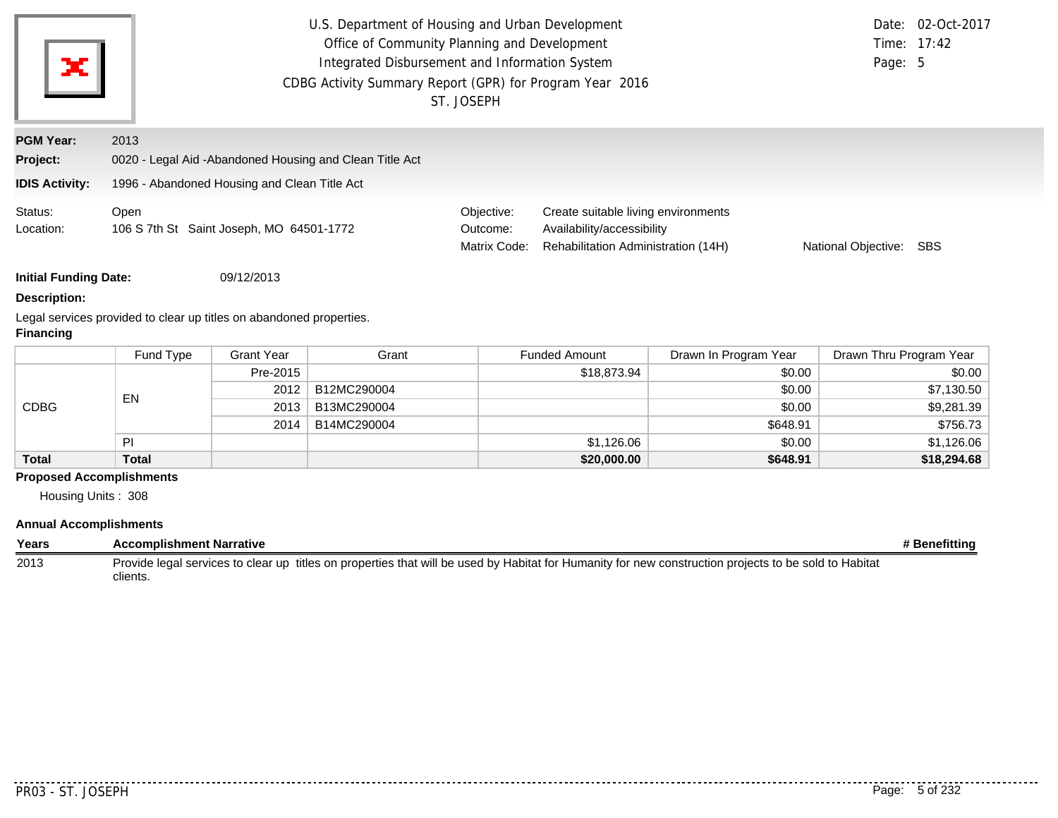U.S. Department of Housing and Urban Development
Office of Community Planning and Development
Integrated Disbursement and Information System
CDBG Activity Summary Report (GPR) for Program Year 2016
ST. JOSEPH

Date: 02-Oct-2017
Time: 17:42

**PGM Year:** 2013

**Project:** 0020 - Legal Aid -Abandoned Housing and Clean Title Act

**IDIS Activity:** 1996 - Abandoned Housing and Clean Title Act

Status: Open
Location: 106 S 7th St Saint Joseph, MO 64501-1772

Objective: Create suitable living environments
Outcome: Availability/accessibility
Matrix Code: Rehabilitation Administration (14H)
National Objective: SBS

**Initial Funding Date:** 09/12/2013

**Description:**

Legal services provided to clear up titles on abandoned properties.

**Financing**

| | Fund Type | Grant Year | Grant | Funded Amount | Drawn In Program Year | Drawn Thru Program Year |
|---|---|---|---|---|---|---|
| CDBG | EN | Pre-2015 | | $18,873.94 | $0.00 | $0.00 |
| | | 2012 | B12MC290004 | | $0.00 | $7,130.50 |
| | | 2013 | B13MC290004 | | $0.00 | $9,281.39 |
| | | 2014 | B14MC290004 | | $648.91 | $756.73 |
| | PI | | | $1,126.06 | $0.00 | $1,126.06 |
| **Total** | **Total** | | | **$20,000.00** | **$648.91** | **$18,294.68** |

**Proposed Accomplishments**

Housing Units : 308

**Annual Accomplishments**

| Years | Accomplishment Narrative | # Benefitting |
|---|---|---|
| 2013 | Provide legal services to clear up titles on properties that will be used by Habitat for Humanity for new construction projects to be sold to Habitat clients. | |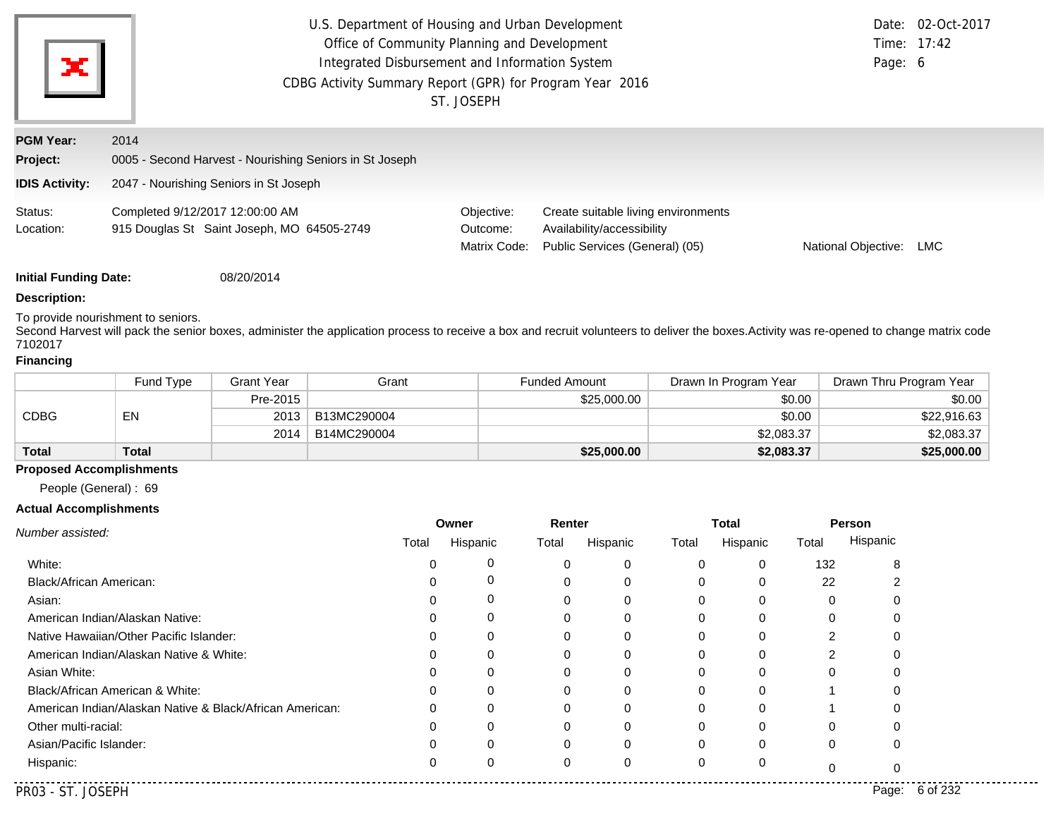U.S. Department of Housing and Urban Development
Office of Community Planning and Development
Integrated Disbursement and Information System
CDBG Activity Summary Report (GPR) for Program Year 2016
ST. JOSEPH

Date: 02-Oct-2017
Time: 17:42

**PGM Year:** 2014

**Project:** 0005 - Second Harvest - Nourishing Seniors in St Joseph

**IDIS Activity:** 2047 - Nourishing Seniors in St Joseph

Status: Completed 9/12/2017 12:00:00 AM
Location: 915 Douglas St Saint Joseph, MO 64505-2749

Objective: Create suitable living environments
Outcome: Availability/accessibility
Matrix Code: Public Services (General) (05)
National Objective: LMC

**Initial Funding Date:** 08/20/2014

**Description:**

To provide nourishment to seniors.
Second Harvest will pack the senior boxes, administer the application process to receive a box and recruit volunteers to deliver the boxes.Activity was re-opened to change matrix code 7102017

**Financing**

| | Fund Type | Grant Year | Grant | Funded Amount | Drawn In Program Year | Drawn Thru Program Year |
|---|---|---|---|---|---|---|
| CDBG | EN | Pre-2015 | | $25,000.00 | $0.00 | $0.00 |
| | | 2013 | B13MC290004 | | $0.00 | $22,916.63 |
| | | 2014 | B14MC290004 | | $2,083.37 | $2,083.37 |
| **Total** | **Total** | | | **$25,000.00** | **$2,083.37** | **$25,000.00** |

**Proposed Accomplishments**

People (General) : 69

**Actual Accomplishments**

| *Number assisted:* | Owner | | Renter | | Total | | Person | |
|---|---|---|---|---|---|---|---|---|
| | Total | Hispanic | Total | Hispanic | Total | Hispanic | Total | Hispanic |
| White: | 0 | 0 | 0 | 0 | 0 | 0 | 132 | 8 |
| Black/African American: | 0 | 0 | 0 | 0 | 0 | 0 | 22 | 2 |
| Asian: | 0 | 0 | 0 | 0 | 0 | 0 | 0 | 0 |
| American Indian/Alaskan Native: | 0 | 0 | 0 | 0 | 0 | 0 | 0 | 0 |
| Native Hawaiian/Other Pacific Islander: | 0 | 0 | 0 | 0 | 0 | 0 | 2 | 0 |
| American Indian/Alaskan Native & White: | 0 | 0 | 0 | 0 | 0 | 0 | 2 | 0 |
| Asian White: | 0 | 0 | 0 | 0 | 0 | 0 | 0 | 0 |
| Black/African American & White: | 0 | 0 | 0 | 0 | 0 | 0 | 1 | 0 |
| American Indian/Alaskan Native & Black/African American: | 0 | 0 | 0 | 0 | 0 | 0 | 1 | 0 |
| Other multi-racial: | 0 | 0 | 0 | 0 | 0 | 0 | 0 | 0 |
| Asian/Pacific Islander: | 0 | 0 | 0 | 0 | 0 | 0 | 0 | 0 |
| Hispanic: | 0 | 0 | 0 | 0 | 0 | 0 | 0 | 0 |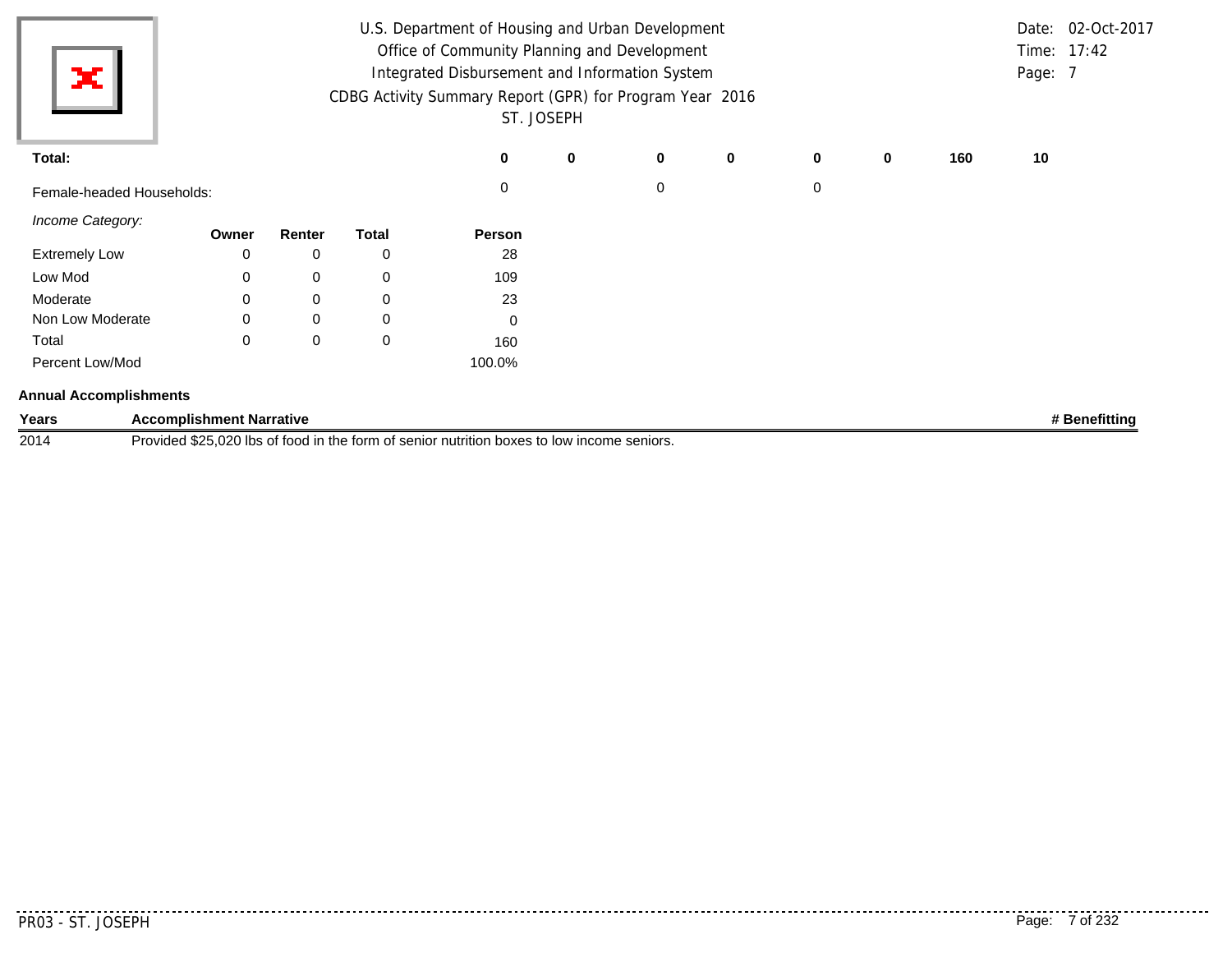| Total: | 0 | 0 | 0 | 0 | 0 | 0 | 160 | 10 |
|---|---|---|---|---|---|---|---|---|
| Female-headed Households: | 0 | | 0 | | 0 | | | |

*Income Category:*

| | Owner | Renter | Total | Person |
|---|---|---|---|---|
| Extremely Low | 0 | 0 | 0 | 28 |
| Low Mod | 0 | 0 | 0 | 109 |
| Moderate | 0 | 0 | 0 | 23 |
| Non Low Moderate | 0 | 0 | 0 | 0 |
| Total | 0 | 0 | 0 | 160 |
| Percent Low/Mod | | | | 100.0% |

**Annual Accomplishments**

| Years | Accomplishment Narrative | # Benefitting |
|---|---|---|
| 2014 | Provided $25,020 lbs of food in the form of senior nutrition boxes to low income seniors. | |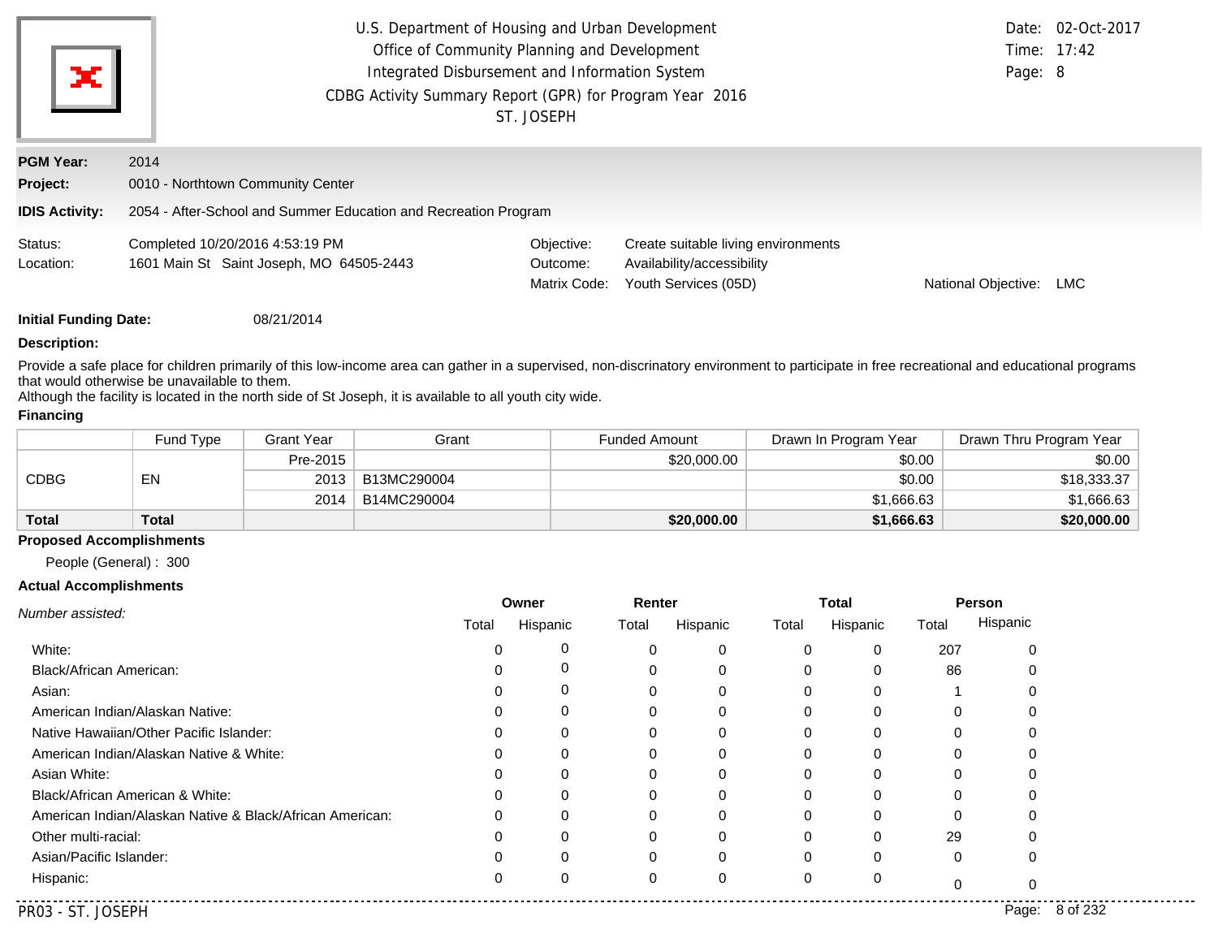U.S. Department of Housing and Urban Development
Office of Community Planning and Development
Integrated Disbursement and Information System
CDBG Activity Summary Report (GPR) for Program Year 2016
ST. JOSEPH

Date: 02-Oct-2017
Time: 17:42
Page: 8

**PGM Year:** 2014

**Project:** 0010 - Northtown Community Center

**IDIS Activity:** 2054 - After-School and Summer Education and Recreation Program

Status: Completed 10/20/2016 4:53:19 PM
Location: 1601 Main St Saint Joseph, MO 64505-2443

Objective: Create suitable living environments
Outcome: Availability/accessibility
Matrix Code: Youth Services (05D)
National Objective: LMC

**Initial Funding Date:** 08/21/2014

**Description:**

Provide a safe place for children primarily of this low-income area can gather in a supervised, non-discratory environment to participate in free recreational and educational programs that would otherwise be unavailable to them.
Although the facility is located in the north side of St Joseph, it is available to all youth city wide.

**Financing**

| | Fund Type | Grant Year | Grant | Funded Amount | Drawn In Program Year | Drawn Thru Program Year |
|---|---|---|---|---|---|---|
| CDBG | EN | Pre-2015 | | $20,000.00 | $0.00 | $0.00 |
| | | 2013 | B13MC290004 | | $0.00 | $18,333.37 |
| | | 2014 | B14MC290004 | | $1,666.63 | $1,666.63 |
| **Total** | **Total** | | | **$20,000.00** | **$1,666.63** | **$20,000.00** |

**Proposed Accomplishments**

People (General) : 300

**Actual Accomplishments**

| *Number assisted:* | Owner | | Renter | | Total | | Person | |
|---|---|---|---|---|---|---|---|---|
| | Total | Hispanic | Total | Hispanic | Total | Hispanic | Total | Hispanic |
| White: | 0 | 0 | 0 | 0 | 0 | 0 | 207 | 0 |
| Black/African American: | 0 | 0 | 0 | 0 | 0 | 0 | 86 | 0 |
| Asian: | 0 | 0 | 0 | 0 | 0 | 0 | 1 | 0 |
| American Indian/Alaskan Native: | 0 | 0 | 0 | 0 | 0 | 0 | 0 | 0 |
| Native Hawaiian/Other Pacific Islander: | 0 | 0 | 0 | 0 | 0 | 0 | 0 | 0 |
| American Indian/Alaskan Native & White: | 0 | 0 | 0 | 0 | 0 | 0 | 0 | 0 |
| Asian White: | 0 | 0 | 0 | 0 | 0 | 0 | 0 | 0 |
| Black/African American & White: | 0 | 0 | 0 | 0 | 0 | 0 | 0 | 0 |
| American Indian/Alaskan Native & Black/African American: | 0 | 0 | 0 | 0 | 0 | 0 | 0 | 0 |
| Other multi-racial: | 0 | 0 | 0 | 0 | 0 | 0 | 29 | 0 |
| Asian/Pacific Islander: | 0 | 0 | 0 | 0 | 0 | 0 | 0 | 0 |
| Hispanic: | 0 | 0 | 0 | 0 | 0 | 0 | 0 | 0 |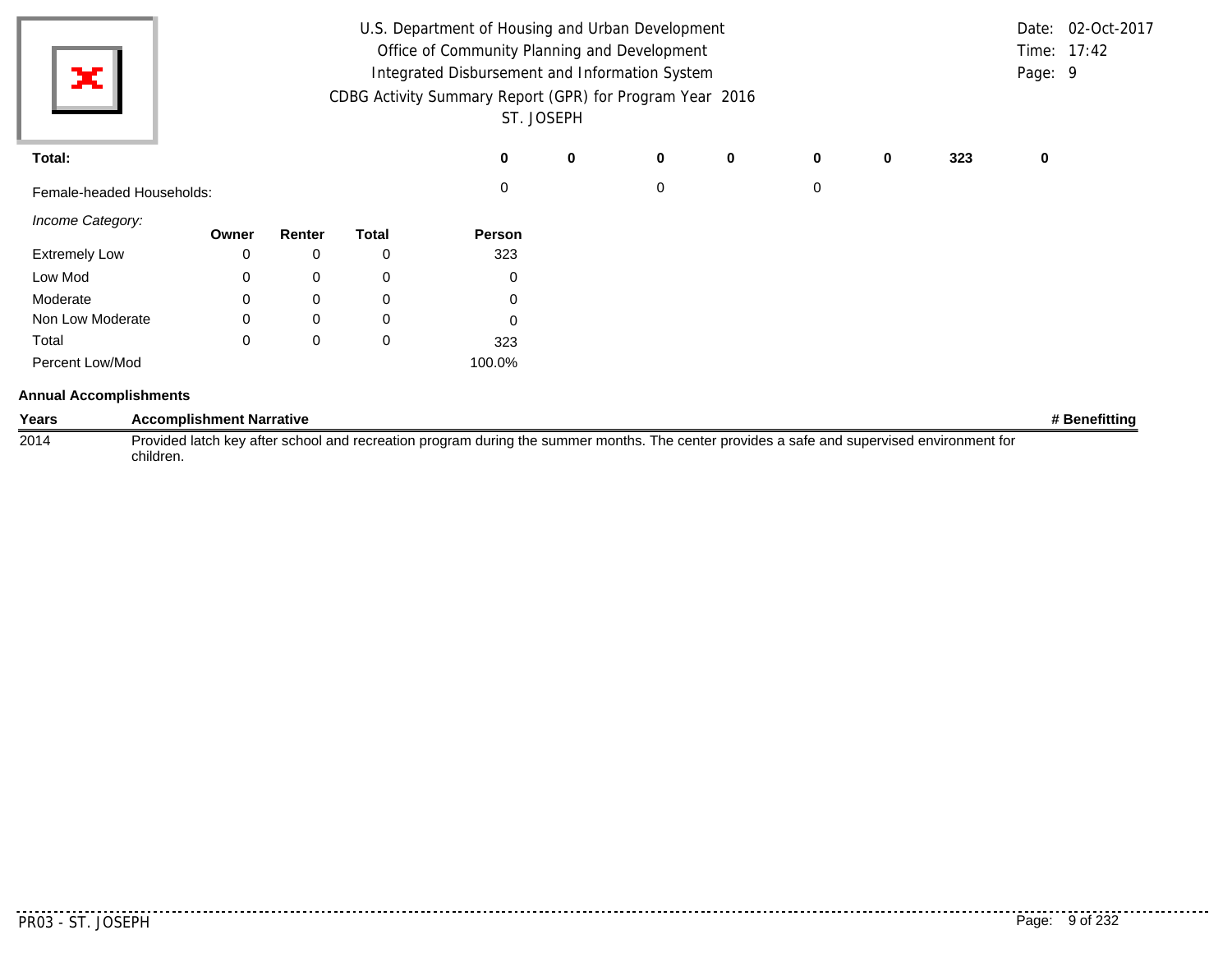| Total: | 0 | 0 | 0 | 0 | 0 | 0 | 323 | 0 |
|---|---|---|---|---|---|---|---|---|
| Female-headed Households: | 0 | | 0 | | 0 | | | |

*Income Category:*

| | Owner | Renter | Total | Person |
|---|---|---|---|---|
| Extremely Low | 0 | 0 | 0 | 323 |
| Low Mod | 0 | 0 | 0 | 0 |
| Moderate | 0 | 0 | 0 | 0 |
| Non Low Moderate | 0 | 0 | 0 | 0 |
| Total | 0 | 0 | 0 | 323 |
| Percent Low/Mod | | | | 100.0% |

**Annual Accomplishments**

| Years | Accomplishment Narrative | # Benefitting |
|---|---|---|
| 2014 | Provided latch key after school and recreation program during the summer months. The center provides a safe and supervised environment for children. | |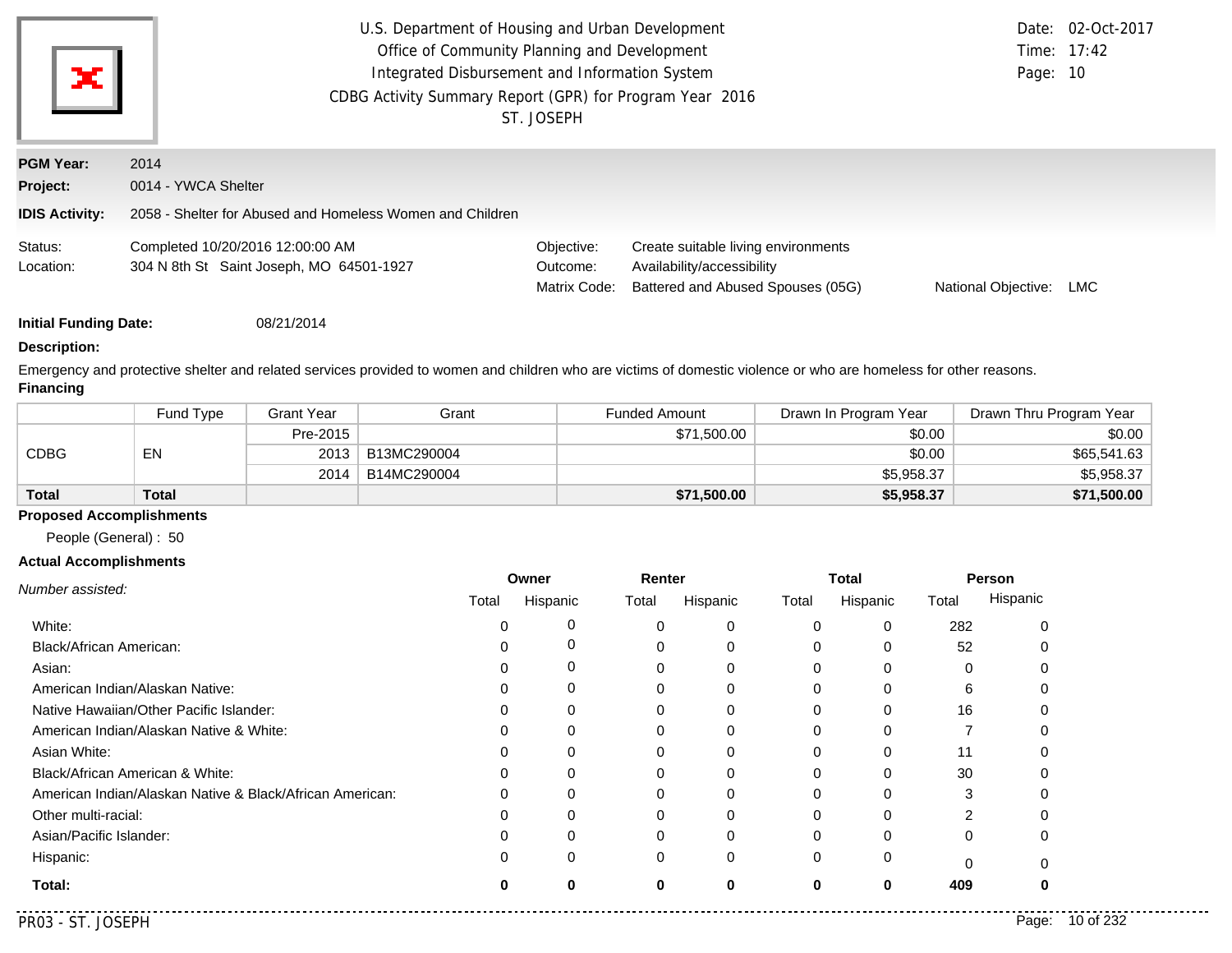U.S. Department of Housing and Urban Development
Office of Community Planning and Development
Integrated Disbursement and Information System
CDBG Activity Summary Report (GPR) for Program Year 2016
ST. JOSEPH

Date: 02-Oct-2017
Time: 17:42

**PGM Year:** 2014

**Project:** 0014 - YWCA Shelter

**IDIS Activity:** 2058 - Shelter for Abused and Homeless Women and Children

Status: Completed 10/20/2016 12:00:00 AM
Location: 304 N 8th St Saint Joseph, MO 64501-1927

Objective: Create suitable living environments
Outcome: Availability/accessibility
Matrix Code: Battered and Abused Spouses (05G)
National Objective: LMC

**Initial Funding Date:** 08/21/2014

**Description:**

Emergency and protective shelter and related services provided to women and children who are victims of domestic violence or who are homeless for other reasons.

**Financing**

| | Fund Type | Grant Year | Grant | Funded Amount | Drawn In Program Year | Drawn Thru Program Year |
|---|---|---|---|---|---|---|
| CDBG | EN | Pre-2015 | | $71,500.00 | $0.00 | $0.00 |
| | | 2013 | B13MC290004 | | $0.00 | $65,541.63 |
| | | 2014 | B14MC290004 | | $5,958.37 | $5,958.37 |
| **Total** | **Total** | | | **$71,500.00** | **$5,958.37** | **$71,500.00** |

**Proposed Accomplishments**

People (General) : 50

**Actual Accomplishments**

| *Number assisted:* | Owner | | Renter | | Total | | Person | |
|---|---|---|---|---|---|---|---|---|
| | Total | Hispanic | Total | Hispanic | Total | Hispanic | Total | Hispanic |
| White: | 0 | 0 | 0 | 0 | 0 | 0 | 282 | 0 |
| Black/African American: | 0 | 0 | 0 | 0 | 0 | 0 | 52 | 0 |
| Asian: | 0 | 0 | 0 | 0 | 0 | 0 | 0 | 0 |
| American Indian/Alaskan Native: | 0 | 0 | 0 | 0 | 0 | 0 | 6 | 0 |
| Native Hawaiian/Other Pacific Islander: | 0 | 0 | 0 | 0 | 0 | 0 | 16 | 0 |
| American Indian/Alaskan Native & White: | 0 | 0 | 0 | 0 | 0 | 0 | 7 | 0 |
| Asian White: | 0 | 0 | 0 | 0 | 0 | 0 | 11 | 0 |
| Black/African American & White: | 0 | 0 | 0 | 0 | 0 | 0 | 30 | 0 |
| American Indian/Alaskan Native & Black/African American: | 0 | 0 | 0 | 0 | 0 | 0 | 3 | 0 |
| Other multi-racial: | 0 | 0 | 0 | 0 | 0 | 0 | 2 | 0 |
| Asian/Pacific Islander: | 0 | 0 | 0 | 0 | 0 | 0 | 0 | 0 |
| Hispanic: | 0 | 0 | 0 | 0 | 0 | 0 | 0 | 0 |
| **Total:** | **0** | **0** | **0** | **0** | **0** | **0** | **409** | **0** |

PR03 - ST. JOSEPH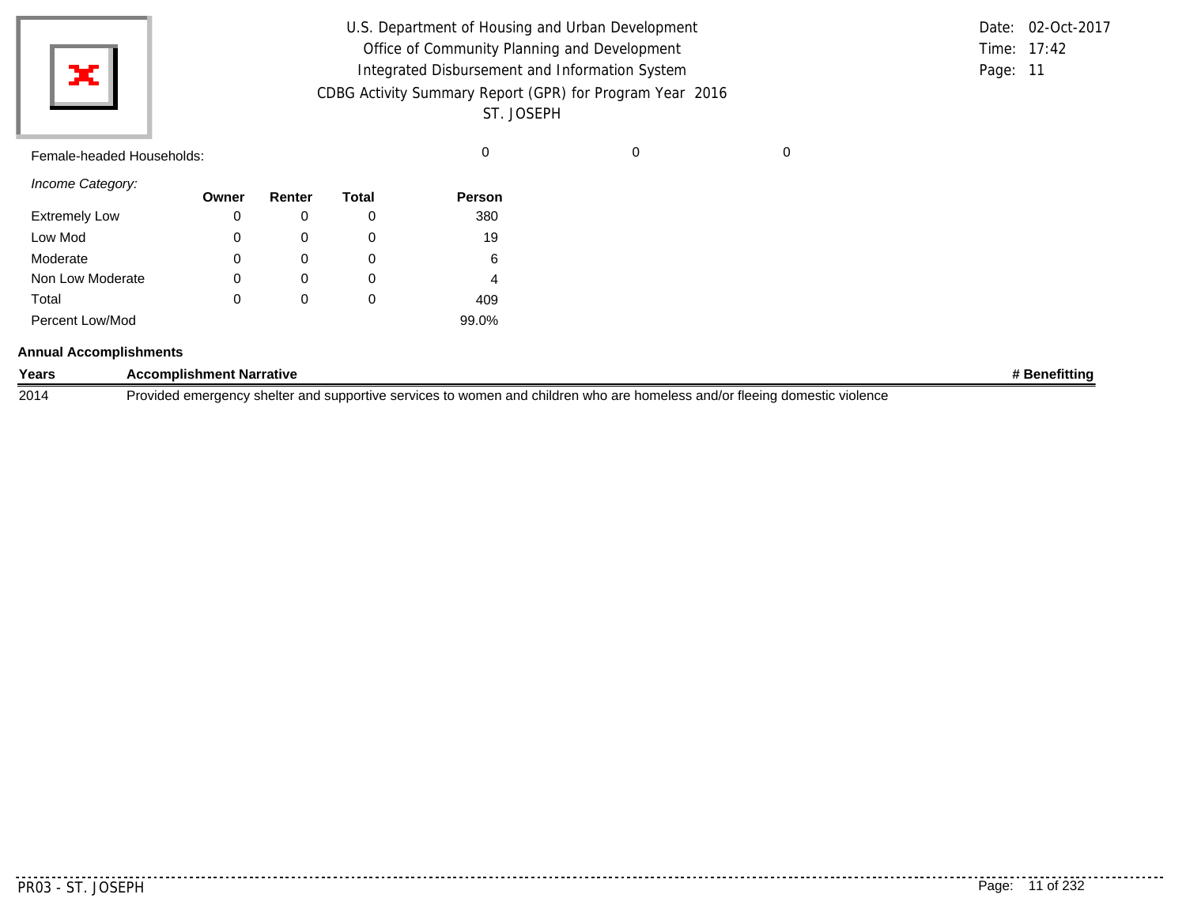Female-headed Households: 0 0 0

*Income Category:*

| | Owner | Renter | Total | Person |
|---|---|---|---|---|
| Extremely Low | 0 | 0 | 0 | 380 |
| Low Mod | 0 | 0 | 0 | 19 |
| Moderate | 0 | 0 | 0 | 6 |
| Non Low Moderate | 0 | 0 | 0 | 4 |
| Total | 0 | 0 | 0 | 409 |
| Percent Low/Mod | | | | 99.0% |

**Annual Accomplishments**

| Years | Accomplishment Narrative | # Benefitting |
|---|---|---|
| 2014 | Provided emergency shelter and supportive services to women and children who are homeless and/or fleeing domestic violence | |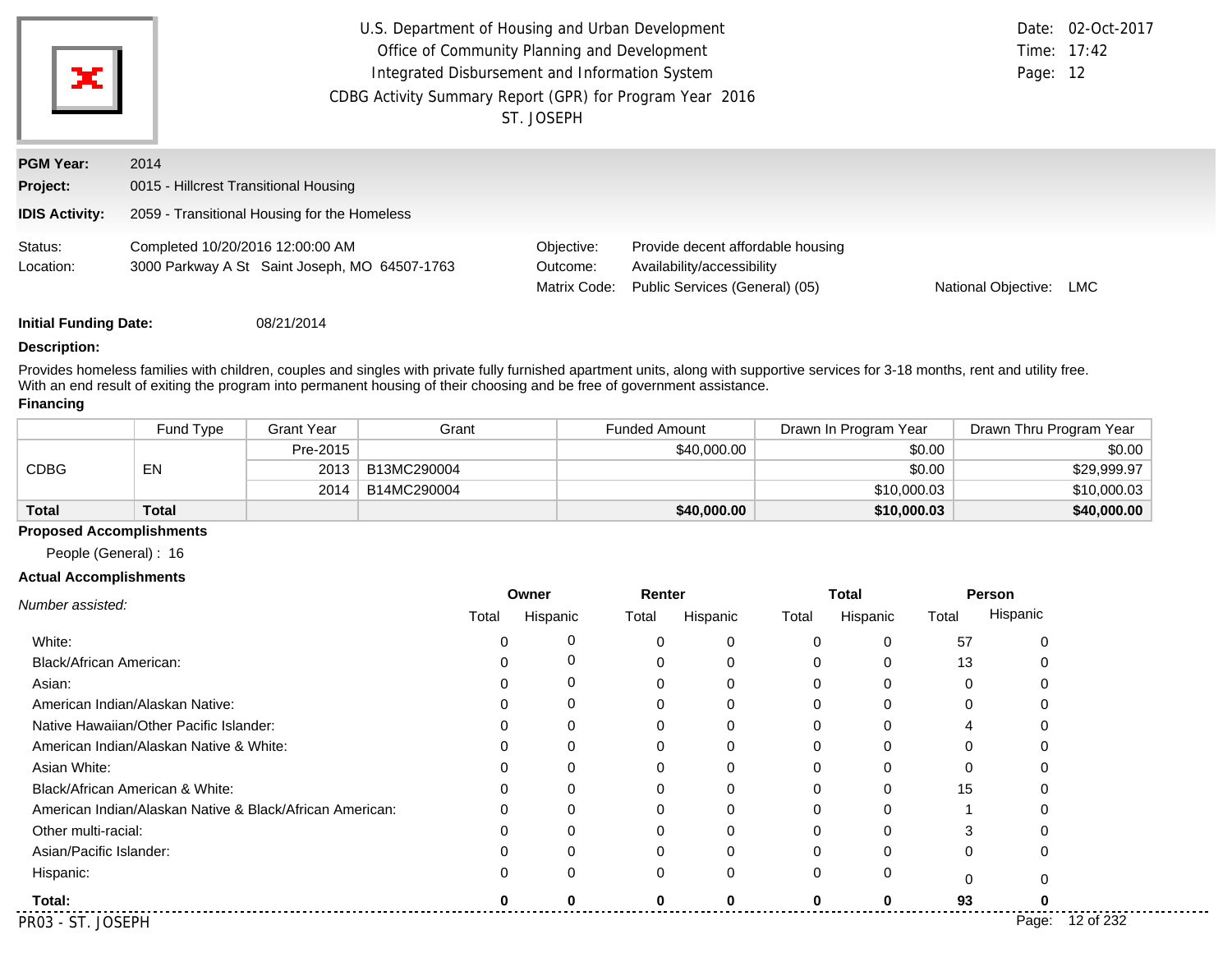U.S. Department of Housing and Urban Development
Office of Community Planning and Development
Integrated Disbursement and Information System
CDBG Activity Summary Report (GPR) for Program Year 2016
ST. JOSEPH

Date: 02-Oct-2017
Time: 17:42

**PGM Year:** 2014

**Project:** 0015 - Hillcrest Transitional Housing

**IDIS Activity:** 2059 - Transitional Housing for the Homeless

Status: Completed 10/20/2016 12:00:00 AM
Location: 3000 Parkway A St Saint Joseph, MO 64507-1763

Objective: Provide decent affordable housing
Outcome: Availability/accessibility
Matrix Code: Public Services (General) (05)
National Objective: LMC

**Initial Funding Date:** 08/21/2014

**Description:**

Provides homeless families with children, couples and singles with private fully furnished apartment units, along with supportive services for 3-18 months, rent and utility free.
With an end result of exiting the program into permanent housing of their choosing and be free of government assistance.

**Financing**

| | Fund Type | Grant Year | Grant | Funded Amount | Drawn In Program Year | Drawn Thru Program Year |
|---|---|---|---|---|---|---|
| CDBG | EN | Pre-2015 | | $40,000.00 | $0.00 | $0.00 |
| | | 2013 | B13MC290004 | | $0.00 | $29,999.97 |
| | | 2014 | B14MC290004 | | $10,000.03 | $10,000.03 |
| **Total** | **Total** | | | **$40,000.00** | **$10,000.03** | **$40,000.00** |

**Proposed Accomplishments**

People (General) : 16

**Actual Accomplishments**

| *Number assisted:* | Owner Total | Owner Hispanic | Renter Total | Renter Hispanic | Total Total | Total Hispanic | Person Total | Person Hispanic |
|---|---|---|---|---|---|---|---|---|
| White: | 0 | 0 | 0 | 0 | 0 | 0 | 57 | 0 |
| Black/African American: | 0 | 0 | 0 | 0 | 0 | 0 | 13 | 0 |
| Asian: | 0 | 0 | 0 | 0 | 0 | 0 | 0 | 0 |
| American Indian/Alaskan Native: | 0 | 0 | 0 | 0 | 0 | 0 | 0 | 0 |
| Native Hawaiian/Other Pacific Islander: | 0 | 0 | 0 | 0 | 0 | 0 | 4 | 0 |
| American Indian/Alaskan Native & White: | 0 | 0 | 0 | 0 | 0 | 0 | 0 | 0 |
| Asian White: | 0 | 0 | 0 | 0 | 0 | 0 | 0 | 0 |
| Black/African American & White: | 0 | 0 | 0 | 0 | 0 | 0 | 15 | 0 |
| American Indian/Alaskan Native & Black/African American: | 0 | 0 | 0 | 0 | 0 | 0 | 1 | 0 |
| Other multi-racial: | 0 | 0 | 0 | 0 | 0 | 0 | 3 | 0 |
| Asian/Pacific Islander: | 0 | 0 | 0 | 0 | 0 | 0 | 0 | 0 |
| Hispanic: | 0 | 0 | 0 | 0 | 0 | 0 | 0 | 0 |
| **Total:** | **0** | **0** | **0** | **0** | **0** | **0** | **93** | **0** |

PR03 - ST. JOSEPH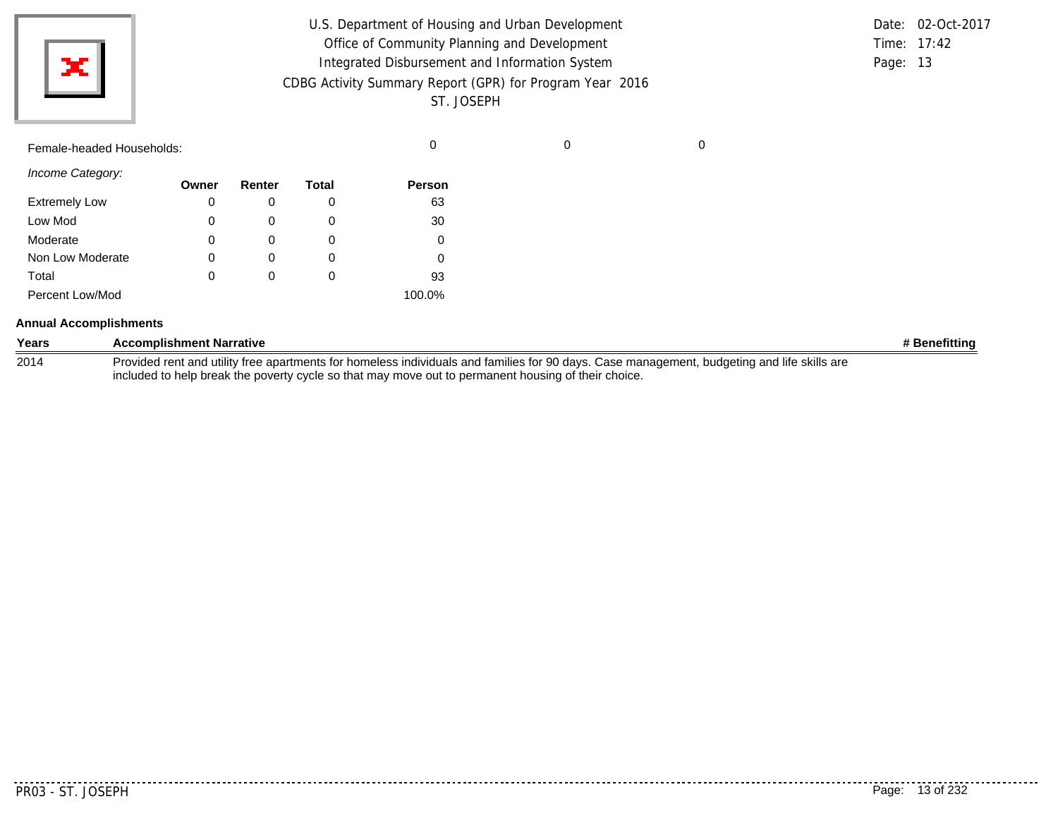Female-headed Households: 0 0 0

| *Income Category:* | Owner | Renter | Total | Person |
|---|---|---|---|---|
| Extremely Low | 0 | 0 | 0 | 63 |
| Low Mod | 0 | 0 | 0 | 30 |
| Moderate | 0 | 0 | 0 | 0 |
| Non Low Moderate | 0 | 0 | 0 | 0 |
| Total | 0 | 0 | 0 | 93 |
| Percent Low/Mod | | | | 100.0% |

**Annual Accomplishments**

| Years | Accomplishment Narrative | # Benefitting |
|---|---|---|
| 2014 | Provided rent and utility free apartments for homeless individuals and families for 90 days. Case management, budgeting and life skills are included to help break the poverty cycle so that may move out to permanent housing of their choice. | |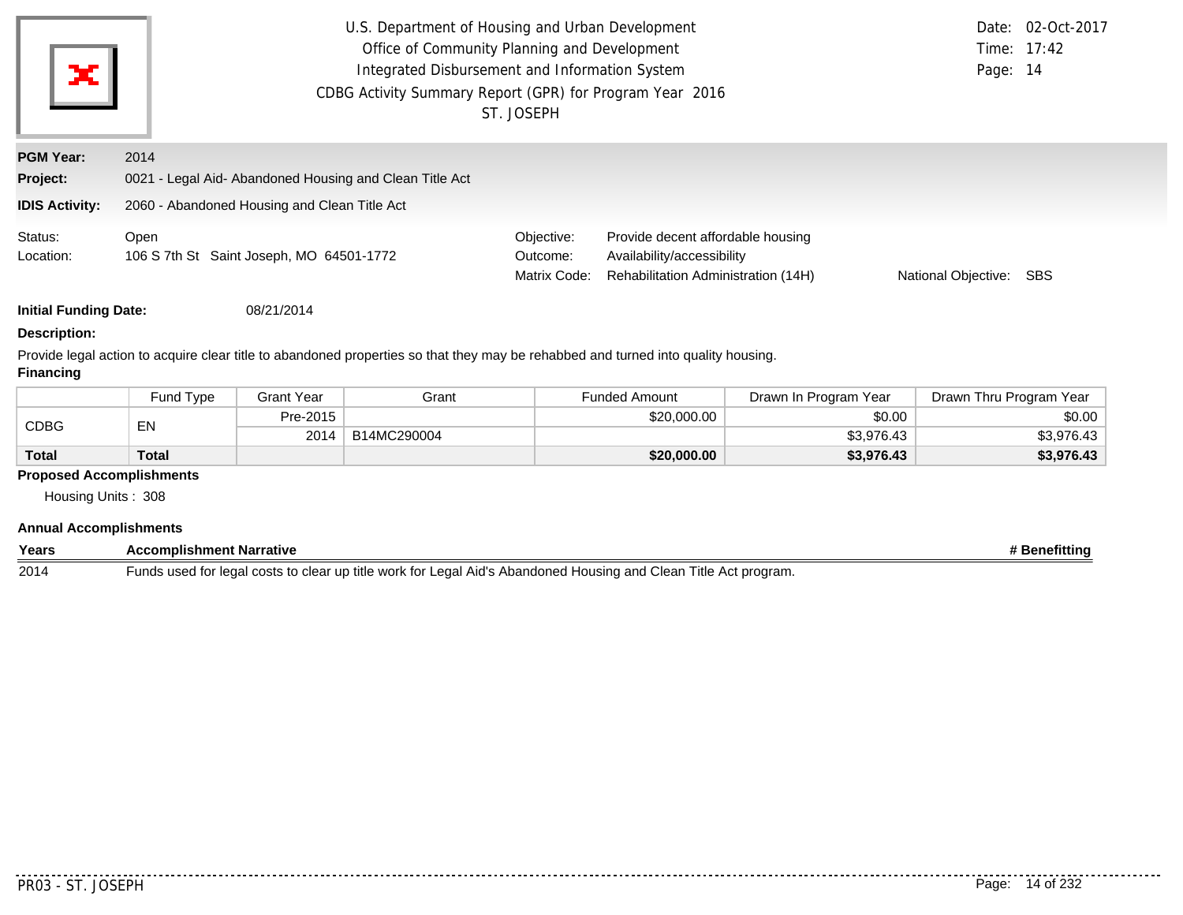U.S. Department of Housing and Urban Development
Office of Community Planning and Development
Integrated Disbursement and Information System
CDBG Activity Summary Report (GPR) for Program Year 2016
ST. JOSEPH

Date: 02-Oct-2017
Time: 17:42

**PGM Year:** 2014

**Project:** 0021 - Legal Aid- Abandoned Housing and Clean Title Act

**IDIS Activity:** 2060 - Abandoned Housing and Clean Title Act

Status: Open
Location: 106 S 7th St Saint Joseph, MO 64501-1772

Objective: Provide decent affordable housing
Outcome: Availability/accessibility
Matrix Code: Rehabilitation Administration (14H)
National Objective: SBS

**Initial Funding Date:** 08/21/2014

**Description:**

Provide legal action to acquire clear title to abandoned properties so that they may be rehabbed and turned into quality housing.

**Financing**

| | Fund Type | Grant Year | Grant | Funded Amount | Drawn In Program Year | Drawn Thru Program Year |
|---|---|---|---|---|---|---|
| CDBG | EN | Pre-2015 | | $20,000.00 | $0.00 | $0.00 |
| | | 2014 | B14MC290004 | | $3,976.43 | $3,976.43 |
| **Total** | **Total** | | | **$20,000.00** | **$3,976.43** | **$3,976.43** |

**Proposed Accomplishments**

Housing Units : 308

**Annual Accomplishments**

| Years | Accomplishment Narrative | # Benefitting |
|---|---|---|
| 2014 | Funds used for legal costs to clear up title work for Legal Aid's Abandoned Housing and Clean Title Act program. | |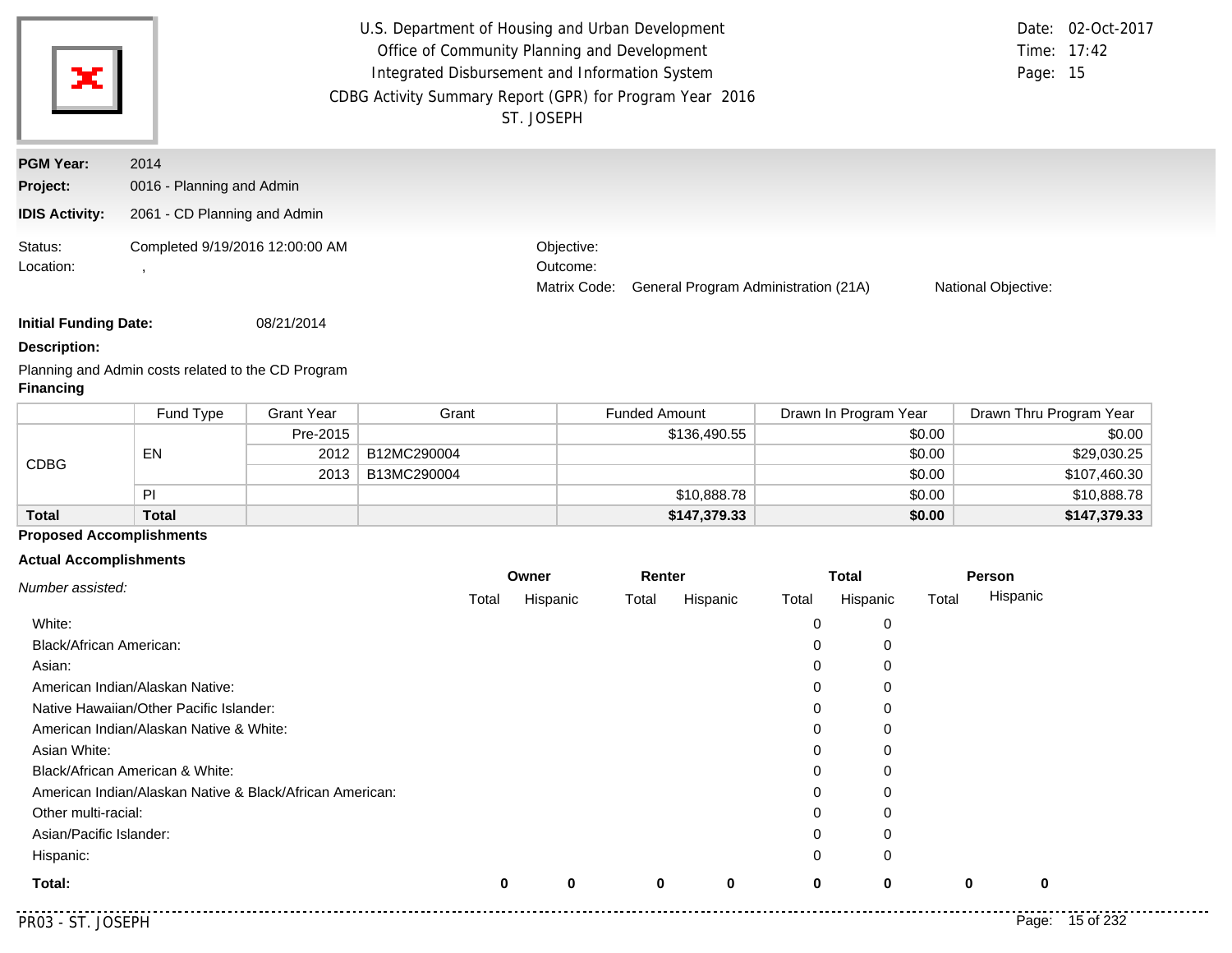U.S. Department of Housing and Urban Development
Office of Community Planning and Development
Integrated Disbursement and Information System
CDBG Activity Summary Report (GPR) for Program Year 2016
ST. JOSEPH

Date: 02-Oct-2017
Time: 17:42
Page: 15

**PGM Year:** 2014
**Project:** 0016 - Planning and Admin
**IDIS Activity:** 2061 - CD Planning and Admin

Status: Completed 9/19/2016 12:00:00 AM
Location: ,

Objective:
Outcome:
Matrix Code: General Program Administration (21A)
National Objective:

**Initial Funding Date:** 08/21/2014

**Description:**

Planning and Admin costs related to the CD Program

**Financing**

| | Fund Type | Grant Year | Grant | Funded Amount | Drawn In Program Year | Drawn Thru Program Year |
|---|---|---|---|---|---|---|
| CDBG | EN | Pre-2015 | | $136,490.55 | $0.00 | $0.00 |
| | | 2012 | B12MC290004 | | $0.00 | $29,030.25 |
| | | 2013 | B13MC290004 | | $0.00 | $107,460.30 |
| | PI | | | $10,888.78 | $0.00 | $10,888.78 |
| **Total** | **Total** | | | **$147,379.33** | **$0.00** | **$147,379.33** |

**Proposed Accomplishments**

**Actual Accomplishments**

| *Number assisted:* | Owner | | Renter | | Total | | Person | |
|---|---|---|---|---|---|---|---|---|
| | Total | Hispanic | Total | Hispanic | Total | Hispanic | Total | Hispanic |
| White: | | | | | 0 | 0 | | |
| Black/African American: | | | | | 0 | 0 | | |
| Asian: | | | | | 0 | 0 | | |
| American Indian/Alaskan Native: | | | | | 0 | 0 | | |
| Native Hawaiian/Other Pacific Islander: | | | | | 0 | 0 | | |
| American Indian/Alaskan Native & White: | | | | | 0 | 0 | | |
| Asian White: | | | | | 0 | 0 | | |
| Black/African American & White: | | | | | 0 | 0 | | |
| American Indian/Alaskan Native & Black/African American: | | | | | 0 | 0 | | |
| Other multi-racial: | | | | | 0 | 0 | | |
| Asian/Pacific Islander: | | | | | 0 | 0 | | |
| Hispanic: | | | | | 0 | 0 | | |
| **Total:** | **0** | **0** | **0** | **0** | **0** | **0** | **0** | **0** |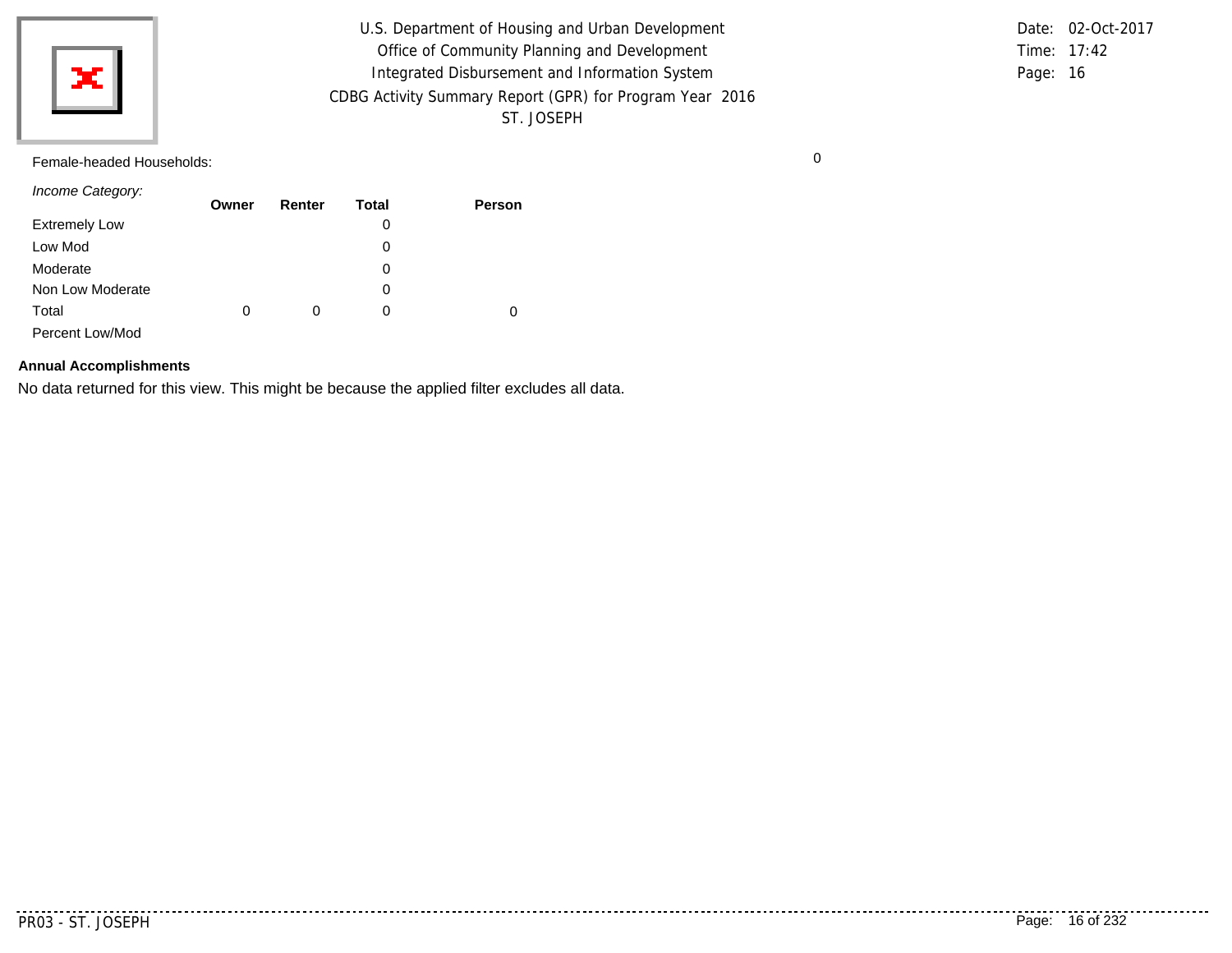Female-headed Households: 0

*Income Category:*

| | Owner | Renter | Total | Person |
|---|---|---|---|---|
| Extremely Low | | | 0 | |
| Low Mod | | | 0 | |
| Moderate | | | 0 | |
| Non Low Moderate | | | 0 | |
| Total | 0 | 0 | 0 | 0 |
| Percent Low/Mod | | | | |

**Annual Accomplishments**

No data returned for this view. This might be because the applied filter excludes all data.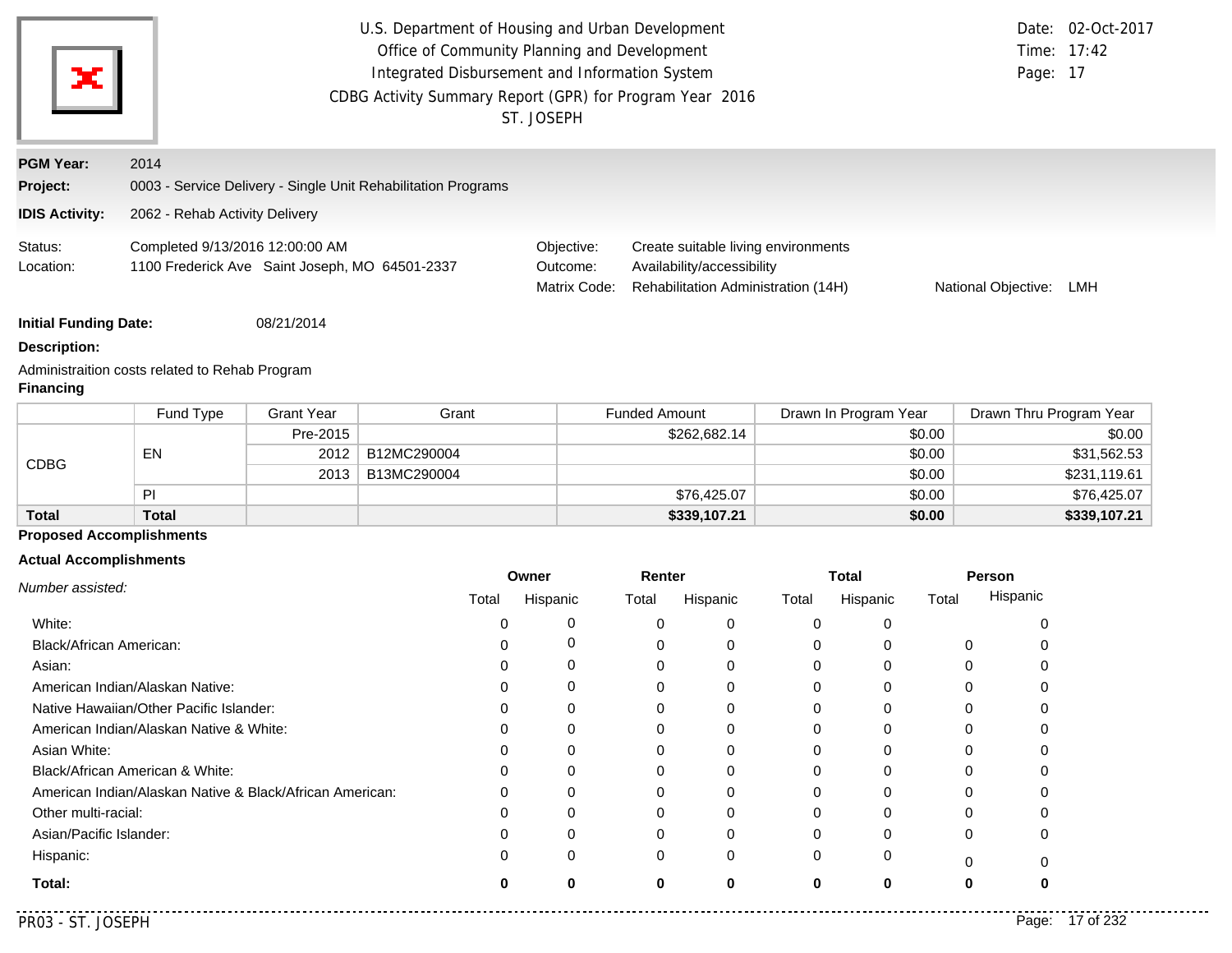U.S. Department of Housing and Urban Development
Office of Community Planning and Development
Integrated Disbursement and Information System
CDBG Activity Summary Report (GPR) for Program Year 2016
ST. JOSEPH

Date: 02-Oct-2017
Time: 17:42

**PGM Year:** 2014

**Project:** 0003 - Service Delivery - Single Unit Rehabilitation Programs

**IDIS Activity:** 2062 - Rehab Activity Delivery

Status: Completed 9/13/2016 12:00:00 AM
Location: 1100 Frederick Ave Saint Joseph, MO 64501-2337

Objective: Create suitable living environments
Outcome: Availability/accessibility
Matrix Code: Rehabilitation Administration (14H)
National Objective: LMH

**Initial Funding Date:** 08/21/2014

**Description:**

Administraition costs related to Rehab Program

**Financing**

| | Fund Type | Grant Year | Grant | Funded Amount | Drawn In Program Year | Drawn Thru Program Year |
|---|---|---|---|---|---|---|
| CDBG | EN | Pre-2015 | | $262,682.14 | $0.00 | $0.00 |
| | | 2012 | B12MC290004 | | $0.00 | $31,562.53 |
| | | 2013 | B13MC290004 | | $0.00 | $231,119.61 |
| | PI | | | $76,425.07 | $0.00 | $76,425.07 |
| **Total** | **Total** | | | **$339,107.21** | **$0.00** | **$339,107.21** |

**Proposed Accomplishments**

**Actual Accomplishments**

| *Number assisted:* | Owner | | Renter | | Total | | Person | |
|---|---|---|---|---|---|---|---|---|
| | Total | Hispanic | Total | Hispanic | Total | Hispanic | Total | Hispanic |
| White: | 0 | 0 | 0 | 0 | 0 | 0 | | 0 |
| Black/African American: | 0 | 0 | 0 | 0 | 0 | 0 | 0 | 0 |
| Asian: | 0 | 0 | 0 | 0 | 0 | 0 | 0 | 0 |
| American Indian/Alaskan Native: | 0 | 0 | 0 | 0 | 0 | 0 | 0 | 0 |
| Native Hawaiian/Other Pacific Islander: | 0 | 0 | 0 | 0 | 0 | 0 | 0 | 0 |
| American Indian/Alaskan Native & White: | 0 | 0 | 0 | 0 | 0 | 0 | 0 | 0 |
| Asian White: | 0 | 0 | 0 | 0 | 0 | 0 | 0 | 0 |
| Black/African American & White: | 0 | 0 | 0 | 0 | 0 | 0 | 0 | 0 |
| American Indian/Alaskan Native & Black/African American: | 0 | 0 | 0 | 0 | 0 | 0 | 0 | 0 |
| Other multi-racial: | 0 | 0 | 0 | 0 | 0 | 0 | 0 | 0 |
| Asian/Pacific Islander: | 0 | 0 | 0 | 0 | 0 | 0 | 0 | 0 |
| Hispanic: | 0 | 0 | 0 | 0 | 0 | 0 | 0 | 0 |
| **Total:** | **0** | **0** | **0** | **0** | **0** | **0** | **0** | **0** |

PR03 - ST. JOSEPH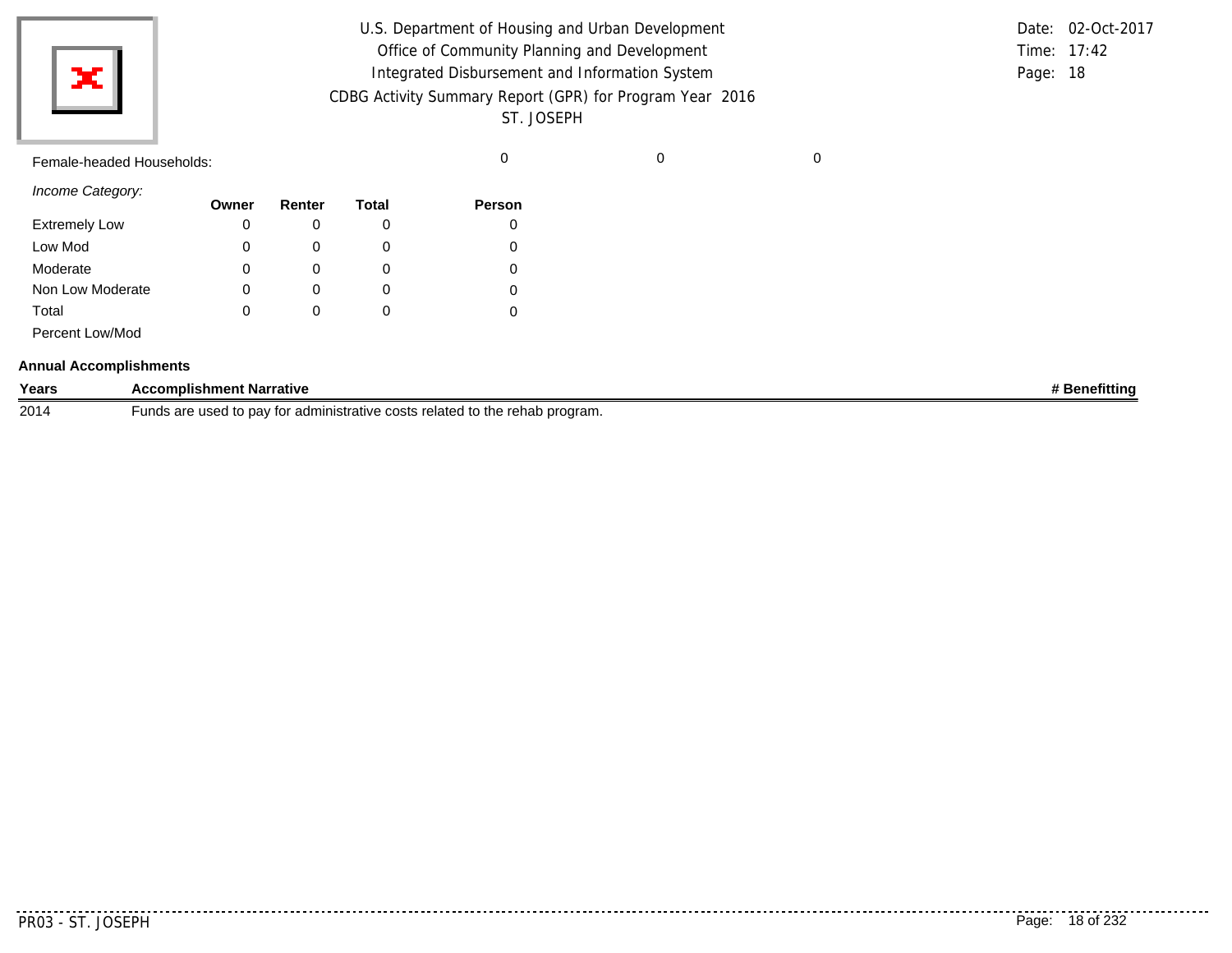Female-headed Households: 0 0 0

*Income Category:*

| | Owner | Renter | Total | Person |
|---|---|---|---|---|
| Extremely Low | 0 | 0 | 0 | 0 |
| Low Mod | 0 | 0 | 0 | 0 |
| Moderate | 0 | 0 | 0 | 0 |
| Non Low Moderate | 0 | 0 | 0 | 0 |
| Total | 0 | 0 | 0 | 0 |
| Percent Low/Mod | | | | |

**Annual Accomplishments**

| Years | Accomplishment Narrative | # Benefitting |
|---|---|---|
| 2014 | Funds are used to pay for administrative costs related to the rehab program. | |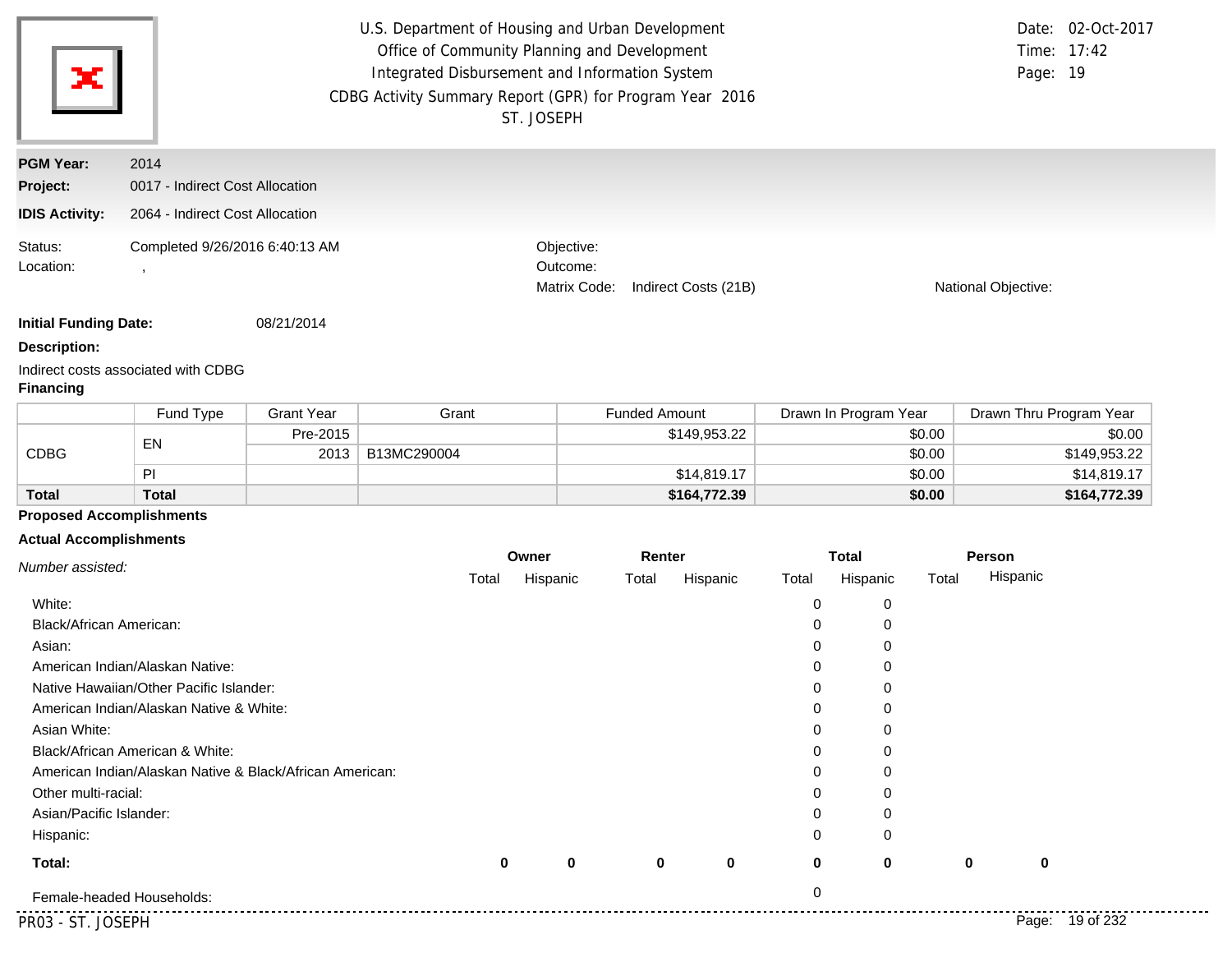U.S. Department of Housing and Urban Development
Office of Community Planning and Development
Integrated Disbursement and Information System
CDBG Activity Summary Report (GPR) for Program Year 2016
ST. JOSEPH

Date: 02-Oct-2017
Time: 17:42

**PGM Year:** 2014

**Project:** 0017 - Indirect Cost Allocation

**IDIS Activity:** 2064 - Indirect Cost Allocation

Status: Completed 9/26/2016 6:40:13 AM
Location: ,

Objective:
Outcome:
Matrix Code: Indirect Costs (21B)
National Objective:

**Initial Funding Date:** 08/21/2014

**Description:**

Indirect costs associated with CDBG

**Financing**

| | Fund Type | Grant Year | Grant | Funded Amount | Drawn In Program Year | Drawn Thru Program Year |
|---|---|---|---|---|---|---|
| CDBG | EN | Pre-2015 | | $149,953.22 | $0.00 | $0.00 |
| | | 2013 | B13MC290004 | | $0.00 | $149,953.22 |
| | PI | | | $14,819.17 | $0.00 | $14,819.17 |
| **Total** | **Total** | | | **$164,772.39** | **$0.00** | **$164,772.39** |

**Proposed Accomplishments**

**Actual Accomplishments**

| *Number assisted:* | Owner Total | Owner Hispanic | Renter Total | Renter Hispanic | Total Total | Total Hispanic | Person Total | Person Hispanic |
|---|---|---|---|---|---|---|---|---|
| White: | | | | | 0 | 0 | | |
| Black/African American: | | | | | 0 | 0 | | |
| Asian: | | | | | 0 | 0 | | |
| American Indian/Alaskan Native: | | | | | 0 | 0 | | |
| Native Hawaiian/Other Pacific Islander: | | | | | 0 | 0 | | |
| American Indian/Alaskan Native & White: | | | | | 0 | 0 | | |
| Asian White: | | | | | 0 | 0 | | |
| Black/African American & White: | | | | | 0 | 0 | | |
| American Indian/Alaskan Native & Black/African American: | | | | | 0 | 0 | | |
| Other multi-racial: | | | | | 0 | 0 | | |
| Asian/Pacific Islander: | | | | | 0 | 0 | | |
| Hispanic: | | | | | 0 | 0 | | |
| **Total:** | **0** | **0** | **0** | **0** | **0** | **0** | **0** | **0** |
| Female-headed Households: | | | | | 0 | | | |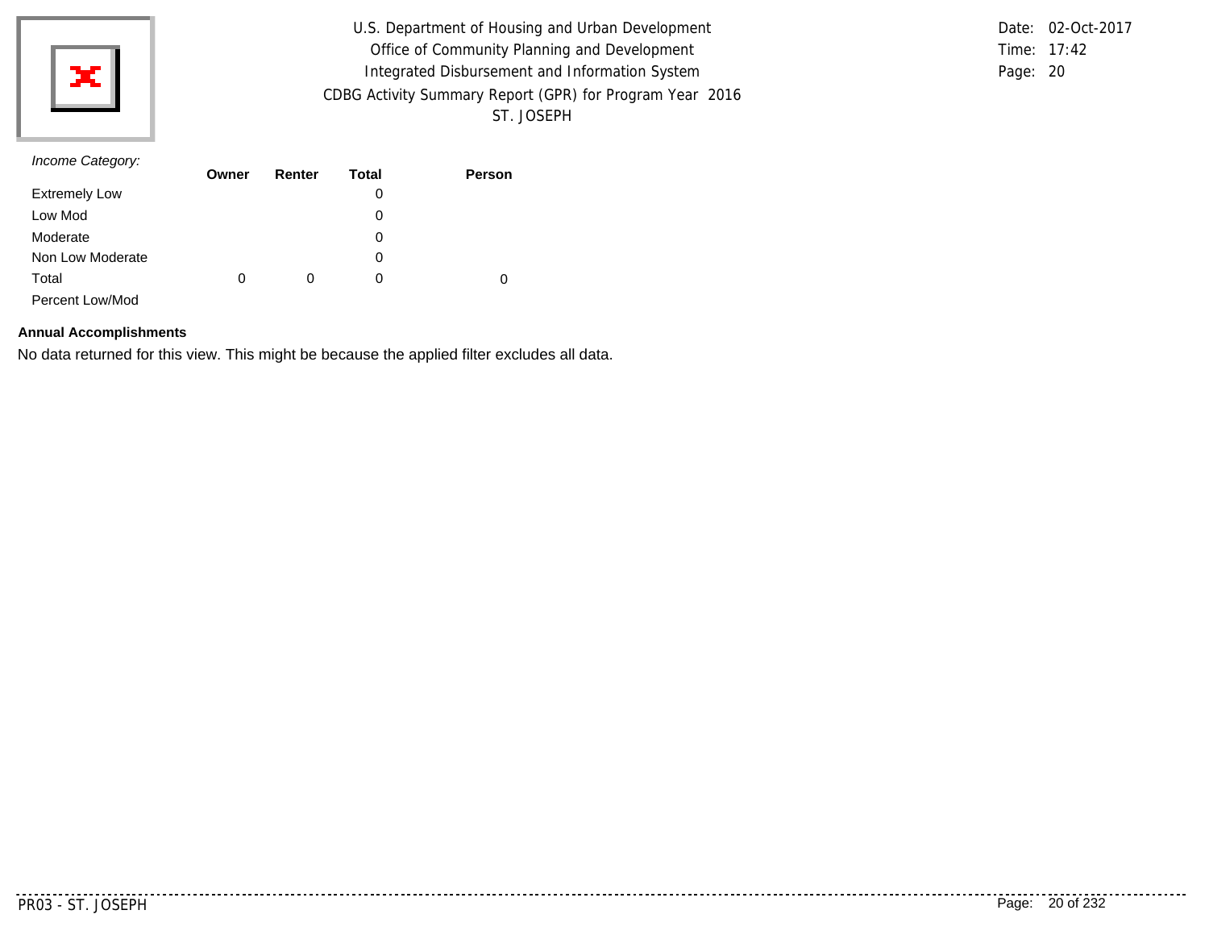*Income Category:*

| | Owner | Renter | Total | Person |
|---|---|---|---|---|
| Extremely Low | | | 0 | |
| Low Mod | | | 0 | |
| Moderate | | | 0 | |
| Non Low Moderate | | | 0 | |
| Total | 0 | 0 | 0 | 0 |
| Percent Low/Mod | | | | |

**Annual Accomplishments**

No data returned for this view. This might be because the applied filter excludes all data.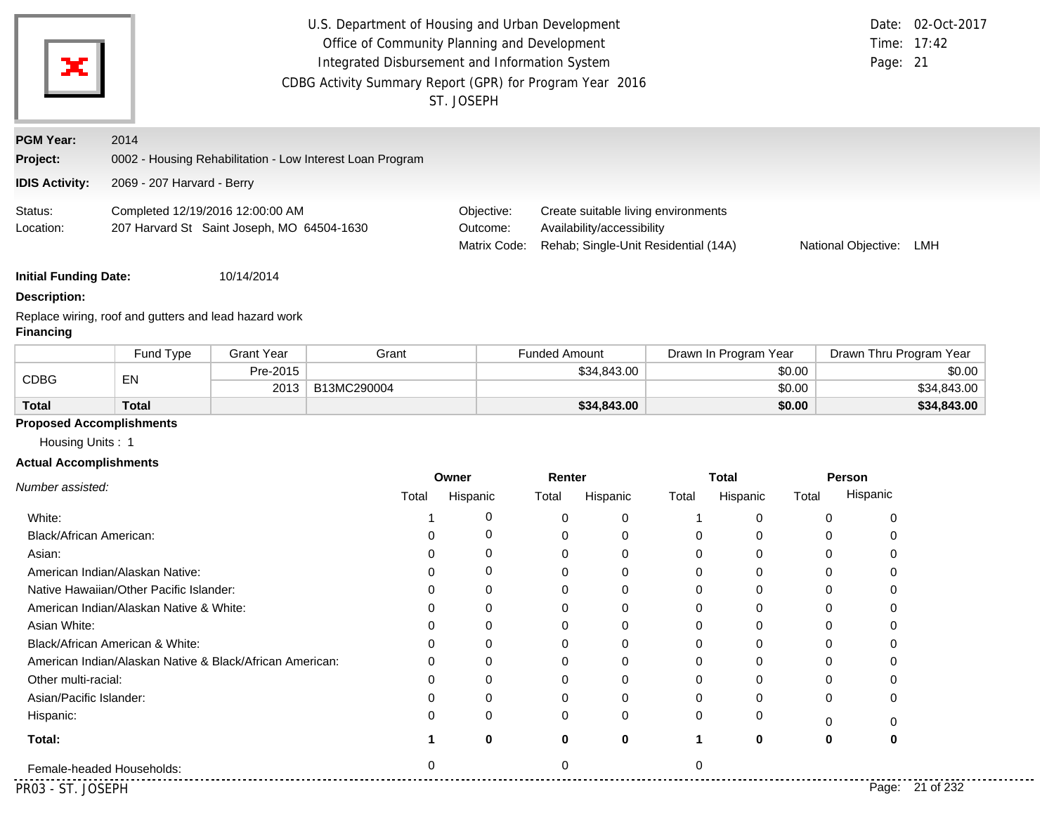U.S. Department of Housing and Urban Development
Office of Community Planning and Development
Integrated Disbursement and Information System
CDBG Activity Summary Report (GPR) for Program Year 2016
ST. JOSEPH

Date: 02-Oct-2017
Time: 17:42
Page: 21

**PGM Year:** 2014

**Project:** 0002 - Housing Rehabilitation - Low Interest Loan Program

**IDIS Activity:** 2069 - 207 Harvard - Berry

Status: Completed 12/19/2016 12:00:00 AM
Location: 207 Harvard St Saint Joseph, MO 64504-1630

Objective: Create suitable living environments
Outcome: Availability/accessibility
Matrix Code: Rehab; Single-Unit Residential (14A)
National Objective: LMH

**Initial Funding Date:** 10/14/2014

**Description:**

Replace wiring, roof and gutters and lead hazard work

**Financing**

| | Fund Type | Grant Year | Grant | Funded Amount | Drawn In Program Year | Drawn Thru Program Year |
|---|---|---|---|---|---|---|
| CDBG | EN | Pre-2015 | | $34,843.00 | $0.00 | $0.00 |
| | | 2013 | B13MC290004 | | $0.00 | $34,843.00 |
| **Total** | **Total** | | | **$34,843.00** | **$0.00** | **$34,843.00** |

**Proposed Accomplishments**

Housing Units : 1

**Actual Accomplishments**

| *Number assisted:* | Owner | | Renter | | Total | | Person | |
|---|---|---|---|---|---|---|---|---|
| | Total | Hispanic | Total | Hispanic | Total | Hispanic | Total | Hispanic |
| White: | 1 | 0 | 0 | 0 | 1 | 0 | 0 | 0 |
| Black/African American: | 0 | 0 | 0 | 0 | 0 | 0 | 0 | 0 |
| Asian: | 0 | 0 | 0 | 0 | 0 | 0 | 0 | 0 |
| American Indian/Alaskan Native: | 0 | 0 | 0 | 0 | 0 | 0 | 0 | 0 |
| Native Hawaiian/Other Pacific Islander: | 0 | 0 | 0 | 0 | 0 | 0 | 0 | 0 |
| American Indian/Alaskan Native & White: | 0 | 0 | 0 | 0 | 0 | 0 | 0 | 0 |
| Asian White: | 0 | 0 | 0 | 0 | 0 | 0 | 0 | 0 |
| Black/African American & White: | 0 | 0 | 0 | 0 | 0 | 0 | 0 | 0 |
| American Indian/Alaskan Native & Black/African American: | 0 | 0 | 0 | 0 | 0 | 0 | 0 | 0 |
| Other multi-racial: | 0 | 0 | 0 | 0 | 0 | 0 | 0 | 0 |
| Asian/Pacific Islander: | 0 | 0 | 0 | 0 | 0 | 0 | 0 | 0 |
| Hispanic: | 0 | 0 | 0 | 0 | 0 | 0 | 0 | 0 |
| **Total:** | **1** | **0** | **0** | **0** | **1** | **0** | **0** | **0** |
| Female-headed Households: | 0 | | 0 | | 0 | | | |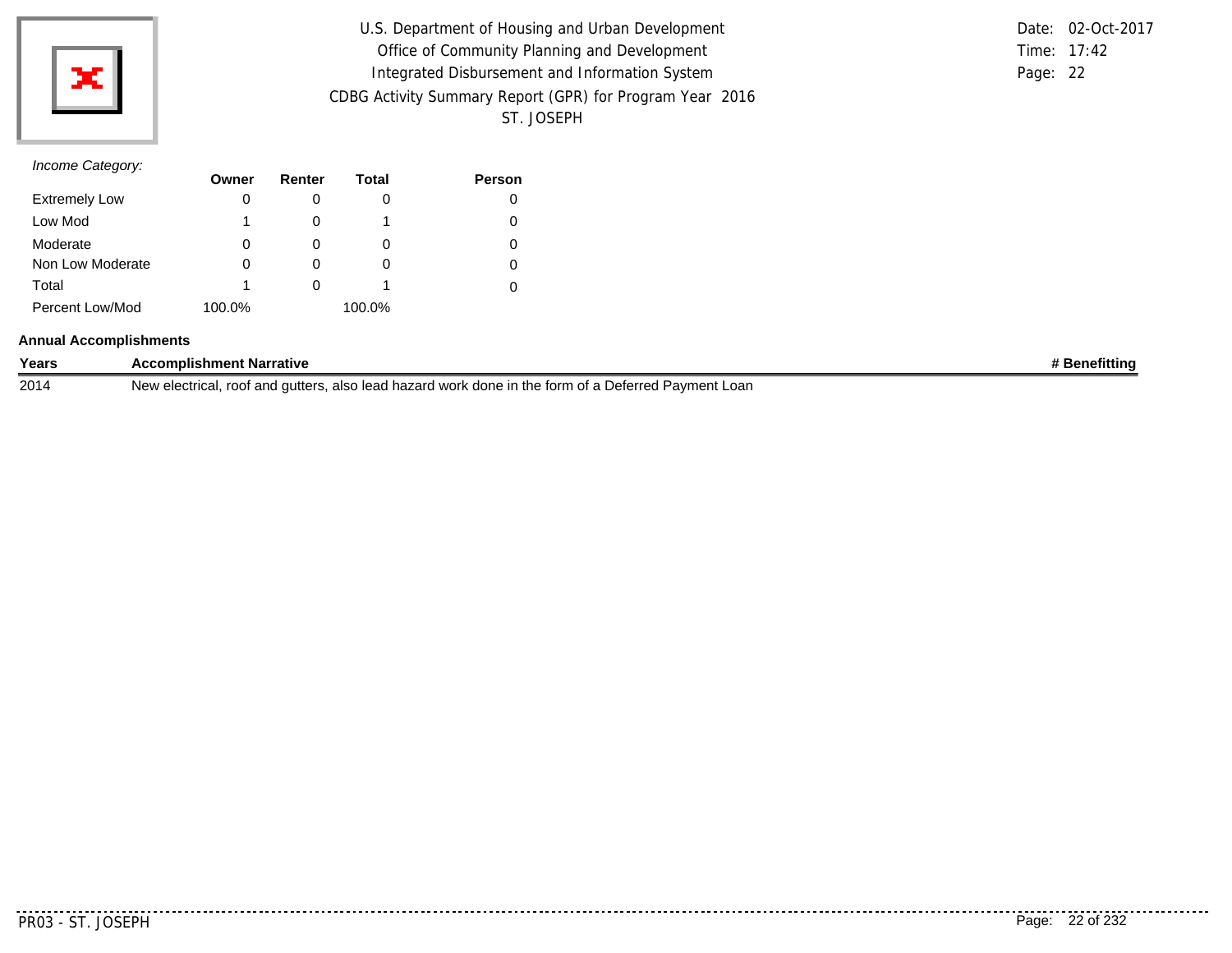*Income Category:*

| | Owner | Renter | Total | Person |
|---|---|---|---|---|
| Extremely Low | 0 | 0 | 0 | 0 |
| Low Mod | 1 | 0 | 1 | 0 |
| Moderate | 0 | 0 | 0 | 0 |
| Non Low Moderate | 0 | 0 | 0 | 0 |
| Total | 1 | 0 | 1 | 0 |
| Percent Low/Mod | 100.0% | | 100.0% | |

**Annual Accomplishments**

| Years | Accomplishment Narrative | # Benefitting |
|---|---|---|
| 2014 | New electrical, roof and gutters, also lead hazard work done in the form of a Deferred Payment Loan | |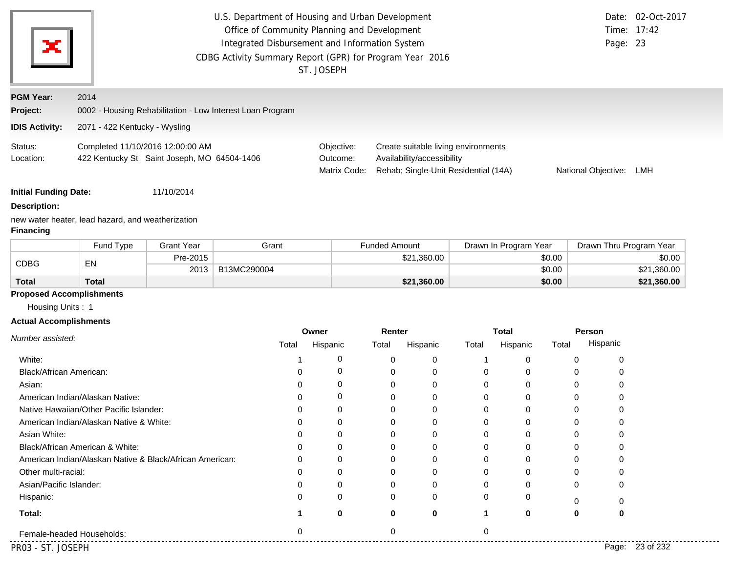U.S. Department of Housing and Urban Development
Office of Community Planning and Development
Integrated Disbursement and Information System
CDBG Activity Summary Report (GPR) for Program Year 2016
ST. JOSEPH

Date: 02-Oct-2017
Time: 17:42

**PGM Year:** 2014

**Project:** 0002 - Housing Rehabilitation - Low Interest Loan Program

**IDIS Activity:** 2071 - 422 Kentucky - Wysling

Status: Completed 11/10/2016 12:00:00 AM
Location: 422 Kentucky St Saint Joseph, MO 64504-1406

Objective: Create suitable living environments
Outcome: Availability/accessibility
Matrix Code: Rehab; Single-Unit Residential (14A)
National Objective: LMH

**Initial Funding Date:** 11/10/2014

**Description:**

new water heater, lead hazard, and weatherization

**Financing**

| | Fund Type | Grant Year | Grant | Funded Amount | Drawn In Program Year | Drawn Thru Program Year |
|---|---|---|---|---|---|---|
| CDBG | EN | Pre-2015 | | $21,360.00 | $0.00 | $0.00 |
| | | 2013 | B13MC290004 | | $0.00 | $21,360.00 |
| **Total** | **Total** | | | **$21,360.00** | **$0.00** | **$21,360.00** |

**Proposed Accomplishments**

Housing Units : 1

**Actual Accomplishments**

| *Number assisted:* | Owner Total | Owner Hispanic | Renter Total | Renter Hispanic | Total Total | Total Hispanic | Person Total | Person Hispanic |
|---|---|---|---|---|---|---|---|---|
| White: | 1 | 0 | 0 | 0 | 1 | 0 | 0 | 0 |
| Black/African American: | 0 | 0 | 0 | 0 | 0 | 0 | 0 | 0 |
| Asian: | 0 | 0 | 0 | 0 | 0 | 0 | 0 | 0 |
| American Indian/Alaskan Native: | 0 | 0 | 0 | 0 | 0 | 0 | 0 | 0 |
| Native Hawaiian/Other Pacific Islander: | 0 | 0 | 0 | 0 | 0 | 0 | 0 | 0 |
| American Indian/Alaskan Native & White: | 0 | 0 | 0 | 0 | 0 | 0 | 0 | 0 |
| Asian White: | 0 | 0 | 0 | 0 | 0 | 0 | 0 | 0 |
| Black/African American & White: | 0 | 0 | 0 | 0 | 0 | 0 | 0 | 0 |
| American Indian/Alaskan Native & Black/African American: | 0 | 0 | 0 | 0 | 0 | 0 | 0 | 0 |
| Other multi-racial: | 0 | 0 | 0 | 0 | 0 | 0 | 0 | 0 |
| Asian/Pacific Islander: | 0 | 0 | 0 | 0 | 0 | 0 | 0 | 0 |
| Hispanic: | 0 | 0 | 0 | 0 | 0 | 0 | 0 | 0 |
| **Total:** | **1** | **0** | **0** | **0** | **1** | **0** | **0** | **0** |
| Female-headed Households: | 0 | | 0 | | 0 | | | |

PR03 - ST. JOSEPH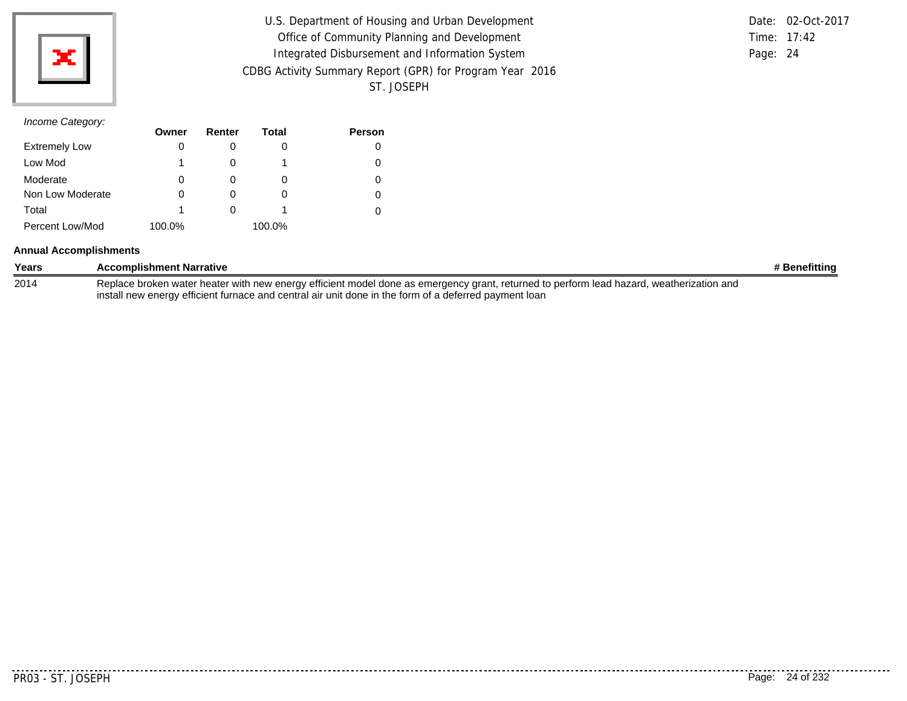*Income Category:*

| | Owner | Renter | Total | Person |
|---|---|---|---|---|
| Extremely Low | 0 | 0 | 0 | 0 |
| Low Mod | 1 | 0 | 1 | 0 |
| Moderate | 0 | 0 | 0 | 0 |
| Non Low Moderate | 0 | 0 | 0 | 0 |
| Total | 1 | 0 | 1 | 0 |
| Percent Low/Mod | 100.0% | | 100.0% | |

**Annual Accomplishments**

| Years | Accomplishment Narrative | # Benefitting |
|---|---|---|
| 2014 | Replace broken water heater with new energy efficient model done as emergency grant, returned to perform lead hazard, weatherization and install new energy efficient furnace and central air unit done in the form of a deferred payment loan | |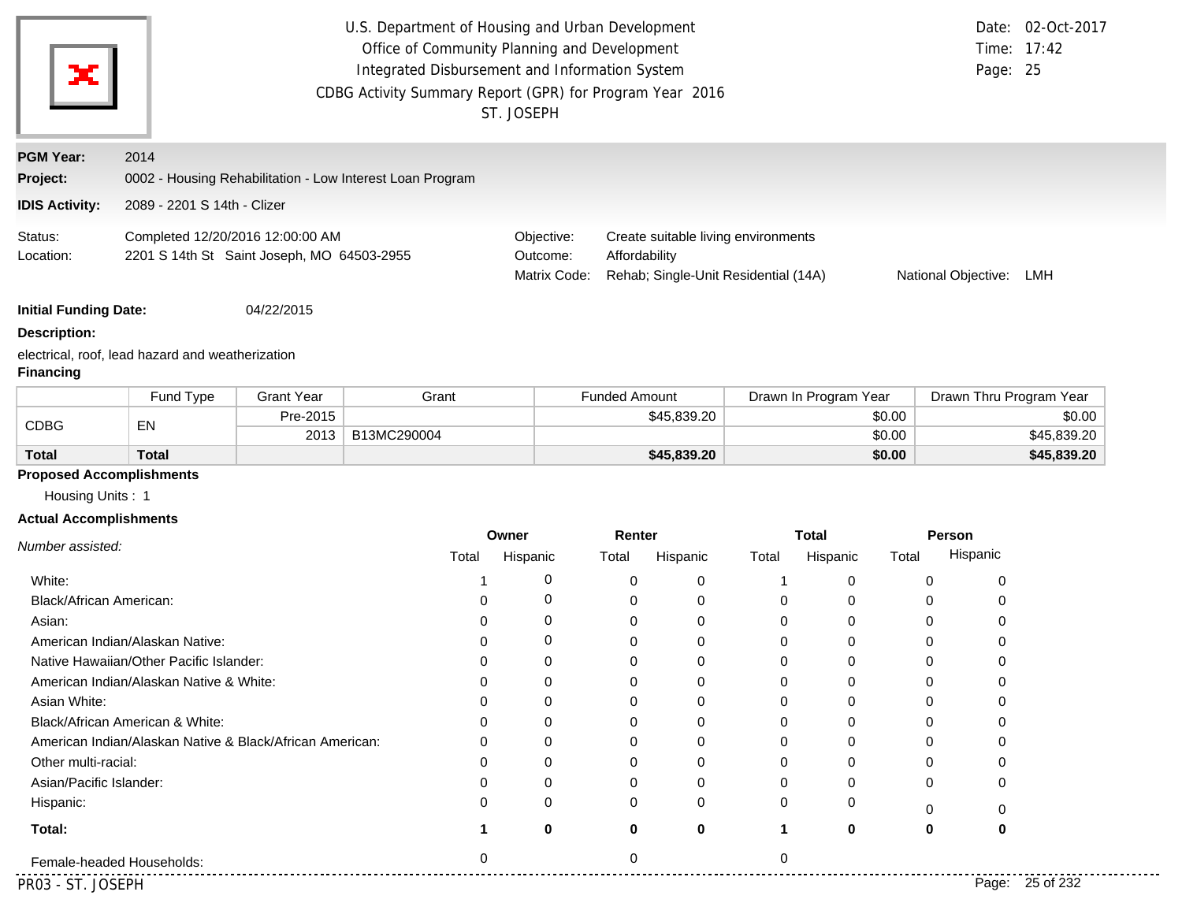U.S. Department of Housing and Urban Development
Office of Community Planning and Development
Integrated Disbursement and Information System
CDBG Activity Summary Report (GPR) for Program Year 2016
ST. JOSEPH

Date: 02-Oct-2017
Time: 17:42

**PGM Year:** 2014

**Project:** 0002 - Housing Rehabilitation - Low Interest Loan Program

**IDIS Activity:** 2089 - 2201 S 14th - Clizer

Status: Completed 12/20/2016 12:00:00 AM
Location: 2201 S 14th St Saint Joseph, MO 64503-2955

Objective: Create suitable living environments
Outcome: Affordability
Matrix Code: Rehab; Single-Unit Residential (14A)
National Objective: LMH

**Initial Funding Date:** 04/22/2015

**Description:**

electrical, roof, lead hazard and weatherization

**Financing**

| | Fund Type | Grant Year | Grant | Funded Amount | Drawn In Program Year | Drawn Thru Program Year |
|---|---|---|---|---|---|---|
| CDBG | EN | Pre-2015 | | $45,839.20 | $0.00 | $0.00 |
| | | 2013 | B13MC290004 | | $0.00 | $45,839.20 |
| **Total** | **Total** | | | **$45,839.20** | **$0.00** | **$45,839.20** |

**Proposed Accomplishments**

Housing Units : 1

**Actual Accomplishments**

| *Number assisted:* | Owner | | Renter | | Total | | Person | |
|---|---|---|---|---|---|---|---|---|
| | Total | Hispanic | Total | Hispanic | Total | Hispanic | Total | Hispanic |
| White: | 1 | 0 | 0 | 0 | 1 | 0 | 0 | 0 |
| Black/African American: | 0 | 0 | 0 | 0 | 0 | 0 | 0 | 0 |
| Asian: | 0 | 0 | 0 | 0 | 0 | 0 | 0 | 0 |
| American Indian/Alaskan Native: | 0 | 0 | 0 | 0 | 0 | 0 | 0 | 0 |
| Native Hawaiian/Other Pacific Islander: | 0 | 0 | 0 | 0 | 0 | 0 | 0 | 0 |
| American Indian/Alaskan Native & White: | 0 | 0 | 0 | 0 | 0 | 0 | 0 | 0 |
| Asian White: | 0 | 0 | 0 | 0 | 0 | 0 | 0 | 0 |
| Black/African American & White: | 0 | 0 | 0 | 0 | 0 | 0 | 0 | 0 |
| American Indian/Alaskan Native & Black/African American: | 0 | 0 | 0 | 0 | 0 | 0 | 0 | 0 |
| Other multi-racial: | 0 | 0 | 0 | 0 | 0 | 0 | 0 | 0 |
| Asian/Pacific Islander: | 0 | 0 | 0 | 0 | 0 | 0 | 0 | 0 |
| Hispanic: | 0 | 0 | 0 | 0 | 0 | 0 | 0 | 0 |
| **Total:** | **1** | **0** | **0** | **0** | **1** | **0** | **0** | **0** |
| Female-headed Households: | 0 | | 0 | | 0 | | | |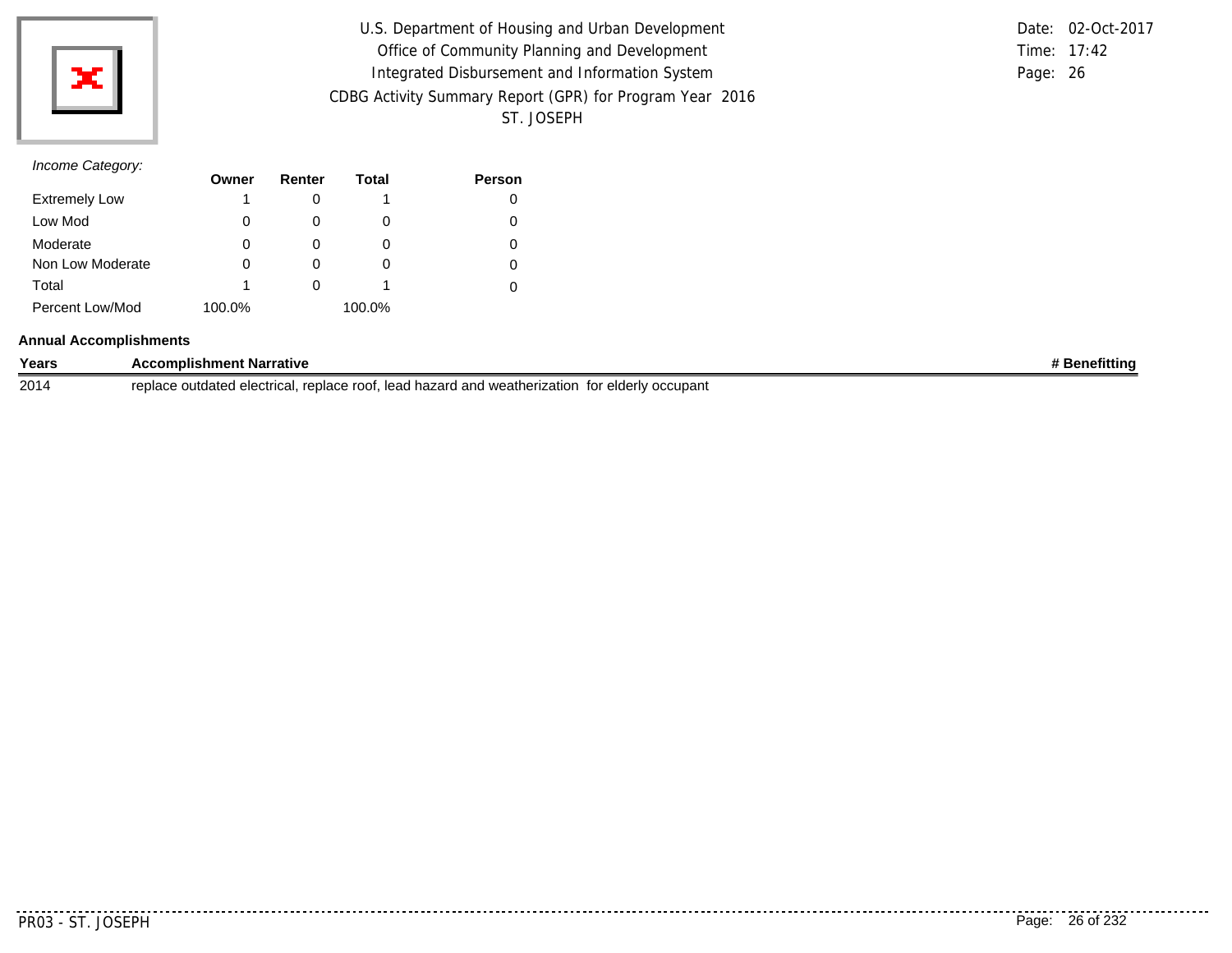*Income Category:*

| | Owner | Renter | Total | Person |
|---|---|---|---|---|
| Extremely Low | 1 | 0 | 1 | 0 |
| Low Mod | 0 | 0 | 0 | 0 |
| Moderate | 0 | 0 | 0 | 0 |
| Non Low Moderate | 0 | 0 | 0 | 0 |
| Total | 1 | 0 | 1 | 0 |
| Percent Low/Mod | 100.0% | | 100.0% | |

**Annual Accomplishments**

| Years | Accomplishment Narrative | # Benefitting |
|---|---|---|
| 2014 | replace outdated electrical, replace roof, lead hazard and weatherization for elderly occupant | |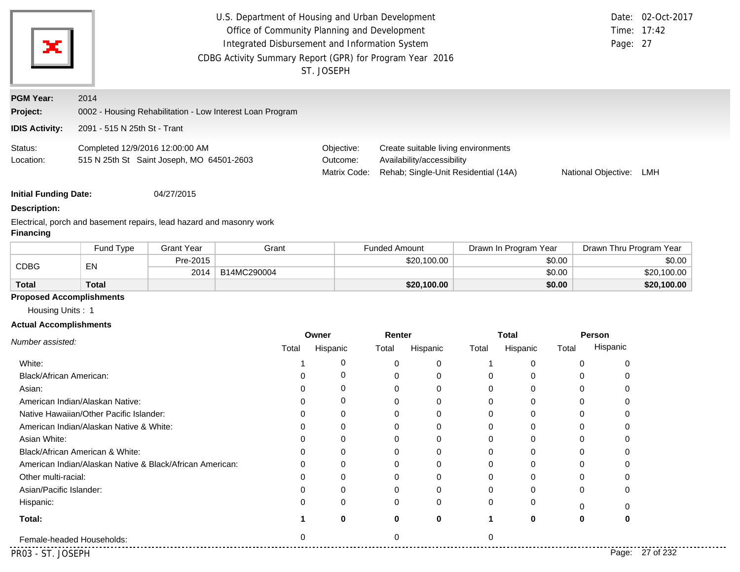U.S. Department of Housing and Urban Development
Office of Community Planning and Development
Integrated Disbursement and Information System
CDBG Activity Summary Report (GPR) for Program Year 2016
ST. JOSEPH

Date: 02-Oct-2017
Time: 17:42
Page: 27

**PGM Year:** 2014
**Project:** 0002 - Housing Rehabilitation - Low Interest Loan Program
**IDIS Activity:** 2091 - 515 N 25th St - Trant

Status: Completed 12/9/2016 12:00:00 AM
Location: 515 N 25th St Saint Joseph, MO 64501-2603

Objective: Create suitable living environments
Outcome: Availability/accessibility
Matrix Code: Rehab; Single-Unit Residential (14A)
National Objective: LMH

**Initial Funding Date:** 04/27/2015

**Description:**

Electrical, porch and basement repairs, lead hazard and masonry work

**Financing**

| | Fund Type | Grant Year | Grant | Funded Amount | Drawn In Program Year | Drawn Thru Program Year |
|---|---|---|---|---|---|---|
| CDBG | EN | Pre-2015 | | $20,100.00 | $0.00 | $0.00 |
| | | 2014 | B14MC290004 | | $0.00 | $20,100.00 |
| **Total** | **Total** | | | **$20,100.00** | **$0.00** | **$20,100.00** |

**Proposed Accomplishments**

Housing Units : 1

**Actual Accomplishments**

| *Number assisted:* | Owner | | Renter | | Total | | Person | |
|---|---|---|---|---|---|---|---|---|
| | Total | Hispanic | Total | Hispanic | Total | Hispanic | Total | Hispanic |
| White: | 1 | 0 | 0 | 0 | 1 | 0 | 0 | 0 |
| Black/African American: | 0 | 0 | 0 | 0 | 0 | 0 | 0 | 0 |
| Asian: | 0 | 0 | 0 | 0 | 0 | 0 | 0 | 0 |
| American Indian/Alaskan Native: | 0 | 0 | 0 | 0 | 0 | 0 | 0 | 0 |
| Native Hawaiian/Other Pacific Islander: | 0 | 0 | 0 | 0 | 0 | 0 | 0 | 0 |
| American Indian/Alaskan Native & White: | 0 | 0 | 0 | 0 | 0 | 0 | 0 | 0 |
| Asian White: | 0 | 0 | 0 | 0 | 0 | 0 | 0 | 0 |
| Black/African American & White: | 0 | 0 | 0 | 0 | 0 | 0 | 0 | 0 |
| American Indian/Alaskan Native & Black/African American: | 0 | 0 | 0 | 0 | 0 | 0 | 0 | 0 |
| Other multi-racial: | 0 | 0 | 0 | 0 | 0 | 0 | 0 | 0 |
| Asian/Pacific Islander: | 0 | 0 | 0 | 0 | 0 | 0 | 0 | 0 |
| Hispanic: | 0 | 0 | 0 | 0 | 0 | 0 | 0 | 0 |
| **Total:** | **1** | **0** | **0** | **0** | **1** | **0** | **0** | **0** |
| Female-headed Households: | 0 | | 0 | | 0 | | | |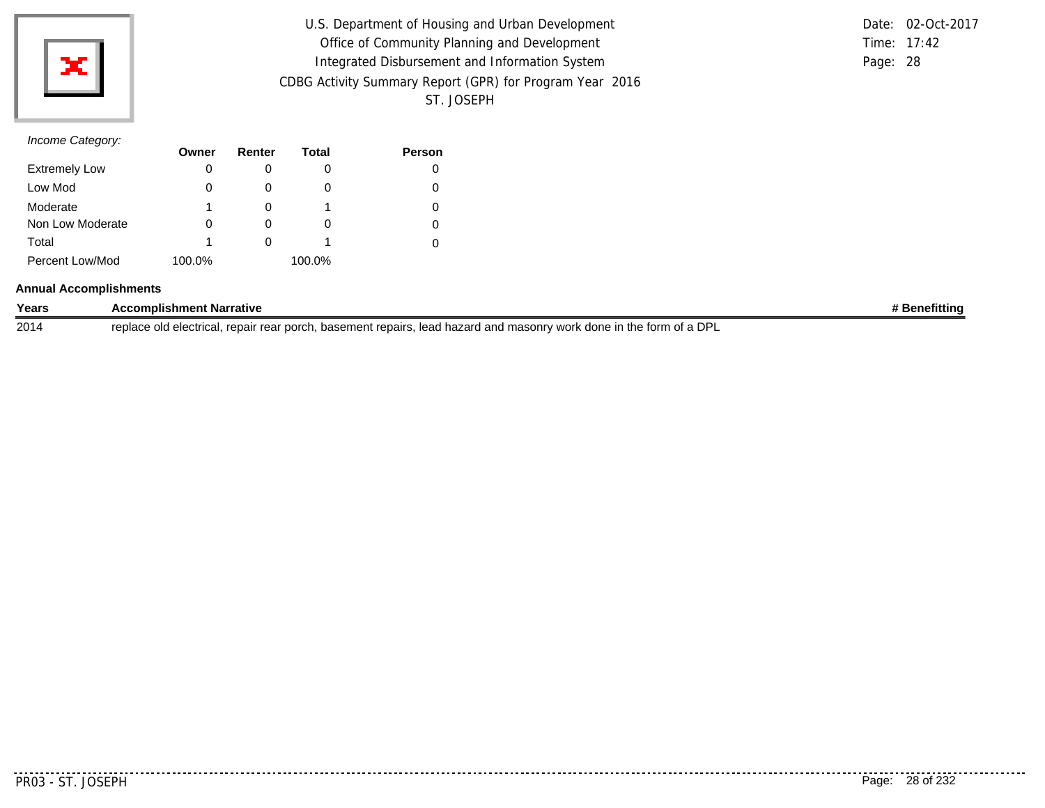*Income Category:*

| | Owner | Renter | Total | Person |
|---|---|---|---|---|
| Extremely Low | 0 | 0 | 0 | 0 |
| Low Mod | 0 | 0 | 0 | 0 |
| Moderate | 1 | 0 | 1 | 0 |
| Non Low Moderate | 0 | 0 | 0 | 0 |
| Total | 1 | 0 | 1 | 0 |
| Percent Low/Mod | 100.0% | | 100.0% | |

**Annual Accomplishments**

| Years | Accomplishment Narrative | # Benefitting |
|---|---|---|
| 2014 | replace old electrical, repair rear porch, basement repairs, lead hazard and masonry work done in the form of a DPL | |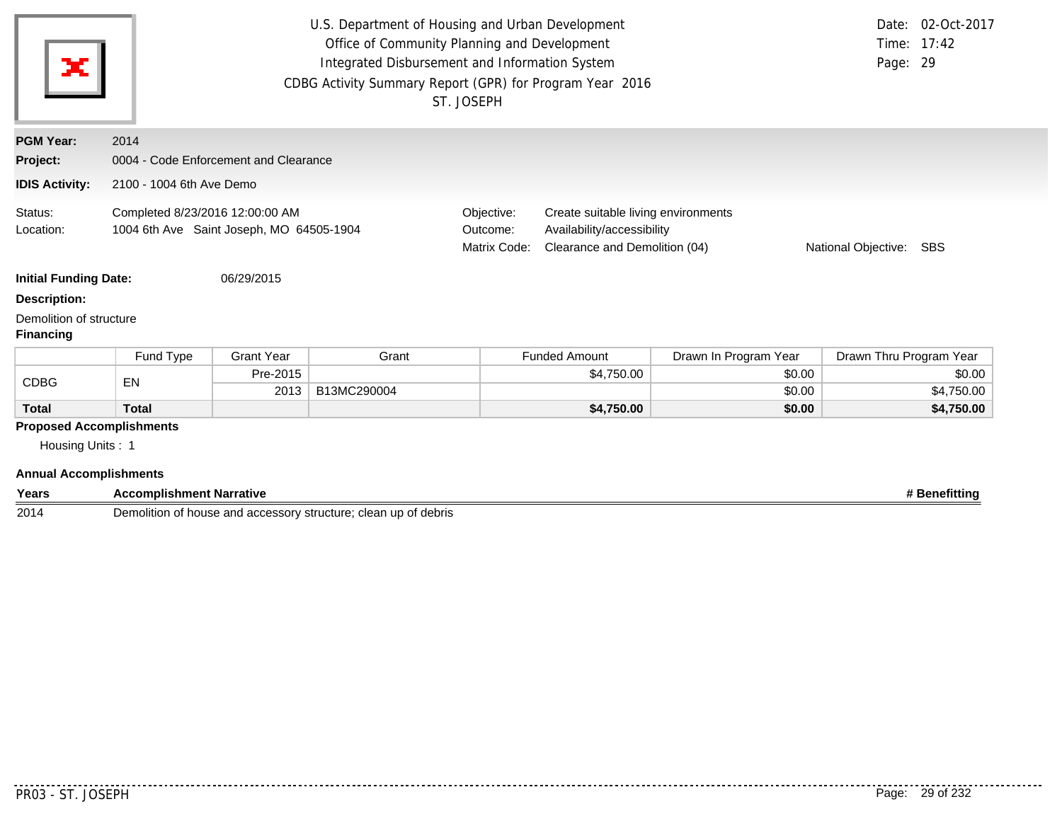U.S. Department of Housing and Urban Development
Office of Community Planning and Development
Integrated Disbursement and Information System
CDBG Activity Summary Report (GPR) for Program Year 2016
ST. JOSEPH

Date: 02-Oct-2017
Time: 17:42
Page: 29

**PGM Year:** 2014
**Project:** 0004 - Code Enforcement and Clearance
**IDIS Activity:** 2100 - 1004 6th Ave Demo

Status: Completed 8/23/2016 12:00:00 AM
Location: 1004 6th Ave Saint Joseph, MO 64505-1904

Objective: Create suitable living environments
Outcome: Availability/accessibility
Matrix Code: Clearance and Demolition (04)
National Objective: SBS

**Initial Funding Date:** 06/29/2015

**Description:**

Demolition of structure

**Financing**

| | Fund Type | Grant Year | Grant | Funded Amount | Drawn In Program Year | Drawn Thru Program Year |
|---|---|---|---|---|---|---|
| CDBG | EN | Pre-2015 | | $4,750.00 | $0.00 | $0.00 |
| | | 2013 | B13MC290004 | | $0.00 | $4,750.00 |
| **Total** | **Total** | | | **$4,750.00** | **$0.00** | **$4,750.00** |

**Proposed Accomplishments**

Housing Units : 1

**Annual Accomplishments**

| Years | Accomplishment Narrative | # Benefitting |
|---|---|---|
| 2014 | Demolition of house and accessory structure; clean up of debris | |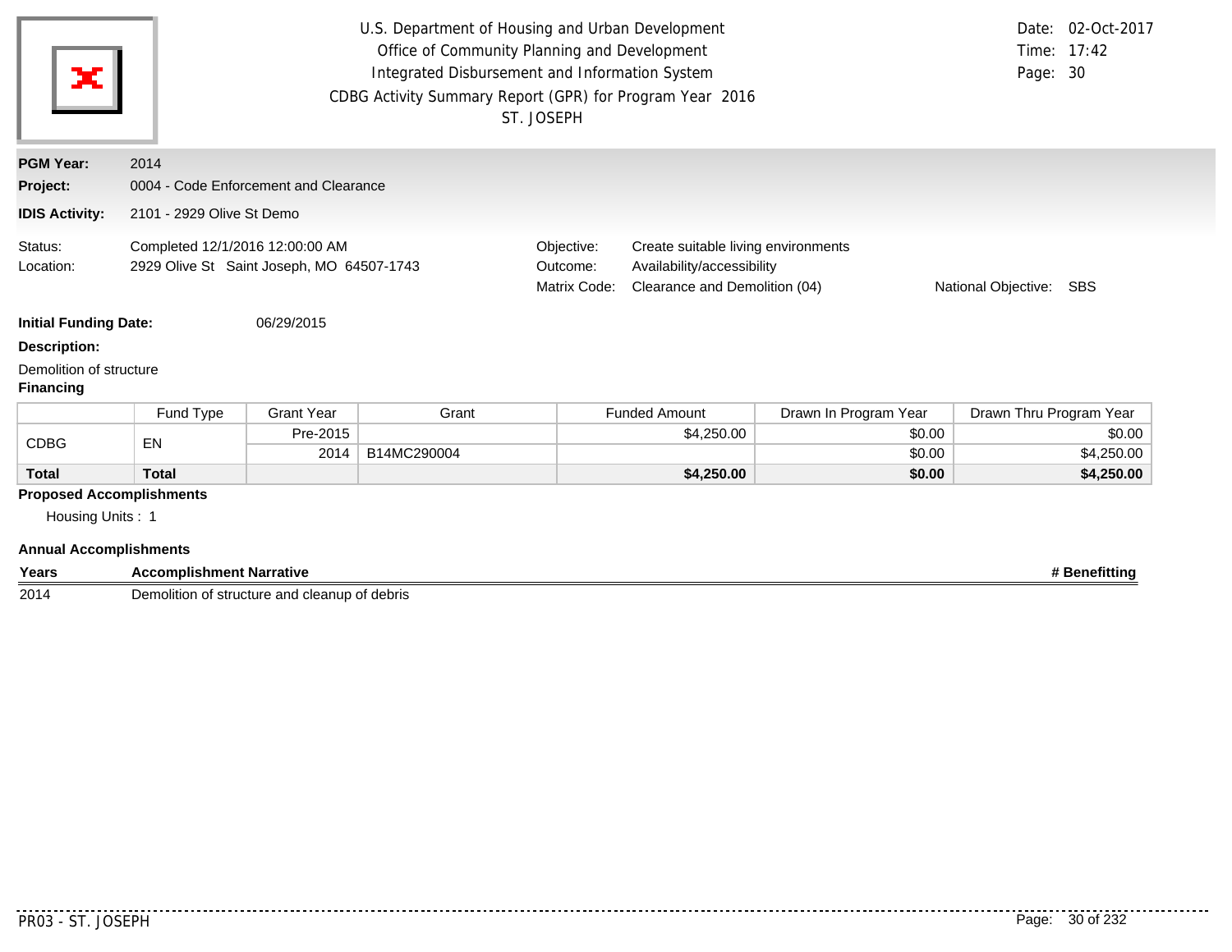U.S. Department of Housing and Urban Development
Office of Community Planning and Development
Integrated Disbursement and Information System
CDBG Activity Summary Report (GPR) for Program Year 2016
ST. JOSEPH

Date: 02-Oct-2017
Time: 17:42
Page: 30

**PGM Year:** 2014

**Project:** 0004 - Code Enforcement and Clearance

**IDIS Activity:** 2101 - 2929 Olive St Demo

Status: Completed 12/1/2016 12:00:00 AM
Location: 2929 Olive St Saint Joseph, MO 64507-1743

Objective: Create suitable living environments
Outcome: Availability/accessibility
Matrix Code: Clearance and Demolition (04)
National Objective: SBS

**Initial Funding Date:** 06/29/2015

**Description:**

Demolition of structure

**Financing**

| | Fund Type | Grant Year | Grant | Funded Amount | Drawn In Program Year | Drawn Thru Program Year |
|---|---|---|---|---|---|---|
| CDBG | EN | Pre-2015 | | $4,250.00 | $0.00 | $0.00 |
| | | 2014 | B14MC290004 | | $0.00 | $4,250.00 |
| **Total** | **Total** | | | **$4,250.00** | **$0.00** | **$4,250.00** |

**Proposed Accomplishments**

Housing Units : 1

**Annual Accomplishments**

| Years | Accomplishment Narrative | # Benefitting |
|---|---|---|
| 2014 | Demolition of structure and cleanup of debris | |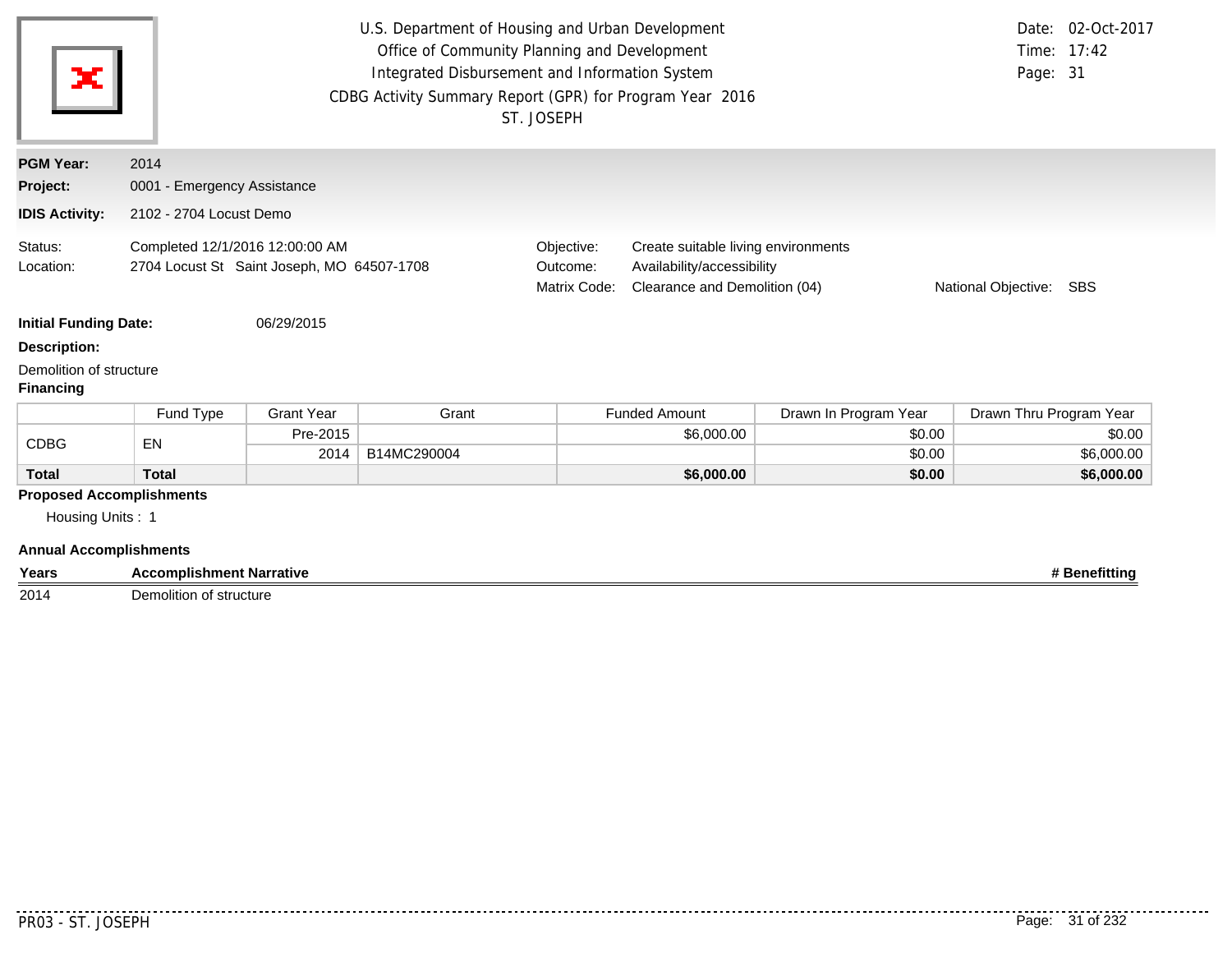U.S. Department of Housing and Urban Development
Office of Community Planning and Development
Integrated Disbursement and Information System
CDBG Activity Summary Report (GPR) for Program Year 2016
ST. JOSEPH

Date: 02-Oct-2017
Time: 17:42
Page: 31

**PGM Year:** 2014
**Project:** 0001 - Emergency Assistance
**IDIS Activity:** 2102 - 2704 Locust Demo

Status: Completed 12/1/2016 12:00:00 AM
Location: 2704 Locust St Saint Joseph, MO 64507-1708

Objective: Create suitable living environments
Outcome: Availability/accessibility
Matrix Code: Clearance and Demolition (04)
National Objective: SBS

**Initial Funding Date:** 06/29/2015

**Description:**

Demolition of structure

**Financing**

| | Fund Type | Grant Year | Grant | Funded Amount | Drawn In Program Year | Drawn Thru Program Year |
|---|---|---|---|---|---|---|
| CDBG | EN | Pre-2015 | | $6,000.00 | $0.00 | $0.00 |
| | | 2014 | B14MC290004 | | $0.00 | $6,000.00 |
| **Total** | **Total** | | | **$6,000.00** | **$0.00** | **$6,000.00** |

**Proposed Accomplishments**

Housing Units : 1

**Annual Accomplishments**

| Years | Accomplishment Narrative | # Benefitting |
|---|---|---|
| 2014 | Demolition of structure | |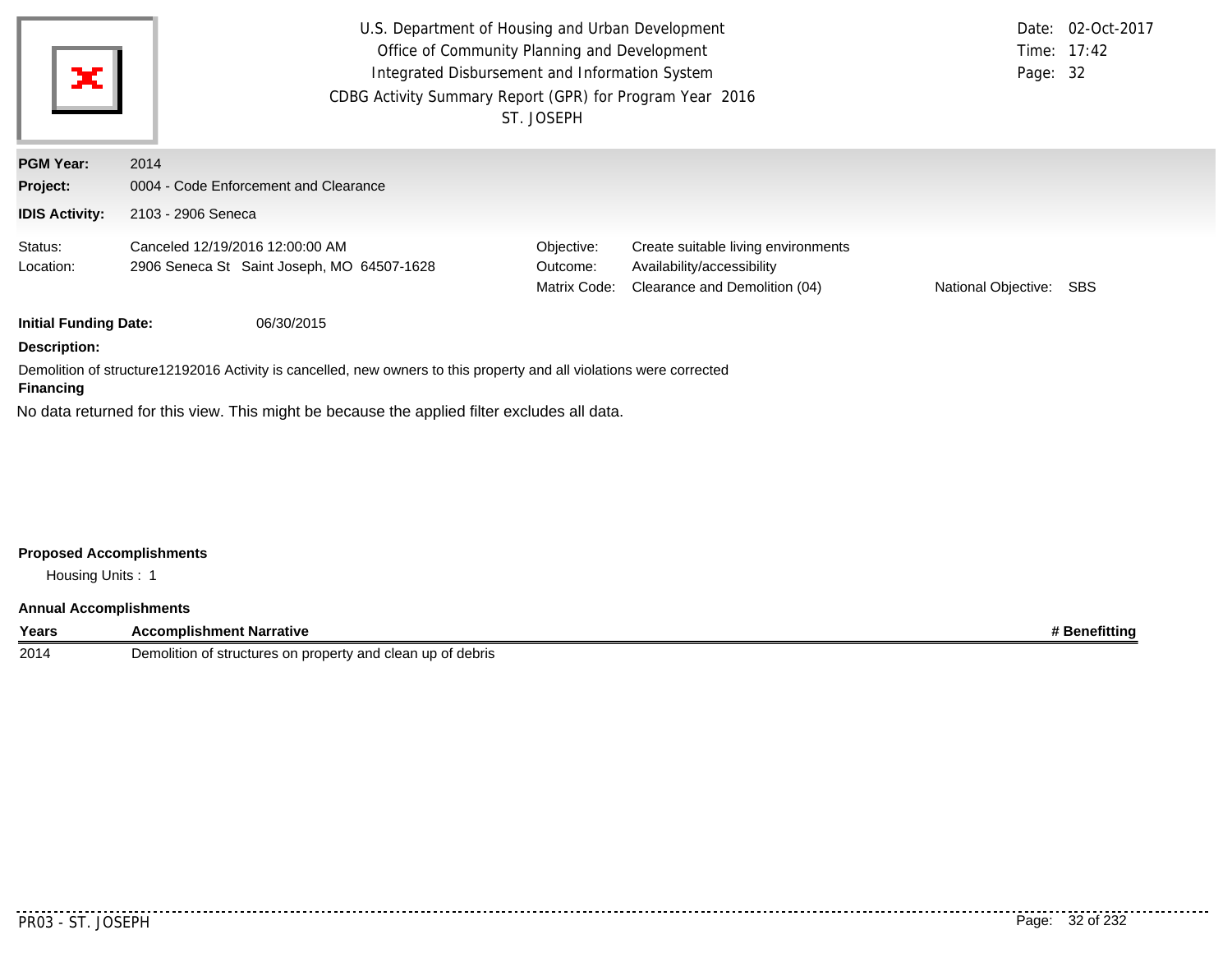U.S. Department of Housing and Urban Development
Office of Community Planning and Development
Integrated Disbursement and Information System
CDBG Activity Summary Report (GPR) for Program Year 2016
ST. JOSEPH

Date: 02-Oct-2017
Time: 17:42

**PGM Year:** 2014
**Project:** 0004 - Code Enforcement and Clearance
**IDIS Activity:** 2103 - 2906 Seneca

Status: Canceled 12/19/2016 12:00:00 AM
Location: 2906 Seneca St Saint Joseph, MO 64507-1628

Objective: Create suitable living environments
Outcome: Availability/accessibility
Matrix Code: Clearance and Demolition (04)
National Objective: SBS

**Initial Funding Date:** 06/30/2015

**Description:**

Demolition of structure12192016 Activity is cancelled, new owners to this property and all violations were corrected

**Financing**

No data returned for this view. This might be because the applied filter excludes all data.

**Proposed Accomplishments**

Housing Units : 1

**Annual Accomplishments**

| Years | Accomplishment Narrative | # Benefitting |
|---|---|---|
| 2014 | Demolition of structures on property and clean up of debris | |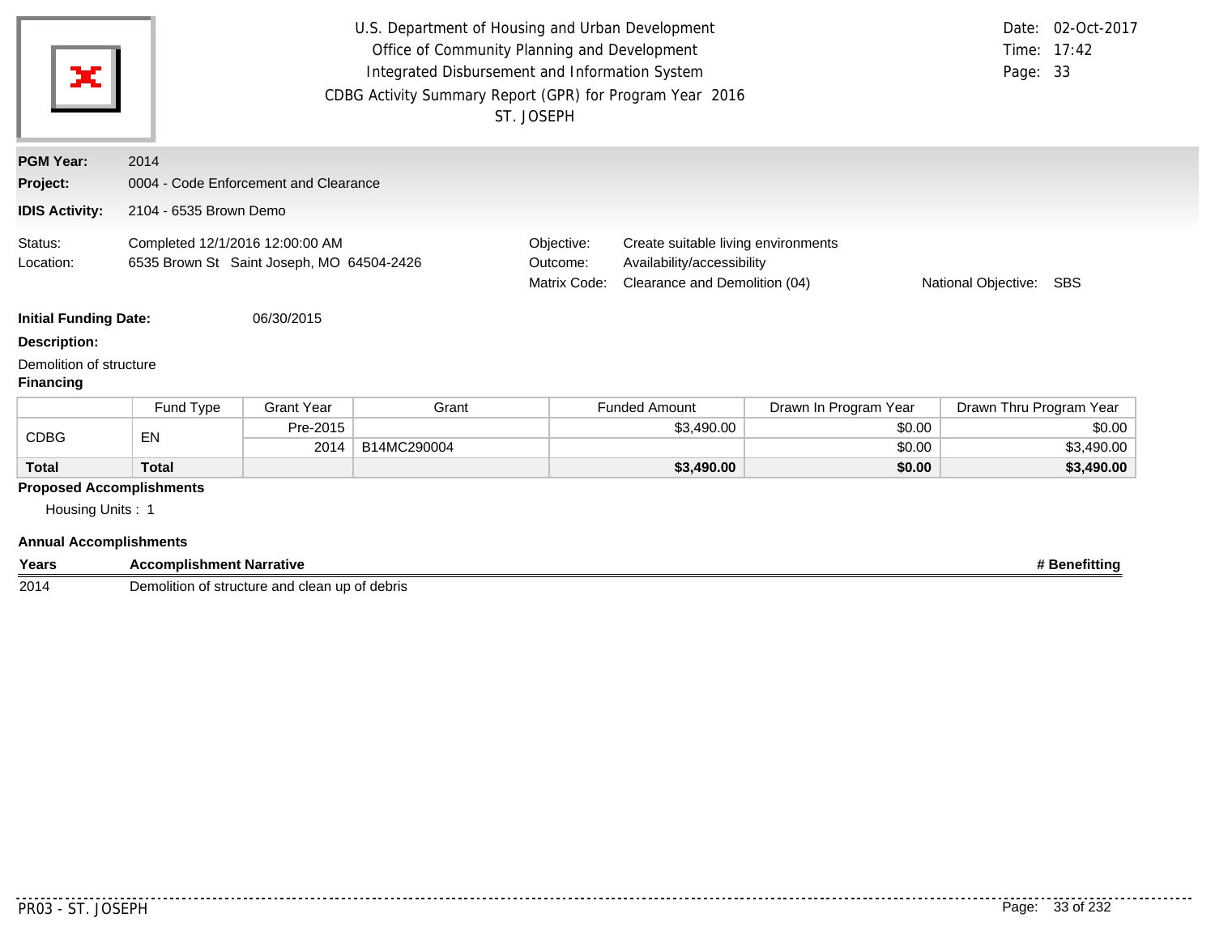U.S. Department of Housing and Urban Development
Office of Community Planning and Development
Integrated Disbursement and Information System
CDBG Activity Summary Report (GPR) for Program Year 2016
ST. JOSEPH

Date: 02-Oct-2017
Time: 17:42

**PGM Year:** 2014

**Project:** 0004 - Code Enforcement and Clearance

**IDIS Activity:** 2104 - 6535 Brown Demo

Status: Completed 12/1/2016 12:00:00 AM

Location: 6535 Brown St Saint Joseph, MO 64504-2426

Objective: Create suitable living environments

Outcome: Availability/accessibility

Matrix Code: Clearance and Demolition (04)

National Objective: SBS

**Initial Funding Date:** 06/30/2015

**Description:**

Demolition of structure

**Financing**

| | Fund Type | Grant Year | Grant | Funded Amount | Drawn In Program Year | Drawn Thru Program Year |
|---|---|---|---|---|---|---|
| CDBG | EN | Pre-2015 | | $3,490.00 | $0.00 | $0.00 |
| | | 2014 | B14MC290004 | | $0.00 | $3,490.00 |
| **Total** | **Total** | | | **$3,490.00** | **$0.00** | **$3,490.00** |

**Proposed Accomplishments**

Housing Units : 1

**Annual Accomplishments**

| Years | Accomplishment Narrative | # Benefitting |
|---|---|---|
| 2014 | Demolition of structure and clean up of debris | |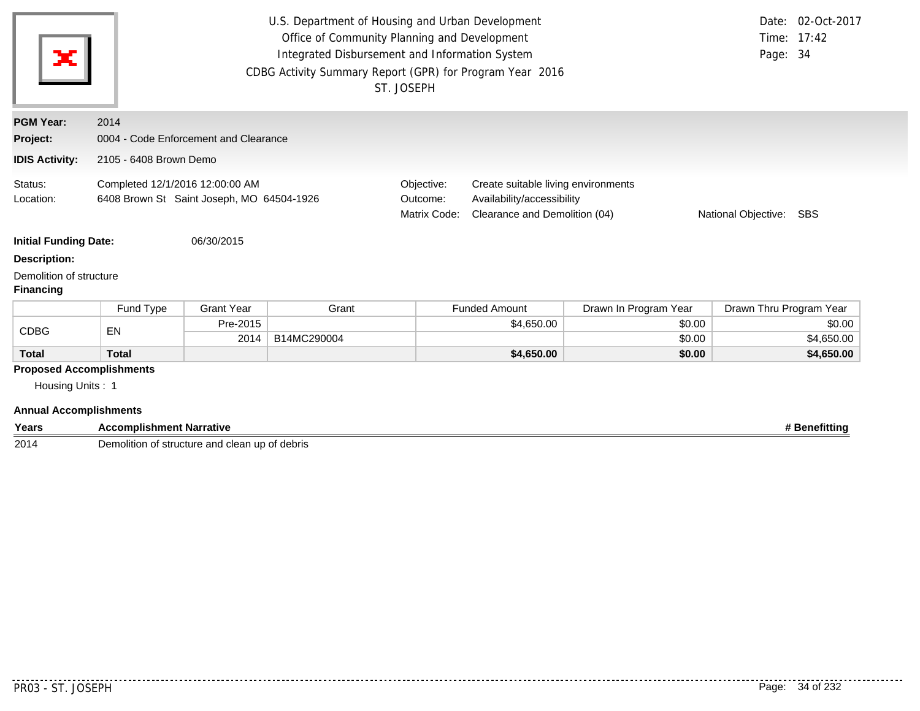U.S. Department of Housing and Urban Development
Office of Community Planning and Development
Integrated Disbursement and Information System
CDBG Activity Summary Report (GPR) for Program Year 2016
ST. JOSEPH

Date: 02-Oct-2017
Time: 17:42
Page: 34

**PGM Year:** 2014
**Project:** 0004 - Code Enforcement and Clearance
**IDIS Activity:** 2105 - 6408 Brown Demo

Status: Completed 12/1/2016 12:00:00 AM
Location: 6408 Brown St Saint Joseph, MO 64504-1926

Objective: Create suitable living environments
Outcome: Availability/accessibility
Matrix Code: Clearance and Demolition (04)
National Objective: SBS

**Initial Funding Date:** 06/30/2015

**Description:**

Demolition of structure

**Financing**

| | Fund Type | Grant Year | Grant | Funded Amount | Drawn In Program Year | Drawn Thru Program Year |
|---|---|---|---|---|---|---|
| CDBG | EN | Pre-2015 | | $4,650.00 | $0.00 | $0.00 |
| | | 2014 | B14MC290004 | | $0.00 | $4,650.00 |
| **Total** | **Total** | | | **$4,650.00** | **$0.00** | **$4,650.00** |

**Proposed Accomplishments**

Housing Units : 1

**Annual Accomplishments**

| Years | Accomplishment Narrative | # Benefitting |
|---|---|---|
| 2014 | Demolition of structure and clean up of debris | |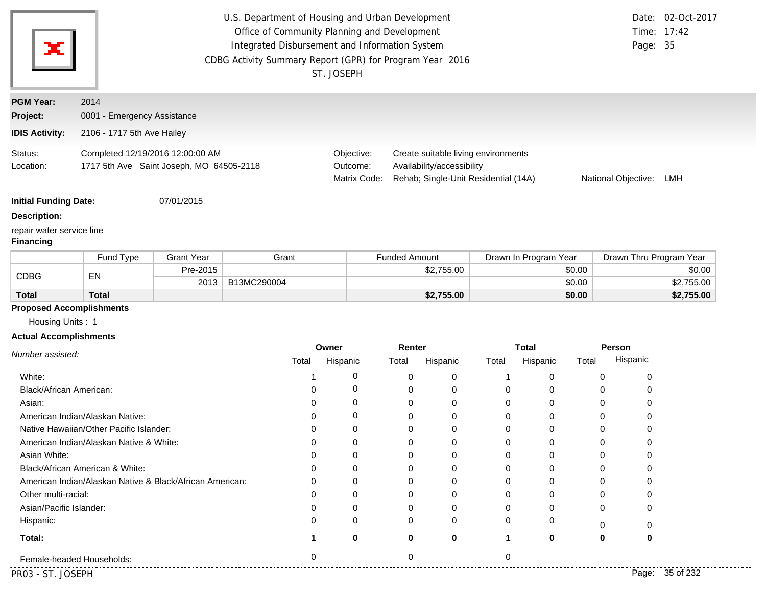U.S. Department of Housing and Urban Development
Office of Community Planning and Development
Integrated Disbursement and Information System
CDBG Activity Summary Report (GPR) for Program Year 2016
ST. JOSEPH

Date: 02-Oct-2017
Time: 17:42
Page: 35

**PGM Year:** 2014
**Project:** 0001 - Emergency Assistance
**IDIS Activity:** 2106 - 1717 5th Ave Hailey

Status: Completed 12/19/2016 12:00:00 AM
Location: 1717 5th Ave Saint Joseph, MO 64505-2118

Objective: Create suitable living environments
Outcome: Availability/accessibility
Matrix Code: Rehab; Single-Unit Residential (14A)
National Objective: LMH

**Initial Funding Date:** 07/01/2015

**Description:**

repair water service line

**Financing**

| | Fund Type | Grant Year | Grant | Funded Amount | Drawn In Program Year | Drawn Thru Program Year |
|---|---|---|---|---|---|---|
| CDBG | EN | Pre-2015 | | $2,755.00 | $0.00 | $0.00 |
| | | 2013 | B13MC290004 | | $0.00 | $2,755.00 |
| **Total** | **Total** | | | **$2,755.00** | **$0.00** | **$2,755.00** |

**Proposed Accomplishments**

Housing Units : 1

**Actual Accomplishments**

| *Number assisted:* | Owner | | Renter | | Total | | Person | |
|---|---|---|---|---|---|---|---|---|
| | Total | Hispanic | Total | Hispanic | Total | Hispanic | Total | Hispanic |
| White: | 1 | 0 | 0 | 0 | 1 | 0 | 0 | 0 |
| Black/African American: | 0 | 0 | 0 | 0 | 0 | 0 | 0 | 0 |
| Asian: | 0 | 0 | 0 | 0 | 0 | 0 | 0 | 0 |
| American Indian/Alaskan Native: | 0 | 0 | 0 | 0 | 0 | 0 | 0 | 0 |
| Native Hawaiian/Other Pacific Islander: | 0 | 0 | 0 | 0 | 0 | 0 | 0 | 0 |
| American Indian/Alaskan Native & White: | 0 | 0 | 0 | 0 | 0 | 0 | 0 | 0 |
| Asian White: | 0 | 0 | 0 | 0 | 0 | 0 | 0 | 0 |
| Black/African American & White: | 0 | 0 | 0 | 0 | 0 | 0 | 0 | 0 |
| American Indian/Alaskan Native & Black/African American: | 0 | 0 | 0 | 0 | 0 | 0 | 0 | 0 |
| Other multi-racial: | 0 | 0 | 0 | 0 | 0 | 0 | 0 | 0 |
| Asian/Pacific Islander: | 0 | 0 | 0 | 0 | 0 | 0 | 0 | 0 |
| Hispanic: | 0 | 0 | 0 | 0 | 0 | 0 | 0 | 0 |
| **Total:** | **1** | **0** | **0** | **0** | **1** | **0** | **0** | **0** |
| Female-headed Households: | 0 | | 0 | | 0 | | | |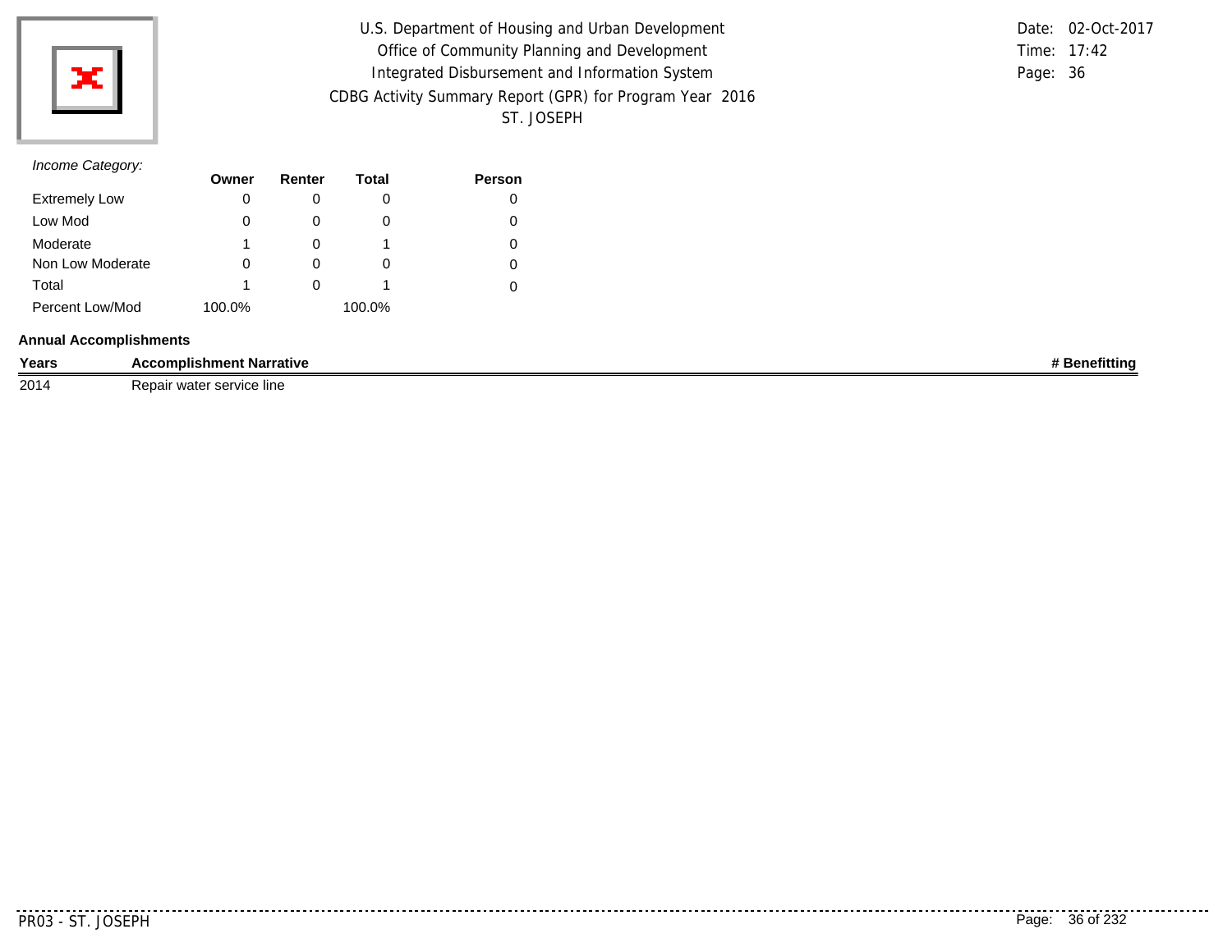*Income Category:*

| | Owner | Renter | Total | Person |
|---|---|---|---|---|
| Extremely Low | 0 | 0 | 0 | 0 |
| Low Mod | 0 | 0 | 0 | 0 |
| Moderate | 1 | 0 | 1 | 0 |
| Non Low Moderate | 0 | 0 | 0 | 0 |
| Total | 1 | 0 | 1 | 0 |
| Percent Low/Mod | 100.0% | | 100.0% | |

**Annual Accomplishments**

| Years | Accomplishment Narrative | # Benefitting |
|---|---|---|
| 2014 | Repair water service line | |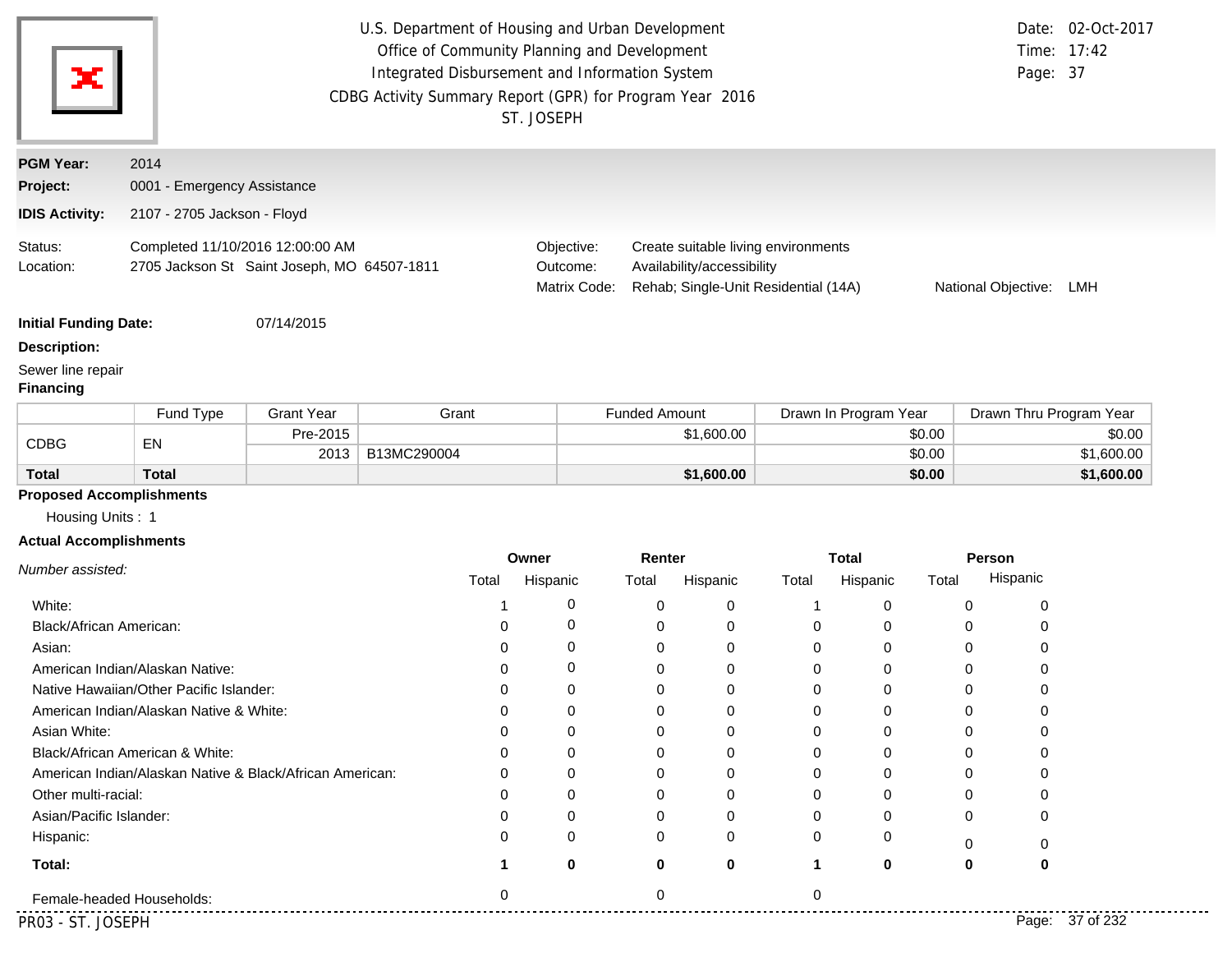U.S. Department of Housing and Urban Development
Office of Community Planning and Development
Integrated Disbursement and Information System
CDBG Activity Summary Report (GPR) for Program Year 2016
ST. JOSEPH

Date: 02-Oct-2017
Time: 17:42

**PGM Year:** 2014
**Project:** 0001 - Emergency Assistance
**IDIS Activity:** 2107 - 2705 Jackson - Floyd

Status: Completed 11/10/2016 12:00:00 AM
Location: 2705 Jackson St Saint Joseph, MO 64507-1811

Objective: Create suitable living environments
Outcome: Availability/accessibility
Matrix Code: Rehab; Single-Unit Residential (14A)
National Objective: LMH

**Initial Funding Date:** 07/14/2015

**Description:**

Sewer line repair

**Financing**

| | Fund Type | Grant Year | Grant | Funded Amount | Drawn In Program Year | Drawn Thru Program Year |
|---|---|---|---|---|---|---|
| CDBG | EN | Pre-2015 | | $1,600.00 | $0.00 | $0.00 |
| | | 2013 | B13MC290004 | | $0.00 | $1,600.00 |
| **Total** | **Total** | | | **$1,600.00** | **$0.00** | **$1,600.00** |

**Proposed Accomplishments**

Housing Units : 1

**Actual Accomplishments**

| *Number assisted:* | Owner Total | Owner Hispanic | Renter Total | Renter Hispanic | Total Total | Total Hispanic | Person Total | Person Hispanic |
|---|---|---|---|---|---|---|---|---|
| White: | 1 | 0 | 0 | 0 | 1 | 0 | 0 | 0 |
| Black/African American: | 0 | 0 | 0 | 0 | 0 | 0 | 0 | 0 |
| Asian: | 0 | 0 | 0 | 0 | 0 | 0 | 0 | 0 |
| American Indian/Alaskan Native: | 0 | 0 | 0 | 0 | 0 | 0 | 0 | 0 |
| Native Hawaiian/Other Pacific Islander: | 0 | 0 | 0 | 0 | 0 | 0 | 0 | 0 |
| American Indian/Alaskan Native & White: | 0 | 0 | 0 | 0 | 0 | 0 | 0 | 0 |
| Asian White: | 0 | 0 | 0 | 0 | 0 | 0 | 0 | 0 |
| Black/African American & White: | 0 | 0 | 0 | 0 | 0 | 0 | 0 | 0 |
| American Indian/Alaskan Native & Black/African American: | 0 | 0 | 0 | 0 | 0 | 0 | 0 | 0 |
| Other multi-racial: | 0 | 0 | 0 | 0 | 0 | 0 | 0 | 0 |
| Asian/Pacific Islander: | 0 | 0 | 0 | 0 | 0 | 0 | 0 | 0 |
| Hispanic: | 0 | 0 | 0 | 0 | 0 | 0 | 0 | 0 |
| **Total:** | **1** | **0** | **0** | **0** | **1** | **0** | **0** | **0** |
| Female-headed Households: | 0 | | 0 | | 0 | | | |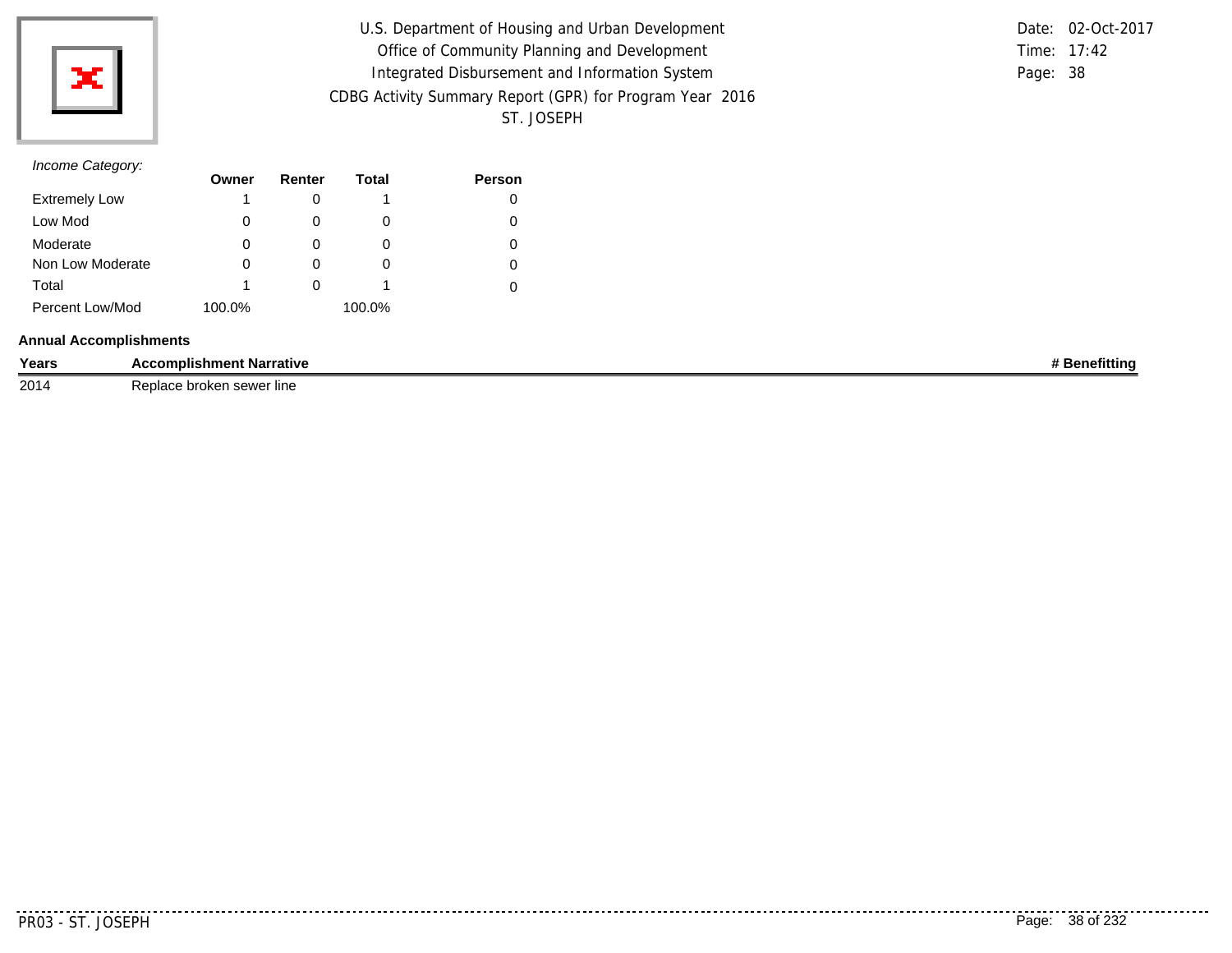*Income Category:*

| | Owner | Renter | Total | Person |
|---|---|---|---|---|
| Extremely Low | 1 | 0 | 1 | 0 |
| Low Mod | 0 | 0 | 0 | 0 |
| Moderate | 0 | 0 | 0 | 0 |
| Non Low Moderate | 0 | 0 | 0 | 0 |
| Total | 1 | 0 | 1 | 0 |
| Percent Low/Mod | 100.0% | | 100.0% | |

**Annual Accomplishments**

| Years | Accomplishment Narrative | # Benefitting |
|---|---|---|
| 2014 | Replace broken sewer line | |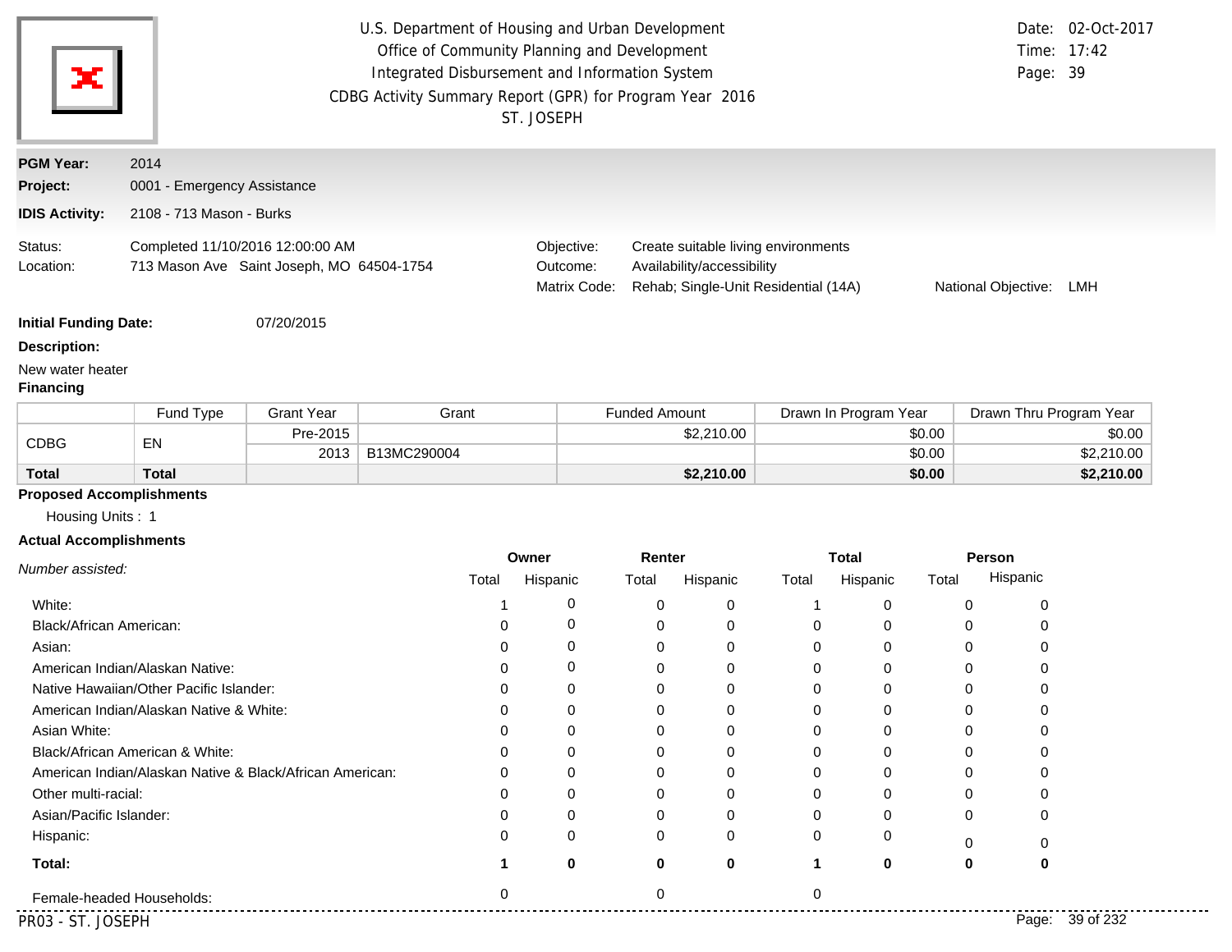U.S. Department of Housing and Urban Development
Office of Community Planning and Development
Integrated Disbursement and Information System
CDBG Activity Summary Report (GPR) for Program Year 2016
ST. JOSEPH

Date: 02-Oct-2017
Time: 17:42

**PGM Year:** 2014
**Project:** 0001 - Emergency Assistance
**IDIS Activity:** 2108 - 713 Mason - Burks

Status: Completed 11/10/2016 12:00:00 AM
Location: 713 Mason Ave Saint Joseph, MO 64504-1754

Objective: Create suitable living environments
Outcome: Availability/accessibility
Matrix Code: Rehab; Single-Unit Residential (14A)
National Objective: LMH

**Initial Funding Date:** 07/20/2015

**Description:**

New water heater

**Financing**

| | Fund Type | Grant Year | Grant | Funded Amount | Drawn In Program Year | Drawn Thru Program Year |
|---|---|---|---|---|---|---|
| CDBG | EN | Pre-2015 | | $2,210.00 | $0.00 | $0.00 |
| | | 2013 | B13MC290004 | | $0.00 | $2,210.00 |
| **Total** | **Total** | | | **$2,210.00** | **$0.00** | **$2,210.00** |

**Proposed Accomplishments**

Housing Units : 1

**Actual Accomplishments**

| *Number assisted:* | Owner | | Renter | | Total | | Person | |
|---|---|---|---|---|---|---|---|---|
| | Total | Hispanic | Total | Hispanic | Total | Hispanic | Total | Hispanic |
| White: | 1 | 0 | 0 | 0 | 1 | 0 | 0 | 0 |
| Black/African American: | 0 | 0 | 0 | 0 | 0 | 0 | 0 | 0 |
| Asian: | 0 | 0 | 0 | 0 | 0 | 0 | 0 | 0 |
| American Indian/Alaskan Native: | 0 | 0 | 0 | 0 | 0 | 0 | 0 | 0 |
| Native Hawaiian/Other Pacific Islander: | 0 | 0 | 0 | 0 | 0 | 0 | 0 | 0 |
| American Indian/Alaskan Native & White: | 0 | 0 | 0 | 0 | 0 | 0 | 0 | 0 |
| Asian White: | 0 | 0 | 0 | 0 | 0 | 0 | 0 | 0 |
| Black/African American & White: | 0 | 0 | 0 | 0 | 0 | 0 | 0 | 0 |
| American Indian/Alaskan Native & Black/African American: | 0 | 0 | 0 | 0 | 0 | 0 | 0 | 0 |
| Other multi-racial: | 0 | 0 | 0 | 0 | 0 | 0 | 0 | 0 |
| Asian/Pacific Islander: | 0 | 0 | 0 | 0 | 0 | 0 | 0 | 0 |
| Hispanic: | 0 | 0 | 0 | 0 | 0 | 0 | 0 | 0 |
| **Total:** | **1** | **0** | **0** | **0** | **1** | **0** | **0** | **0** |
| Female-headed Households: | 0 | | 0 | | 0 | | | |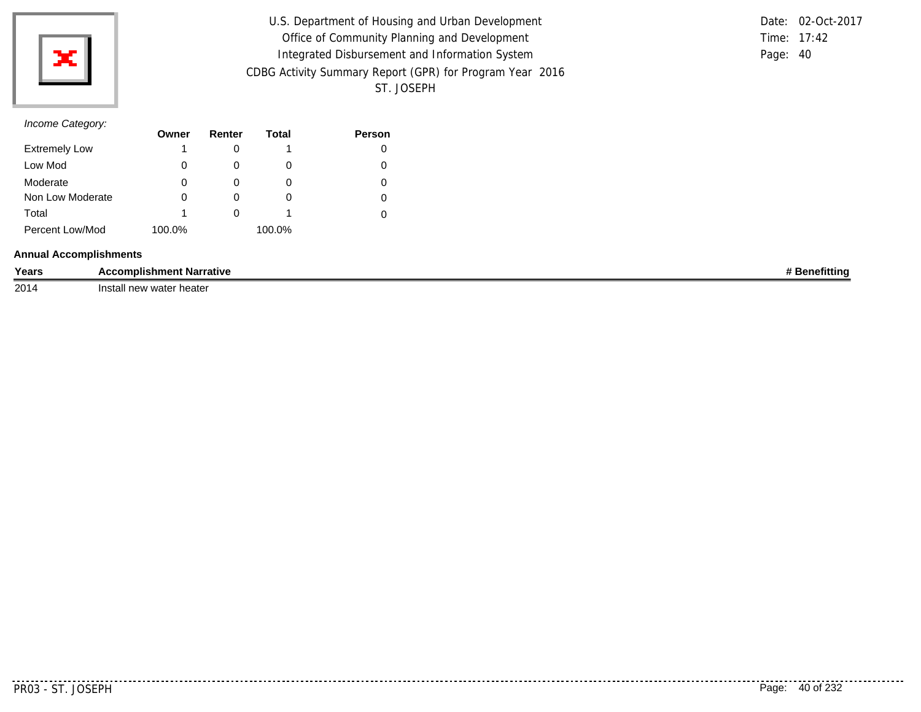*Income Category:*

| | Owner | Renter | Total | Person |
|---|---|---|---|---|
| Extremely Low | 1 | 0 | 1 | 0 |
| Low Mod | 0 | 0 | 0 | 0 |
| Moderate | 0 | 0 | 0 | 0 |
| Non Low Moderate | 0 | 0 | 0 | 0 |
| Total | 1 | 0 | 1 | 0 |
| Percent Low/Mod | 100.0% | | 100.0% | |

**Annual Accomplishments**

| Years | Accomplishment Narrative | # Benefitting |
|---|---|---|
| 2014 | Install new water heater | |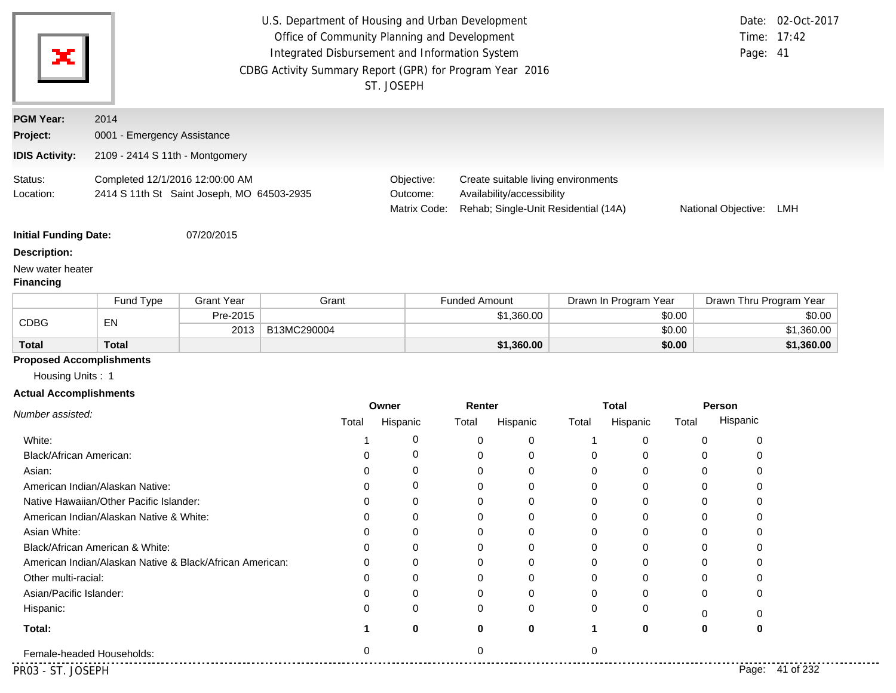U.S. Department of Housing and Urban Development
Office of Community Planning and Development
Integrated Disbursement and Information System
CDBG Activity Summary Report (GPR) for Program Year 2016
ST. JOSEPH

Date: 02-Oct-2017
Time: 17:42

**PGM Year:** 2014
**Project:** 0001 - Emergency Assistance
**IDIS Activity:** 2109 - 2414 S 11th - Montgomery

Status: Completed 12/1/2016 12:00:00 AM
Location: 2414 S 11th St Saint Joseph, MO 64503-2935

Objective: Create suitable living environments
Outcome: Availability/accessibility
Matrix Code: Rehab; Single-Unit Residential (14A)
National Objective: LMH

**Initial Funding Date:** 07/20/2015

**Description:**

New water heater

**Financing**

| | Fund Type | Grant Year | Grant | Funded Amount | Drawn In Program Year | Drawn Thru Program Year |
|---|---|---|---|---|---|---|
| CDBG | EN | Pre-2015 | | $1,360.00 | $0.00 | $0.00 |
| | | 2013 | B13MC290004 | | $0.00 | $1,360.00 |
| **Total** | **Total** | | | **$1,360.00** | **$0.00** | **$1,360.00** |

**Proposed Accomplishments**

Housing Units : 1

**Actual Accomplishments**

| *Number assisted:* | Owner | | Renter | | Total | | Person | |
|---|---|---|---|---|---|---|---|---|
| | Total | Hispanic | Total | Hispanic | Total | Hispanic | Total | Hispanic |
| White: | 1 | 0 | 0 | 0 | 1 | 0 | 0 | 0 |
| Black/African American: | 0 | 0 | 0 | 0 | 0 | 0 | 0 | 0 |
| Asian: | 0 | 0 | 0 | 0 | 0 | 0 | 0 | 0 |
| American Indian/Alaskan Native: | 0 | 0 | 0 | 0 | 0 | 0 | 0 | 0 |
| Native Hawaiian/Other Pacific Islander: | 0 | 0 | 0 | 0 | 0 | 0 | 0 | 0 |
| American Indian/Alaskan Native & White: | 0 | 0 | 0 | 0 | 0 | 0 | 0 | 0 |
| Asian White: | 0 | 0 | 0 | 0 | 0 | 0 | 0 | 0 |
| Black/African American & White: | 0 | 0 | 0 | 0 | 0 | 0 | 0 | 0 |
| American Indian/Alaskan Native & Black/African American: | 0 | 0 | 0 | 0 | 0 | 0 | 0 | 0 |
| Other multi-racial: | 0 | 0 | 0 | 0 | 0 | 0 | 0 | 0 |
| Asian/Pacific Islander: | 0 | 0 | 0 | 0 | 0 | 0 | 0 | 0 |
| Hispanic: | 0 | 0 | 0 | 0 | 0 | 0 | 0 | 0 |
| **Total:** | **1** | **0** | **0** | **0** | **1** | **0** | **0** | **0** |
| Female-headed Households: | 0 | | 0 | | 0 | | | |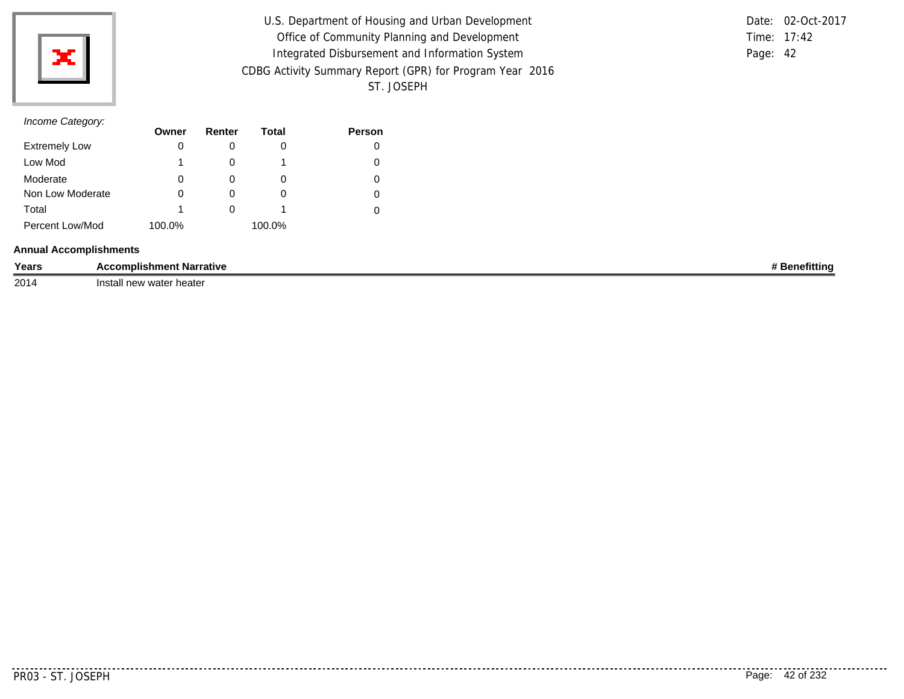*Income Category:*

|  | Owner | Renter | Total | Person |
|---|---|---|---|---|
| Extremely Low | 0 | 0 | 0 | 0 |
| Low Mod | 1 | 0 | 1 | 0 |
| Moderate | 0 | 0 | 0 | 0 |
| Non Low Moderate | 0 | 0 | 0 | 0 |
| Total | 1 | 0 | 1 | 0 |
| Percent Low/Mod | 100.0% |  | 100.0% |  |

**Annual Accomplishments**

| Years | Accomplishment Narrative | # Benefitting |
|---|---|---|
| 2014 | Install new water heater |  |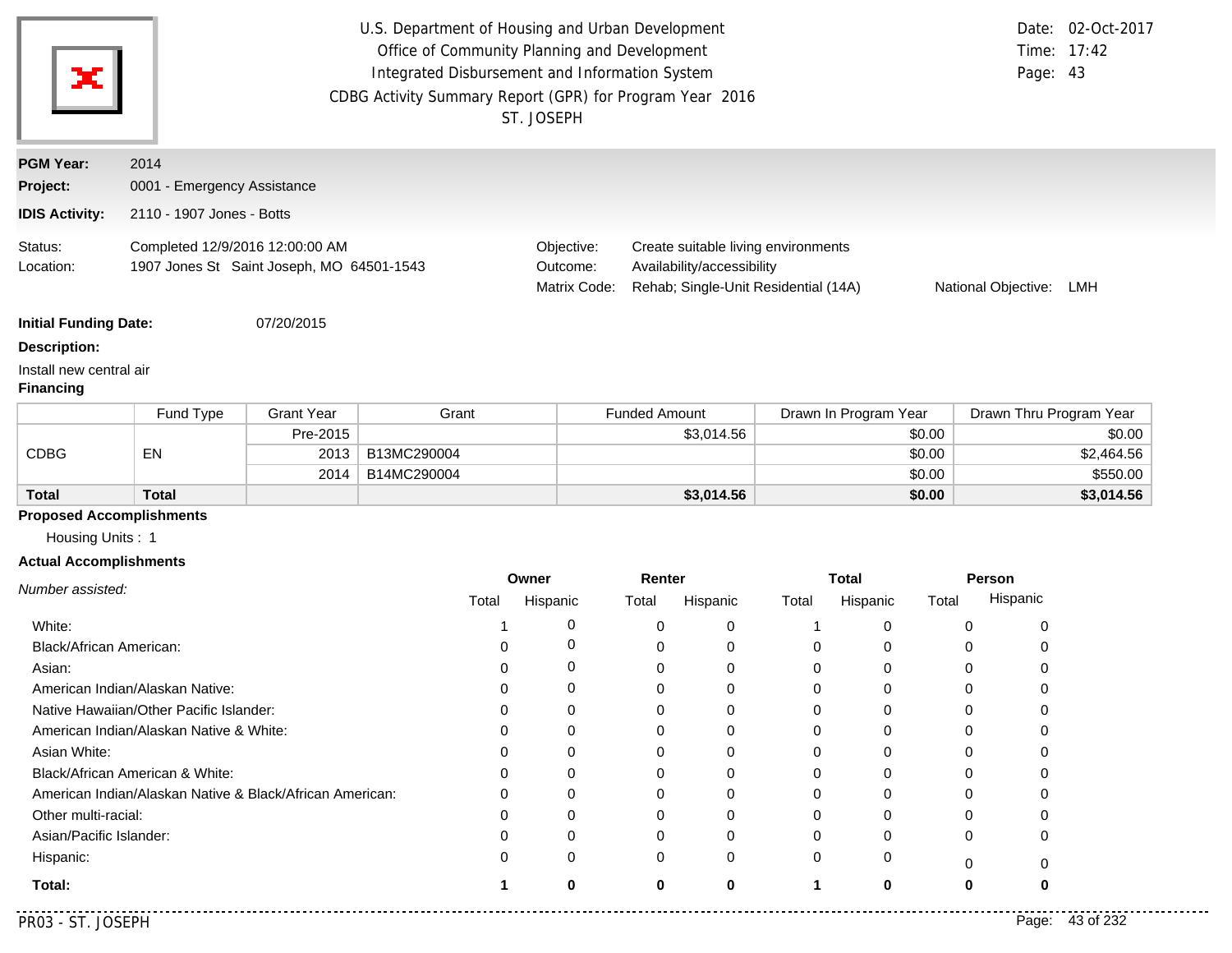U.S. Department of Housing and Urban Development
Office of Community Planning and Development
Integrated Disbursement and Information System
CDBG Activity Summary Report (GPR) for Program Year 2016
ST. JOSEPH

Date: 02-Oct-2017
Time: 17:42
Page: 43

**PGM Year:** 2014
**Project:** 0001 - Emergency Assistance
**IDIS Activity:** 2110 - 1907 Jones - Botts

Status: Completed 12/9/2016 12:00:00 AM
Location: 1907 Jones St Saint Joseph, MO 64501-1543

Objective: Create suitable living environments
Outcome: Availability/accessibility
Matrix Code: Rehab; Single-Unit Residential (14A)
National Objective: LMH

**Initial Funding Date:** 07/20/2015

**Description:**

Install new central air

**Financing**

| | Fund Type | Grant Year | Grant | Funded Amount | Drawn In Program Year | Drawn Thru Program Year |
|---|---|---|---|---|---|---|
| CDBG | EN | Pre-2015 | | $3,014.56 | $0.00 | $0.00 |
| | | 2013 | B13MC290004 | | $0.00 | $2,464.56 |
| | | 2014 | B14MC290004 | | $0.00 | $550.00 |
| **Total** | **Total** | | | **$3,014.56** | **$0.00** | **$3,014.56** |

**Proposed Accomplishments**

Housing Units : 1

**Actual Accomplishments**

| *Number assisted:* | Owner | | Renter | | Total | | Person | |
|---|---|---|---|---|---|---|---|---|
| | Total | Hispanic | Total | Hispanic | Total | Hispanic | Total | Hispanic |
| White: | 1 | 0 | 0 | 0 | 1 | 0 | 0 | 0 |
| Black/African American: | 0 | 0 | 0 | 0 | 0 | 0 | 0 | 0 |
| Asian: | 0 | 0 | 0 | 0 | 0 | 0 | 0 | 0 |
| American Indian/Alaskan Native: | 0 | 0 | 0 | 0 | 0 | 0 | 0 | 0 |
| Native Hawaiian/Other Pacific Islander: | 0 | 0 | 0 | 0 | 0 | 0 | 0 | 0 |
| American Indian/Alaskan Native & White: | 0 | 0 | 0 | 0 | 0 | 0 | 0 | 0 |
| Asian White: | 0 | 0 | 0 | 0 | 0 | 0 | 0 | 0 |
| Black/African American & White: | 0 | 0 | 0 | 0 | 0 | 0 | 0 | 0 |
| American Indian/Alaskan Native & Black/African American: | 0 | 0 | 0 | 0 | 0 | 0 | 0 | 0 |
| Other multi-racial: | 0 | 0 | 0 | 0 | 0 | 0 | 0 | 0 |
| Asian/Pacific Islander: | 0 | 0 | 0 | 0 | 0 | 0 | 0 | 0 |
| Hispanic: | 0 | 0 | 0 | 0 | 0 | 0 | 0 | 0 |
| **Total:** | **1** | **0** | **0** | **0** | **1** | **0** | **0** | **0** |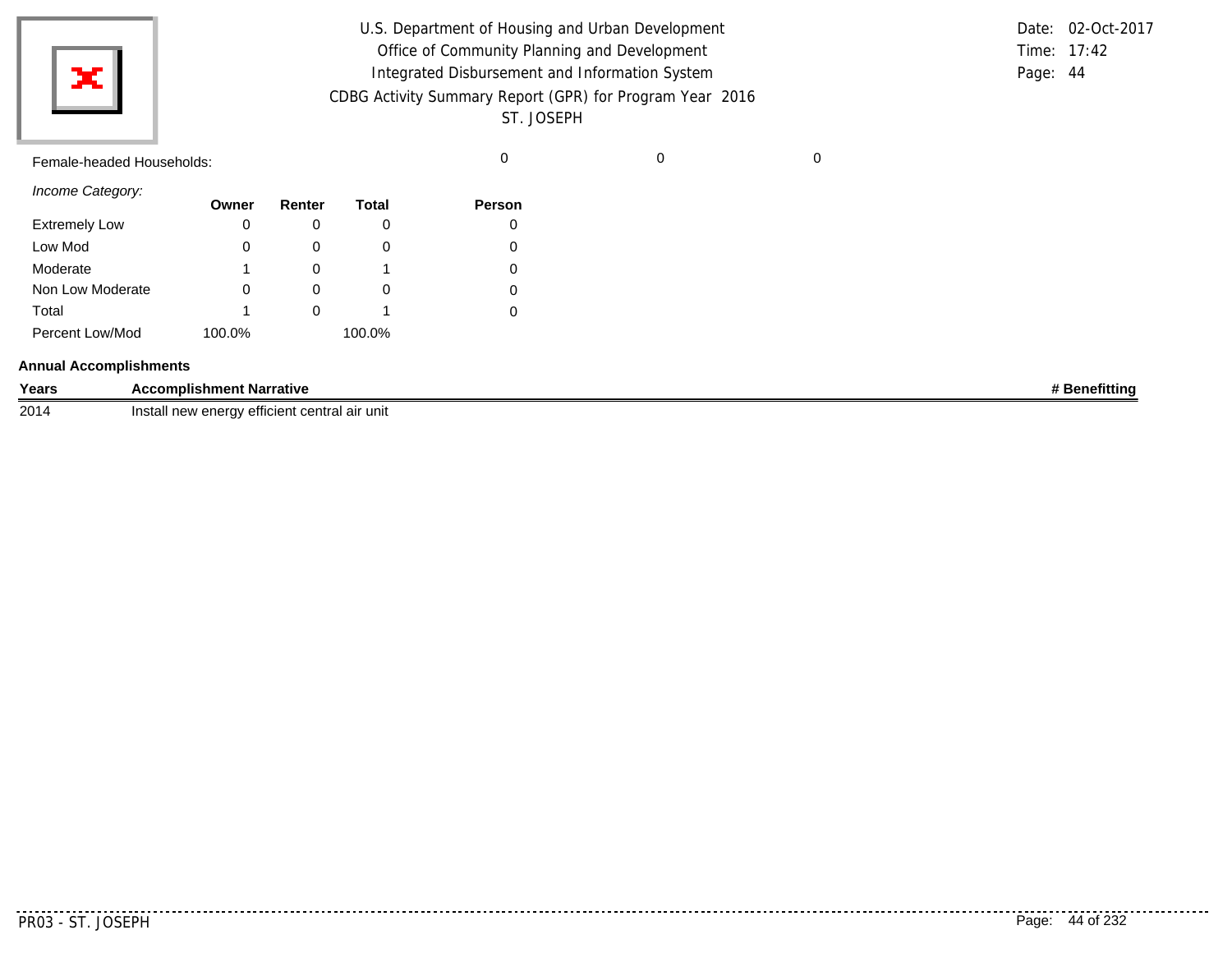Female-headed Households: 0 0 0

*Income Category:*

| | Owner | Renter | Total | Person |
|---|---|---|---|---|
| Extremely Low | 0 | 0 | 0 | 0 |
| Low Mod | 0 | 0 | 0 | 0 |
| Moderate | 1 | 0 | 1 | 0 |
| Non Low Moderate | 0 | 0 | 0 | 0 |
| Total | 1 | 0 | 1 | 0 |
| Percent Low/Mod | 100.0% | | 100.0% | |

**Annual Accomplishments**

| Years | Accomplishment Narrative | # Benefitting |
|---|---|---|
| 2014 | Install new energy efficient central air unit | |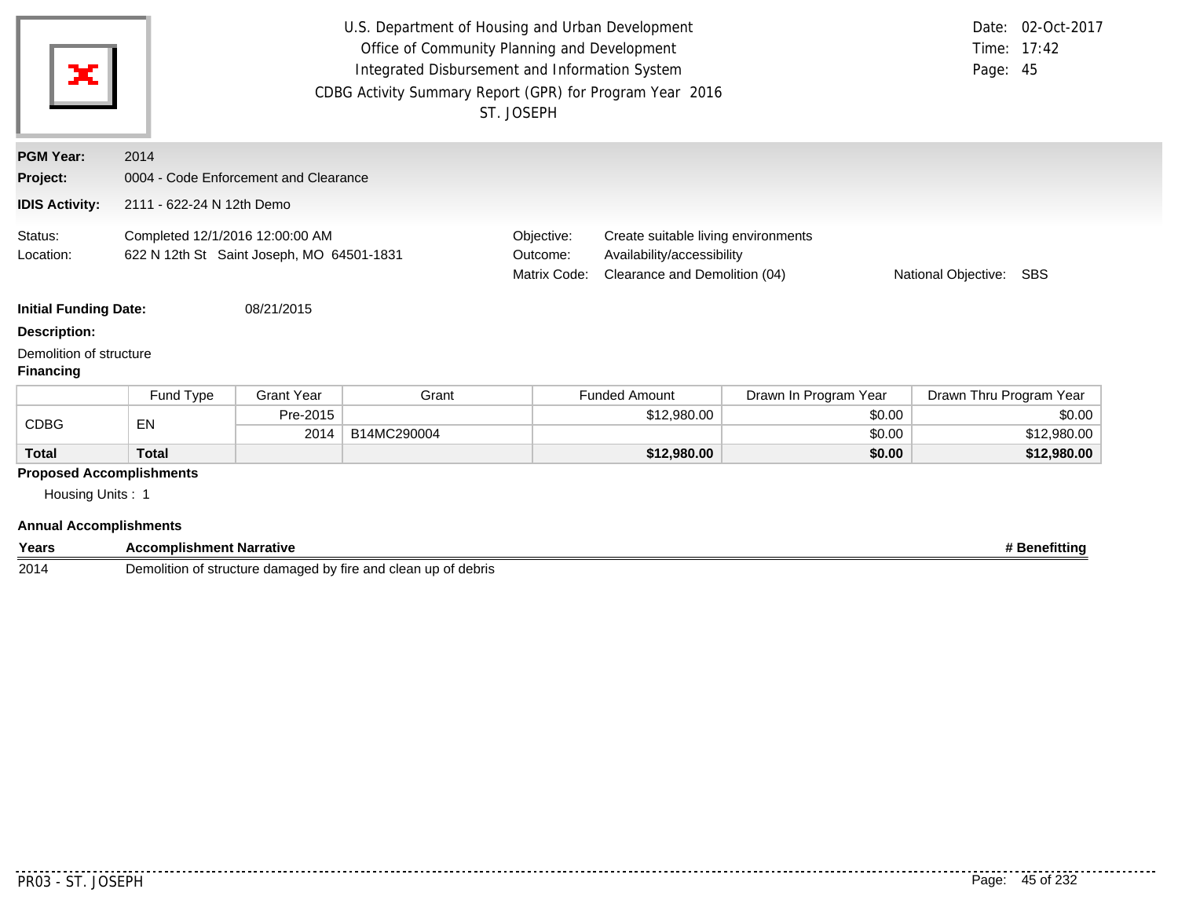U.S. Department of Housing and Urban Development
Office of Community Planning and Development
Integrated Disbursement and Information System
CDBG Activity Summary Report (GPR) for Program Year 2016
ST. JOSEPH

Date: 02-Oct-2017
Time: 17:42
Page: 45

**PGM Year:** 2014
**Project:** 0004 - Code Enforcement and Clearance
**IDIS Activity:** 2111 - 622-24 N 12th Demo

Status: Completed 12/1/2016 12:00:00 AM
Location: 622 N 12th St Saint Joseph, MO 64501-1831

Objective: Create suitable living environments
Outcome: Availability/accessibility
Matrix Code: Clearance and Demolition (04)
National Objective: SBS

**Initial Funding Date:** 08/21/2015

**Description:**

Demolition of structure

**Financing**

| | Fund Type | Grant Year | Grant | Funded Amount | Drawn In Program Year | Drawn Thru Program Year |
|---|---|---|---|---|---|---|
| CDBG | EN | Pre-2015 | | $12,980.00 | $0.00 | $0.00 |
| | | 2014 | B14MC290004 | | $0.00 | $12,980.00 |
| **Total** | **Total** | | | **$12,980.00** | **$0.00** | **$12,980.00** |

**Proposed Accomplishments**

Housing Units : 1

**Annual Accomplishments**

| Years | Accomplishment Narrative | # Benefitting |
|---|---|---|
| 2014 | Demolition of structure damaged by fire and clean up of debris | |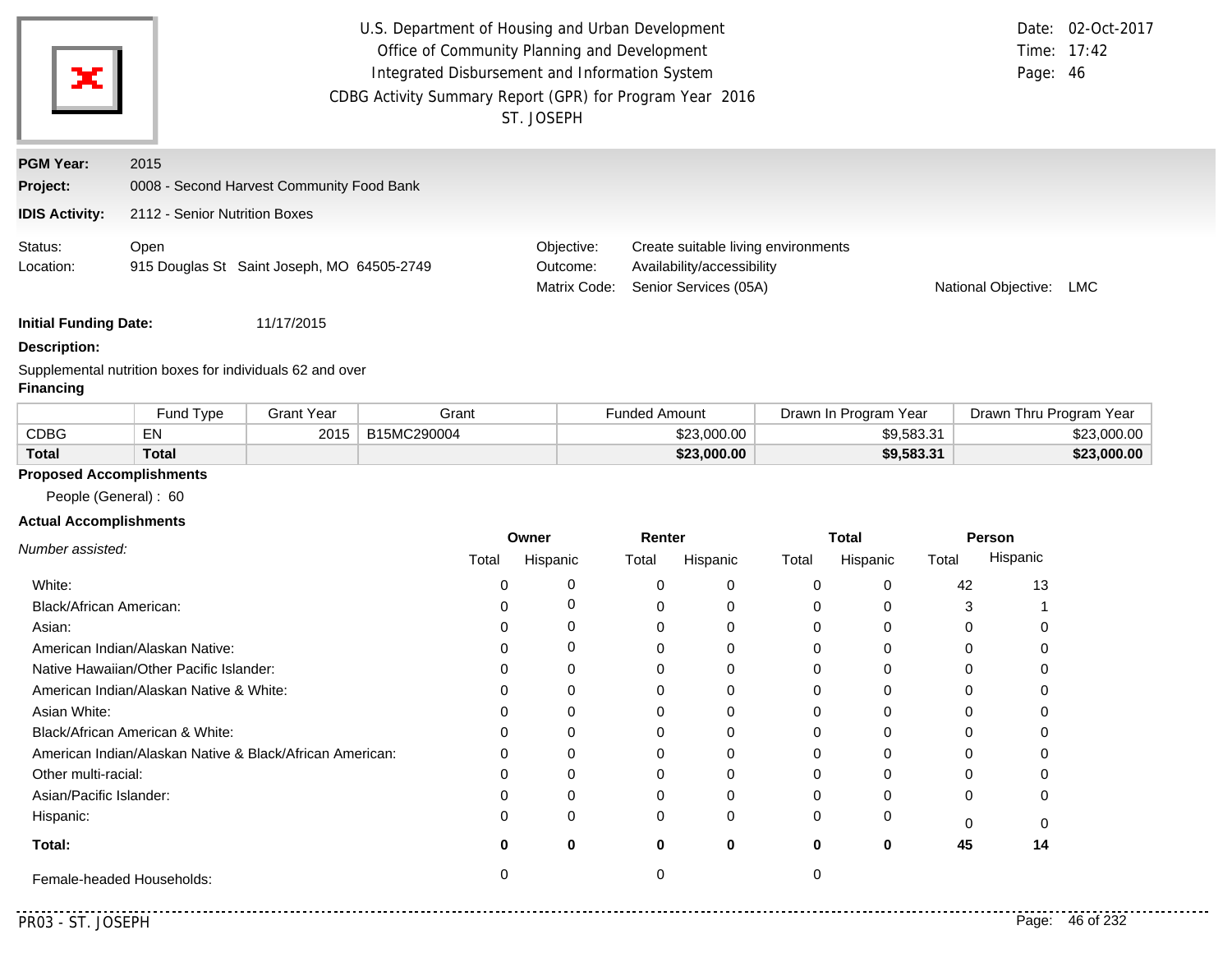U.S. Department of Housing and Urban Development
Office of Community Planning and Development
Integrated Disbursement and Information System
CDBG Activity Summary Report (GPR) for Program Year 2016
ST. JOSEPH

Date: 02-Oct-2017
Time: 17:42

**PGM Year:** 2015

**Project:** 0008 - Second Harvest Community Food Bank

**IDIS Activity:** 2112 - Senior Nutrition Boxes

Status: Open
Location: 915 Douglas St Saint Joseph, MO 64505-2749

Objective: Create suitable living environments
Outcome: Availability/accessibility
Matrix Code: Senior Services (05A)
National Objective: LMC

**Initial Funding Date:** 11/17/2015

**Description:**

Supplemental nutrition boxes for individuals 62 and over

**Financing**

| | Fund Type | Grant Year | Grant | Funded Amount | Drawn In Program Year | Drawn Thru Program Year |
|---|---|---|---|---|---|---|
| CDBG | EN | 2015 | B15MC290004 | $23,000.00 | $9,583.31 | $23,000.00 |
| **Total** | **Total** | | | **$23,000.00** | **$9,583.31** | **$23,000.00** |

**Proposed Accomplishments**

People (General) : 60

**Actual Accomplishments**

| *Number assisted:* | Owner | | Renter | | Total | | Person | |
|---|---|---|---|---|---|---|---|---|
| | Total | Hispanic | Total | Hispanic | Total | Hispanic | Total | Hispanic |
| White: | 0 | 0 | 0 | 0 | 0 | 0 | 42 | 13 |
| Black/African American: | 0 | 0 | 0 | 0 | 0 | 0 | 3 | 1 |
| Asian: | 0 | 0 | 0 | 0 | 0 | 0 | 0 | 0 |
| American Indian/Alaskan Native: | 0 | 0 | 0 | 0 | 0 | 0 | 0 | 0 |
| Native Hawaiian/Other Pacific Islander: | 0 | 0 | 0 | 0 | 0 | 0 | 0 | 0 |
| American Indian/Alaskan Native & White: | 0 | 0 | 0 | 0 | 0 | 0 | 0 | 0 |
| Asian White: | 0 | 0 | 0 | 0 | 0 | 0 | 0 | 0 |
| Black/African American & White: | 0 | 0 | 0 | 0 | 0 | 0 | 0 | 0 |
| American Indian/Alaskan Native & Black/African American: | 0 | 0 | 0 | 0 | 0 | 0 | 0 | 0 |
| Other multi-racial: | 0 | 0 | 0 | 0 | 0 | 0 | 0 | 0 |
| Asian/Pacific Islander: | 0 | 0 | 0 | 0 | 0 | 0 | 0 | 0 |
| Hispanic: | 0 | 0 | 0 | 0 | 0 | 0 | 0 | 0 |
| **Total:** | **0** | **0** | **0** | **0** | **0** | **0** | **45** | **14** |
| Female-headed Households: | 0 | | 0 | | 0 | | | |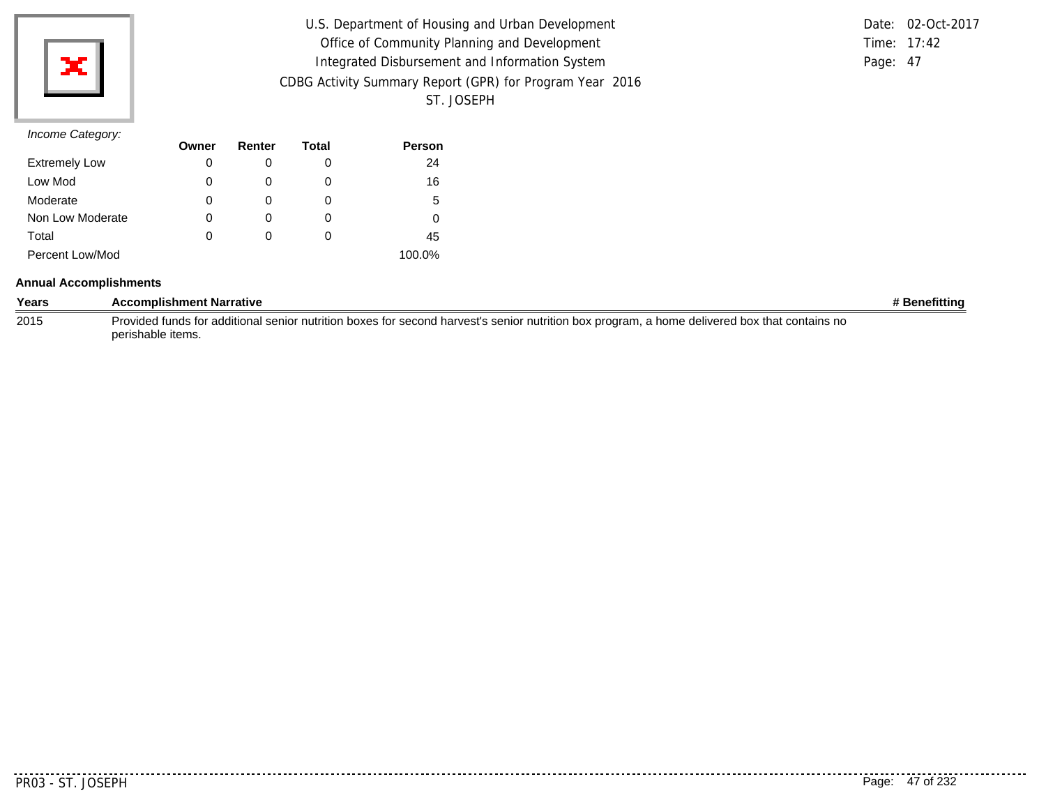*Income Category:*

| | Owner | Renter | Total | Person |
|---|---|---|---|---|
| Extremely Low | 0 | 0 | 0 | 24 |
| Low Mod | 0 | 0 | 0 | 16 |
| Moderate | 0 | 0 | 0 | 5 |
| Non Low Moderate | 0 | 0 | 0 | 0 |
| Total | 0 | 0 | 0 | 45 |
| Percent Low/Mod | | | | 100.0% |

**Annual Accomplishments**

| Years | Accomplishment Narrative | # Benefitting |
|---|---|---|
| 2015 | Provided funds for additional senior nutrition boxes for second harvest's senior nutrition box program, a home delivered box that contains no perishable items. | |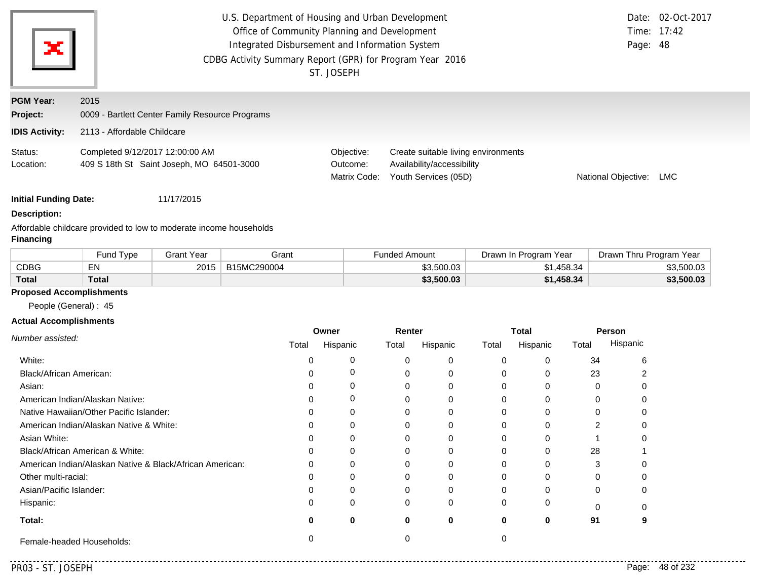U.S. Department of Housing and Urban Development
Office of Community Planning and Development
Integrated Disbursement and Information System
CDBG Activity Summary Report (GPR) for Program Year 2016
ST. JOSEPH

Date: 02-Oct-2017
Time: 17:42
Page: 48

**PGM Year:** 2015
**Project:** 0009 - Bartlett Center Family Resource Programs
**IDIS Activity:** 2113 - Affordable Childcare

Status: Completed 9/12/2017 12:00:00 AM
Location: 409 S 18th St Saint Joseph, MO 64501-3000

Objective: Create suitable living environments
Outcome: Availability/accessibility
Matrix Code: Youth Services (05D)
National Objective: LMC

**Initial Funding Date:** 11/17/2015

**Description:**

Affordable childcare provided to low to moderate income households

**Financing**

| | Fund Type | Grant Year | Grant | Funded Amount | Drawn In Program Year | Drawn Thru Program Year |
|---|---|---|---|---|---|---|
| CDBG | EN | 2015 | B15MC290004 | $3,500.03 | $1,458.34 | $3,500.03 |
| **Total** | **Total** | | | **$3,500.03** | **$1,458.34** | **$3,500.03** |

**Proposed Accomplishments**

People (General) : 45

**Actual Accomplishments**

| *Number assisted:* | Owner | | Renter | | Total | | Person | |
|---|---|---|---|---|---|---|---|---|
| | Total | Hispanic | Total | Hispanic | Total | Hispanic | Total | Hispanic |
| White: | 0 | 0 | 0 | 0 | 0 | 0 | 34 | 6 |
| Black/African American: | 0 | 0 | 0 | 0 | 0 | 0 | 23 | 2 |
| Asian: | 0 | 0 | 0 | 0 | 0 | 0 | 0 | 0 |
| American Indian/Alaskan Native: | 0 | 0 | 0 | 0 | 0 | 0 | 0 | 0 |
| Native Hawaiian/Other Pacific Islander: | 0 | 0 | 0 | 0 | 0 | 0 | 0 | 0 |
| American Indian/Alaskan Native & White: | 0 | 0 | 0 | 0 | 0 | 0 | 2 | 0 |
| Asian White: | 0 | 0 | 0 | 0 | 0 | 0 | 1 | 0 |
| Black/African American & White: | 0 | 0 | 0 | 0 | 0 | 0 | 28 | 1 |
| American Indian/Alaskan Native & Black/African American: | 0 | 0 | 0 | 0 | 0 | 0 | 3 | 0 |
| Other multi-racial: | 0 | 0 | 0 | 0 | 0 | 0 | 0 | 0 |
| Asian/Pacific Islander: | 0 | 0 | 0 | 0 | 0 | 0 | 0 | 0 |
| Hispanic: | 0 | 0 | 0 | 0 | 0 | 0 | 0 | 0 |
| **Total:** | **0** | **0** | **0** | **0** | **0** | **0** | **91** | **9** |
| Female-headed Households: | 0 | | 0 | | 0 | | | |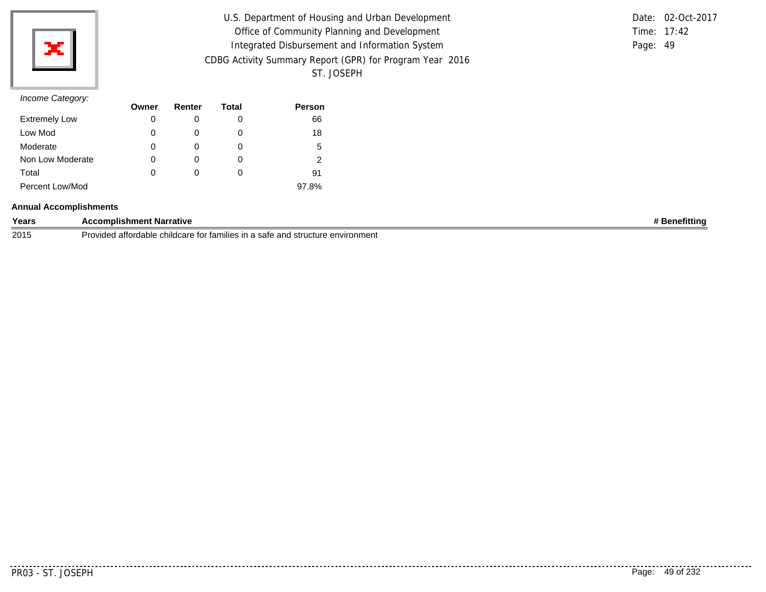*Income Category:*

| | Owner | Renter | Total | Person |
|---|---|---|---|---|
| Extremely Low | 0 | 0 | 0 | 66 |
| Low Mod | 0 | 0 | 0 | 18 |
| Moderate | 0 | 0 | 0 | 5 |
| Non Low Moderate | 0 | 0 | 0 | 2 |
| Total | 0 | 0 | 0 | 91 |
| Percent Low/Mod | | | | 97.8% |

**Annual Accomplishments**

| Years | Accomplishment Narrative | # Benefitting |
|---|---|---|
| 2015 | Provided affordable childcare for families in a safe and structure environment | |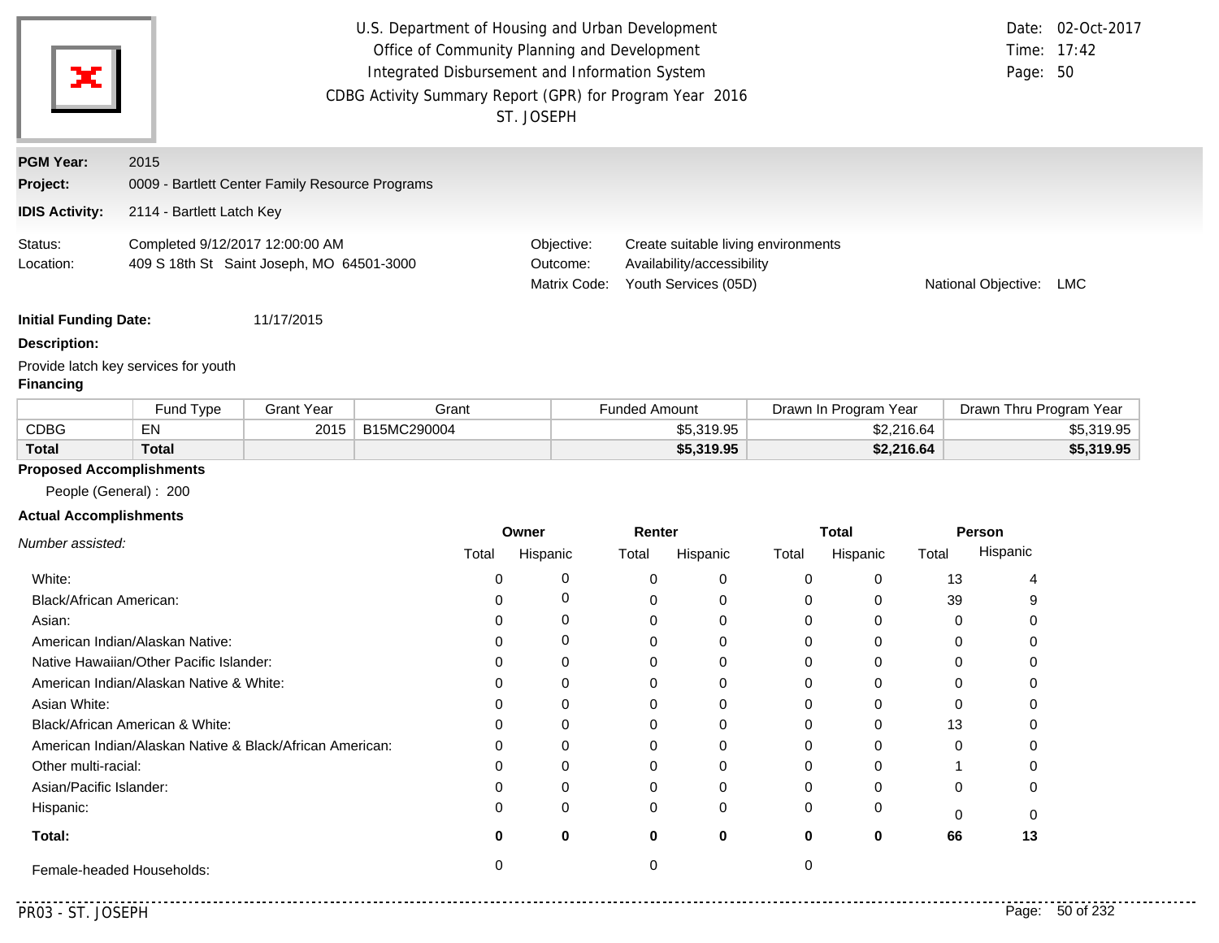U.S. Department of Housing and Urban Development
Office of Community Planning and Development
Integrated Disbursement and Information System
CDBG Activity Summary Report (GPR) for Program Year 2016
ST. JOSEPH

Date: 02-Oct-2017
Time: 17:42
Page: 50

**PGM Year:** 2015

**Project:** 0009 - Bartlett Center Family Resource Programs

**IDIS Activity:** 2114 - Bartlett Latch Key

Status: Completed 9/12/2017 12:00:00 AM
Location: 409 S 18th St Saint Joseph, MO 64501-3000

Objective: Create suitable living environments
Outcome: Availability/accessibility
Matrix Code: Youth Services (05D)
National Objective: LMC

**Initial Funding Date:** 11/17/2015

**Description:**

Provide latch key services for youth

**Financing**

| | Fund Type | Grant Year | Grant | Funded Amount | Drawn In Program Year | Drawn Thru Program Year |
|---|---|---|---|---|---|---|
| CDBG | EN | 2015 | B15MC290004 | $5,319.95 | $2,216.64 | $5,319.95 |
| **Total** | **Total** | | | **$5,319.95** | **$2,216.64** | **$5,319.95** |

**Proposed Accomplishments**

People (General) : 200

**Actual Accomplishments**

| *Number assisted:* | Owner | | Renter | | Total | | Person | |
|---|---|---|---|---|---|---|---|---|
| | Total | Hispanic | Total | Hispanic | Total | Hispanic | Total | Hispanic |
| White: | 0 | 0 | 0 | 0 | 0 | 0 | 13 | 4 |
| Black/African American: | 0 | 0 | 0 | 0 | 0 | 0 | 39 | 9 |
| Asian: | 0 | 0 | 0 | 0 | 0 | 0 | 0 | 0 |
| American Indian/Alaskan Native: | 0 | 0 | 0 | 0 | 0 | 0 | 0 | 0 |
| Native Hawaiian/Other Pacific Islander: | 0 | 0 | 0 | 0 | 0 | 0 | 0 | 0 |
| American Indian/Alaskan Native & White: | 0 | 0 | 0 | 0 | 0 | 0 | 0 | 0 |
| Asian White: | 0 | 0 | 0 | 0 | 0 | 0 | 0 | 0 |
| Black/African American & White: | 0 | 0 | 0 | 0 | 0 | 0 | 13 | 0 |
| American Indian/Alaskan Native & Black/African American: | 0 | 0 | 0 | 0 | 0 | 0 | 0 | 0 |
| Other multi-racial: | 0 | 0 | 0 | 0 | 0 | 0 | 1 | 0 |
| Asian/Pacific Islander: | 0 | 0 | 0 | 0 | 0 | 0 | 0 | 0 |
| Hispanic: | 0 | 0 | 0 | 0 | 0 | 0 | 0 | 0 |
| **Total:** | **0** | **0** | **0** | **0** | **0** | **0** | **66** | **13** |
| Female-headed Households: | 0 | | 0 | | 0 | | | |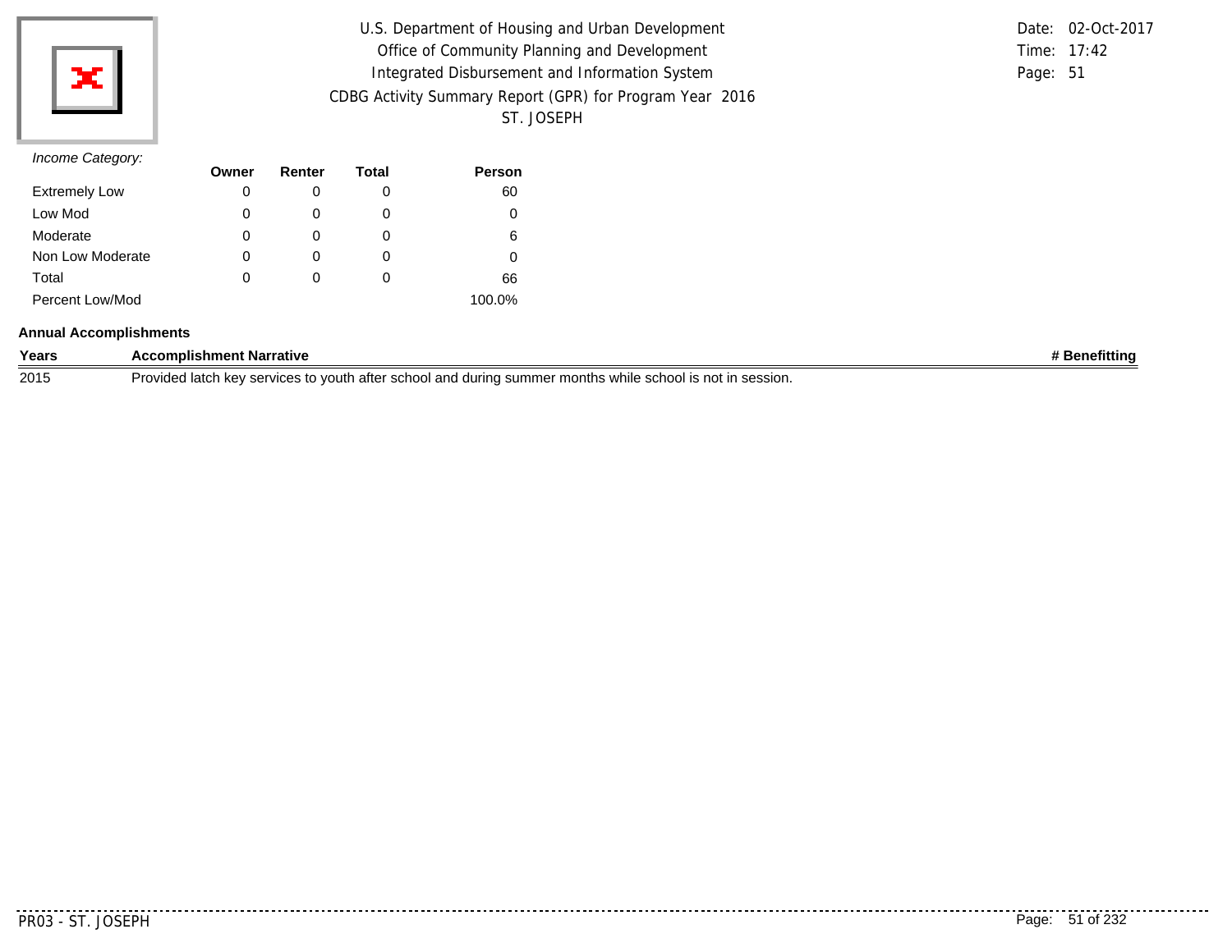*Income Category:*

| | Owner | Renter | Total | Person |
|---|---|---|---|---|
| Extremely Low | 0 | 0 | 0 | 60 |
| Low Mod | 0 | 0 | 0 | 0 |
| Moderate | 0 | 0 | 0 | 6 |
| Non Low Moderate | 0 | 0 | 0 | 0 |
| Total | 0 | 0 | 0 | 66 |
| Percent Low/Mod | | | | 100.0% |

**Annual Accomplishments**

| Years | Accomplishment Narrative | # Benefitting |
|---|---|---|
| 2015 | Provided latch key services to youth after school and during summer months while school is not in session. | |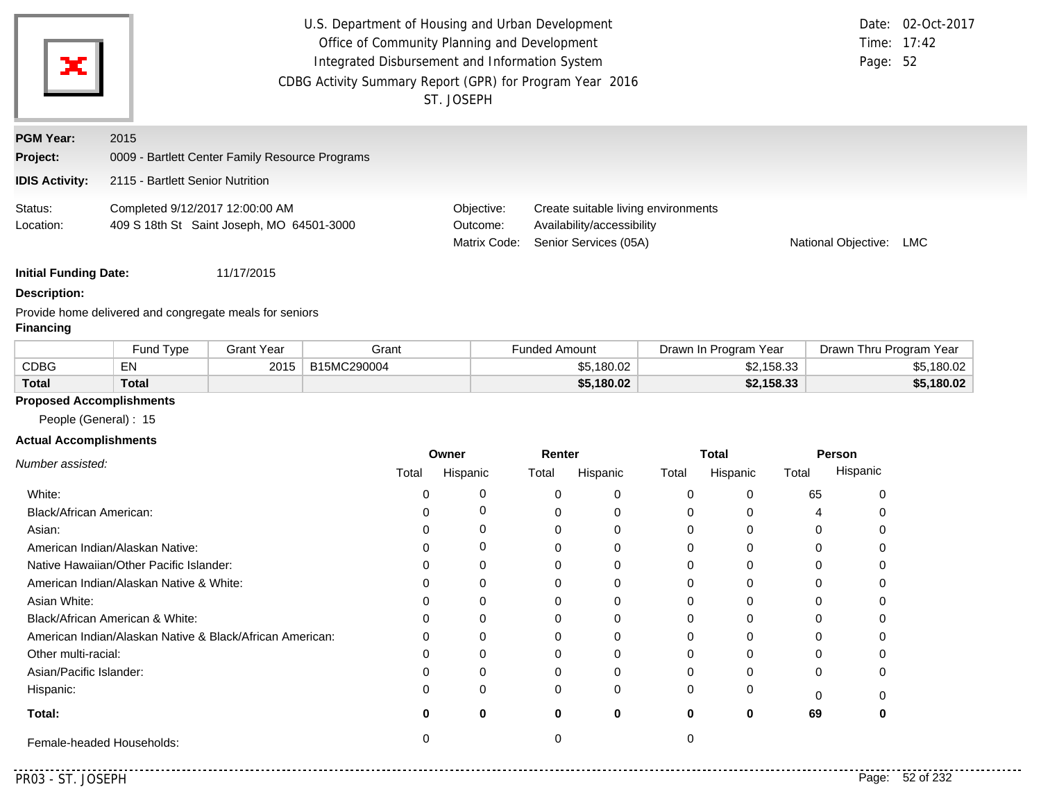U.S. Department of Housing and Urban Development
Office of Community Planning and Development
Integrated Disbursement and Information System
CDBG Activity Summary Report (GPR) for Program Year 2016
ST. JOSEPH

Date: 02-Oct-2017
Time: 17:42

**PGM Year:** 2015
**Project:** 0009 - Bartlett Center Family Resource Programs
**IDIS Activity:** 2115 - Bartlett Senior Nutrition

Status: Completed 9/12/2017 12:00:00 AM
Location: 409 S 18th St Saint Joseph, MO 64501-3000

Objective: Create suitable living environments
Outcome: Availability/accessibility
Matrix Code: Senior Services (05A)
National Objective: LMC

**Initial Funding Date:** 11/17/2015

**Description:**

Provide home delivered and congregate meals for seniors

**Financing**

| | Fund Type | Grant Year | Grant | Funded Amount | Drawn In Program Year | Drawn Thru Program Year |
|---|---|---|---|---|---|---|
| CDBG | EN | 2015 | B15MC290004 | $5,180.02 | $2,158.33 | $5,180.02 |
| **Total** | **Total** | | | **$5,180.02** | **$2,158.33** | **$5,180.02** |

**Proposed Accomplishments**

People (General) : 15

**Actual Accomplishments**

| *Number assisted:* | Owner | | Renter | | Total | | Person | |
|---|---|---|---|---|---|---|---|---|
| | Total | Hispanic | Total | Hispanic | Total | Hispanic | Total | Hispanic |
| White: | 0 | 0 | 0 | 0 | 0 | 0 | 65 | 0 |
| Black/African American: | 0 | 0 | 0 | 0 | 0 | 0 | 4 | 0 |
| Asian: | 0 | 0 | 0 | 0 | 0 | 0 | 0 | 0 |
| American Indian/Alaskan Native: | 0 | 0 | 0 | 0 | 0 | 0 | 0 | 0 |
| Native Hawaiian/Other Pacific Islander: | 0 | 0 | 0 | 0 | 0 | 0 | 0 | 0 |
| American Indian/Alaskan Native & White: | 0 | 0 | 0 | 0 | 0 | 0 | 0 | 0 |
| Asian White: | 0 | 0 | 0 | 0 | 0 | 0 | 0 | 0 |
| Black/African American & White: | 0 | 0 | 0 | 0 | 0 | 0 | 0 | 0 |
| American Indian/Alaskan Native & Black/African American: | 0 | 0 | 0 | 0 | 0 | 0 | 0 | 0 |
| Other multi-racial: | 0 | 0 | 0 | 0 | 0 | 0 | 0 | 0 |
| Asian/Pacific Islander: | 0 | 0 | 0 | 0 | 0 | 0 | 0 | 0 |
| Hispanic: | 0 | 0 | 0 | 0 | 0 | 0 | 0 | 0 |
| **Total:** | **0** | **0** | **0** | **0** | **0** | **0** | **69** | **0** |
| Female-headed Households: | 0 | | 0 | | 0 | | | |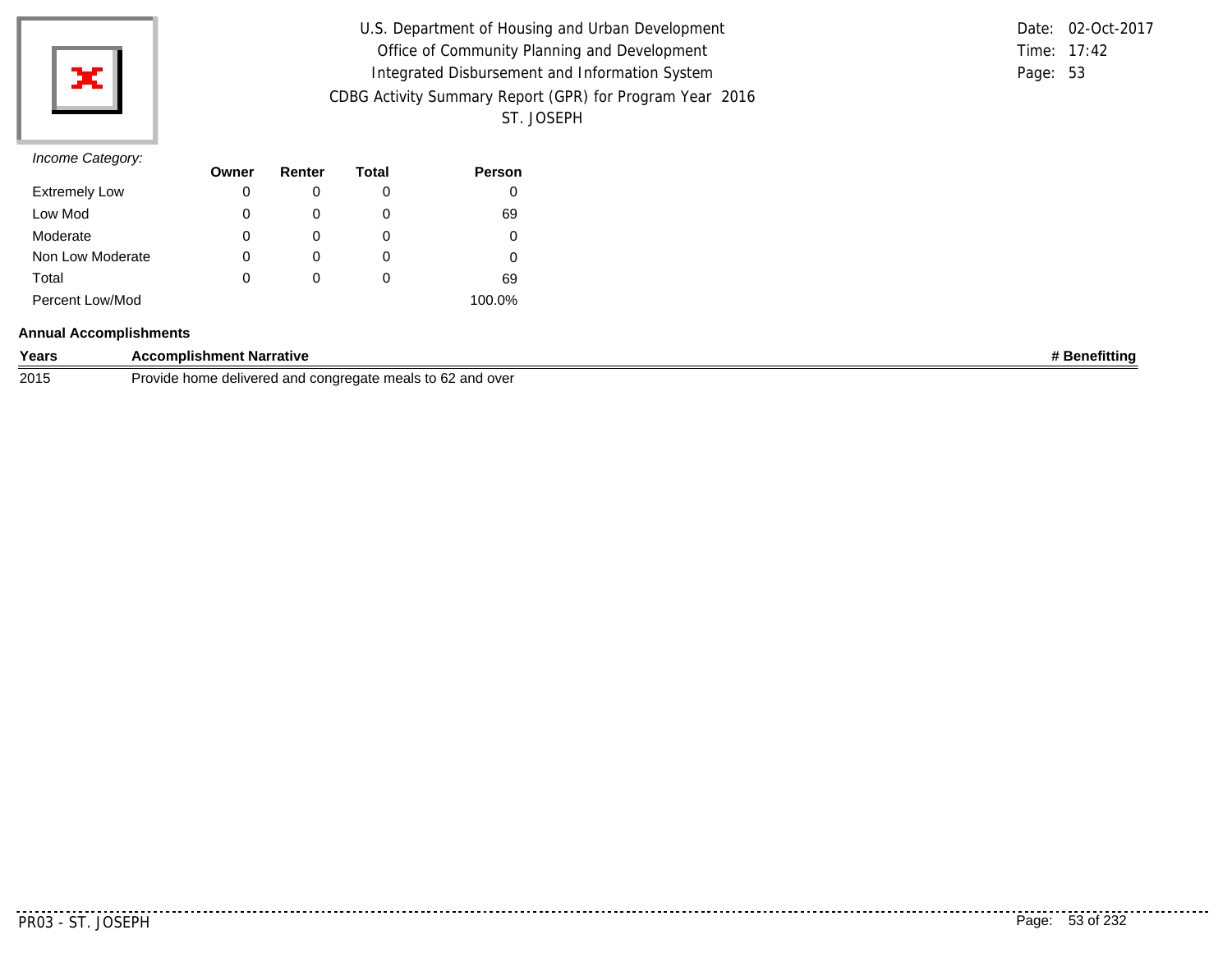*Income Category:*

| | Owner | Renter | Total | Person |
|---|---|---|---|---|
| Extremely Low | 0 | 0 | 0 | 0 |
| Low Mod | 0 | 0 | 0 | 69 |
| Moderate | 0 | 0 | 0 | 0 |
| Non Low Moderate | 0 | 0 | 0 | 0 |
| Total | 0 | 0 | 0 | 69 |
| Percent Low/Mod | | | | 100.0% |

**Annual Accomplishments**

| Years | Accomplishment Narrative | # Benefitting |
|---|---|---|
| 2015 | Provide home delivered and congregate meals to 62 and over | |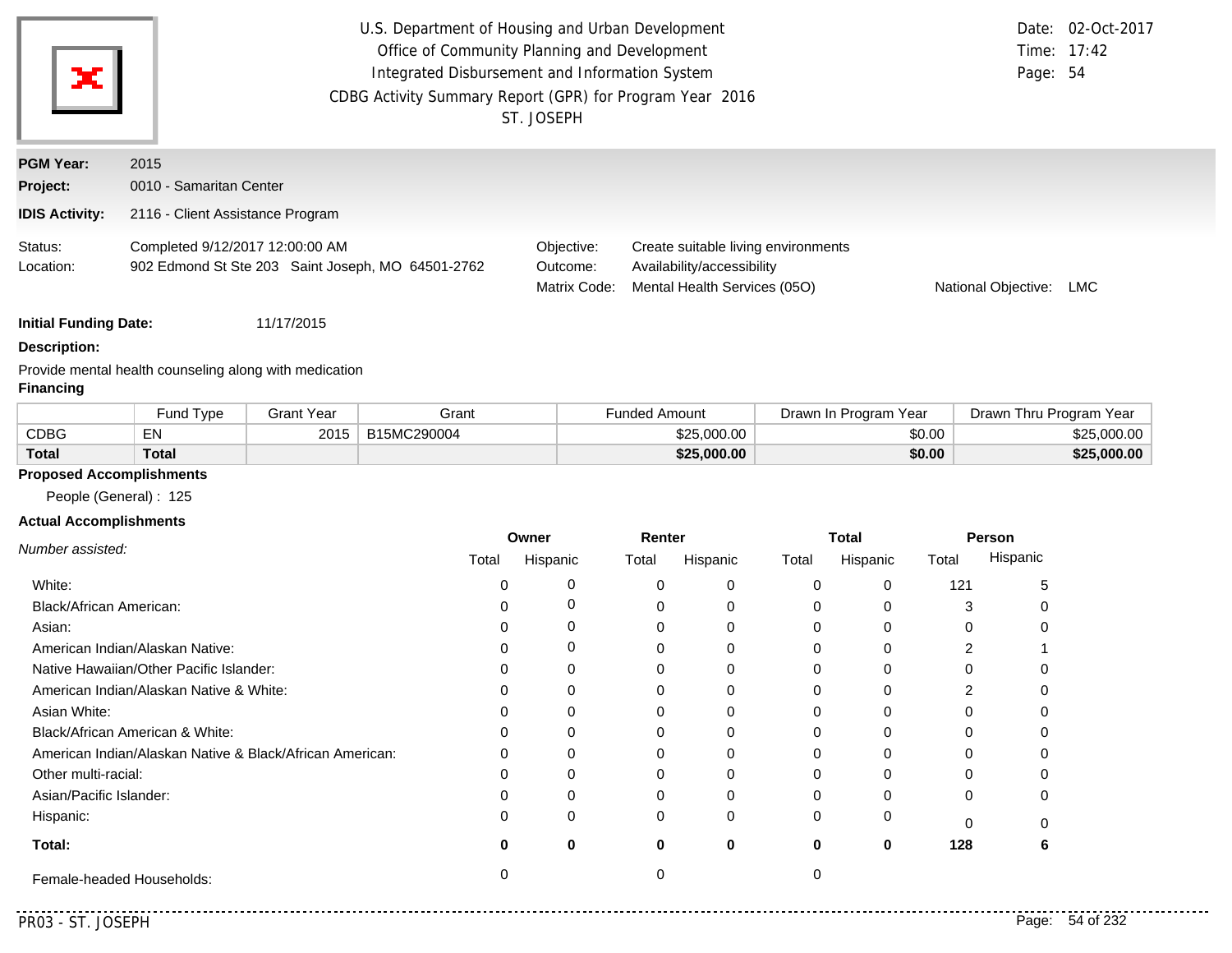U.S. Department of Housing and Urban Development
Office of Community Planning and Development
Integrated Disbursement and Information System
CDBG Activity Summary Report (GPR) for Program Year 2016
ST. JOSEPH

Date: 02-Oct-2017
Time: 17:42
Page: 54

**PGM Year:** 2015
**Project:** 0010 - Samaritan Center
**IDIS Activity:** 2116 - Client Assistance Program

Status: Completed 9/12/2017 12:00:00 AM
Location: 902 Edmond St Ste 203 Saint Joseph, MO 64501-2762

Objective: Create suitable living environments
Outcome: Availability/accessibility
Matrix Code: Mental Health Services (05O)
National Objective: LMC

**Initial Funding Date:** 11/17/2015

**Description:**

Provide mental health counseling along with medication

**Financing**

| | Fund Type | Grant Year | Grant | Funded Amount | Drawn In Program Year | Drawn Thru Program Year |
|---|---|---|---|---|---|---|
| CDBG | EN | 2015 | B15MC290004 | $25,000.00 | $0.00 | $25,000.00 |
| **Total** | **Total** | | | **$25,000.00** | **$0.00** | **$25,000.00** |

**Proposed Accomplishments**

People (General) : 125

**Actual Accomplishments**

| *Number assisted:* | Owner | | Renter | | Total | | Person | |
|---|---|---|---|---|---|---|---|---|
| | Total | Hispanic | Total | Hispanic | Total | Hispanic | Total | Hispanic |
| White: | 0 | 0 | 0 | 0 | 0 | 0 | 121 | 5 |
| Black/African American: | 0 | 0 | 0 | 0 | 0 | 0 | 3 | 0 |
| Asian: | 0 | 0 | 0 | 0 | 0 | 0 | 0 | 0 |
| American Indian/Alaskan Native: | 0 | 0 | 0 | 0 | 0 | 0 | 2 | 1 |
| Native Hawaiian/Other Pacific Islander: | 0 | 0 | 0 | 0 | 0 | 0 | 0 | 0 |
| American Indian/Alaskan Native & White: | 0 | 0 | 0 | 0 | 0 | 0 | 2 | 0 |
| Asian White: | 0 | 0 | 0 | 0 | 0 | 0 | 0 | 0 |
| Black/African American & White: | 0 | 0 | 0 | 0 | 0 | 0 | 0 | 0 |
| American Indian/Alaskan Native & Black/African American: | 0 | 0 | 0 | 0 | 0 | 0 | 0 | 0 |
| Other multi-racial: | 0 | 0 | 0 | 0 | 0 | 0 | 0 | 0 |
| Asian/Pacific Islander: | 0 | 0 | 0 | 0 | 0 | 0 | 0 | 0 |
| Hispanic: | 0 | 0 | 0 | 0 | 0 | 0 | 0 | 0 |
| **Total:** | **0** | **0** | **0** | **0** | **0** | **0** | **128** | **6** |
| Female-headed Households: | 0 | | 0 | | 0 | | | |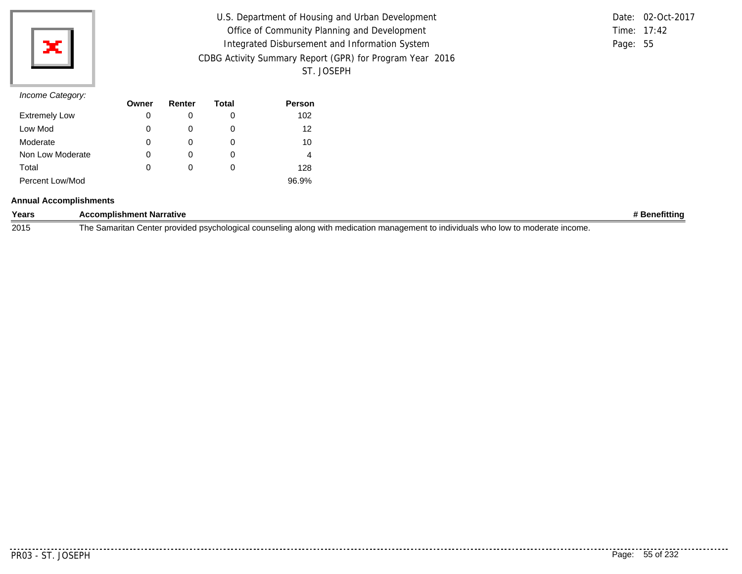U.S. Department of Housing and Urban Development
Office of Community Planning and Development
Integrated Disbursement and Information System
CDBG Activity Summary Report (GPR) for Program Year 2016
ST. JOSEPH

Date: 02-Oct-2017
Time: 17:42
Page: 55

*Income Category:*

| | Owner | Renter | Total | Person |
|---|---|---|---|---|
| Extremely Low | 0 | 0 | 0 | 102 |
| Low Mod | 0 | 0 | 0 | 12 |
| Moderate | 0 | 0 | 0 | 10 |
| Non Low Moderate | 0 | 0 | 0 | 4 |
| Total | 0 | 0 | 0 | 128 |
| Percent Low/Mod | | | | 96.9% |

**Annual Accomplishments**

| Years | Accomplishment Narrative | # Benefitting |
|---|---|---|
| 2015 | The Samaritan Center provided psychological counseling along with medication management to individuals who low to moderate income. | |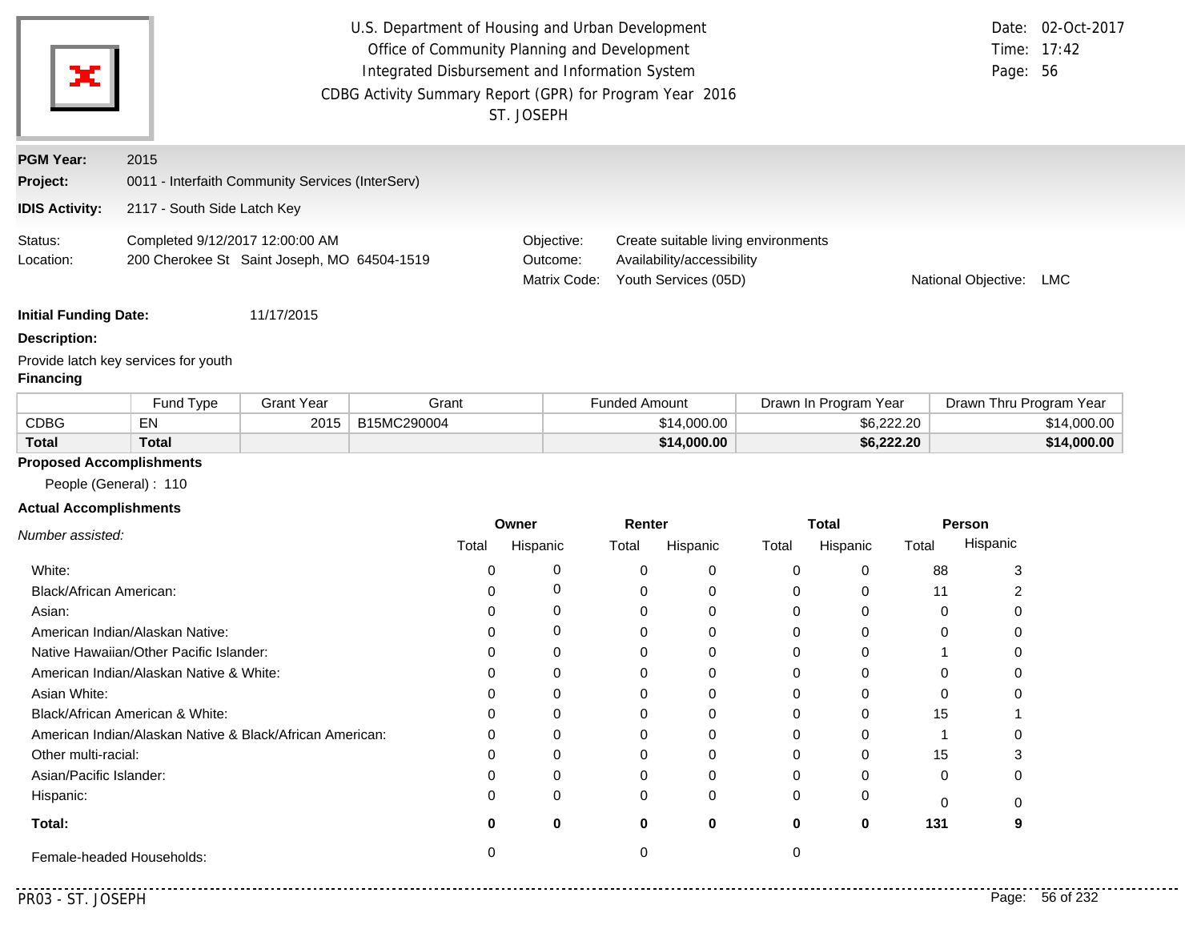U.S. Department of Housing and Urban Development
Office of Community Planning and Development
Integrated Disbursement and Information System
CDBG Activity Summary Report (GPR) for Program Year 2016
ST. JOSEPH

Date: 02-Oct-2017
Time: 17:42

**PGM Year:** 2015
**Project:** 0011 - Interfaith Community Services (InterServ)
**IDIS Activity:** 2117 - South Side Latch Key

Status: Completed 9/12/2017 12:00:00 AM
Location: 200 Cherokee St Saint Joseph, MO 64504-1519

Objective: Create suitable living environments
Outcome: Availability/accessibility
Matrix Code: Youth Services (05D)
National Objective: LMC

**Initial Funding Date:** 11/17/2015

**Description:**

Provide latch key services for youth

**Financing**

| | Fund Type | Grant Year | Grant | Funded Amount | Drawn In Program Year | Drawn Thru Program Year |
|---|---|---|---|---|---|---|
| CDBG | EN | 2015 | B15MC290004 | $14,000.00 | $6,222.20 | $14,000.00 |
| **Total** | **Total** | | | **$14,000.00** | **$6,222.20** | **$14,000.00** |

**Proposed Accomplishments**

People (General) : 110

**Actual Accomplishments**

| *Number assisted:* | Owner | | Renter | | Total | | Person | |
|---|---|---|---|---|---|---|---|---|
| | Total | Hispanic | Total | Hispanic | Total | Hispanic | Total | Hispanic |
| White: | 0 | 0 | 0 | 0 | 0 | 0 | 88 | 3 |
| Black/African American: | 0 | 0 | 0 | 0 | 0 | 0 | 11 | 2 |
| Asian: | 0 | 0 | 0 | 0 | 0 | 0 | 0 | 0 |
| American Indian/Alaskan Native: | 0 | 0 | 0 | 0 | 0 | 0 | 0 | 0 |
| Native Hawaiian/Other Pacific Islander: | 0 | 0 | 0 | 0 | 0 | 0 | 1 | 0 |
| American Indian/Alaskan Native & White: | 0 | 0 | 0 | 0 | 0 | 0 | 0 | 0 |
| Asian White: | 0 | 0 | 0 | 0 | 0 | 0 | 0 | 0 |
| Black/African American & White: | 0 | 0 | 0 | 0 | 0 | 0 | 15 | 1 |
| American Indian/Alaskan Native & Black/African American: | 0 | 0 | 0 | 0 | 0 | 0 | 1 | 0 |
| Other multi-racial: | 0 | 0 | 0 | 0 | 0 | 0 | 15 | 3 |
| Asian/Pacific Islander: | 0 | 0 | 0 | 0 | 0 | 0 | 0 | 0 |
| Hispanic: | 0 | 0 | 0 | 0 | 0 | 0 | 0 | 0 |
| **Total:** | **0** | **0** | **0** | **0** | **0** | **0** | **131** | **9** |
| Female-headed Households: | 0 | | 0 | | 0 | | | |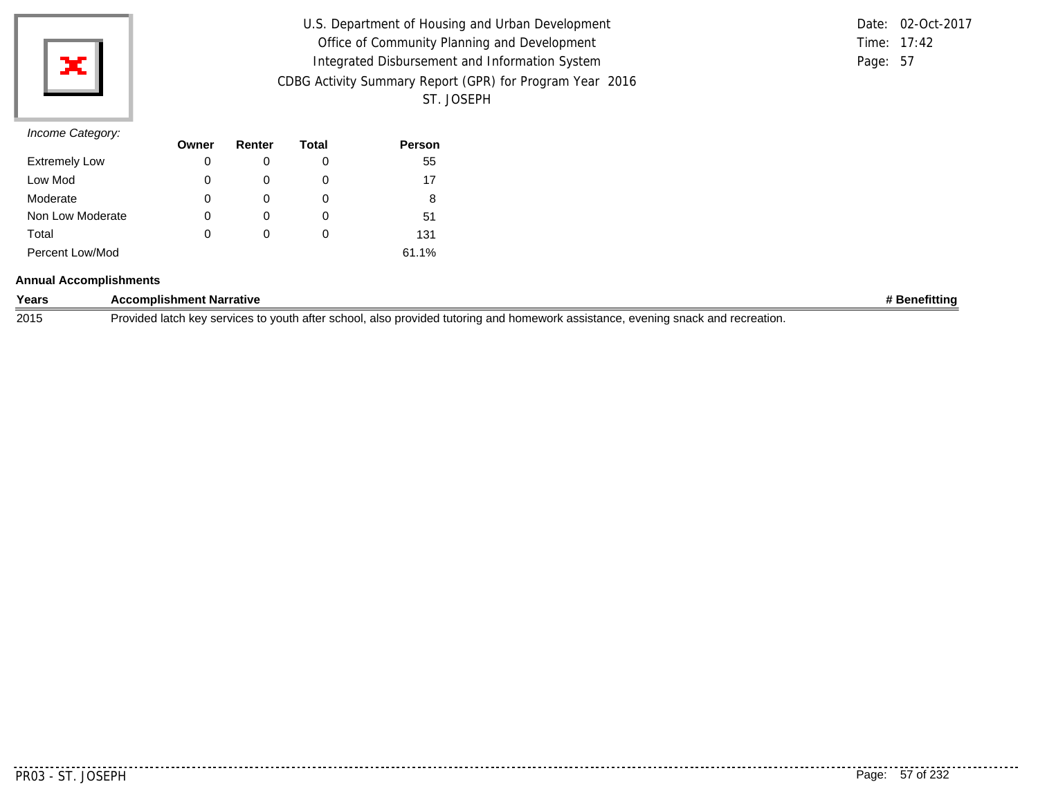*Income Category:*

| | Owner | Renter | Total | Person |
|---|---|---|---|---|
| Extremely Low | 0 | 0 | 0 | 55 |
| Low Mod | 0 | 0 | 0 | 17 |
| Moderate | 0 | 0 | 0 | 8 |
| Non Low Moderate | 0 | 0 | 0 | 51 |
| Total | 0 | 0 | 0 | 131 |
| Percent Low/Mod | | | | 61.1% |

**Annual Accomplishments**

| Years | Accomplishment Narrative | # Benefitting |
|---|---|---|
| 2015 | Provided latch key services to youth after school, also provided tutoring and homework assistance, evening snack and recreation. | |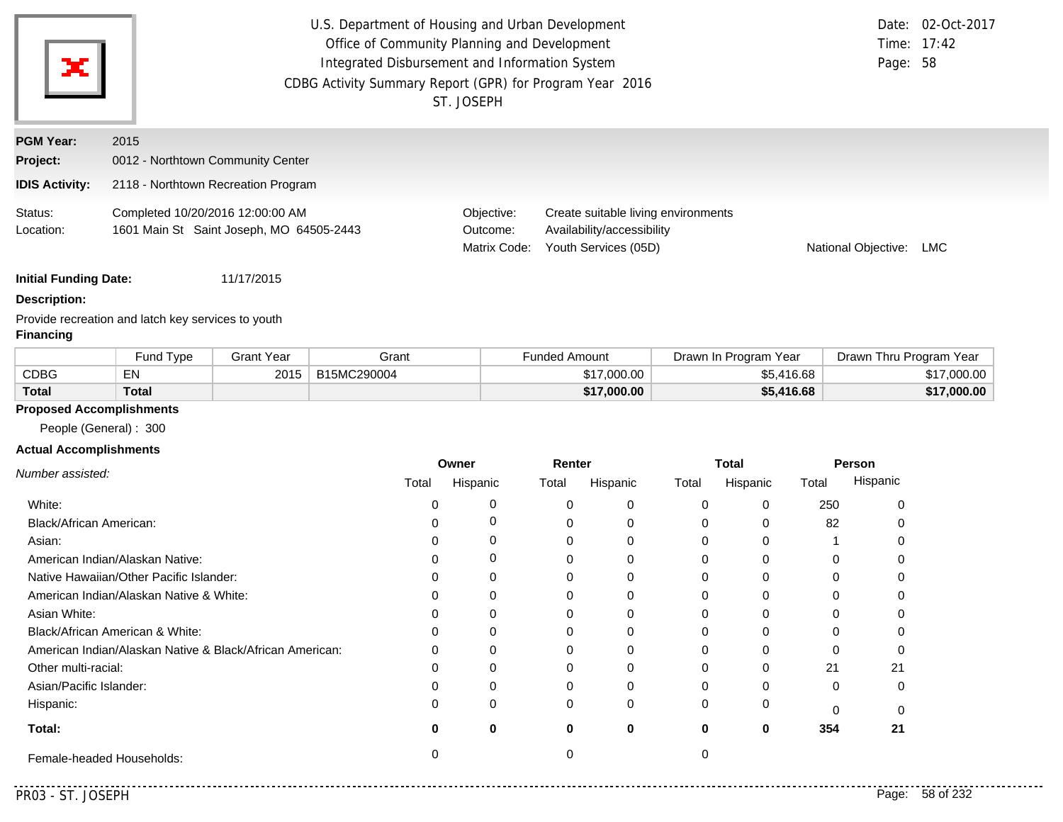U.S. Department of Housing and Urban Development
Office of Community Planning and Development
Integrated Disbursement and Information System
CDBG Activity Summary Report (GPR) for Program Year 2016
ST. JOSEPH

Date: 02-Oct-2017
Time: 17:42
Page: 58

**PGM Year:** 2015

**Project:** 0012 - Northtown Community Center

**IDIS Activity:** 2118 - Northtown Recreation Program

Status: Completed 10/20/2016 12:00:00 AM
Location: 1601 Main St Saint Joseph, MO 64505-2443

Objective: Create suitable living environments
Outcome: Availability/accessibility
Matrix Code: Youth Services (05D)
National Objective: LMC

**Initial Funding Date:** 11/17/2015

**Description:**

Provide recreation and latch key services to youth

**Financing**

| | Fund Type | Grant Year | Grant | Funded Amount | Drawn In Program Year | Drawn Thru Program Year |
|---|---|---|---|---|---|---|
| CDBG | EN | 2015 | B15MC290004 | $17,000.00 | $5,416.68 | $17,000.00 |
| **Total** | **Total** | | | **$17,000.00** | **$5,416.68** | **$17,000.00** |

**Proposed Accomplishments**

People (General) : 300

**Actual Accomplishments**

| *Number assisted:* | Owner | | Renter | | Total | | Person | |
|---|---|---|---|---|---|---|---|---|
| | Total | Hispanic | Total | Hispanic | Total | Hispanic | Total | Hispanic |
| White: | 0 | 0 | 0 | 0 | 0 | 0 | 250 | 0 |
| Black/African American: | 0 | 0 | 0 | 0 | 0 | 0 | 82 | 0 |
| Asian: | 0 | 0 | 0 | 0 | 0 | 0 | 1 | 0 |
| American Indian/Alaskan Native: | 0 | 0 | 0 | 0 | 0 | 0 | 0 | 0 |
| Native Hawaiian/Other Pacific Islander: | 0 | 0 | 0 | 0 | 0 | 0 | 0 | 0 |
| American Indian/Alaskan Native & White: | 0 | 0 | 0 | 0 | 0 | 0 | 0 | 0 |
| Asian White: | 0 | 0 | 0 | 0 | 0 | 0 | 0 | 0 |
| Black/African American & White: | 0 | 0 | 0 | 0 | 0 | 0 | 0 | 0 |
| American Indian/Alaskan Native & Black/African American: | 0 | 0 | 0 | 0 | 0 | 0 | 0 | 0 |
| Other multi-racial: | 0 | 0 | 0 | 0 | 0 | 0 | 21 | 21 |
| Asian/Pacific Islander: | 0 | 0 | 0 | 0 | 0 | 0 | 0 | 0 |
| Hispanic: | 0 | 0 | 0 | 0 | 0 | 0 | 0 | 0 |
| **Total:** | **0** | **0** | **0** | **0** | **0** | **0** | **354** | **21** |
| Female-headed Households: | 0 | | 0 | | 0 | | | |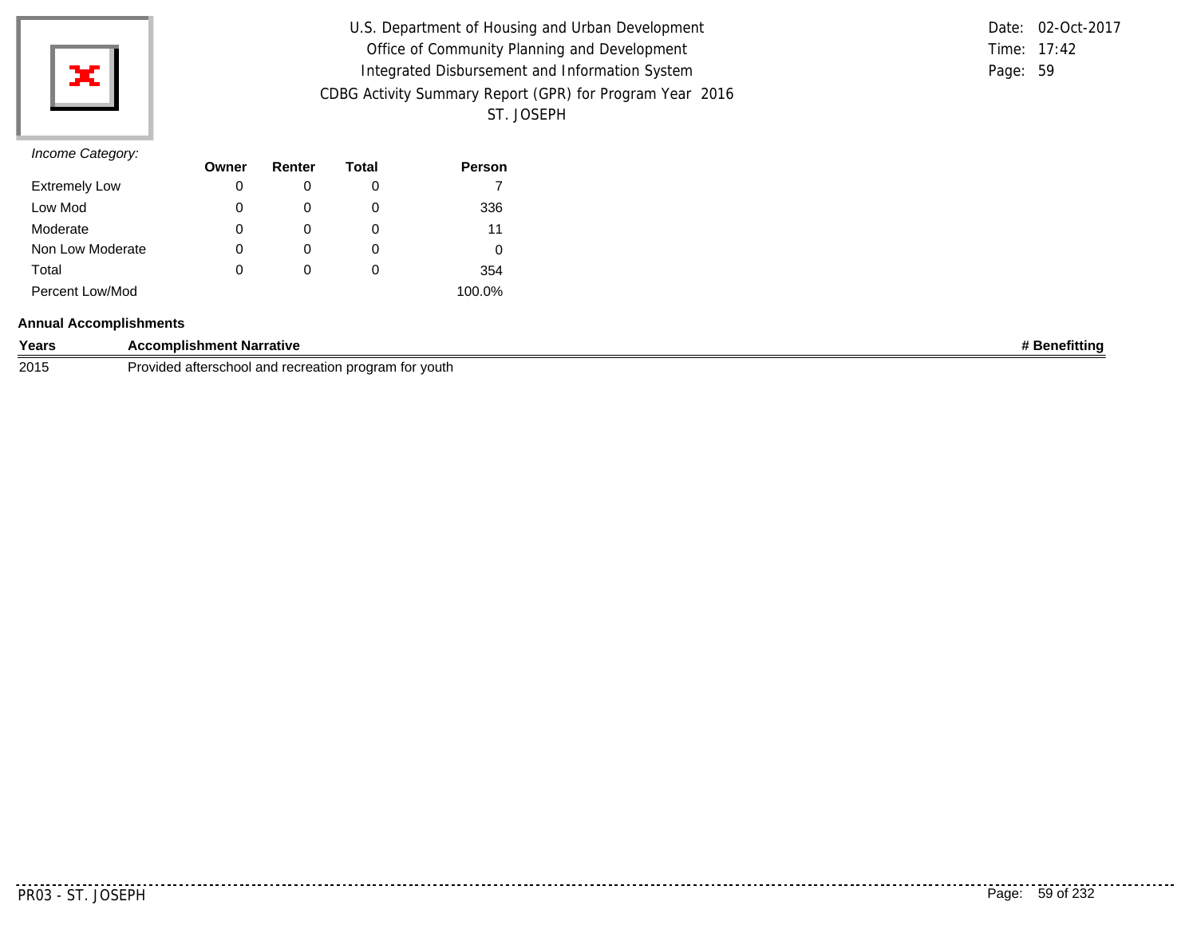U.S. Department of Housing and Urban Development
Office of Community Planning and Development
Integrated Disbursement and Information System
CDBG Activity Summary Report (GPR) for Program Year 2016
ST. JOSEPH

Date: 02-Oct-2017
Time: 17:42
Page: 59

*Income Category:*

| | Owner | Renter | Total | Person |
|---|---|---|---|---|
| Extremely Low | 0 | 0 | 0 | 7 |
| Low Mod | 0 | 0 | 0 | 336 |
| Moderate | 0 | 0 | 0 | 11 |
| Non Low Moderate | 0 | 0 | 0 | 0 |
| Total | 0 | 0 | 0 | 354 |
| Percent Low/Mod | | | | 100.0% |

**Annual Accomplishments**

| Years | Accomplishment Narrative | # Benefitting |
|---|---|---|
| 2015 | Provided afterschool and recreation program for youth | |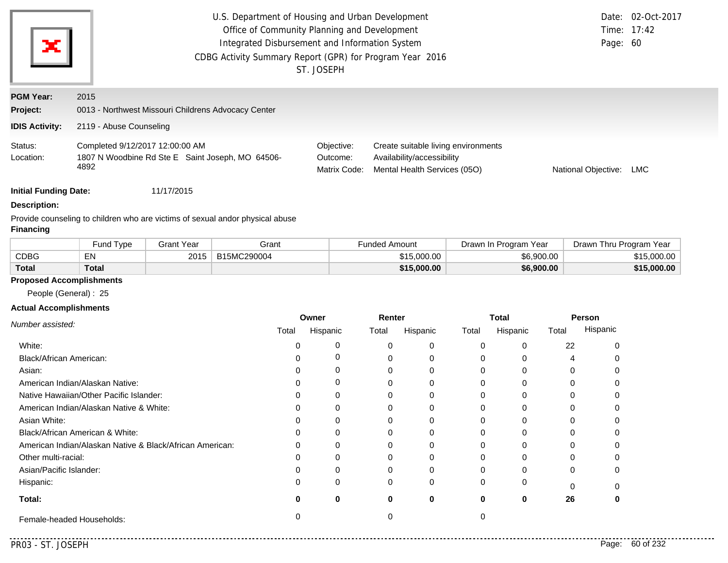U.S. Department of Housing and Urban Development
Office of Community Planning and Development
Integrated Disbursement and Information System
CDBG Activity Summary Report (GPR) for Program Year 2016
ST. JOSEPH

Date: 02-Oct-2017
Time: 17:42
Page: 60

**PGM Year:** 2015
**Project:** 0013 - Northwest Missouri Childrens Advocacy Center
**IDIS Activity:** 2119 - Abuse Counseling

Status: Completed 9/12/2017 12:00:00 AM
Location: 1807 N Woodbine Rd Ste E Saint Joseph, MO 64506-4892

Objective: Create suitable living environments
Outcome: Availability/accessibility
Matrix Code: Mental Health Services (05O)
National Objective: LMC

**Initial Funding Date:** 11/17/2015

**Description:**

Provide counseling to children who are victims of sexual andor physical abuse

**Financing**

| | Fund Type | Grant Year | Grant | Funded Amount | Drawn In Program Year | Drawn Thru Program Year |
|---|---|---|---|---|---|---|
| CDBG | EN | 2015 | B15MC290004 | $15,000.00 | $6,900.00 | $15,000.00 |
| **Total** | **Total** | | | **$15,000.00** | **$6,900.00** | **$15,000.00** |

**Proposed Accomplishments**

People (General) : 25

**Actual Accomplishments**

| *Number assisted:* | Owner | | Renter | | Total | | Person | |
|---|---|---|---|---|---|---|---|---|
| | Total | Hispanic | Total | Hispanic | Total | Hispanic | Total | Hispanic |
| White: | 0 | 0 | 0 | 0 | 0 | 0 | 22 | 0 |
| Black/African American: | 0 | 0 | 0 | 0 | 0 | 0 | 4 | 0 |
| Asian: | 0 | 0 | 0 | 0 | 0 | 0 | 0 | 0 |
| American Indian/Alaskan Native: | 0 | 0 | 0 | 0 | 0 | 0 | 0 | 0 |
| Native Hawaiian/Other Pacific Islander: | 0 | 0 | 0 | 0 | 0 | 0 | 0 | 0 |
| American Indian/Alaskan Native & White: | 0 | 0 | 0 | 0 | 0 | 0 | 0 | 0 |
| Asian White: | 0 | 0 | 0 | 0 | 0 | 0 | 0 | 0 |
| Black/African American & White: | 0 | 0 | 0 | 0 | 0 | 0 | 0 | 0 |
| American Indian/Alaskan Native & Black/African American: | 0 | 0 | 0 | 0 | 0 | 0 | 0 | 0 |
| Other multi-racial: | 0 | 0 | 0 | 0 | 0 | 0 | 0 | 0 |
| Asian/Pacific Islander: | 0 | 0 | 0 | 0 | 0 | 0 | 0 | 0 |
| Hispanic: | 0 | 0 | 0 | 0 | 0 | 0 | 0 | 0 |
| **Total:** | **0** | **0** | **0** | **0** | **0** | **0** | **26** | **0** |
| Female-headed Households: | 0 | | 0 | | 0 | | | |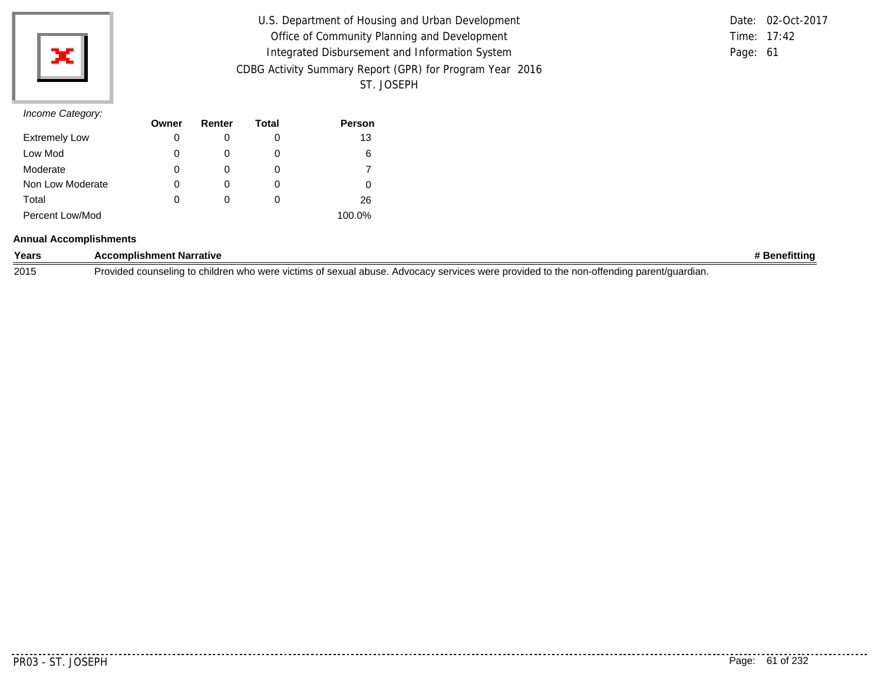U.S. Department of Housing and Urban Development
Office of Community Planning and Development
Integrated Disbursement and Information System
CDBG Activity Summary Report (GPR) for Program Year 2016
ST. JOSEPH

Date: 02-Oct-2017
Time: 17:42
Page: 61

*Income Category:*

| | Owner | Renter | Total | Person |
|---|---|---|---|---|
| Extremely Low | 0 | 0 | 0 | 13 |
| Low Mod | 0 | 0 | 0 | 6 |
| Moderate | 0 | 0 | 0 | 7 |
| Non Low Moderate | 0 | 0 | 0 | 0 |
| Total | 0 | 0 | 0 | 26 |
| Percent Low/Mod | | | | 100.0% |

**Annual Accomplishments**

| Years | Accomplishment Narrative | # Benefitting |
|---|---|---|
| 2015 | Provided counseling to children who were victims of sexual abuse. Advocacy services were provided to the non-offending parent/guardian. | |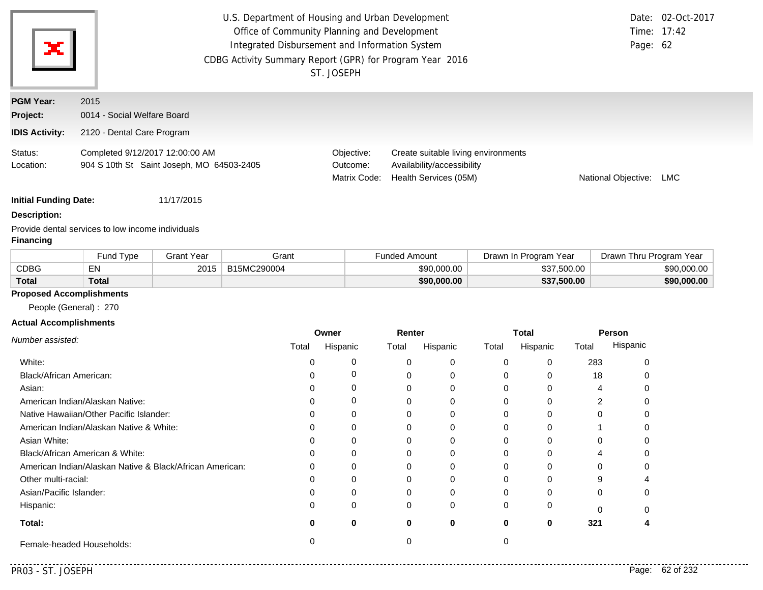U.S. Department of Housing and Urban Development
Office of Community Planning and Development
Integrated Disbursement and Information System
CDBG Activity Summary Report (GPR) for Program Year 2016
ST. JOSEPH

Date: 02-Oct-2017
Time: 17:42

**PGM Year:** 2015
**Project:** 0014 - Social Welfare Board
**IDIS Activity:** 2120 - Dental Care Program

Status: Completed 9/12/2017 12:00:00 AM
Location: 904 S 10th St Saint Joseph, MO 64503-2405

Objective: Create suitable living environments
Outcome: Availability/accessibility
Matrix Code: Health Services (05M)
National Objective: LMC

**Initial Funding Date:** 11/17/2015

**Description:**

Provide dental services to low income individuals

**Financing**

| | Fund Type | Grant Year | Grant | Funded Amount | Drawn In Program Year | Drawn Thru Program Year |
|---|---|---|---|---|---|---|
| CDBG | EN | 2015 | B15MC290004 | $90,000.00 | $37,500.00 | $90,000.00 |
| **Total** | **Total** | | | **$90,000.00** | **$37,500.00** | **$90,000.00** |

**Proposed Accomplishments**

People (General) : 270

**Actual Accomplishments**

| *Number assisted:* | Owner | | Renter | | Total | | Person | |
|---|---|---|---|---|---|---|---|---|
| | Total | Hispanic | Total | Hispanic | Total | Hispanic | Total | Hispanic |
| White: | 0 | 0 | 0 | 0 | 0 | 0 | 283 | 0 |
| Black/African American: | 0 | 0 | 0 | 0 | 0 | 0 | 18 | 0 |
| Asian: | 0 | 0 | 0 | 0 | 0 | 0 | 4 | 0 |
| American Indian/Alaskan Native: | 0 | 0 | 0 | 0 | 0 | 0 | 2 | 0 |
| Native Hawaiian/Other Pacific Islander: | 0 | 0 | 0 | 0 | 0 | 0 | 0 | 0 |
| American Indian/Alaskan Native & White: | 0 | 0 | 0 | 0 | 0 | 0 | 1 | 0 |
| Asian White: | 0 | 0 | 0 | 0 | 0 | 0 | 0 | 0 |
| Black/African American & White: | 0 | 0 | 0 | 0 | 0 | 0 | 4 | 0 |
| American Indian/Alaskan Native & Black/African American: | 0 | 0 | 0 | 0 | 0 | 0 | 0 | 0 |
| Other multi-racial: | 0 | 0 | 0 | 0 | 0 | 0 | 9 | 4 |
| Asian/Pacific Islander: | 0 | 0 | 0 | 0 | 0 | 0 | 0 | 0 |
| Hispanic: | 0 | 0 | 0 | 0 | 0 | 0 | 0 | 0 |
| **Total:** | **0** | **0** | **0** | **0** | **0** | **0** | **321** | **4** |
| Female-headed Households: | 0 | | 0 | | 0 | | | |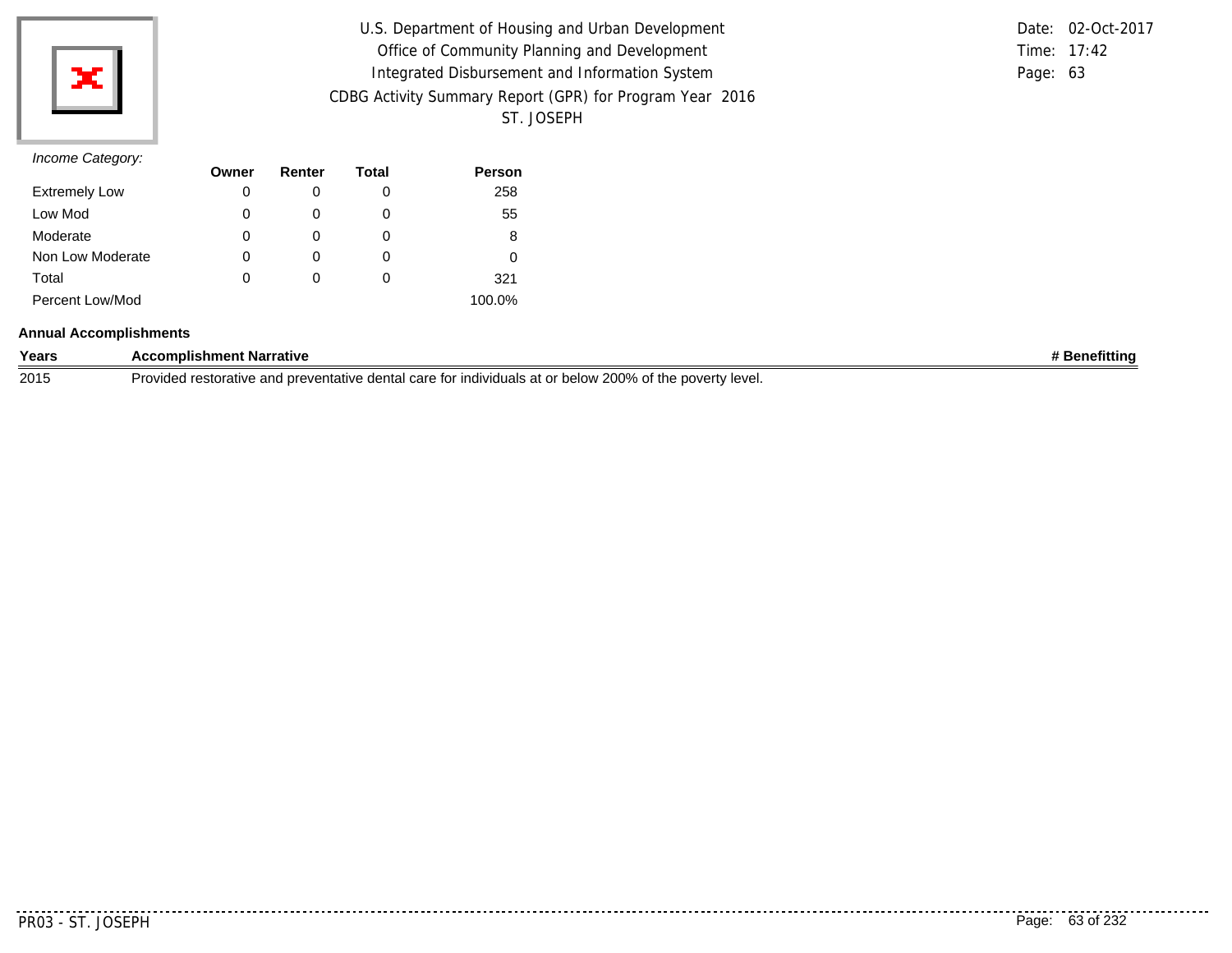*Income Category:*

| | Owner | Renter | Total | Person |
|---|---|---|---|---|
| Extremely Low | 0 | 0 | 0 | 258 |
| Low Mod | 0 | 0 | 0 | 55 |
| Moderate | 0 | 0 | 0 | 8 |
| Non Low Moderate | 0 | 0 | 0 | 0 |
| Total | 0 | 0 | 0 | 321 |
| Percent Low/Mod | | | | 100.0% |

**Annual Accomplishments**

| Years | Accomplishment Narrative | # Benefitting |
|---|---|---|
| 2015 | Provided restorative and preventative dental care for individuals at or below 200% of the poverty level. | |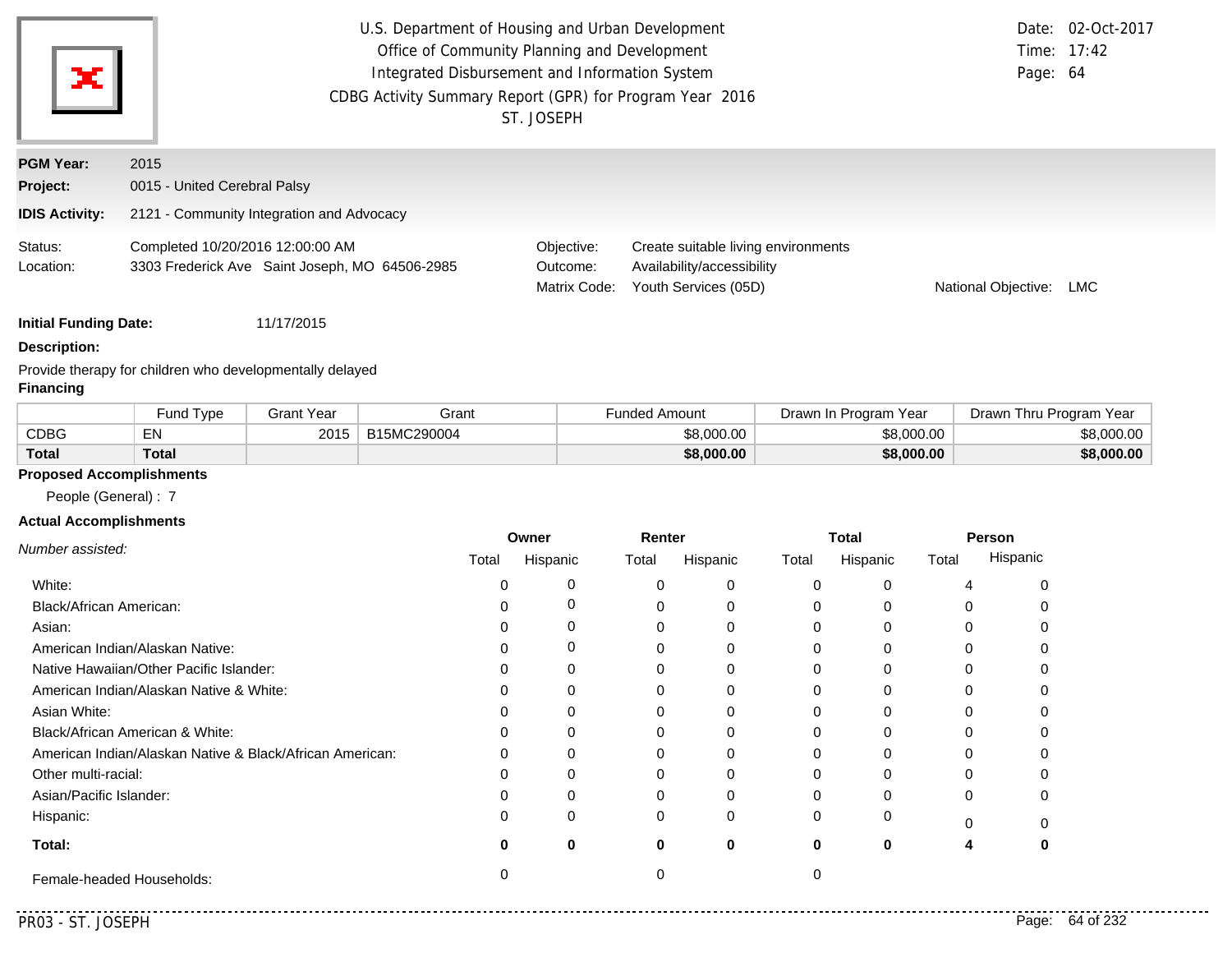U.S. Department of Housing and Urban Development
Office of Community Planning and Development
Integrated Disbursement and Information System
CDBG Activity Summary Report (GPR) for Program Year 2016
ST. JOSEPH

Date: 02-Oct-2017
Time: 17:42
Page: 64

**PGM Year:** 2015
**Project:** 0015 - United Cerebral Palsy
**IDIS Activity:** 2121 - Community Integration and Advocacy

Status: Completed 10/20/2016 12:00:00 AM
Location: 3303 Frederick Ave Saint Joseph, MO 64506-2985

Objective: Create suitable living environments
Outcome: Availability/accessibility
Matrix Code: Youth Services (05D)
National Objective: LMC

**Initial Funding Date:** 11/17/2015

**Description:**

Provide therapy for children who developmentally delayed

**Financing**

| | Fund Type | Grant Year | Grant | Funded Amount | Drawn In Program Year | Drawn Thru Program Year |
|---|---|---|---|---|---|---|
| CDBG | EN | 2015 | B15MC290004 | $8,000.00 | $8,000.00 | $8,000.00 |
| **Total** | **Total** | | | **$8,000.00** | **$8,000.00** | **$8,000.00** |

**Proposed Accomplishments**

People (General) : 7

**Actual Accomplishments**

| *Number assisted:* | Owner | | Renter | | Total | | Person | |
|---|---|---|---|---|---|---|---|---|
| | Total | Hispanic | Total | Hispanic | Total | Hispanic | Total | Hispanic |
| White: | 0 | 0 | 0 | 0 | 0 | 0 | 4 | 0 |
| Black/African American: | 0 | 0 | 0 | 0 | 0 | 0 | 0 | 0 |
| Asian: | 0 | 0 | 0 | 0 | 0 | 0 | 0 | 0 |
| American Indian/Alaskan Native: | 0 | 0 | 0 | 0 | 0 | 0 | 0 | 0 |
| Native Hawaiian/Other Pacific Islander: | 0 | 0 | 0 | 0 | 0 | 0 | 0 | 0 |
| American Indian/Alaskan Native & White: | 0 | 0 | 0 | 0 | 0 | 0 | 0 | 0 |
| Asian White: | 0 | 0 | 0 | 0 | 0 | 0 | 0 | 0 |
| Black/African American & White: | 0 | 0 | 0 | 0 | 0 | 0 | 0 | 0 |
| American Indian/Alaskan Native & Black/African American: | 0 | 0 | 0 | 0 | 0 | 0 | 0 | 0 |
| Other multi-racial: | 0 | 0 | 0 | 0 | 0 | 0 | 0 | 0 |
| Asian/Pacific Islander: | 0 | 0 | 0 | 0 | 0 | 0 | 0 | 0 |
| Hispanic: | 0 | 0 | 0 | 0 | 0 | 0 | 0 | 0 |
| **Total:** | **0** | **0** | **0** | **0** | **0** | **0** | **4** | **0** |
| Female-headed Households: | 0 | | 0 | | 0 | | | |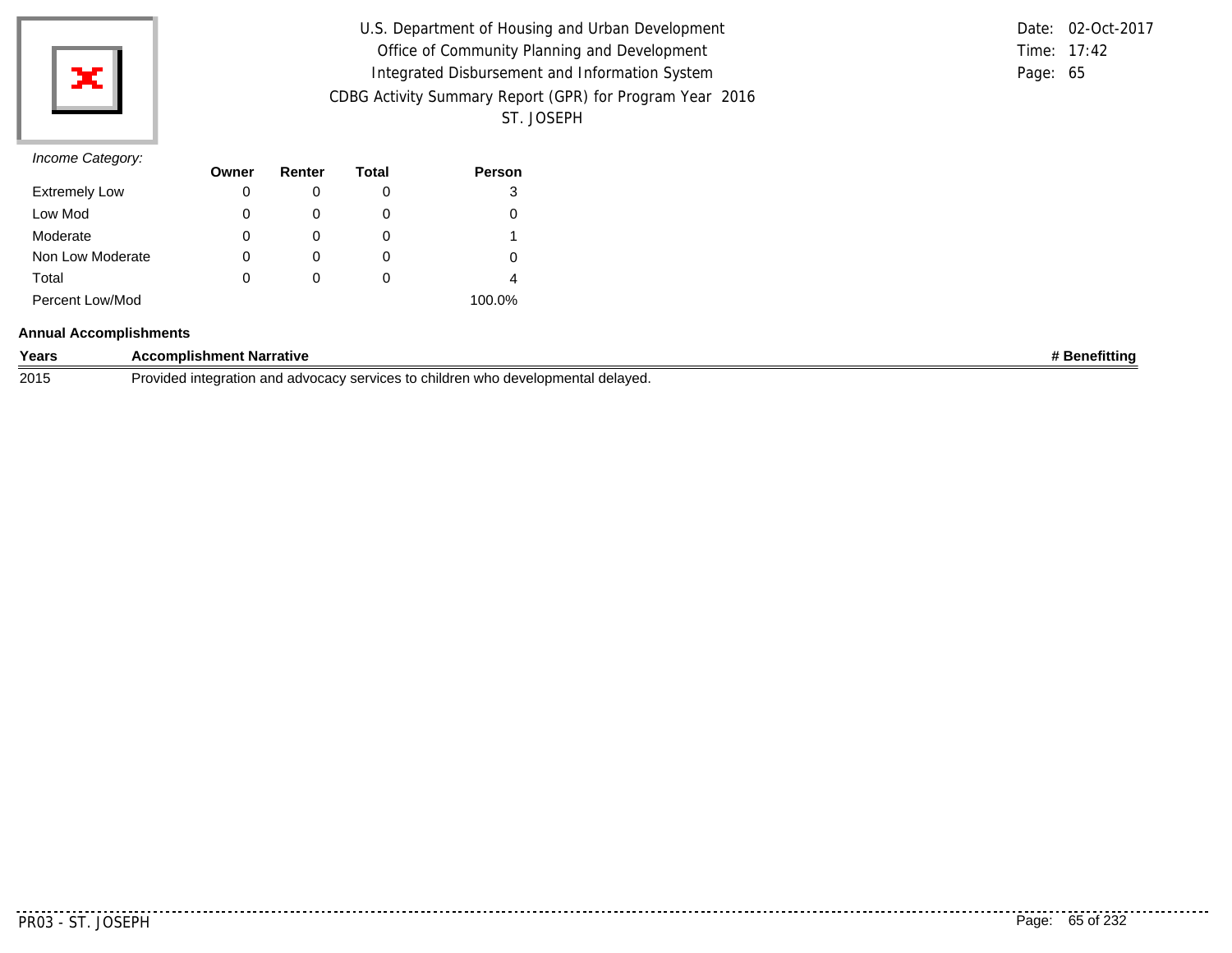*Income Category:*

| | Owner | Renter | Total | Person |
|---|---|---|---|---|
| Extremely Low | 0 | 0 | 0 | 3 |
| Low Mod | 0 | 0 | 0 | 0 |
| Moderate | 0 | 0 | 0 | 1 |
| Non Low Moderate | 0 | 0 | 0 | 0 |
| Total | 0 | 0 | 0 | 4 |
| Percent Low/Mod | | | | 100.0% |

**Annual Accomplishments**

| Years | Accomplishment Narrative | # Benefitting |
|---|---|---|
| 2015 | Provided integration and advocacy services to children who developmental delayed. | |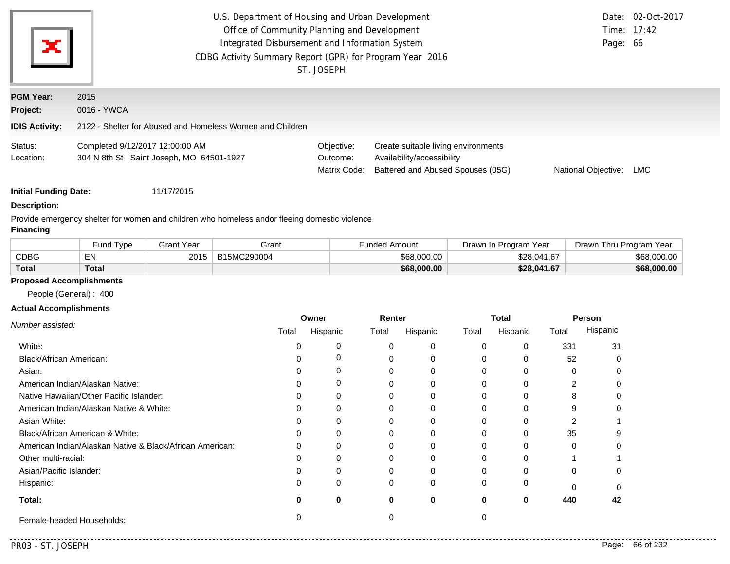U.S. Department of Housing and Urban Development
Office of Community Planning and Development
Integrated Disbursement and Information System
CDBG Activity Summary Report (GPR) for Program Year 2016
ST. JOSEPH

Date: 02-Oct-2017
Time: 17:42

**PGM Year:** 2015

**Project:** 0016 - YWCA

**IDIS Activity:** 2122 - Shelter for Abused and Homeless Women and Children

Status: Completed 9/12/2017 12:00:00 AM
Location: 304 N 8th St Saint Joseph, MO 64501-1927

Objective: Create suitable living environments
Outcome: Availability/accessibility
Matrix Code: Battered and Abused Spouses (05G)
National Objective: LMC

**Initial Funding Date:** 11/17/2015

**Description:**

Provide emergency shelter for women and children who homeless andor fleeing domestic violence

**Financing**

| | Fund Type | Grant Year | Grant | Funded Amount | Drawn In Program Year | Drawn Thru Program Year |
|---|---|---|---|---|---|---|
| CDBG | EN | 2015 | B15MC290004 | $68,000.00 | $28,041.67 | $68,000.00 |
| **Total** | **Total** | | | **$68,000.00** | **$28,041.67** | **$68,000.00** |

**Proposed Accomplishments**

People (General) : 400

**Actual Accomplishments**

| *Number assisted:* | Owner | | Renter | | Total | | Person | |
|---|---|---|---|---|---|---|---|---|
| | Total | Hispanic | Total | Hispanic | Total | Hispanic | Total | Hispanic |
| White: | 0 | 0 | 0 | 0 | 0 | 0 | 331 | 31 |
| Black/African American: | 0 | 0 | 0 | 0 | 0 | 0 | 52 | 0 |
| Asian: | 0 | 0 | 0 | 0 | 0 | 0 | 0 | 0 |
| American Indian/Alaskan Native: | 0 | 0 | 0 | 0 | 0 | 0 | 2 | 0 |
| Native Hawaiian/Other Pacific Islander: | 0 | 0 | 0 | 0 | 0 | 0 | 8 | 0 |
| American Indian/Alaskan Native & White: | 0 | 0 | 0 | 0 | 0 | 0 | 9 | 0 |
| Asian White: | 0 | 0 | 0 | 0 | 0 | 0 | 2 | 1 |
| Black/African American & White: | 0 | 0 | 0 | 0 | 0 | 0 | 35 | 9 |
| American Indian/Alaskan Native & Black/African American: | 0 | 0 | 0 | 0 | 0 | 0 | 0 | 0 |
| Other multi-racial: | 0 | 0 | 0 | 0 | 0 | 0 | 1 | 1 |
| Asian/Pacific Islander: | 0 | 0 | 0 | 0 | 0 | 0 | 0 | 0 |
| Hispanic: | 0 | 0 | 0 | 0 | 0 | 0 | 0 | 0 |
| **Total:** | **0** | **0** | **0** | **0** | **0** | **0** | **440** | **42** |
| Female-headed Households: | 0 | | 0 | | 0 | | | |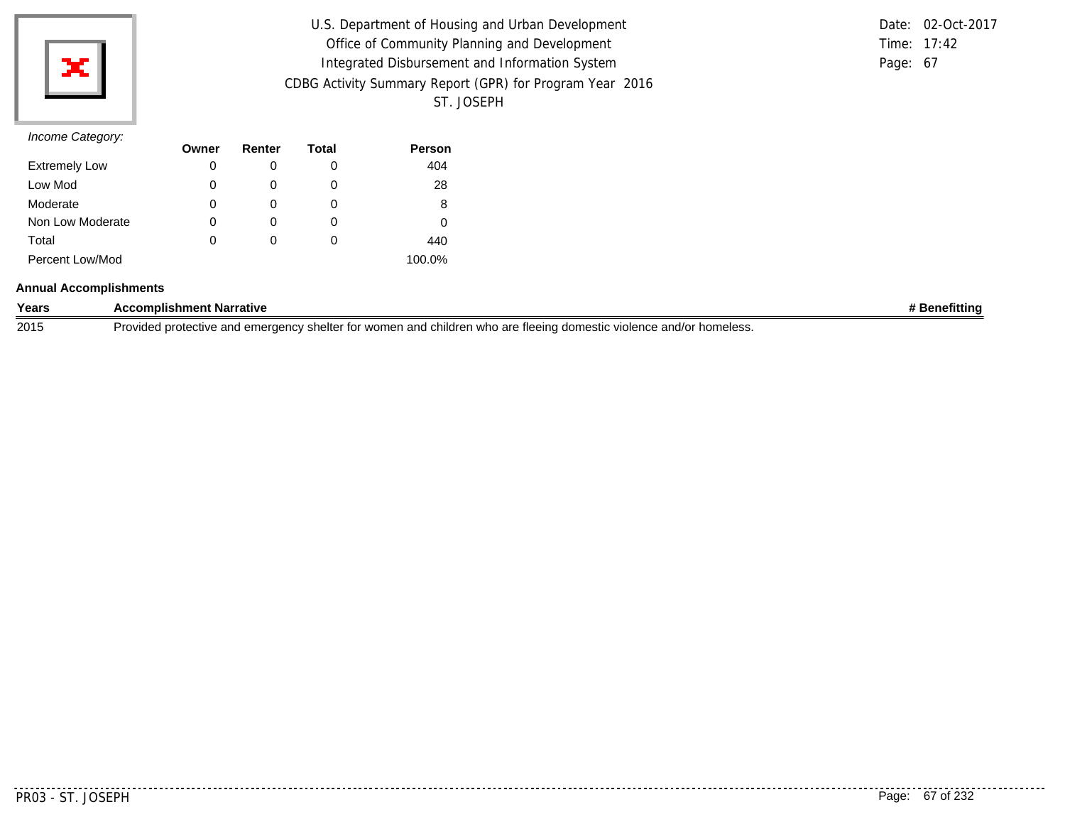*Income Category:*

| | Owner | Renter | Total | Person |
|---|---|---|---|---|
| Extremely Low | 0 | 0 | 0 | 404 |
| Low Mod | 0 | 0 | 0 | 28 |
| Moderate | 0 | 0 | 0 | 8 |
| Non Low Moderate | 0 | 0 | 0 | 0 |
| Total | 0 | 0 | 0 | 440 |
| Percent Low/Mod | | | | 100.0% |

**Annual Accomplishments**

| Years | Accomplishment Narrative | # Benefitting |
|---|---|---|
| 2015 | Provided protective and emergency shelter for women and children who are fleeing domestic violence and/or homeless. | |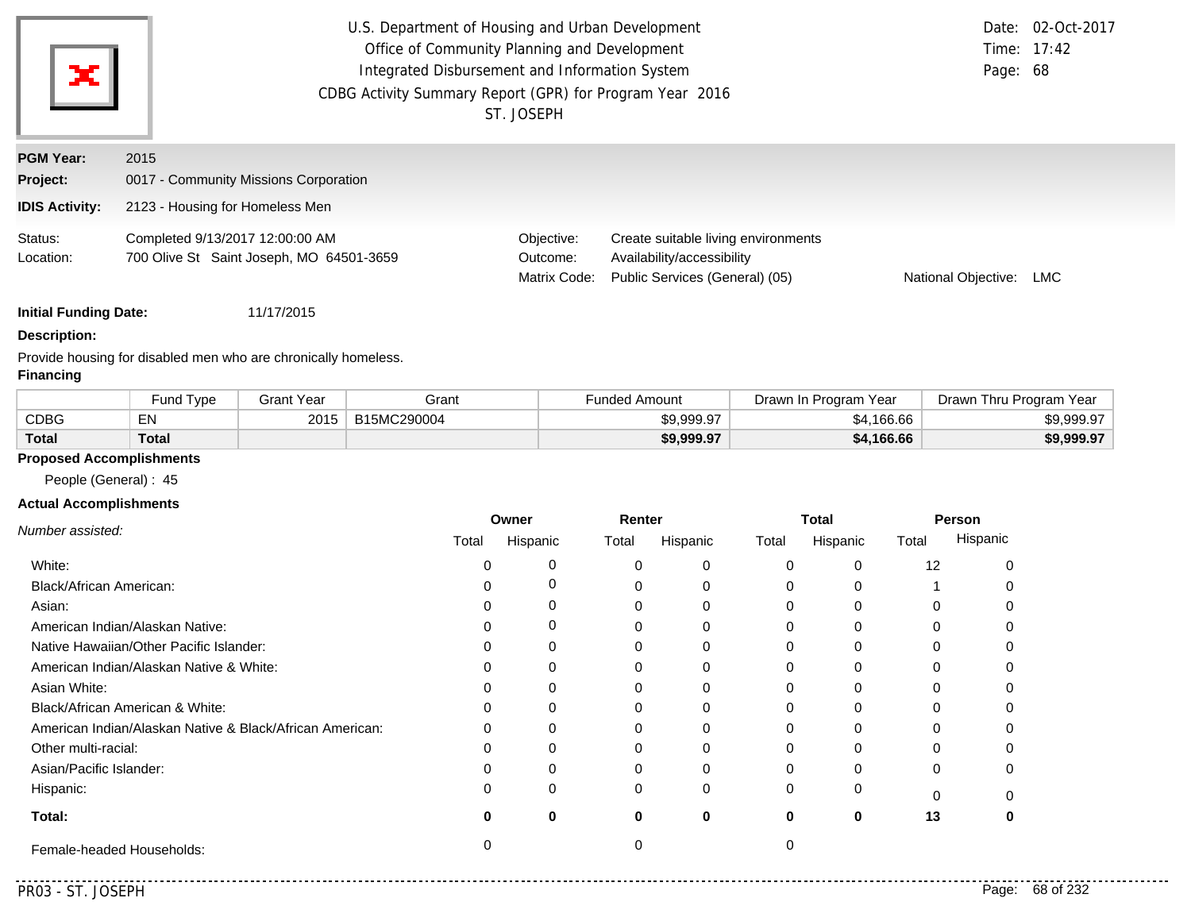U.S. Department of Housing and Urban Development
Office of Community Planning and Development
Integrated Disbursement and Information System
CDBG Activity Summary Report (GPR) for Program Year 2016
ST. JOSEPH

Date: 02-Oct-2017
Time: 17:42

**PGM Year:** 2015

**Project:** 0017 - Community Missions Corporation

**IDIS Activity:** 2123 - Housing for Homeless Men

Status: Completed 9/13/2017 12:00:00 AM
Location: 700 Olive St Saint Joseph, MO 64501-3659

Objective: Create suitable living environments
Outcome: Availability/accessibility
Matrix Code: Public Services (General) (05)
National Objective: LMC

**Initial Funding Date:** 11/17/2015

**Description:**

Provide housing for disabled men who are chronically homeless.

**Financing**

| | Fund Type | Grant Year | Grant | Funded Amount | Drawn In Program Year | Drawn Thru Program Year |
|---|---|---|---|---|---|---|
| CDBG | EN | 2015 | B15MC290004 | $9,999.97 | $4,166.66 | $9,999.97 |
| **Total** | **Total** | | | **$9,999.97** | **$4,166.66** | **$9,999.97** |

**Proposed Accomplishments**

People (General) : 45

**Actual Accomplishments**

| *Number assisted:* | Owner | | Renter | | Total | | Person | |
|---|---|---|---|---|---|---|---|---|
| | Total | Hispanic | Total | Hispanic | Total | Hispanic | Total | Hispanic |
| White: | 0 | 0 | 0 | 0 | 0 | 0 | 12 | 0 |
| Black/African American: | 0 | 0 | 0 | 0 | 0 | 0 | 1 | 0 |
| Asian: | 0 | 0 | 0 | 0 | 0 | 0 | 0 | 0 |
| American Indian/Alaskan Native: | 0 | 0 | 0 | 0 | 0 | 0 | 0 | 0 |
| Native Hawaiian/Other Pacific Islander: | 0 | 0 | 0 | 0 | 0 | 0 | 0 | 0 |
| American Indian/Alaskan Native & White: | 0 | 0 | 0 | 0 | 0 | 0 | 0 | 0 |
| Asian White: | 0 | 0 | 0 | 0 | 0 | 0 | 0 | 0 |
| Black/African American & White: | 0 | 0 | 0 | 0 | 0 | 0 | 0 | 0 |
| American Indian/Alaskan Native & Black/African American: | 0 | 0 | 0 | 0 | 0 | 0 | 0 | 0 |
| Other multi-racial: | 0 | 0 | 0 | 0 | 0 | 0 | 0 | 0 |
| Asian/Pacific Islander: | 0 | 0 | 0 | 0 | 0 | 0 | 0 | 0 |
| Hispanic: | 0 | 0 | 0 | 0 | 0 | 0 | 0 | 0 |
| **Total:** | **0** | **0** | **0** | **0** | **0** | **0** | **13** | **0** |
| Female-headed Households: | 0 | | 0 | | 0 | | | |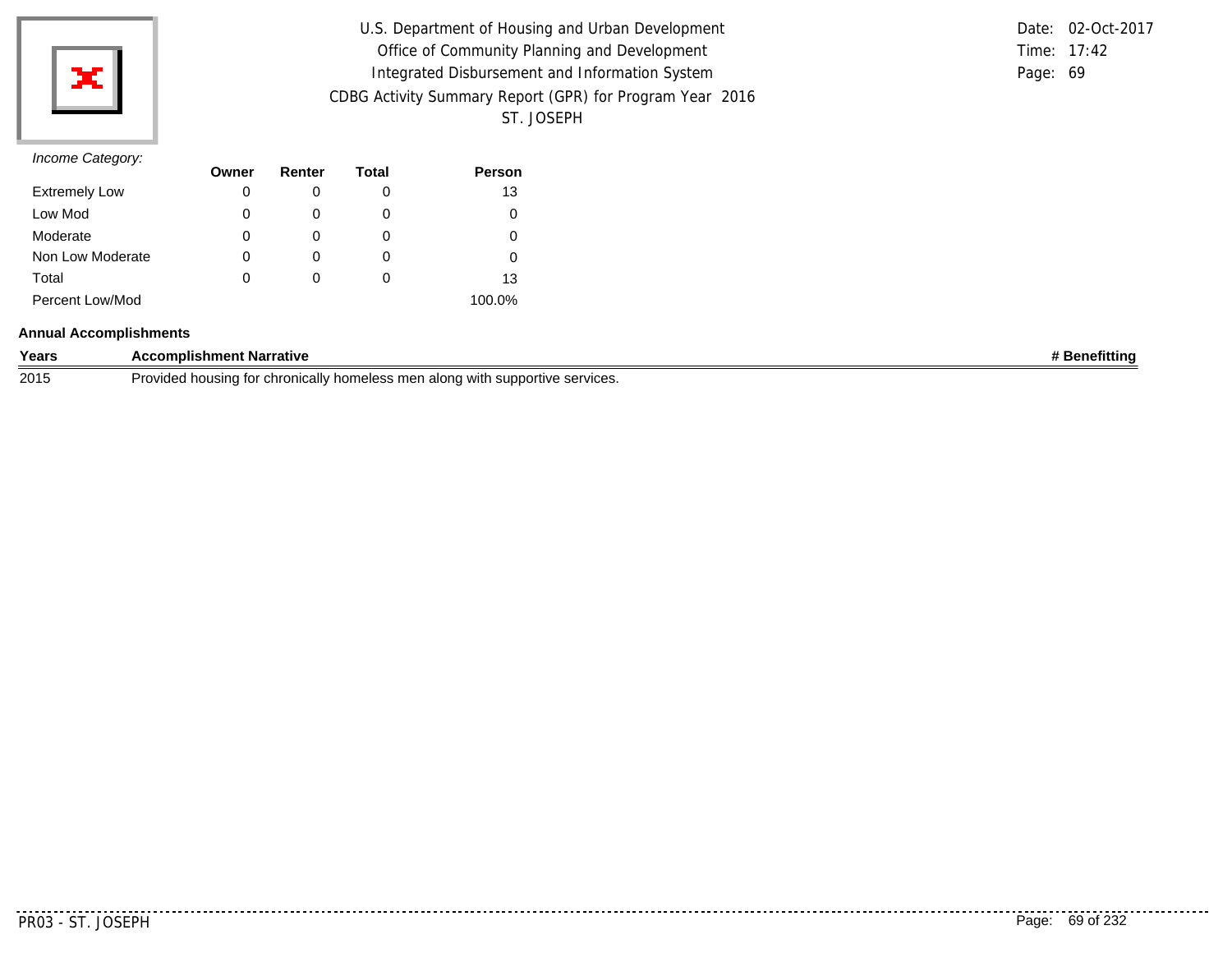U.S. Department of Housing and Urban Development
Office of Community Planning and Development
Integrated Disbursement and Information System
CDBG Activity Summary Report (GPR) for Program Year 2016
ST. JOSEPH

Date: 02-Oct-2017
Time: 17:42
Page: 69

*Income Category:*

| | Owner | Renter | Total | Person |
|---|---|---|---|---|
| Extremely Low | 0 | 0 | 0 | 13 |
| Low Mod | 0 | 0 | 0 | 0 |
| Moderate | 0 | 0 | 0 | 0 |
| Non Low Moderate | 0 | 0 | 0 | 0 |
| Total | 0 | 0 | 0 | 13 |
| Percent Low/Mod | | | | 100.0% |

**Annual Accomplishments**

| Years | Accomplishment Narrative | # Benefitting |
|---|---|---|
| 2015 | Provided housing for chronically homeless men along with supportive services. | |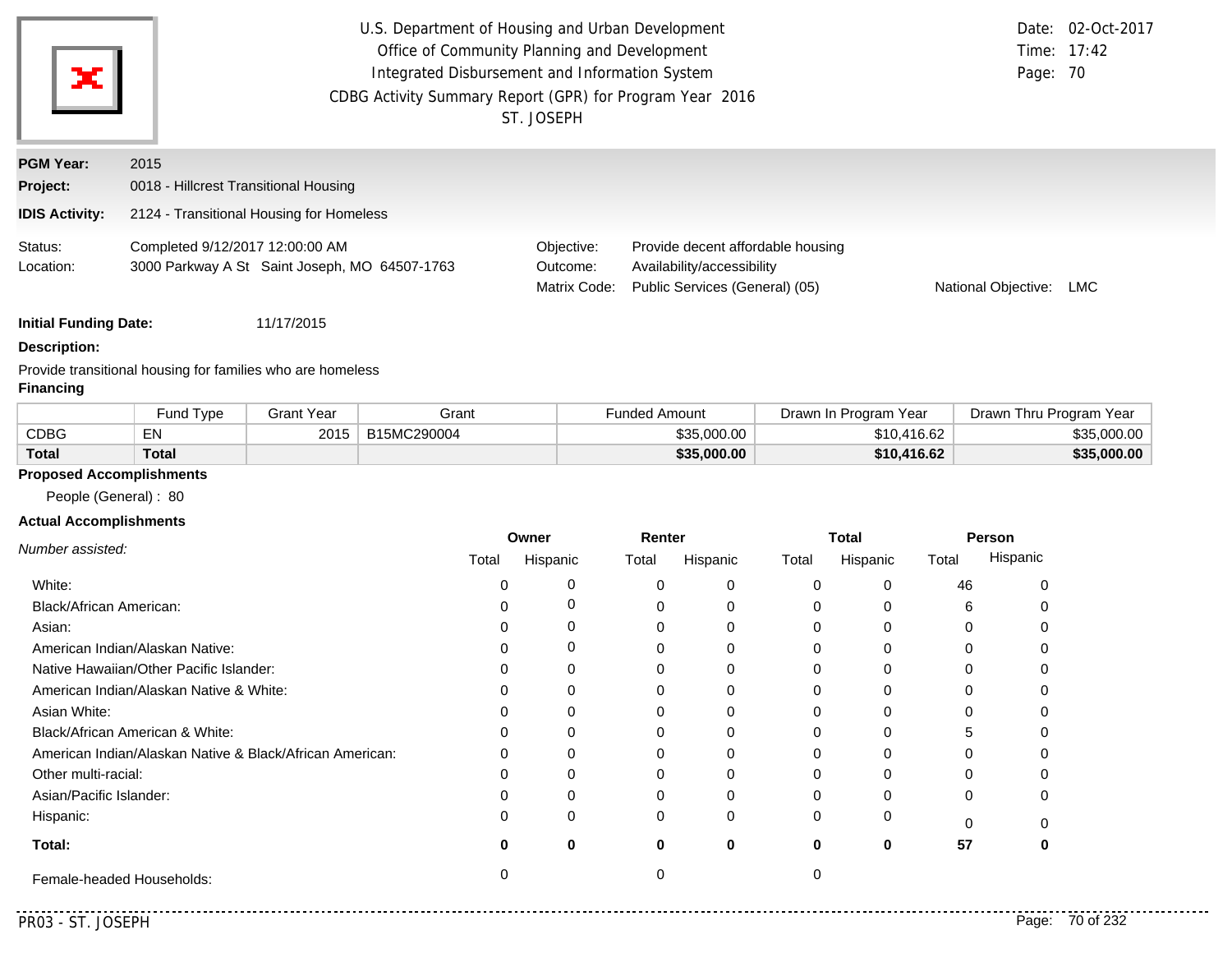U.S. Department of Housing and Urban Development
Office of Community Planning and Development
Integrated Disbursement and Information System
CDBG Activity Summary Report (GPR) for Program Year 2016
ST. JOSEPH

Date: 02-Oct-2017
Time: 17:42
Page: 70

**PGM Year:** 2015

**Project:** 0018 - Hillcrest Transitional Housing

**IDIS Activity:** 2124 - Transitional Housing for Homeless

Status: Completed 9/12/2017 12:00:00 AM
Location: 3000 Parkway A St Saint Joseph, MO 64507-1763

Objective: Provide decent affordable housing
Outcome: Availability/accessibility
Matrix Code: Public Services (General) (05)
National Objective: LMC

**Initial Funding Date:** 11/17/2015

**Description:**

Provide transitional housing for families who are homeless

**Financing**

| | Fund Type | Grant Year | Grant | Funded Amount | Drawn In Program Year | Drawn Thru Program Year |
|---|---|---|---|---|---|---|
| CDBG | EN | 2015 | B15MC290004 | $35,000.00 | $10,416.62 | $35,000.00 |
| **Total** | **Total** | | | **$35,000.00** | **$10,416.62** | **$35,000.00** |

**Proposed Accomplishments**

People (General) : 80

**Actual Accomplishments**

| *Number assisted:* | Owner | | Renter | | Total | | Person | |
|---|---|---|---|---|---|---|---|---|
| | Total | Hispanic | Total | Hispanic | Total | Hispanic | Total | Hispanic |
| White: | 0 | 0 | 0 | 0 | 0 | 0 | 46 | 0 |
| Black/African American: | 0 | 0 | 0 | 0 | 0 | 0 | 6 | 0 |
| Asian: | 0 | 0 | 0 | 0 | 0 | 0 | 0 | 0 |
| American Indian/Alaskan Native: | 0 | 0 | 0 | 0 | 0 | 0 | 0 | 0 |
| Native Hawaiian/Other Pacific Islander: | 0 | 0 | 0 | 0 | 0 | 0 | 0 | 0 |
| American Indian/Alaskan Native & White: | 0 | 0 | 0 | 0 | 0 | 0 | 0 | 0 |
| Asian White: | 0 | 0 | 0 | 0 | 0 | 0 | 0 | 0 |
| Black/African American & White: | 0 | 0 | 0 | 0 | 0 | 0 | 5 | 0 |
| American Indian/Alaskan Native & Black/African American: | 0 | 0 | 0 | 0 | 0 | 0 | 0 | 0 |
| Other multi-racial: | 0 | 0 | 0 | 0 | 0 | 0 | 0 | 0 |
| Asian/Pacific Islander: | 0 | 0 | 0 | 0 | 0 | 0 | 0 | 0 |
| Hispanic: | 0 | 0 | 0 | 0 | 0 | 0 | 0 | 0 |
| **Total:** | **0** | **0** | **0** | **0** | **0** | **0** | **57** | **0** |
| Female-headed Households: | 0 | | 0 | | 0 | | | |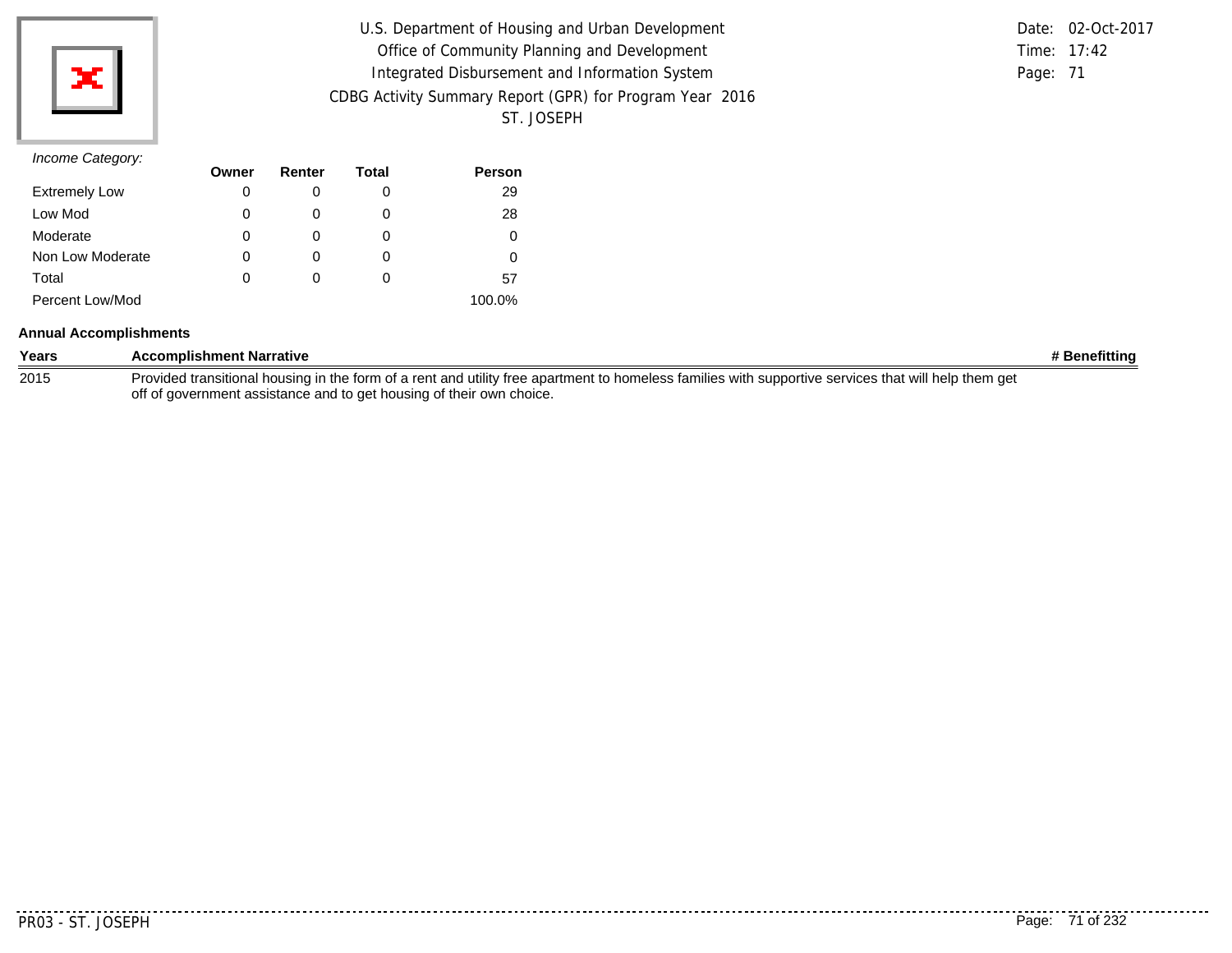U.S. Department of Housing and Urban Development
Office of Community Planning and Development
Integrated Disbursement and Information System
CDBG Activity Summary Report (GPR) for Program Year 2016
ST. JOSEPH

Date: 02-Oct-2017
Time: 17:42
Page: 71

*Income Category:*

| | Owner | Renter | Total | Person |
|---|---|---|---|---|
| Extremely Low | 0 | 0 | 0 | 29 |
| Low Mod | 0 | 0 | 0 | 28 |
| Moderate | 0 | 0 | 0 | 0 |
| Non Low Moderate | 0 | 0 | 0 | 0 |
| Total | 0 | 0 | 0 | 57 |
| Percent Low/Mod | | | | 100.0% |

**Annual Accomplishments**

| Years | Accomplishment Narrative | # Benefitting |
|---|---|---|
| 2015 | Provided transitional housing in the form of a rent and utility free apartment to homeless families with supportive services that will help them get off of government assistance and to get housing of their own choice. | |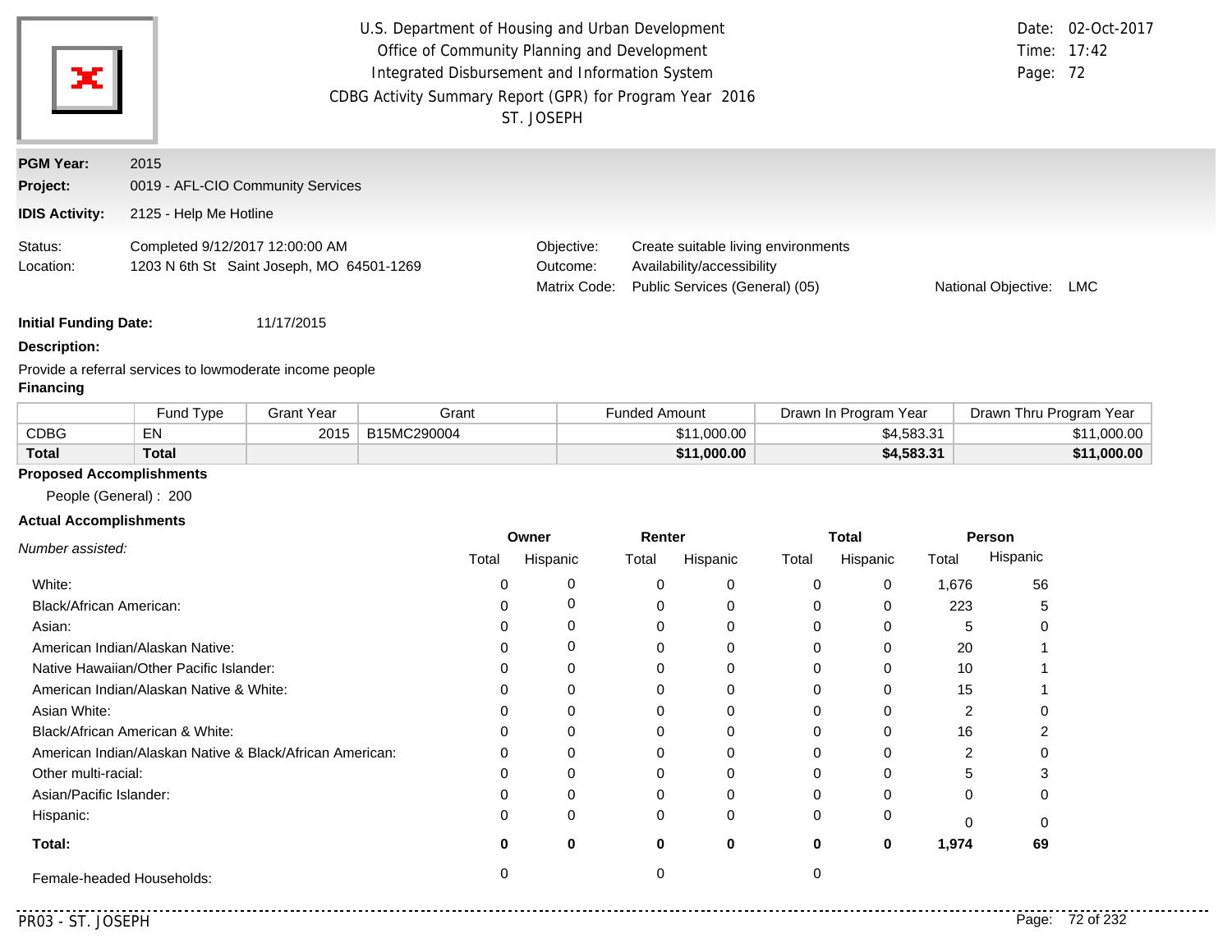U.S. Department of Housing and Urban Development
Office of Community Planning and Development
Integrated Disbursement and Information System
CDBG Activity Summary Report (GPR) for Program Year 2016
ST. JOSEPH

Date: 02-Oct-2017
Time: 17:42

**PGM Year:** 2015

**Project:** 0019 - AFL-CIO Community Services

**IDIS Activity:** 2125 - Help Me Hotline

Status: Completed 9/12/2017 12:00:00 AM
Location: 1203 N 6th St Saint Joseph, MO 64501-1269

Objective: Create suitable living environments
Outcome: Availability/accessibility
Matrix Code: Public Services (General) (05)
National Objective: LMC

**Initial Funding Date:** 11/17/2015

**Description:**

Provide a referral services to lowmoderate income people

**Financing**

| | Fund Type | Grant Year | Grant | Funded Amount | Drawn In Program Year | Drawn Thru Program Year |
|---|---|---|---|---|---|---|
| CDBG | EN | 2015 | B15MC290004 | $11,000.00 | $4,583.31 | $11,000.00 |
| **Total** | **Total** | | | **$11,000.00** | **$4,583.31** | **$11,000.00** |

**Proposed Accomplishments**

People (General) : 200

**Actual Accomplishments**

| *Number assisted:* | Owner | | Renter | | Total | | Person | |
|---|---|---|---|---|---|---|---|---|
| | Total | Hispanic | Total | Hispanic | Total | Hispanic | Total | Hispanic |
| White: | 0 | 0 | 0 | 0 | 0 | 0 | 1,676 | 56 |
| Black/African American: | 0 | 0 | 0 | 0 | 0 | 0 | 223 | 5 |
| Asian: | 0 | 0 | 0 | 0 | 0 | 0 | 5 | 0 |
| American Indian/Alaskan Native: | 0 | 0 | 0 | 0 | 0 | 0 | 20 | 1 |
| Native Hawaiian/Other Pacific Islander: | 0 | 0 | 0 | 0 | 0 | 0 | 10 | 1 |
| American Indian/Alaskan Native & White: | 0 | 0 | 0 | 0 | 0 | 0 | 15 | 1 |
| Asian White: | 0 | 0 | 0 | 0 | 0 | 0 | 2 | 0 |
| Black/African American & White: | 0 | 0 | 0 | 0 | 0 | 0 | 16 | 2 |
| American Indian/Alaskan Native & Black/African American: | 0 | 0 | 0 | 0 | 0 | 0 | 2 | 0 |
| Other multi-racial: | 0 | 0 | 0 | 0 | 0 | 0 | 5 | 3 |
| Asian/Pacific Islander: | 0 | 0 | 0 | 0 | 0 | 0 | 0 | 0 |
| Hispanic: | 0 | 0 | 0 | 0 | 0 | 0 | 0 | 0 |
| **Total:** | **0** | **0** | **0** | **0** | **0** | **0** | **1,974** | **69** |
| Female-headed Households: | 0 | | 0 | | 0 | | | |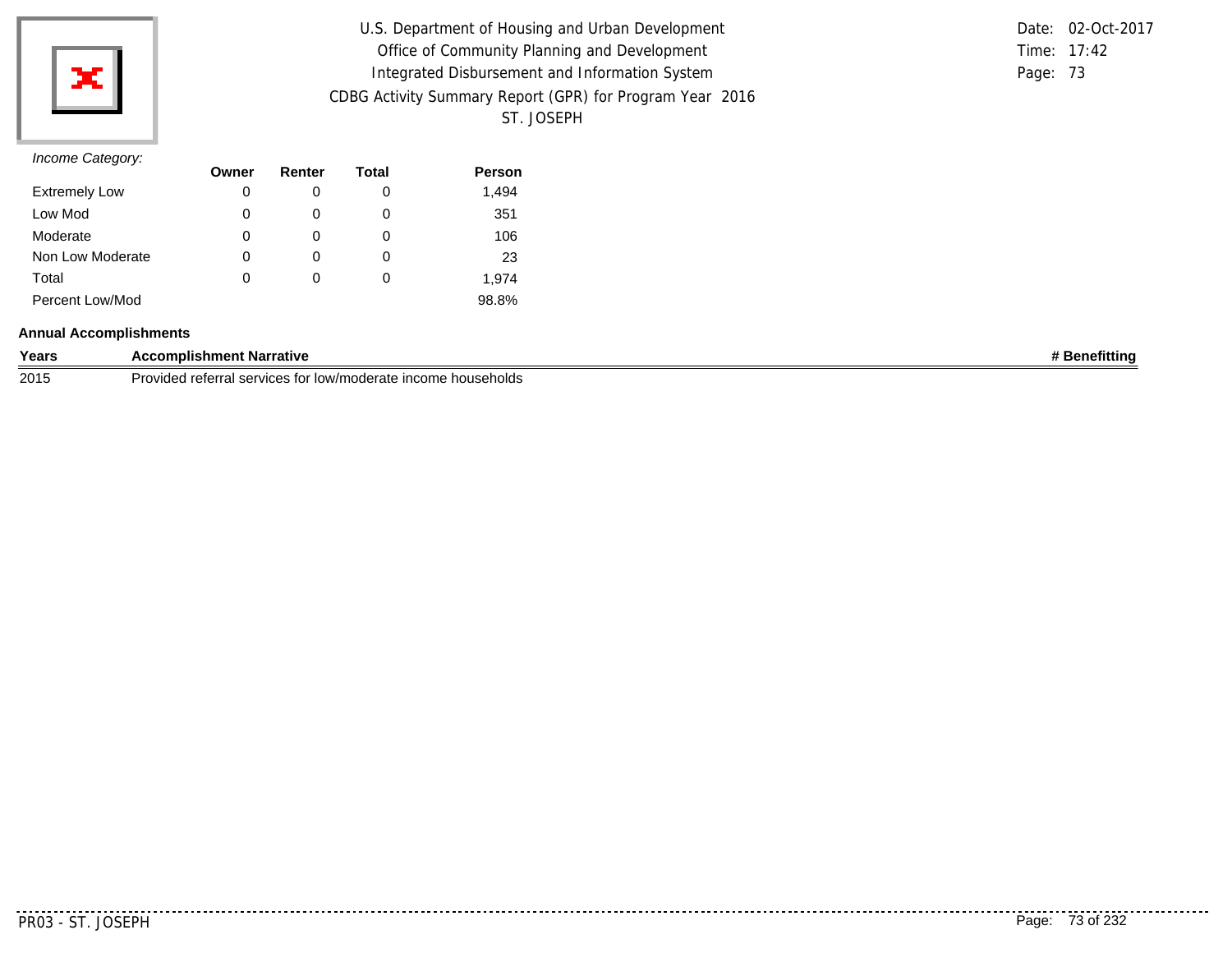*Income Category:*

| | Owner | Renter | Total | Person |
|---|---|---|---|---|
| Extremely Low | 0 | 0 | 0 | 1,494 |
| Low Mod | 0 | 0 | 0 | 351 |
| Moderate | 0 | 0 | 0 | 106 |
| Non Low Moderate | 0 | 0 | 0 | 23 |
| Total | 0 | 0 | 0 | 1,974 |
| Percent Low/Mod | | | | 98.8% |

**Annual Accomplishments**

| Years | Accomplishment Narrative | # Benefitting |
|---|---|---|
| 2015 | Provided referral services for low/moderate income households | |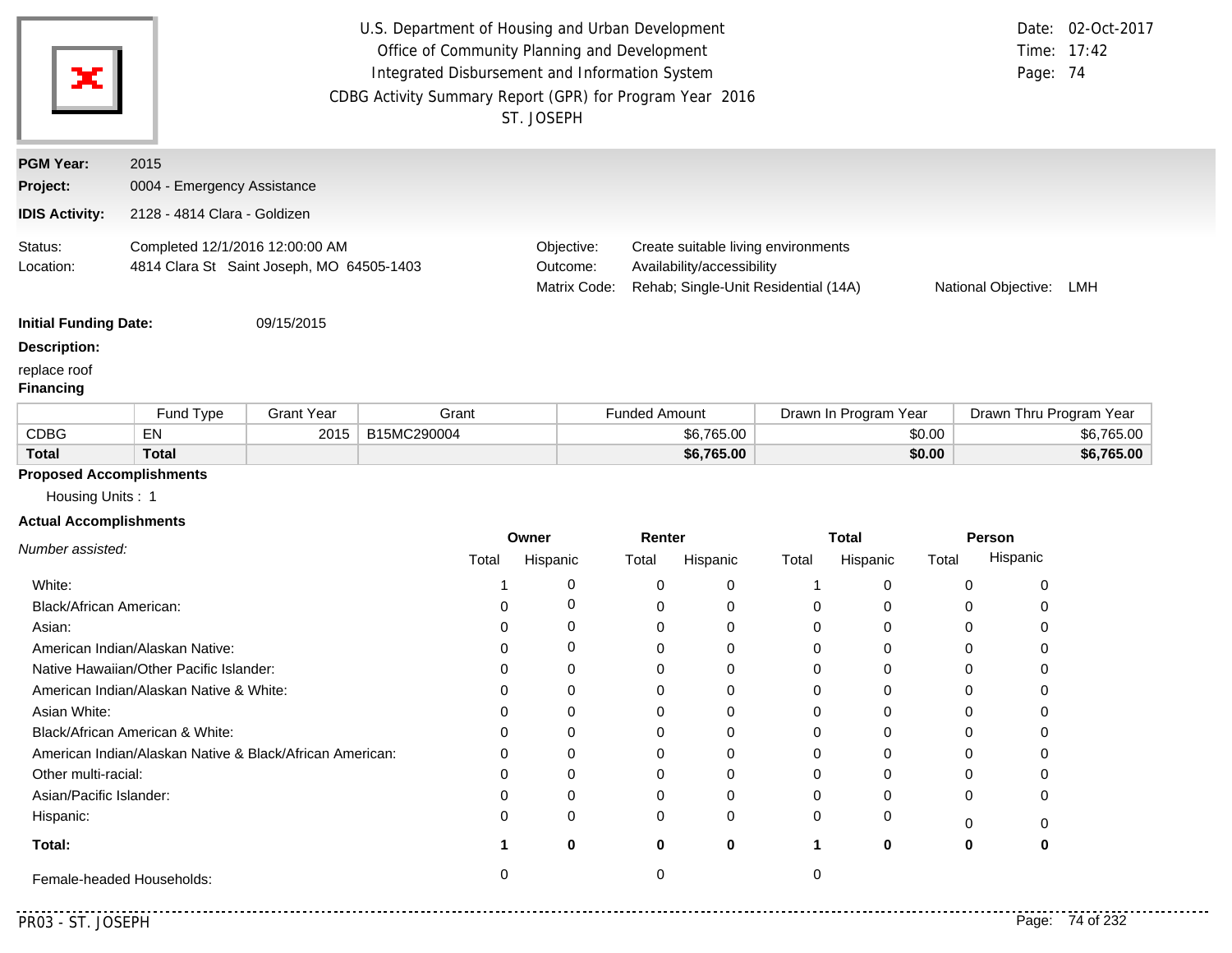U.S. Department of Housing and Urban Development
Office of Community Planning and Development
Integrated Disbursement and Information System
CDBG Activity Summary Report (GPR) for Program Year 2016
ST. JOSEPH

Date: 02-Oct-2017
Time: 17:42
Page: 74

**PGM Year:** 2015
**Project:** 0004 - Emergency Assistance
**IDIS Activity:** 2128 - 4814 Clara - Goldizen

Status: Completed 12/1/2016 12:00:00 AM
Location: 4814 Clara St Saint Joseph, MO 64505-1403

Objective: Create suitable living environments
Outcome: Availability/accessibility
Matrix Code: Rehab; Single-Unit Residential (14A)
National Objective: LMH

**Initial Funding Date:** 09/15/2015

**Description:**

replace roof

**Financing**

| | Fund Type | Grant Year | Grant | Funded Amount | Drawn In Program Year | Drawn Thru Program Year |
|---|---|---|---|---|---|---|
| CDBG | EN | 2015 | B15MC290004 | $6,765.00 | $0.00 | $6,765.00 |
| **Total** | **Total** | | | **$6,765.00** | **$0.00** | **$6,765.00** |

**Proposed Accomplishments**

Housing Units : 1

**Actual Accomplishments**

| *Number assisted:* | Owner Total | Owner Hispanic | Renter Total | Renter Hispanic | Total Total | Total Hispanic | Person Total | Person Hispanic |
|---|---|---|---|---|---|---|---|---|
| White: | 1 | 0 | 0 | 0 | 1 | 0 | 0 | 0 |
| Black/African American: | 0 | 0 | 0 | 0 | 0 | 0 | 0 | 0 |
| Asian: | 0 | 0 | 0 | 0 | 0 | 0 | 0 | 0 |
| American Indian/Alaskan Native: | 0 | 0 | 0 | 0 | 0 | 0 | 0 | 0 |
| Native Hawaiian/Other Pacific Islander: | 0 | 0 | 0 | 0 | 0 | 0 | 0 | 0 |
| American Indian/Alaskan Native & White: | 0 | 0 | 0 | 0 | 0 | 0 | 0 | 0 |
| Asian White: | 0 | 0 | 0 | 0 | 0 | 0 | 0 | 0 |
| Black/African American & White: | 0 | 0 | 0 | 0 | 0 | 0 | 0 | 0 |
| American Indian/Alaskan Native & Black/African American: | 0 | 0 | 0 | 0 | 0 | 0 | 0 | 0 |
| Other multi-racial: | 0 | 0 | 0 | 0 | 0 | 0 | 0 | 0 |
| Asian/Pacific Islander: | 0 | 0 | 0 | 0 | 0 | 0 | 0 | 0 |
| Hispanic: | 0 | 0 | 0 | 0 | 0 | 0 | 0 | 0 |
| **Total:** | **1** | **0** | **0** | **0** | **1** | **0** | **0** | **0** |
| Female-headed Households: | 0 | | 0 | | 0 | | | |

PR03 - ST. JOSEPH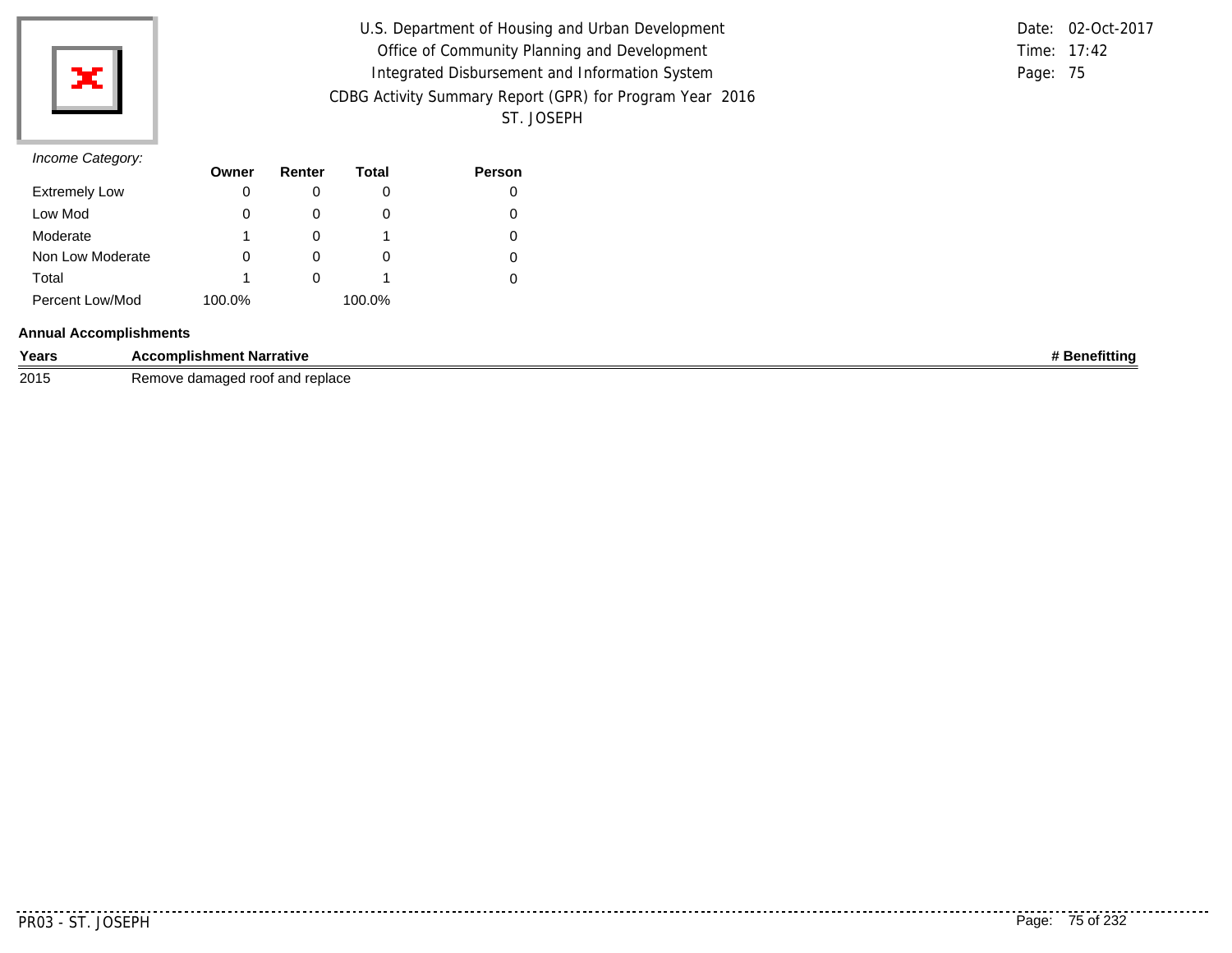U.S. Department of Housing and Urban Development
Office of Community Planning and Development
Integrated Disbursement and Information System
CDBG Activity Summary Report (GPR) for Program Year 2016
ST. JOSEPH

Date: 02-Oct-2017
Time: 17:42
Page: 75

*Income Category:*

| | Owner | Renter | Total | Person |
|---|---|---|---|---|
| Extremely Low | 0 | 0 | 0 | 0 |
| Low Mod | 0 | 0 | 0 | 0 |
| Moderate | 1 | 0 | 1 | 0 |
| Non Low Moderate | 0 | 0 | 0 | 0 |
| Total | 1 | 0 | 1 | 0 |
| Percent Low/Mod | 100.0% | | 100.0% | |

**Annual Accomplishments**

| Years | Accomplishment Narrative | # Benefitting |
|---|---|---|
| 2015 | Remove damaged roof and replace | |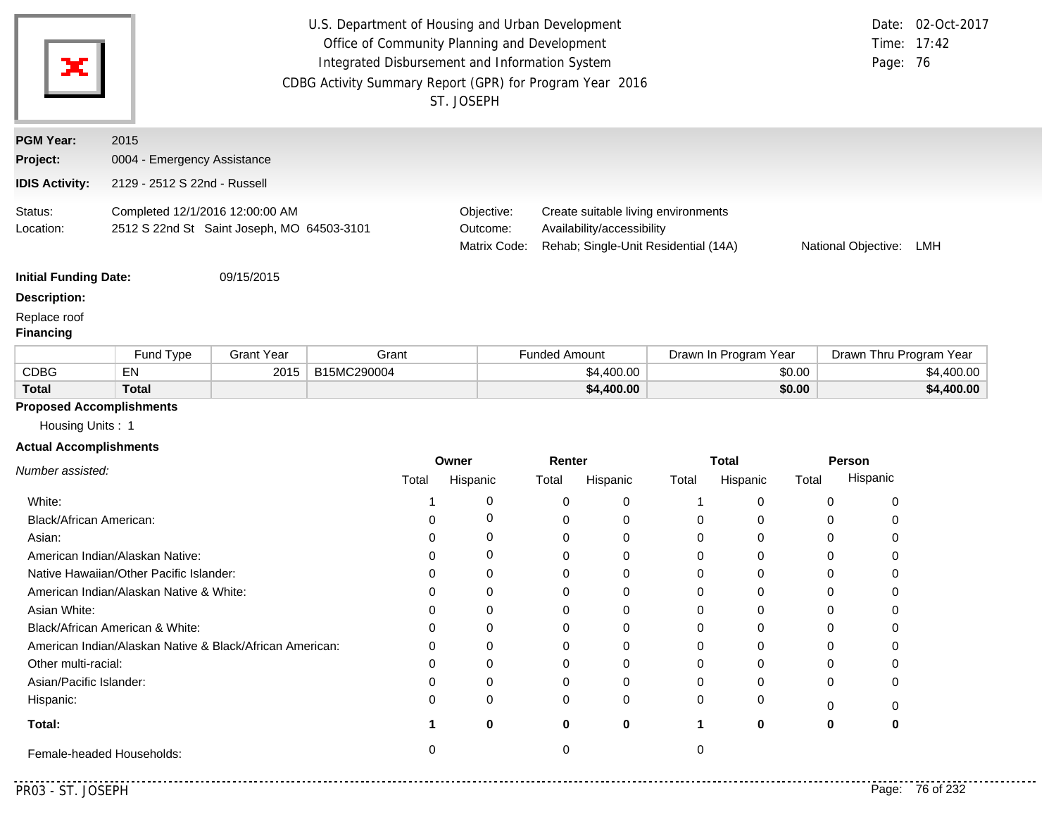U.S. Department of Housing and Urban Development
Office of Community Planning and Development
Integrated Disbursement and Information System
CDBG Activity Summary Report (GPR) for Program Year 2016
ST. JOSEPH

Date: 02-Oct-2017
Time: 17:42

**PGM Year:** 2015
**Project:** 0004 - Emergency Assistance
**IDIS Activity:** 2129 - 2512 S 22nd - Russell

Status: Completed 12/1/2016 12:00:00 AM
Location: 2512 S 22nd St Saint Joseph, MO 64503-3101

Objective: Create suitable living environments
Outcome: Availability/accessibility
Matrix Code: Rehab; Single-Unit Residential (14A)
National Objective: LMH

**Initial Funding Date:** 09/15/2015

**Description:**

Replace roof

**Financing**

| | Fund Type | Grant Year | Grant | Funded Amount | Drawn In Program Year | Drawn Thru Program Year |
|---|---|---|---|---|---|---|
| CDBG | EN | 2015 | B15MC290004 | $4,400.00 | $0.00 | $4,400.00 |
| **Total** | **Total** | | | **$4,400.00** | **$0.00** | **$4,400.00** |

**Proposed Accomplishments**

Housing Units : 1

**Actual Accomplishments**

| *Number assisted:* | Owner | | Renter | | Total | | Person | |
|---|---|---|---|---|---|---|---|---|
| | Total | Hispanic | Total | Hispanic | Total | Hispanic | Total | Hispanic |
| White: | 1 | 0 | 0 | 0 | 1 | 0 | 0 | 0 |
| Black/African American: | 0 | 0 | 0 | 0 | 0 | 0 | 0 | 0 |
| Asian: | 0 | 0 | 0 | 0 | 0 | 0 | 0 | 0 |
| American Indian/Alaskan Native: | 0 | 0 | 0 | 0 | 0 | 0 | 0 | 0 |
| Native Hawaiian/Other Pacific Islander: | 0 | 0 | 0 | 0 | 0 | 0 | 0 | 0 |
| American Indian/Alaskan Native & White: | 0 | 0 | 0 | 0 | 0 | 0 | 0 | 0 |
| Asian White: | 0 | 0 | 0 | 0 | 0 | 0 | 0 | 0 |
| Black/African American & White: | 0 | 0 | 0 | 0 | 0 | 0 | 0 | 0 |
| American Indian/Alaskan Native & Black/African American: | 0 | 0 | 0 | 0 | 0 | 0 | 0 | 0 |
| Other multi-racial: | 0 | 0 | 0 | 0 | 0 | 0 | 0 | 0 |
| Asian/Pacific Islander: | 0 | 0 | 0 | 0 | 0 | 0 | 0 | 0 |
| Hispanic: | 0 | 0 | 0 | 0 | 0 | 0 | 0 | 0 |
| **Total:** | **1** | **0** | **0** | **0** | **1** | **0** | **0** | **0** |
| Female-headed Households: | 0 | | 0 | | 0 | | | |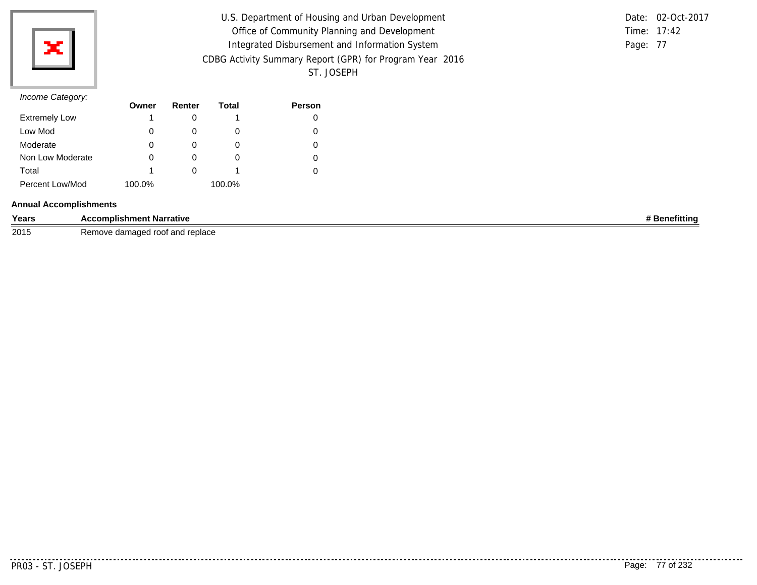U.S. Department of Housing and Urban Development
Office of Community Planning and Development
Integrated Disbursement and Information System
CDBG Activity Summary Report (GPR) for Program Year 2016
ST. JOSEPH

Date: 02-Oct-2017
Time: 17:42
Page: 77

*Income Category:*

| | Owner | Renter | Total | Person |
|---|---|---|---|---|
| Extremely Low | 1 | 0 | 1 | 0 |
| Low Mod | 0 | 0 | 0 | 0 |
| Moderate | 0 | 0 | 0 | 0 |
| Non Low Moderate | 0 | 0 | 0 | 0 |
| Total | 1 | 0 | 1 | 0 |
| Percent Low/Mod | 100.0% | | 100.0% | |

**Annual Accomplishments**

| Years | Accomplishment Narrative | # Benefitting |
|---|---|---|
| 2015 | Remove damaged roof and replace | |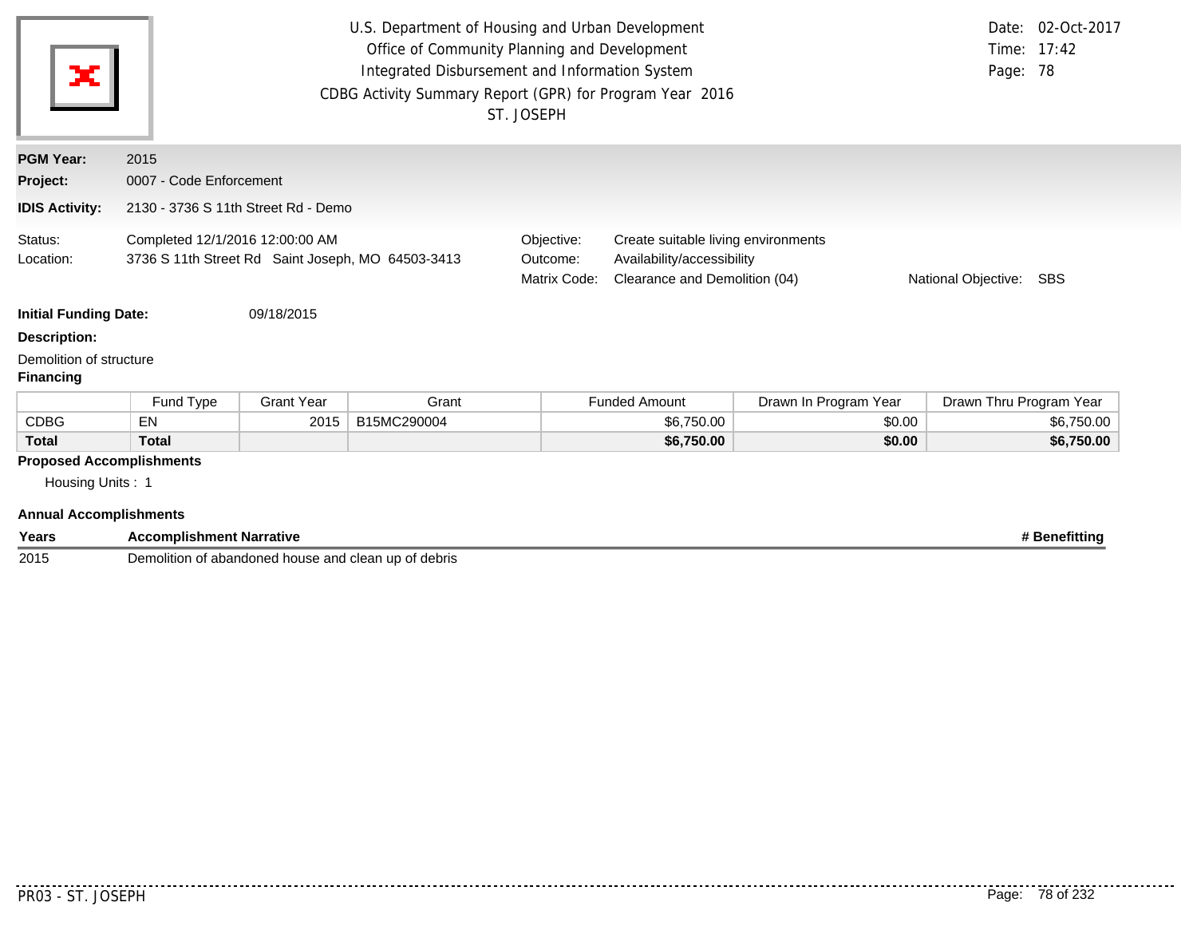U.S. Department of Housing and Urban Development
Office of Community Planning and Development
Integrated Disbursement and Information System
CDBG Activity Summary Report (GPR) for Program Year 2016
ST. JOSEPH

Date: 02-Oct-2017
Time: 17:42

**PGM Year:** 2015
**Project:** 0007 - Code Enforcement
**IDIS Activity:** 2130 - 3736 S 11th Street Rd - Demo

Status: Completed 12/1/2016 12:00:00 AM
Location: 3736 S 11th Street Rd Saint Joseph, MO 64503-3413

Objective: Create suitable living environments
Outcome: Availability/accessibility
Matrix Code: Clearance and Demolition (04)
National Objective: SBS

**Initial Funding Date:** 09/18/2015

**Description:**

Demolition of structure

**Financing**

| | Fund Type | Grant Year | Grant | Funded Amount | Drawn In Program Year | Drawn Thru Program Year |
|---|---|---|---|---|---|---|
| CDBG | EN | 2015 | B15MC290004 | $6,750.00 | $0.00 | $6,750.00 |
| **Total** | **Total** | | | **$6,750.00** | **$0.00** | **$6,750.00** |

**Proposed Accomplishments**

Housing Units : 1

**Annual Accomplishments**

| Years | Accomplishment Narrative | # Benefitting |
|---|---|---|
| 2015 | Demolition of abandoned house and clean up of debris | |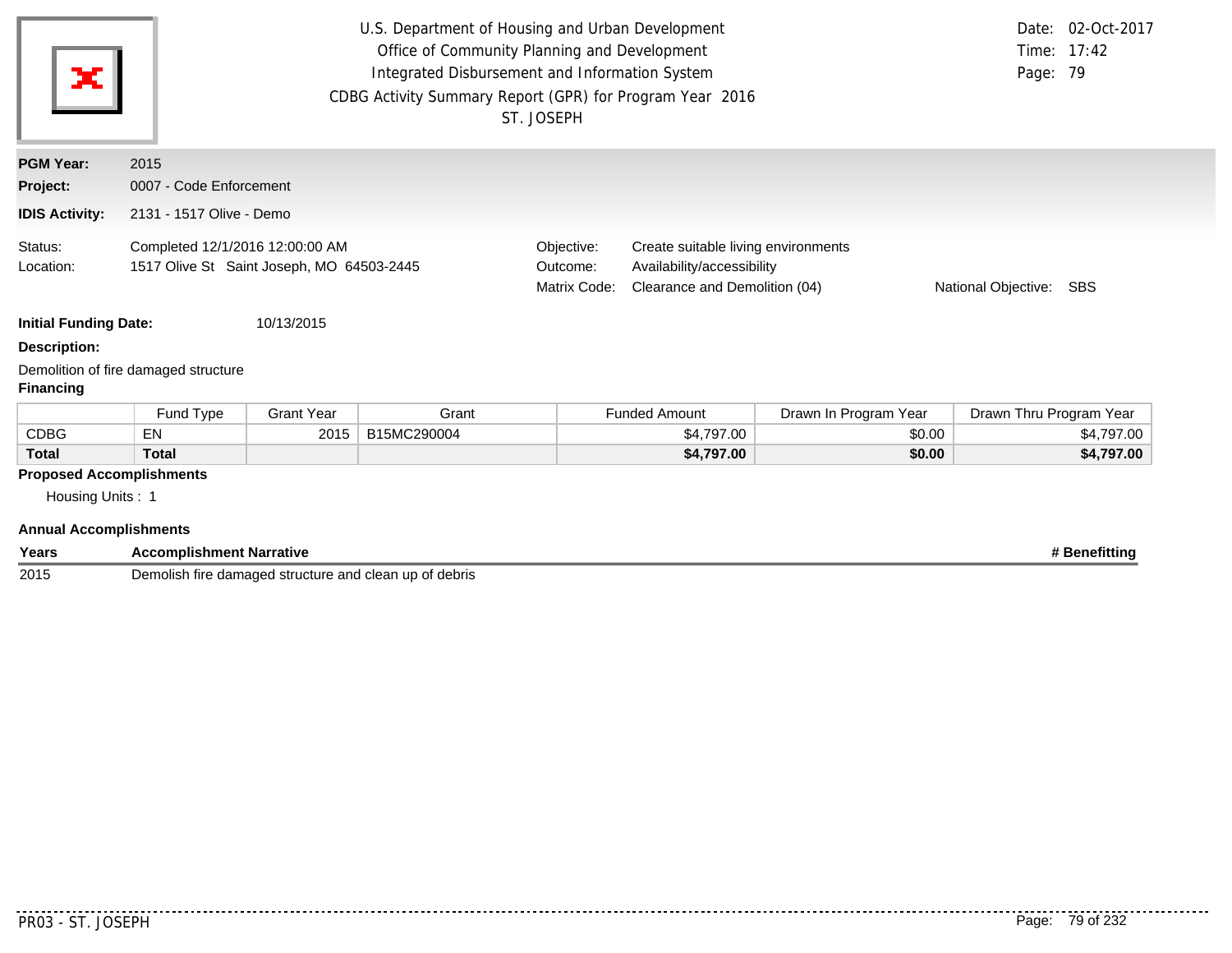U.S. Department of Housing and Urban Development
Office of Community Planning and Development
Integrated Disbursement and Information System
CDBG Activity Summary Report (GPR) for Program Year 2016
ST. JOSEPH

Date: 02-Oct-2017
Time: 17:42
Page: 79

**PGM Year:** 2015
**Project:** 0007 - Code Enforcement
**IDIS Activity:** 2131 - 1517 Olive - Demo

Status: Completed 12/1/2016 12:00:00 AM
Location: 1517 Olive St Saint Joseph, MO 64503-2445

Objective: Create suitable living environments
Outcome: Availability/accessibility
Matrix Code: Clearance and Demolition (04)
National Objective: SBS

**Initial Funding Date:** 10/13/2015

**Description:**

Demolition of fire damaged structure

**Financing**

| | Fund Type | Grant Year | Grant | Funded Amount | Drawn In Program Year | Drawn Thru Program Year |
|---|---|---|---|---|---|---|
| CDBG | EN | 2015 | B15MC290004 | $4,797.00 | $0.00 | $4,797.00 |
| **Total** | **Total** | | | **$4,797.00** | **$0.00** | **$4,797.00** |

**Proposed Accomplishments**

Housing Units : 1

**Annual Accomplishments**

| Years | Accomplishment Narrative | # Benefitting |
|---|---|---|
| 2015 | Demolish fire damaged structure and clean up of debris | |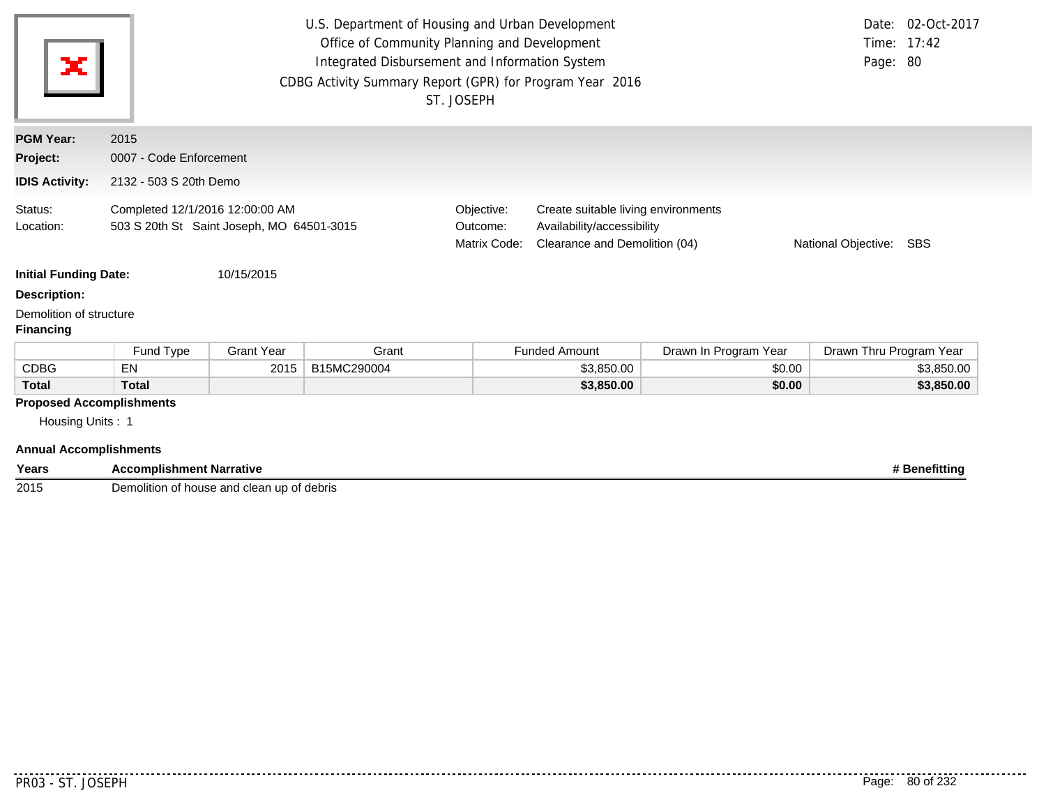U.S. Department of Housing and Urban Development
Office of Community Planning and Development
Integrated Disbursement and Information System
CDBG Activity Summary Report (GPR) for Program Year 2016
ST. JOSEPH

Date: 02-Oct-2017
Time: 17:42
Page: 80

**PGM Year:** 2015

**Project:** 0007 - Code Enforcement

**IDIS Activity:** 2132 - 503 S 20th Demo

Status: Completed 12/1/2016 12:00:00 AM

Location: 503 S 20th St Saint Joseph, MO 64501-3015

Objective: Create suitable living environments

Outcome: Availability/accessibility

Matrix Code: Clearance and Demolition (04)

National Objective: SBS

**Initial Funding Date:** 10/15/2015

**Description:**

Demolition of structure

**Financing**

| | Fund Type | Grant Year | Grant | Funded Amount | Drawn In Program Year | Drawn Thru Program Year |
|---|---|---|---|---|---|---|
| CDBG | EN | 2015 | B15MC290004 | $3,850.00 | $0.00 | $3,850.00 |
| **Total** | **Total** | | | **$3,850.00** | **$0.00** | **$3,850.00** |

**Proposed Accomplishments**

Housing Units : 1

**Annual Accomplishments**

| Years | Accomplishment Narrative | # Benefitting |
|---|---|---|
| 2015 | Demolition of house and clean up of debris | |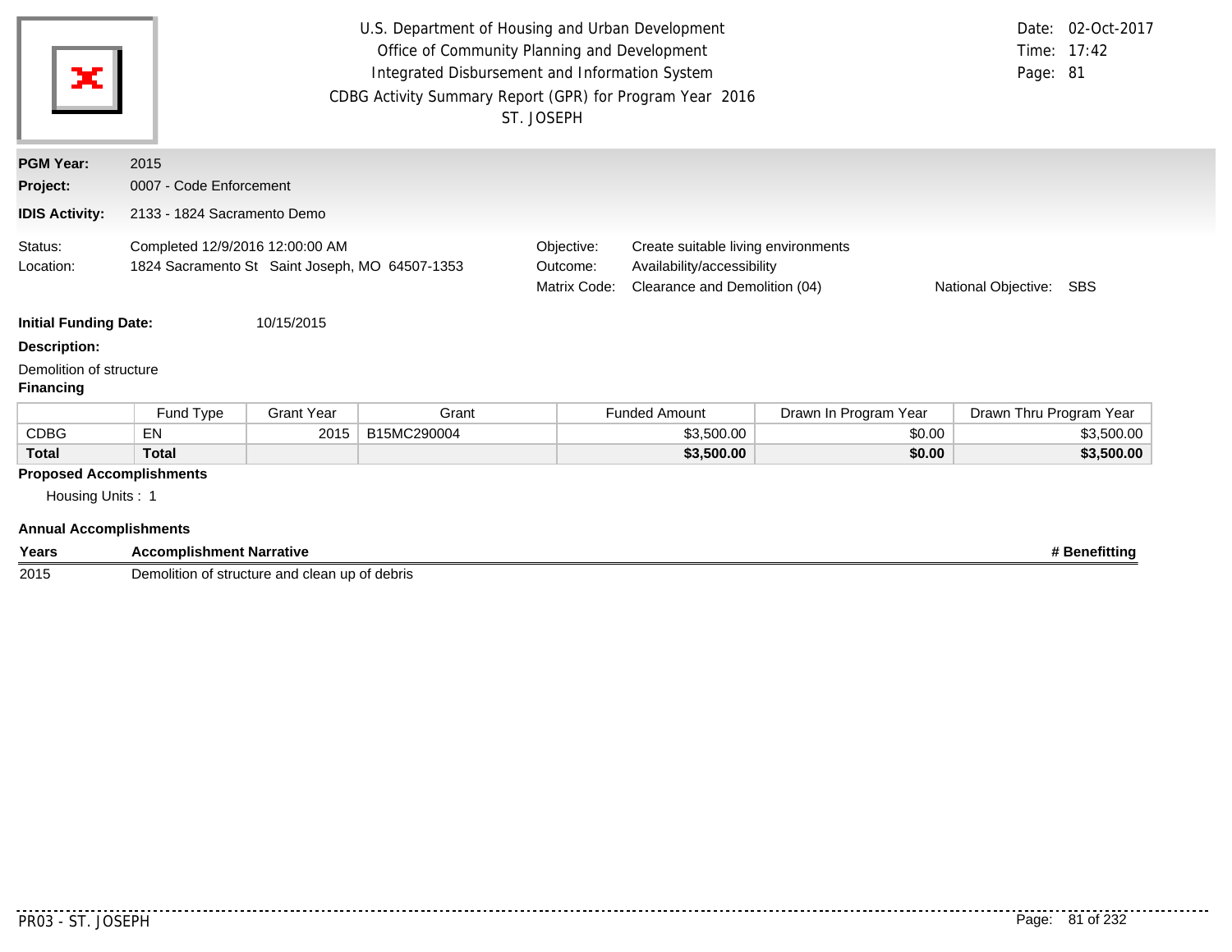U.S. Department of Housing and Urban Development
Office of Community Planning and Development
Integrated Disbursement and Information System
CDBG Activity Summary Report (GPR) for Program Year 2016
ST. JOSEPH

Date: 02-Oct-2017
Time: 17:42

**PGM Year:** 2015
**Project:** 0007 - Code Enforcement
**IDIS Activity:** 2133 - 1824 Sacramento Demo

Status: Completed 12/9/2016 12:00:00 AM
Location: 1824 Sacramento St Saint Joseph, MO 64507-1353

Objective: Create suitable living environments
Outcome: Availability/accessibility
Matrix Code: Clearance and Demolition (04)
National Objective: SBS

**Initial Funding Date:** 10/15/2015

**Description:**

Demolition of structure

**Financing**

| | Fund Type | Grant Year | Grant | Funded Amount | Drawn In Program Year | Drawn Thru Program Year |
|---|---|---|---|---|---|---|
| CDBG | EN | 2015 | B15MC290004 | $3,500.00 | $0.00 | $3,500.00 |
| **Total** | **Total** | | | **$3,500.00** | **$0.00** | **$3,500.00** |

**Proposed Accomplishments**

Housing Units : 1

**Annual Accomplishments**

| Years | Accomplishment Narrative | # Benefitting |
|---|---|---|
| 2015 | Demolition of structure and clean up of debris | |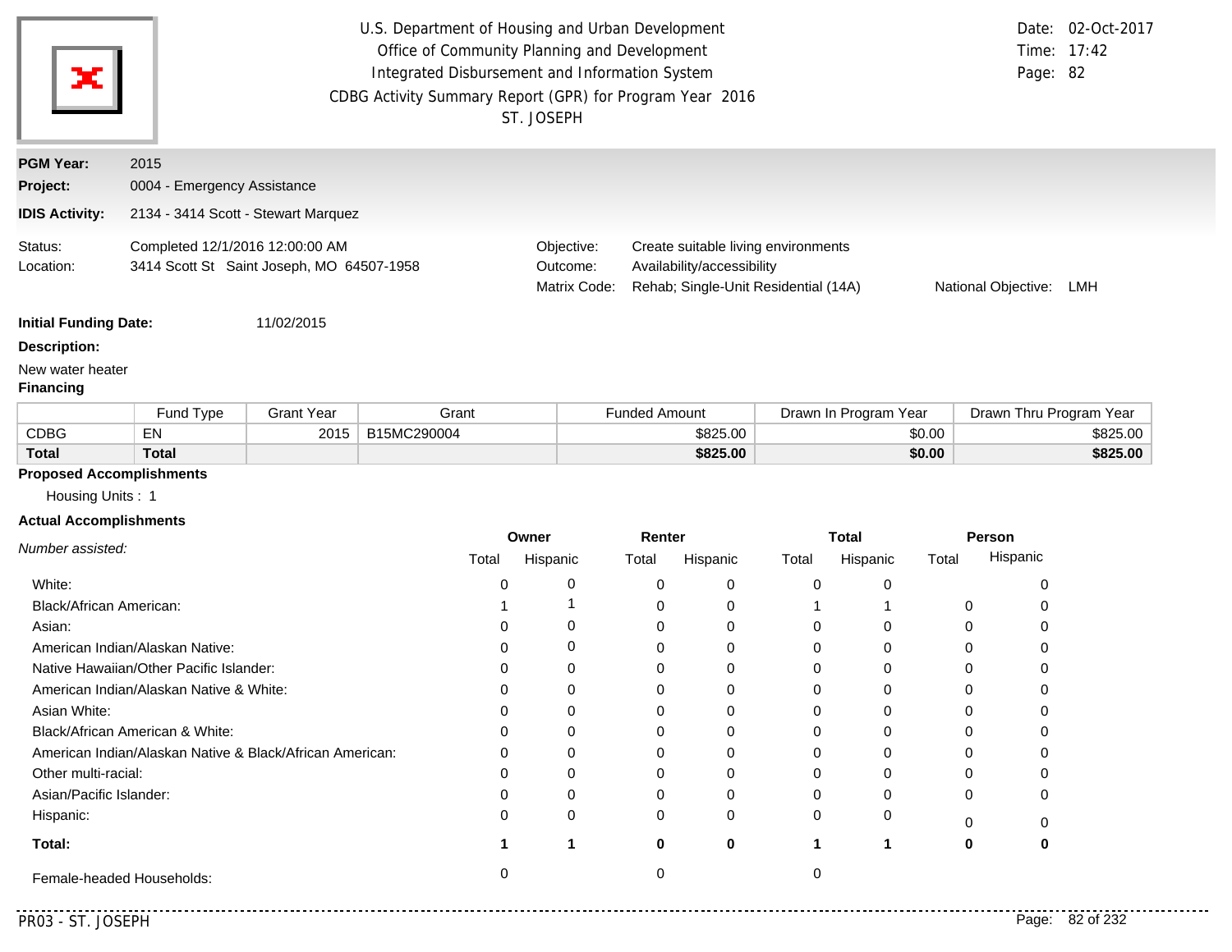U.S. Department of Housing and Urban Development
Office of Community Planning and Development
Integrated Disbursement and Information System
CDBG Activity Summary Report (GPR) for Program Year 2016
ST. JOSEPH

Date: 02-Oct-2017
Time: 17:42

**PGM Year:** 2015
**Project:** 0004 - Emergency Assistance
**IDIS Activity:** 2134 - 3414 Scott - Stewart Marquez

Status: Completed 12/1/2016 12:00:00 AM
Location: 3414 Scott St Saint Joseph, MO 64507-1958

Objective: Create suitable living environments
Outcome: Availability/accessibility
Matrix Code: Rehab; Single-Unit Residential (14A)
National Objective: LMH

**Initial Funding Date:** 11/02/2015

**Description:**

New water heater

**Financing**

| | Fund Type | Grant Year | Grant | Funded Amount | Drawn In Program Year | Drawn Thru Program Year |
|---|---|---|---|---|---|---|
| CDBG | EN | 2015 | B15MC290004 | $825.00 | $0.00 | $825.00 |
| **Total** | **Total** | | | **$825.00** | **$0.00** | **$825.00** |

**Proposed Accomplishments**

Housing Units : 1

**Actual Accomplishments**

| *Number assisted:* | Owner | | Renter | | Total | | Person | |
|---|---|---|---|---|---|---|---|---|
| | Total | Hispanic | Total | Hispanic | Total | Hispanic | Total | Hispanic |
| White: | 0 | 0 | 0 | 0 | 0 | 0 | | 0 |
| Black/African American: | 1 | 1 | 0 | 0 | 1 | 1 | 0 | 0 |
| Asian: | 0 | 0 | 0 | 0 | 0 | 0 | 0 | 0 |
| American Indian/Alaskan Native: | 0 | 0 | 0 | 0 | 0 | 0 | 0 | 0 |
| Native Hawaiian/Other Pacific Islander: | 0 | 0 | 0 | 0 | 0 | 0 | 0 | 0 |
| American Indian/Alaskan Native & White: | 0 | 0 | 0 | 0 | 0 | 0 | 0 | 0 |
| Asian White: | 0 | 0 | 0 | 0 | 0 | 0 | 0 | 0 |
| Black/African American & White: | 0 | 0 | 0 | 0 | 0 | 0 | 0 | 0 |
| American Indian/Alaskan Native & Black/African American: | 0 | 0 | 0 | 0 | 0 | 0 | 0 | 0 |
| Other multi-racial: | 0 | 0 | 0 | 0 | 0 | 0 | 0 | 0 |
| Asian/Pacific Islander: | 0 | 0 | 0 | 0 | 0 | 0 | 0 | 0 |
| Hispanic: | 0 | 0 | 0 | 0 | 0 | 0 | 0 | 0 |
| **Total:** | **1** | **1** | **0** | **0** | **1** | **1** | **0** | **0** |
| Female-headed Households: | 0 | | 0 | | 0 | | | |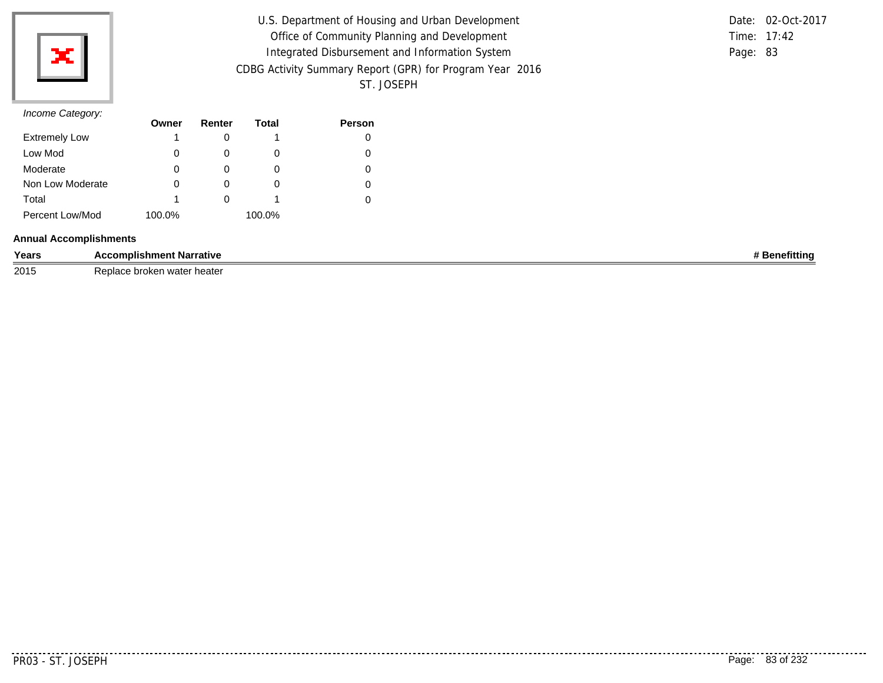*Income Category:*

| | Owner | Renter | Total | Person |
|---|---|---|---|---|
| Extremely Low | 1 | 0 | 1 | 0 |
| Low Mod | 0 | 0 | 0 | 0 |
| Moderate | 0 | 0 | 0 | 0 |
| Non Low Moderate | 0 | 0 | 0 | 0 |
| Total | 1 | 0 | 1 | 0 |
| Percent Low/Mod | 100.0% | | 100.0% | |

**Annual Accomplishments**

| Years | Accomplishment Narrative | # Benefitting |
|---|---|---|
| 2015 | Replace broken water heater | |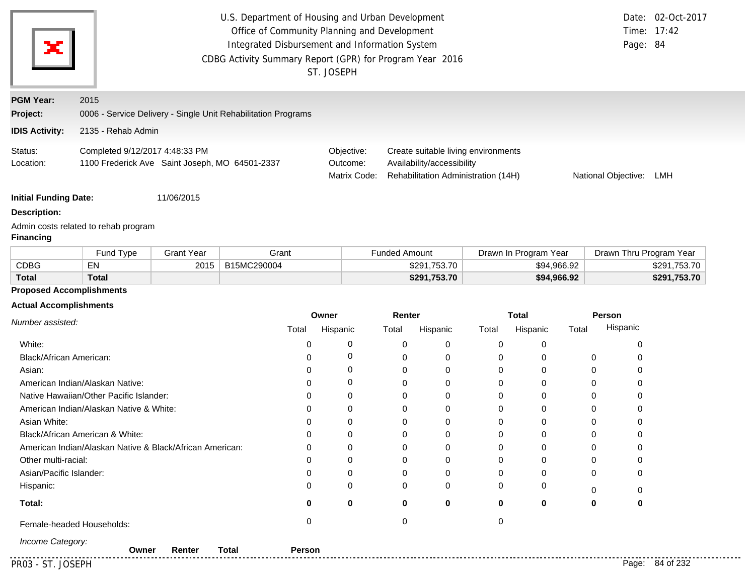U.S. Department of Housing and Urban Development
Office of Community Planning and Development
Integrated Disbursement and Information System
CDBG Activity Summary Report (GPR) for Program Year 2016
ST. JOSEPH

Date: 02-Oct-2017
Time: 17:42
Page: 84

**PGM Year:** 2015

**Project:** 0006 - Service Delivery - Single Unit Rehabilitation Programs

**IDIS Activity:** 2135 - Rehab Admin

Status: Completed 9/12/2017 4:48:33 PM
Location: 1100 Frederick Ave Saint Joseph, MO 64501-2337

Objective: Create suitable living environments
Outcome: Availability/accessibility
Matrix Code: Rehabilitation Administration (14H)
National Objective: LMH

**Initial Funding Date:** 11/06/2015

**Description:**

Admin costs related to rehab program

**Financing**

| | Fund Type | Grant Year | Grant | Funded Amount | Drawn In Program Year | Drawn Thru Program Year |
|---|---|---|---|---|---|---|
| CDBG | EN | 2015 | B15MC290004 | $291,753.70 | $94,966.92 | $291,753.70 |
| **Total** | **Total** | | | **$291,753.70** | **$94,966.92** | **$291,753.70** |

**Proposed Accomplishments**

**Actual Accomplishments**

| *Number assisted:* | Owner Total | Owner Hispanic | Renter Total | Renter Hispanic | Total Total | Total Hispanic | Person Total | Person Hispanic |
|---|---|---|---|---|---|---|---|---|
| White: | 0 | 0 | 0 | 0 | 0 | 0 | | 0 |
| Black/African American: | 0 | 0 | 0 | 0 | 0 | 0 | 0 | 0 |
| Asian: | 0 | 0 | 0 | 0 | 0 | 0 | 0 | 0 |
| American Indian/Alaskan Native: | 0 | 0 | 0 | 0 | 0 | 0 | 0 | 0 |
| Native Hawaiian/Other Pacific Islander: | 0 | 0 | 0 | 0 | 0 | 0 | 0 | 0 |
| American Indian/Alaskan Native & White: | 0 | 0 | 0 | 0 | 0 | 0 | 0 | 0 |
| Asian White: | 0 | 0 | 0 | 0 | 0 | 0 | 0 | 0 |
| Black/African American & White: | 0 | 0 | 0 | 0 | 0 | 0 | 0 | 0 |
| American Indian/Alaskan Native & Black/African American: | 0 | 0 | 0 | 0 | 0 | 0 | 0 | 0 |
| Other multi-racial: | 0 | 0 | 0 | 0 | 0 | 0 | 0 | 0 |
| Asian/Pacific Islander: | 0 | 0 | 0 | 0 | 0 | 0 | 0 | 0 |
| Hispanic: | 0 | 0 | 0 | 0 | 0 | 0 | 0 | 0 |
| **Total:** | **0** | **0** | **0** | **0** | **0** | **0** | **0** | **0** |
| Female-headed Households: | 0 | | 0 | | 0 | | | |

*Income Category:*

| | Owner | Renter | Total | Person |
|---|---|---|---|---|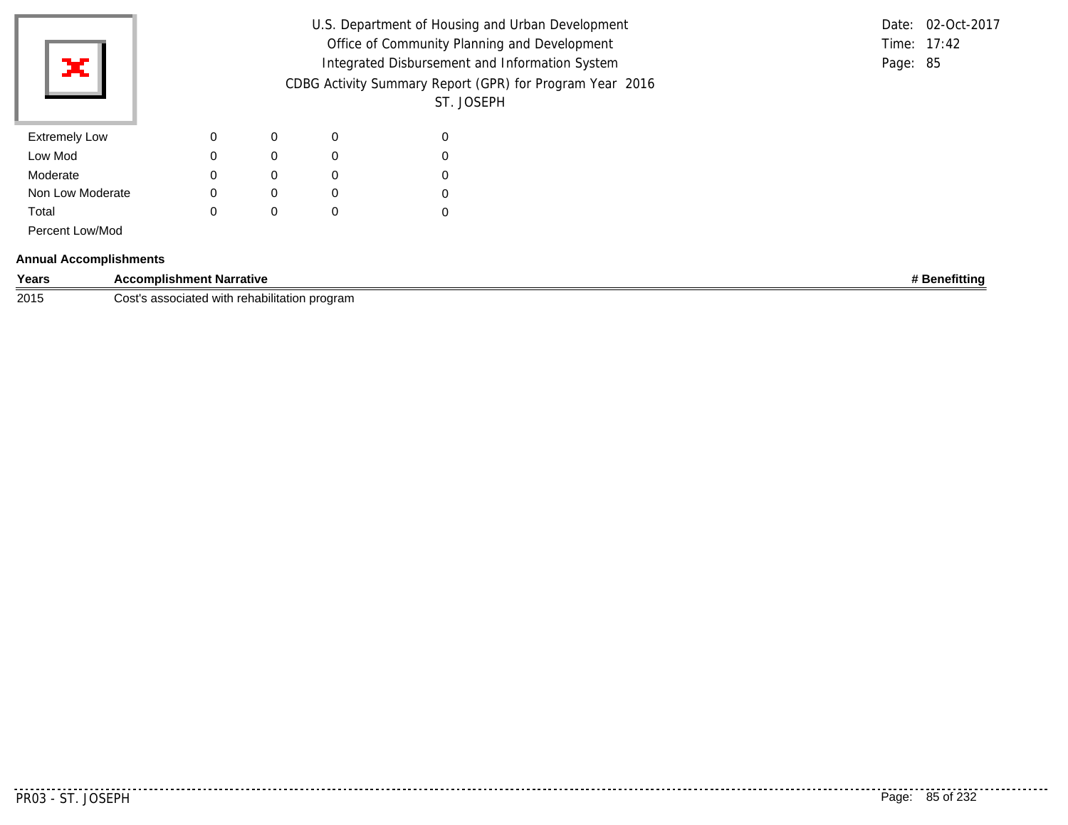| | | | | |
|---|---|---|---|---|
| Extremely Low | 0 | 0 | 0 | 0 |
| Low Mod | 0 | 0 | 0 | 0 |
| Moderate | 0 | 0 | 0 | 0 |
| Non Low Moderate | 0 | 0 | 0 | 0 |
| Total | 0 | 0 | 0 | 0 |
| Percent Low/Mod | | | | |

**Annual Accomplishments**

| Years | Accomplishment Narrative | # Benefitting |
|---|---|---|
| 2015 | Cost's associated with rehabilitation program | |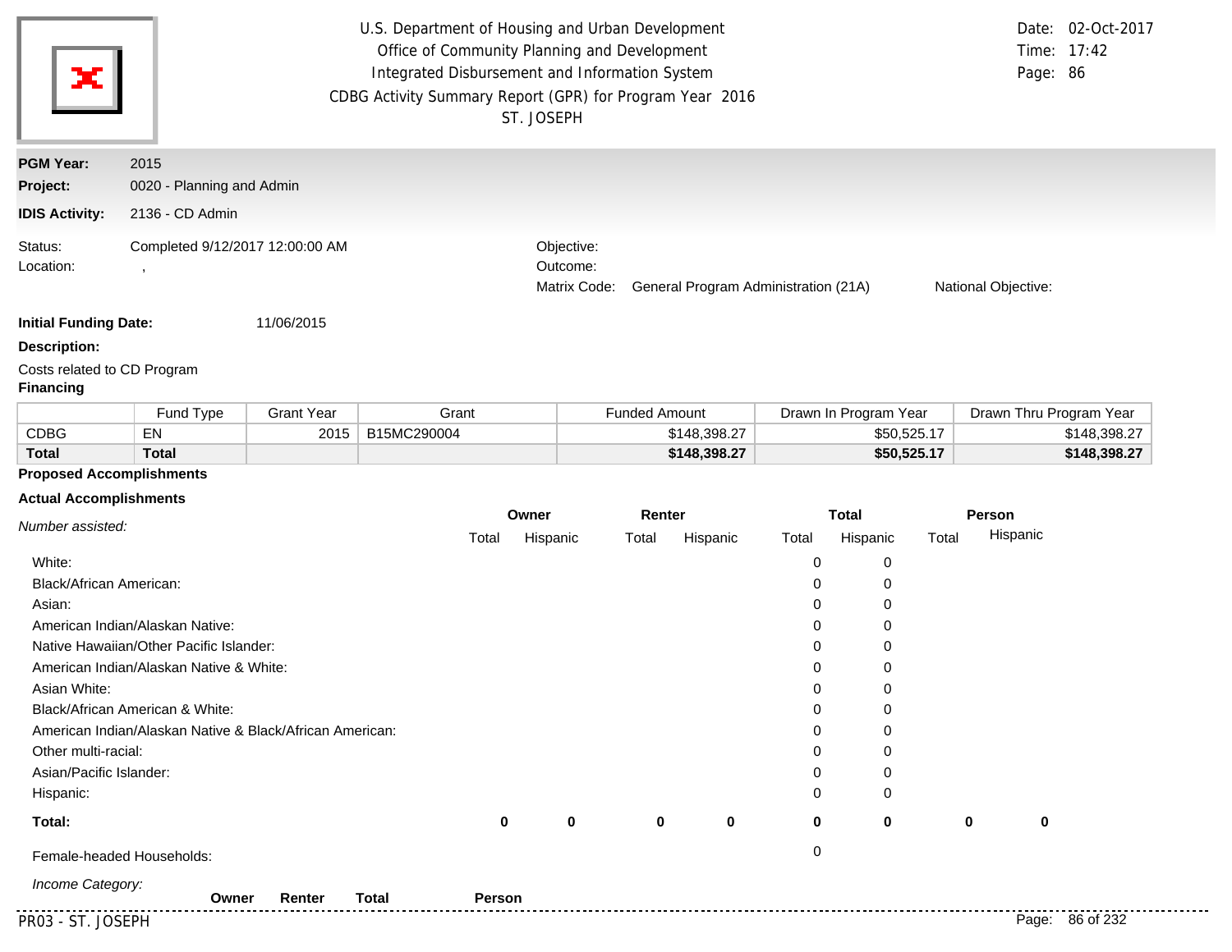U.S. Department of Housing and Urban Development
Office of Community Planning and Development
Integrated Disbursement and Information System
CDBG Activity Summary Report (GPR) for Program Year 2016
ST. JOSEPH

Date: 02-Oct-2017
Time: 17:42

**PGM Year:** 2015
**Project:** 0020 - Planning and Admin
**IDIS Activity:** 2136 - CD Admin

Status: Completed 9/12/2017 12:00:00 AM
Location: ,

Objective:
Outcome:
Matrix Code: General Program Administration (21A)
National Objective:

**Initial Funding Date:** 11/06/2015

**Description:**

Costs related to CD Program

**Financing**

| | Fund Type | Grant Year | Grant | Funded Amount | Drawn In Program Year | Drawn Thru Program Year |
|---|---|---|---|---|---|---|
| CDBG | EN | 2015 | B15MC290004 | $148,398.27 | $50,525.17 | $148,398.27 |
| **Total** | **Total** | | | **$148,398.27** | **$50,525.17** | **$148,398.27** |

**Proposed Accomplishments**

**Actual Accomplishments**

| *Number assisted:* | Owner | | Renter | | Total | | Person | |
|---|---|---|---|---|---|---|---|---|
| | Total | Hispanic | Total | Hispanic | Total | Hispanic | Total | Hispanic |
| White: | | | | | 0 | 0 | | |
| Black/African American: | | | | | 0 | 0 | | |
| Asian: | | | | | 0 | 0 | | |
| American Indian/Alaskan Native: | | | | | 0 | 0 | | |
| Native Hawaiian/Other Pacific Islander: | | | | | 0 | 0 | | |
| American Indian/Alaskan Native & White: | | | | | 0 | 0 | | |
| Asian White: | | | | | 0 | 0 | | |
| Black/African American & White: | | | | | 0 | 0 | | |
| American Indian/Alaskan Native & Black/African American: | | | | | 0 | 0 | | |
| Other multi-racial: | | | | | 0 | 0 | | |
| Asian/Pacific Islander: | | | | | 0 | 0 | | |
| Hispanic: | | | | | 0 | 0 | | |
| **Total:** | **0** | **0** | **0** | **0** | **0** | **0** | **0** | **0** |
| Female-headed Households: | | | | | 0 | | | |

*Income Category:*

| | Owner | Renter | Total | Person |
|---|---|---|---|---|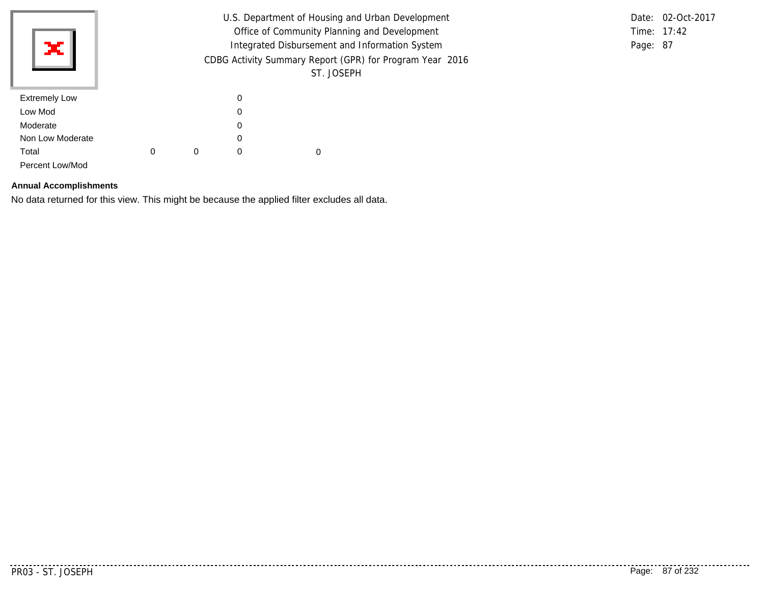| | | | | |
|---|---|---|---|---|
| Extremely Low | | | 0 | |
| Low Mod | | | 0 | |
| Moderate | | | 0 | |
| Non Low Moderate | | | 0 | |
| Total | 0 | 0 | 0 | 0 |
| Percent Low/Mod | | | | |

**Annual Accomplishments**

No data returned for this view. This might be because the applied filter excludes all data.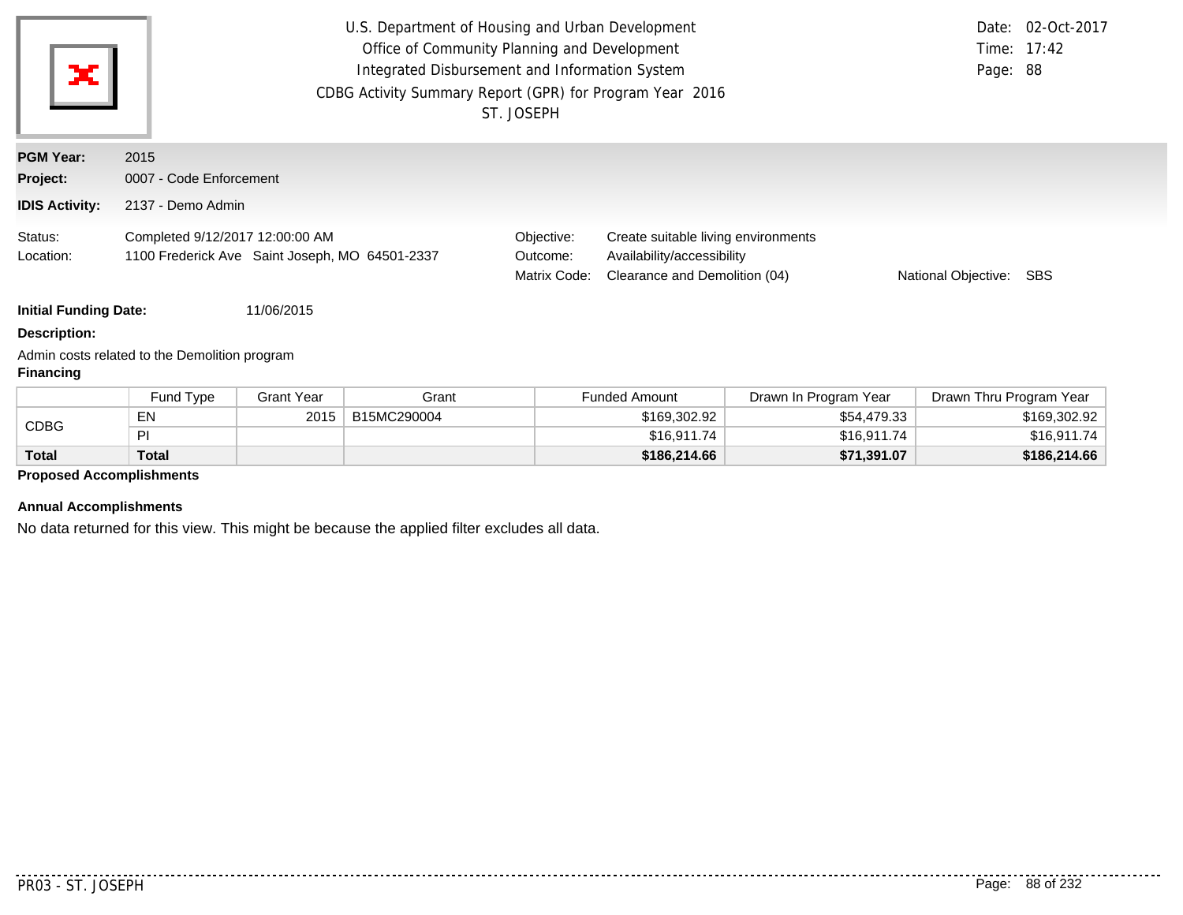U.S. Department of Housing and Urban Development
Office of Community Planning and Development
Integrated Disbursement and Information System
CDBG Activity Summary Report (GPR) for Program Year 2016
ST. JOSEPH

Date: 02-Oct-2017
Time: 17:42

**PGM Year:** 2015
**Project:** 0007 - Code Enforcement
**IDIS Activity:** 2137 - Demo Admin

Status: Completed 9/12/2017 12:00:00 AM
Location: 1100 Frederick Ave Saint Joseph, MO 64501-2337

Objective: Create suitable living environments
Outcome: Availability/accessibility
Matrix Code: Clearance and Demolition (04)
National Objective: SBS

**Initial Funding Date:** 11/06/2015

**Description:**

Admin costs related to the Demolition program

**Financing**

| | Fund Type | Grant Year | Grant | Funded Amount | Drawn In Program Year | Drawn Thru Program Year |
|---|---|---|---|---|---|---|
| CDBG | EN | 2015 | B15MC290004 | $169,302.92 | $54,479.33 | $169,302.92 |
| | PI | | | $16,911.74 | $16,911.74 | $16,911.74 |
| **Total** | **Total** | | | **$186,214.66** | **$71,391.07** | **$186,214.66** |

**Proposed Accomplishments**

**Annual Accomplishments**

No data returned for this view. This might be because the applied filter excludes all data.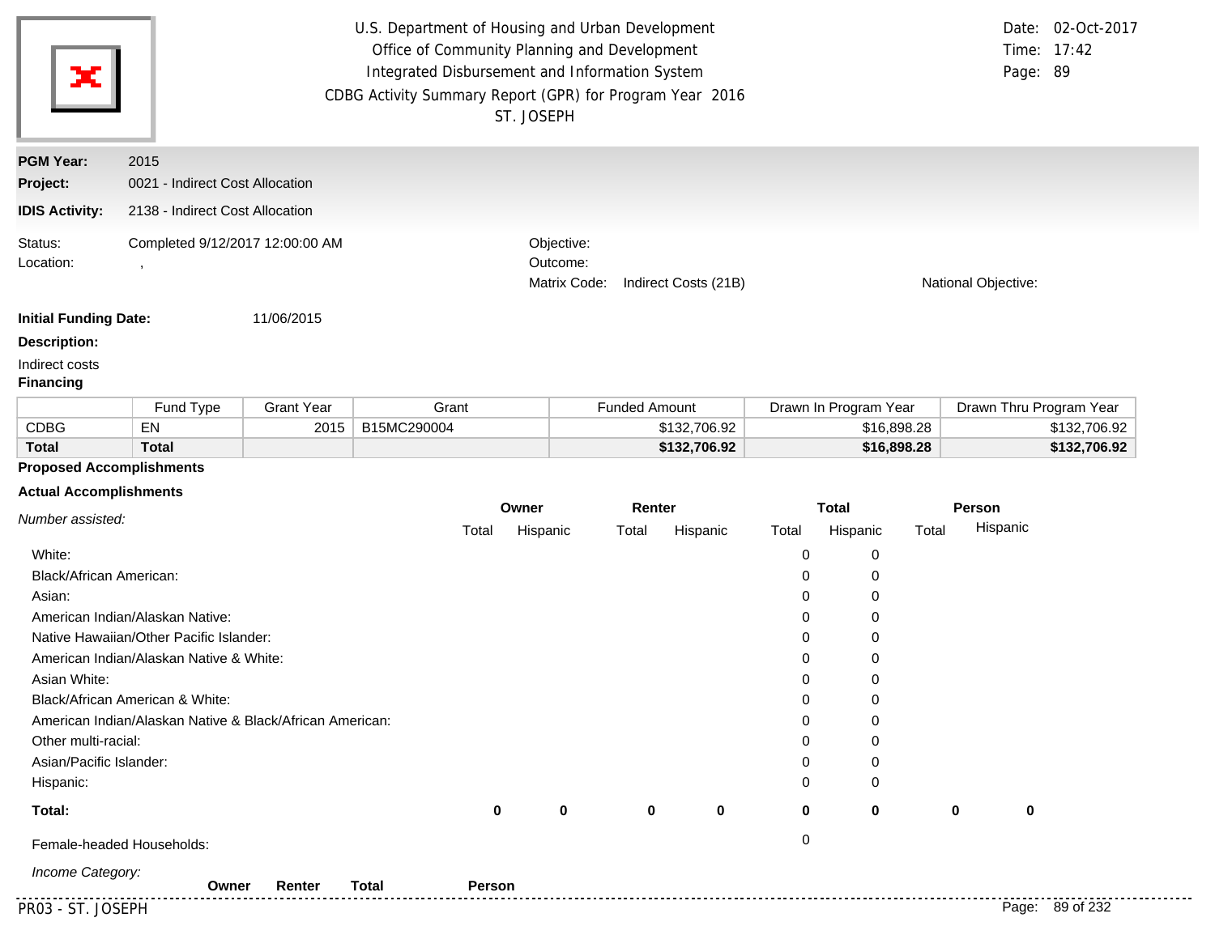U.S. Department of Housing and Urban Development
Office of Community Planning and Development
Integrated Disbursement and Information System
CDBG Activity Summary Report (GPR) for Program Year 2016
ST. JOSEPH

Date: 02-Oct-2017
Time: 17:42

**PGM Year:** 2015
**Project:** 0021 - Indirect Cost Allocation
**IDIS Activity:** 2138 - Indirect Cost Allocation

Status: Completed 9/12/2017 12:00:00 AM
Location: ,

Objective:
Outcome:
Matrix Code: Indirect Costs (21B)
National Objective:

**Initial Funding Date:** 11/06/2015

**Description:**

Indirect costs

**Financing**

| | Fund Type | Grant Year | Grant | Funded Amount | Drawn In Program Year | Drawn Thru Program Year |
|---|---|---|---|---|---|---|
| CDBG | EN | 2015 | B15MC290004 | $132,706.92 | $16,898.28 | $132,706.92 |
| **Total** | **Total** | | | **$132,706.92** | **$16,898.28** | **$132,706.92** |

**Proposed Accomplishments**

**Actual Accomplishments**

| *Number assisted:* | Owner | | Renter | | Total | | Person | |
|---|---|---|---|---|---|---|---|---|
| | Total | Hispanic | Total | Hispanic | Total | Hispanic | Total | Hispanic |
| White: | | | | | 0 | 0 | | |
| Black/African American: | | | | | 0 | 0 | | |
| Asian: | | | | | 0 | 0 | | |
| American Indian/Alaskan Native: | | | | | 0 | 0 | | |
| Native Hawaiian/Other Pacific Islander: | | | | | 0 | 0 | | |
| American Indian/Alaskan Native & White: | | | | | 0 | 0 | | |
| Asian White: | | | | | 0 | 0 | | |
| Black/African American & White: | | | | | 0 | 0 | | |
| American Indian/Alaskan Native & Black/African American: | | | | | 0 | 0 | | |
| Other multi-racial: | | | | | 0 | 0 | | |
| Asian/Pacific Islander: | | | | | 0 | 0 | | |
| Hispanic: | | | | | 0 | 0 | | |
| **Total:** | **0** | **0** | **0** | **0** | **0** | **0** | **0** | **0** |
| Female-headed Households: | | | | | 0 | | | |

*Income Category:*

| | Owner | Renter | Total | Person |
|---|---|---|---|---|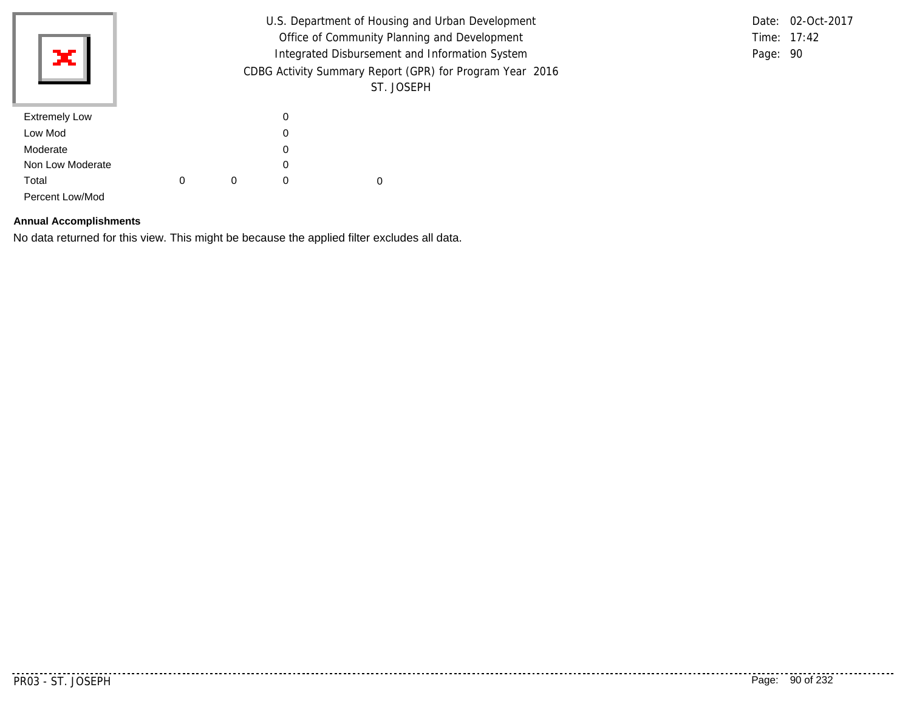| | | | | |
|---|---|---|---|---|
| Extremely Low | | | 0 | |
| Low Mod | | | 0 | |
| Moderate | | | 0 | |
| Non Low Moderate | | | 0 | |
| Total | 0 | 0 | 0 | 0 |
| Percent Low/Mod | | | | |

**Annual Accomplishments**

No data returned for this view. This might be because the applied filter excludes all data.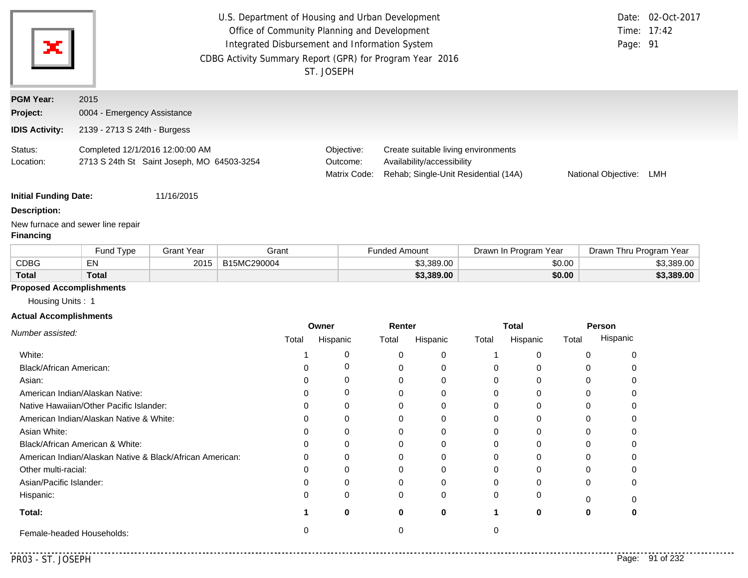U.S. Department of Housing and Urban Development
Office of Community Planning and Development
Integrated Disbursement and Information System
CDBG Activity Summary Report (GPR) for Program Year 2016
ST. JOSEPH

Date: 02-Oct-2017
Time: 17:42
Page: 91

**PGM Year:** 2015
**Project:** 0004 - Emergency Assistance
**IDIS Activity:** 2139 - 2713 S 24th - Burgess

Status: Completed 12/1/2016 12:00:00 AM
Location: 2713 S 24th St Saint Joseph, MO 64503-3254

Objective: Create suitable living environments
Outcome: Availability/accessibility
Matrix Code: Rehab; Single-Unit Residential (14A)
National Objective: LMH

**Initial Funding Date:** 11/16/2015

**Description:**

New furnace and sewer line repair

**Financing**

| | Fund Type | Grant Year | Grant | Funded Amount | Drawn In Program Year | Drawn Thru Program Year |
|---|---|---|---|---|---|---|
| CDBG | EN | 2015 | B15MC290004 | $3,389.00 | $0.00 | $3,389.00 |
| **Total** | **Total** | | | **$3,389.00** | **$0.00** | **$3,389.00** |

**Proposed Accomplishments**

Housing Units : 1

**Actual Accomplishments**

| *Number assisted:* | Owner | | Renter | | Total | | Person | |
|---|---|---|---|---|---|---|---|---|
| | Total | Hispanic | Total | Hispanic | Total | Hispanic | Total | Hispanic |
| White: | 1 | 0 | 0 | 0 | 1 | 0 | 0 | 0 |
| Black/African American: | 0 | 0 | 0 | 0 | 0 | 0 | 0 | 0 |
| Asian: | 0 | 0 | 0 | 0 | 0 | 0 | 0 | 0 |
| American Indian/Alaskan Native: | 0 | 0 | 0 | 0 | 0 | 0 | 0 | 0 |
| Native Hawaiian/Other Pacific Islander: | 0 | 0 | 0 | 0 | 0 | 0 | 0 | 0 |
| American Indian/Alaskan Native & White: | 0 | 0 | 0 | 0 | 0 | 0 | 0 | 0 |
| Asian White: | 0 | 0 | 0 | 0 | 0 | 0 | 0 | 0 |
| Black/African American & White: | 0 | 0 | 0 | 0 | 0 | 0 | 0 | 0 |
| American Indian/Alaskan Native & Black/African American: | 0 | 0 | 0 | 0 | 0 | 0 | 0 | 0 |
| Other multi-racial: | 0 | 0 | 0 | 0 | 0 | 0 | 0 | 0 |
| Asian/Pacific Islander: | 0 | 0 | 0 | 0 | 0 | 0 | 0 | 0 |
| Hispanic: | 0 | 0 | 0 | 0 | 0 | 0 | 0 | 0 |
| **Total:** | **1** | **0** | **0** | **0** | **1** | **0** | **0** | **0** |
| Female-headed Households: | 0 | | 0 | | 0 | | | |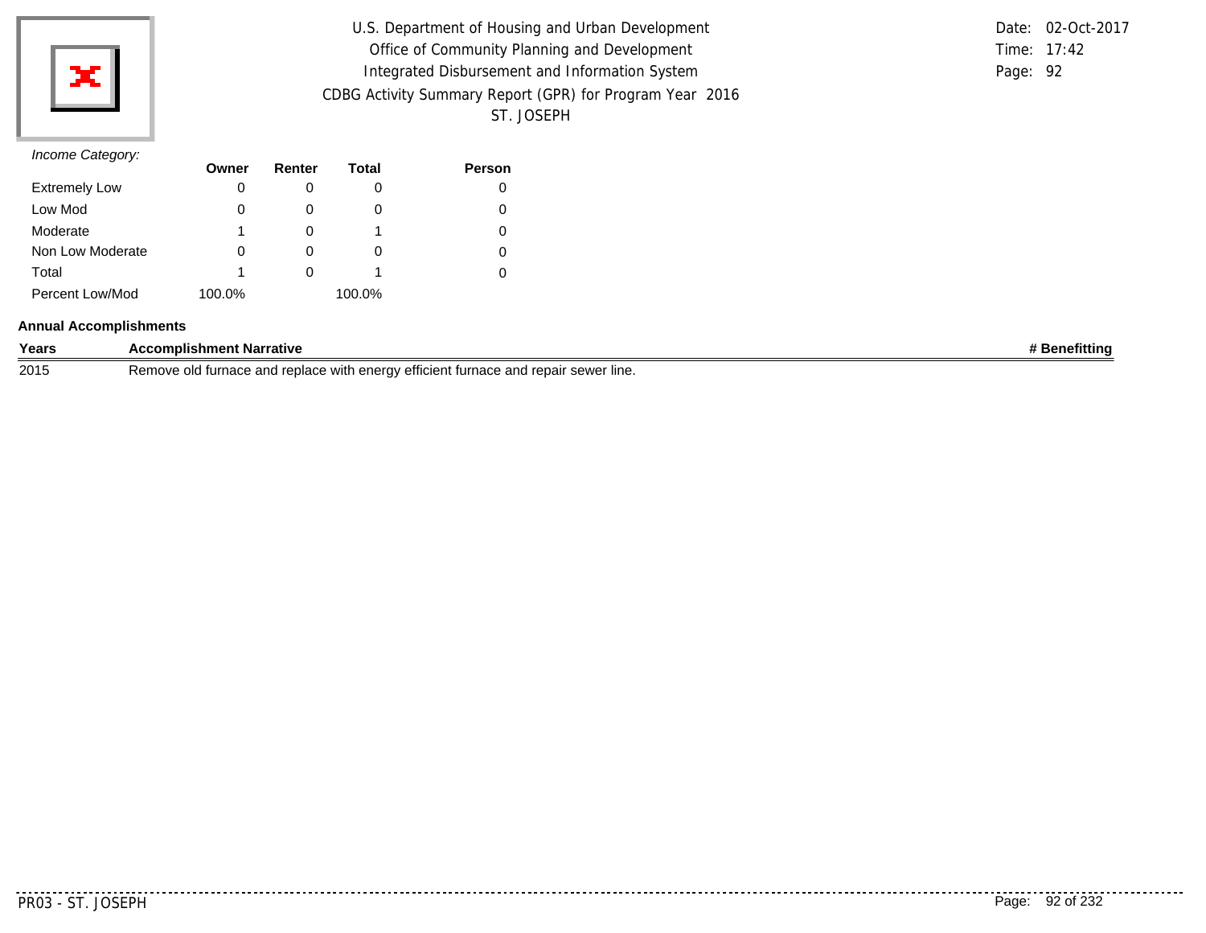*Income Category:*

| | Owner | Renter | Total | Person |
|---|---|---|---|---|
| Extremely Low | 0 | 0 | 0 | 0 |
| Low Mod | 0 | 0 | 0 | 0 |
| Moderate | 1 | 0 | 1 | 0 |
| Non Low Moderate | 0 | 0 | 0 | 0 |
| Total | 1 | 0 | 1 | 0 |
| Percent Low/Mod | 100.0% | | 100.0% | |

**Annual Accomplishments**

| Years | Accomplishment Narrative | # Benefitting |
|---|---|---|
| 2015 | Remove old furnace and replace with energy efficient furnace and repair sewer line. | |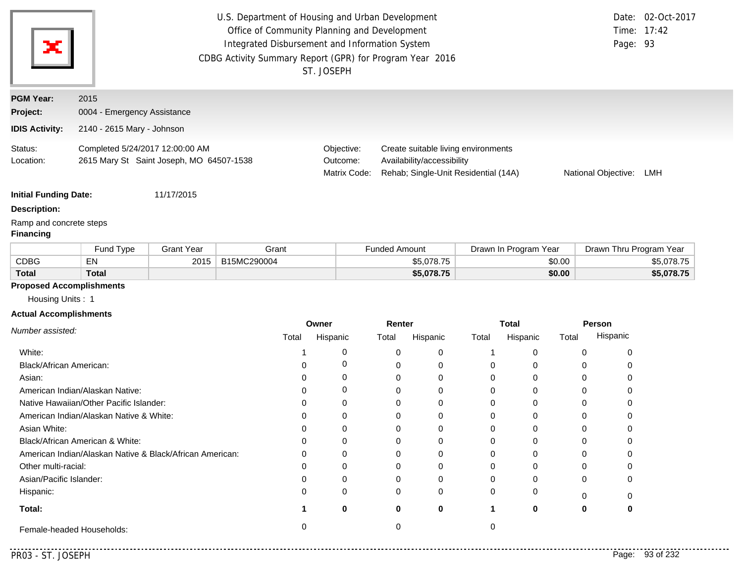U.S. Department of Housing and Urban Development
Office of Community Planning and Development
Integrated Disbursement and Information System
CDBG Activity Summary Report (GPR) for Program Year 2016
ST. JOSEPH

Date: 02-Oct-2017
Time: 17:42

**PGM Year:** 2015
**Project:** 0004 - Emergency Assistance
**IDIS Activity:** 2140 - 2615 Mary - Johnson

Status: Completed 5/24/2017 12:00:00 AM
Location: 2615 Mary St Saint Joseph, MO 64507-1538

Objective: Create suitable living environments
Outcome: Availability/accessibility
Matrix Code: Rehab; Single-Unit Residential (14A)
National Objective: LMH

**Initial Funding Date:** 11/17/2015

**Description:**

Ramp and concrete steps

**Financing**

| | Fund Type | Grant Year | Grant | Funded Amount | Drawn In Program Year | Drawn Thru Program Year |
|---|---|---|---|---|---|---|
| CDBG | EN | 2015 | B15MC290004 | $5,078.75 | $0.00 | $5,078.75 |
| **Total** | **Total** | | | **$5,078.75** | **$0.00** | **$5,078.75** |

**Proposed Accomplishments**

Housing Units : 1

**Actual Accomplishments**

| *Number assisted:* | Owner | | Renter | | Total | | Person | |
|---|---|---|---|---|---|---|---|---|
| | Total | Hispanic | Total | Hispanic | Total | Hispanic | Total | Hispanic |
| White: | 1 | 0 | 0 | 0 | 1 | 0 | 0 | 0 |
| Black/African American: | 0 | 0 | 0 | 0 | 0 | 0 | 0 | 0 |
| Asian: | 0 | 0 | 0 | 0 | 0 | 0 | 0 | 0 |
| American Indian/Alaskan Native: | 0 | 0 | 0 | 0 | 0 | 0 | 0 | 0 |
| Native Hawaiian/Other Pacific Islander: | 0 | 0 | 0 | 0 | 0 | 0 | 0 | 0 |
| American Indian/Alaskan Native & White: | 0 | 0 | 0 | 0 | 0 | 0 | 0 | 0 |
| Asian White: | 0 | 0 | 0 | 0 | 0 | 0 | 0 | 0 |
| Black/African American & White: | 0 | 0 | 0 | 0 | 0 | 0 | 0 | 0 |
| American Indian/Alaskan Native & Black/African American: | 0 | 0 | 0 | 0 | 0 | 0 | 0 | 0 |
| Other multi-racial: | 0 | 0 | 0 | 0 | 0 | 0 | 0 | 0 |
| Asian/Pacific Islander: | 0 | 0 | 0 | 0 | 0 | 0 | 0 | 0 |
| Hispanic: | 0 | 0 | 0 | 0 | 0 | 0 | 0 | 0 |
| **Total:** | **1** | **0** | **0** | **0** | **1** | **0** | **0** | **0** |
| Female-headed Households: | 0 | | 0 | | 0 | | | |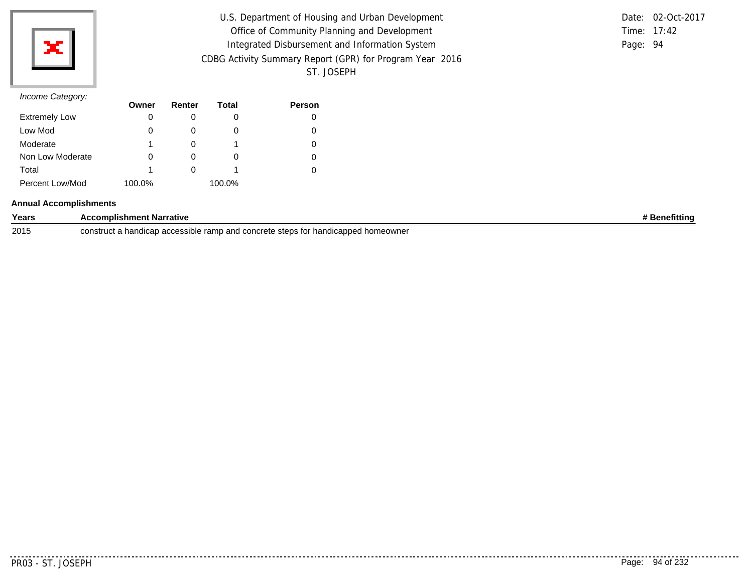U.S. Department of Housing and Urban Development
Office of Community Planning and Development
Integrated Disbursement and Information System
CDBG Activity Summary Report (GPR) for Program Year 2016
ST. JOSEPH

Date: 02-Oct-2017
Time: 17:42

*Income Category:*

| | Owner | Renter | Total | Person |
|---|---|---|---|---|
| Extremely Low | 0 | 0 | 0 | 0 |
| Low Mod | 0 | 0 | 0 | 0 |
| Moderate | 1 | 0 | 1 | 0 |
| Non Low Moderate | 0 | 0 | 0 | 0 |
| Total | 1 | 0 | 1 | 0 |
| Percent Low/Mod | 100.0% | | 100.0% | |

**Annual Accomplishments**

| Years | Accomplishment Narrative | # Benefitting |
|---|---|---|
| 2015 | construct a handicap accessible ramp and concrete steps for handicapped homeowner | |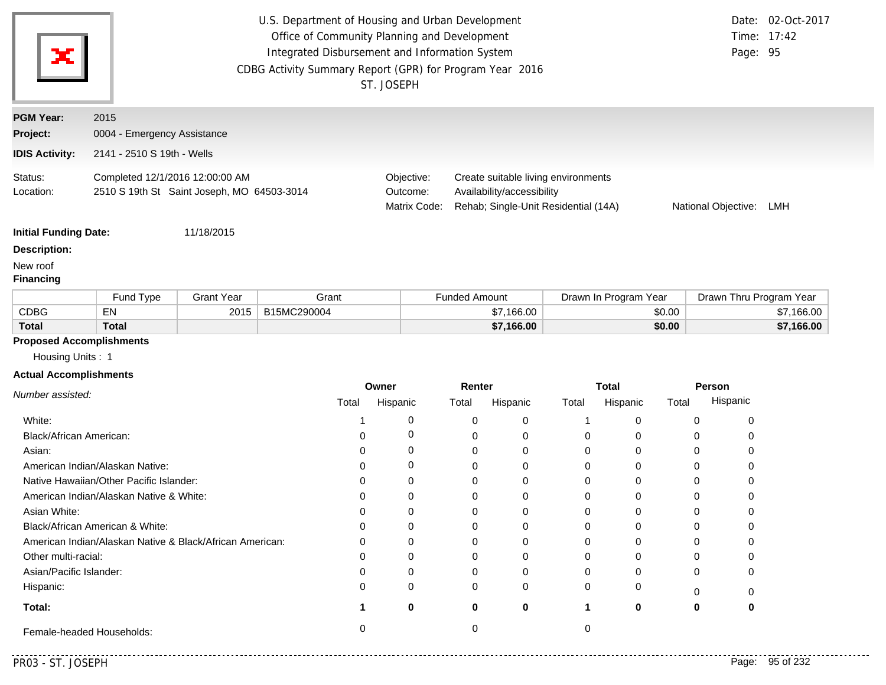U.S. Department of Housing and Urban Development
Office of Community Planning and Development
Integrated Disbursement and Information System
CDBG Activity Summary Report (GPR) for Program Year 2016
ST. JOSEPH

Date: 02-Oct-2017
Time: 17:42
Page: 95

**PGM Year:** 2015
**Project:** 0004 - Emergency Assistance
**IDIS Activity:** 2141 - 2510 S 19th - Wells

Status: Completed 12/1/2016 12:00:00 AM
Location: 2510 S 19th St Saint Joseph, MO 64503-3014

Objective: Create suitable living environments
Outcome: Availability/accessibility
Matrix Code: Rehab; Single-Unit Residential (14A)
National Objective: LMH

**Initial Funding Date:** 11/18/2015

**Description:**

New roof

**Financing**

| | Fund Type | Grant Year | Grant | Funded Amount | Drawn In Program Year | Drawn Thru Program Year |
|---|---|---|---|---|---|---|
| CDBG | EN | 2015 | B15MC290004 | $7,166.00 | $0.00 | $7,166.00 |
| **Total** | **Total** | | | **$7,166.00** | **$0.00** | **$7,166.00** |

**Proposed Accomplishments**

Housing Units : 1

**Actual Accomplishments**

| *Number assisted:* | Owner | | Renter | | Total | | Person | |
|---|---|---|---|---|---|---|---|---|
| | Total | Hispanic | Total | Hispanic | Total | Hispanic | Total | Hispanic |
| White: | 1 | 0 | 0 | 0 | 1 | 0 | 0 | 0 |
| Black/African American: | 0 | 0 | 0 | 0 | 0 | 0 | 0 | 0 |
| Asian: | 0 | 0 | 0 | 0 | 0 | 0 | 0 | 0 |
| American Indian/Alaskan Native: | 0 | 0 | 0 | 0 | 0 | 0 | 0 | 0 |
| Native Hawaiian/Other Pacific Islander: | 0 | 0 | 0 | 0 | 0 | 0 | 0 | 0 |
| American Indian/Alaskan Native & White: | 0 | 0 | 0 | 0 | 0 | 0 | 0 | 0 |
| Asian White: | 0 | 0 | 0 | 0 | 0 | 0 | 0 | 0 |
| Black/African American & White: | 0 | 0 | 0 | 0 | 0 | 0 | 0 | 0 |
| American Indian/Alaskan Native & Black/African American: | 0 | 0 | 0 | 0 | 0 | 0 | 0 | 0 |
| Other multi-racial: | 0 | 0 | 0 | 0 | 0 | 0 | 0 | 0 |
| Asian/Pacific Islander: | 0 | 0 | 0 | 0 | 0 | 0 | 0 | 0 |
| Hispanic: | 0 | 0 | 0 | 0 | 0 | 0 | 0 | 0 |
| **Total:** | **1** | **0** | **0** | **0** | **1** | **0** | **0** | **0** |
| Female-headed Households: | 0 | | 0 | | 0 | | | |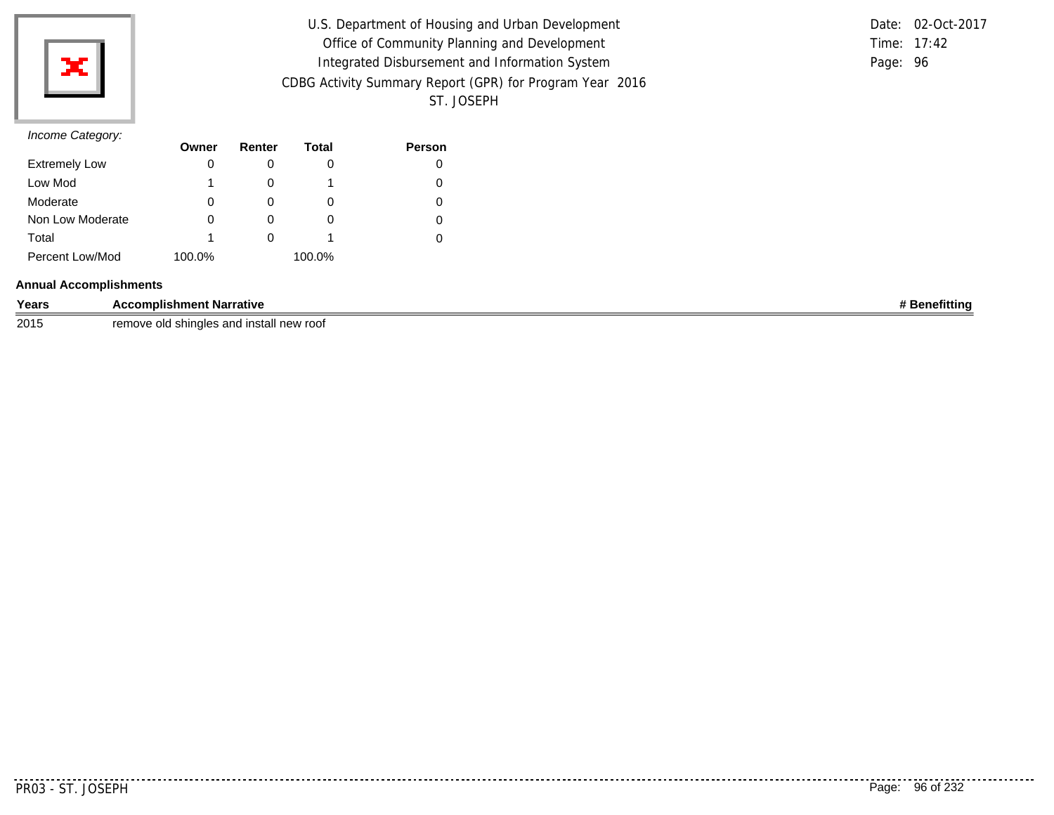*Income Category:*

| | Owner | Renter | Total | Person |
|---|---|---|---|---|
| Extremely Low | 0 | 0 | 0 | 0 |
| Low Mod | 1 | 0 | 1 | 0 |
| Moderate | 0 | 0 | 0 | 0 |
| Non Low Moderate | 0 | 0 | 0 | 0 |
| Total | 1 | 0 | 1 | 0 |
| Percent Low/Mod | 100.0% | | 100.0% | |

**Annual Accomplishments**

| Years | Accomplishment Narrative | # Benefitting |
|---|---|---|
| 2015 | remove old shingles and install new roof | |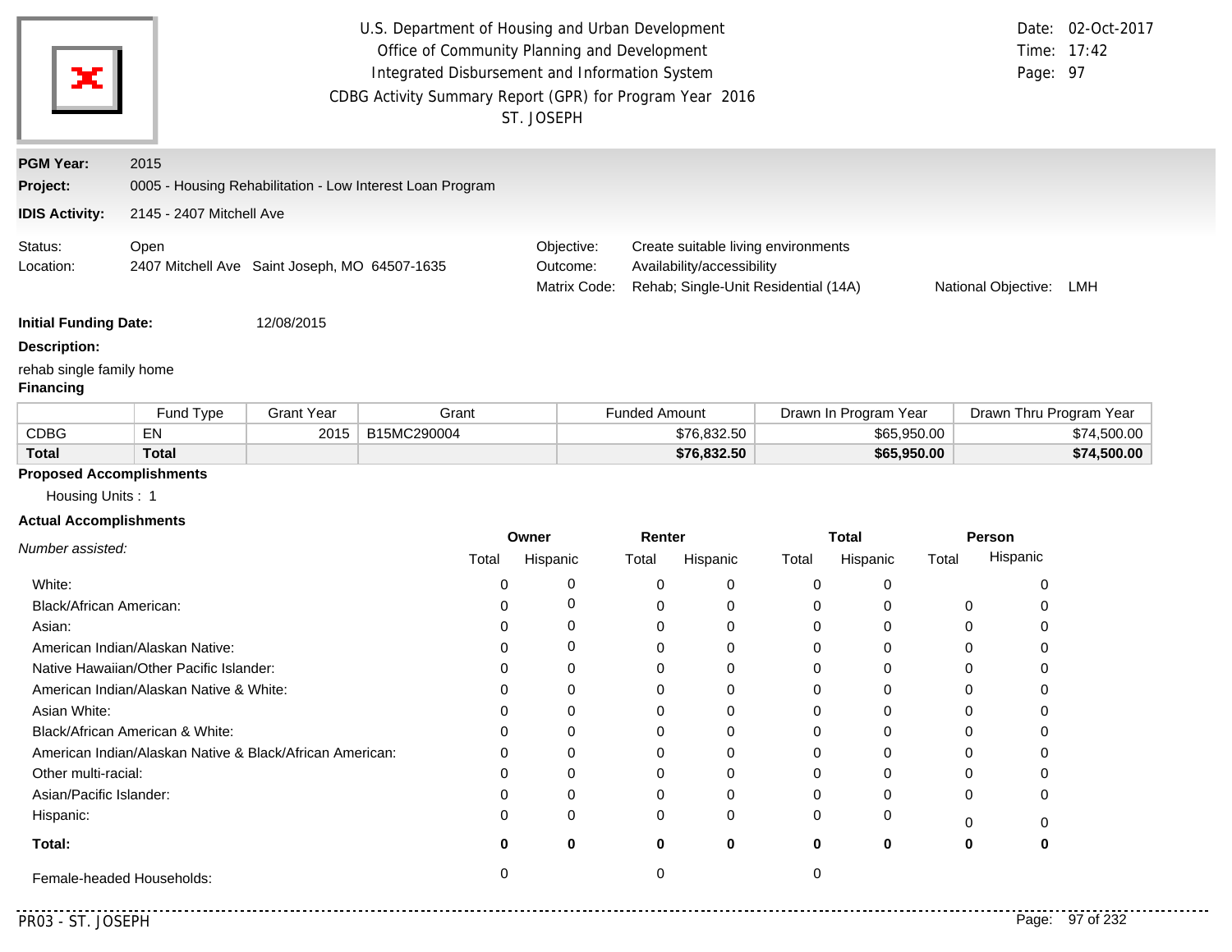U.S. Department of Housing and Urban Development
Office of Community Planning and Development
Integrated Disbursement and Information System
CDBG Activity Summary Report (GPR) for Program Year 2016
ST. JOSEPH

Date: 02-Oct-2017
Time: 17:42

**PGM Year:** 2015

**Project:** 0005 - Housing Rehabilitation - Low Interest Loan Program

**IDIS Activity:** 2145 - 2407 Mitchell Ave

Status: Open
Location: 2407 Mitchell Ave Saint Joseph, MO 64507-1635

Objective: Create suitable living environments
Outcome: Availability/accessibility
Matrix Code: Rehab; Single-Unit Residential (14A)
National Objective: LMH

**Initial Funding Date:** 12/08/2015

**Description:**

rehab single family home

**Financing**

| | Fund Type | Grant Year | Grant | Funded Amount | Drawn In Program Year | Drawn Thru Program Year |
|---|---|---|---|---|---|---|
| CDBG | EN | 2015 | B15MC290004 | $76,832.50 | $65,950.00 | $74,500.00 |
| **Total** | **Total** | | | **$76,832.50** | **$65,950.00** | **$74,500.00** |

**Proposed Accomplishments**

Housing Units : 1

**Actual Accomplishments**

| *Number assisted:* | Owner | | Renter | | Total | | Person | |
|---|---|---|---|---|---|---|---|---|
| | Total | Hispanic | Total | Hispanic | Total | Hispanic | Total | Hispanic |
| White: | 0 | 0 | 0 | 0 | 0 | 0 | | 0 |
| Black/African American: | 0 | 0 | 0 | 0 | 0 | 0 | 0 | 0 |
| Asian: | 0 | 0 | 0 | 0 | 0 | 0 | 0 | 0 |
| American Indian/Alaskan Native: | 0 | 0 | 0 | 0 | 0 | 0 | 0 | 0 |
| Native Hawaiian/Other Pacific Islander: | 0 | 0 | 0 | 0 | 0 | 0 | 0 | 0 |
| American Indian/Alaskan Native & White: | 0 | 0 | 0 | 0 | 0 | 0 | 0 | 0 |
| Asian White: | 0 | 0 | 0 | 0 | 0 | 0 | 0 | 0 |
| Black/African American & White: | 0 | 0 | 0 | 0 | 0 | 0 | 0 | 0 |
| American Indian/Alaskan Native & Black/African American: | 0 | 0 | 0 | 0 | 0 | 0 | 0 | 0 |
| Other multi-racial: | 0 | 0 | 0 | 0 | 0 | 0 | 0 | 0 |
| Asian/Pacific Islander: | 0 | 0 | 0 | 0 | 0 | 0 | 0 | 0 |
| Hispanic: | 0 | 0 | 0 | 0 | 0 | 0 | 0 | 0 |
| **Total:** | **0** | **0** | **0** | **0** | **0** | **0** | **0** | **0** |
| Female-headed Households: | 0 | | 0 | | 0 | | | |

PR03 - ST. JOSEPH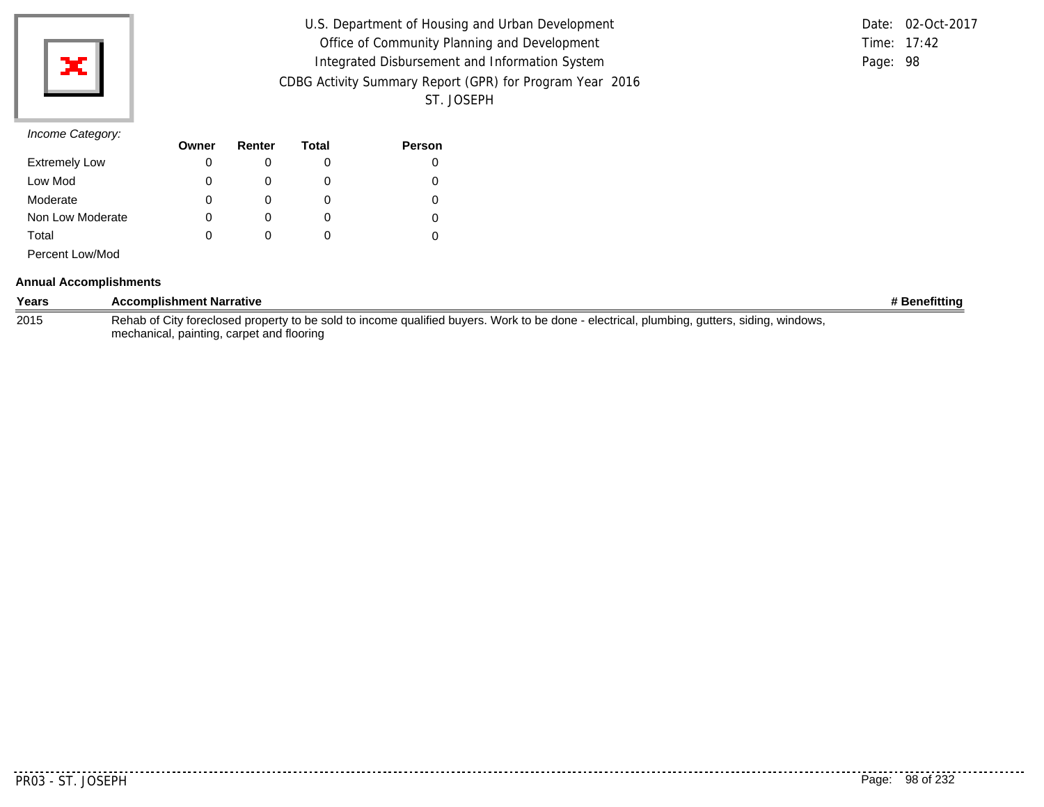*Income Category:*

| | Owner | Renter | Total | Person |
|---|---|---|---|---|
| Extremely Low | 0 | 0 | 0 | 0 |
| Low Mod | 0 | 0 | 0 | 0 |
| Moderate | 0 | 0 | 0 | 0 |
| Non Low Moderate | 0 | 0 | 0 | 0 |
| Total | 0 | 0 | 0 | 0 |
| Percent Low/Mod | | | | |

**Annual Accomplishments**

| Years | Accomplishment Narrative | # Benefitting |
|---|---|---|
| 2015 | Rehab of City foreclosed property to be sold to income qualified buyers. Work to be done - electrical, plumbing, gutters, siding, windows, mechanical, painting, carpet and flooring | |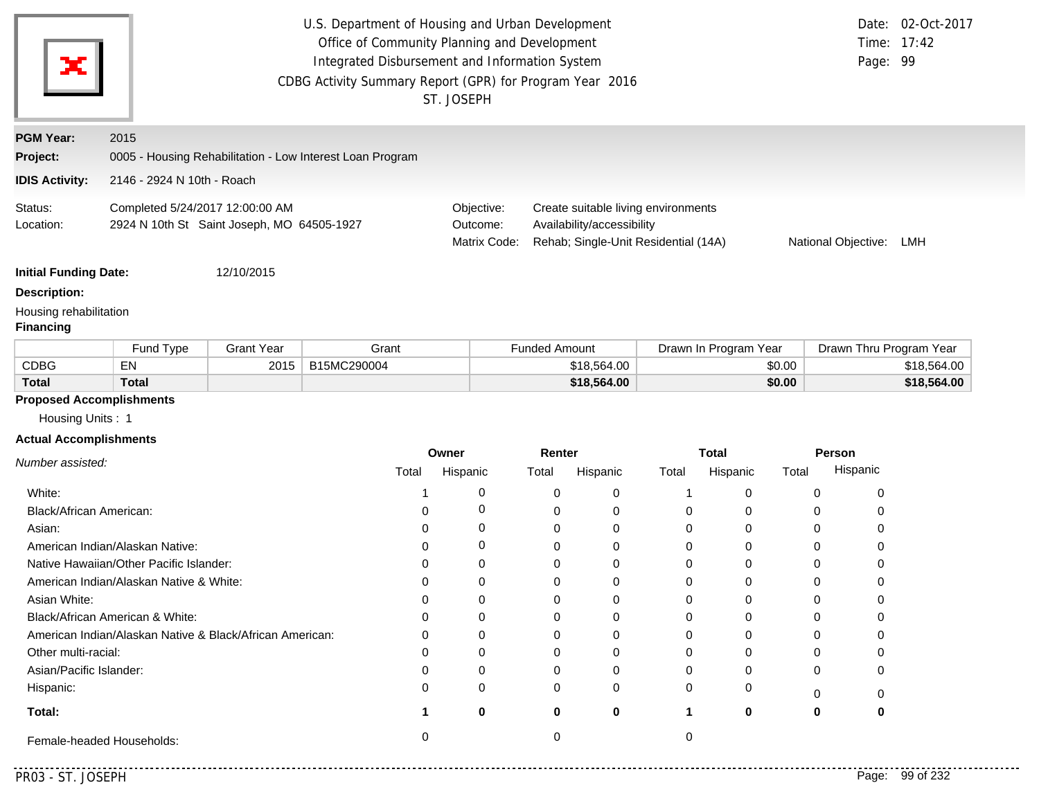U.S. Department of Housing and Urban Development
Office of Community Planning and Development
Integrated Disbursement and Information System
CDBG Activity Summary Report (GPR) for Program Year 2016
ST. JOSEPH

Date: 02-Oct-2017
Time: 17:42

**PGM Year:** 2015

**Project:** 0005 - Housing Rehabilitation - Low Interest Loan Program

**IDIS Activity:** 2146 - 2924 N 10th - Roach

Status: Completed 5/24/2017 12:00:00 AM

Location: 2924 N 10th St Saint Joseph, MO 64505-1927

Objective: Create suitable living environments

Outcome: Availability/accessibility

Matrix Code: Rehab; Single-Unit Residential (14A)

National Objective: LMH

**Initial Funding Date:** 12/10/2015

**Description:**

Housing rehabilitation

**Financing**

| | Fund Type | Grant Year | Grant | Funded Amount | Drawn In Program Year | Drawn Thru Program Year |
|---|---|---|---|---|---|---|
| CDBG | EN | 2015 | B15MC290004 | $18,564.00 | $0.00 | $18,564.00 |
| **Total** | **Total** | | | **$18,564.00** | **$0.00** | **$18,564.00** |

**Proposed Accomplishments**

Housing Units : 1

**Actual Accomplishments**

| *Number assisted:* | Owner Total | Owner Hispanic | Renter Total | Renter Hispanic | Total Total | Total Hispanic | Person Total | Person Hispanic |
|---|---|---|---|---|---|---|---|---|
| White: | 1 | 0 | 0 | 0 | 1 | 0 | 0 | 0 |
| Black/African American: | 0 | 0 | 0 | 0 | 0 | 0 | 0 | 0 |
| Asian: | 0 | 0 | 0 | 0 | 0 | 0 | 0 | 0 |
| American Indian/Alaskan Native: | 0 | 0 | 0 | 0 | 0 | 0 | 0 | 0 |
| Native Hawaiian/Other Pacific Islander: | 0 | 0 | 0 | 0 | 0 | 0 | 0 | 0 |
| American Indian/Alaskan Native & White: | 0 | 0 | 0 | 0 | 0 | 0 | 0 | 0 |
| Asian White: | 0 | 0 | 0 | 0 | 0 | 0 | 0 | 0 |
| Black/African American & White: | 0 | 0 | 0 | 0 | 0 | 0 | 0 | 0 |
| American Indian/Alaskan Native & Black/African American: | 0 | 0 | 0 | 0 | 0 | 0 | 0 | 0 |
| Other multi-racial: | 0 | 0 | 0 | 0 | 0 | 0 | 0 | 0 |
| Asian/Pacific Islander: | 0 | 0 | 0 | 0 | 0 | 0 | 0 | 0 |
| Hispanic: | 0 | 0 | 0 | 0 | 0 | 0 | 0 | 0 |
| **Total:** | **1** | **0** | **0** | **0** | **1** | **0** | **0** | **0** |
| Female-headed Households: | 0 | | 0 | | 0 | | | |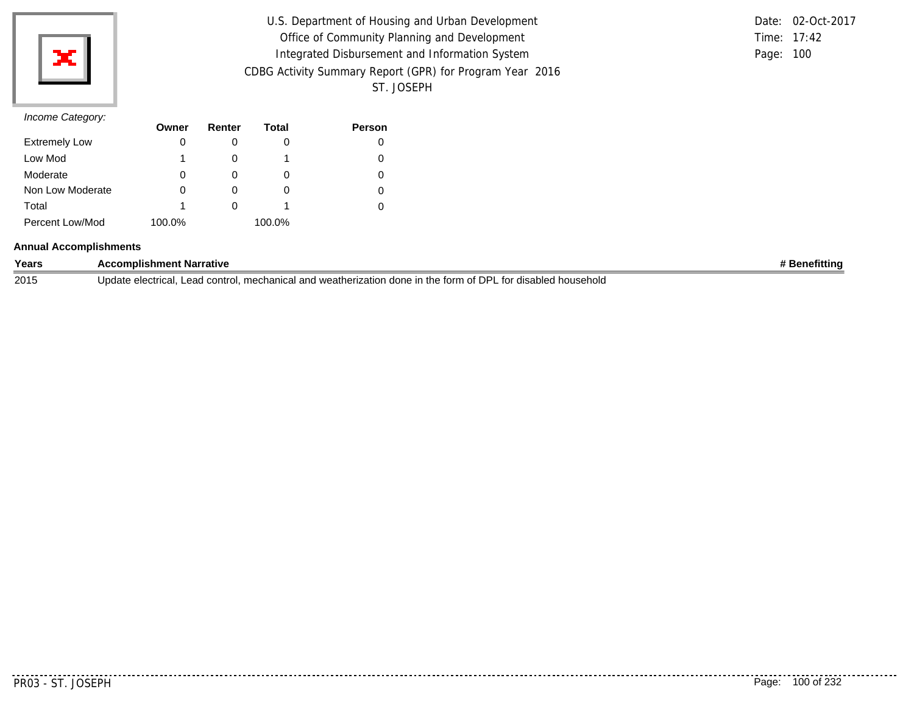*Income Category:*

| | Owner | Renter | Total | Person |
|---|---|---|---|---|
| Extremely Low | 0 | 0 | 0 | 0 |
| Low Mod | 1 | 0 | 1 | 0 |
| Moderate | 0 | 0 | 0 | 0 |
| Non Low Moderate | 0 | 0 | 0 | 0 |
| Total | 1 | 0 | 1 | 0 |
| Percent Low/Mod | 100.0% | | 100.0% | |

**Annual Accomplishments**

| Years | Accomplishment Narrative | # Benefitting |
|---|---|---|
| 2015 | Update electrical, Lead control, mechanical and weatherization done in the form of DPL for disabled household | |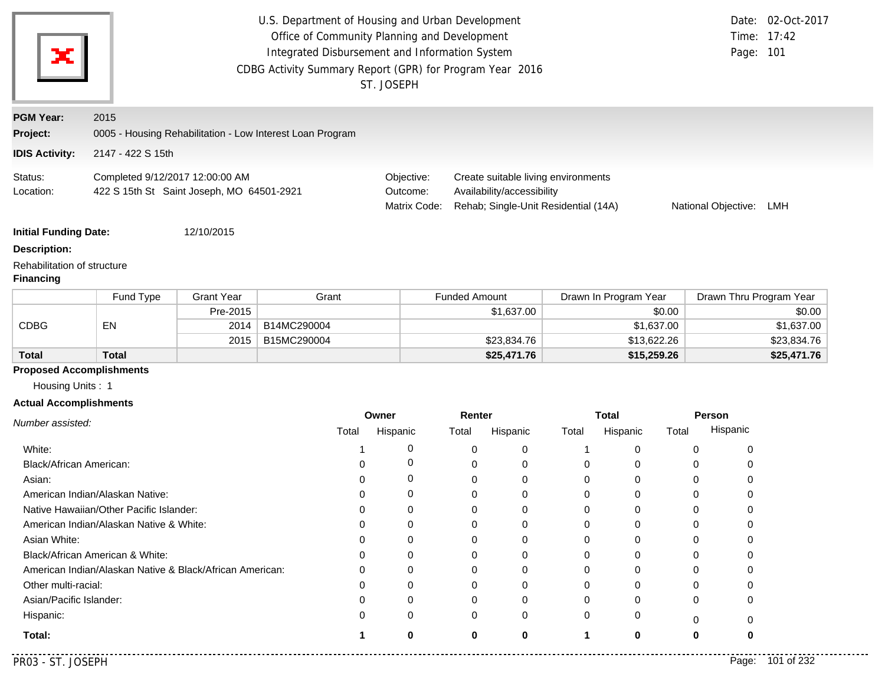U.S. Department of Housing and Urban Development
Office of Community Planning and Development
Integrated Disbursement and Information System
CDBG Activity Summary Report (GPR) for Program Year 2016
ST. JOSEPH

Date: 02-Oct-2017
Time: 17:42

**PGM Year:** 2015

**Project:** 0005 - Housing Rehabilitation - Low Interest Loan Program

**IDIS Activity:** 2147 - 422 S 15th

Status: Completed 9/12/2017 12:00:00 AM
Location: 422 S 15th St Saint Joseph, MO 64501-2921

Objective: Create suitable living environments
Outcome: Availability/accessibility
Matrix Code: Rehab; Single-Unit Residential (14A)
National Objective: LMH

**Initial Funding Date:** 12/10/2015

**Description:**

Rehabilitation of structure

**Financing**

| | Fund Type | Grant Year | Grant | Funded Amount | Drawn In Program Year | Drawn Thru Program Year |
|---|---|---|---|---|---|---|
| CDBG | EN | Pre-2015 | | $1,637.00 | $0.00 | $0.00 |
| | | 2014 | B14MC290004 | | $1,637.00 | $1,637.00 |
| | | 2015 | B15MC290004 | $23,834.76 | $13,622.26 | $23,834.76 |
| **Total** | **Total** | | | **$25,471.76** | **$15,259.26** | **$25,471.76** |

**Proposed Accomplishments**

Housing Units : 1

**Actual Accomplishments**

| *Number assisted:* | Owner | | Renter | | Total | | Person | |
|---|---|---|---|---|---|---|---|---|
| | Total | Hispanic | Total | Hispanic | Total | Hispanic | Total | Hispanic |
| White: | 1 | 0 | 0 | 0 | 1 | 0 | 0 | 0 |
| Black/African American: | 0 | 0 | 0 | 0 | 0 | 0 | 0 | 0 |
| Asian: | 0 | 0 | 0 | 0 | 0 | 0 | 0 | 0 |
| American Indian/Alaskan Native: | 0 | 0 | 0 | 0 | 0 | 0 | 0 | 0 |
| Native Hawaiian/Other Pacific Islander: | 0 | 0 | 0 | 0 | 0 | 0 | 0 | 0 |
| American Indian/Alaskan Native & White: | 0 | 0 | 0 | 0 | 0 | 0 | 0 | 0 |
| Asian White: | 0 | 0 | 0 | 0 | 0 | 0 | 0 | 0 |
| Black/African American & White: | 0 | 0 | 0 | 0 | 0 | 0 | 0 | 0 |
| American Indian/Alaskan Native & Black/African American: | 0 | 0 | 0 | 0 | 0 | 0 | 0 | 0 |
| Other multi-racial: | 0 | 0 | 0 | 0 | 0 | 0 | 0 | 0 |
| Asian/Pacific Islander: | 0 | 0 | 0 | 0 | 0 | 0 | 0 | 0 |
| Hispanic: | 0 | 0 | 0 | 0 | 0 | 0 | 0 | 0 |
| **Total:** | **1** | **0** | **0** | **0** | **1** | **0** | **0** | **0** |

PR03 - ST. JOSEPH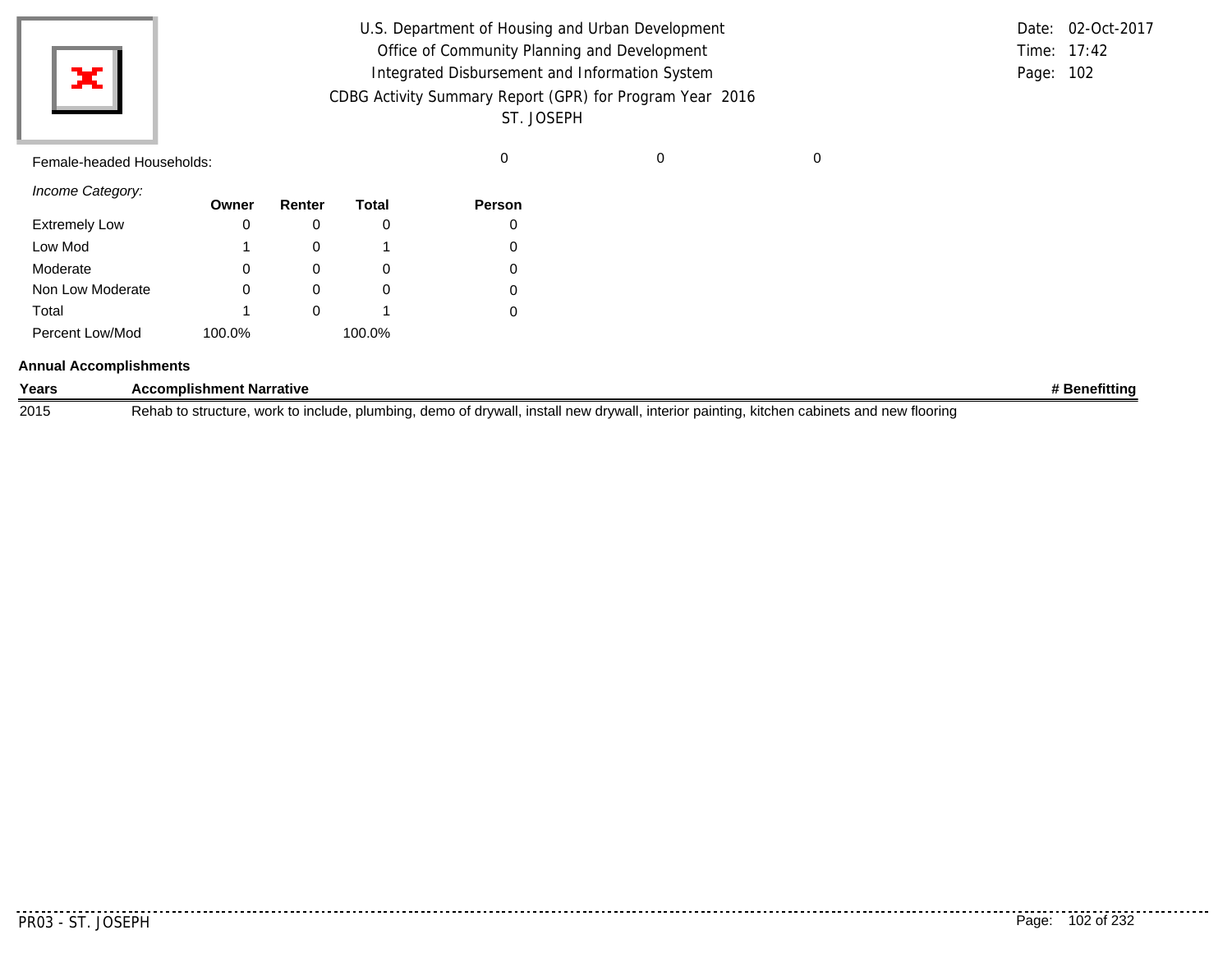Female-headed Households: | 0 | 0 | 0

*Income Category:*

| | Owner | Renter | Total | Person |
|---|---|---|---|---|
| Extremely Low | 0 | 0 | 0 | 0 |
| Low Mod | 1 | 0 | 1 | 0 |
| Moderate | 0 | 0 | 0 | 0 |
| Non Low Moderate | 0 | 0 | 0 | 0 |
| Total | 1 | 0 | 1 | 0 |
| Percent Low/Mod | 100.0% | | 100.0% | |

**Annual Accomplishments**

| Years | Accomplishment Narrative | # Benefitting |
|---|---|---|
| 2015 | Rehab to structure, work to include, plumbing, demo of drywall, install new drywall, interior painting, kitchen cabinets and new flooring | |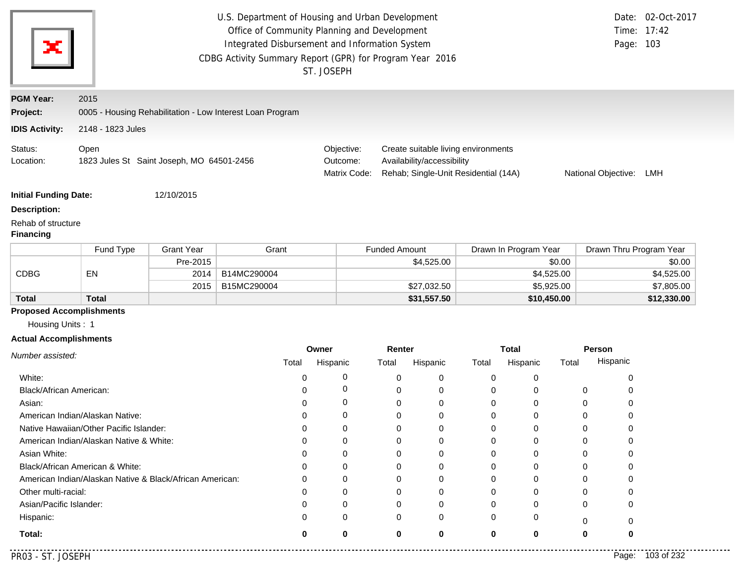U.S. Department of Housing and Urban Development
Office of Community Planning and Development
Integrated Disbursement and Information System
CDBG Activity Summary Report (GPR) for Program Year 2016
ST. JOSEPH

Date: 02-Oct-2017
Time: 17:42
Page: 103

**PGM Year:** 2015
**Project:** 0005 - Housing Rehabilitation - Low Interest Loan Program
**IDIS Activity:** 2148 - 1823 Jules

Status: Open
Location: 1823 Jules St Saint Joseph, MO 64501-2456

Objective: Create suitable living environments
Outcome: Availability/accessibility
Matrix Code: Rehab; Single-Unit Residential (14A)
National Objective: LMH

**Initial Funding Date:** 12/10/2015

**Description:**

Rehab of structure

**Financing**

| | Fund Type | Grant Year | Grant | Funded Amount | Drawn In Program Year | Drawn Thru Program Year |
|---|---|---|---|---|---|---|
| CDBG | EN | Pre-2015 | | $4,525.00 | $0.00 | $0.00 |
| | | 2014 | B14MC290004 | | $4,525.00 | $4,525.00 |
| | | 2015 | B15MC290004 | $27,032.50 | $5,925.00 | $7,805.00 |
| **Total** | **Total** | | | **$31,557.50** | **$10,450.00** | **$12,330.00** |

**Proposed Accomplishments**

Housing Units : 1

**Actual Accomplishments**

| *Number assisted:* | Owner | | Renter | | Total | | Person | |
|---|---|---|---|---|---|---|---|---|
| | Total | Hispanic | Total | Hispanic | Total | Hispanic | Total | Hispanic |
| White: | 0 | 0 | 0 | 0 | 0 | 0 | | 0 |
| Black/African American: | 0 | 0 | 0 | 0 | 0 | 0 | 0 | 0 |
| Asian: | 0 | 0 | 0 | 0 | 0 | 0 | 0 | 0 |
| American Indian/Alaskan Native: | 0 | 0 | 0 | 0 | 0 | 0 | 0 | 0 |
| Native Hawaiian/Other Pacific Islander: | 0 | 0 | 0 | 0 | 0 | 0 | 0 | 0 |
| American Indian/Alaskan Native & White: | 0 | 0 | 0 | 0 | 0 | 0 | 0 | 0 |
| Asian White: | 0 | 0 | 0 | 0 | 0 | 0 | 0 | 0 |
| Black/African American & White: | 0 | 0 | 0 | 0 | 0 | 0 | 0 | 0 |
| American Indian/Alaskan Native & Black/African American: | 0 | 0 | 0 | 0 | 0 | 0 | 0 | 0 |
| Other multi-racial: | 0 | 0 | 0 | 0 | 0 | 0 | 0 | 0 |
| Asian/Pacific Islander: | 0 | 0 | 0 | 0 | 0 | 0 | 0 | 0 |
| Hispanic: | 0 | 0 | 0 | 0 | 0 | 0 | 0 | 0 |
| **Total:** | **0** | **0** | **0** | **0** | **0** | **0** | **0** | **0** |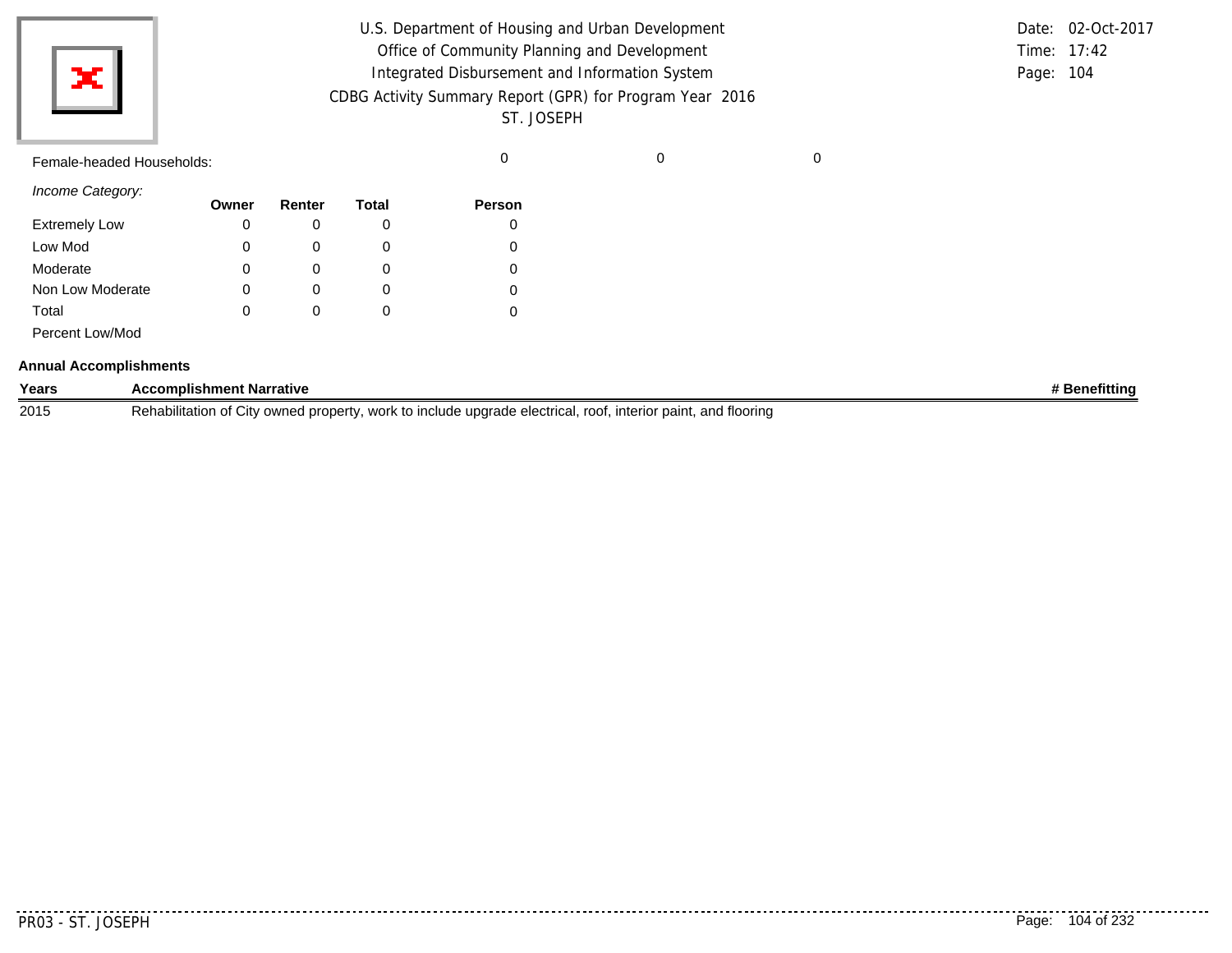Female-headed Households: 0 0 0

*Income Category:*

| | Owner | Renter | Total | Person |
|---|---|---|---|---|
| Extremely Low | 0 | 0 | 0 | 0 |
| Low Mod | 0 | 0 | 0 | 0 |
| Moderate | 0 | 0 | 0 | 0 |
| Non Low Moderate | 0 | 0 | 0 | 0 |
| Total | 0 | 0 | 0 | 0 |
| Percent Low/Mod | | | | |

**Annual Accomplishments**

| Years | Accomplishment Narrative | # Benefitting |
|---|---|---|
| 2015 | Rehabilitation of City owned property, work to include upgrade electrical, roof, interior paint, and flooring | |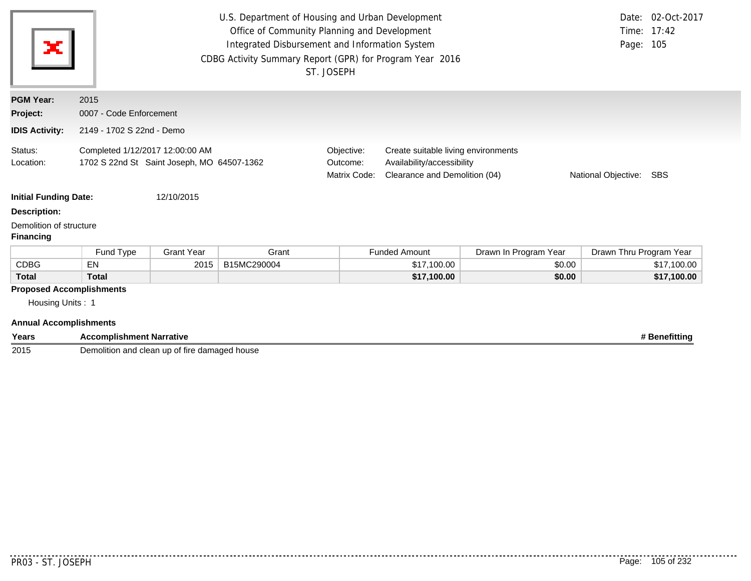U.S. Department of Housing and Urban Development
Office of Community Planning and Development
Integrated Disbursement and Information System
CDBG Activity Summary Report (GPR) for Program Year 2016
ST. JOSEPH

Date: 02-Oct-2017
Time: 17:42

**PGM Year:** 2015

**Project:** 0007 - Code Enforcement

**IDIS Activity:** 2149 - 1702 S 22nd - Demo

Status: Completed 1/12/2017 12:00:00 AM

Location: 1702 S 22nd St Saint Joseph, MO 64507-1362

Objective: Create suitable living environments

Outcome: Availability/accessibility

Matrix Code: Clearance and Demolition (04)

National Objective: SBS

**Initial Funding Date:** 12/10/2015

**Description:**

Demolition of structure

**Financing**

| | Fund Type | Grant Year | Grant | Funded Amount | Drawn In Program Year | Drawn Thru Program Year |
|---|---|---|---|---|---|---|
| CDBG | EN | 2015 | B15MC290004 | $17,100.00 | $0.00 | $17,100.00 |
| **Total** | **Total** | | | **$17,100.00** | **$0.00** | **$17,100.00** |

**Proposed Accomplishments**

Housing Units : 1

**Annual Accomplishments**

| Years | Accomplishment Narrative | # Benefitting |
|---|---|---|
| 2015 | Demolition and clean up of fire damaged house | |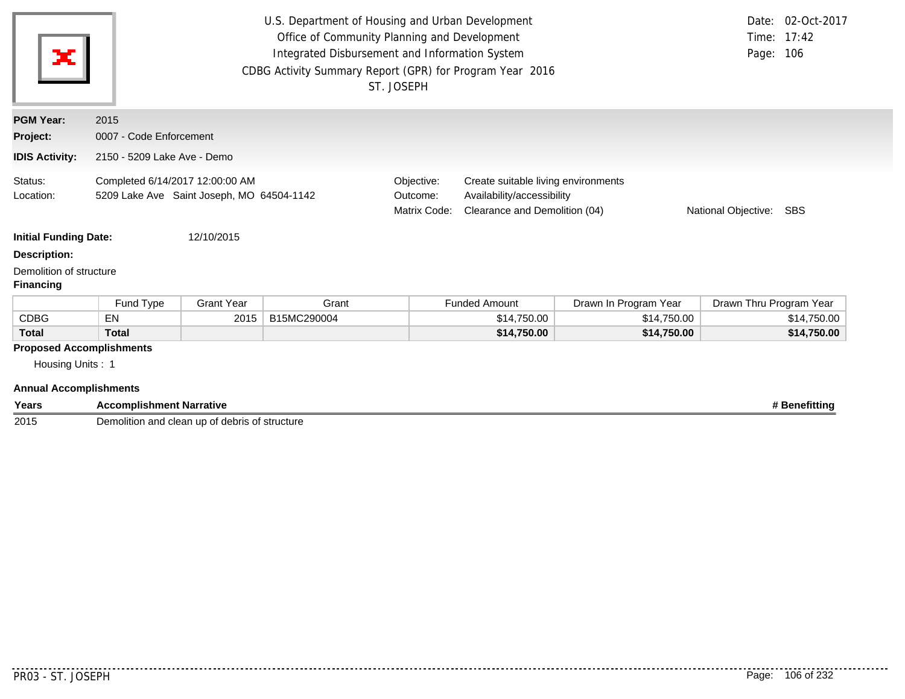U.S. Department of Housing and Urban Development
Office of Community Planning and Development
Integrated Disbursement and Information System
CDBG Activity Summary Report (GPR) for Program Year 2016
ST. JOSEPH

Date: 02-Oct-2017
Time: 17:42
Page: 106

**PGM Year:** 2015
**Project:** 0007 - Code Enforcement
**IDIS Activity:** 2150 - 5209 Lake Ave - Demo

Status: Completed 6/14/2017 12:00:00 AM
Location: 5209 Lake Ave Saint Joseph, MO 64504-1142

Objective: Create suitable living environments
Outcome: Availability/accessibility
Matrix Code: Clearance and Demolition (04)
National Objective: SBS

**Initial Funding Date:** 12/10/2015

**Description:**

Demolition of structure

**Financing**

| | Fund Type | Grant Year | Grant | Funded Amount | Drawn In Program Year | Drawn Thru Program Year |
|---|---|---|---|---|---|---|
| CDBG | EN | 2015 | B15MC290004 | $14,750.00 | $14,750.00 | $14,750.00 |
| **Total** | **Total** | | | **$14,750.00** | **$14,750.00** | **$14,750.00** |

**Proposed Accomplishments**

Housing Units : 1

**Annual Accomplishments**

| Years | Accomplishment Narrative | # Benefitting |
|---|---|---|
| 2015 | Demolition and clean up of debris of structure | |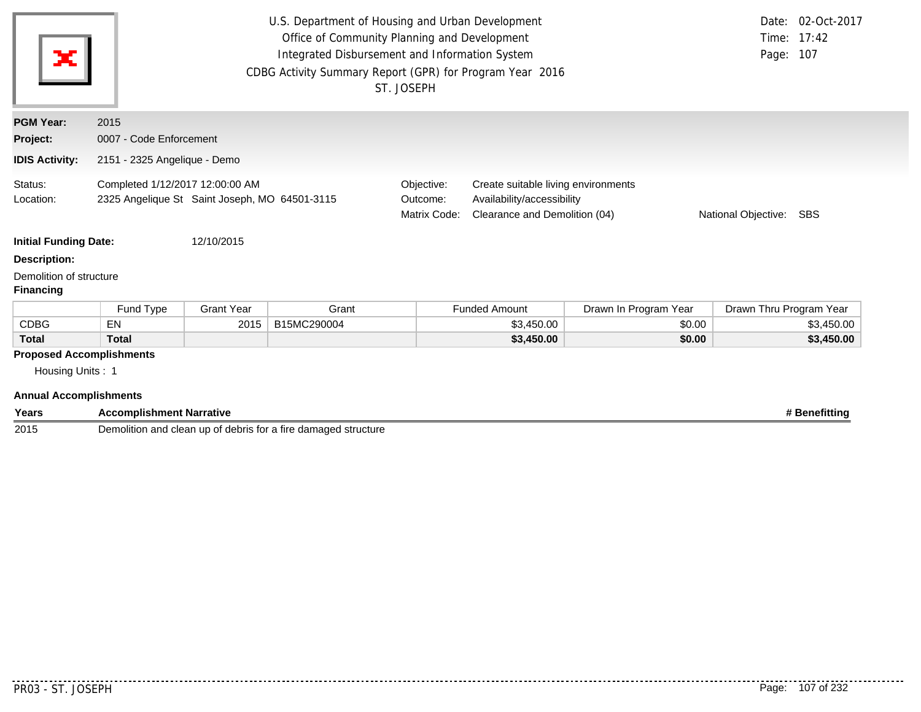U.S. Department of Housing and Urban Development
Office of Community Planning and Development
Integrated Disbursement and Information System
CDBG Activity Summary Report (GPR) for Program Year 2016
ST. JOSEPH

Date: 02-Oct-2017
Time: 17:42

**PGM Year:** 2015
**Project:** 0007 - Code Enforcement
**IDIS Activity:** 2151 - 2325 Angelique - Demo

Status: Completed 1/12/2017 12:00:00 AM
Location: 2325 Angelique St Saint Joseph, MO 64501-3115

Objective: Create suitable living environments
Outcome: Availability/accessibility
Matrix Code: Clearance and Demolition (04)
National Objective: SBS

**Initial Funding Date:** 12/10/2015

**Description:**

Demolition of structure

**Financing**

| | Fund Type | Grant Year | Grant | Funded Amount | Drawn In Program Year | Drawn Thru Program Year |
|---|---|---|---|---|---|---|
| CDBG | EN | 2015 | B15MC290004 | $3,450.00 | $0.00 | $3,450.00 |
| **Total** | **Total** | | | **$3,450.00** | **$0.00** | **$3,450.00** |

**Proposed Accomplishments**

Housing Units : 1

**Annual Accomplishments**

| Years | Accomplishment Narrative | # Benefitting |
|---|---|---|
| 2015 | Demolition and clean up of debris for a fire damaged structure | |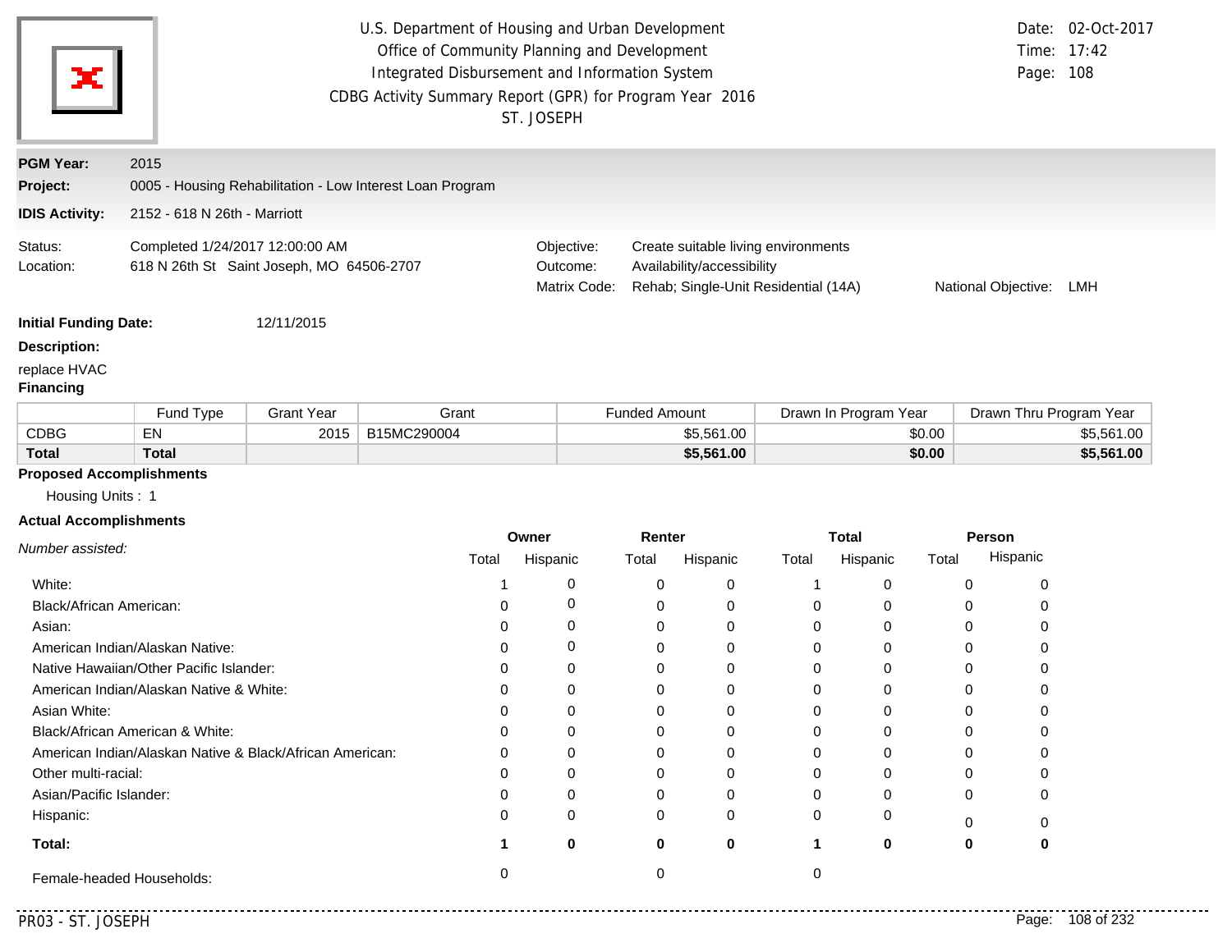U.S. Department of Housing and Urban Development
Office of Community Planning and Development
Integrated Disbursement and Information System
CDBG Activity Summary Report (GPR) for Program Year 2016
ST. JOSEPH

Date: 02-Oct-2017
Time: 17:42
Page: 108

**PGM Year:** 2015

**Project:** 0005 - Housing Rehabilitation - Low Interest Loan Program

**IDIS Activity:** 2152 - 618 N 26th - Marriott

Status: Completed 1/24/2017 12:00:00 AM
Location: 618 N 26th St Saint Joseph, MO 64506-2707

Objective: Create suitable living environments
Outcome: Availability/accessibility
Matrix Code: Rehab; Single-Unit Residential (14A)
National Objective: LMH

**Initial Funding Date:** 12/11/2015

**Description:**

replace HVAC

**Financing**

| | Fund Type | Grant Year | Grant | Funded Amount | Drawn In Program Year | Drawn Thru Program Year |
|---|---|---|---|---|---|---|
| CDBG | EN | 2015 | B15MC290004 | $5,561.00 | $0.00 | $5,561.00 |
| **Total** | **Total** | | | **$5,561.00** | **$0.00** | **$5,561.00** |

**Proposed Accomplishments**

Housing Units : 1

**Actual Accomplishments**

| *Number assisted:* | Owner | | Renter | | Total | | Person | |
|---|---|---|---|---|---|---|---|---|
| | Total | Hispanic | Total | Hispanic | Total | Hispanic | Total | Hispanic |
| White: | 1 | 0 | 0 | 0 | 1 | 0 | 0 | 0 |
| Black/African American: | 0 | 0 | 0 | 0 | 0 | 0 | 0 | 0 |
| Asian: | 0 | 0 | 0 | 0 | 0 | 0 | 0 | 0 |
| American Indian/Alaskan Native: | 0 | 0 | 0 | 0 | 0 | 0 | 0 | 0 |
| Native Hawaiian/Other Pacific Islander: | 0 | 0 | 0 | 0 | 0 | 0 | 0 | 0 |
| American Indian/Alaskan Native & White: | 0 | 0 | 0 | 0 | 0 | 0 | 0 | 0 |
| Asian White: | 0 | 0 | 0 | 0 | 0 | 0 | 0 | 0 |
| Black/African American & White: | 0 | 0 | 0 | 0 | 0 | 0 | 0 | 0 |
| American Indian/Alaskan Native & Black/African American: | 0 | 0 | 0 | 0 | 0 | 0 | 0 | 0 |
| Other multi-racial: | 0 | 0 | 0 | 0 | 0 | 0 | 0 | 0 |
| Asian/Pacific Islander: | 0 | 0 | 0 | 0 | 0 | 0 | 0 | 0 |
| Hispanic: | 0 | 0 | 0 | 0 | 0 | 0 | 0 | 0 |
| **Total:** | **1** | **0** | **0** | **0** | **1** | **0** | **0** | **0** |
| Female-headed Households: | 0 | | 0 | | 0 | | | |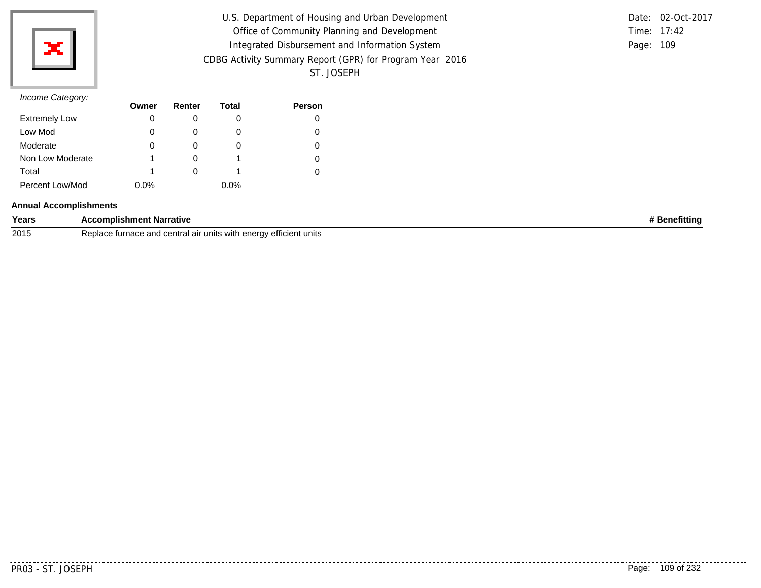*Income Category:*

| | Owner | Renter | Total | Person |
|---|---|---|---|---|
| Extremely Low | 0 | 0 | 0 | 0 |
| Low Mod | 0 | 0 | 0 | 0 |
| Moderate | 0 | 0 | 0 | 0 |
| Non Low Moderate | 1 | 0 | 1 | 0 |
| Total | 1 | 0 | 1 | 0 |
| Percent Low/Mod | 0.0% | | 0.0% | |

**Annual Accomplishments**

| Years | Accomplishment Narrative | # Benefitting |
|---|---|---|
| 2015 | Replace furnace and central air units with energy efficient units | |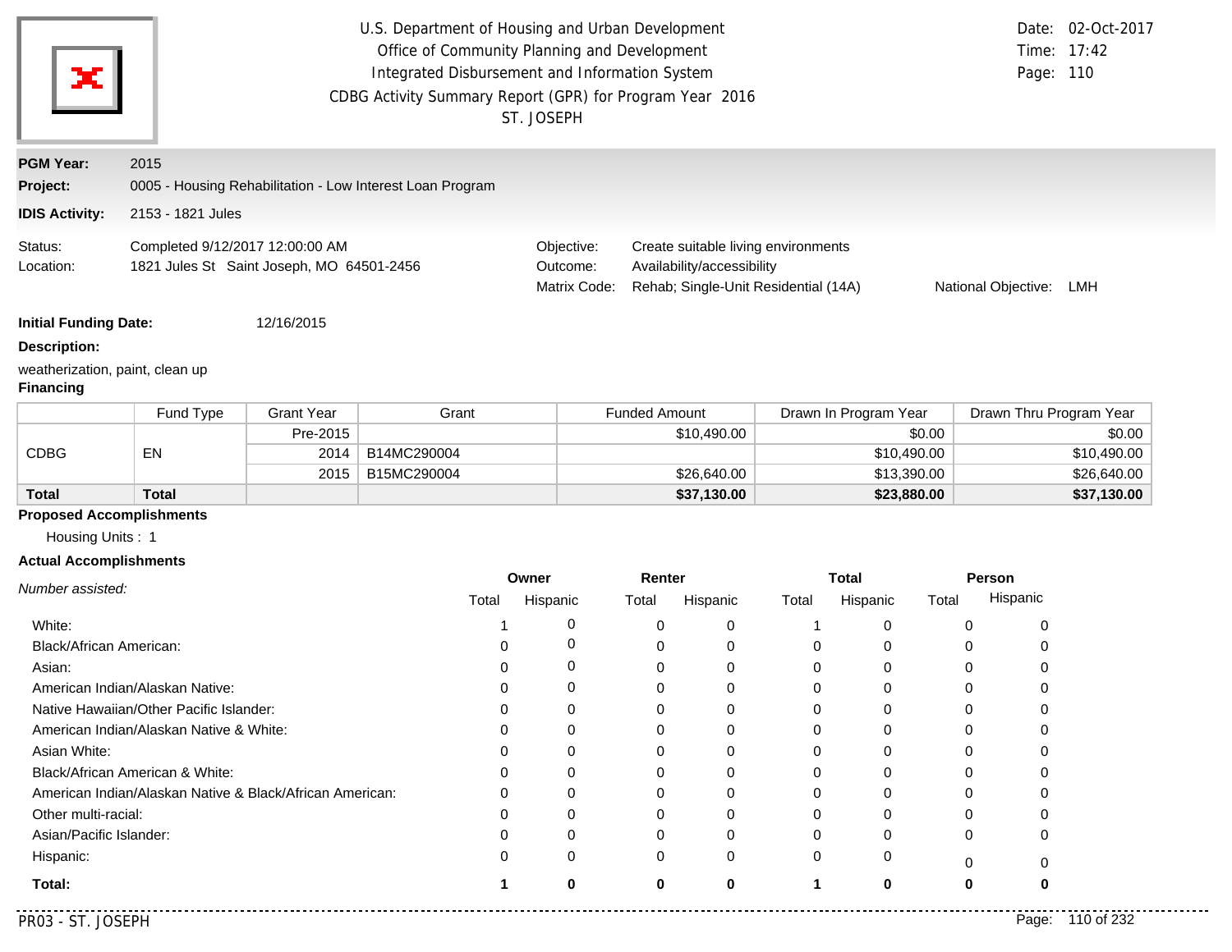U.S. Department of Housing and Urban Development
Office of Community Planning and Development
Integrated Disbursement and Information System
CDBG Activity Summary Report (GPR) for Program Year 2016
ST. JOSEPH

Date: 02-Oct-2017
Time: 17:42

**PGM Year:** 2015

**Project:** 0005 - Housing Rehabilitation - Low Interest Loan Program

**IDIS Activity:** 2153 - 1821 Jules

Status: Completed 9/12/2017 12:00:00 AM
Location: 1821 Jules St Saint Joseph, MO 64501-2456

Objective: Create suitable living environments
Outcome: Availability/accessibility
Matrix Code: Rehab; Single-Unit Residential (14A)
National Objective: LMH

**Initial Funding Date:** 12/16/2015

**Description:**

weatherization, paint, clean up

**Financing**

| | Fund Type | Grant Year | Grant | Funded Amount | Drawn In Program Year | Drawn Thru Program Year |
|---|---|---|---|---|---|---|
| CDBG | EN | Pre-2015 | | $10,490.00 | $0.00 | $0.00 |
| | | 2014 | B14MC290004 | | $10,490.00 | $10,490.00 |
| | | 2015 | B15MC290004 | $26,640.00 | $13,390.00 | $26,640.00 |
| **Total** | **Total** | | | **$37,130.00** | **$23,880.00** | **$37,130.00** |

**Proposed Accomplishments**

Housing Units : 1

**Actual Accomplishments**

| *Number assisted:* | Owner | | Renter | | Total | | Person | |
|---|---|---|---|---|---|---|---|---|
| | Total | Hispanic | Total | Hispanic | Total | Hispanic | Total | Hispanic |
| White: | 1 | 0 | 0 | 0 | 1 | 0 | 0 | 0 |
| Black/African American: | 0 | 0 | 0 | 0 | 0 | 0 | 0 | 0 |
| Asian: | 0 | 0 | 0 | 0 | 0 | 0 | 0 | 0 |
| American Indian/Alaskan Native: | 0 | 0 | 0 | 0 | 0 | 0 | 0 | 0 |
| Native Hawaiian/Other Pacific Islander: | 0 | 0 | 0 | 0 | 0 | 0 | 0 | 0 |
| American Indian/Alaskan Native & White: | 0 | 0 | 0 | 0 | 0 | 0 | 0 | 0 |
| Asian White: | 0 | 0 | 0 | 0 | 0 | 0 | 0 | 0 |
| Black/African American & White: | 0 | 0 | 0 | 0 | 0 | 0 | 0 | 0 |
| American Indian/Alaskan Native & Black/African American: | 0 | 0 | 0 | 0 | 0 | 0 | 0 | 0 |
| Other multi-racial: | 0 | 0 | 0 | 0 | 0 | 0 | 0 | 0 |
| Asian/Pacific Islander: | 0 | 0 | 0 | 0 | 0 | 0 | 0 | 0 |
| Hispanic: | 0 | 0 | 0 | 0 | 0 | 0 | 0 | 0 |
| **Total:** | **1** | **0** | **0** | **0** | **1** | **0** | **0** | **0** |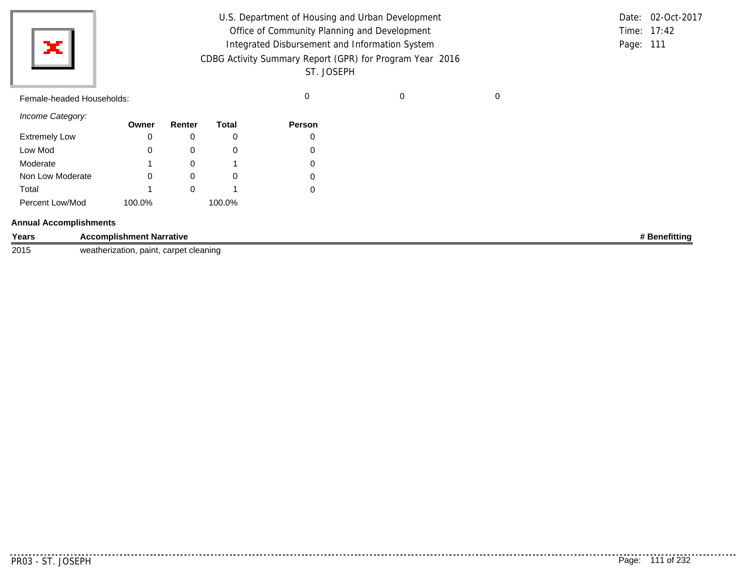Female-headed Households: 0 0 0

*Income Category:*

| | Owner | Renter | Total | Person |
|---|---|---|---|---|
| Extremely Low | 0 | 0 | 0 | 0 |
| Low Mod | 0 | 0 | 0 | 0 |
| Moderate | 1 | 0 | 1 | 0 |
| Non Low Moderate | 0 | 0 | 0 | 0 |
| Total | 1 | 0 | 1 | 0 |
| Percent Low/Mod | 100.0% | | 100.0% | |

**Annual Accomplishments**

| Years | Accomplishment Narrative | # Benefitting |
|---|---|---|
| 2015 | weatherization, paint, carpet cleaning | |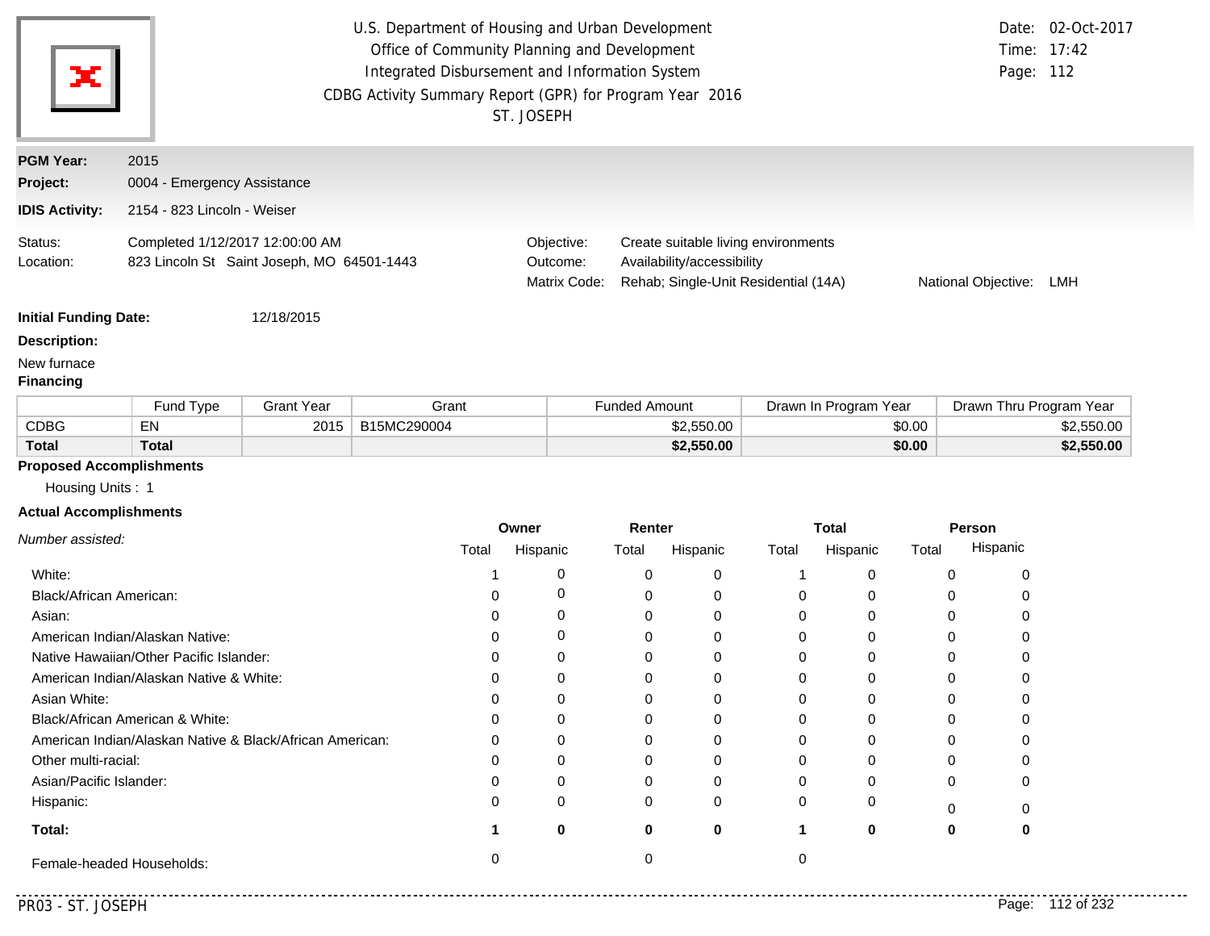U.S. Department of Housing and Urban Development
Office of Community Planning and Development
Integrated Disbursement and Information System
CDBG Activity Summary Report (GPR) for Program Year 2016
ST. JOSEPH

Date: 02-Oct-2017
Time: 17:42

**PGM Year:** 2015

**Project:** 0004 - Emergency Assistance

**IDIS Activity:** 2154 - 823 Lincoln - Weiser

Status: Completed 1/12/2017 12:00:00 AM
Location: 823 Lincoln St Saint Joseph, MO 64501-1443

Objective: Create suitable living environments
Outcome: Availability/accessibility
Matrix Code: Rehab; Single-Unit Residential (14A)
National Objective: LMH

**Initial Funding Date:** 12/18/2015

**Description:**

New furnace

**Financing**

| | Fund Type | Grant Year | Grant | Funded Amount | Drawn In Program Year | Drawn Thru Program Year |
|---|---|---|---|---|---|---|
| CDBG | EN | 2015 | B15MC290004 | $2,550.00 | $0.00 | $2,550.00 |
| **Total** | **Total** | | | **$2,550.00** | **$0.00** | **$2,550.00** |

**Proposed Accomplishments**

Housing Units : 1

**Actual Accomplishments**

| *Number assisted:* | Owner | | Renter | | Total | | Person | |
|---|---|---|---|---|---|---|---|---|
| | Total | Hispanic | Total | Hispanic | Total | Hispanic | Total | Hispanic |
| White: | 1 | 0 | 0 | 0 | 1 | 0 | 0 | 0 |
| Black/African American: | 0 | 0 | 0 | 0 | 0 | 0 | 0 | 0 |
| Asian: | 0 | 0 | 0 | 0 | 0 | 0 | 0 | 0 |
| American Indian/Alaskan Native: | 0 | 0 | 0 | 0 | 0 | 0 | 0 | 0 |
| Native Hawaiian/Other Pacific Islander: | 0 | 0 | 0 | 0 | 0 | 0 | 0 | 0 |
| American Indian/Alaskan Native & White: | 0 | 0 | 0 | 0 | 0 | 0 | 0 | 0 |
| Asian White: | 0 | 0 | 0 | 0 | 0 | 0 | 0 | 0 |
| Black/African American & White: | 0 | 0 | 0 | 0 | 0 | 0 | 0 | 0 |
| American Indian/Alaskan Native & Black/African American: | 0 | 0 | 0 | 0 | 0 | 0 | 0 | 0 |
| Other multi-racial: | 0 | 0 | 0 | 0 | 0 | 0 | 0 | 0 |
| Asian/Pacific Islander: | 0 | 0 | 0 | 0 | 0 | 0 | 0 | 0 |
| Hispanic: | 0 | 0 | 0 | 0 | 0 | 0 | 0 | 0 |
| **Total:** | **1** | **0** | **0** | **0** | **1** | **0** | **0** | **0** |
| Female-headed Households: | 0 | | 0 | | 0 | | | |

PR03 - ST. JOSEPH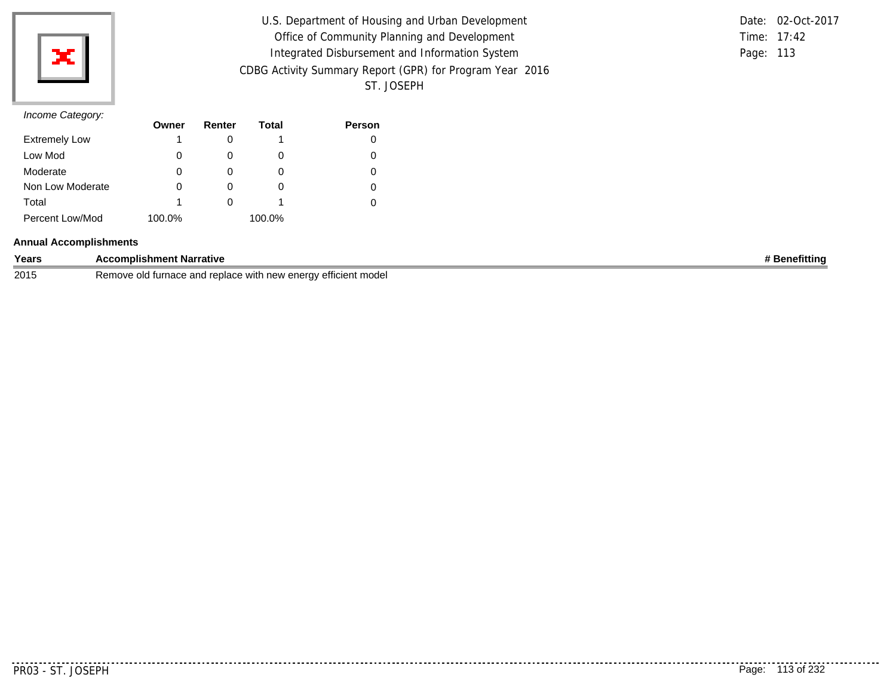U.S. Department of Housing and Urban Development
Office of Community Planning and Development
Integrated Disbursement and Information System
CDBG Activity Summary Report (GPR) for Program Year 2016
ST. JOSEPH

Date: 02-Oct-2017
Time: 17:42
Page: 113

*Income Category:*

| | Owner | Renter | Total | Person |
|---|---|---|---|---|
| Extremely Low | 1 | 0 | 1 | 0 |
| Low Mod | 0 | 0 | 0 | 0 |
| Moderate | 0 | 0 | 0 | 0 |
| Non Low Moderate | 0 | 0 | 0 | 0 |
| Total | 1 | 0 | 1 | 0 |
| Percent Low/Mod | 100.0% | | 100.0% | |

**Annual Accomplishments**

| Years | Accomplishment Narrative | # Benefitting |
|---|---|---|
| 2015 | Remove old furnace and replace with new energy efficient model | |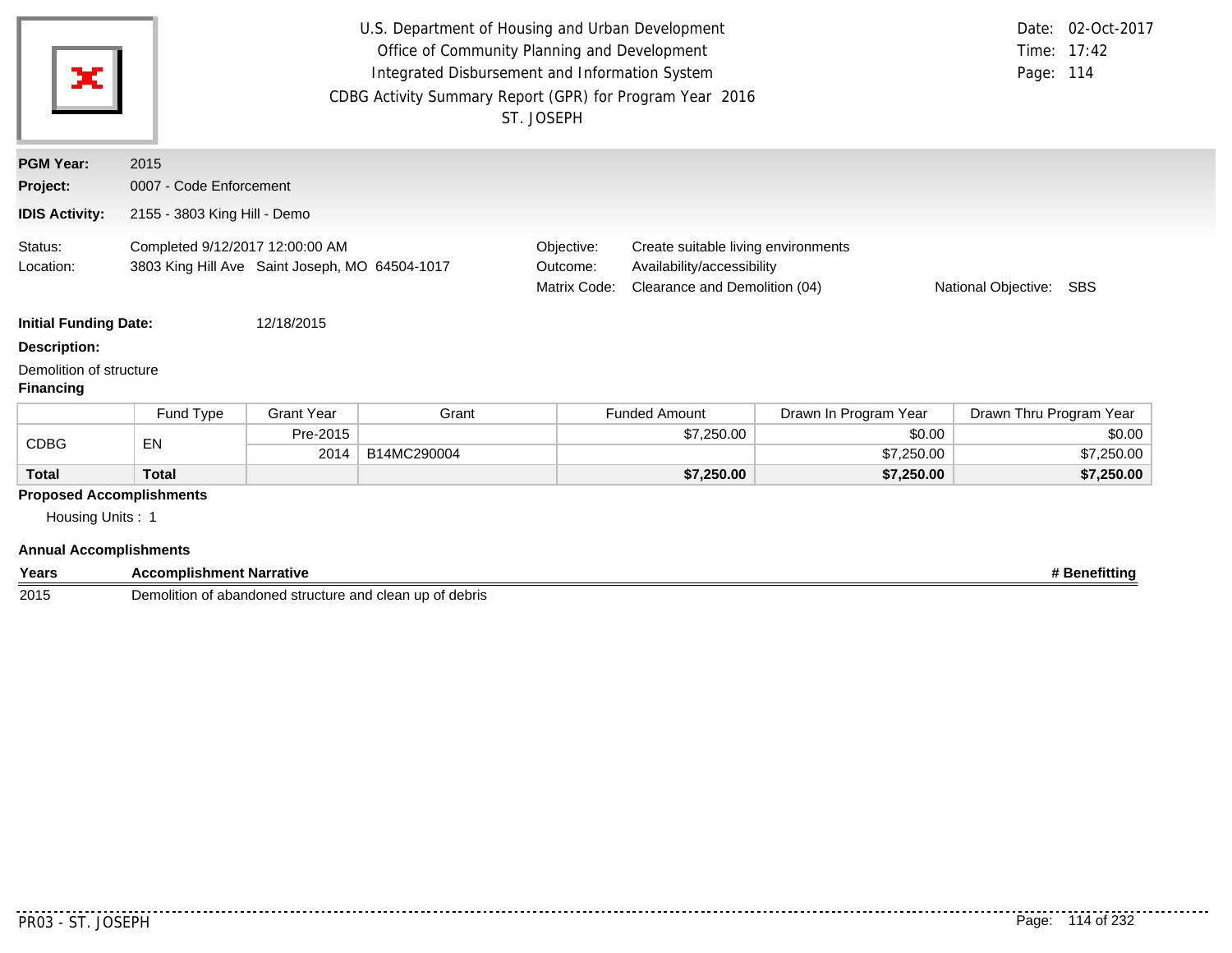U.S. Department of Housing and Urban Development
Office of Community Planning and Development
Integrated Disbursement and Information System
CDBG Activity Summary Report (GPR) for Program Year 2016
ST. JOSEPH

Date: 02-Oct-2017
Time: 17:42

**PGM Year:** 2015
**Project:** 0007 - Code Enforcement
**IDIS Activity:** 2155 - 3803 King Hill - Demo

Status: Completed 9/12/2017 12:00:00 AM
Location: 3803 King Hill Ave Saint Joseph, MO 64504-1017

Objective: Create suitable living environments
Outcome: Availability/accessibility
Matrix Code: Clearance and Demolition (04)
National Objective: SBS

**Initial Funding Date:** 12/18/2015

**Description:**

Demolition of structure

**Financing**

| | Fund Type | Grant Year | Grant | Funded Amount | Drawn In Program Year | Drawn Thru Program Year |
|---|---|---|---|---|---|---|
| CDBG | EN | Pre-2015 | | $7,250.00 | $0.00 | $0.00 |
| | | 2014 | B14MC290004 | | $7,250.00 | $7,250.00 |
| **Total** | **Total** | | | **$7,250.00** | **$7,250.00** | **$7,250.00** |

**Proposed Accomplishments**

Housing Units : 1

**Annual Accomplishments**

| Years | Accomplishment Narrative | # Benefitting |
|---|---|---|
| 2015 | Demolition of abandoned structure and clean up of debris | |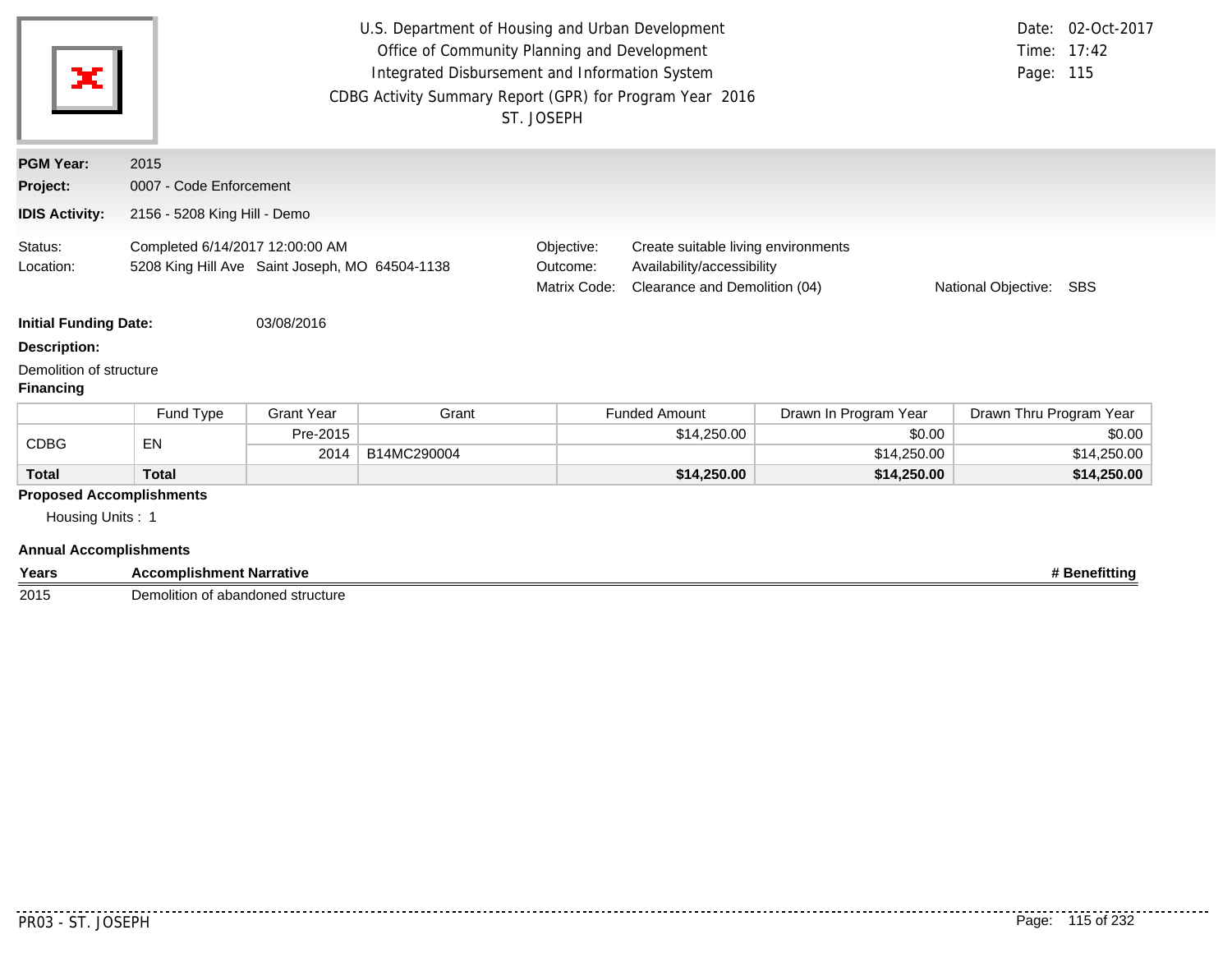U.S. Department of Housing and Urban Development
Office of Community Planning and Development
Integrated Disbursement and Information System
CDBG Activity Summary Report (GPR) for Program Year 2016
ST. JOSEPH

Date: 02-Oct-2017
Time: 17:42
Page: 115

**PGM Year:** 2015
**Project:** 0007 - Code Enforcement
**IDIS Activity:** 2156 - 5208 King Hill - Demo

Status: Completed 6/14/2017 12:00:00 AM
Location: 5208 King Hill Ave Saint Joseph, MO 64504-1138

Objective: Create suitable living environments
Outcome: Availability/accessibility
Matrix Code: Clearance and Demolition (04)
National Objective: SBS

**Initial Funding Date:** 03/08/2016

**Description:**

Demolition of structure

**Financing**

| | Fund Type | Grant Year | Grant | Funded Amount | Drawn In Program Year | Drawn Thru Program Year |
|---|---|---|---|---|---|---|
| CDBG | EN | Pre-2015 | | $14,250.00 | $0.00 | $0.00 |
| | | 2014 | B14MC290004 | | $14,250.00 | $14,250.00 |
| **Total** | **Total** | | | **$14,250.00** | **$14,250.00** | **$14,250.00** |

**Proposed Accomplishments**

Housing Units : 1

**Annual Accomplishments**

| Years | Accomplishment Narrative | # Benefitting |
|---|---|---|
| 2015 | Demolition of abandoned structure | |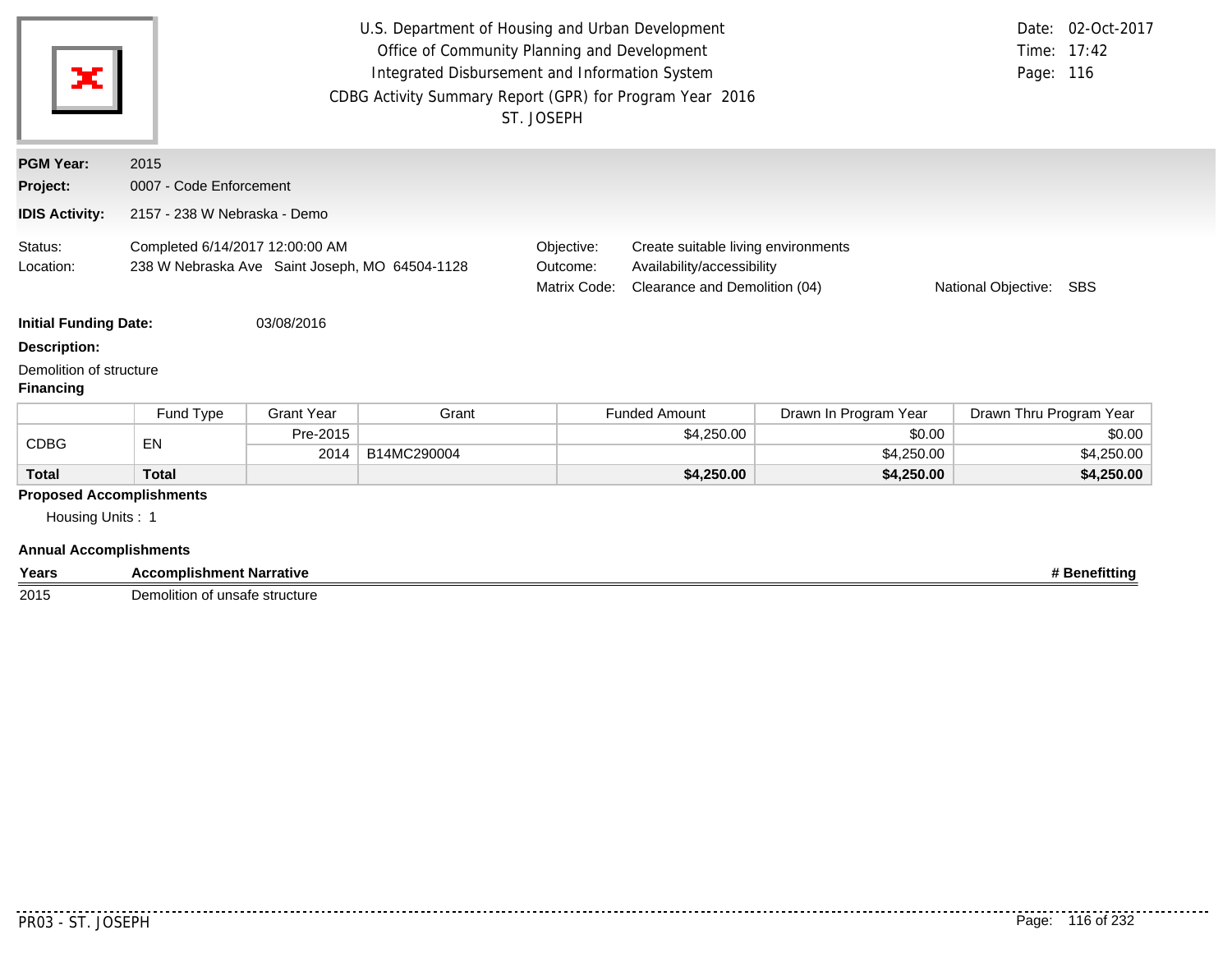U.S. Department of Housing and Urban Development
Office of Community Planning and Development
Integrated Disbursement and Information System
CDBG Activity Summary Report (GPR) for Program Year 2016
ST. JOSEPH

Date: 02-Oct-2017
Time: 17:42
Page: 116

**PGM Year:** 2015
**Project:** 0007 - Code Enforcement
**IDIS Activity:** 2157 - 238 W Nebraska - Demo

Status: Completed 6/14/2017 12:00:00 AM
Location: 238 W Nebraska Ave Saint Joseph, MO 64504-1128

Objective: Create suitable living environments
Outcome: Availability/accessibility
Matrix Code: Clearance and Demolition (04)
National Objective: SBS

**Initial Funding Date:** 03/08/2016

**Description:**

Demolition of structure

**Financing**

| | Fund Type | Grant Year | Grant | Funded Amount | Drawn In Program Year | Drawn Thru Program Year |
|---|---|---|---|---|---|---|
| CDBG | EN | Pre-2015 | | $4,250.00 | $0.00 | $0.00 |
| | | 2014 | B14MC290004 | | $4,250.00 | $4,250.00 |
| **Total** | **Total** | | | **$4,250.00** | **$4,250.00** | **$4,250.00** |

**Proposed Accomplishments**

Housing Units : 1

**Annual Accomplishments**

| Years | Accomplishment Narrative | # Benefitting |
|---|---|---|
| 2015 | Demolition of unsafe structure | |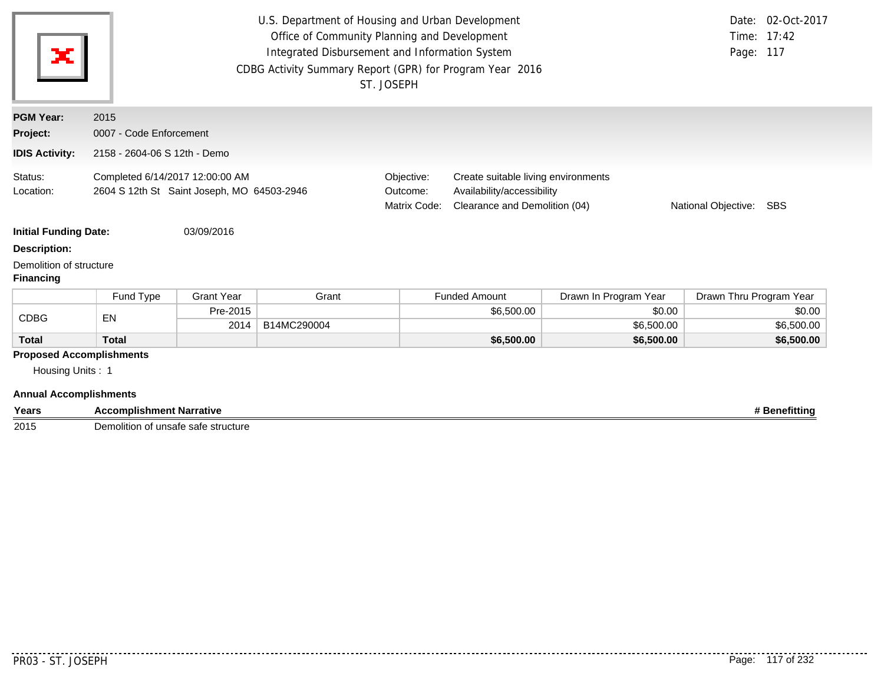U.S. Department of Housing and Urban Development
Office of Community Planning and Development
Integrated Disbursement and Information System
CDBG Activity Summary Report (GPR) for Program Year 2016
ST. JOSEPH

Date: 02-Oct-2017
Time: 17:42

**PGM Year:** 2015

**Project:** 0007 - Code Enforcement

**IDIS Activity:** 2158 - 2604-06 S 12th - Demo

Status: Completed 6/14/2017 12:00:00 AM
Location: 2604 S 12th St Saint Joseph, MO 64503-2946

Objective: Create suitable living environments
Outcome: Availability/accessibility
Matrix Code: Clearance and Demolition (04)
National Objective: SBS

**Initial Funding Date:** 03/09/2016

**Description:**

Demolition of structure

**Financing**

| | Fund Type | Grant Year | Grant | Funded Amount | Drawn In Program Year | Drawn Thru Program Year |
|---|---|---|---|---|---|---|
| CDBG | EN | Pre-2015 | | $6,500.00 | $0.00 | $0.00 |
| | | 2014 | B14MC290004 | | $6,500.00 | $6,500.00 |
| **Total** | **Total** | | | **$6,500.00** | **$6,500.00** | **$6,500.00** |

**Proposed Accomplishments**

Housing Units : 1

**Annual Accomplishments**

| Years | Accomplishment Narrative | # Benefitting |
|---|---|---|
| 2015 | Demolition of unsafe safe structure | |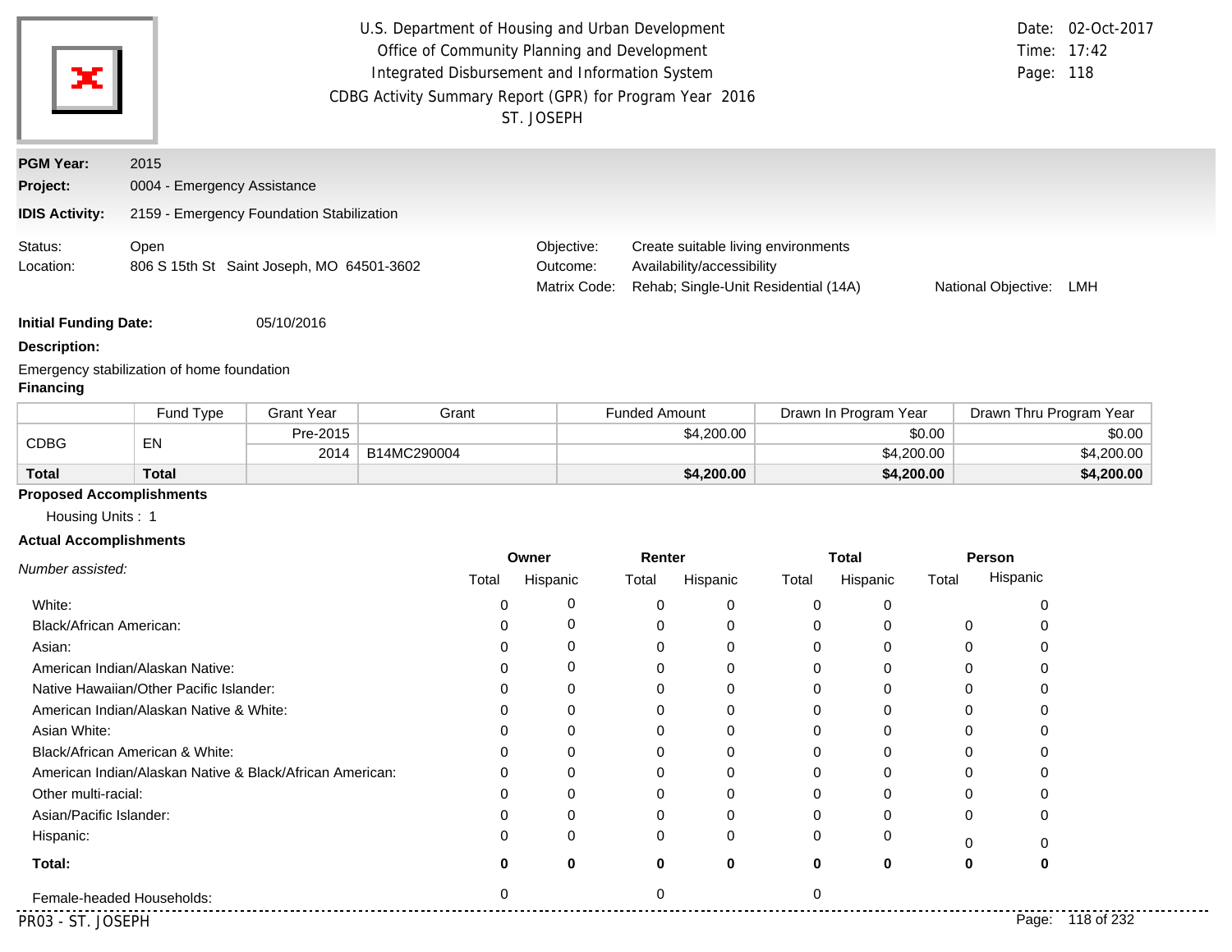U.S. Department of Housing and Urban Development
Office of Community Planning and Development
Integrated Disbursement and Information System
CDBG Activity Summary Report (GPR) for Program Year 2016
ST. JOSEPH

Date: 02-Oct-2017
Time: 17:42

**PGM Year:** 2015
**Project:** 0004 - Emergency Assistance
**IDIS Activity:** 2159 - Emergency Foundation Stabilization

Status: Open
Location: 806 S 15th St Saint Joseph, MO 64501-3602

Objective: Create suitable living environments
Outcome: Availability/accessibility
Matrix Code: Rehab; Single-Unit Residential (14A)
National Objective: LMH

**Initial Funding Date:** 05/10/2016

**Description:**

Emergency stabilization of home foundation

**Financing**

| | Fund Type | Grant Year | Grant | Funded Amount | Drawn In Program Year | Drawn Thru Program Year |
|---|---|---|---|---|---|---|
| CDBG | EN | Pre-2015 | | $4,200.00 | $0.00 | $0.00 |
| | | 2014 | B14MC290004 | | $4,200.00 | $4,200.00 |
| **Total** | **Total** | | | **$4,200.00** | **$4,200.00** | **$4,200.00** |

**Proposed Accomplishments**

Housing Units : 1

**Actual Accomplishments**

| *Number assisted:* | Owner | | Renter | | Total | | Person | |
|---|---|---|---|---|---|---|---|---|
| | Total | Hispanic | Total | Hispanic | Total | Hispanic | Total | Hispanic |
| White: | 0 | 0 | 0 | 0 | 0 | 0 | | 0 |
| Black/African American: | 0 | 0 | 0 | 0 | 0 | 0 | 0 | 0 |
| Asian: | 0 | 0 | 0 | 0 | 0 | 0 | 0 | 0 |
| American Indian/Alaskan Native: | 0 | 0 | 0 | 0 | 0 | 0 | 0 | 0 |
| Native Hawaiian/Other Pacific Islander: | 0 | 0 | 0 | 0 | 0 | 0 | 0 | 0 |
| American Indian/Alaskan Native & White: | 0 | 0 | 0 | 0 | 0 | 0 | 0 | 0 |
| Asian White: | 0 | 0 | 0 | 0 | 0 | 0 | 0 | 0 |
| Black/African American & White: | 0 | 0 | 0 | 0 | 0 | 0 | 0 | 0 |
| American Indian/Alaskan Native & Black/African American: | 0 | 0 | 0 | 0 | 0 | 0 | 0 | 0 |
| Other multi-racial: | 0 | 0 | 0 | 0 | 0 | 0 | 0 | 0 |
| Asian/Pacific Islander: | 0 | 0 | 0 | 0 | 0 | 0 | 0 | 0 |
| Hispanic: | 0 | 0 | 0 | 0 | 0 | 0 | 0 | 0 |
| **Total:** | **0** | **0** | **0** | **0** | **0** | **0** | **0** | **0** |
| Female-headed Households: | 0 | | 0 | | 0 | | | |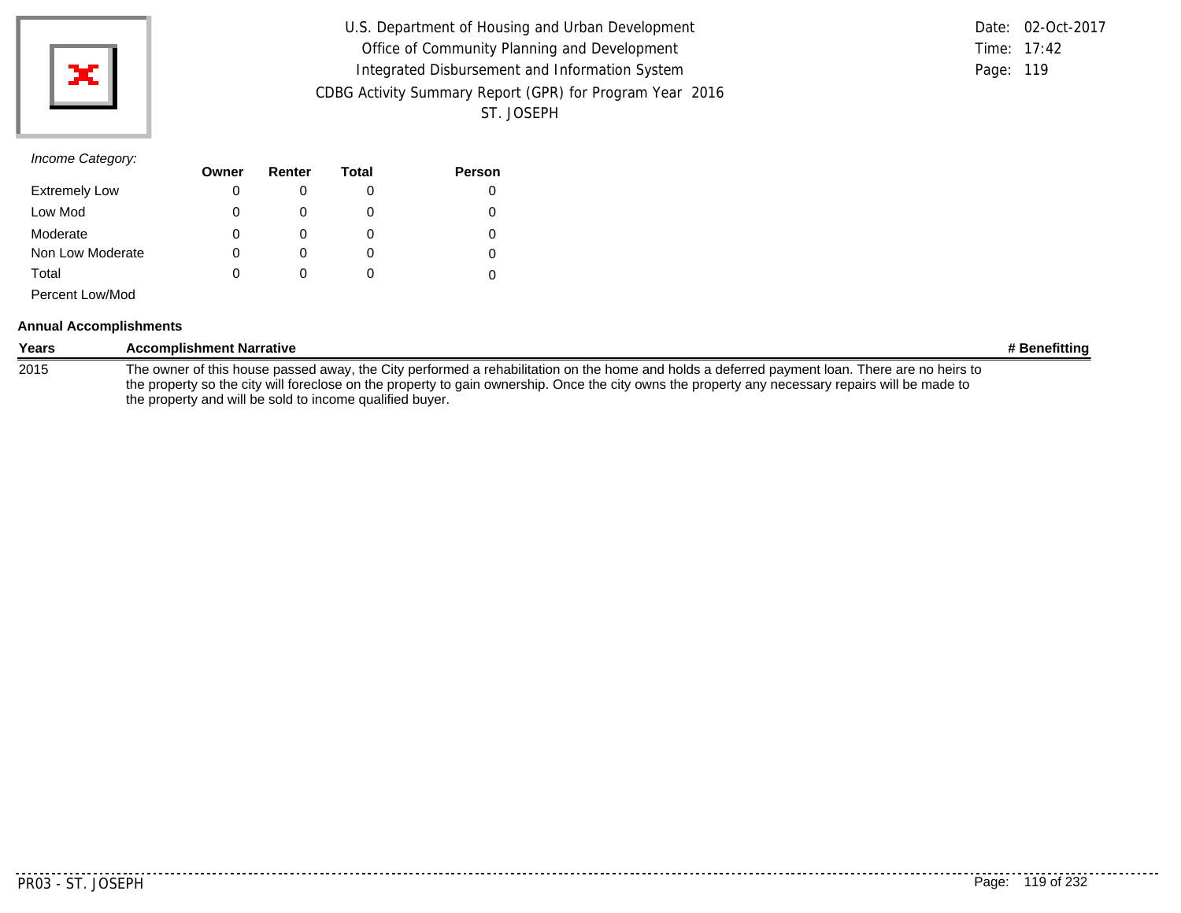*Income Category:*

| | Owner | Renter | Total | Person |
|---|---|---|---|---|
| Extremely Low | 0 | 0 | 0 | 0 |
| Low Mod | 0 | 0 | 0 | 0 |
| Moderate | 0 | 0 | 0 | 0 |
| Non Low Moderate | 0 | 0 | 0 | 0 |
| Total | 0 | 0 | 0 | 0 |
| Percent Low/Mod | | | | |

**Annual Accomplishments**

| Years | Accomplishment Narrative | # Benefitting |
|---|---|---|
| 2015 | The owner of this house passed away, the City performed a rehabilitation on the home and holds a deferred payment loan. There are no heirs to the property so the city will foreclose on the property to gain ownership. Once the city owns the property any necessary repairs will be made to the property and will be sold to income qualified buyer. | |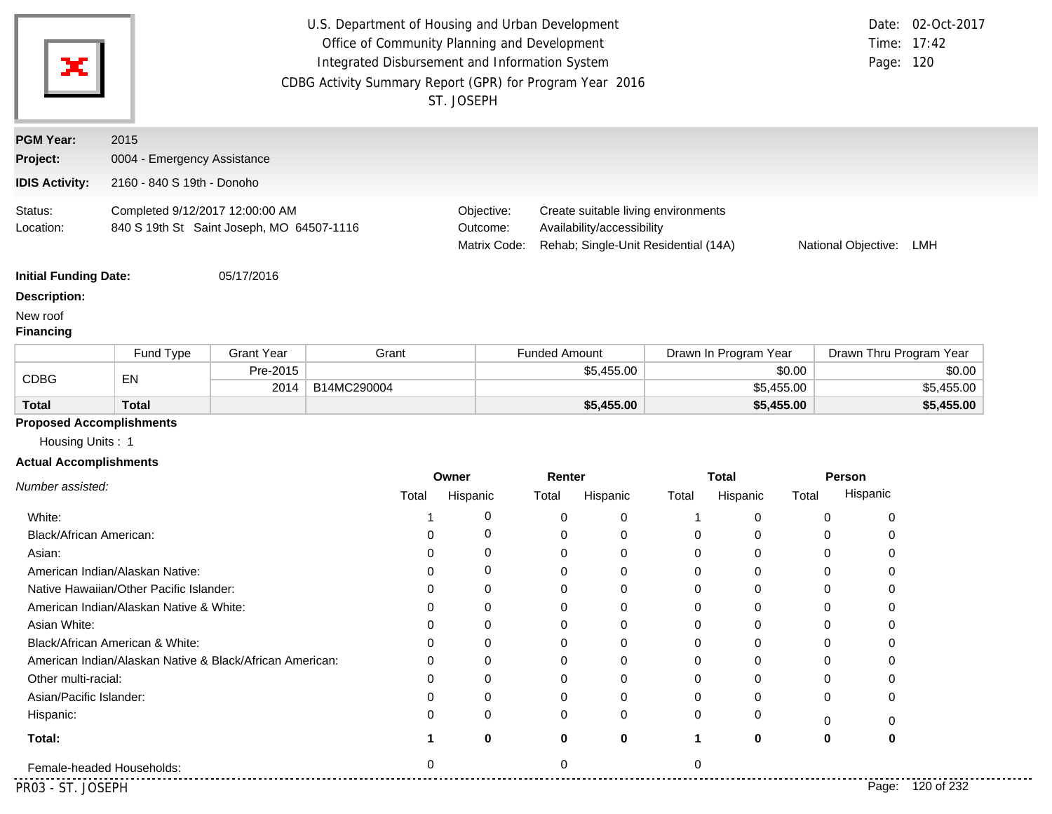U.S. Department of Housing and Urban Development
Office of Community Planning and Development
Integrated Disbursement and Information System
CDBG Activity Summary Report (GPR) for Program Year 2016
ST. JOSEPH

Date: 02-Oct-2017
Time: 17:42

**PGM Year:** 2015
**Project:** 0004 - Emergency Assistance
**IDIS Activity:** 2160 - 840 S 19th - Donoho

Status: Completed 9/12/2017 12:00:00 AM
Location: 840 S 19th St Saint Joseph, MO 64507-1116

Objective: Create suitable living environments
Outcome: Availability/accessibility
Matrix Code: Rehab; Single-Unit Residential (14A)
National Objective: LMH

**Initial Funding Date:** 05/17/2016

**Description:**

New roof

**Financing**

| | Fund Type | Grant Year | Grant | Funded Amount | Drawn In Program Year | Drawn Thru Program Year |
|---|---|---|---|---|---|---|
| CDBG | EN | Pre-2015 | | $5,455.00 | $0.00 | $0.00 |
| | | 2014 | B14MC290004 | | $5,455.00 | $5,455.00 |
| **Total** | **Total** | | | **$5,455.00** | **$5,455.00** | **$5,455.00** |

**Proposed Accomplishments**

Housing Units : 1

**Actual Accomplishments**

| *Number assisted:* | Owner Total | Owner Hispanic | Renter Total | Renter Hispanic | Total Total | Total Hispanic | Person Total | Person Hispanic |
|---|---|---|---|---|---|---|---|---|
| White: | 1 | 0 | 0 | 0 | 1 | 0 | 0 | 0 |
| Black/African American: | 0 | 0 | 0 | 0 | 0 | 0 | 0 | 0 |
| Asian: | 0 | 0 | 0 | 0 | 0 | 0 | 0 | 0 |
| American Indian/Alaskan Native: | 0 | 0 | 0 | 0 | 0 | 0 | 0 | 0 |
| Native Hawaiian/Other Pacific Islander: | 0 | 0 | 0 | 0 | 0 | 0 | 0 | 0 |
| American Indian/Alaskan Native & White: | 0 | 0 | 0 | 0 | 0 | 0 | 0 | 0 |
| Asian White: | 0 | 0 | 0 | 0 | 0 | 0 | 0 | 0 |
| Black/African American & White: | 0 | 0 | 0 | 0 | 0 | 0 | 0 | 0 |
| American Indian/Alaskan Native & Black/African American: | 0 | 0 | 0 | 0 | 0 | 0 | 0 | 0 |
| Other multi-racial: | 0 | 0 | 0 | 0 | 0 | 0 | 0 | 0 |
| Asian/Pacific Islander: | 0 | 0 | 0 | 0 | 0 | 0 | 0 | 0 |
| Hispanic: | 0 | 0 | 0 | 0 | 0 | 0 | 0 | 0 |
| **Total:** | **1** | **0** | **0** | **0** | **1** | **0** | **0** | **0** |
| Female-headed Households: | 0 | | 0 | | 0 | | | |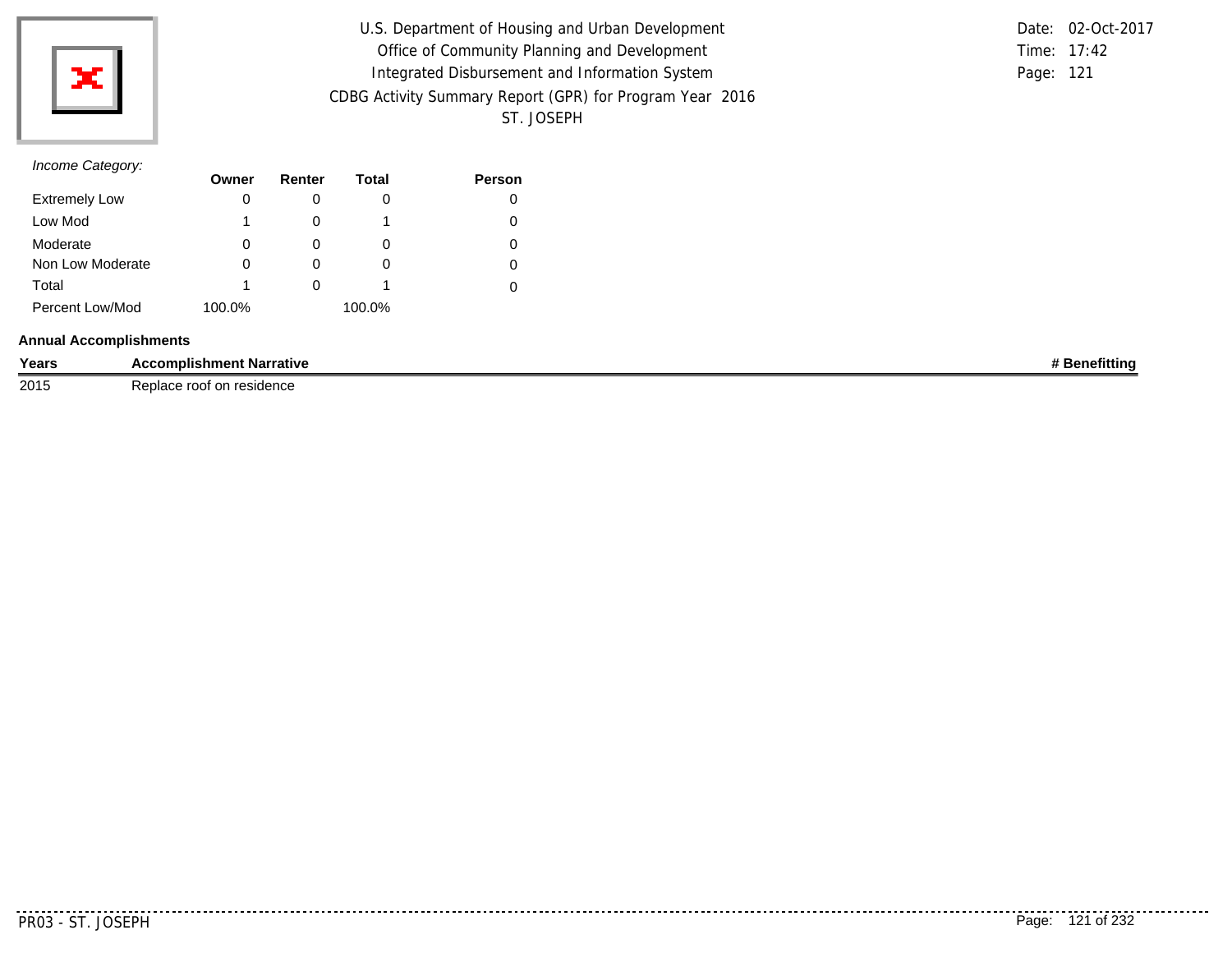U.S. Department of Housing and Urban Development
Office of Community Planning and Development
Integrated Disbursement and Information System
CDBG Activity Summary Report (GPR) for Program Year 2016
ST. JOSEPH

Date: 02-Oct-2017
Time: 17:42
Page: 121

*Income Category:*

| | Owner | Renter | Total | Person |
|---|---|---|---|---|
| Extremely Low | 0 | 0 | 0 | 0 |
| Low Mod | 1 | 0 | 1 | 0 |
| Moderate | 0 | 0 | 0 | 0 |
| Non Low Moderate | 0 | 0 | 0 | 0 |
| Total | 1 | 0 | 1 | 0 |
| Percent Low/Mod | 100.0% | | 100.0% | |

**Annual Accomplishments**

| Years | Accomplishment Narrative | # Benefitting |
|---|---|---|
| 2015 | Replace roof on residence | |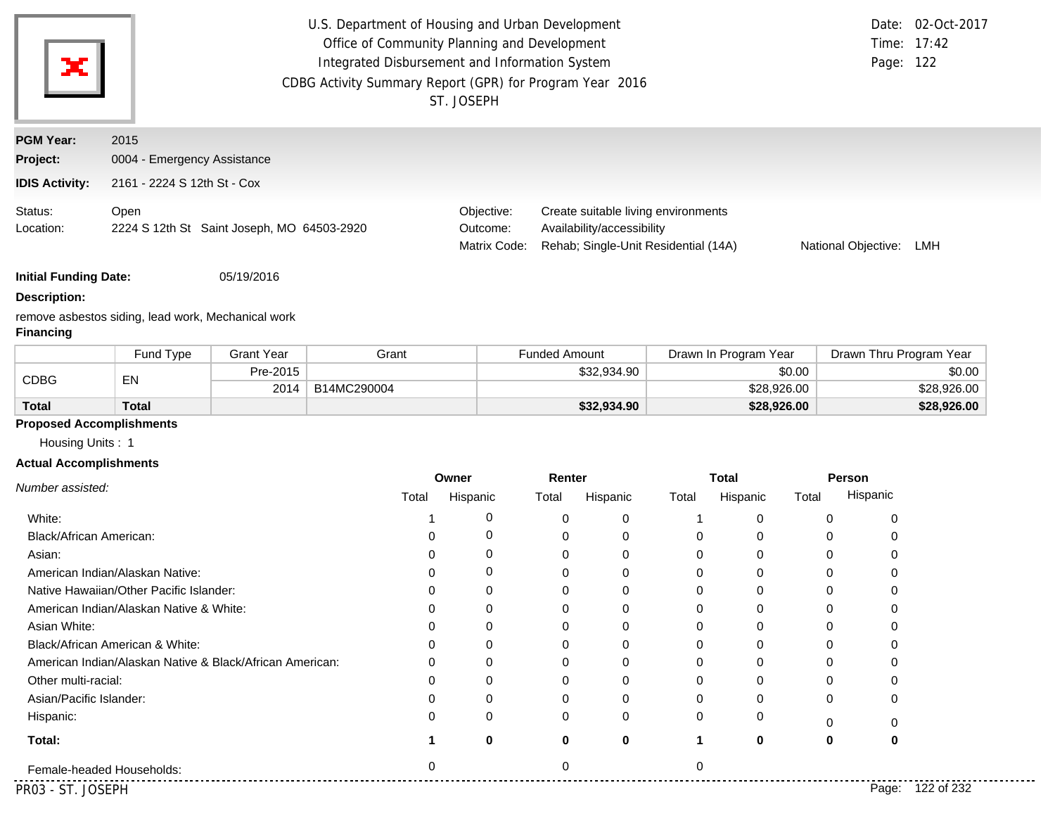U.S. Department of Housing and Urban Development
Office of Community Planning and Development
Integrated Disbursement and Information System
CDBG Activity Summary Report (GPR) for Program Year 2016
ST. JOSEPH

Date: 02-Oct-2017
Time: 17:42
Page: 122

**PGM Year:** 2015
**Project:** 0004 - Emergency Assistance
**IDIS Activity:** 2161 - 2224 S 12th St - Cox

Status: Open
Location: 2224 S 12th St Saint Joseph, MO 64503-2920

Objective: Create suitable living environments
Outcome: Availability/accessibility
Matrix Code: Rehab; Single-Unit Residential (14A)
National Objective: LMH

**Initial Funding Date:** 05/19/2016

**Description:**

remove asbestos siding, lead work, Mechanical work

**Financing**

| | Fund Type | Grant Year | Grant | Funded Amount | Drawn In Program Year | Drawn Thru Program Year |
|---|---|---|---|---|---|---|
| CDBG | EN | Pre-2015 | | $32,934.90 | $0.00 | $0.00 |
| | | 2014 | B14MC290004 | | $28,926.00 | $28,926.00 |
| **Total** | **Total** | | | **$32,934.90** | **$28,926.00** | **$28,926.00** |

**Proposed Accomplishments**

Housing Units : 1

**Actual Accomplishments**

| *Number assisted:* | Owner | | Renter | | Total | | Person | |
|---|---|---|---|---|---|---|---|---|
| | Total | Hispanic | Total | Hispanic | Total | Hispanic | Total | Hispanic |
| White: | 1 | 0 | 0 | 0 | 1 | 0 | 0 | 0 |
| Black/African American: | 0 | 0 | 0 | 0 | 0 | 0 | 0 | 0 |
| Asian: | 0 | 0 | 0 | 0 | 0 | 0 | 0 | 0 |
| American Indian/Alaskan Native: | 0 | 0 | 0 | 0 | 0 | 0 | 0 | 0 |
| Native Hawaiian/Other Pacific Islander: | 0 | 0 | 0 | 0 | 0 | 0 | 0 | 0 |
| American Indian/Alaskan Native & White: | 0 | 0 | 0 | 0 | 0 | 0 | 0 | 0 |
| Asian White: | 0 | 0 | 0 | 0 | 0 | 0 | 0 | 0 |
| Black/African American & White: | 0 | 0 | 0 | 0 | 0 | 0 | 0 | 0 |
| American Indian/Alaskan Native & Black/African American: | 0 | 0 | 0 | 0 | 0 | 0 | 0 | 0 |
| Other multi-racial: | 0 | 0 | 0 | 0 | 0 | 0 | 0 | 0 |
| Asian/Pacific Islander: | 0 | 0 | 0 | 0 | 0 | 0 | 0 | 0 |
| Hispanic: | 0 | 0 | 0 | 0 | 0 | 0 | 0 | 0 |
| **Total:** | **1** | **0** | **0** | **0** | **1** | **0** | **0** | **0** |
| Female-headed Households: | 0 | | 0 | | 0 | | | |

PR03 - ST. JOSEPH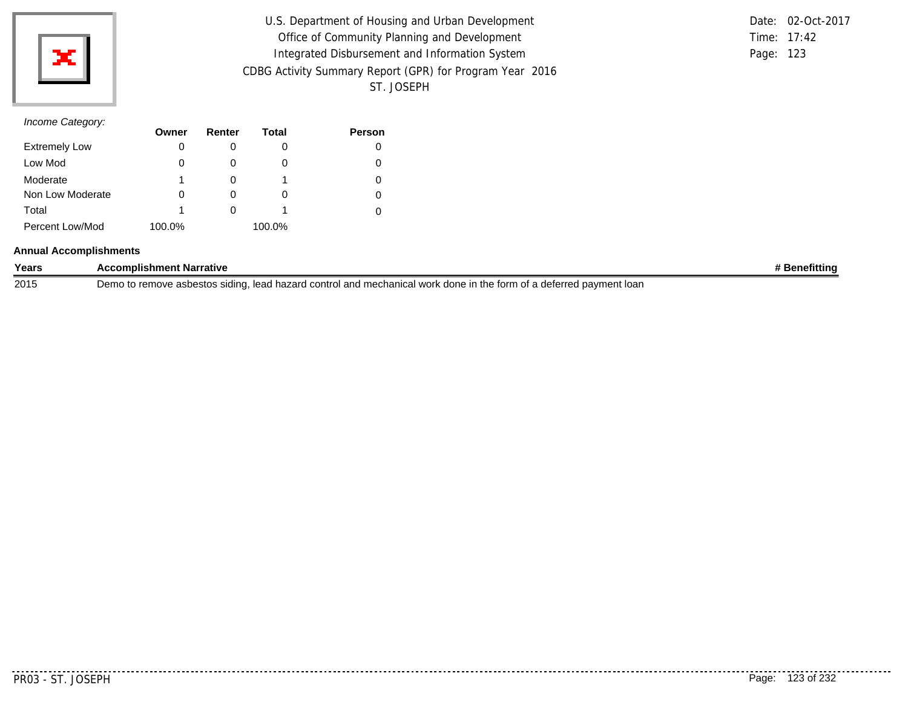U.S. Department of Housing and Urban Development
Office of Community Planning and Development
Integrated Disbursement and Information System
CDBG Activity Summary Report (GPR) for Program Year 2016
ST. JOSEPH

Date: 02-Oct-2017
Time: 17:42

*Income Category:*

| | Owner | Renter | Total | Person |
|---|---|---|---|---|
| Extremely Low | 0 | 0 | 0 | 0 |
| Low Mod | 0 | 0 | 0 | 0 |
| Moderate | 1 | 0 | 1 | 0 |
| Non Low Moderate | 0 | 0 | 0 | 0 |
| Total | 1 | 0 | 1 | 0 |
| Percent Low/Mod | 100.0% | | 100.0% | |

**Annual Accomplishments**

| Years | Accomplishment Narrative | # Benefitting |
|---|---|---|
| 2015 | Demo to remove asbestos siding, lead hazard control and mechanical work done in the form of a deferred payment loan | |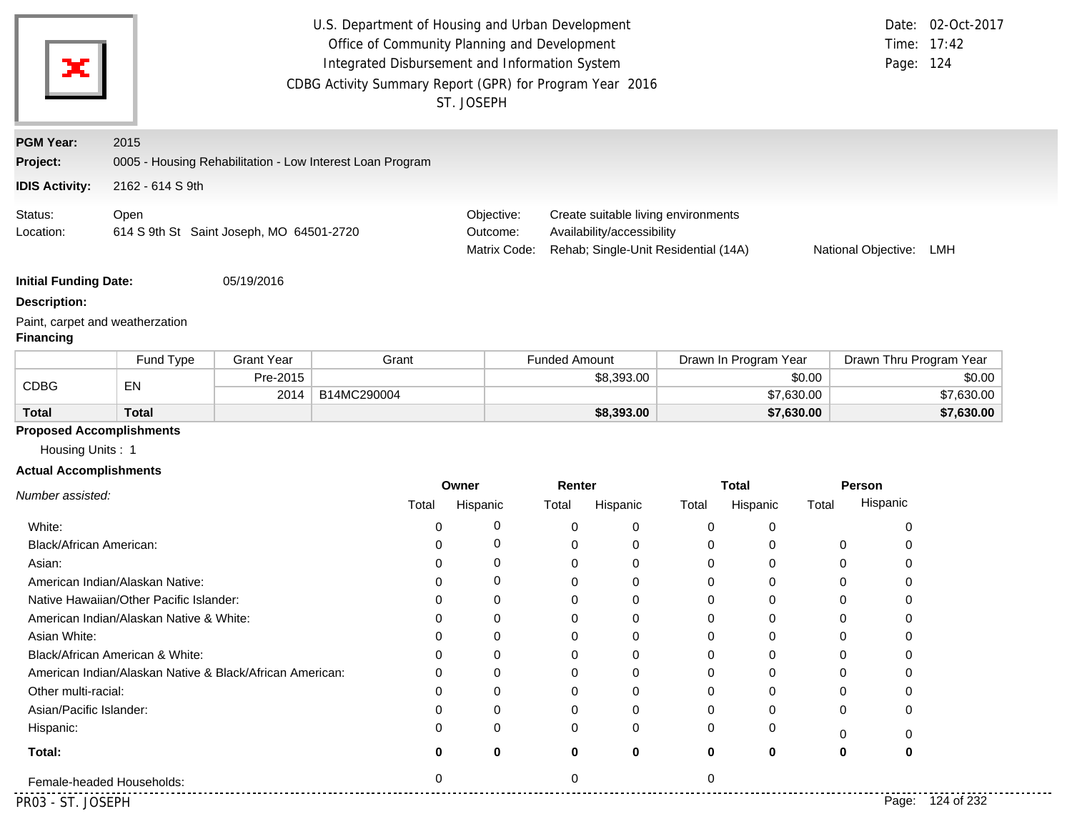U.S. Department of Housing and Urban Development
Office of Community Planning and Development
Integrated Disbursement and Information System
CDBG Activity Summary Report (GPR) for Program Year 2016
ST. JOSEPH

Date: 02-Oct-2017
Time: 17:42
Page: 124

**PGM Year:** 2015

**Project:** 0005 - Housing Rehabilitation - Low Interest Loan Program

**IDIS Activity:** 2162 - 614 S 9th

Status: Open
Location: 614 S 9th St Saint Joseph, MO 64501-2720

Objective: Create suitable living environments
Outcome: Availability/accessibility
Matrix Code: Rehab; Single-Unit Residential (14A)
National Objective: LMH

**Initial Funding Date:** 05/19/2016

**Description:**

Paint, carpet and weatherzation

**Financing**

| | Fund Type | Grant Year | Grant | Funded Amount | Drawn In Program Year | Drawn Thru Program Year |
|---|---|---|---|---|---|---|
| CDBG | EN | Pre-2015 | | $8,393.00 | $0.00 | $0.00 |
| | | 2014 | B14MC290004 | | $7,630.00 | $7,630.00 |
| **Total** | **Total** | | | **$8,393.00** | **$7,630.00** | **$7,630.00** |

**Proposed Accomplishments**

Housing Units : 1

**Actual Accomplishments**

| *Number assisted:* | Owner | | Renter | | Total | | Person | |
|---|---|---|---|---|---|---|---|---|
| | Total | Hispanic | Total | Hispanic | Total | Hispanic | Total | Hispanic |
| White: | 0 | 0 | 0 | 0 | 0 | 0 | | 0 |
| Black/African American: | 0 | 0 | 0 | 0 | 0 | 0 | 0 | 0 |
| Asian: | 0 | 0 | 0 | 0 | 0 | 0 | 0 | 0 |
| American Indian/Alaskan Native: | 0 | 0 | 0 | 0 | 0 | 0 | 0 | 0 |
| Native Hawaiian/Other Pacific Islander: | 0 | 0 | 0 | 0 | 0 | 0 | 0 | 0 |
| American Indian/Alaskan Native & White: | 0 | 0 | 0 | 0 | 0 | 0 | 0 | 0 |
| Asian White: | 0 | 0 | 0 | 0 | 0 | 0 | 0 | 0 |
| Black/African American & White: | 0 | 0 | 0 | 0 | 0 | 0 | 0 | 0 |
| American Indian/Alaskan Native & Black/African American: | 0 | 0 | 0 | 0 | 0 | 0 | 0 | 0 |
| Other multi-racial: | 0 | 0 | 0 | 0 | 0 | 0 | 0 | 0 |
| Asian/Pacific Islander: | 0 | 0 | 0 | 0 | 0 | 0 | 0 | 0 |
| Hispanic: | 0 | 0 | 0 | 0 | 0 | 0 | 0 | 0 |
| **Total:** | **0** | **0** | **0** | **0** | **0** | **0** | **0** | **0** |
| Female-headed Households: | 0 | | 0 | | 0 | | | |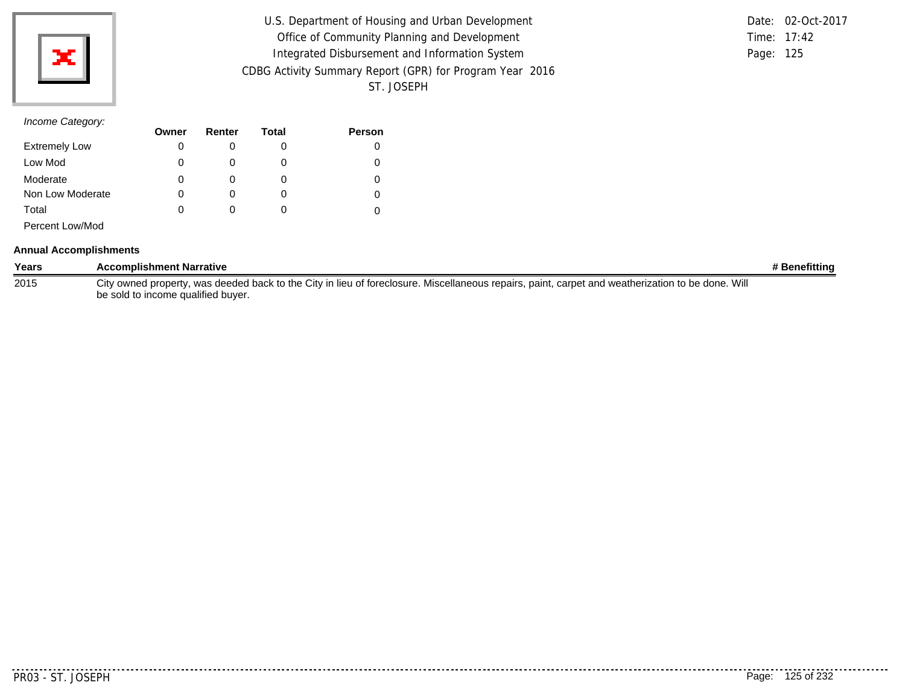*Income Category:*

| | Owner | Renter | Total | Person |
|---|---|---|---|---|
| Extremely Low | 0 | 0 | 0 | 0 |
| Low Mod | 0 | 0 | 0 | 0 |
| Moderate | 0 | 0 | 0 | 0 |
| Non Low Moderate | 0 | 0 | 0 | 0 |
| Total | 0 | 0 | 0 | 0 |
| Percent Low/Mod | | | | |

**Annual Accomplishments**

| Years | Accomplishment Narrative | # Benefitting |
|---|---|---|
| 2015 | City owned property, was deeded back to the City in lieu of foreclosure. Miscellaneous repairs, paint, carpet and weatherization to be done. Will be sold to income qualified buyer. | |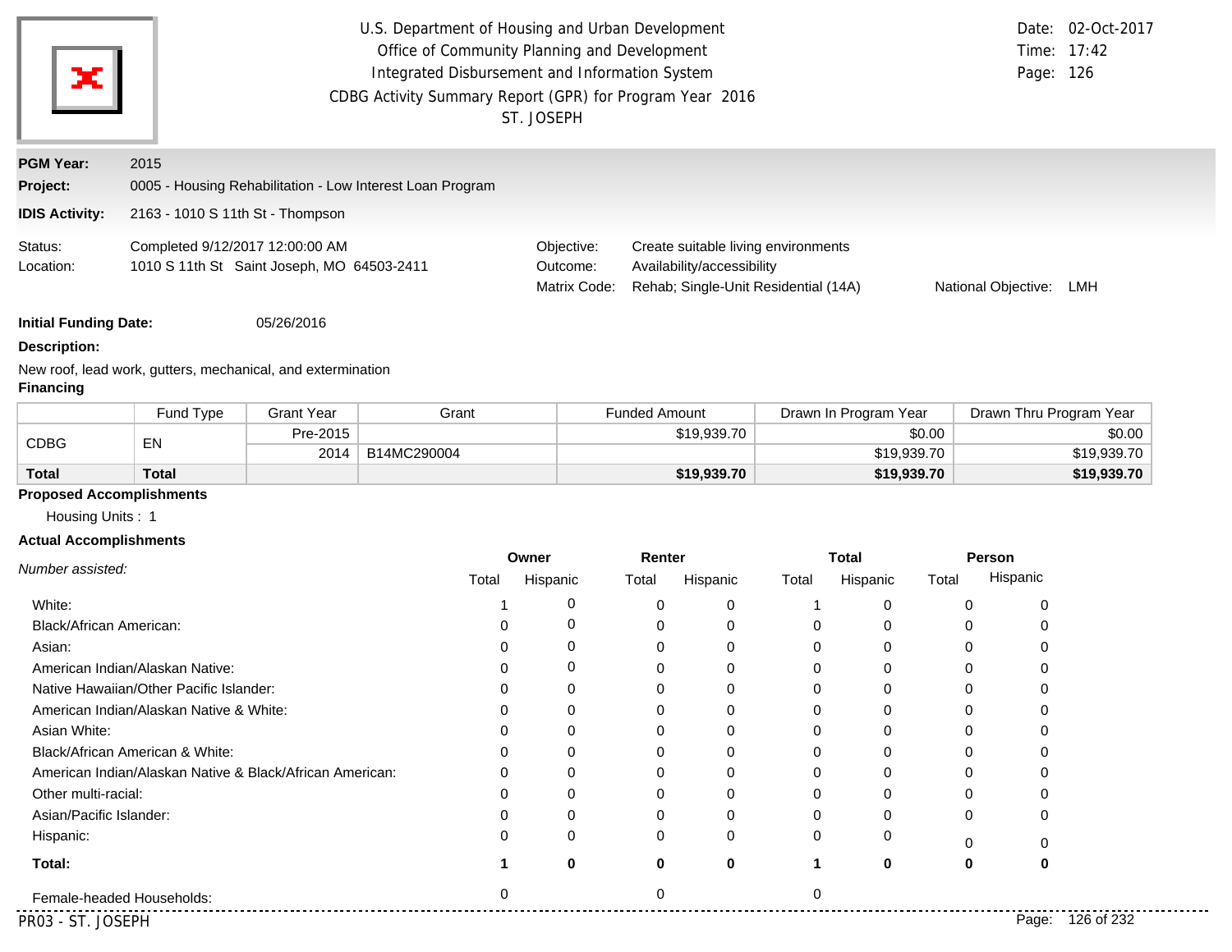U.S. Department of Housing and Urban Development
Office of Community Planning and Development
Integrated Disbursement and Information System
CDBG Activity Summary Report (GPR) for Program Year 2016
ST. JOSEPH

Date: 02-Oct-2017
Time: 17:42

**PGM Year:** 2015

**Project:** 0005 - Housing Rehabilitation - Low Interest Loan Program

**IDIS Activity:** 2163 - 1010 S 11th St - Thompson

Status: Completed 9/12/2017 12:00:00 AM
Location: 1010 S 11th St Saint Joseph, MO 64503-2411

Objective: Create suitable living environments
Outcome: Availability/accessibility
Matrix Code: Rehab; Single-Unit Residential (14A)
National Objective: LMH

**Initial Funding Date:** 05/26/2016

**Description:**

New roof, lead work, gutters, mechanical, and extermination

**Financing**

| | Fund Type | Grant Year | Grant | Funded Amount | Drawn In Program Year | Drawn Thru Program Year |
|---|---|---|---|---|---|---|
| CDBG | EN | Pre-2015 | | $19,939.70 | $0.00 | $0.00 |
| | | 2014 | B14MC290004 | | $19,939.70 | $19,939.70 |
| **Total** | **Total** | | | **$19,939.70** | **$19,939.70** | **$19,939.70** |

**Proposed Accomplishments**

Housing Units : 1

**Actual Accomplishments**

| *Number assisted:* | Owner | | Renter | | Total | | Person | |
|---|---|---|---|---|---|---|---|---|
| | Total | Hispanic | Total | Hispanic | Total | Hispanic | Total | Hispanic |
| White: | 1 | 0 | 0 | 0 | 1 | 0 | 0 | 0 |
| Black/African American: | 0 | 0 | 0 | 0 | 0 | 0 | 0 | 0 |
| Asian: | 0 | 0 | 0 | 0 | 0 | 0 | 0 | 0 |
| American Indian/Alaskan Native: | 0 | 0 | 0 | 0 | 0 | 0 | 0 | 0 |
| Native Hawaiian/Other Pacific Islander: | 0 | 0 | 0 | 0 | 0 | 0 | 0 | 0 |
| American Indian/Alaskan Native & White: | 0 | 0 | 0 | 0 | 0 | 0 | 0 | 0 |
| Asian White: | 0 | 0 | 0 | 0 | 0 | 0 | 0 | 0 |
| Black/African American & White: | 0 | 0 | 0 | 0 | 0 | 0 | 0 | 0 |
| American Indian/Alaskan Native & Black/African American: | 0 | 0 | 0 | 0 | 0 | 0 | 0 | 0 |
| Other multi-racial: | 0 | 0 | 0 | 0 | 0 | 0 | 0 | 0 |
| Asian/Pacific Islander: | 0 | 0 | 0 | 0 | 0 | 0 | 0 | 0 |
| Hispanic: | 0 | 0 | 0 | 0 | 0 | 0 | 0 | 0 |
| **Total:** | **1** | **0** | **0** | **0** | **1** | **0** | **0** | **0** |
| Female-headed Households: | 0 | | 0 | | 0 | | | |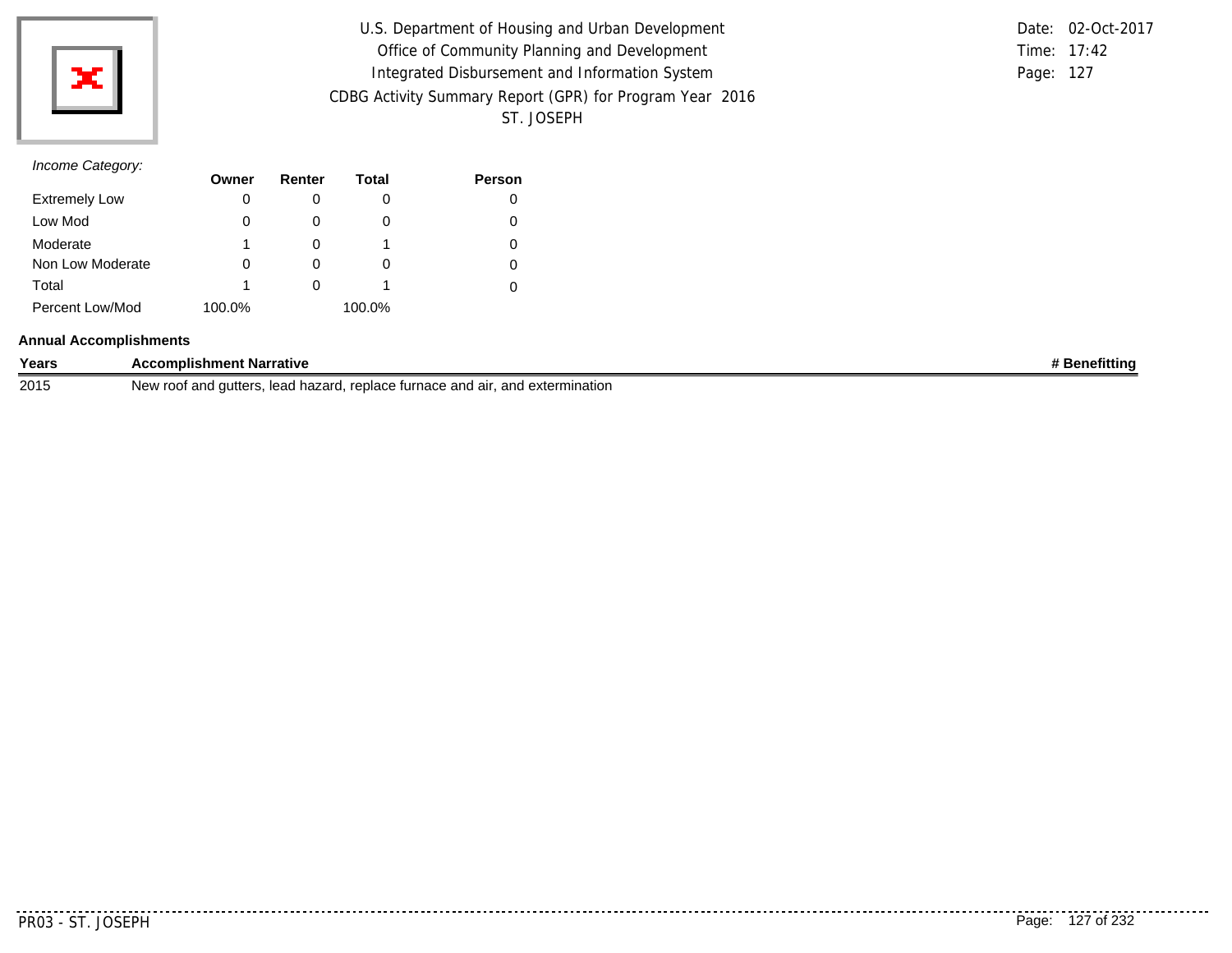*Income Category:*

| | Owner | Renter | Total | Person |
|---|---|---|---|---|
| Extremely Low | 0 | 0 | 0 | 0 |
| Low Mod | 0 | 0 | 0 | 0 |
| Moderate | 1 | 0 | 1 | 0 |
| Non Low Moderate | 0 | 0 | 0 | 0 |
| Total | 1 | 0 | 1 | 0 |
| Percent Low/Mod | 100.0% | | 100.0% | |

**Annual Accomplishments**

| Years | Accomplishment Narrative | # Benefitting |
|---|---|---|
| 2015 | New roof and gutters, lead hazard, replace furnace and air, and extermination | |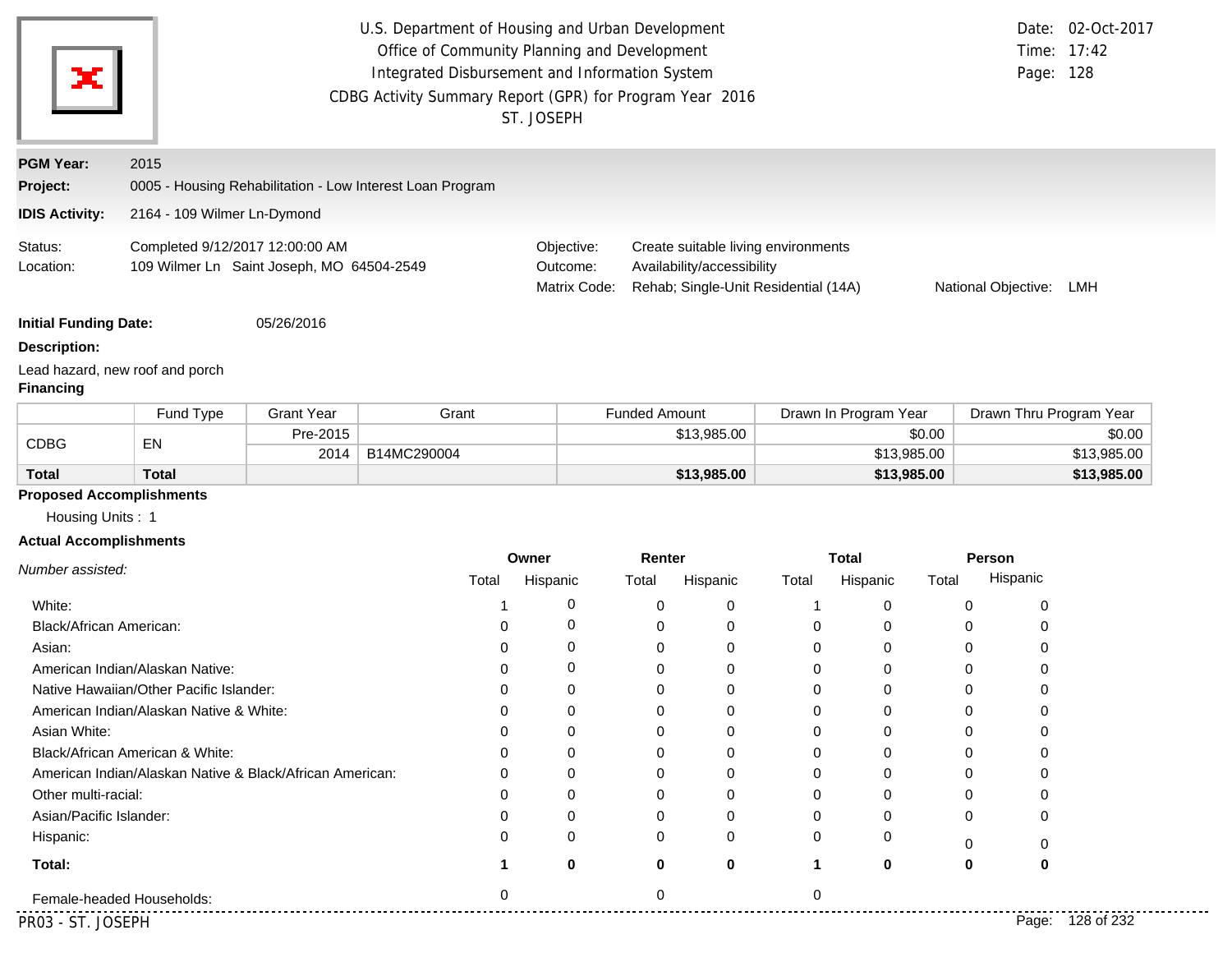U.S. Department of Housing and Urban Development
Office of Community Planning and Development
Integrated Disbursement and Information System
CDBG Activity Summary Report (GPR) for Program Year 2016
ST. JOSEPH

Date: 02-Oct-2017
Time: 17:42

**PGM Year:** 2015

**Project:** 0005 - Housing Rehabilitation - Low Interest Loan Program

**IDIS Activity:** 2164 - 109 Wilmer Ln-Dymond

Status: Completed 9/12/2017 12:00:00 AM
Location: 109 Wilmer Ln Saint Joseph, MO 64504-2549

Objective: Create suitable living environments
Outcome: Availability/accessibility
Matrix Code: Rehab; Single-Unit Residential (14A)
National Objective: LMH

**Initial Funding Date:** 05/26/2016

**Description:**

Lead hazard, new roof and porch

**Financing**

| | Fund Type | Grant Year | Grant | Funded Amount | Drawn In Program Year | Drawn Thru Program Year |
|---|---|---|---|---|---|---|
| CDBG | EN | Pre-2015 | | $13,985.00 | $0.00 | $0.00 |
| | | 2014 | B14MC290004 | | $13,985.00 | $13,985.00 |
| **Total** | **Total** | | | **$13,985.00** | **$13,985.00** | **$13,985.00** |

**Proposed Accomplishments**

Housing Units : 1

**Actual Accomplishments**

| *Number assisted:* | Owner Total | Owner Hispanic | Renter Total | Renter Hispanic | Total Total | Total Hispanic | Person Total | Person Hispanic |
|---|---|---|---|---|---|---|---|---|
| White: | 1 | 0 | 0 | 0 | 1 | 0 | 0 | 0 |
| Black/African American: | 0 | 0 | 0 | 0 | 0 | 0 | 0 | 0 |
| Asian: | 0 | 0 | 0 | 0 | 0 | 0 | 0 | 0 |
| American Indian/Alaskan Native: | 0 | 0 | 0 | 0 | 0 | 0 | 0 | 0 |
| Native Hawaiian/Other Pacific Islander: | 0 | 0 | 0 | 0 | 0 | 0 | 0 | 0 |
| American Indian/Alaskan Native & White: | 0 | 0 | 0 | 0 | 0 | 0 | 0 | 0 |
| Asian White: | 0 | 0 | 0 | 0 | 0 | 0 | 0 | 0 |
| Black/African American & White: | 0 | 0 | 0 | 0 | 0 | 0 | 0 | 0 |
| American Indian/Alaskan Native & Black/African American: | 0 | 0 | 0 | 0 | 0 | 0 | 0 | 0 |
| Other multi-racial: | 0 | 0 | 0 | 0 | 0 | 0 | 0 | 0 |
| Asian/Pacific Islander: | 0 | 0 | 0 | 0 | 0 | 0 | 0 | 0 |
| Hispanic: | 0 | 0 | 0 | 0 | 0 | 0 | 0 | 0 |
| **Total:** | **1** | **0** | **0** | **0** | **1** | **0** | **0** | **0** |
| Female-headed Households: | 0 | | 0 | | 0 | | | |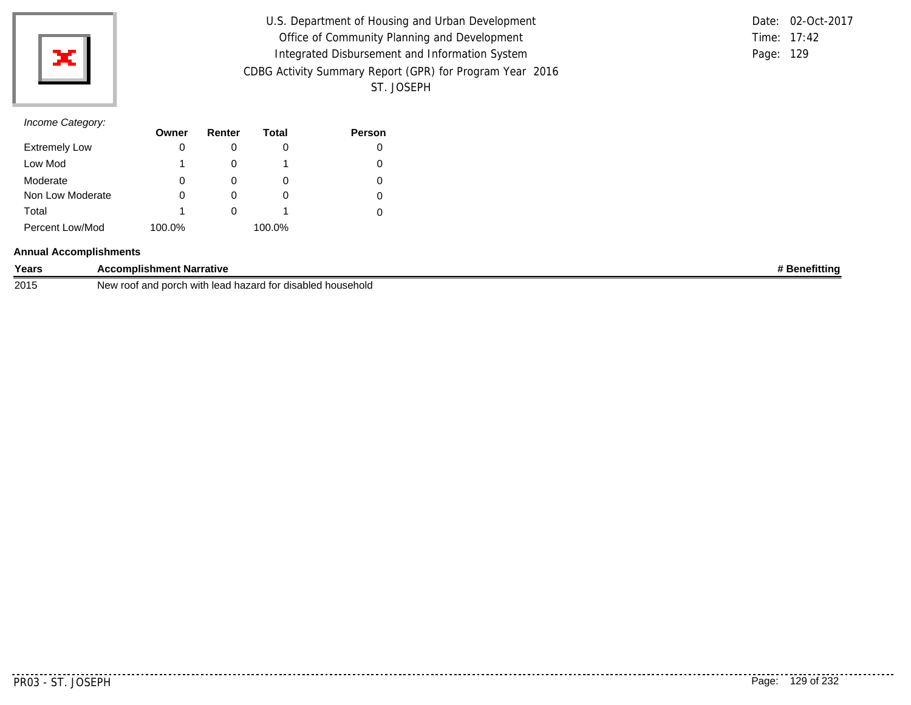*Income Category:*

| | Owner | Renter | Total | Person |
|---|---|---|---|---|
| Extremely Low | 0 | 0 | 0 | 0 |
| Low Mod | 1 | 0 | 1 | 0 |
| Moderate | 0 | 0 | 0 | 0 |
| Non Low Moderate | 0 | 0 | 0 | 0 |
| Total | 1 | 0 | 1 | 0 |
| Percent Low/Mod | 100.0% | | 100.0% | |

**Annual Accomplishments**

| Years | Accomplishment Narrative | # Benefitting |
|---|---|---|
| 2015 | New roof and porch with lead hazard for disabled household | |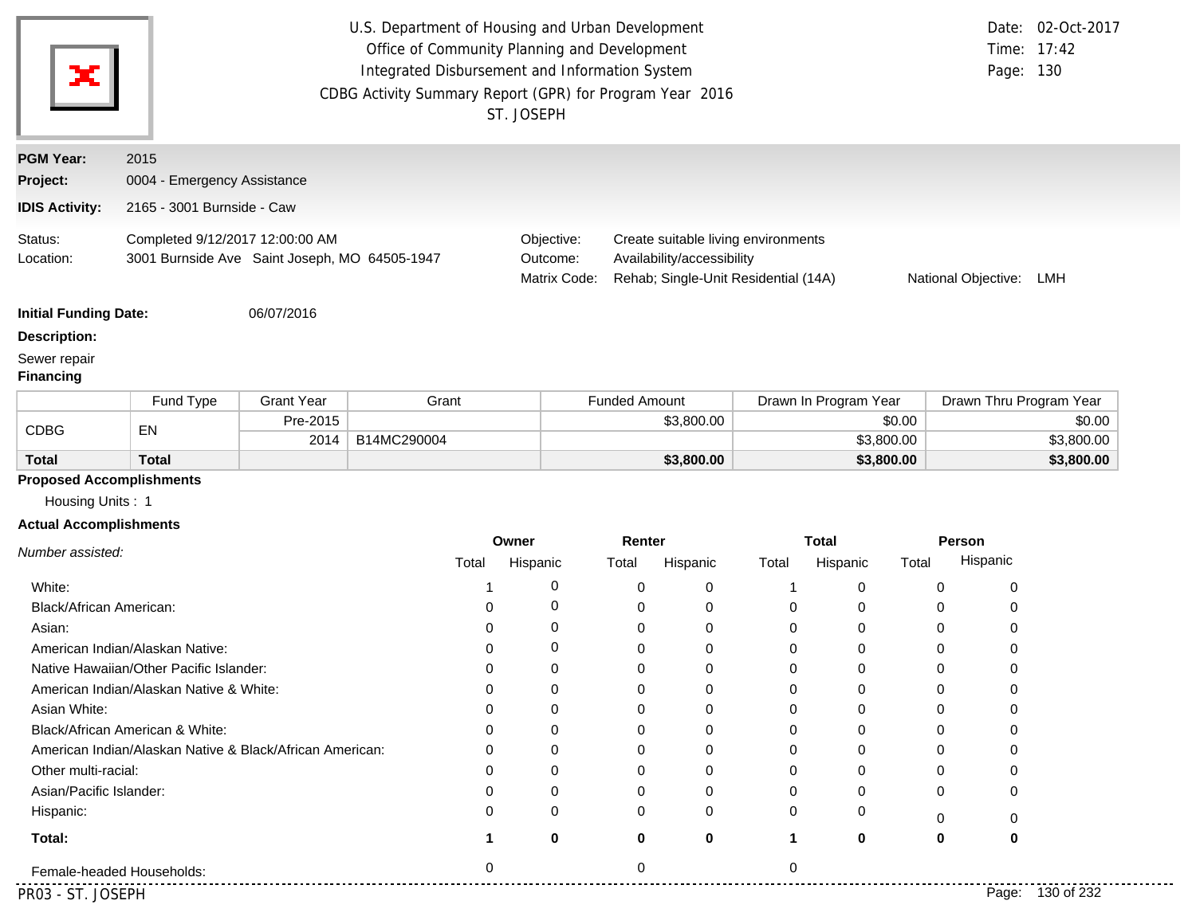U.S. Department of Housing and Urban Development
Office of Community Planning and Development
Integrated Disbursement and Information System
CDBG Activity Summary Report (GPR) for Program Year 2016
ST. JOSEPH

Date: 02-Oct-2017
Time: 17:42
Page: 130

**PGM Year:** 2015
**Project:** 0004 - Emergency Assistance
**IDIS Activity:** 2165 - 3001 Burnside - Caw

Status: Completed 9/12/2017 12:00:00 AM
Location: 3001 Burnside Ave Saint Joseph, MO 64505-1947

Objective: Create suitable living environments
Outcome: Availability/accessibility
Matrix Code: Rehab; Single-Unit Residential (14A)
National Objective: LMH

**Initial Funding Date:** 06/07/2016

**Description:**

Sewer repair

**Financing**

| | Fund Type | Grant Year | Grant | Funded Amount | Drawn In Program Year | Drawn Thru Program Year |
|---|---|---|---|---|---|---|
| CDBG | EN | Pre-2015 | | $3,800.00 | $0.00 | $0.00 |
| | | 2014 | B14MC290004 | | $3,800.00 | $3,800.00 |
| **Total** | **Total** | | | **$3,800.00** | **$3,800.00** | **$3,800.00** |

**Proposed Accomplishments**

Housing Units : 1

**Actual Accomplishments**

| *Number assisted:* | Owner | | Renter | | Total | | Person | |
|---|---|---|---|---|---|---|---|---|
| | Total | Hispanic | Total | Hispanic | Total | Hispanic | Total | Hispanic |
| White: | 1 | 0 | 0 | 0 | 1 | 0 | 0 | 0 |
| Black/African American: | 0 | 0 | 0 | 0 | 0 | 0 | 0 | 0 |
| Asian: | 0 | 0 | 0 | 0 | 0 | 0 | 0 | 0 |
| American Indian/Alaskan Native: | 0 | 0 | 0 | 0 | 0 | 0 | 0 | 0 |
| Native Hawaiian/Other Pacific Islander: | 0 | 0 | 0 | 0 | 0 | 0 | 0 | 0 |
| American Indian/Alaskan Native & White: | 0 | 0 | 0 | 0 | 0 | 0 | 0 | 0 |
| Asian White: | 0 | 0 | 0 | 0 | 0 | 0 | 0 | 0 |
| Black/African American & White: | 0 | 0 | 0 | 0 | 0 | 0 | 0 | 0 |
| American Indian/Alaskan Native & Black/African American: | 0 | 0 | 0 | 0 | 0 | 0 | 0 | 0 |
| Other multi-racial: | 0 | 0 | 0 | 0 | 0 | 0 | 0 | 0 |
| Asian/Pacific Islander: | 0 | 0 | 0 | 0 | 0 | 0 | 0 | 0 |
| Hispanic: | 0 | 0 | 0 | 0 | 0 | 0 | 0 | 0 |
| **Total:** | **1** | **0** | **0** | **0** | **1** | **0** | **0** | **0** |
| Female-headed Households: | 0 | | 0 | | 0 | | | |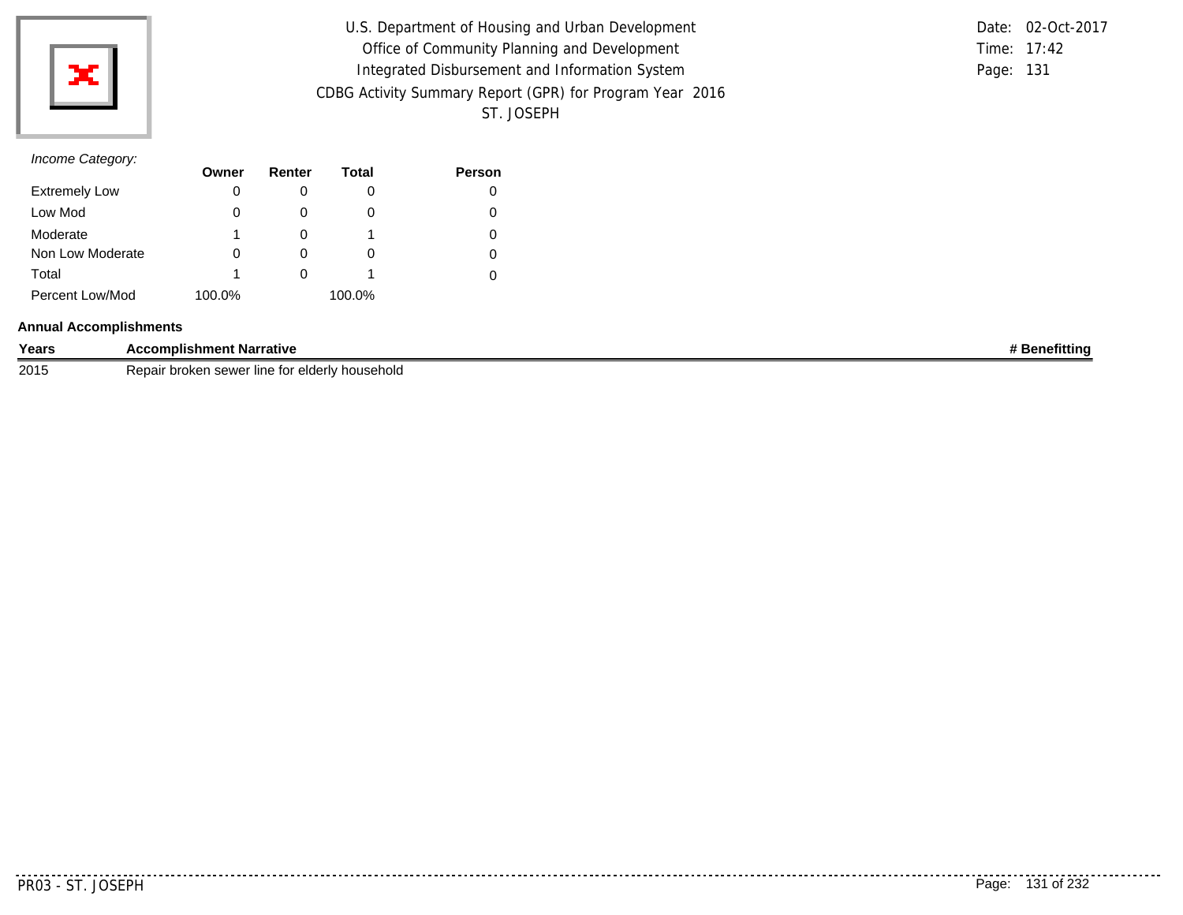*Income Category:*

| | Owner | Renter | Total | Person |
|---|---|---|---|---|
| Extremely Low | 0 | 0 | 0 | 0 |
| Low Mod | 0 | 0 | 0 | 0 |
| Moderate | 1 | 0 | 1 | 0 |
| Non Low Moderate | 0 | 0 | 0 | 0 |
| Total | 1 | 0 | 1 | 0 |
| Percent Low/Mod | 100.0% | | 100.0% | |

**Annual Accomplishments**

| Years | Accomplishment Narrative | # Benefitting |
|---|---|---|
| 2015 | Repair broken sewer line for elderly household | |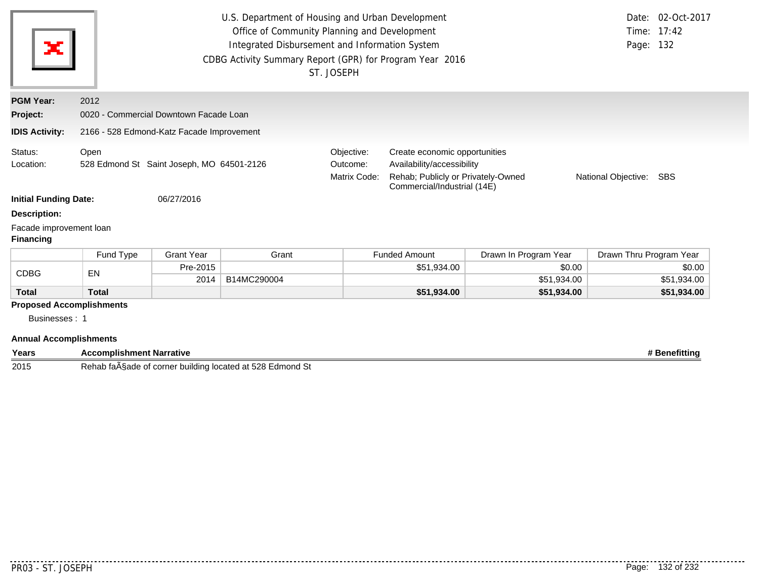U.S. Department of Housing and Urban Development
Office of Community Planning and Development
Integrated Disbursement and Information System
CDBG Activity Summary Report (GPR) for Program Year 2016
ST. JOSEPH

Date: 02-Oct-2017
Time: 17:42

**PGM Year:** 2012

**Project:** 0020 - Commercial Downtown Facade Loan

**IDIS Activity:** 2166 - 528 Edmond-Katz Facade Improvement

Status: Open
Location: 528 Edmond St Saint Joseph, MO 64501-2126

Objective: Create economic opportunities
Outcome: Availability/accessibility
Matrix Code: Rehab; Publicly or Privately-Owned Commercial/Industrial (14E)
National Objective: SBS

**Initial Funding Date:** 06/27/2016

**Description:**

Facade improvement loan

**Financing**

| | Fund Type | Grant Year | Grant | Funded Amount | Drawn In Program Year | Drawn Thru Program Year |
|---|---|---|---|---|---|---|
| CDBG | EN | Pre-2015 | | $51,934.00 | $0.00 | $0.00 |
| | | 2014 | B14MC290004 | | $51,934.00 | $51,934.00 |
| **Total** | **Total** | | | **$51,934.00** | **$51,934.00** | **$51,934.00** |

**Proposed Accomplishments**

Businesses : 1

**Annual Accomplishments**

| Years | Accomplishment Narrative | # Benefitting |
|---|---|---|
| 2015 | Rehab faÃ§ade of corner building located at 528 Edmond St | |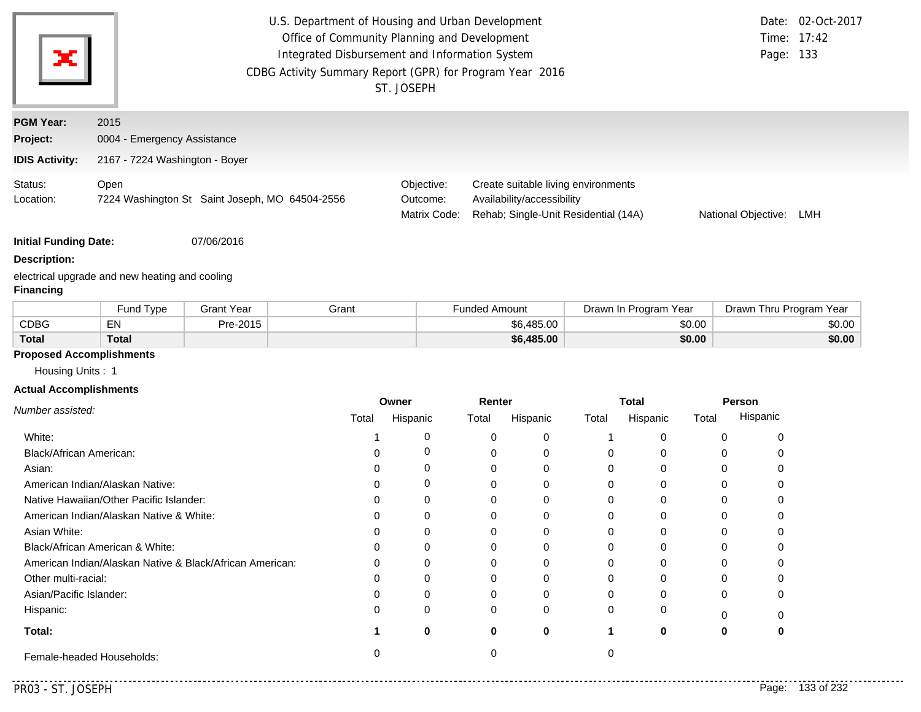U.S. Department of Housing and Urban Development
Office of Community Planning and Development
Integrated Disbursement and Information System
CDBG Activity Summary Report (GPR) for Program Year 2016
ST. JOSEPH

Date: 02-Oct-2017
Time: 17:42
Page: 133

**PGM Year:** 2015
**Project:** 0004 - Emergency Assistance
**IDIS Activity:** 2167 - 7224 Washington - Boyer

Status: Open
Location: 7224 Washington St Saint Joseph, MO 64504-2556

Objective: Create suitable living environments
Outcome: Availability/accessibility
Matrix Code: Rehab; Single-Unit Residential (14A)
National Objective: LMH

**Initial Funding Date:** 07/06/2016

**Description:**

electrical upgrade and new heating and cooling

**Financing**

| | Fund Type | Grant Year | Grant | Funded Amount | Drawn In Program Year | Drawn Thru Program Year |
|---|---|---|---|---|---|---|
| CDBG | EN | Pre-2015 | | $6,485.00 | $0.00 | $0.00 |
| **Total** | **Total** | | | **$6,485.00** | **$0.00** | **$0.00** |

**Proposed Accomplishments**

Housing Units : 1

**Actual Accomplishments**

| *Number assisted:* | Owner Total | Owner Hispanic | Renter Total | Renter Hispanic | Total Total | Total Hispanic | Person Total | Person Hispanic |
|---|---|---|---|---|---|---|---|---|
| White: | 1 | 0 | 0 | 0 | 1 | 0 | 0 | 0 |
| Black/African American: | 0 | 0 | 0 | 0 | 0 | 0 | 0 | 0 |
| Asian: | 0 | 0 | 0 | 0 | 0 | 0 | 0 | 0 |
| American Indian/Alaskan Native: | 0 | 0 | 0 | 0 | 0 | 0 | 0 | 0 |
| Native Hawaiian/Other Pacific Islander: | 0 | 0 | 0 | 0 | 0 | 0 | 0 | 0 |
| American Indian/Alaskan Native & White: | 0 | 0 | 0 | 0 | 0 | 0 | 0 | 0 |
| Asian White: | 0 | 0 | 0 | 0 | 0 | 0 | 0 | 0 |
| Black/African American & White: | 0 | 0 | 0 | 0 | 0 | 0 | 0 | 0 |
| American Indian/Alaskan Native & Black/African American: | 0 | 0 | 0 | 0 | 0 | 0 | 0 | 0 |
| Other multi-racial: | 0 | 0 | 0 | 0 | 0 | 0 | 0 | 0 |
| Asian/Pacific Islander: | 0 | 0 | 0 | 0 | 0 | 0 | 0 | 0 |
| Hispanic: | 0 | 0 | 0 | 0 | 0 | 0 | 0 | 0 |
| **Total:** | **1** | **0** | **0** | **0** | **1** | **0** | **0** | **0** |
| Female-headed Households: | 0 | | 0 | | 0 | | | |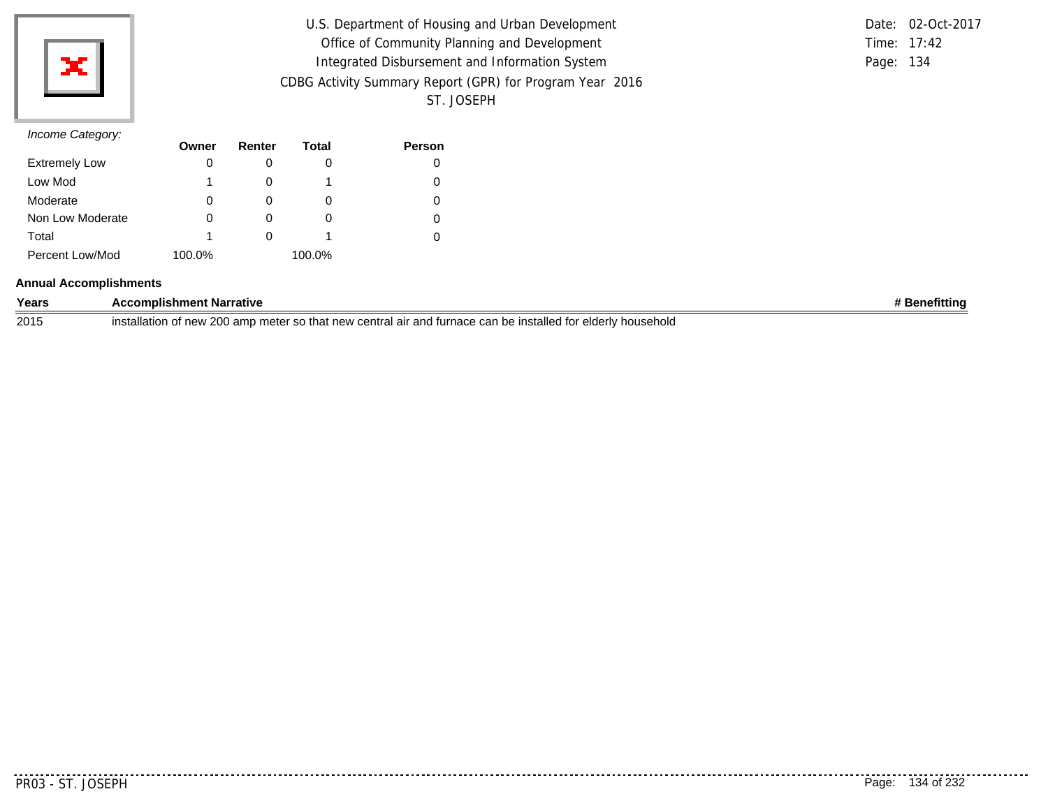*Income Category:*

| | Owner | Renter | Total | Person |
|---|---|---|---|---|
| Extremely Low | 0 | 0 | 0 | 0 |
| Low Mod | 1 | 0 | 1 | 0 |
| Moderate | 0 | 0 | 0 | 0 |
| Non Low Moderate | 0 | 0 | 0 | 0 |
| Total | 1 | 0 | 1 | 0 |
| Percent Low/Mod | 100.0% | | 100.0% | |

**Annual Accomplishments**

| Years | Accomplishment Narrative | # Benefitting |
|---|---|---|
| 2015 | installation of new 200 amp meter so that new central air and furnace can be installed for elderly household | |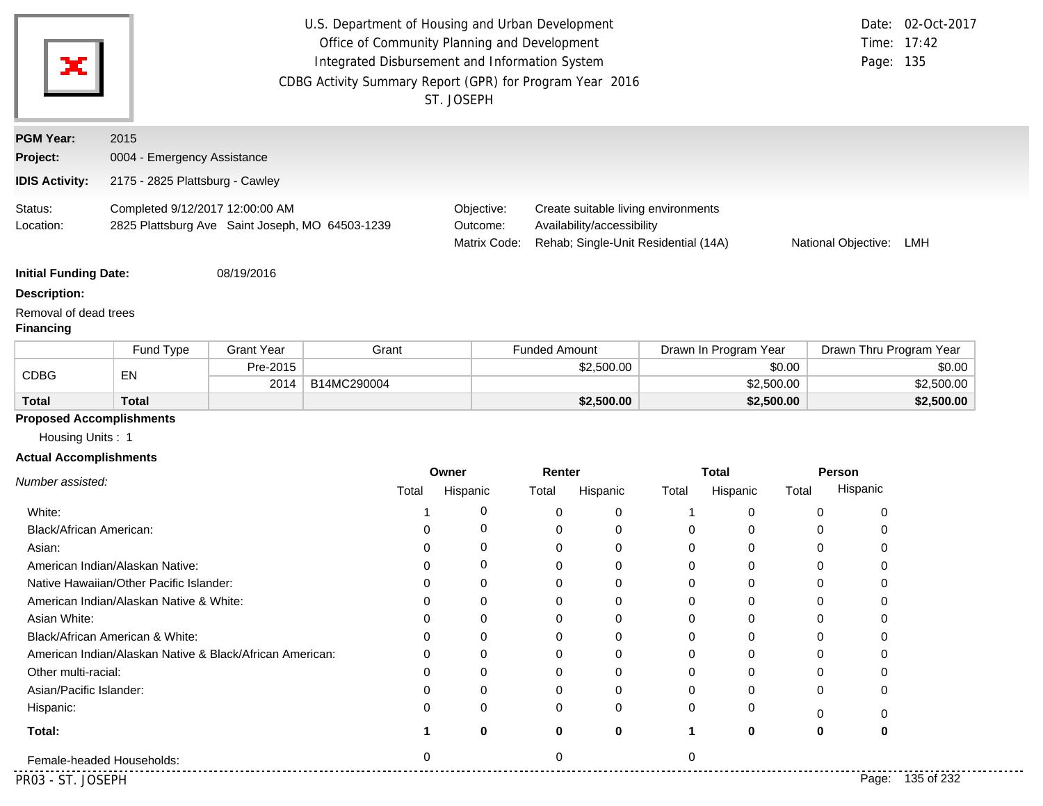U.S. Department of Housing and Urban Development
Office of Community Planning and Development
Integrated Disbursement and Information System
CDBG Activity Summary Report (GPR) for Program Year 2016
ST. JOSEPH

Date: 02-Oct-2017
Time: 17:42

**PGM Year:** 2015

**Project:** 0004 - Emergency Assistance

**IDIS Activity:** 2175 - 2825 Plattsburg - Cawley

Status: Completed 9/12/2017 12:00:00 AM
Location: 2825 Plattsburg Ave Saint Joseph, MO 64503-1239

Objective: Create suitable living environments
Outcome: Availability/accessibility
Matrix Code: Rehab; Single-Unit Residential (14A)
National Objective: LMH

**Initial Funding Date:** 08/19/2016

**Description:**

Removal of dead trees

**Financing**

| | Fund Type | Grant Year | Grant | Funded Amount | Drawn In Program Year | Drawn Thru Program Year |
|---|---|---|---|---|---|---|
| CDBG | EN | Pre-2015 | | $2,500.00 | $0.00 | $0.00 |
| | | 2014 | B14MC290004 | | $2,500.00 | $2,500.00 |
| **Total** | **Total** | | | **$2,500.00** | **$2,500.00** | **$2,500.00** |

**Proposed Accomplishments**

Housing Units : 1

**Actual Accomplishments**

| *Number assisted:* | Owner | | Renter | | Total | | Person | |
|---|---|---|---|---|---|---|---|---|
| | Total | Hispanic | Total | Hispanic | Total | Hispanic | Total | Hispanic |
| White: | 1 | 0 | 0 | 0 | 1 | 0 | 0 | 0 |
| Black/African American: | 0 | 0 | 0 | 0 | 0 | 0 | 0 | 0 |
| Asian: | 0 | 0 | 0 | 0 | 0 | 0 | 0 | 0 |
| American Indian/Alaskan Native: | 0 | 0 | 0 | 0 | 0 | 0 | 0 | 0 |
| Native Hawaiian/Other Pacific Islander: | 0 | 0 | 0 | 0 | 0 | 0 | 0 | 0 |
| American Indian/Alaskan Native & White: | 0 | 0 | 0 | 0 | 0 | 0 | 0 | 0 |
| Asian White: | 0 | 0 | 0 | 0 | 0 | 0 | 0 | 0 |
| Black/African American & White: | 0 | 0 | 0 | 0 | 0 | 0 | 0 | 0 |
| American Indian/Alaskan Native & Black/African American: | 0 | 0 | 0 | 0 | 0 | 0 | 0 | 0 |
| Other multi-racial: | 0 | 0 | 0 | 0 | 0 | 0 | 0 | 0 |
| Asian/Pacific Islander: | 0 | 0 | 0 | 0 | 0 | 0 | 0 | 0 |
| Hispanic: | 0 | 0 | 0 | 0 | 0 | 0 | 0 | 0 |
| **Total:** | **1** | **0** | **0** | **0** | **1** | **0** | **0** | **0** |
| Female-headed Households: | 0 | | 0 | | 0 | | | |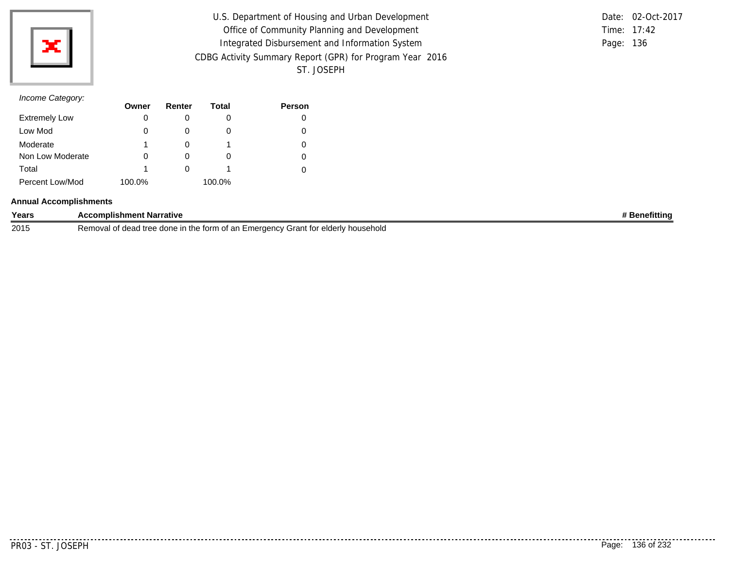*Income Category:*

| | Owner | Renter | Total | Person |
|---|---|---|---|---|
| Extremely Low | 0 | 0 | 0 | 0 |
| Low Mod | 0 | 0 | 0 | 0 |
| Moderate | 1 | 0 | 1 | 0 |
| Non Low Moderate | 0 | 0 | 0 | 0 |
| Total | 1 | 0 | 1 | 0 |
| Percent Low/Mod | 100.0% | | 100.0% | |

**Annual Accomplishments**

| Years | Accomplishment Narrative | # Benefitting |
|---|---|---|
| 2015 | Removal of dead tree done in the form of an Emergency Grant for elderly household | |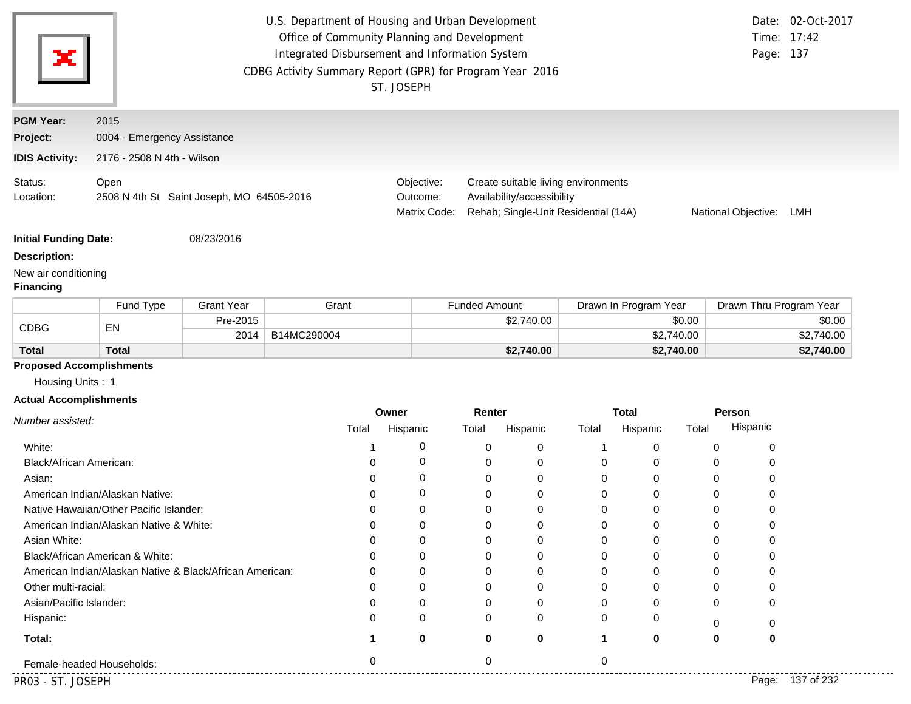U.S. Department of Housing and Urban Development
Office of Community Planning and Development
Integrated Disbursement and Information System
CDBG Activity Summary Report (GPR) for Program Year 2016
ST. JOSEPH

Date: 02-Oct-2017
Time: 17:42

**PGM Year:** 2015

**Project:** 0004 - Emergency Assistance

**IDIS Activity:** 2176 - 2508 N 4th - Wilson

Status: Open
Location: 2508 N 4th St Saint Joseph, MO 64505-2016

Objective: Create suitable living environments
Outcome: Availability/accessibility
Matrix Code: Rehab; Single-Unit Residential (14A)
National Objective: LMH

**Initial Funding Date:** 08/23/2016

**Description:**

New air conditioning

**Financing**

| | Fund Type | Grant Year | Grant | Funded Amount | Drawn In Program Year | Drawn Thru Program Year |
|---|---|---|---|---|---|---|
| CDBG | EN | Pre-2015 | | $2,740.00 | $0.00 | $0.00 |
| | | 2014 | B14MC290004 | | $2,740.00 | $2,740.00 |
| **Total** | **Total** | | | **$2,740.00** | **$2,740.00** | **$2,740.00** |

**Proposed Accomplishments**

Housing Units : 1

**Actual Accomplishments**

| *Number assisted:* | Owner | | Renter | | Total | | Person | |
|---|---|---|---|---|---|---|---|---|
| | Total | Hispanic | Total | Hispanic | Total | Hispanic | Total | Hispanic |
| White: | 1 | 0 | 0 | 0 | 1 | 0 | 0 | 0 |
| Black/African American: | 0 | 0 | 0 | 0 | 0 | 0 | 0 | 0 |
| Asian: | 0 | 0 | 0 | 0 | 0 | 0 | 0 | 0 |
| American Indian/Alaskan Native: | 0 | 0 | 0 | 0 | 0 | 0 | 0 | 0 |
| Native Hawaiian/Other Pacific Islander: | 0 | 0 | 0 | 0 | 0 | 0 | 0 | 0 |
| American Indian/Alaskan Native & White: | 0 | 0 | 0 | 0 | 0 | 0 | 0 | 0 |
| Asian White: | 0 | 0 | 0 | 0 | 0 | 0 | 0 | 0 |
| Black/African American & White: | 0 | 0 | 0 | 0 | 0 | 0 | 0 | 0 |
| American Indian/Alaskan Native & Black/African American: | 0 | 0 | 0 | 0 | 0 | 0 | 0 | 0 |
| Other multi-racial: | 0 | 0 | 0 | 0 | 0 | 0 | 0 | 0 |
| Asian/Pacific Islander: | 0 | 0 | 0 | 0 | 0 | 0 | 0 | 0 |
| Hispanic: | 0 | 0 | 0 | 0 | 0 | 0 | 0 | 0 |
| **Total:** | **1** | **0** | **0** | **0** | **1** | **0** | **0** | **0** |
| Female-headed Households: | 0 | | 0 | | 0 | | | |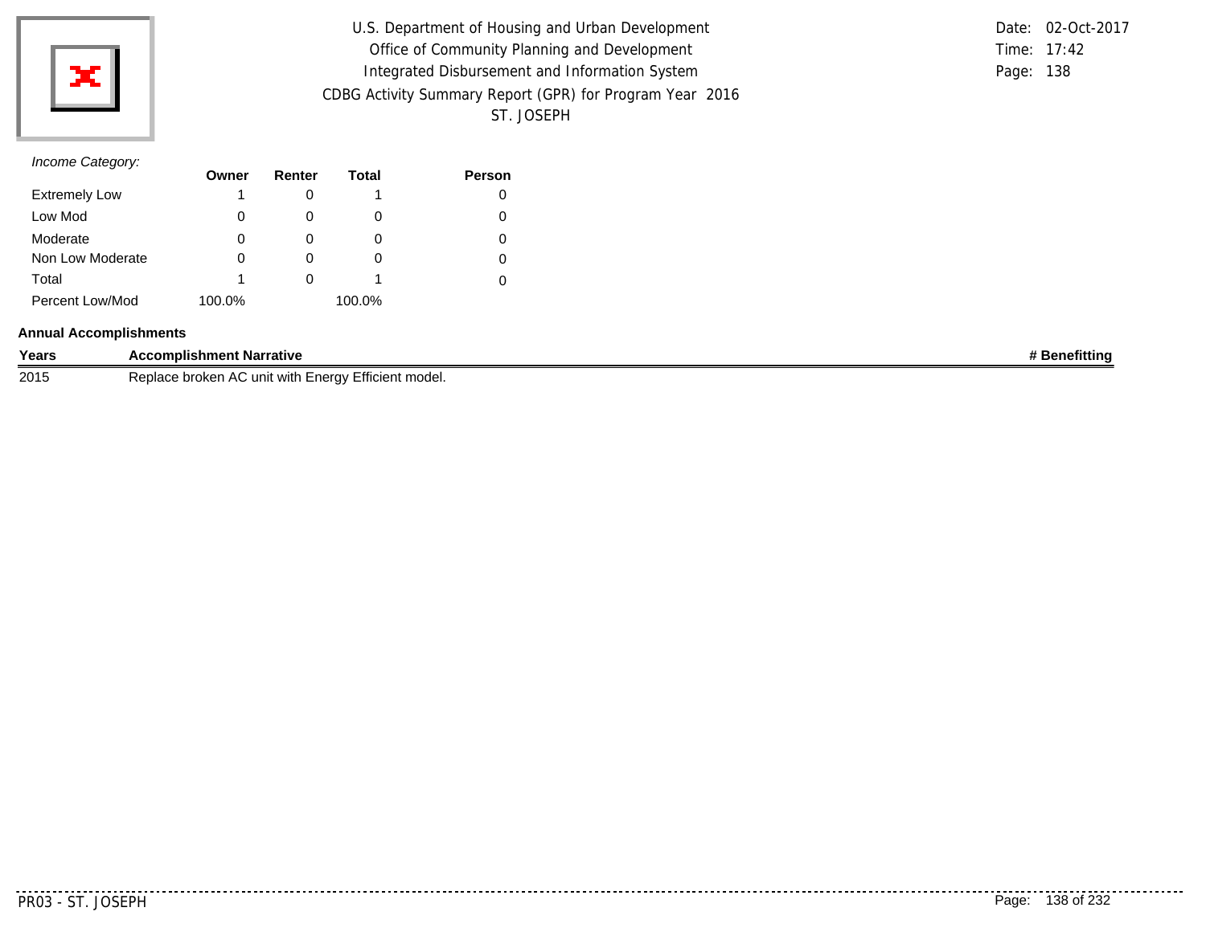*Income Category:*

| | Owner | Renter | Total | Person |
|---|---|---|---|---|
| Extremely Low | 1 | 0 | 1 | 0 |
| Low Mod | 0 | 0 | 0 | 0 |
| Moderate | 0 | 0 | 0 | 0 |
| Non Low Moderate | 0 | 0 | 0 | 0 |
| Total | 1 | 0 | 1 | 0 |
| Percent Low/Mod | 100.0% | | 100.0% | |

**Annual Accomplishments**

| Years | Accomplishment Narrative | # Benefitting |
|---|---|---|
| 2015 | Replace broken AC unit with Energy Efficient model. | |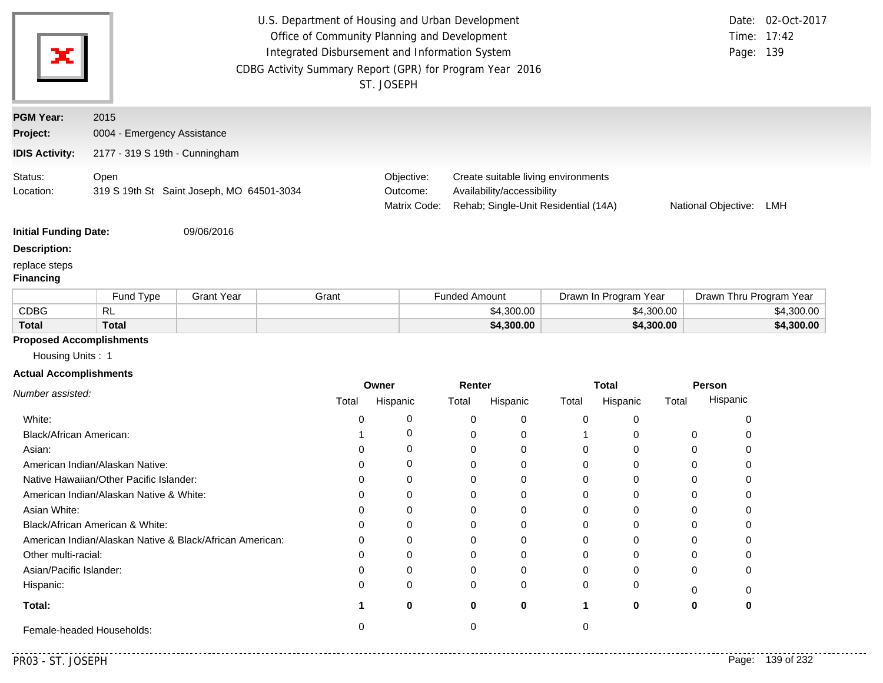U.S. Department of Housing and Urban Development
Office of Community Planning and Development
Integrated Disbursement and Information System
CDBG Activity Summary Report (GPR) for Program Year 2016
ST. JOSEPH

Date: 02-Oct-2017
Time: 17:42
Page: 139

**PGM Year:** 2015
**Project:** 0004 - Emergency Assistance
**IDIS Activity:** 2177 - 319 S 19th - Cunningham

Status: Open
Location: 319 S 19th St Saint Joseph, MO 64501-3034

Objective: Create suitable living environments
Outcome: Availability/accessibility
Matrix Code: Rehab; Single-Unit Residential (14A)
National Objective: LMH

**Initial Funding Date:** 09/06/2016

**Description:**

replace steps

**Financing**

| | Fund Type | Grant Year | Grant | Funded Amount | Drawn In Program Year | Drawn Thru Program Year |
|---|---|---|---|---|---|---|
| CDBG | RL | | | $4,300.00 | $4,300.00 | $4,300.00 |
| **Total** | **Total** | | | **$4,300.00** | **$4,300.00** | **$4,300.00** |

**Proposed Accomplishments**

Housing Units : 1

**Actual Accomplishments**

| *Number assisted:* | Owner | | Renter | | Total | | Person | |
|---|---|---|---|---|---|---|---|---|
| | Total | Hispanic | Total | Hispanic | Total | Hispanic | Total | Hispanic |
| White: | 0 | 0 | 0 | 0 | 0 | 0 | | 0 |
| Black/African American: | 1 | 0 | 0 | 0 | 1 | 0 | 0 | 0 |
| Asian: | 0 | 0 | 0 | 0 | 0 | 0 | 0 | 0 |
| American Indian/Alaskan Native: | 0 | 0 | 0 | 0 | 0 | 0 | 0 | 0 |
| Native Hawaiian/Other Pacific Islander: | 0 | 0 | 0 | 0 | 0 | 0 | 0 | 0 |
| American Indian/Alaskan Native & White: | 0 | 0 | 0 | 0 | 0 | 0 | 0 | 0 |
| Asian White: | 0 | 0 | 0 | 0 | 0 | 0 | 0 | 0 |
| Black/African American & White: | 0 | 0 | 0 | 0 | 0 | 0 | 0 | 0 |
| American Indian/Alaskan Native & Black/African American: | 0 | 0 | 0 | 0 | 0 | 0 | 0 | 0 |
| Other multi-racial: | 0 | 0 | 0 | 0 | 0 | 0 | 0 | 0 |
| Asian/Pacific Islander: | 0 | 0 | 0 | 0 | 0 | 0 | 0 | 0 |
| Hispanic: | 0 | 0 | 0 | 0 | 0 | 0 | 0 | 0 |
| **Total:** | **1** | **0** | **0** | **0** | **1** | **0** | **0** | **0** |
| Female-headed Households: | 0 | | 0 | | 0 | | | |

PR03 - ST. JOSEPH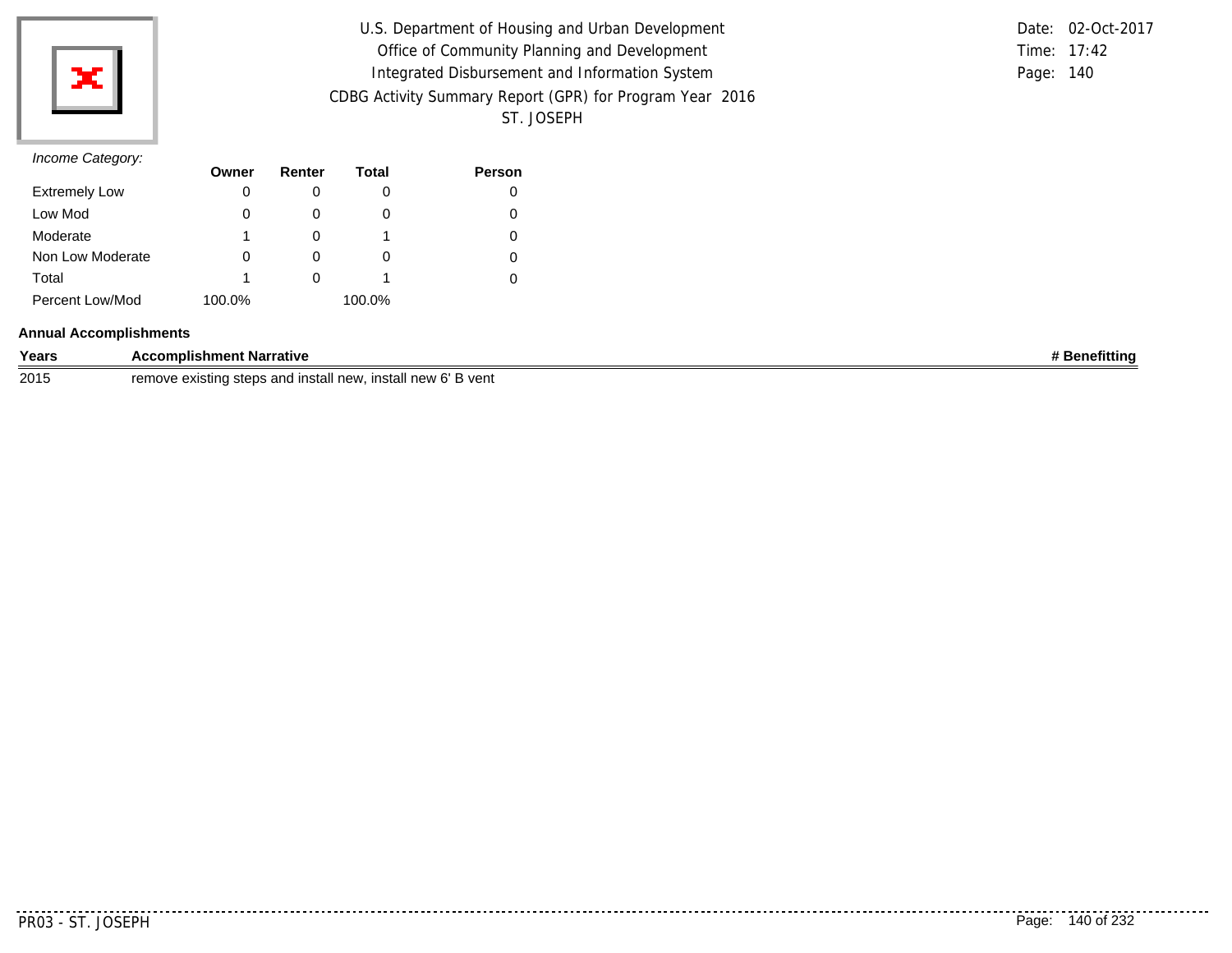*Income Category:*

| | Owner | Renter | Total | Person |
|---|---|---|---|---|
| Extremely Low | 0 | 0 | 0 | 0 |
| Low Mod | 0 | 0 | 0 | 0 |
| Moderate | 1 | 0 | 1 | 0 |
| Non Low Moderate | 0 | 0 | 0 | 0 |
| Total | 1 | 0 | 1 | 0 |
| Percent Low/Mod | 100.0% | | 100.0% | |

**Annual Accomplishments**

| Years | Accomplishment Narrative | # Benefitting |
|---|---|---|
| 2015 | remove existing steps and install new, install new 6' B vent | |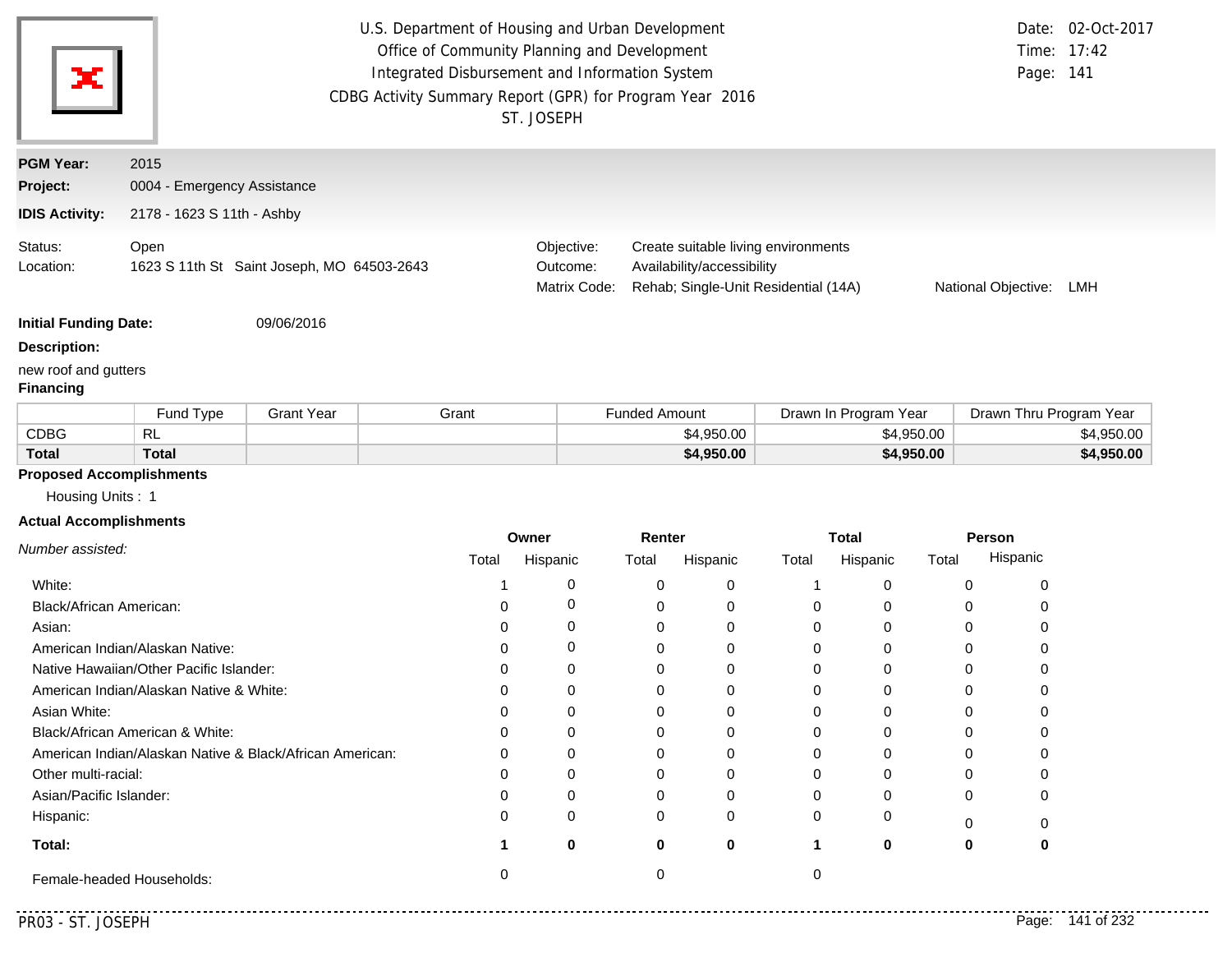U.S. Department of Housing and Urban Development
Office of Community Planning and Development
Integrated Disbursement and Information System
CDBG Activity Summary Report (GPR) for Program Year 2016
ST. JOSEPH

Date: 02-Oct-2017
Time: 17:42

**PGM Year:** 2015

**Project:** 0004 - Emergency Assistance

**IDIS Activity:** 2178 - 1623 S 11th - Ashby

Status: Open
Location: 1623 S 11th St Saint Joseph, MO 64503-2643

Objective: Create suitable living environments
Outcome: Availability/accessibility
Matrix Code: Rehab; Single-Unit Residential (14A)
National Objective: LMH

**Initial Funding Date:** 09/06/2016

**Description:**

new roof and gutters

**Financing**

| | Fund Type | Grant Year | Grant | Funded Amount | Drawn In Program Year | Drawn Thru Program Year |
|---|---|---|---|---|---|---|
| CDBG | RL | | | $4,950.00 | $4,950.00 | $4,950.00 |
| **Total** | **Total** | | | **$4,950.00** | **$4,950.00** | **$4,950.00** |

**Proposed Accomplishments**

Housing Units : 1

**Actual Accomplishments**

| *Number assisted:* | Owner | | Renter | | Total | | Person | |
|---|---|---|---|---|---|---|---|---|
| | Total | Hispanic | Total | Hispanic | Total | Hispanic | Total | Hispanic |
| White: | 1 | 0 | 0 | 0 | 1 | 0 | 0 | 0 |
| Black/African American: | 0 | 0 | 0 | 0 | 0 | 0 | 0 | 0 |
| Asian: | 0 | 0 | 0 | 0 | 0 | 0 | 0 | 0 |
| American Indian/Alaskan Native: | 0 | 0 | 0 | 0 | 0 | 0 | 0 | 0 |
| Native Hawaiian/Other Pacific Islander: | 0 | 0 | 0 | 0 | 0 | 0 | 0 | 0 |
| American Indian/Alaskan Native & White: | 0 | 0 | 0 | 0 | 0 | 0 | 0 | 0 |
| Asian White: | 0 | 0 | 0 | 0 | 0 | 0 | 0 | 0 |
| Black/African American & White: | 0 | 0 | 0 | 0 | 0 | 0 | 0 | 0 |
| American Indian/Alaskan Native & Black/African American: | 0 | 0 | 0 | 0 | 0 | 0 | 0 | 0 |
| Other multi-racial: | 0 | 0 | 0 | 0 | 0 | 0 | 0 | 0 |
| Asian/Pacific Islander: | 0 | 0 | 0 | 0 | 0 | 0 | 0 | 0 |
| Hispanic: | 0 | 0 | 0 | 0 | 0 | 0 | 0 | 0 |
| **Total:** | **1** | **0** | **0** | **0** | **1** | **0** | **0** | **0** |
| Female-headed Households: | 0 | | 0 | | 0 | | | |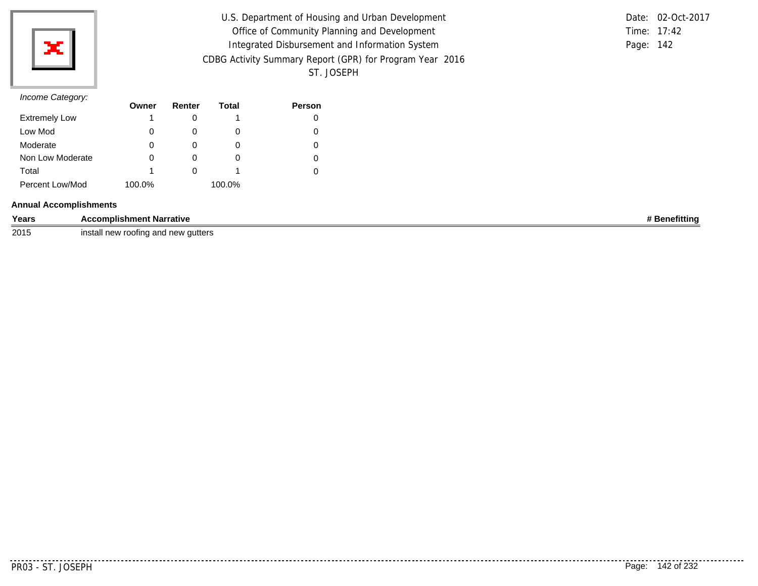*Income Category:*

| | Owner | Renter | Total | Person |
|---|---|---|---|---|
| Extremely Low | 1 | 0 | 1 | 0 |
| Low Mod | 0 | 0 | 0 | 0 |
| Moderate | 0 | 0 | 0 | 0 |
| Non Low Moderate | 0 | 0 | 0 | 0 |
| Total | 1 | 0 | 1 | 0 |
| Percent Low/Mod | 100.0% | | 100.0% | |

**Annual Accomplishments**

| Years | Accomplishment Narrative | # Benefitting |
|---|---|---|
| 2015 | install new roofing and new gutters | |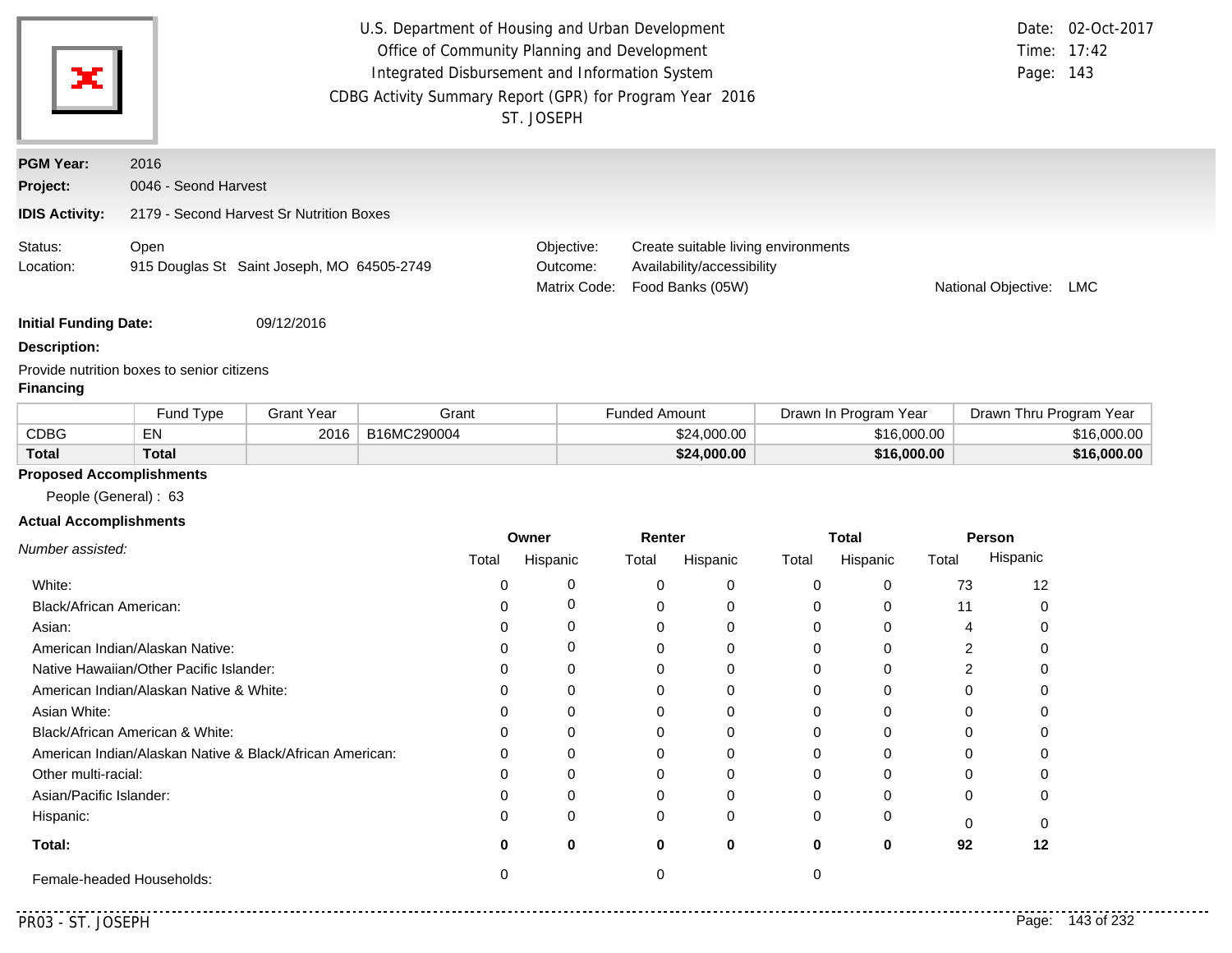U.S. Department of Housing and Urban Development
Office of Community Planning and Development
Integrated Disbursement and Information System
CDBG Activity Summary Report (GPR) for Program Year 2016
ST. JOSEPH

Date: 02-Oct-2017
Time: 17:42

**PGM Year:** 2016
**Project:** 0046 - Seond Harvest
**IDIS Activity:** 2179 - Second Harvest Sr Nutrition Boxes

Status: Open
Location: 915 Douglas St Saint Joseph, MO 64505-2749

Objective: Create suitable living environments
Outcome: Availability/accessibility
Matrix Code: Food Banks (05W)
National Objective: LMC

**Initial Funding Date:** 09/12/2016

**Description:**

Provide nutrition boxes to senior citizens

**Financing**

| | Fund Type | Grant Year | Grant | Funded Amount | Drawn In Program Year | Drawn Thru Program Year |
|---|---|---|---|---|---|---|
| CDBG | EN | 2016 | B16MC290004 | $24,000.00 | $16,000.00 | $16,000.00 |
| **Total** | **Total** | | | **$24,000.00** | **$16,000.00** | **$16,000.00** |

**Proposed Accomplishments**

People (General) : 63

**Actual Accomplishments**

| *Number assisted:* | Owner | | Renter | | Total | | Person | |
|---|---|---|---|---|---|---|---|---|
| | Total | Hispanic | Total | Hispanic | Total | Hispanic | Total | Hispanic |
| White: | 0 | 0 | 0 | 0 | 0 | 0 | 73 | 12 |
| Black/African American: | 0 | 0 | 0 | 0 | 0 | 0 | 11 | 0 |
| Asian: | 0 | 0 | 0 | 0 | 0 | 0 | 4 | 0 |
| American Indian/Alaskan Native: | 0 | 0 | 0 | 0 | 0 | 0 | 2 | 0 |
| Native Hawaiian/Other Pacific Islander: | 0 | 0 | 0 | 0 | 0 | 0 | 2 | 0 |
| American Indian/Alaskan Native & White: | 0 | 0 | 0 | 0 | 0 | 0 | 0 | 0 |
| Asian White: | 0 | 0 | 0 | 0 | 0 | 0 | 0 | 0 |
| Black/African American & White: | 0 | 0 | 0 | 0 | 0 | 0 | 0 | 0 |
| American Indian/Alaskan Native & Black/African American: | 0 | 0 | 0 | 0 | 0 | 0 | 0 | 0 |
| Other multi-racial: | 0 | 0 | 0 | 0 | 0 | 0 | 0 | 0 |
| Asian/Pacific Islander: | 0 | 0 | 0 | 0 | 0 | 0 | 0 | 0 |
| Hispanic: | 0 | 0 | 0 | 0 | 0 | 0 | 0 | 0 |
| **Total:** | **0** | **0** | **0** | **0** | **0** | **0** | **92** | **12** |
| Female-headed Households: | 0 | | 0 | | 0 | | | |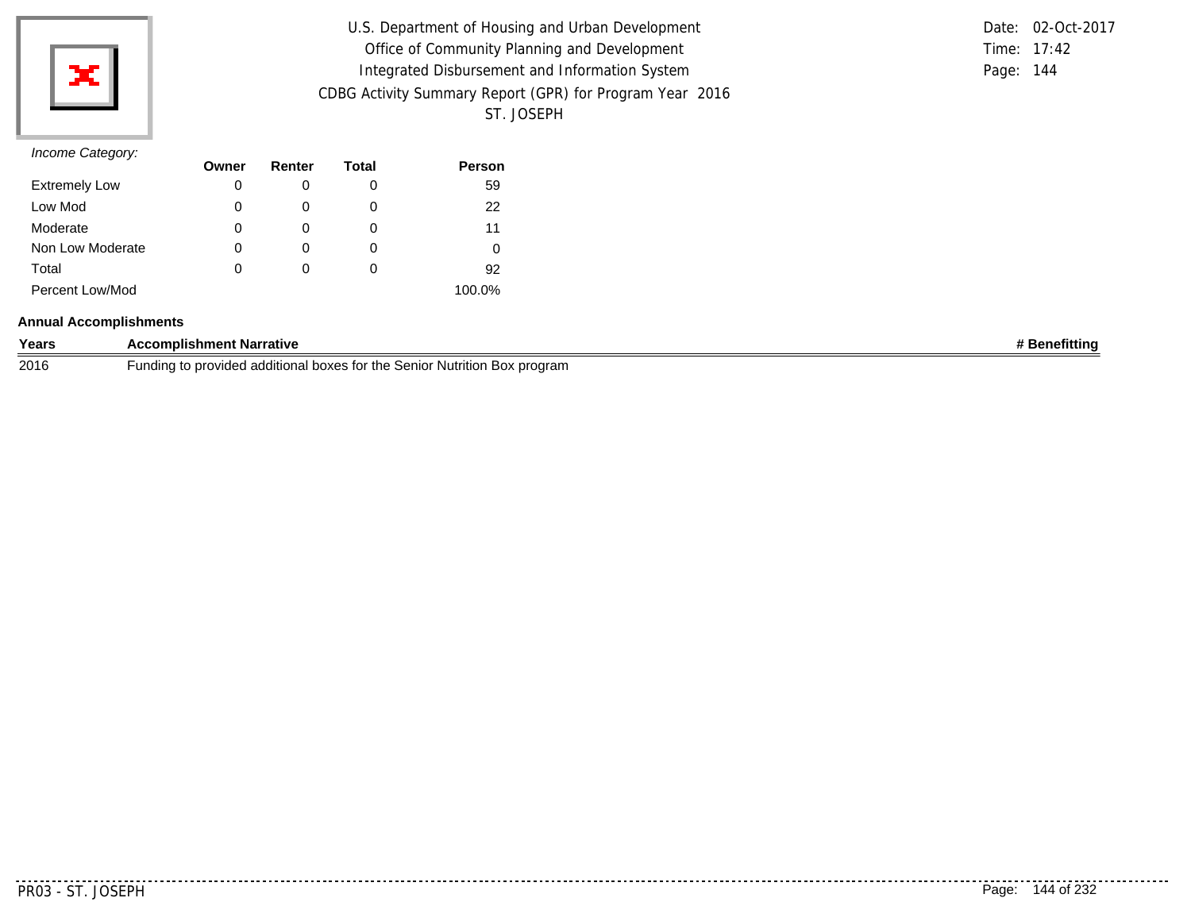*Income Category:*

| | Owner | Renter | Total | Person |
|---|---|---|---|---|
| Extremely Low | 0 | 0 | 0 | 59 |
| Low Mod | 0 | 0 | 0 | 22 |
| Moderate | 0 | 0 | 0 | 11 |
| Non Low Moderate | 0 | 0 | 0 | 0 |
| Total | 0 | 0 | 0 | 92 |
| Percent Low/Mod | | | | 100.0% |

**Annual Accomplishments**

| Years | Accomplishment Narrative | # Benefitting |
|---|---|---|
| 2016 | Funding to provided additional boxes for the Senior Nutrition Box program | |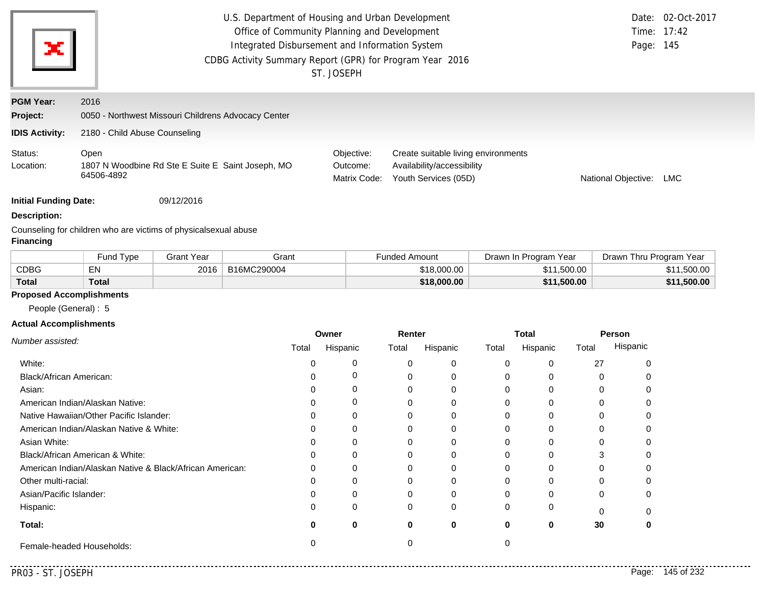U.S. Department of Housing and Urban Development
Office of Community Planning and Development
Integrated Disbursement and Information System
CDBG Activity Summary Report (GPR) for Program Year 2016
ST. JOSEPH

Date: 02-Oct-2017
Time: 17:42
Page: 145

**PGM Year:** 2016
**Project:** 0050 - Northwest Missouri Childrens Advocacy Center
**IDIS Activity:** 2180 - Child Abuse Counseling

Status: Open
Location: 1807 N Woodbine Rd Ste E Suite E Saint Joseph, MO 64506-4892

Objective: Create suitable living environments
Outcome: Availability/accessibility
Matrix Code: Youth Services (05D)
National Objective: LMC

**Initial Funding Date:** 09/12/2016

**Description:**

Counseling for children who are victims of physicalsexual abuse

**Financing**

| | Fund Type | Grant Year | Grant | Funded Amount | Drawn In Program Year | Drawn Thru Program Year |
|---|---|---|---|---|---|---|
| CDBG | EN | 2016 | B16MC290004 | $18,000.00 | $11,500.00 | $11,500.00 |
| **Total** | **Total** | | | **$18,000.00** | **$11,500.00** | **$11,500.00** |

**Proposed Accomplishments**

People (General) : 5

**Actual Accomplishments**

| *Number assisted:* | Owner | | Renter | | Total | | Person | |
|---|---|---|---|---|---|---|---|---|
| | Total | Hispanic | Total | Hispanic | Total | Hispanic | Total | Hispanic |
| White: | 0 | 0 | 0 | 0 | 0 | 0 | 27 | 0 |
| Black/African American: | 0 | 0 | 0 | 0 | 0 | 0 | 0 | 0 |
| Asian: | 0 | 0 | 0 | 0 | 0 | 0 | 0 | 0 |
| American Indian/Alaskan Native: | 0 | 0 | 0 | 0 | 0 | 0 | 0 | 0 |
| Native Hawaiian/Other Pacific Islander: | 0 | 0 | 0 | 0 | 0 | 0 | 0 | 0 |
| American Indian/Alaskan Native & White: | 0 | 0 | 0 | 0 | 0 | 0 | 0 | 0 |
| Asian White: | 0 | 0 | 0 | 0 | 0 | 0 | 0 | 0 |
| Black/African American & White: | 0 | 0 | 0 | 0 | 0 | 0 | 3 | 0 |
| American Indian/Alaskan Native & Black/African American: | 0 | 0 | 0 | 0 | 0 | 0 | 0 | 0 |
| Other multi-racial: | 0 | 0 | 0 | 0 | 0 | 0 | 0 | 0 |
| Asian/Pacific Islander: | 0 | 0 | 0 | 0 | 0 | 0 | 0 | 0 |
| Hispanic: | 0 | 0 | 0 | 0 | 0 | 0 | 0 | 0 |
| **Total:** | **0** | **0** | **0** | **0** | **0** | **0** | **30** | **0** |
| Female-headed Households: | 0 | | 0 | | 0 | | | |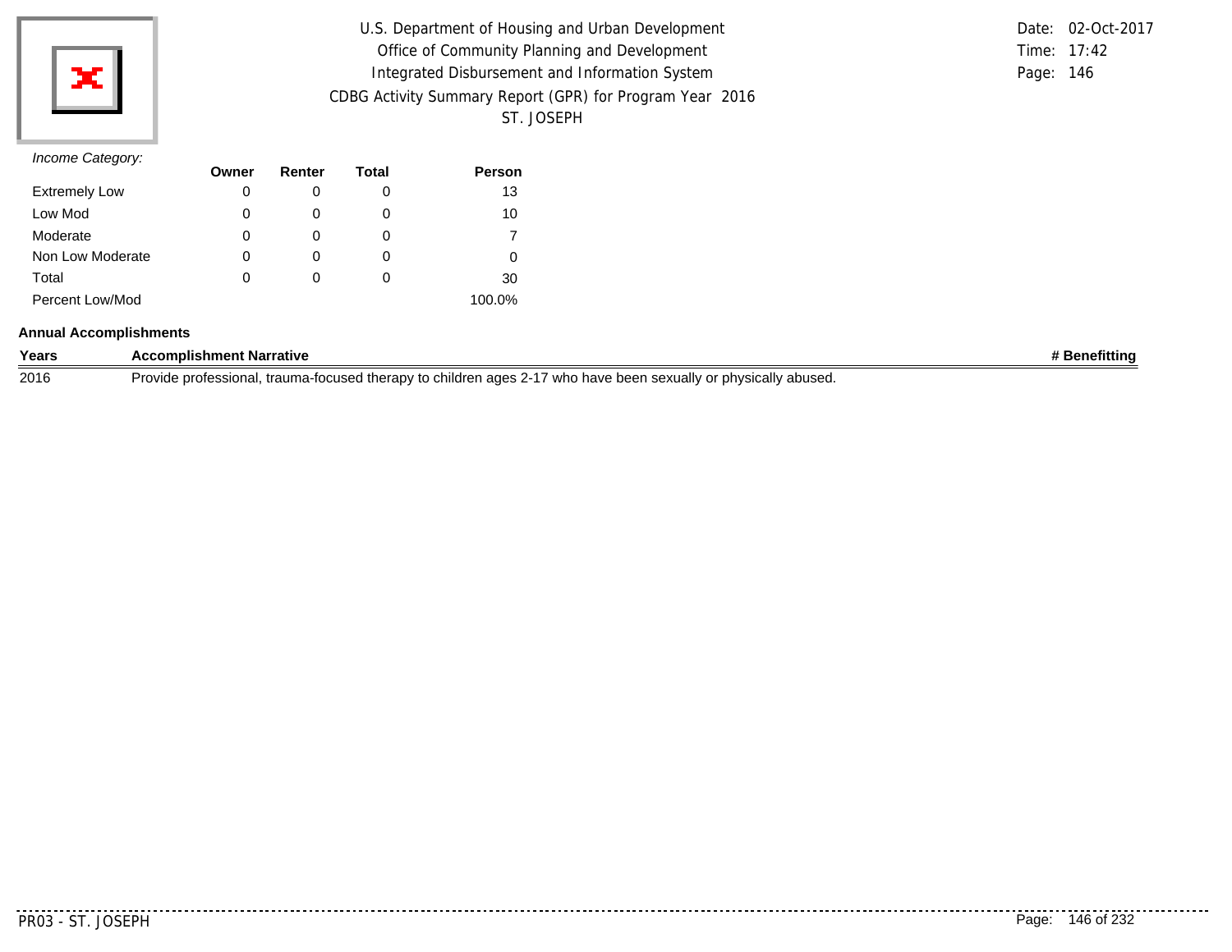*Income Category:*

| | Owner | Renter | Total | Person |
|---|---|---|---|---|
| Extremely Low | 0 | 0 | 0 | 13 |
| Low Mod | 0 | 0 | 0 | 10 |
| Moderate | 0 | 0 | 0 | 7 |
| Non Low Moderate | 0 | 0 | 0 | 0 |
| Total | 0 | 0 | 0 | 30 |
| Percent Low/Mod | | | | 100.0% |

**Annual Accomplishments**

| Years | Accomplishment Narrative | # Benefitting |
|---|---|---|
| 2016 | Provide professional, trauma-focused therapy to children ages 2-17 who have been sexually or physically abused. | |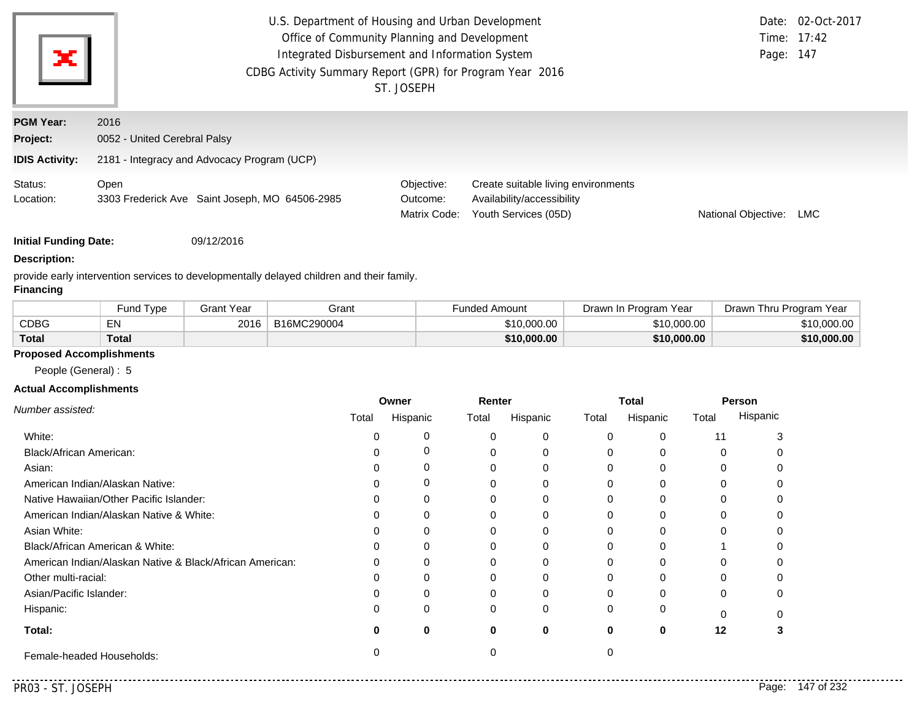U.S. Department of Housing and Urban Development
Office of Community Planning and Development
Integrated Disbursement and Information System
CDBG Activity Summary Report (GPR) for Program Year 2016
ST. JOSEPH

Date: 02-Oct-2017
Time: 17:42

**PGM Year:** 2016

**Project:** 0052 - United Cerebral Palsy

**IDIS Activity:** 2181 - Integracy and Advocacy Program (UCP)

Status: Open
Location: 3303 Frederick Ave Saint Joseph, MO 64506-2985

Objective: Create suitable living environments
Outcome: Availability/accessibility
Matrix Code: Youth Services (05D)
National Objective: LMC

**Initial Funding Date:** 09/12/2016

**Description:**

provide early intervention services to developmentally delayed children and their family.

**Financing**

| | Fund Type | Grant Year | Grant | Funded Amount | Drawn In Program Year | Drawn Thru Program Year |
|---|---|---|---|---|---|---|
| CDBG | EN | 2016 | B16MC290004 | $10,000.00 | $10,000.00 | $10,000.00 |
| **Total** | **Total** | | | **$10,000.00** | **$10,000.00** | **$10,000.00** |

**Proposed Accomplishments**

People (General) : 5

**Actual Accomplishments**

| *Number assisted:* | Owner | | Renter | | Total | | Person | |
|---|---|---|---|---|---|---|---|---|
| | Total | Hispanic | Total | Hispanic | Total | Hispanic | Total | Hispanic |
| White: | 0 | 0 | 0 | 0 | 0 | 0 | 11 | 3 |
| Black/African American: | 0 | 0 | 0 | 0 | 0 | 0 | 0 | 0 |
| Asian: | 0 | 0 | 0 | 0 | 0 | 0 | 0 | 0 |
| American Indian/Alaskan Native: | 0 | 0 | 0 | 0 | 0 | 0 | 0 | 0 |
| Native Hawaiian/Other Pacific Islander: | 0 | 0 | 0 | 0 | 0 | 0 | 0 | 0 |
| American Indian/Alaskan Native & White: | 0 | 0 | 0 | 0 | 0 | 0 | 0 | 0 |
| Asian White: | 0 | 0 | 0 | 0 | 0 | 0 | 0 | 0 |
| Black/African American & White: | 0 | 0 | 0 | 0 | 0 | 0 | 1 | 0 |
| American Indian/Alaskan Native & Black/African American: | 0 | 0 | 0 | 0 | 0 | 0 | 0 | 0 |
| Other multi-racial: | 0 | 0 | 0 | 0 | 0 | 0 | 0 | 0 |
| Asian/Pacific Islander: | 0 | 0 | 0 | 0 | 0 | 0 | 0 | 0 |
| Hispanic: | 0 | 0 | 0 | 0 | 0 | 0 | 0 | 0 |
| **Total:** | **0** | **0** | **0** | **0** | **0** | **0** | **12** | **3** |
| Female-headed Households: | 0 | | 0 | | 0 | | | |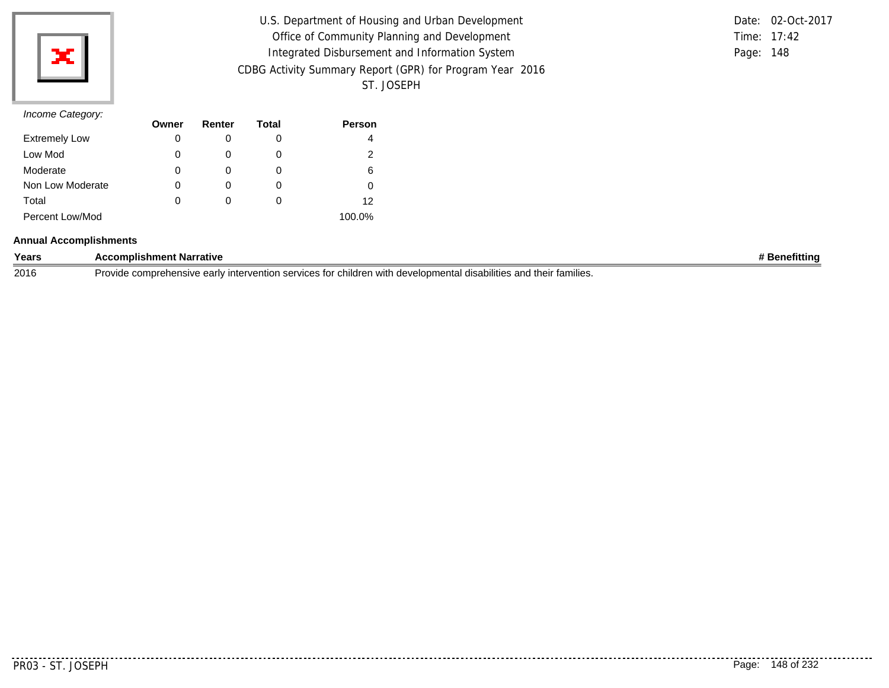*Income Category:*

| | Owner | Renter | Total | Person |
|---|---|---|---|---|
| Extremely Low | 0 | 0 | 0 | 4 |
| Low Mod | 0 | 0 | 0 | 2 |
| Moderate | 0 | 0 | 0 | 6 |
| Non Low Moderate | 0 | 0 | 0 | 0 |
| Total | 0 | 0 | 0 | 12 |
| Percent Low/Mod | | | | 100.0% |

**Annual Accomplishments**

| Years | Accomplishment Narrative | # Benefitting |
|---|---|---|
| 2016 | Provide comprehensive early intervention services for children with developmental disabilities and their families. | |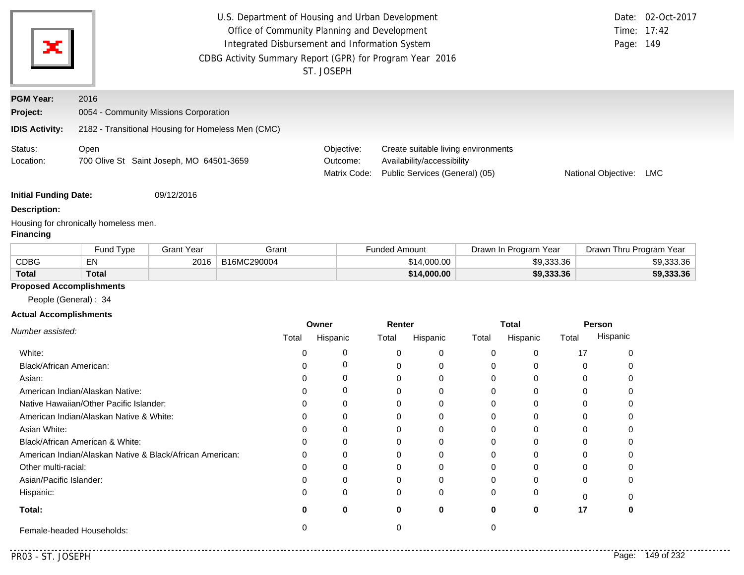U.S. Department of Housing and Urban Development
Office of Community Planning and Development
Integrated Disbursement and Information System
CDBG Activity Summary Report (GPR) for Program Year 2016
ST. JOSEPH

Date: 02-Oct-2017
Time: 17:42

**PGM Year:** 2016

**Project:** 0054 - Community Missions Corporation

**IDIS Activity:** 2182 - Transitional Housing for Homeless Men (CMC)

Status: Open
Location: 700 Olive St Saint Joseph, MO 64501-3659

Objective: Create suitable living environments
Outcome: Availability/accessibility
Matrix Code: Public Services (General) (05)
National Objective: LMC

**Initial Funding Date:** 09/12/2016

**Description:**

Housing for chronically homeless men.

**Financing**

| | Fund Type | Grant Year | Grant | Funded Amount | Drawn In Program Year | Drawn Thru Program Year |
|---|---|---|---|---|---|---|
| CDBG | EN | 2016 | B16MC290004 | $14,000.00 | $9,333.36 | $9,333.36 |
| **Total** | **Total** | | | **$14,000.00** | **$9,333.36** | **$9,333.36** |

**Proposed Accomplishments**

People (General) : 34

**Actual Accomplishments**

| *Number assisted:* | Owner | | Renter | | Total | | Person | |
|---|---|---|---|---|---|---|---|---|
| | Total | Hispanic | Total | Hispanic | Total | Hispanic | Total | Hispanic |
| White: | 0 | 0 | 0 | 0 | 0 | 0 | 17 | 0 |
| Black/African American: | 0 | 0 | 0 | 0 | 0 | 0 | 0 | 0 |
| Asian: | 0 | 0 | 0 | 0 | 0 | 0 | 0 | 0 |
| American Indian/Alaskan Native: | 0 | 0 | 0 | 0 | 0 | 0 | 0 | 0 |
| Native Hawaiian/Other Pacific Islander: | 0 | 0 | 0 | 0 | 0 | 0 | 0 | 0 |
| American Indian/Alaskan Native & White: | 0 | 0 | 0 | 0 | 0 | 0 | 0 | 0 |
| Asian White: | 0 | 0 | 0 | 0 | 0 | 0 | 0 | 0 |
| Black/African American & White: | 0 | 0 | 0 | 0 | 0 | 0 | 0 | 0 |
| American Indian/Alaskan Native & Black/African American: | 0 | 0 | 0 | 0 | 0 | 0 | 0 | 0 |
| Other multi-racial: | 0 | 0 | 0 | 0 | 0 | 0 | 0 | 0 |
| Asian/Pacific Islander: | 0 | 0 | 0 | 0 | 0 | 0 | 0 | 0 |
| Hispanic: | 0 | 0 | 0 | 0 | 0 | 0 | 0 | 0 |
| **Total:** | **0** | **0** | **0** | **0** | **0** | **0** | **17** | **0** |
| Female-headed Households: | 0 | | 0 | | 0 | | | |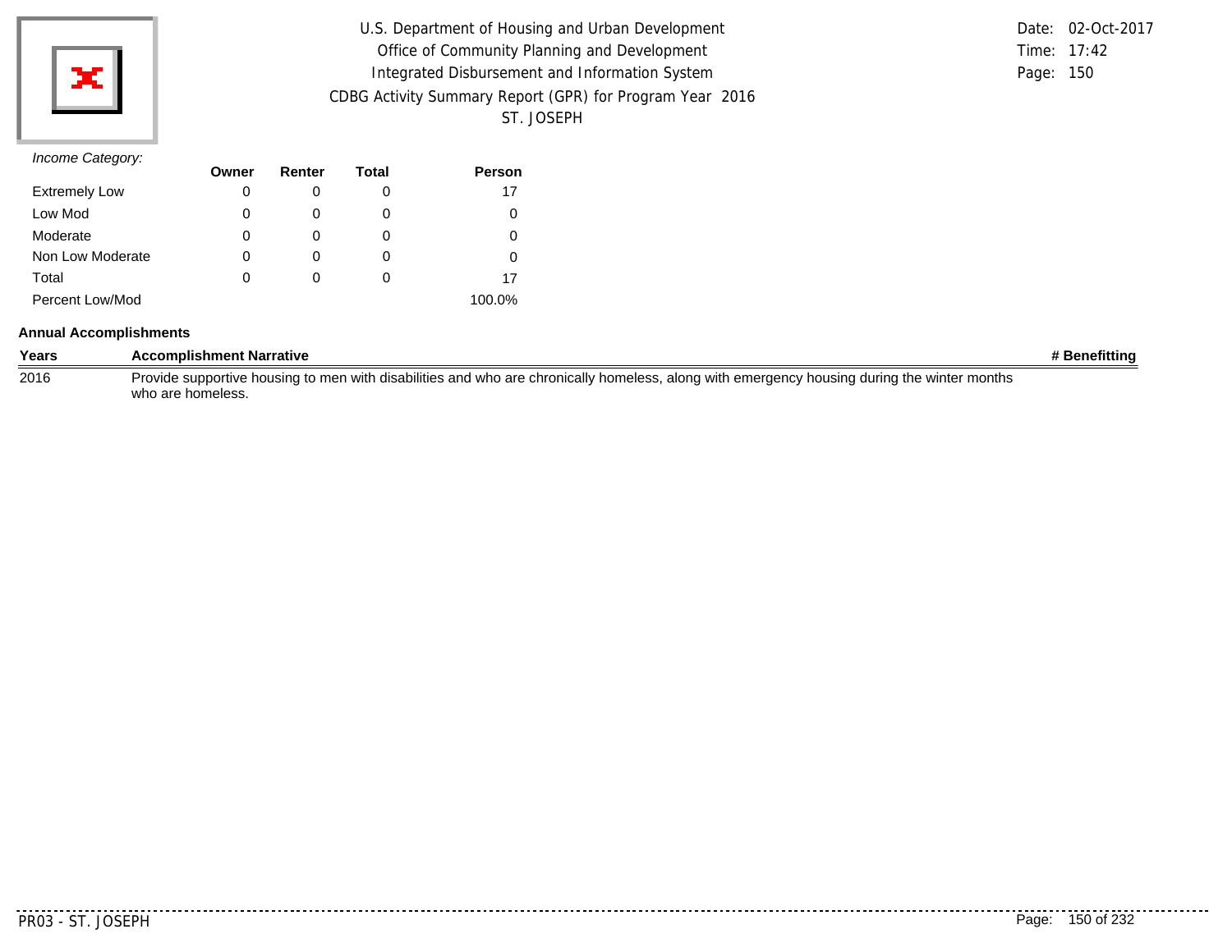*Income Category:*

| | Owner | Renter | Total | Person |
|---|---|---|---|---|
| Extremely Low | 0 | 0 | 0 | 17 |
| Low Mod | 0 | 0 | 0 | 0 |
| Moderate | 0 | 0 | 0 | 0 |
| Non Low Moderate | 0 | 0 | 0 | 0 |
| Total | 0 | 0 | 0 | 17 |
| Percent Low/Mod | | | | 100.0% |

**Annual Accomplishments**

| Years | Accomplishment Narrative | # Benefitting |
|---|---|---|
| 2016 | Provide supportive housing to men with disabilities and who are chronically homeless, along with emergency housing during the winter months who are homeless. | |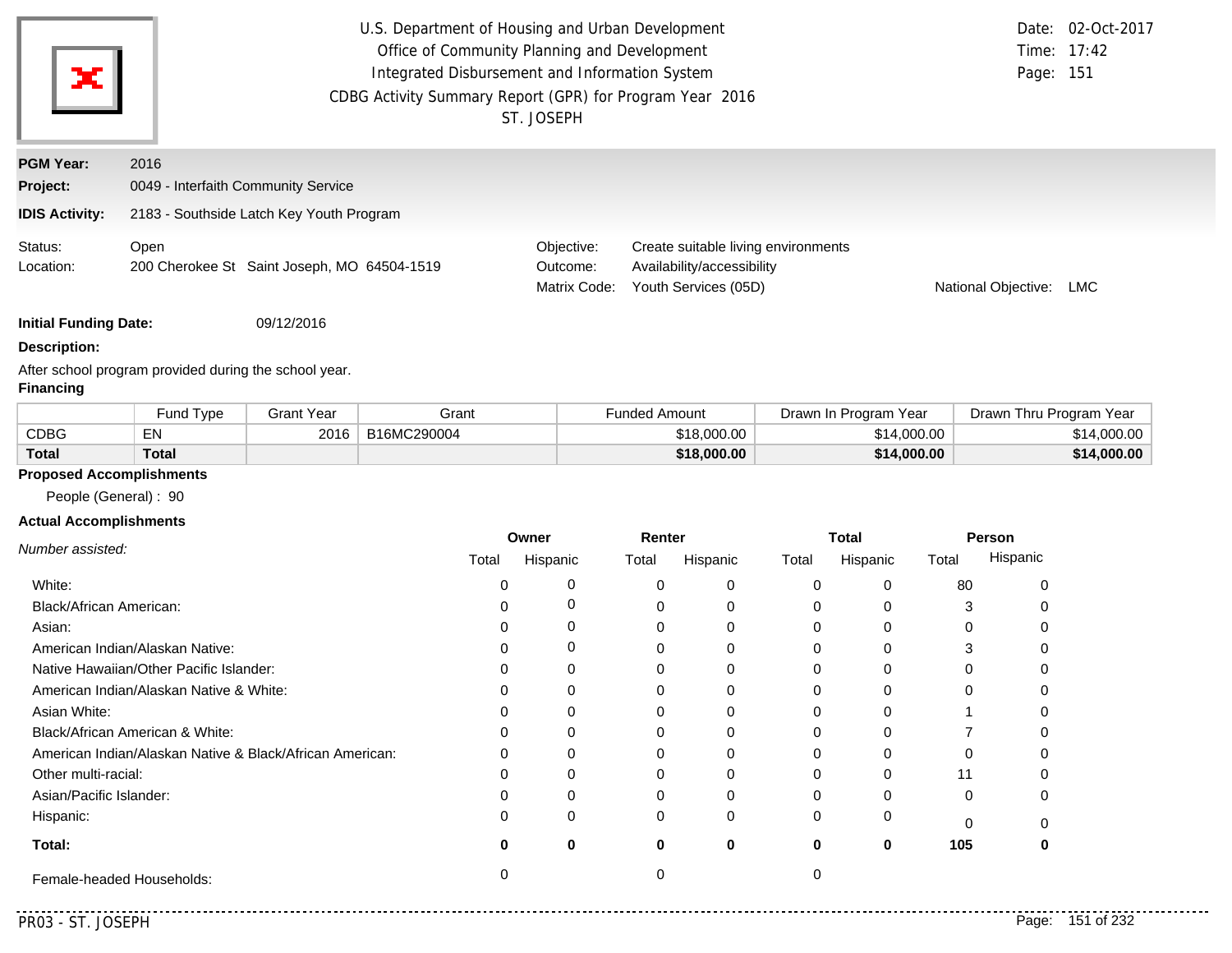U.S. Department of Housing and Urban Development
Office of Community Planning and Development
Integrated Disbursement and Information System
CDBG Activity Summary Report (GPR) for Program Year 2016
ST. JOSEPH

Date: 02-Oct-2017
Time: 17:42

**PGM Year:** 2016

**Project:** 0049 - Interfaith Community Service

**IDIS Activity:** 2183 - Southside Latch Key Youth Program

Status: Open
Location: 200 Cherokee St Saint Joseph, MO 64504-1519

Objective: Create suitable living environments
Outcome: Availability/accessibility
Matrix Code: Youth Services (05D)
National Objective: LMC

**Initial Funding Date:** 09/12/2016

**Description:**

After school program provided during the school year.

**Financing**

| | Fund Type | Grant Year | Grant | Funded Amount | Drawn In Program Year | Drawn Thru Program Year |
|---|---|---|---|---|---|---|
| CDBG | EN | 2016 | B16MC290004 | $18,000.00 | $14,000.00 | $14,000.00 |
| **Total** | **Total** | | | **$18,000.00** | **$14,000.00** | **$14,000.00** |

**Proposed Accomplishments**

People (General) : 90

**Actual Accomplishments**

| *Number assisted:* | Owner | | Renter | | Total | | Person | |
|---|---|---|---|---|---|---|---|---|
| | Total | Hispanic | Total | Hispanic | Total | Hispanic | Total | Hispanic |
| White: | 0 | 0 | 0 | 0 | 0 | 0 | 80 | 0 |
| Black/African American: | 0 | 0 | 0 | 0 | 0 | 0 | 3 | 0 |
| Asian: | 0 | 0 | 0 | 0 | 0 | 0 | 0 | 0 |
| American Indian/Alaskan Native: | 0 | 0 | 0 | 0 | 0 | 0 | 3 | 0 |
| Native Hawaiian/Other Pacific Islander: | 0 | 0 | 0 | 0 | 0 | 0 | 0 | 0 |
| American Indian/Alaskan Native & White: | 0 | 0 | 0 | 0 | 0 | 0 | 0 | 0 |
| Asian White: | 0 | 0 | 0 | 0 | 0 | 0 | 1 | 0 |
| Black/African American & White: | 0 | 0 | 0 | 0 | 0 | 0 | 7 | 0 |
| American Indian/Alaskan Native & Black/African American: | 0 | 0 | 0 | 0 | 0 | 0 | 0 | 0 |
| Other multi-racial: | 0 | 0 | 0 | 0 | 0 | 0 | 11 | 0 |
| Asian/Pacific Islander: | 0 | 0 | 0 | 0 | 0 | 0 | 0 | 0 |
| Hispanic: | 0 | 0 | 0 | 0 | 0 | 0 | 0 | 0 |
| **Total:** | **0** | **0** | **0** | **0** | **0** | **0** | **105** | **0** |
| Female-headed Households: | 0 | | 0 | | 0 | | | |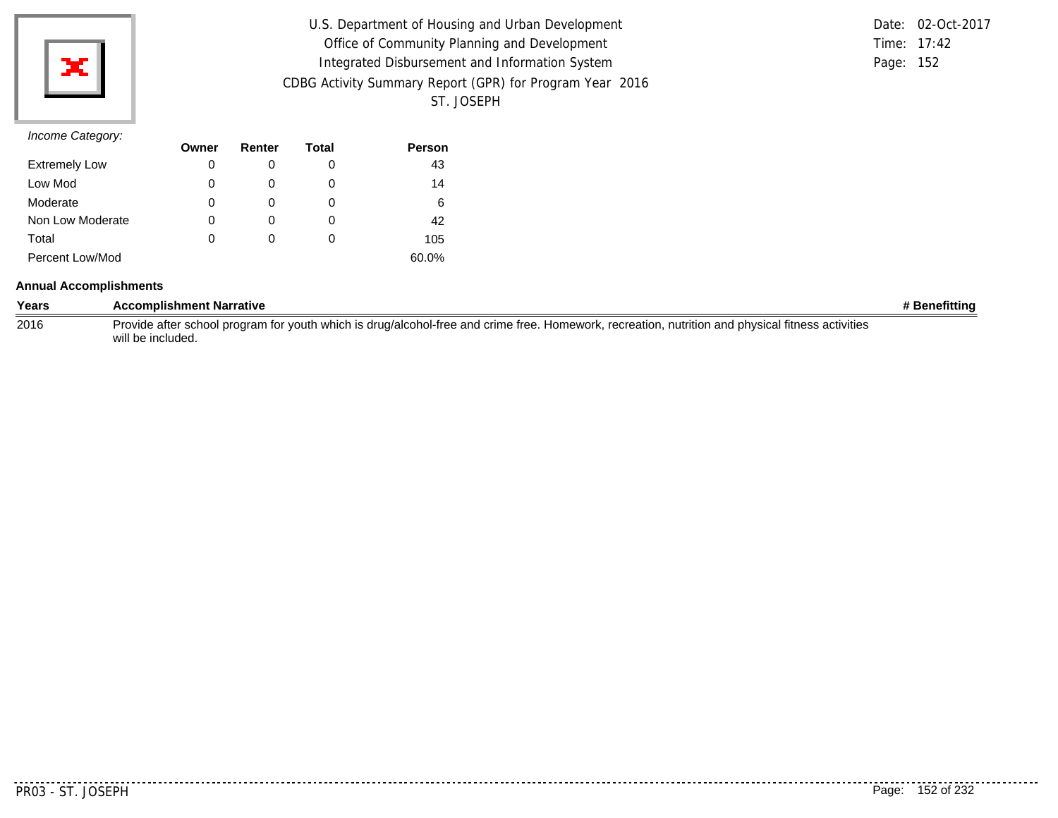U.S. Department of Housing and Urban Development
Office of Community Planning and Development
Integrated Disbursement and Information System
CDBG Activity Summary Report (GPR) for Program Year 2016
ST. JOSEPH

Date: 02-Oct-2017
Time: 17:42

*Income Category:*

| | Owner | Renter | Total | Person |
|---|---|---|---|---|
| Extremely Low | 0 | 0 | 0 | 43 |
| Low Mod | 0 | 0 | 0 | 14 |
| Moderate | 0 | 0 | 0 | 6 |
| Non Low Moderate | 0 | 0 | 0 | 42 |
| Total | 0 | 0 | 0 | 105 |
| Percent Low/Mod | | | | 60.0% |

**Annual Accomplishments**

| Years | Accomplishment Narrative | # Benefitting |
|---|---|---|
| 2016 | Provide after school program for youth which is drug/alcohol-free and crime free. Homework, recreation, nutrition and physical fitness activities will be included. | |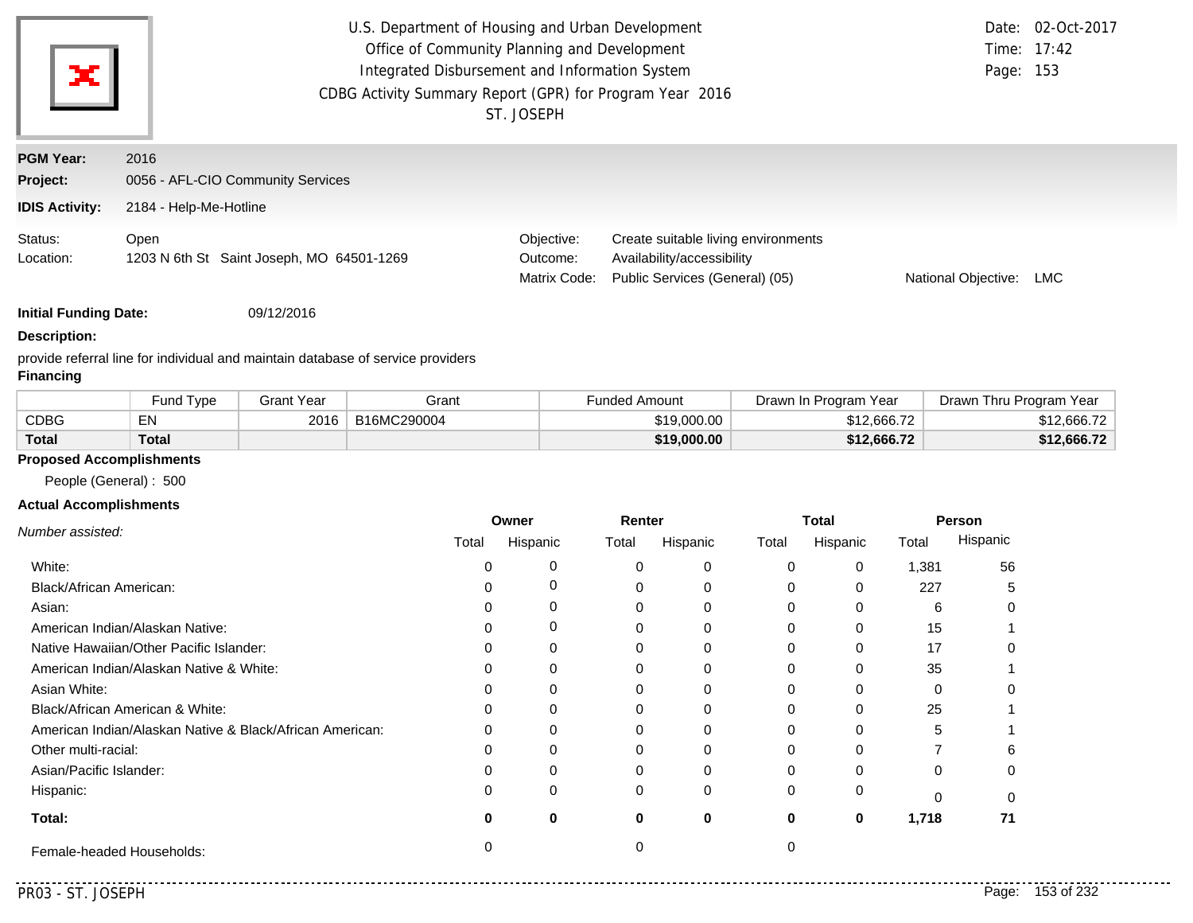U.S. Department of Housing and Urban Development
Office of Community Planning and Development
Integrated Disbursement and Information System
CDBG Activity Summary Report (GPR) for Program Year 2016
ST. JOSEPH

Date: 02-Oct-2017
Time: 17:42

**PGM Year:** 2016

**Project:** 0056 - AFL-CIO Community Services

**IDIS Activity:** 2184 - Help-Me-Hotline

Status: Open
Location: 1203 N 6th St Saint Joseph, MO 64501-1269

Objective: Create suitable living environments
Outcome: Availability/accessibility
Matrix Code: Public Services (General) (05)
National Objective: LMC

**Initial Funding Date:** 09/12/2016

**Description:**

provide referral line for individual and maintain database of service providers

**Financing**

| | Fund Type | Grant Year | Grant | Funded Amount | Drawn In Program Year | Drawn Thru Program Year |
|---|---|---|---|---|---|---|
| CDBG | EN | 2016 | B16MC290004 | $19,000.00 | $12,666.72 | $12,666.72 |
| **Total** | **Total** | | | **$19,000.00** | **$12,666.72** | **$12,666.72** |

**Proposed Accomplishments**

People (General) : 500

**Actual Accomplishments**

| *Number assisted:* | Owner | | Renter | | Total | | Person | |
|---|---|---|---|---|---|---|---|---|
| | Total | Hispanic | Total | Hispanic | Total | Hispanic | Total | Hispanic |
| White: | 0 | 0 | 0 | 0 | 0 | 0 | 1,381 | 56 |
| Black/African American: | 0 | 0 | 0 | 0 | 0 | 0 | 227 | 5 |
| Asian: | 0 | 0 | 0 | 0 | 0 | 0 | 6 | 0 |
| American Indian/Alaskan Native: | 0 | 0 | 0 | 0 | 0 | 0 | 15 | 1 |
| Native Hawaiian/Other Pacific Islander: | 0 | 0 | 0 | 0 | 0 | 0 | 17 | 0 |
| American Indian/Alaskan Native & White: | 0 | 0 | 0 | 0 | 0 | 0 | 35 | 1 |
| Asian White: | 0 | 0 | 0 | 0 | 0 | 0 | 0 | 0 |
| Black/African American & White: | 0 | 0 | 0 | 0 | 0 | 0 | 25 | 1 |
| American Indian/Alaskan Native & Black/African American: | 0 | 0 | 0 | 0 | 0 | 0 | 5 | 1 |
| Other multi-racial: | 0 | 0 | 0 | 0 | 0 | 0 | 7 | 6 |
| Asian/Pacific Islander: | 0 | 0 | 0 | 0 | 0 | 0 | 0 | 0 |
| Hispanic: | 0 | 0 | 0 | 0 | 0 | 0 | 0 | 0 |
| **Total:** | **0** | **0** | **0** | **0** | **0** | **0** | **1,718** | **71** |
| Female-headed Households: | 0 | | 0 | | 0 | | | |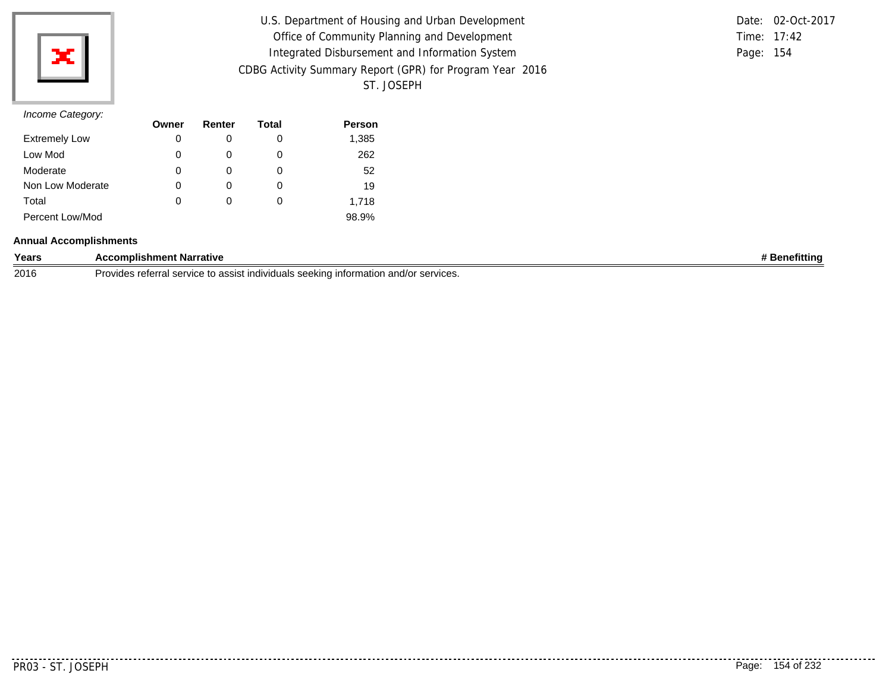U.S. Department of Housing and Urban Development
Office of Community Planning and Development
Integrated Disbursement and Information System
CDBG Activity Summary Report (GPR) for Program Year 2016
ST. JOSEPH

Date: 02-Oct-2017
Time: 17:42
Page: 154

*Income Category:*

| | Owner | Renter | Total | Person |
|---|---|---|---|---|
| Extremely Low | 0 | 0 | 0 | 1,385 |
| Low Mod | 0 | 0 | 0 | 262 |
| Moderate | 0 | 0 | 0 | 52 |
| Non Low Moderate | 0 | 0 | 0 | 19 |
| Total | 0 | 0 | 0 | 1,718 |
| Percent Low/Mod | | | | 98.9% |

**Annual Accomplishments**

| Years | Accomplishment Narrative | # Benefitting |
|---|---|---|
| 2016 | Provides referral service to assist individuals seeking information and/or services. | |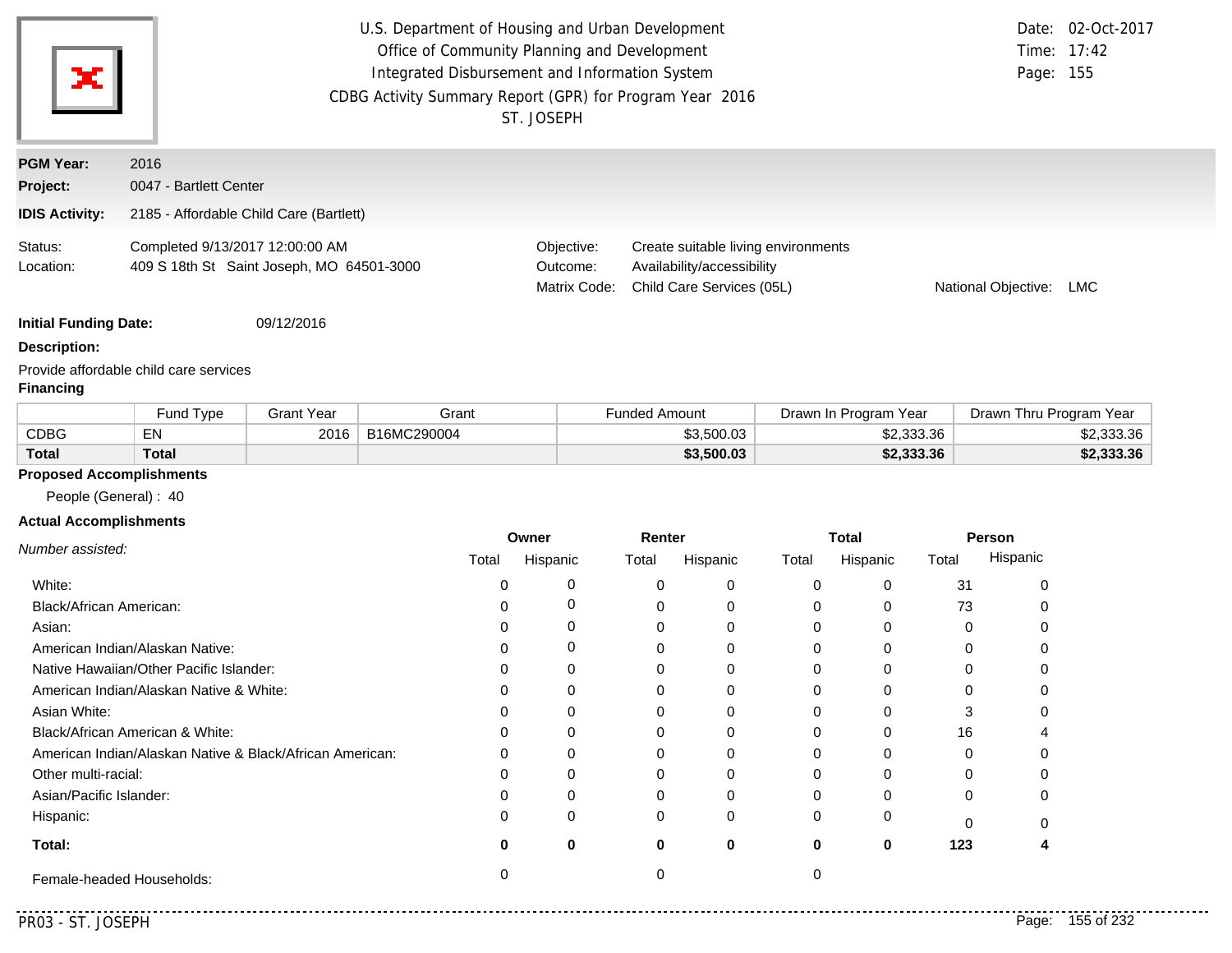U.S. Department of Housing and Urban Development
Office of Community Planning and Development
Integrated Disbursement and Information System
CDBG Activity Summary Report (GPR) for Program Year 2016
ST. JOSEPH

Date: 02-Oct-2017
Time: 17:42
Page: 155

**PGM Year:** 2016

**Project:** 0047 - Bartlett Center

**IDIS Activity:** 2185 - Affordable Child Care (Bartlett)

Status: Completed 9/13/2017 12:00:00 AM
Location: 409 S 18th St Saint Joseph, MO 64501-3000

Objective: Create suitable living environments
Outcome: Availability/accessibility
Matrix Code: Child Care Services (05L)
National Objective: LMC

**Initial Funding Date:** 09/12/2016

**Description:**

Provide affordable child care services

**Financing**

| | Fund Type | Grant Year | Grant | Funded Amount | Drawn In Program Year | Drawn Thru Program Year |
|---|---|---|---|---|---|---|
| CDBG | EN | 2016 | B16MC290004 | $3,500.03 | $2,333.36 | $2,333.36 |
| **Total** | **Total** | | | **$3,500.03** | **$2,333.36** | **$2,333.36** |

**Proposed Accomplishments**

People (General) : 40

**Actual Accomplishments**

| *Number assisted:* | Owner | | Renter | | Total | | Person | |
|---|---|---|---|---|---|---|---|---|
| | Total | Hispanic | Total | Hispanic | Total | Hispanic | Total | Hispanic |
| White: | 0 | 0 | 0 | 0 | 0 | 0 | 31 | 0 |
| Black/African American: | 0 | 0 | 0 | 0 | 0 | 0 | 73 | 0 |
| Asian: | 0 | 0 | 0 | 0 | 0 | 0 | 0 | 0 |
| American Indian/Alaskan Native: | 0 | 0 | 0 | 0 | 0 | 0 | 0 | 0 |
| Native Hawaiian/Other Pacific Islander: | 0 | 0 | 0 | 0 | 0 | 0 | 0 | 0 |
| American Indian/Alaskan Native & White: | 0 | 0 | 0 | 0 | 0 | 0 | 0 | 0 |
| Asian White: | 0 | 0 | 0 | 0 | 0 | 0 | 3 | 0 |
| Black/African American & White: | 0 | 0 | 0 | 0 | 0 | 0 | 16 | 4 |
| American Indian/Alaskan Native & Black/African American: | 0 | 0 | 0 | 0 | 0 | 0 | 0 | 0 |
| Other multi-racial: | 0 | 0 | 0 | 0 | 0 | 0 | 0 | 0 |
| Asian/Pacific Islander: | 0 | 0 | 0 | 0 | 0 | 0 | 0 | 0 |
| Hispanic: | 0 | 0 | 0 | 0 | 0 | 0 | 0 | 0 |
| **Total:** | **0** | **0** | **0** | **0** | **0** | **0** | **123** | **4** |
| Female-headed Households: | 0 | | 0 | | 0 | | | |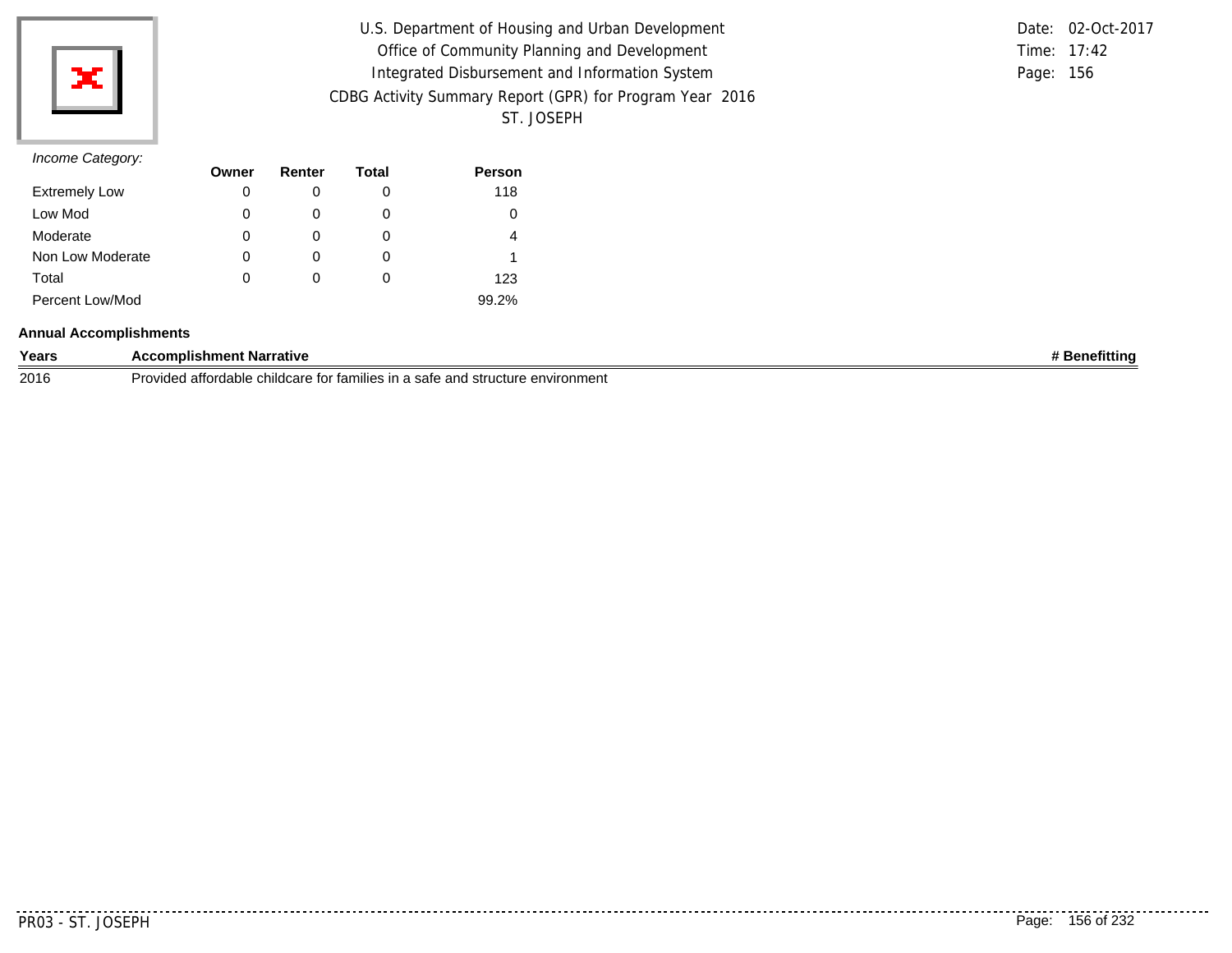U.S. Department of Housing and Urban Development
Office of Community Planning and Development
Integrated Disbursement and Information System
CDBG Activity Summary Report (GPR) for Program Year 2016
ST. JOSEPH

Date: 02-Oct-2017
Time: 17:42
Page: 156

*Income Category:*

| | Owner | Renter | Total | Person |
|---|---|---|---|---|
| Extremely Low | 0 | 0 | 0 | 118 |
| Low Mod | 0 | 0 | 0 | 0 |
| Moderate | 0 | 0 | 0 | 4 |
| Non Low Moderate | 0 | 0 | 0 | 1 |
| Total | 0 | 0 | 0 | 123 |
| Percent Low/Mod | | | | 99.2% |

**Annual Accomplishments**

| Years | Accomplishment Narrative | # Benefitting |
|---|---|---|
| 2016 | Provided affordable childcare for families in a safe and structure environment | |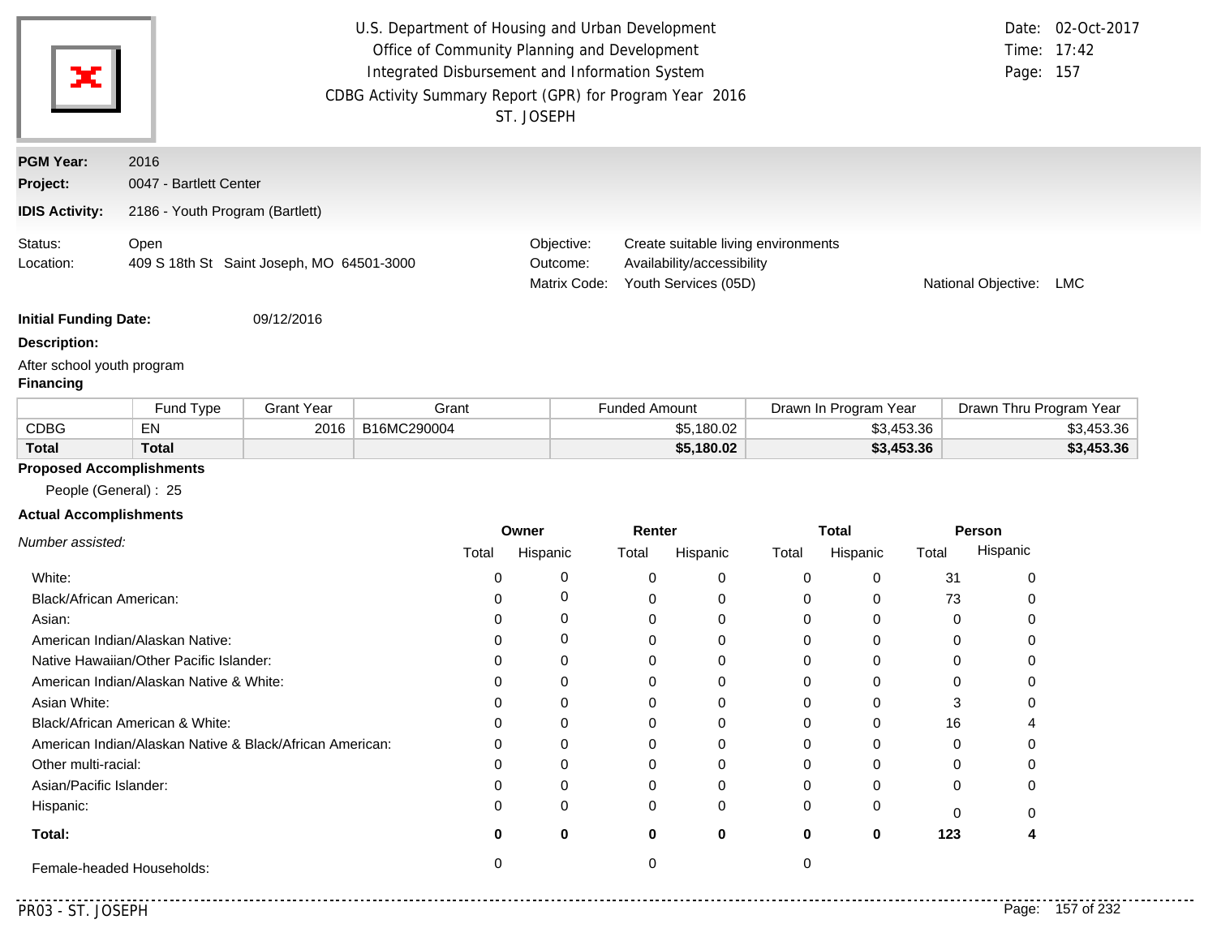U.S. Department of Housing and Urban Development
Office of Community Planning and Development
Integrated Disbursement and Information System
CDBG Activity Summary Report (GPR) for Program Year 2016
ST. JOSEPH

Date: 02-Oct-2017
Time: 17:42
Page: 157

**PGM Year:** 2016
**Project:** 0047 - Bartlett Center
**IDIS Activity:** 2186 - Youth Program (Bartlett)

Status: Open
Location: 409 S 18th St Saint Joseph, MO 64501-3000

Objective: Create suitable living environments
Outcome: Availability/accessibility
Matrix Code: Youth Services (05D)
National Objective: LMC

**Initial Funding Date:** 09/12/2016

**Description:**

After school youth program

**Financing**

| | Fund Type | Grant Year | Grant | Funded Amount | Drawn In Program Year | Drawn Thru Program Year |
|---|---|---|---|---|---|---|
| CDBG | EN | 2016 | B16MC290004 | $5,180.02 | $3,453.36 | $3,453.36 |
| **Total** | **Total** | | | **$5,180.02** | **$3,453.36** | **$3,453.36** |

**Proposed Accomplishments**

People (General) : 25

**Actual Accomplishments**

| *Number assisted:* | Owner | | Renter | | Total | | Person | |
|---|---|---|---|---|---|---|---|---|
| | Total | Hispanic | Total | Hispanic | Total | Hispanic | Total | Hispanic |
| White: | 0 | 0 | 0 | 0 | 0 | 0 | 31 | 0 |
| Black/African American: | 0 | 0 | 0 | 0 | 0 | 0 | 73 | 0 |
| Asian: | 0 | 0 | 0 | 0 | 0 | 0 | 0 | 0 |
| American Indian/Alaskan Native: | 0 | 0 | 0 | 0 | 0 | 0 | 0 | 0 |
| Native Hawaiian/Other Pacific Islander: | 0 | 0 | 0 | 0 | 0 | 0 | 0 | 0 |
| American Indian/Alaskan Native & White: | 0 | 0 | 0 | 0 | 0 | 0 | 0 | 0 |
| Asian White: | 0 | 0 | 0 | 0 | 0 | 0 | 3 | 0 |
| Black/African American & White: | 0 | 0 | 0 | 0 | 0 | 0 | 16 | 4 |
| American Indian/Alaskan Native & Black/African American: | 0 | 0 | 0 | 0 | 0 | 0 | 0 | 0 |
| Other multi-racial: | 0 | 0 | 0 | 0 | 0 | 0 | 0 | 0 |
| Asian/Pacific Islander: | 0 | 0 | 0 | 0 | 0 | 0 | 0 | 0 |
| Hispanic: | 0 | 0 | 0 | 0 | 0 | 0 | 0 | 0 |
| **Total:** | **0** | **0** | **0** | **0** | **0** | **0** | **123** | **4** |
| Female-headed Households: | 0 | | 0 | | 0 | | | |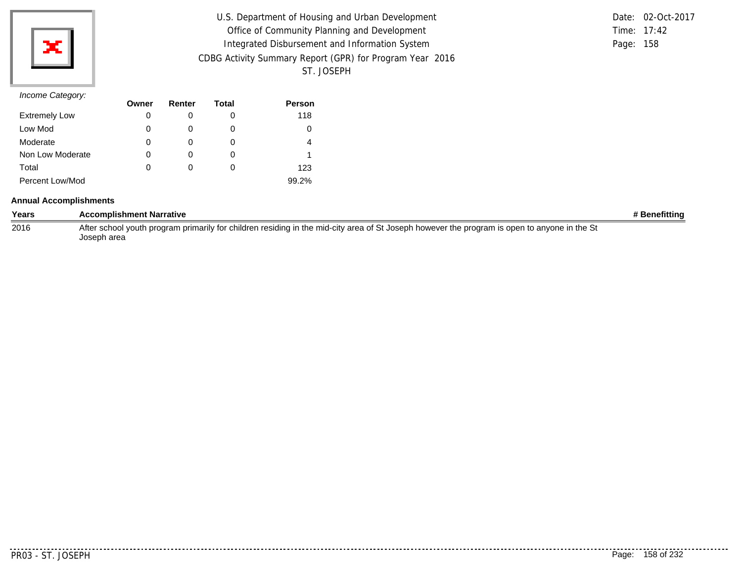*Income Category:*

| | Owner | Renter | Total | Person |
|---|---|---|---|---|
| Extremely Low | 0 | 0 | 0 | 118 |
| Low Mod | 0 | 0 | 0 | 0 |
| Moderate | 0 | 0 | 0 | 4 |
| Non Low Moderate | 0 | 0 | 0 | 1 |
| Total | 0 | 0 | 0 | 123 |
| Percent Low/Mod | | | | 99.2% |

**Annual Accomplishments**

| Years | Accomplishment Narrative | # Benefitting |
|---|---|---|
| 2016 | After school youth program primarily for children residing in the mid-city area of St Joseph however the program is open to anyone in the St Joseph area | |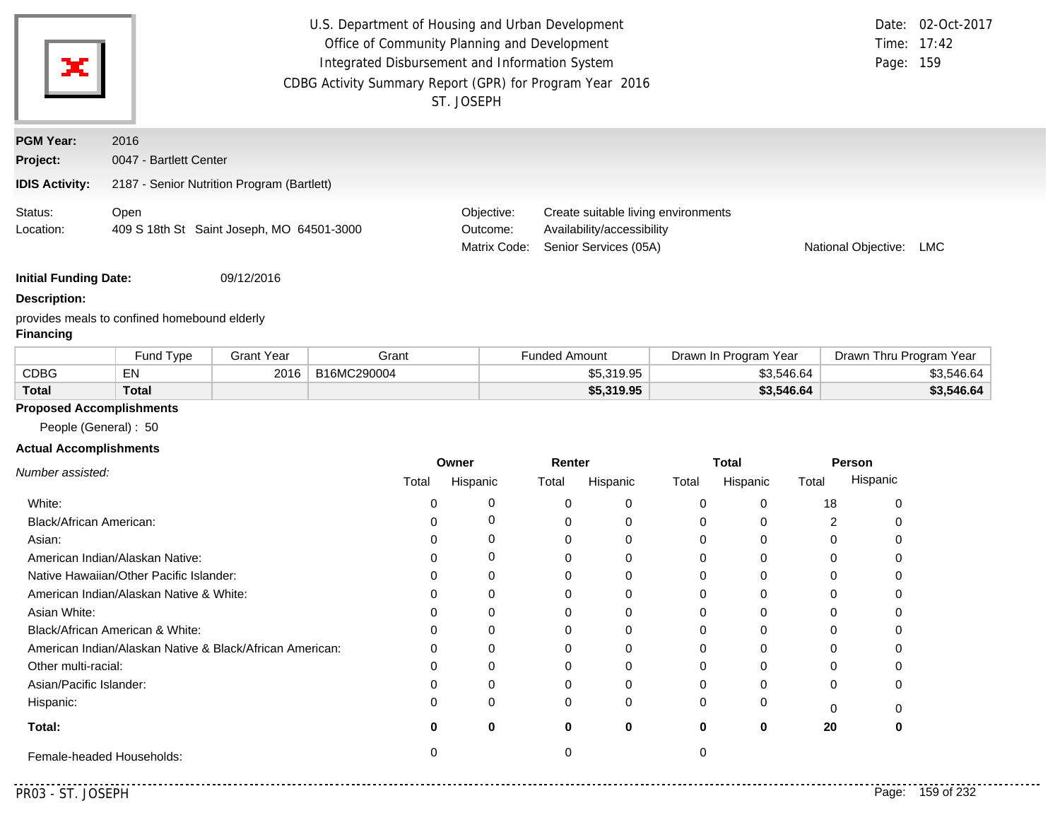U.S. Department of Housing and Urban Development
Office of Community Planning and Development
Integrated Disbursement and Information System
CDBG Activity Summary Report (GPR) for Program Year 2016
ST. JOSEPH

Date: 02-Oct-2017
Time: 17:42
Page: 159

**PGM Year:** 2016
**Project:** 0047 - Bartlett Center
**IDIS Activity:** 2187 - Senior Nutrition Program (Bartlett)

Status: Open
Location: 409 S 18th St Saint Joseph, MO 64501-3000

Objective: Create suitable living environments
Outcome: Availability/accessibility
Matrix Code: Senior Services (05A)
National Objective: LMC

**Initial Funding Date:** 09/12/2016

**Description:**

provides meals to confined homebound elderly

**Financing**

| | Fund Type | Grant Year | Grant | Funded Amount | Drawn In Program Year | Drawn Thru Program Year |
|---|---|---|---|---|---|---|
| CDBG | EN | 2016 | B16MC290004 | $5,319.95 | $3,546.64 | $3,546.64 |
| **Total** | **Total** | | | **$5,319.95** | **$3,546.64** | **$3,546.64** |

**Proposed Accomplishments**

People (General) : 50

**Actual Accomplishments**

| *Number assisted:* | Owner | | Renter | | Total | | Person | |
|---|---|---|---|---|---|---|---|---|
| | Total | Hispanic | Total | Hispanic | Total | Hispanic | Total | Hispanic |
| White: | 0 | 0 | 0 | 0 | 0 | 0 | 18 | 0 |
| Black/African American: | 0 | 0 | 0 | 0 | 0 | 0 | 2 | 0 |
| Asian: | 0 | 0 | 0 | 0 | 0 | 0 | 0 | 0 |
| American Indian/Alaskan Native: | 0 | 0 | 0 | 0 | 0 | 0 | 0 | 0 |
| Native Hawaiian/Other Pacific Islander: | 0 | 0 | 0 | 0 | 0 | 0 | 0 | 0 |
| American Indian/Alaskan Native & White: | 0 | 0 | 0 | 0 | 0 | 0 | 0 | 0 |
| Asian White: | 0 | 0 | 0 | 0 | 0 | 0 | 0 | 0 |
| Black/African American & White: | 0 | 0 | 0 | 0 | 0 | 0 | 0 | 0 |
| American Indian/Alaskan Native & Black/African American: | 0 | 0 | 0 | 0 | 0 | 0 | 0 | 0 |
| Other multi-racial: | 0 | 0 | 0 | 0 | 0 | 0 | 0 | 0 |
| Asian/Pacific Islander: | 0 | 0 | 0 | 0 | 0 | 0 | 0 | 0 |
| Hispanic: | 0 | 0 | 0 | 0 | 0 | 0 | 0 | 0 |
| **Total:** | **0** | **0** | **0** | **0** | **0** | **0** | **20** | **0** |
| Female-headed Households: | 0 | | 0 | | 0 | | | |

PR03 - ST. JOSEPH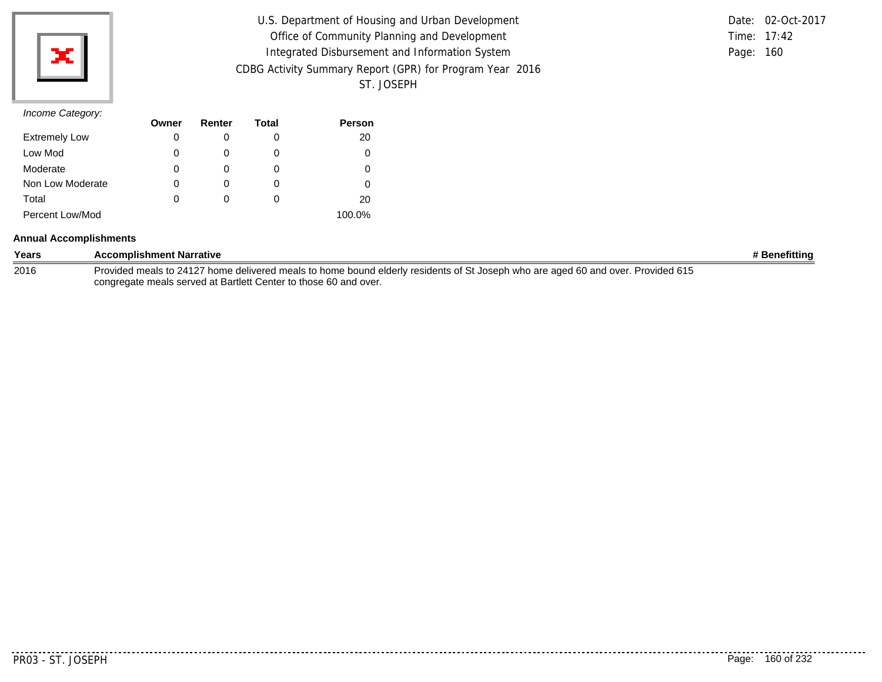*Income Category:*

| | Owner | Renter | Total | Person |
|---|---|---|---|---|
| Extremely Low | 0 | 0 | 0 | 20 |
| Low Mod | 0 | 0 | 0 | 0 |
| Moderate | 0 | 0 | 0 | 0 |
| Non Low Moderate | 0 | 0 | 0 | 0 |
| Total | 0 | 0 | 0 | 20 |
| Percent Low/Mod | | | | 100.0% |

**Annual Accomplishments**

| Years | Accomplishment Narrative | # Benefitting |
|---|---|---|
| 2016 | Provided meals to 24127 home delivered meals to home bound elderly residents of St Joseph who are aged 60 and over. Provided 615 congregate meals served at Bartlett Center to those 60 and over. | |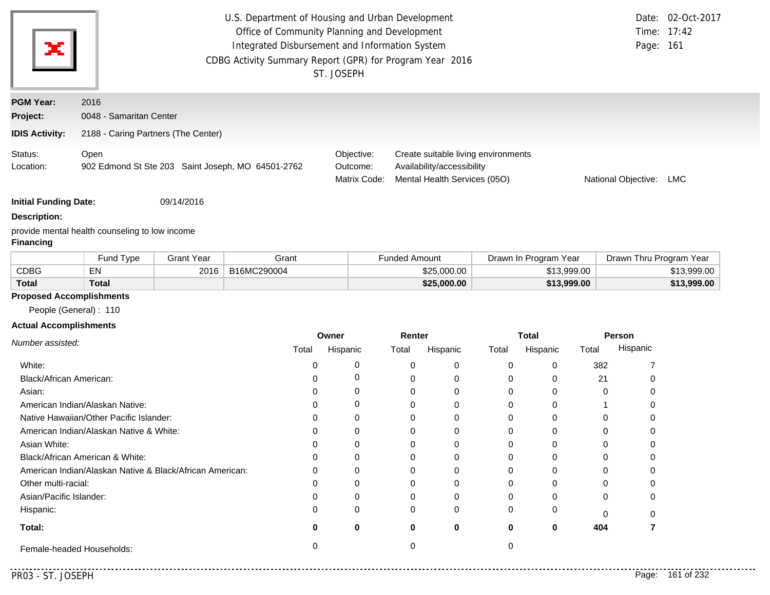U.S. Department of Housing and Urban Development
Office of Community Planning and Development
Integrated Disbursement and Information System
CDBG Activity Summary Report (GPR) for Program Year 2016
ST. JOSEPH

Date: 02-Oct-2017
Time: 17:42
Page: 161

**PGM Year:** 2016
**Project:** 0048 - Samaritan Center
**IDIS Activity:** 2188 - Caring Partners (The Center)

Status: Open
Location: 902 Edmond St Ste 203 Saint Joseph, MO 64501-2762

Objective: Create suitable living environments
Outcome: Availability/accessibility
Matrix Code: Mental Health Services (05O)
National Objective: LMC

**Initial Funding Date:** 09/14/2016

**Description:**

provide mental health counseling to low income

**Financing**

| | Fund Type | Grant Year | Grant | Funded Amount | Drawn In Program Year | Drawn Thru Program Year |
|---|---|---|---|---|---|---|
| CDBG | EN | 2016 | B16MC290004 | $25,000.00 | $13,999.00 | $13,999.00 |
| **Total** | **Total** | | | **$25,000.00** | **$13,999.00** | **$13,999.00** |

**Proposed Accomplishments**

People (General) : 110

**Actual Accomplishments**

| *Number assisted:* | Owner | | Renter | | Total | | Person | |
|---|---|---|---|---|---|---|---|---|
| | Total | Hispanic | Total | Hispanic | Total | Hispanic | Total | Hispanic |
| White: | 0 | 0 | 0 | 0 | 0 | 0 | 382 | 7 |
| Black/African American: | 0 | 0 | 0 | 0 | 0 | 0 | 21 | 0 |
| Asian: | 0 | 0 | 0 | 0 | 0 | 0 | 0 | 0 |
| American Indian/Alaskan Native: | 0 | 0 | 0 | 0 | 0 | 0 | 1 | 0 |
| Native Hawaiian/Other Pacific Islander: | 0 | 0 | 0 | 0 | 0 | 0 | 0 | 0 |
| American Indian/Alaskan Native & White: | 0 | 0 | 0 | 0 | 0 | 0 | 0 | 0 |
| Asian White: | 0 | 0 | 0 | 0 | 0 | 0 | 0 | 0 |
| Black/African American & White: | 0 | 0 | 0 | 0 | 0 | 0 | 0 | 0 |
| American Indian/Alaskan Native & Black/African American: | 0 | 0 | 0 | 0 | 0 | 0 | 0 | 0 |
| Other multi-racial: | 0 | 0 | 0 | 0 | 0 | 0 | 0 | 0 |
| Asian/Pacific Islander: | 0 | 0 | 0 | 0 | 0 | 0 | 0 | 0 |
| Hispanic: | 0 | 0 | 0 | 0 | 0 | 0 | 0 | 0 |
| **Total:** | **0** | **0** | **0** | **0** | **0** | **0** | **404** | **7** |
| Female-headed Households: | 0 | | 0 | | 0 | | | |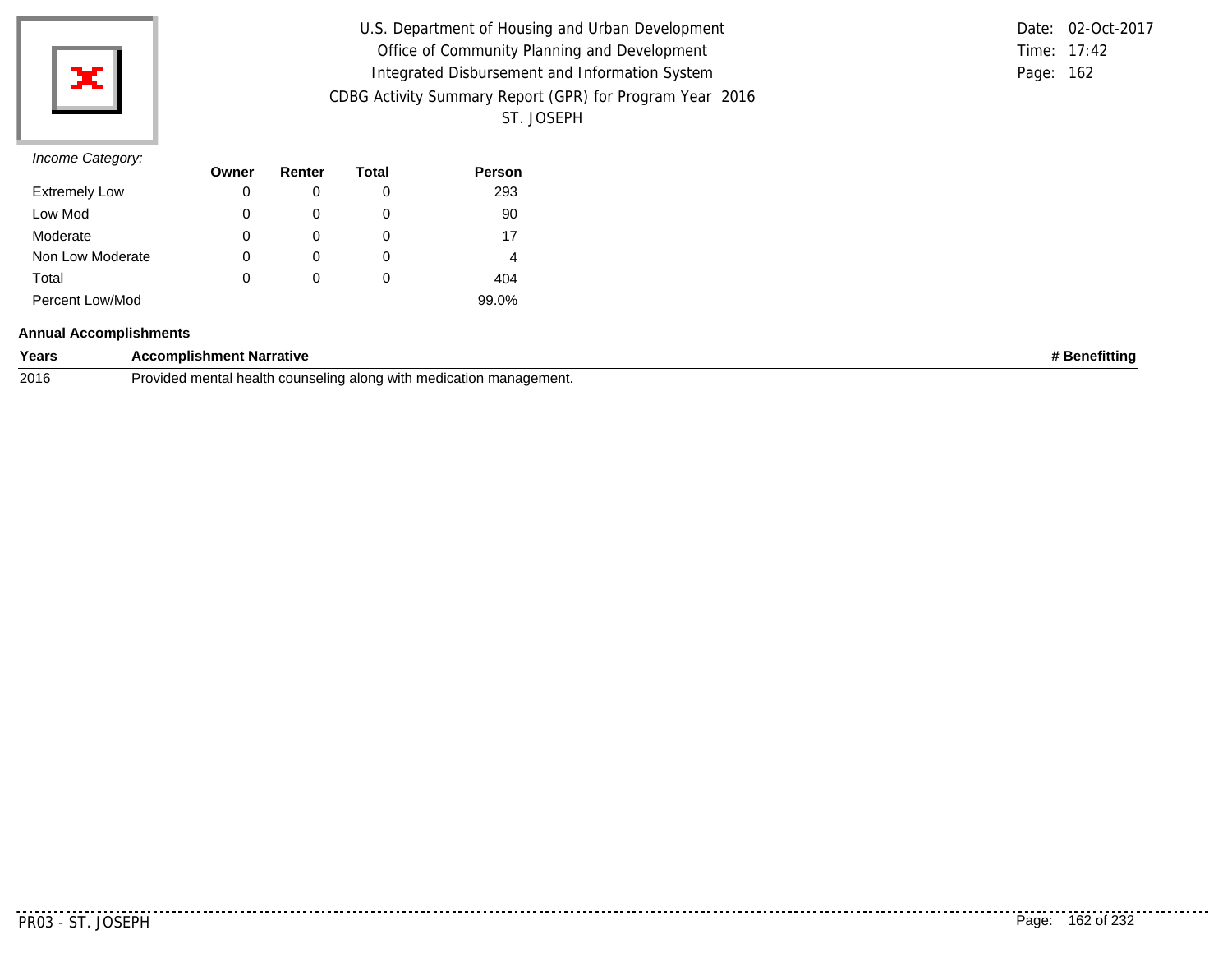U.S. Department of Housing and Urban Development
Office of Community Planning and Development
Integrated Disbursement and Information System
CDBG Activity Summary Report (GPR) for Program Year 2016
ST. JOSEPH

Date: 02-Oct-2017
Time: 17:42
Page: 162

*Income Category:*

| | Owner | Renter | Total | Person |
|---|---|---|---|---|
| Extremely Low | 0 | 0 | 0 | 293 |
| Low Mod | 0 | 0 | 0 | 90 |
| Moderate | 0 | 0 | 0 | 17 |
| Non Low Moderate | 0 | 0 | 0 | 4 |
| Total | 0 | 0 | 0 | 404 |
| Percent Low/Mod | | | | 99.0% |

**Annual Accomplishments**

| Years | Accomplishment Narrative | # Benefitting |
|---|---|---|
| 2016 | Provided mental health counseling along with medication management. | |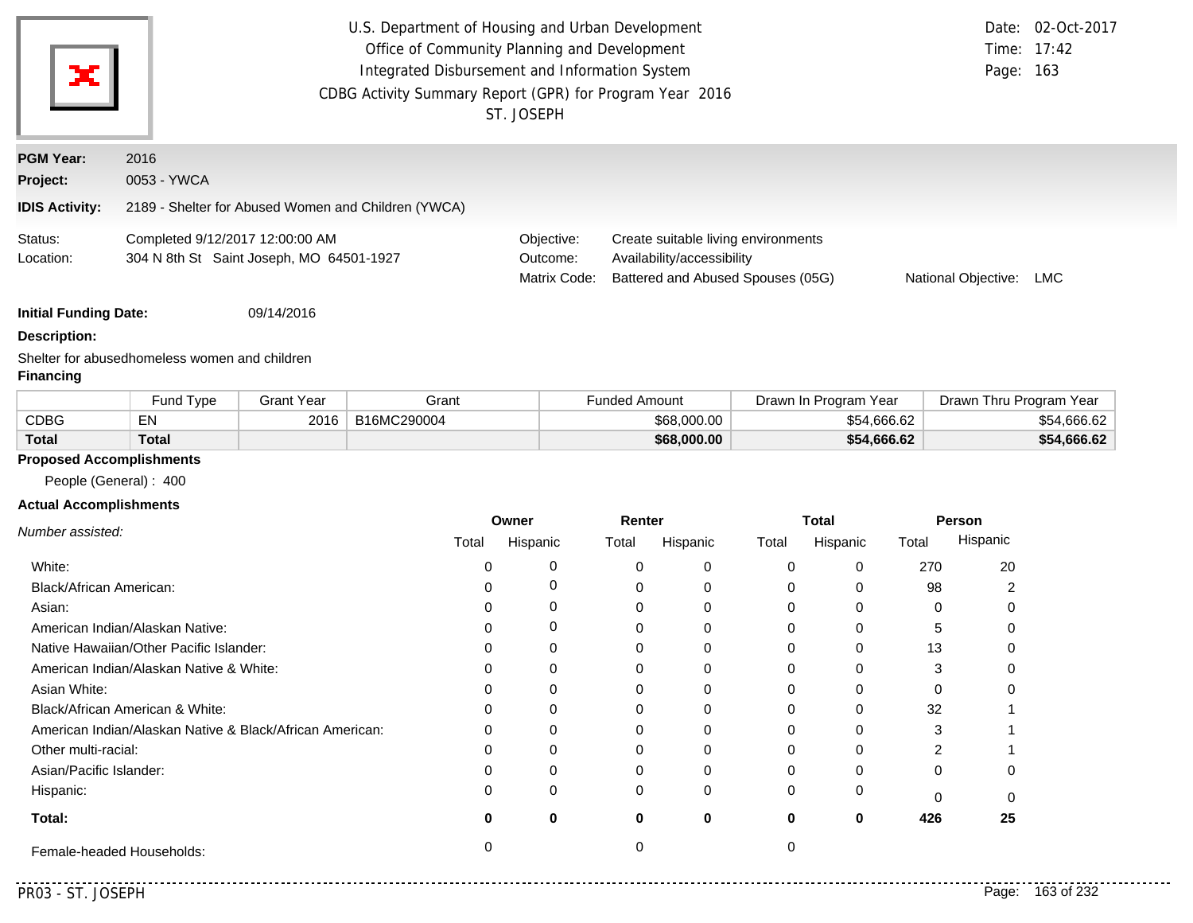U.S. Department of Housing and Urban Development
Office of Community Planning and Development
Integrated Disbursement and Information System
CDBG Activity Summary Report (GPR) for Program Year 2016
ST. JOSEPH

Date: 02-Oct-2017
Time: 17:42

**PGM Year:** 2016

**Project:** 0053 - YWCA

**IDIS Activity:** 2189 - Shelter for Abused Women and Children (YWCA)

Status: Completed 9/12/2017 12:00:00 AM
Location: 304 N 8th St Saint Joseph, MO 64501-1927

Objective: Create suitable living environments
Outcome: Availability/accessibility
Matrix Code: Battered and Abused Spouses (05G)
National Objective: LMC

**Initial Funding Date:** 09/14/2016

**Description:**

Shelter for abusedhomeless women and children

**Financing**

| | Fund Type | Grant Year | Grant | Funded Amount | Drawn In Program Year | Drawn Thru Program Year |
|---|---|---|---|---|---|---|
| CDBG | EN | 2016 | B16MC290004 | $68,000.00 | $54,666.62 | $54,666.62 |
| **Total** | **Total** | | | **$68,000.00** | **$54,666.62** | **$54,666.62** |

**Proposed Accomplishments**

People (General) : 400

**Actual Accomplishments**

| *Number assisted:* | Owner | | Renter | | Total | | Person | |
|---|---|---|---|---|---|---|---|---|
| | Total | Hispanic | Total | Hispanic | Total | Hispanic | Total | Hispanic |
| White: | 0 | 0 | 0 | 0 | 0 | 0 | 270 | 20 |
| Black/African American: | 0 | 0 | 0 | 0 | 0 | 0 | 98 | 2 |
| Asian: | 0 | 0 | 0 | 0 | 0 | 0 | 0 | 0 |
| American Indian/Alaskan Native: | 0 | 0 | 0 | 0 | 0 | 0 | 5 | 0 |
| Native Hawaiian/Other Pacific Islander: | 0 | 0 | 0 | 0 | 0 | 0 | 13 | 0 |
| American Indian/Alaskan Native & White: | 0 | 0 | 0 | 0 | 0 | 0 | 3 | 0 |
| Asian White: | 0 | 0 | 0 | 0 | 0 | 0 | 0 | 0 |
| Black/African American & White: | 0 | 0 | 0 | 0 | 0 | 0 | 32 | 1 |
| American Indian/Alaskan Native & Black/African American: | 0 | 0 | 0 | 0 | 0 | 0 | 3 | 1 |
| Other multi-racial: | 0 | 0 | 0 | 0 | 0 | 0 | 2 | 1 |
| Asian/Pacific Islander: | 0 | 0 | 0 | 0 | 0 | 0 | 0 | 0 |
| Hispanic: | 0 | 0 | 0 | 0 | 0 | 0 | 0 | 0 |
| **Total:** | **0** | **0** | **0** | **0** | **0** | **0** | **426** | **25** |
| Female-headed Households: | 0 | | 0 | | 0 | | | |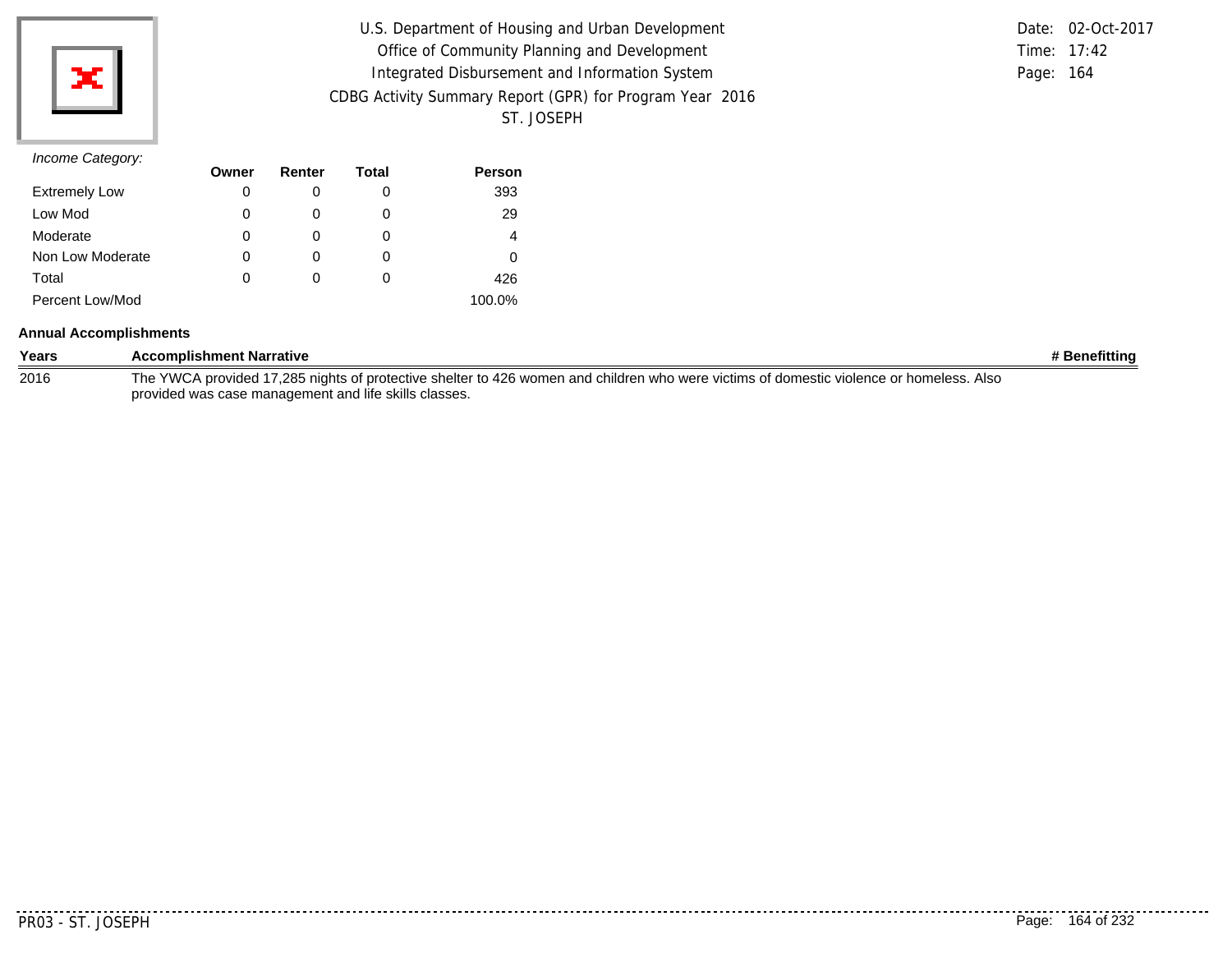U.S. Department of Housing and Urban Development
Office of Community Planning and Development
Integrated Disbursement and Information System
CDBG Activity Summary Report (GPR) for Program Year 2016
ST. JOSEPH

Date: 02-Oct-2017
Time: 17:42
Page: 164

*Income Category:*

| | Owner | Renter | Total | Person |
|---|---|---|---|---|
| Extremely Low | 0 | 0 | 0 | 393 |
| Low Mod | 0 | 0 | 0 | 29 |
| Moderate | 0 | 0 | 0 | 4 |
| Non Low Moderate | 0 | 0 | 0 | 0 |
| Total | 0 | 0 | 0 | 426 |
| Percent Low/Mod | | | | 100.0% |

**Annual Accomplishments**

| Years | Accomplishment Narrative | # Benefitting |
|---|---|---|
| 2016 | The YWCA provided 17,285 nights of protective shelter to 426 women and children who were victims of domestic violence or homeless. Also provided was case management and life skills classes. | |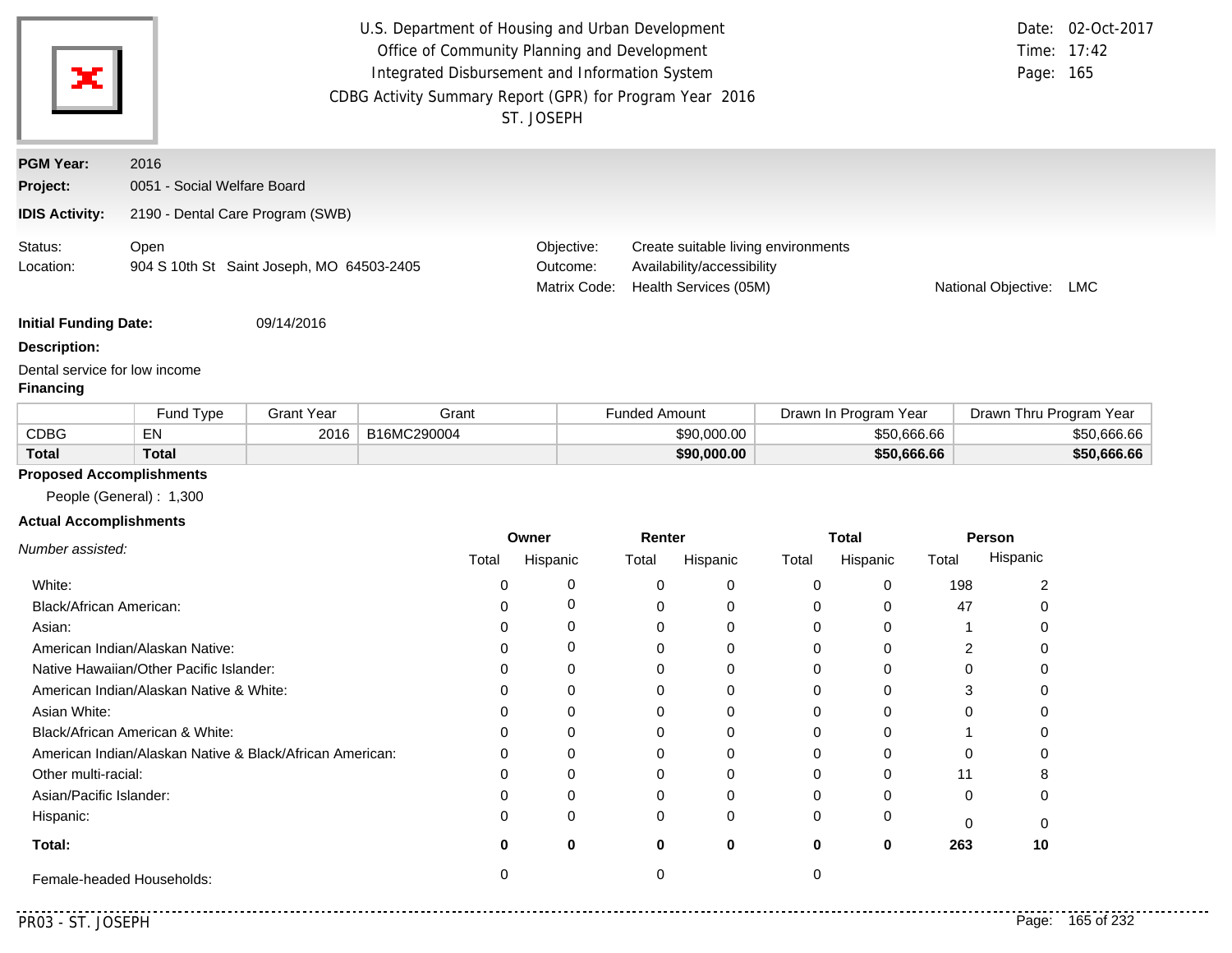U.S. Department of Housing and Urban Development
Office of Community Planning and Development
Integrated Disbursement and Information System
CDBG Activity Summary Report (GPR) for Program Year 2016
ST. JOSEPH

Date: 02-Oct-2017
Time: 17:42
Page: 165

**PGM Year:** 2016
**Project:** 0051 - Social Welfare Board
**IDIS Activity:** 2190 - Dental Care Program (SWB)

Status: Open
Location: 904 S 10th St Saint Joseph, MO 64503-2405

Objective: Create suitable living environments
Outcome: Availability/accessibility
Matrix Code: Health Services (05M)
National Objective: LMC

**Initial Funding Date:** 09/14/2016

**Description:**

Dental service for low income

**Financing**

| | Fund Type | Grant Year | Grant | Funded Amount | Drawn In Program Year | Drawn Thru Program Year |
|---|---|---|---|---|---|---|
| CDBG | EN | 2016 | B16MC290004 | $90,000.00 | $50,666.66 | $50,666.66 |
| **Total** | **Total** | | | **$90,000.00** | **$50,666.66** | **$50,666.66** |

**Proposed Accomplishments**

People (General) : 1,300

**Actual Accomplishments**

| *Number assisted:* | Owner | | Renter | | Total | | Person | |
|---|---|---|---|---|---|---|---|---|
| | Total | Hispanic | Total | Hispanic | Total | Hispanic | Total | Hispanic |
| White: | 0 | 0 | 0 | 0 | 0 | 0 | 198 | 2 |
| Black/African American: | 0 | 0 | 0 | 0 | 0 | 0 | 47 | 0 |
| Asian: | 0 | 0 | 0 | 0 | 0 | 0 | 1 | 0 |
| American Indian/Alaskan Native: | 0 | 0 | 0 | 0 | 0 | 0 | 2 | 0 |
| Native Hawaiian/Other Pacific Islander: | 0 | 0 | 0 | 0 | 0 | 0 | 0 | 0 |
| American Indian/Alaskan Native & White: | 0 | 0 | 0 | 0 | 0 | 0 | 3 | 0 |
| Asian White: | 0 | 0 | 0 | 0 | 0 | 0 | 0 | 0 |
| Black/African American & White: | 0 | 0 | 0 | 0 | 0 | 0 | 1 | 0 |
| American Indian/Alaskan Native & Black/African American: | 0 | 0 | 0 | 0 | 0 | 0 | 0 | 0 |
| Other multi-racial: | 0 | 0 | 0 | 0 | 0 | 0 | 11 | 8 |
| Asian/Pacific Islander: | 0 | 0 | 0 | 0 | 0 | 0 | 0 | 0 |
| Hispanic: | 0 | 0 | 0 | 0 | 0 | 0 | 0 | 0 |
| **Total:** | **0** | **0** | **0** | **0** | **0** | **0** | **263** | **10** |
| Female-headed Households: | 0 | | 0 | | 0 | | | |

PR03 - ST. JOSEPH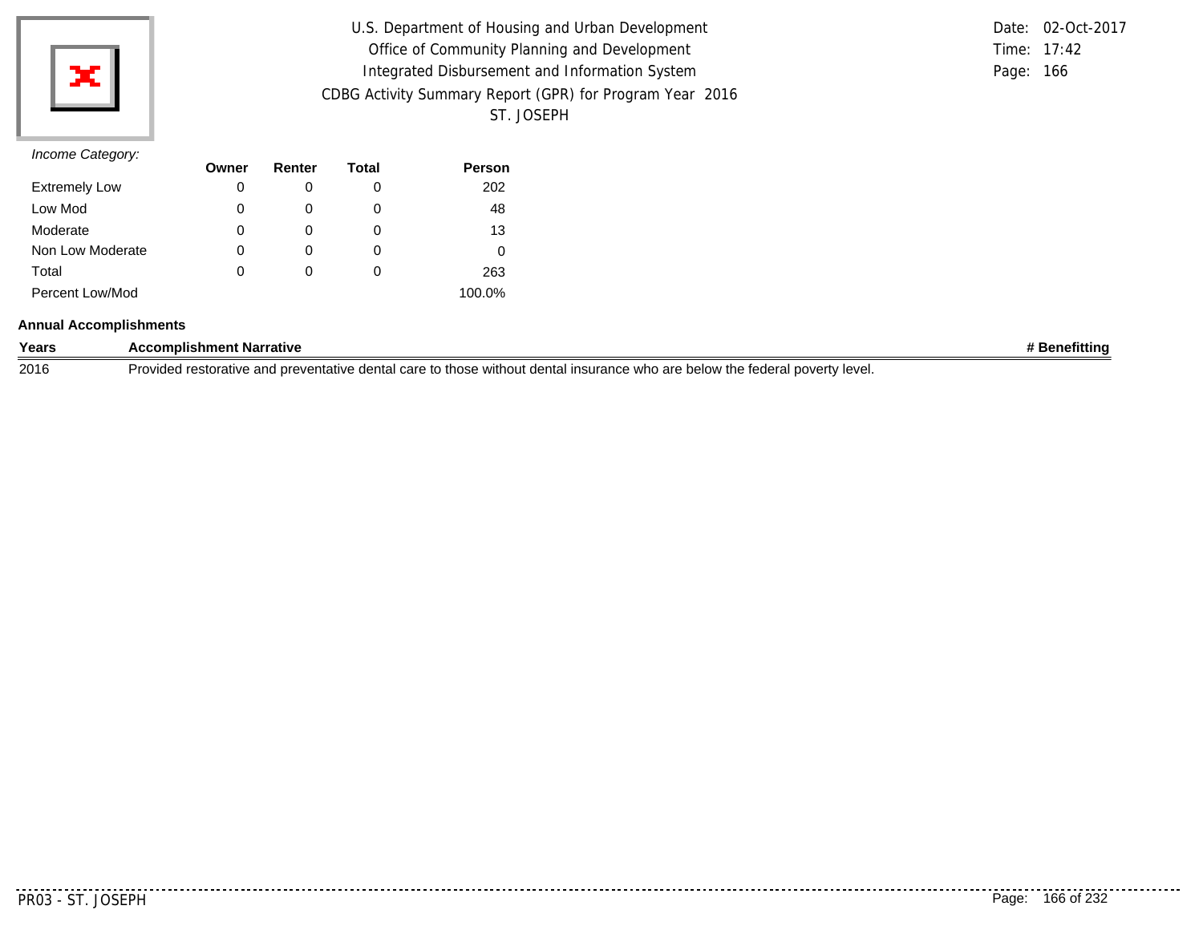*Income Category:*

| | Owner | Renter | Total | Person |
|---|---|---|---|---|
| Extremely Low | 0 | 0 | 0 | 202 |
| Low Mod | 0 | 0 | 0 | 48 |
| Moderate | 0 | 0 | 0 | 13 |
| Non Low Moderate | 0 | 0 | 0 | 0 |
| Total | 0 | 0 | 0 | 263 |
| Percent Low/Mod | | | | 100.0% |

**Annual Accomplishments**

| Years | Accomplishment Narrative | # Benefitting |
|---|---|---|
| 2016 | Provided restorative and preventative dental care to those without dental insurance who are below the federal poverty level. | |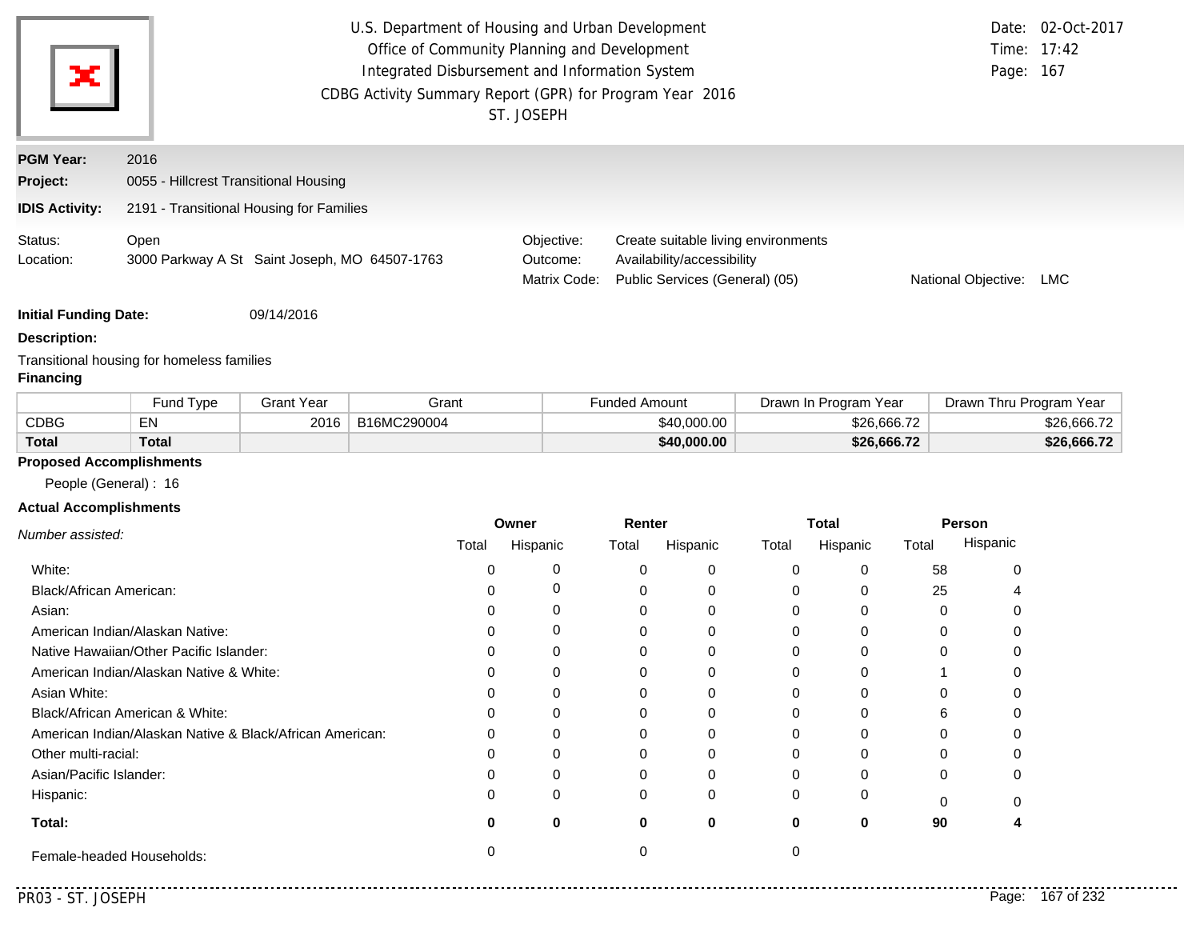U.S. Department of Housing and Urban Development
Office of Community Planning and Development
Integrated Disbursement and Information System
CDBG Activity Summary Report (GPR) for Program Year 2016
ST. JOSEPH

Date: 02-Oct-2017
Time: 17:42

**PGM Year:** 2016
**Project:** 0055 - Hillcrest Transitional Housing
**IDIS Activity:** 2191 - Transitional Housing for Families

Status: Open
Location: 3000 Parkway A St Saint Joseph, MO 64507-1763

Objective: Create suitable living environments
Outcome: Availability/accessibility
Matrix Code: Public Services (General) (05)
National Objective: LMC

**Initial Funding Date:** 09/14/2016

**Description:**

Transitional housing for homeless families

**Financing**

| | Fund Type | Grant Year | Grant | Funded Amount | Drawn In Program Year | Drawn Thru Program Year |
|---|---|---|---|---|---|---|
| CDBG | EN | 2016 | B16MC290004 | $40,000.00 | $26,666.72 | $26,666.72 |
| **Total** | **Total** | | | **$40,000.00** | **$26,666.72** | **$26,666.72** |

**Proposed Accomplishments**

People (General) : 16

**Actual Accomplishments**

| *Number assisted:* | Owner | | Renter | | Total | | Person | |
|---|---|---|---|---|---|---|---|---|
| | Total | Hispanic | Total | Hispanic | Total | Hispanic | Total | Hispanic |
| White: | 0 | 0 | 0 | 0 | 0 | 0 | 58 | 0 |
| Black/African American: | 0 | 0 | 0 | 0 | 0 | 0 | 25 | 4 |
| Asian: | 0 | 0 | 0 | 0 | 0 | 0 | 0 | 0 |
| American Indian/Alaskan Native: | 0 | 0 | 0 | 0 | 0 | 0 | 0 | 0 |
| Native Hawaiian/Other Pacific Islander: | 0 | 0 | 0 | 0 | 0 | 0 | 0 | 0 |
| American Indian/Alaskan Native & White: | 0 | 0 | 0 | 0 | 0 | 0 | 1 | 0 |
| Asian White: | 0 | 0 | 0 | 0 | 0 | 0 | 0 | 0 |
| Black/African American & White: | 0 | 0 | 0 | 0 | 0 | 0 | 6 | 0 |
| American Indian/Alaskan Native & Black/African American: | 0 | 0 | 0 | 0 | 0 | 0 | 0 | 0 |
| Other multi-racial: | 0 | 0 | 0 | 0 | 0 | 0 | 0 | 0 |
| Asian/Pacific Islander: | 0 | 0 | 0 | 0 | 0 | 0 | 0 | 0 |
| Hispanic: | 0 | 0 | 0 | 0 | 0 | 0 | 0 | 0 |
| **Total:** | **0** | **0** | **0** | **0** | **0** | **0** | **90** | **4** |
| Female-headed Households: | 0 | | 0 | | 0 | | | |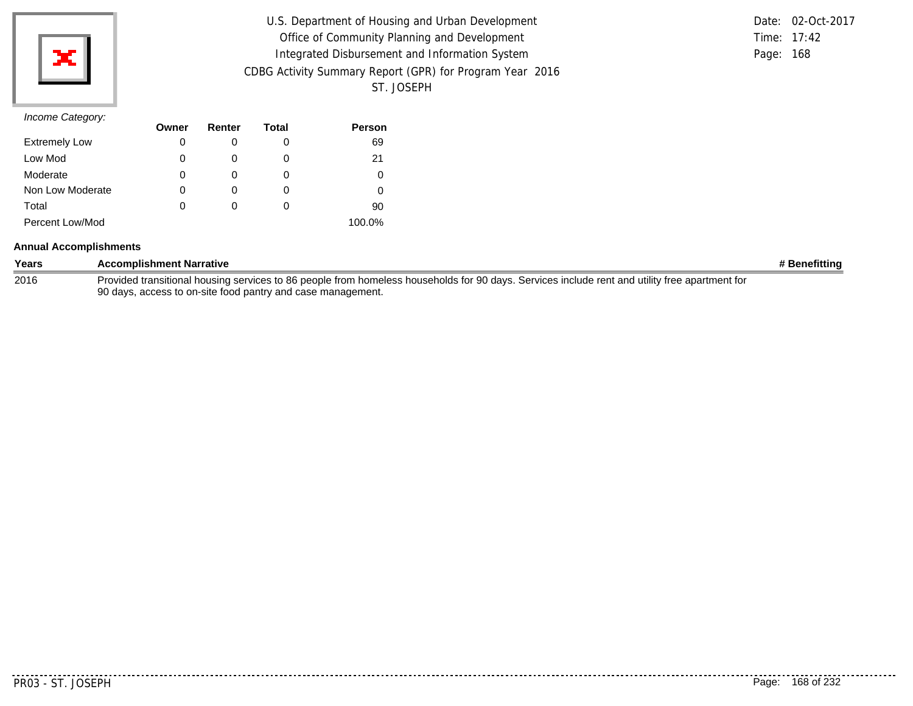*Income Category:*

| | Owner | Renter | Total | Person |
|---|---|---|---|---|
| Extremely Low | 0 | 0 | 0 | 69 |
| Low Mod | 0 | 0 | 0 | 21 |
| Moderate | 0 | 0 | 0 | 0 |
| Non Low Moderate | 0 | 0 | 0 | 0 |
| Total | 0 | 0 | 0 | 90 |
| Percent Low/Mod | | | | 100.0% |

**Annual Accomplishments**

| Years | Accomplishment Narrative | # Benefitting |
|---|---|---|
| 2016 | Provided transitional housing services to 86 people from homeless households for 90 days. Services include rent and utility free apartment for 90 days, access to on-site food pantry and case management. | |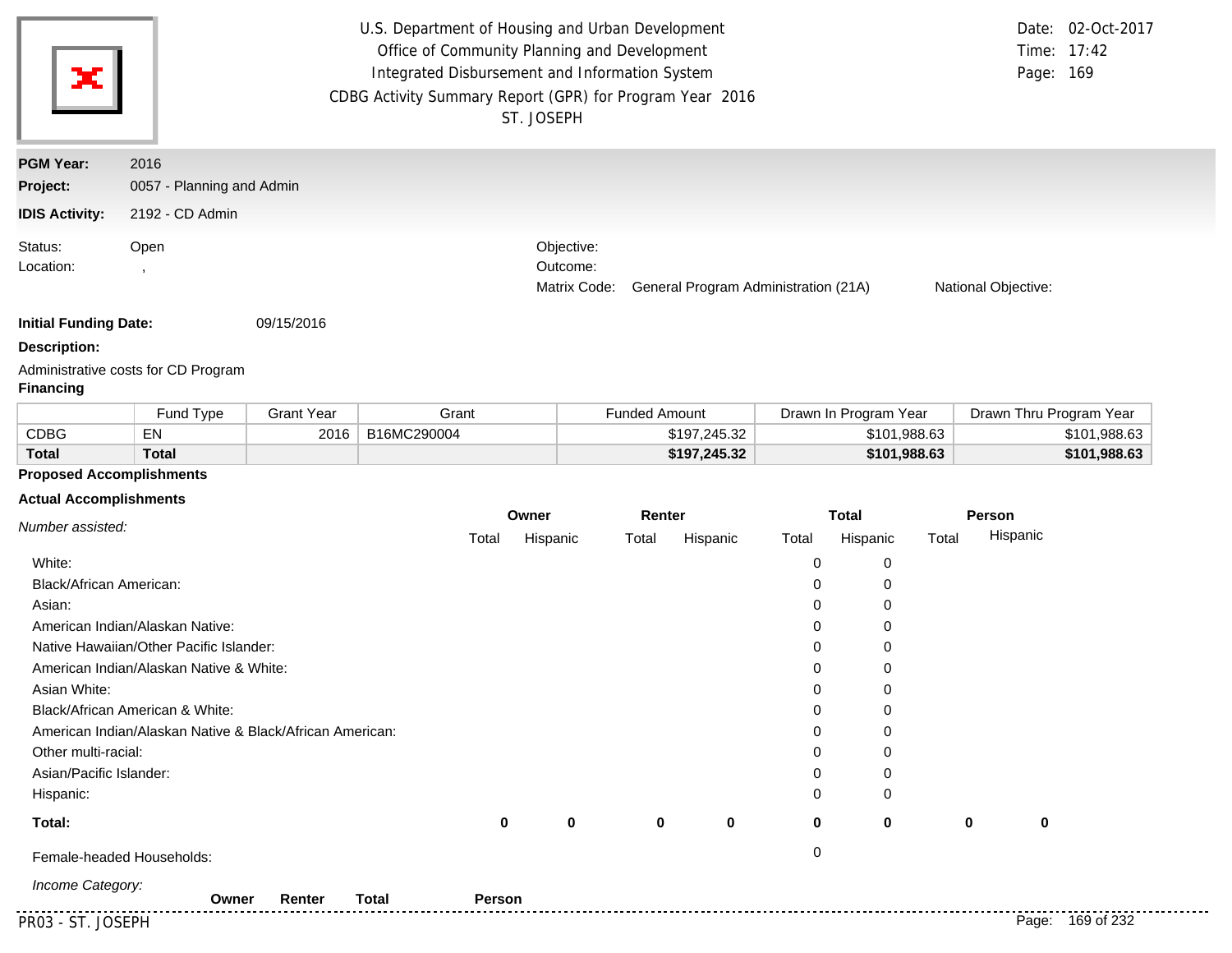U.S. Department of Housing and Urban Development
Office of Community Planning and Development
Integrated Disbursement and Information System
CDBG Activity Summary Report (GPR) for Program Year 2016
ST. JOSEPH

Date: 02-Oct-2017
Time: 17:42
Page: 169

**PGM Year:** 2016
**Project:** 0057 - Planning and Admin
**IDIS Activity:** 2192 - CD Admin

Status: Open
Location: ,

Objective:
Outcome:
Matrix Code: General Program Administration (21A)
National Objective:

**Initial Funding Date:** 09/15/2016

**Description:**

Administrative costs for CD Program

**Financing**

| | Fund Type | Grant Year | Grant | Funded Amount | Drawn In Program Year | Drawn Thru Program Year |
|---|---|---|---|---|---|---|
| CDBG | EN | 2016 | B16MC290004 | $197,245.32 | $101,988.63 | $101,988.63 |
| **Total** | **Total** | | | **$197,245.32** | **$101,988.63** | **$101,988.63** |

**Proposed Accomplishments**

**Actual Accomplishments**

| *Number assisted:* | Owner | | Renter | | Total | | Person | |
|---|---|---|---|---|---|---|---|---|
| | Total | Hispanic | Total | Hispanic | Total | Hispanic | Total | Hispanic |
| White: | | | | | 0 | 0 | | |
| Black/African American: | | | | | 0 | 0 | | |
| Asian: | | | | | 0 | 0 | | |
| American Indian/Alaskan Native: | | | | | 0 | 0 | | |
| Native Hawaiian/Other Pacific Islander: | | | | | 0 | 0 | | |
| American Indian/Alaskan Native & White: | | | | | 0 | 0 | | |
| Asian White: | | | | | 0 | 0 | | |
| Black/African American & White: | | | | | 0 | 0 | | |
| American Indian/Alaskan Native & Black/African American: | | | | | 0 | 0 | | |
| Other multi-racial: | | | | | 0 | 0 | | |
| Asian/Pacific Islander: | | | | | 0 | 0 | | |
| Hispanic: | | | | | 0 | 0 | | |
| **Total:** | **0** | **0** | **0** | **0** | **0** | **0** | **0** | **0** |
| Female-headed Households: | | | | | 0 | | | |

*Income Category:*

| | Owner | Renter | Total | Person |
|---|---|---|---|---|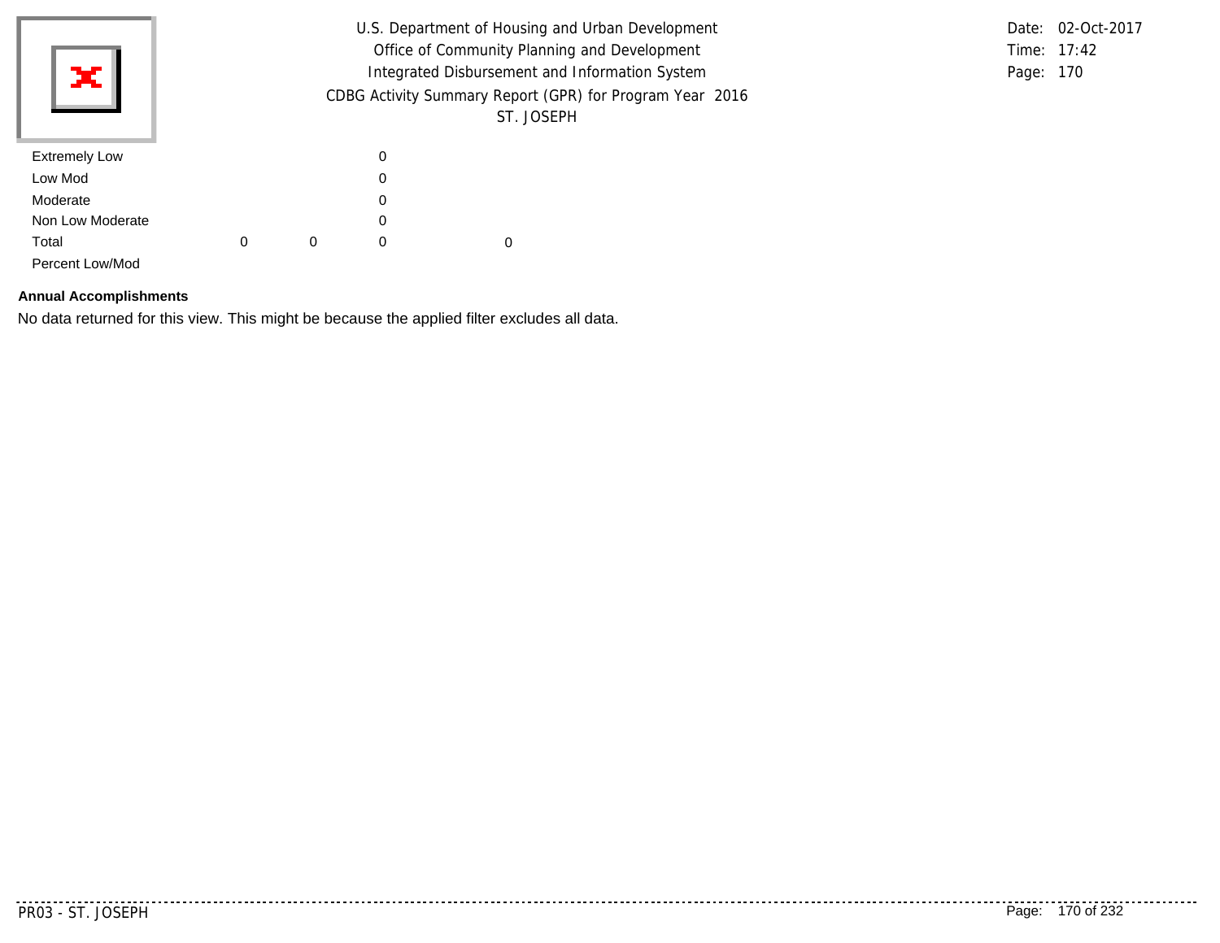| | | | | |
|---|---|---|---|---|
| Extremely Low | | | 0 | |
| Low Mod | | | 0 | |
| Moderate | | | 0 | |
| Non Low Moderate | | | 0 | |
| Total | 0 | 0 | 0 | 0 |
| Percent Low/Mod | | | | |

**Annual Accomplishments**

No data returned for this view. This might be because the applied filter excludes all data.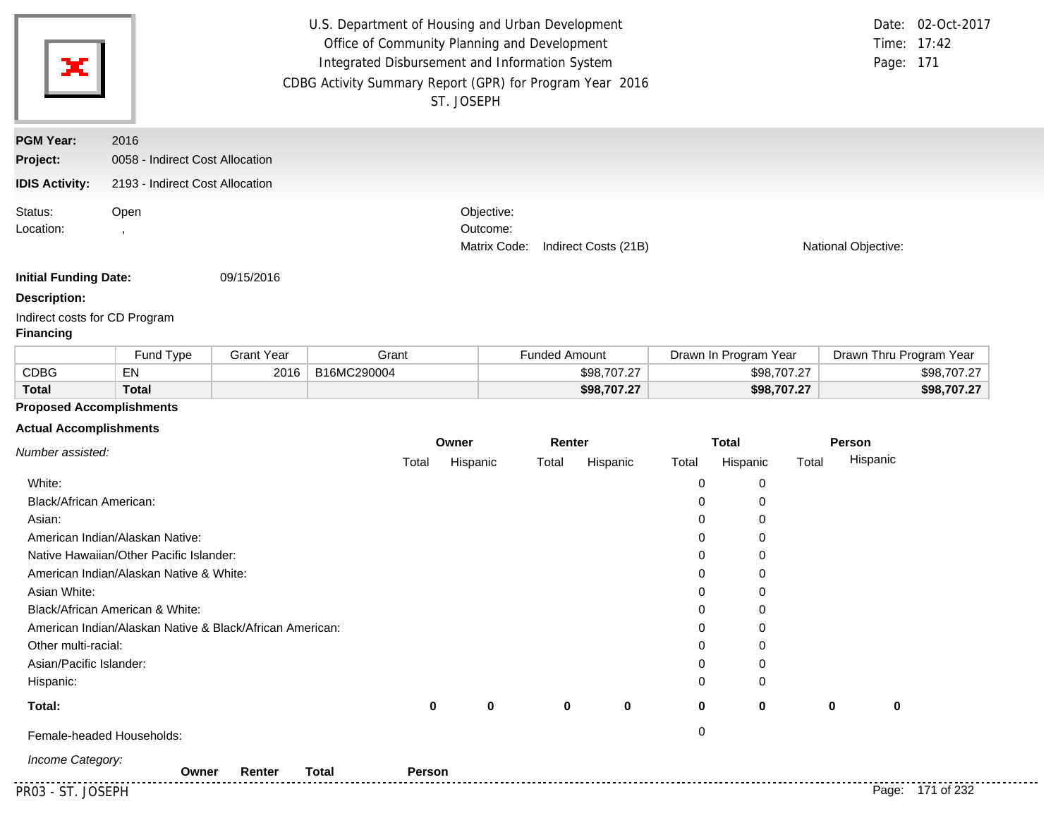U.S. Department of Housing and Urban Development
Office of Community Planning and Development
Integrated Disbursement and Information System
CDBG Activity Summary Report (GPR) for Program Year 2016
ST. JOSEPH

Date: 02-Oct-2017
Time: 17:42

**PGM Year:** 2016
**Project:** 0058 - Indirect Cost Allocation
**IDIS Activity:** 2193 - Indirect Cost Allocation

Status: Open
Location: ,

Objective:
Outcome:
Matrix Code: Indirect Costs (21B)
National Objective:

**Initial Funding Date:** 09/15/2016

**Description:**

Indirect costs for CD Program

**Financing**

| | Fund Type | Grant Year | Grant | Funded Amount | Drawn In Program Year | Drawn Thru Program Year |
|---|---|---|---|---|---|---|
| CDBG | EN | 2016 | B16MC290004 | $98,707.27 | $98,707.27 | $98,707.27 |
| **Total** | **Total** | | | **$98,707.27** | **$98,707.27** | **$98,707.27** |

**Proposed Accomplishments**

**Actual Accomplishments**

| *Number assisted:* | Owner | | Renter | | Total | | Person | |
|---|---|---|---|---|---|---|---|---|
| | Total | Hispanic | Total | Hispanic | Total | Hispanic | Total | Hispanic |
| White: | | | | | 0 | 0 | | |
| Black/African American: | | | | | 0 | 0 | | |
| Asian: | | | | | 0 | 0 | | |
| American Indian/Alaskan Native: | | | | | 0 | 0 | | |
| Native Hawaiian/Other Pacific Islander: | | | | | 0 | 0 | | |
| American Indian/Alaskan Native & White: | | | | | 0 | 0 | | |
| Asian White: | | | | | 0 | 0 | | |
| Black/African American & White: | | | | | 0 | 0 | | |
| American Indian/Alaskan Native & Black/African American: | | | | | 0 | 0 | | |
| Other multi-racial: | | | | | 0 | 0 | | |
| Asian/Pacific Islander: | | | | | 0 | 0 | | |
| Hispanic: | | | | | 0 | 0 | | |
| **Total:** | **0** | **0** | **0** | **0** | **0** | **0** | **0** | **0** |
| Female-headed Households: | | | | | 0 | | | |

*Income Category:*

| | Owner | Renter | Total | Person |
|---|---|---|---|---|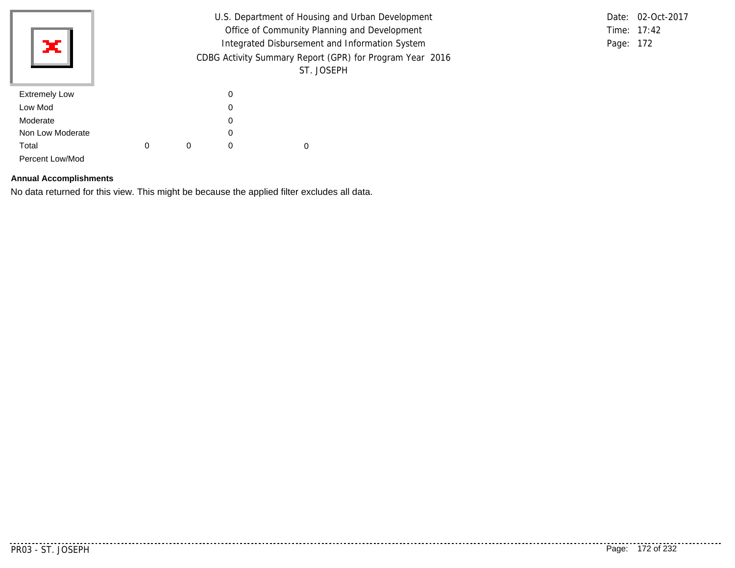U.S. Department of Housing and Urban Development
Office of Community Planning and Development
Integrated Disbursement and Information System
CDBG Activity Summary Report (GPR) for Program Year 2016
ST. JOSEPH

Date: 02-Oct-2017
Time: 17:42

| | | | | |
|---|---|---|---|---|
| Extremely Low | | | 0 | |
| Low Mod | | | 0 | |
| Moderate | | | 0 | |
| Non Low Moderate | | | 0 | |
| Total | 0 | 0 | 0 | 0 |
| Percent Low/Mod | | | | |

**Annual Accomplishments**

No data returned for this view. This might be because the applied filter excludes all data.

PR03 - ST. JOSEPH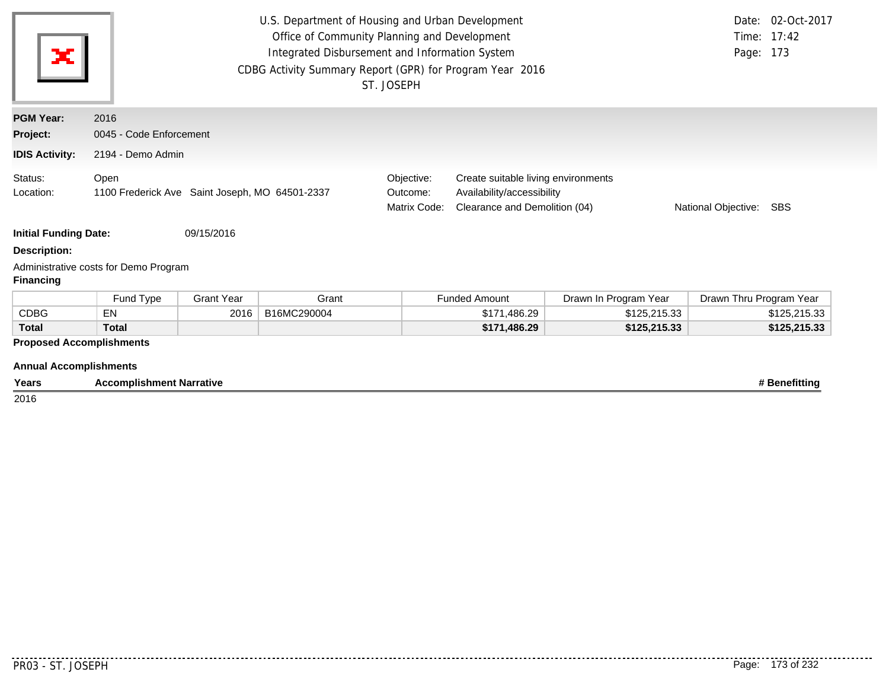U.S. Department of Housing and Urban Development
Office of Community Planning and Development
Integrated Disbursement and Information System
CDBG Activity Summary Report (GPR) for Program Year 2016
ST. JOSEPH

Date: 02-Oct-2017
Time: 17:42
Page: 173

**PGM Year:** 2016
**Project:** 0045 - Code Enforcement
**IDIS Activity:** 2194 - Demo Admin

Status: Open
Location: 1100 Frederick Ave Saint Joseph, MO 64501-2337

Objective: Create suitable living environments
Outcome: Availability/accessibility
Matrix Code: Clearance and Demolition (04)
National Objective: SBS

**Initial Funding Date:** 09/15/2016

**Description:**

Administrative costs for Demo Program

**Financing**

| | Fund Type | Grant Year | Grant | Funded Amount | Drawn In Program Year | Drawn Thru Program Year |
|---|---|---|---|---|---|---|
| CDBG | EN | 2016 | B16MC290004 | $171,486.29 | $125,215.33 | $125,215.33 |
| **Total** | **Total** | | | **$171,486.29** | **$125,215.33** | **$125,215.33** |

**Proposed Accomplishments**

**Annual Accomplishments**

| Years | Accomplishment Narrative | # Benefitting |
|---|---|---|
| 2016 | | |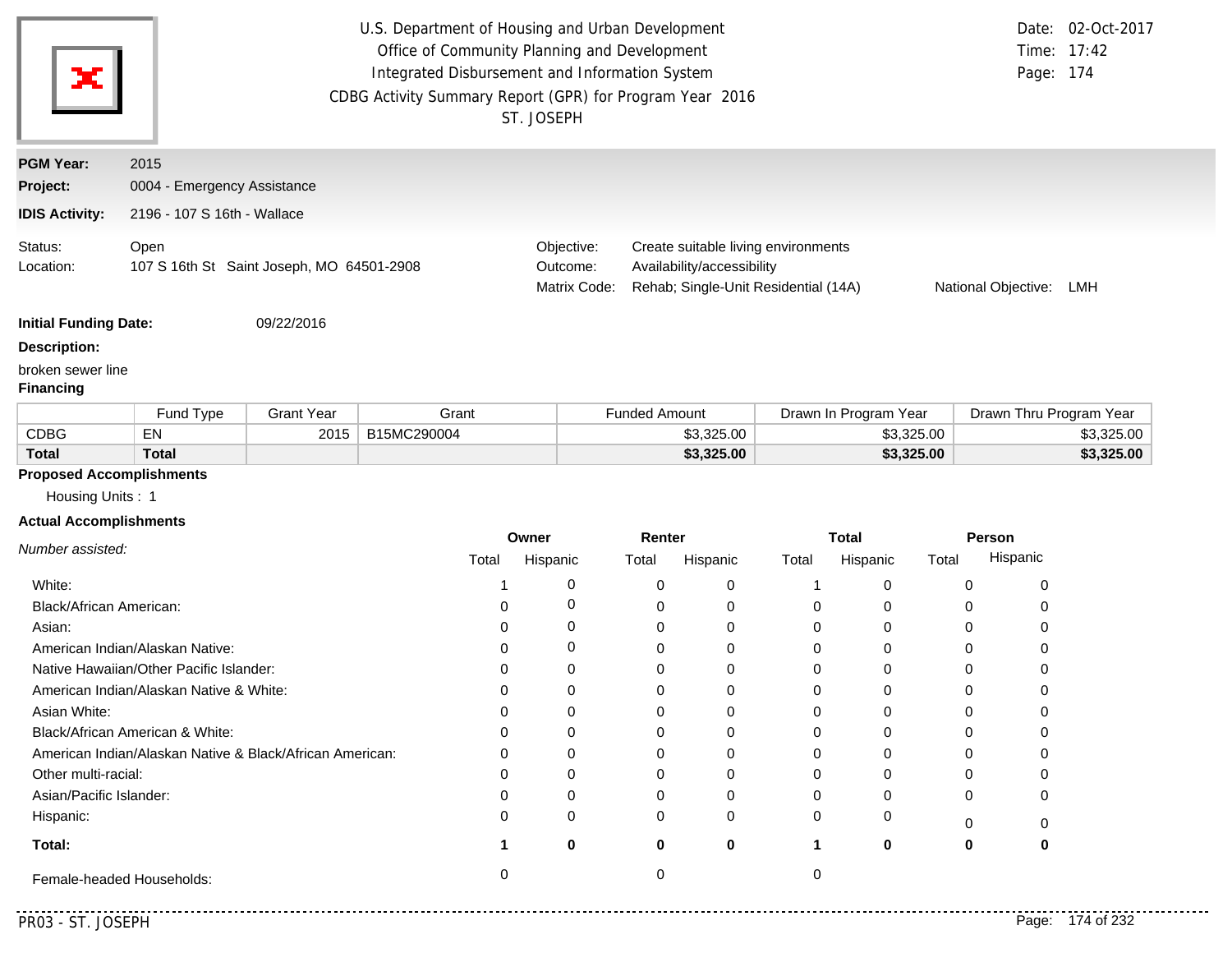U.S. Department of Housing and Urban Development
Office of Community Planning and Development
Integrated Disbursement and Information System
CDBG Activity Summary Report (GPR) for Program Year 2016
ST. JOSEPH

Date: 02-Oct-2017
Time: 17:42

**PGM Year:** 2015

**Project:** 0004 - Emergency Assistance

**IDIS Activity:** 2196 - 107 S 16th - Wallace

Status: Open
Location: 107 S 16th St Saint Joseph, MO 64501-2908

Objective: Create suitable living environments
Outcome: Availability/accessibility
Matrix Code: Rehab; Single-Unit Residential (14A)
National Objective: LMH

**Initial Funding Date:** 09/22/2016

**Description:**

broken sewer line

**Financing**

| | Fund Type | Grant Year | Grant | Funded Amount | Drawn In Program Year | Drawn Thru Program Year |
|---|---|---|---|---|---|---|
| CDBG | EN | 2015 | B15MC290004 | $3,325.00 | $3,325.00 | $3,325.00 |
| **Total** | **Total** | | | **$3,325.00** | **$3,325.00** | **$3,325.00** |

**Proposed Accomplishments**

Housing Units : 1

**Actual Accomplishments**

| *Number assisted:* | Owner | | Renter | | Total | | Person | |
|---|---|---|---|---|---|---|---|---|
| | Total | Hispanic | Total | Hispanic | Total | Hispanic | Total | Hispanic |
| White: | 1 | 0 | 0 | 0 | 1 | 0 | 0 | 0 |
| Black/African American: | 0 | 0 | 0 | 0 | 0 | 0 | 0 | 0 |
| Asian: | 0 | 0 | 0 | 0 | 0 | 0 | 0 | 0 |
| American Indian/Alaskan Native: | 0 | 0 | 0 | 0 | 0 | 0 | 0 | 0 |
| Native Hawaiian/Other Pacific Islander: | 0 | 0 | 0 | 0 | 0 | 0 | 0 | 0 |
| American Indian/Alaskan Native & White: | 0 | 0 | 0 | 0 | 0 | 0 | 0 | 0 |
| Asian White: | 0 | 0 | 0 | 0 | 0 | 0 | 0 | 0 |
| Black/African American & White: | 0 | 0 | 0 | 0 | 0 | 0 | 0 | 0 |
| American Indian/Alaskan Native & Black/African American: | 0 | 0 | 0 | 0 | 0 | 0 | 0 | 0 |
| Other multi-racial: | 0 | 0 | 0 | 0 | 0 | 0 | 0 | 0 |
| Asian/Pacific Islander: | 0 | 0 | 0 | 0 | 0 | 0 | 0 | 0 |
| Hispanic: | 0 | 0 | 0 | 0 | 0 | 0 | 0 | 0 |
| **Total:** | **1** | **0** | **0** | **0** | **1** | **0** | **0** | **0** |
| Female-headed Households: | 0 | | 0 | | 0 | | | |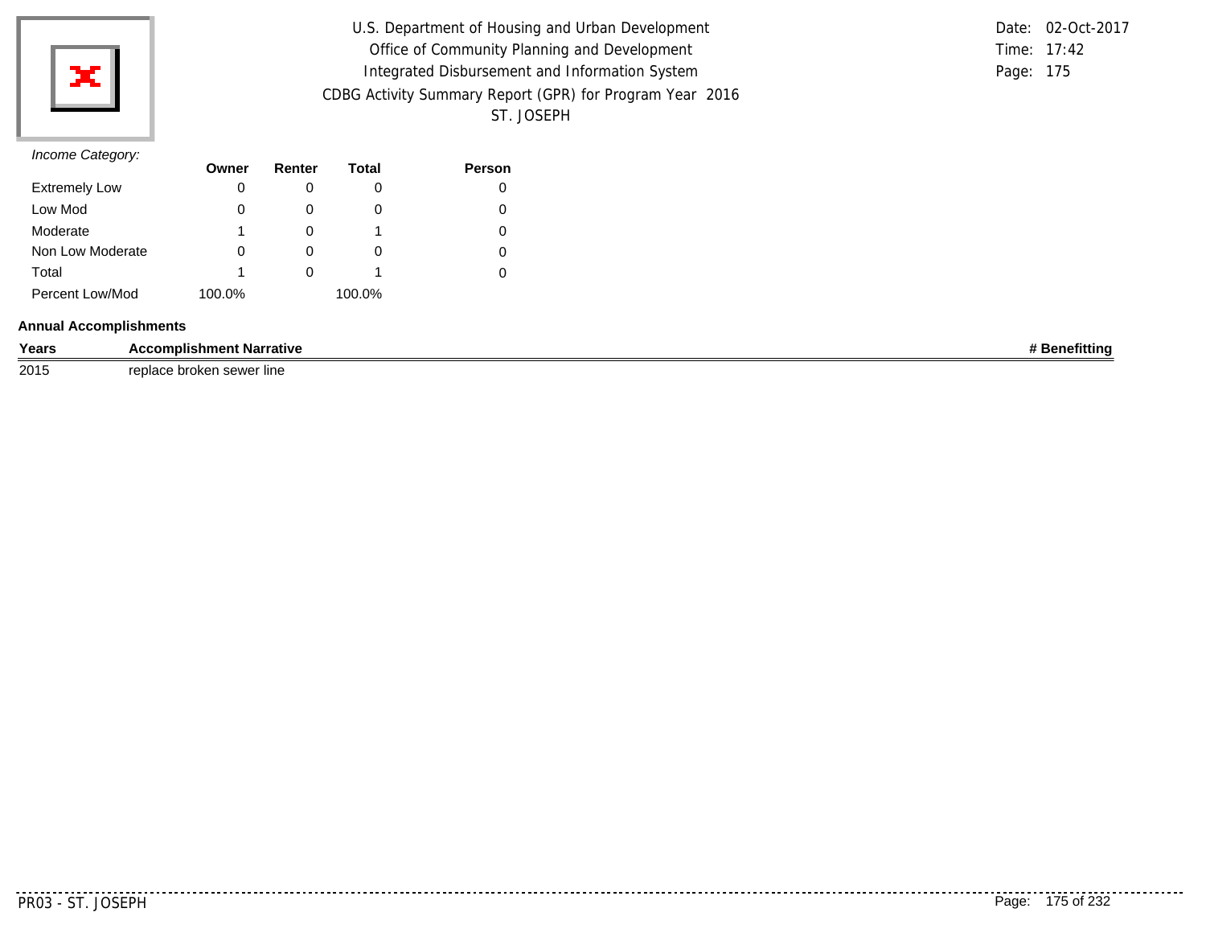*Income Category:*

| | Owner | Renter | Total | Person |
|---|---|---|---|---|
| Extremely Low | 0 | 0 | 0 | 0 |
| Low Mod | 0 | 0 | 0 | 0 |
| Moderate | 1 | 0 | 1 | 0 |
| Non Low Moderate | 0 | 0 | 0 | 0 |
| Total | 1 | 0 | 1 | 0 |
| Percent Low/Mod | 100.0% | | 100.0% | |

**Annual Accomplishments**

| Years | Accomplishment Narrative | # Benefitting |
|---|---|---|
| 2015 | replace broken sewer line | |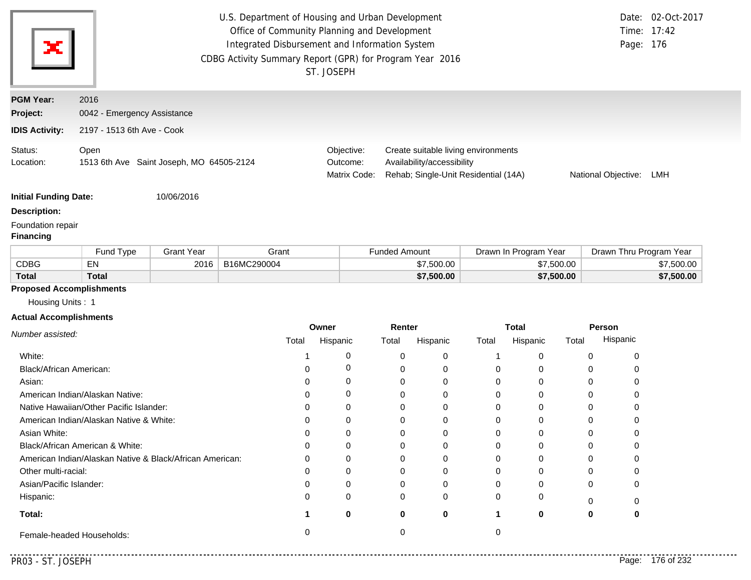U.S. Department of Housing and Urban Development
Office of Community Planning and Development
Integrated Disbursement and Information System
CDBG Activity Summary Report (GPR) for Program Year 2016
ST. JOSEPH

Date: 02-Oct-2017
Time: 17:42
Page: 176

**PGM Year:** 2016
**Project:** 0042 - Emergency Assistance
**IDIS Activity:** 2197 - 1513 6th Ave - Cook

Status: Open
Location: 1513 6th Ave Saint Joseph, MO 64505-2124

Objective: Create suitable living environments
Outcome: Availability/accessibility
Matrix Code: Rehab; Single-Unit Residential (14A)
National Objective: LMH

**Initial Funding Date:** 10/06/2016

**Description:**

Foundation repair

**Financing**

| | Fund Type | Grant Year | Grant | Funded Amount | Drawn In Program Year | Drawn Thru Program Year |
|---|---|---|---|---|---|---|
| CDBG | EN | 2016 | B16MC290004 | $7,500.00 | $7,500.00 | $7,500.00 |
| **Total** | **Total** | | | **$7,500.00** | **$7,500.00** | **$7,500.00** |

**Proposed Accomplishments**

Housing Units : 1

**Actual Accomplishments**

| *Number assisted:* | Owner | | Renter | | Total | | Person | |
|---|---|---|---|---|---|---|---|---|
| | Total | Hispanic | Total | Hispanic | Total | Hispanic | Total | Hispanic |
| White: | 1 | 0 | 0 | 0 | 1 | 0 | 0 | 0 |
| Black/African American: | 0 | 0 | 0 | 0 | 0 | 0 | 0 | 0 |
| Asian: | 0 | 0 | 0 | 0 | 0 | 0 | 0 | 0 |
| American Indian/Alaskan Native: | 0 | 0 | 0 | 0 | 0 | 0 | 0 | 0 |
| Native Hawaiian/Other Pacific Islander: | 0 | 0 | 0 | 0 | 0 | 0 | 0 | 0 |
| American Indian/Alaskan Native & White: | 0 | 0 | 0 | 0 | 0 | 0 | 0 | 0 |
| Asian White: | 0 | 0 | 0 | 0 | 0 | 0 | 0 | 0 |
| Black/African American & White: | 0 | 0 | 0 | 0 | 0 | 0 | 0 | 0 |
| American Indian/Alaskan Native & Black/African American: | 0 | 0 | 0 | 0 | 0 | 0 | 0 | 0 |
| Other multi-racial: | 0 | 0 | 0 | 0 | 0 | 0 | 0 | 0 |
| Asian/Pacific Islander: | 0 | 0 | 0 | 0 | 0 | 0 | 0 | 0 |
| Hispanic: | 0 | 0 | 0 | 0 | 0 | 0 | 0 | 0 |
| **Total:** | **1** | **0** | **0** | **0** | **1** | **0** | **0** | **0** |
| Female-headed Households: | 0 | | 0 | | 0 | | | |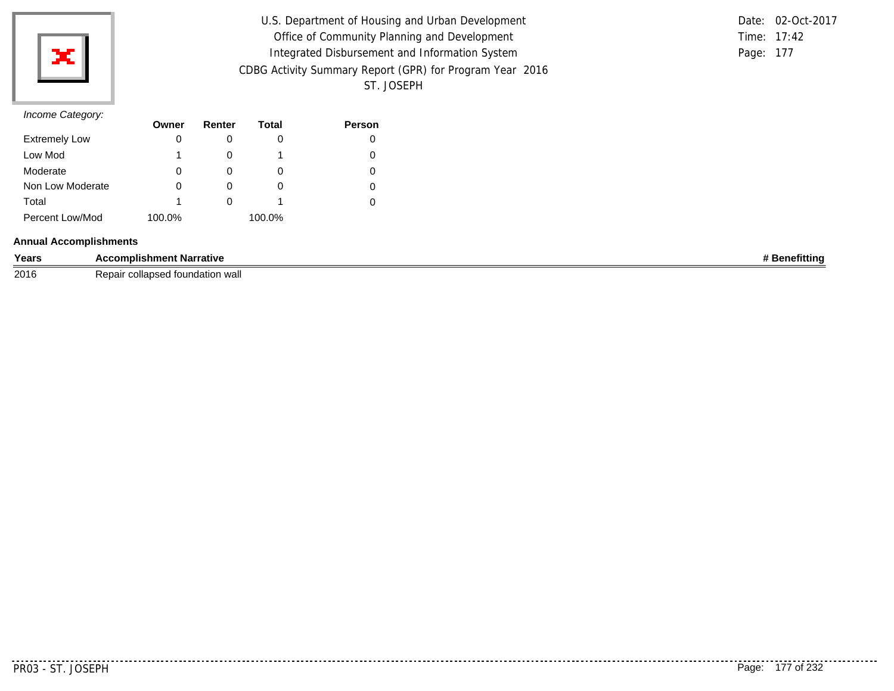U.S. Department of Housing and Urban Development
Office of Community Planning and Development
Integrated Disbursement and Information System
CDBG Activity Summary Report (GPR) for Program Year 2016
ST. JOSEPH

Date: 02-Oct-2017
Time: 17:42
Page: 177

*Income Category:*

| | Owner | Renter | Total | Person |
|---|---|---|---|---|
| Extremely Low | 0 | 0 | 0 | 0 |
| Low Mod | 1 | 0 | 1 | 0 |
| Moderate | 0 | 0 | 0 | 0 |
| Non Low Moderate | 0 | 0 | 0 | 0 |
| Total | 1 | 0 | 1 | 0 |
| Percent Low/Mod | 100.0% | | 100.0% | |

**Annual Accomplishments**

| Years | Accomplishment Narrative | # Benefitting |
|---|---|---|
| 2016 | Repair collapsed foundation wall | |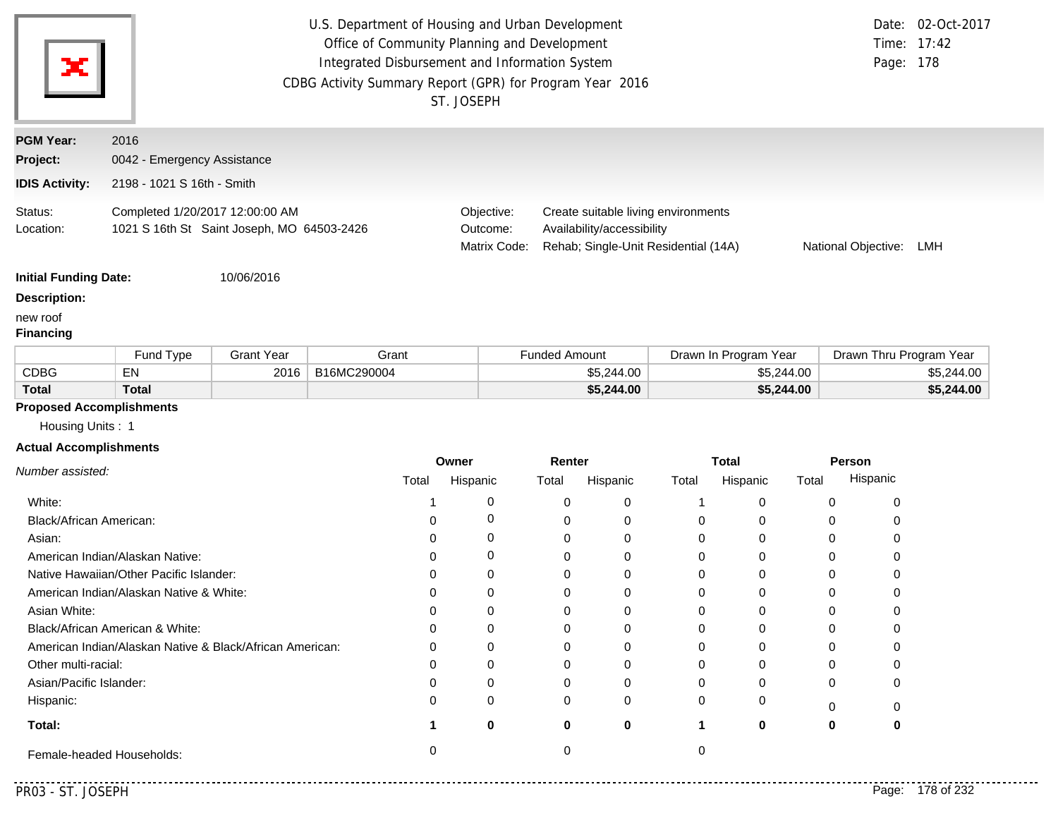U.S. Department of Housing and Urban Development
Office of Community Planning and Development
Integrated Disbursement and Information System
CDBG Activity Summary Report (GPR) for Program Year 2016
ST. JOSEPH

Date: 02-Oct-2017
Time: 17:42
Page: 178

**PGM Year:** 2016
**Project:** 0042 - Emergency Assistance
**IDIS Activity:** 2198 - 1021 S 16th - Smith

Status: Completed 1/20/2017 12:00:00 AM
Location: 1021 S 16th St Saint Joseph, MO 64503-2426

Objective: Create suitable living environments
Outcome: Availability/accessibility
Matrix Code: Rehab; Single-Unit Residential (14A)
National Objective: LMH

**Initial Funding Date:** 10/06/2016

**Description:**

new roof

**Financing**

| | Fund Type | Grant Year | Grant | Funded Amount | Drawn In Program Year | Drawn Thru Program Year |
|---|---|---|---|---|---|---|
| CDBG | EN | 2016 | B16MC290004 | $5,244.00 | $5,244.00 | $5,244.00 |
| **Total** | **Total** | | | **$5,244.00** | **$5,244.00** | **$5,244.00** |

**Proposed Accomplishments**

Housing Units : 1

**Actual Accomplishments**

| *Number assisted:* | Owner | | Renter | | Total | | Person | |
|---|---|---|---|---|---|---|---|---|
| | Total | Hispanic | Total | Hispanic | Total | Hispanic | Total | Hispanic |
| White: | 1 | 0 | 0 | 0 | 1 | 0 | 0 | 0 |
| Black/African American: | 0 | 0 | 0 | 0 | 0 | 0 | 0 | 0 |
| Asian: | 0 | 0 | 0 | 0 | 0 | 0 | 0 | 0 |
| American Indian/Alaskan Native: | 0 | 0 | 0 | 0 | 0 | 0 | 0 | 0 |
| Native Hawaiian/Other Pacific Islander: | 0 | 0 | 0 | 0 | 0 | 0 | 0 | 0 |
| American Indian/Alaskan Native & White: | 0 | 0 | 0 | 0 | 0 | 0 | 0 | 0 |
| Asian White: | 0 | 0 | 0 | 0 | 0 | 0 | 0 | 0 |
| Black/African American & White: | 0 | 0 | 0 | 0 | 0 | 0 | 0 | 0 |
| American Indian/Alaskan Native & Black/African American: | 0 | 0 | 0 | 0 | 0 | 0 | 0 | 0 |
| Other multi-racial: | 0 | 0 | 0 | 0 | 0 | 0 | 0 | 0 |
| Asian/Pacific Islander: | 0 | 0 | 0 | 0 | 0 | 0 | 0 | 0 |
| Hispanic: | 0 | 0 | 0 | 0 | 0 | 0 | 0 | 0 |
| **Total:** | **1** | **0** | **0** | **0** | **1** | **0** | **0** | **0** |
| Female-headed Households: | 0 | | 0 | | 0 | | | |

PR03 - ST. JOSEPH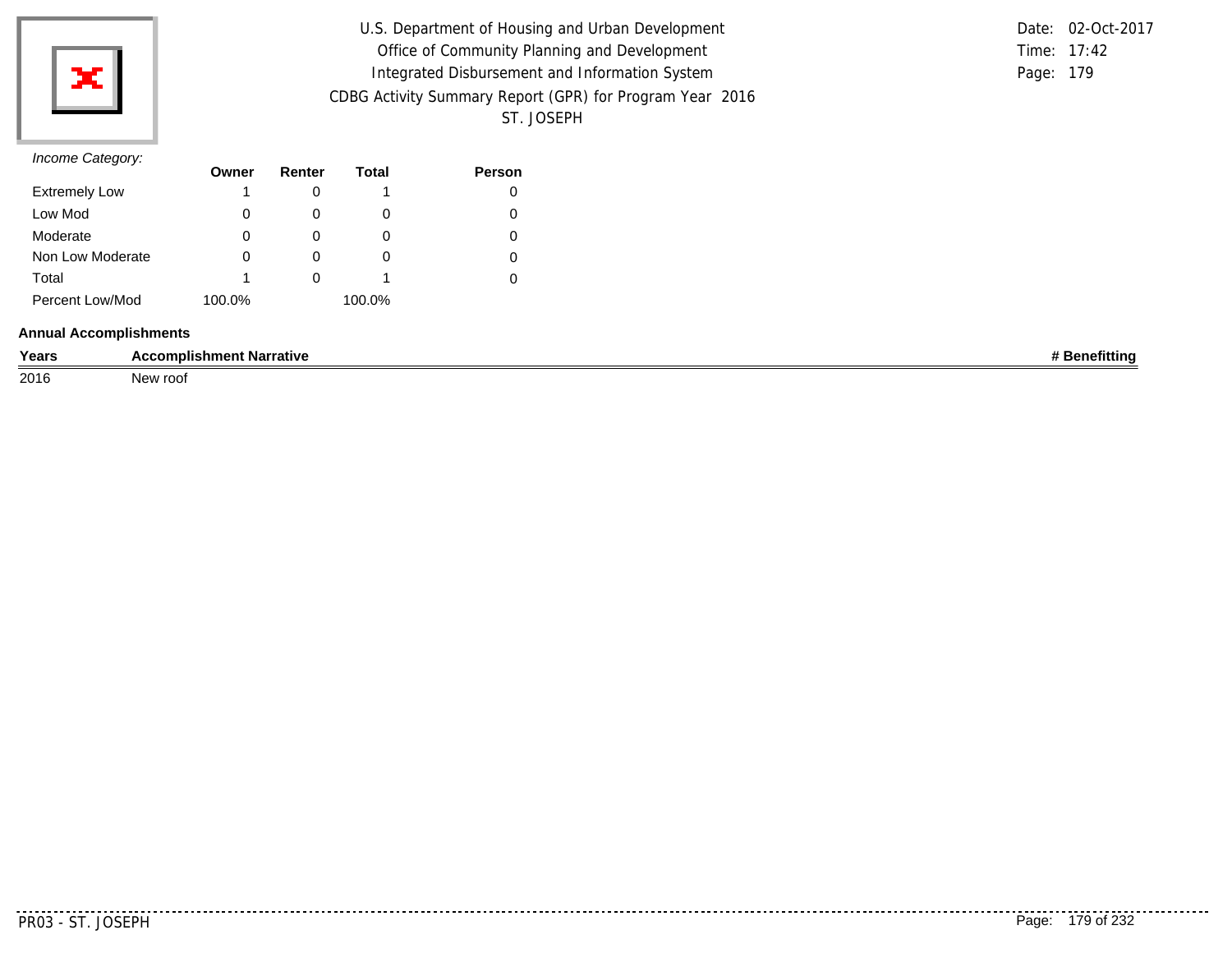*Income Category:*

| | Owner | Renter | Total | Person |
|---|---|---|---|---|
| Extremely Low | 1 | 0 | 1 | 0 |
| Low Mod | 0 | 0 | 0 | 0 |
| Moderate | 0 | 0 | 0 | 0 |
| Non Low Moderate | 0 | 0 | 0 | 0 |
| Total | 1 | 0 | 1 | 0 |
| Percent Low/Mod | 100.0% | | 100.0% | |

**Annual Accomplishments**

| Years | Accomplishment Narrative | # Benefitting |
|---|---|---|
| 2016 | New roof | |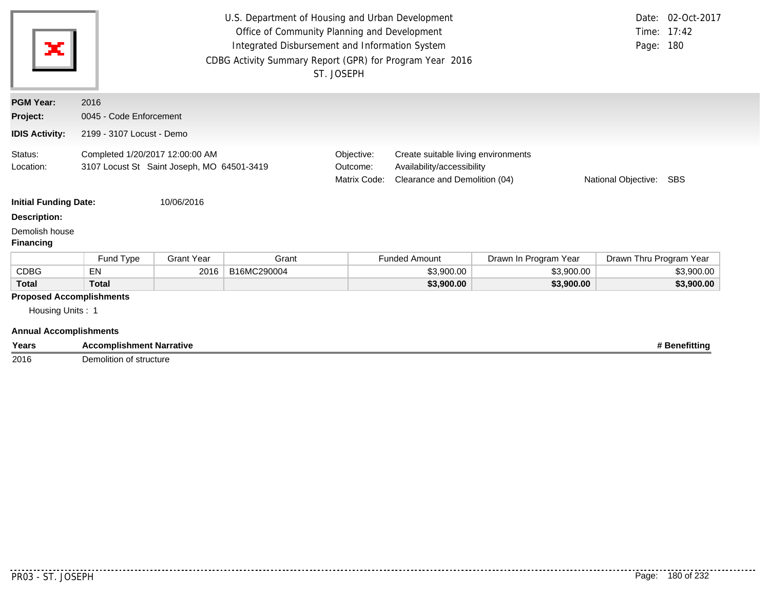U.S. Department of Housing and Urban Development
Office of Community Planning and Development
Integrated Disbursement and Information System
CDBG Activity Summary Report (GPR) for Program Year 2016
ST. JOSEPH

Date: 02-Oct-2017
Time: 17:42
Page: 180

**PGM Year:** 2016
**Project:** 0045 - Code Enforcement
**IDIS Activity:** 2199 - 3107 Locust - Demo

Status: Completed 1/20/2017 12:00:00 AM
Location: 3107 Locust St Saint Joseph, MO 64501-3419

Objective: Create suitable living environments
Outcome: Availability/accessibility
Matrix Code: Clearance and Demolition (04)
National Objective: SBS

**Initial Funding Date:** 10/06/2016

**Description:**

Demolish house

**Financing**

| | Fund Type | Grant Year | Grant | Funded Amount | Drawn In Program Year | Drawn Thru Program Year |
|---|---|---|---|---|---|---|
| CDBG | EN | 2016 | B16MC290004 | $3,900.00 | $3,900.00 | $3,900.00 |
| **Total** | **Total** | | | **$3,900.00** | **$3,900.00** | **$3,900.00** |

**Proposed Accomplishments**

Housing Units : 1

**Annual Accomplishments**

| Years | Accomplishment Narrative | # Benefitting |
|---|---|---|
| 2016 | Demolition of structure | |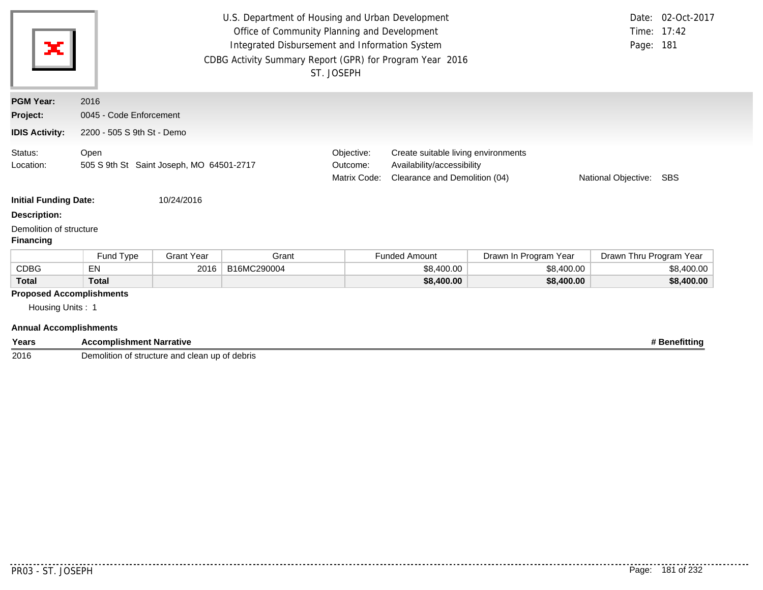U.S. Department of Housing and Urban Development
Office of Community Planning and Development
Integrated Disbursement and Information System
CDBG Activity Summary Report (GPR) for Program Year 2016
ST. JOSEPH

Date: 02-Oct-2017
Time: 17:42
Page: 181

**PGM Year:** 2016
**Project:** 0045 - Code Enforcement
**IDIS Activity:** 2200 - 505 S 9th St - Demo

Status: Open
Location: 505 S 9th St Saint Joseph, MO 64501-2717

Objective: Create suitable living environments
Outcome: Availability/accessibility
Matrix Code: Clearance and Demolition (04)
National Objective: SBS

**Initial Funding Date:** 10/24/2016

**Description:**

Demolition of structure

**Financing**

| | Fund Type | Grant Year | Grant | Funded Amount | Drawn In Program Year | Drawn Thru Program Year |
|---|---|---|---|---|---|---|
| CDBG | EN | 2016 | B16MC290004 | $8,400.00 | $8,400.00 | $8,400.00 |
| **Total** | **Total** | | | **$8,400.00** | **$8,400.00** | **$8,400.00** |

**Proposed Accomplishments**

Housing Units : 1

**Annual Accomplishments**

| Years | Accomplishment Narrative | # Benefitting |
|---|---|---|
| 2016 | Demolition of structure and clean up of debris | |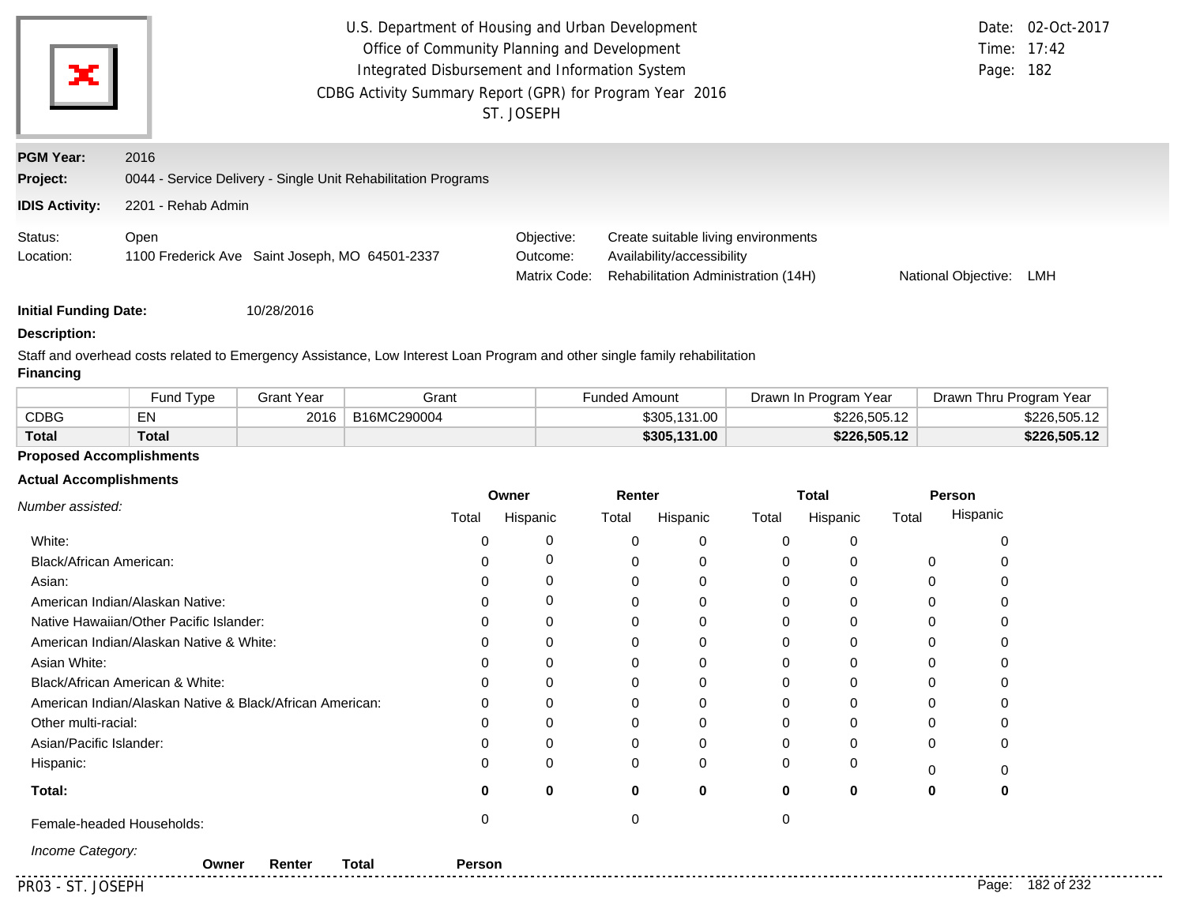U.S. Department of Housing and Urban Development
Office of Community Planning and Development
Integrated Disbursement and Information System
CDBG Activity Summary Report (GPR) for Program Year 2016
ST. JOSEPH

Date: 02-Oct-2017
Time: 17:42

**PGM Year:** 2016
**Project:** 0044 - Service Delivery - Single Unit Rehabilitation Programs
**IDIS Activity:** 2201 - Rehab Admin

Status: Open
Location: 1100 Frederick Ave Saint Joseph, MO 64501-2337

Objective: Create suitable living environments
Outcome: Availability/accessibility
Matrix Code: Rehabilitation Administration (14H)
National Objective: LMH

**Initial Funding Date:** 10/28/2016

**Description:**

Staff and overhead costs related to Emergency Assistance, Low Interest Loan Program and other single family rehabilitation

**Financing**

| | Fund Type | Grant Year | Grant | Funded Amount | Drawn In Program Year | Drawn Thru Program Year |
|---|---|---|---|---|---|---|
| CDBG | EN | 2016 | B16MC290004 | $305,131.00 | $226,505.12 | $226,505.12 |
| **Total** | **Total** | | | **$305,131.00** | **$226,505.12** | **$226,505.12** |

**Proposed Accomplishments**

**Actual Accomplishments**

| *Number assisted:* | Owner | | Renter | | Total | | Person | |
|---|---|---|---|---|---|---|---|---|
| | Total | Hispanic | Total | Hispanic | Total | Hispanic | Total | Hispanic |
| White: | 0 | 0 | 0 | 0 | 0 | 0 | | 0 |
| Black/African American: | 0 | 0 | 0 | 0 | 0 | 0 | 0 | 0 |
| Asian: | 0 | 0 | 0 | 0 | 0 | 0 | 0 | 0 |
| American Indian/Alaskan Native: | 0 | 0 | 0 | 0 | 0 | 0 | 0 | 0 |
| Native Hawaiian/Other Pacific Islander: | 0 | 0 | 0 | 0 | 0 | 0 | 0 | 0 |
| American Indian/Alaskan Native & White: | 0 | 0 | 0 | 0 | 0 | 0 | 0 | 0 |
| Asian White: | 0 | 0 | 0 | 0 | 0 | 0 | 0 | 0 |
| Black/African American & White: | 0 | 0 | 0 | 0 | 0 | 0 | 0 | 0 |
| American Indian/Alaskan Native & Black/African American: | 0 | 0 | 0 | 0 | 0 | 0 | 0 | 0 |
| Other multi-racial: | 0 | 0 | 0 | 0 | 0 | 0 | 0 | 0 |
| Asian/Pacific Islander: | 0 | 0 | 0 | 0 | 0 | 0 | 0 | 0 |
| Hispanic: | 0 | 0 | 0 | 0 | 0 | 0 | 0 | 0 |
| **Total:** | **0** | **0** | **0** | **0** | **0** | **0** | **0** | **0** |
| Female-headed Households: | 0 | | 0 | | 0 | | | |

*Income Category:*

| | Owner | Renter | Total | Person |
|---|---|---|---|---|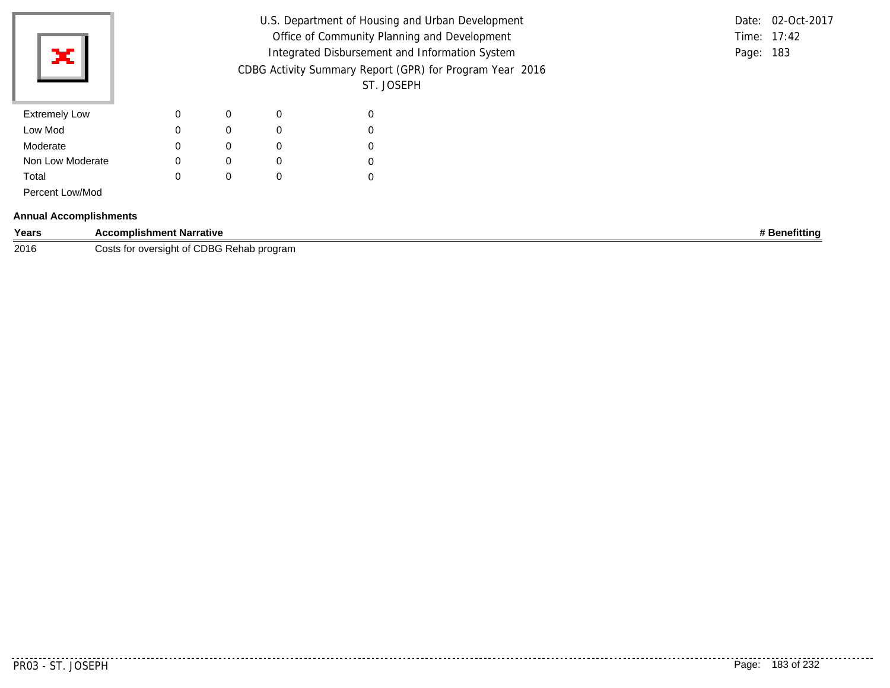| | | | | |
|---|---|---|---|---|
| Extremely Low | 0 | 0 | 0 | 0 |
| Low Mod | 0 | 0 | 0 | 0 |
| Moderate | 0 | 0 | 0 | 0 |
| Non Low Moderate | 0 | 0 | 0 | 0 |
| Total | 0 | 0 | 0 | 0 |
| Percent Low/Mod | | | | |

**Annual Accomplishments**

| Years | Accomplishment Narrative | # Benefitting |
|---|---|---|
| 2016 | Costs for oversight of CDBG Rehab program | |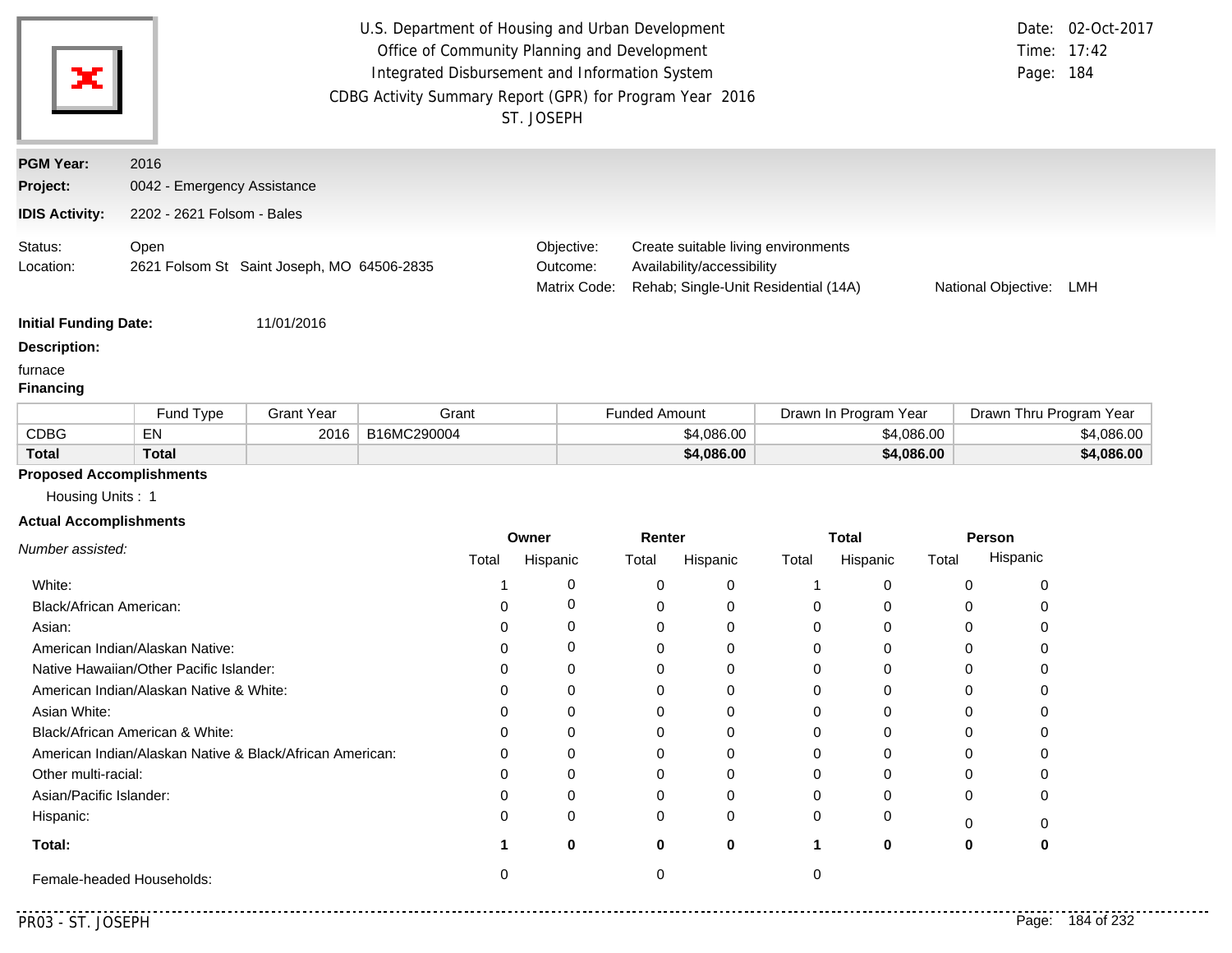U.S. Department of Housing and Urban Development
Office of Community Planning and Development
Integrated Disbursement and Information System
CDBG Activity Summary Report (GPR) for Program Year 2016
ST. JOSEPH

Date: 02-Oct-2017
Time: 17:42

**PGM Year:** 2016

**Project:** 0042 - Emergency Assistance

**IDIS Activity:** 2202 - 2621 Folsom - Bales

Status: Open
Location: 2621 Folsom St Saint Joseph, MO 64506-2835

Objective: Create suitable living environments
Outcome: Availability/accessibility
Matrix Code: Rehab; Single-Unit Residential (14A)
National Objective: LMH

**Initial Funding Date:** 11/01/2016

**Description:**

furnace

**Financing**

| | Fund Type | Grant Year | Grant | Funded Amount | Drawn In Program Year | Drawn Thru Program Year |
|---|---|---|---|---|---|---|
| CDBG | EN | 2016 | B16MC290004 | $4,086.00 | $4,086.00 | $4,086.00 |
| **Total** | **Total** | | | **$4,086.00** | **$4,086.00** | **$4,086.00** |

**Proposed Accomplishments**

Housing Units : 1

**Actual Accomplishments**

| *Number assisted:* | Owner | | Renter | | Total | | Person | |
|---|---|---|---|---|---|---|---|---|
| | Total | Hispanic | Total | Hispanic | Total | Hispanic | Total | Hispanic |
| White: | 1 | 0 | 0 | 0 | 1 | 0 | 0 | 0 |
| Black/African American: | 0 | 0 | 0 | 0 | 0 | 0 | 0 | 0 |
| Asian: | 0 | 0 | 0 | 0 | 0 | 0 | 0 | 0 |
| American Indian/Alaskan Native: | 0 | 0 | 0 | 0 | 0 | 0 | 0 | 0 |
| Native Hawaiian/Other Pacific Islander: | 0 | 0 | 0 | 0 | 0 | 0 | 0 | 0 |
| American Indian/Alaskan Native & White: | 0 | 0 | 0 | 0 | 0 | 0 | 0 | 0 |
| Asian White: | 0 | 0 | 0 | 0 | 0 | 0 | 0 | 0 |
| Black/African American & White: | 0 | 0 | 0 | 0 | 0 | 0 | 0 | 0 |
| American Indian/Alaskan Native & Black/African American: | 0 | 0 | 0 | 0 | 0 | 0 | 0 | 0 |
| Other multi-racial: | 0 | 0 | 0 | 0 | 0 | 0 | 0 | 0 |
| Asian/Pacific Islander: | 0 | 0 | 0 | 0 | 0 | 0 | 0 | 0 |
| Hispanic: | 0 | 0 | 0 | 0 | 0 | 0 | 0 | 0 |
| **Total:** | **1** | **0** | **0** | **0** | **1** | **0** | **0** | **0** |
| Female-headed Households: | 0 | | 0 | | 0 | | | |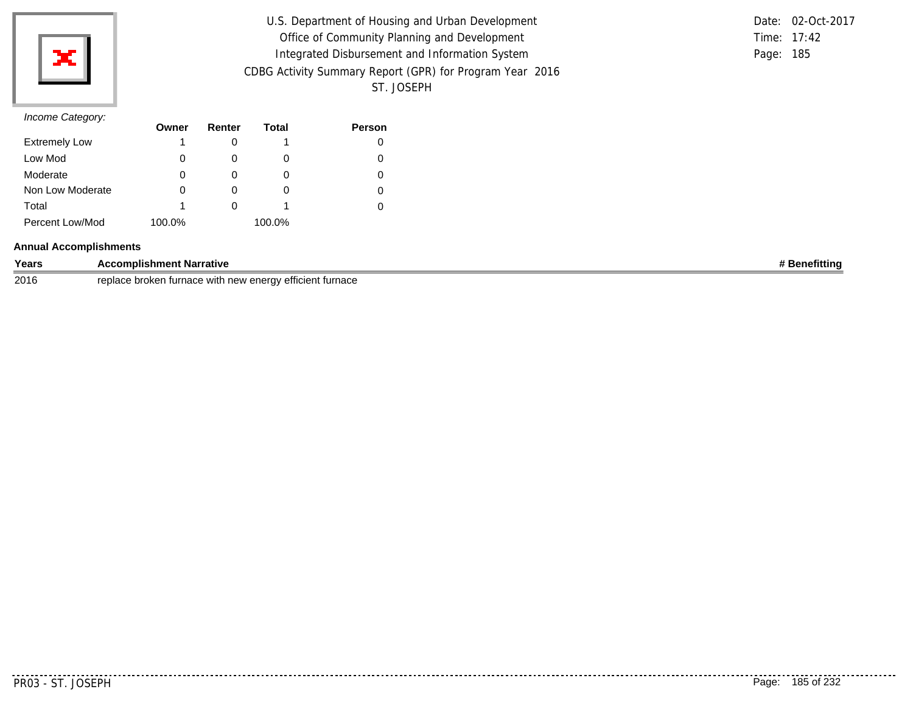U.S. Department of Housing and Urban Development
Office of Community Planning and Development
Integrated Disbursement and Information System
CDBG Activity Summary Report (GPR) for Program Year 2016
ST. JOSEPH

Date: 02-Oct-2017
Time: 17:42
Page: 185

*Income Category:*

| | Owner | Renter | Total | Person |
|---|---|---|---|---|
| Extremely Low | 1 | 0 | 1 | 0 |
| Low Mod | 0 | 0 | 0 | 0 |
| Moderate | 0 | 0 | 0 | 0 |
| Non Low Moderate | 0 | 0 | 0 | 0 |
| Total | 1 | 0 | 1 | 0 |
| Percent Low/Mod | 100.0% | | 100.0% | |

**Annual Accomplishments**

| Years | Accomplishment Narrative | # Benefitting |
|---|---|---|
| 2016 | replace broken furnace with new energy efficient furnace | |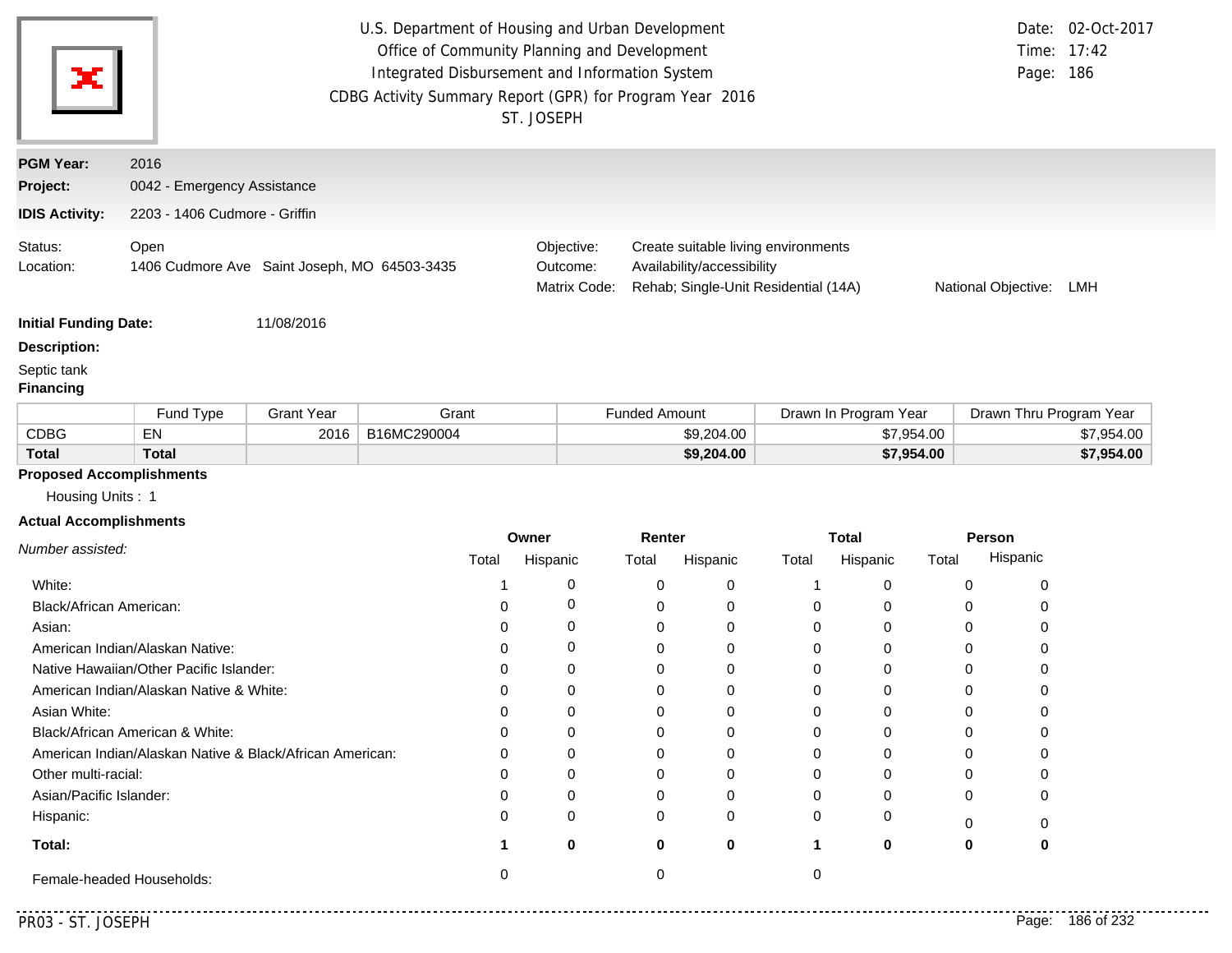U.S. Department of Housing and Urban Development
Office of Community Planning and Development
Integrated Disbursement and Information System
CDBG Activity Summary Report (GPR) for Program Year 2016
ST. JOSEPH

Date: 02-Oct-2017
Time: 17:42
Page: 186

**PGM Year:** 2016
**Project:** 0042 - Emergency Assistance
**IDIS Activity:** 2203 - 1406 Cudmore - Griffin

Status: Open
Location: 1406 Cudmore Ave Saint Joseph, MO 64503-3435

Objective: Create suitable living environments
Outcome: Availability/accessibility
Matrix Code: Rehab; Single-Unit Residential (14A)
National Objective: LMH

**Initial Funding Date:** 11/08/2016

**Description:**

Septic tank

**Financing**

| | Fund Type | Grant Year | Grant | Funded Amount | Drawn In Program Year | Drawn Thru Program Year |
|---|---|---|---|---|---|---|
| CDBG | EN | 2016 | B16MC290004 | $9,204.00 | $7,954.00 | $7,954.00 |
| **Total** | **Total** | | | **$9,204.00** | **$7,954.00** | **$7,954.00** |

**Proposed Accomplishments**

Housing Units : 1

**Actual Accomplishments**

| *Number assisted:* | Owner Total | Owner Hispanic | Renter Total | Renter Hispanic | Total Total | Total Hispanic | Person Total | Person Hispanic |
|---|---|---|---|---|---|---|---|---|
| White: | 1 | 0 | 0 | 0 | 1 | 0 | 0 | 0 |
| Black/African American: | 0 | 0 | 0 | 0 | 0 | 0 | 0 | 0 |
| Asian: | 0 | 0 | 0 | 0 | 0 | 0 | 0 | 0 |
| American Indian/Alaskan Native: | 0 | 0 | 0 | 0 | 0 | 0 | 0 | 0 |
| Native Hawaiian/Other Pacific Islander: | 0 | 0 | 0 | 0 | 0 | 0 | 0 | 0 |
| American Indian/Alaskan Native & White: | 0 | 0 | 0 | 0 | 0 | 0 | 0 | 0 |
| Asian White: | 0 | 0 | 0 | 0 | 0 | 0 | 0 | 0 |
| Black/African American & White: | 0 | 0 | 0 | 0 | 0 | 0 | 0 | 0 |
| American Indian/Alaskan Native & Black/African American: | 0 | 0 | 0 | 0 | 0 | 0 | 0 | 0 |
| Other multi-racial: | 0 | 0 | 0 | 0 | 0 | 0 | 0 | 0 |
| Asian/Pacific Islander: | 0 | 0 | 0 | 0 | 0 | 0 | 0 | 0 |
| Hispanic: | 0 | 0 | 0 | 0 | 0 | 0 | 0 | 0 |
| **Total:** | **1** | **0** | **0** | **0** | **1** | **0** | **0** | **0** |
| Female-headed Households: | 0 | | 0 | | 0 | | | |

PR03 - ST. JOSEPH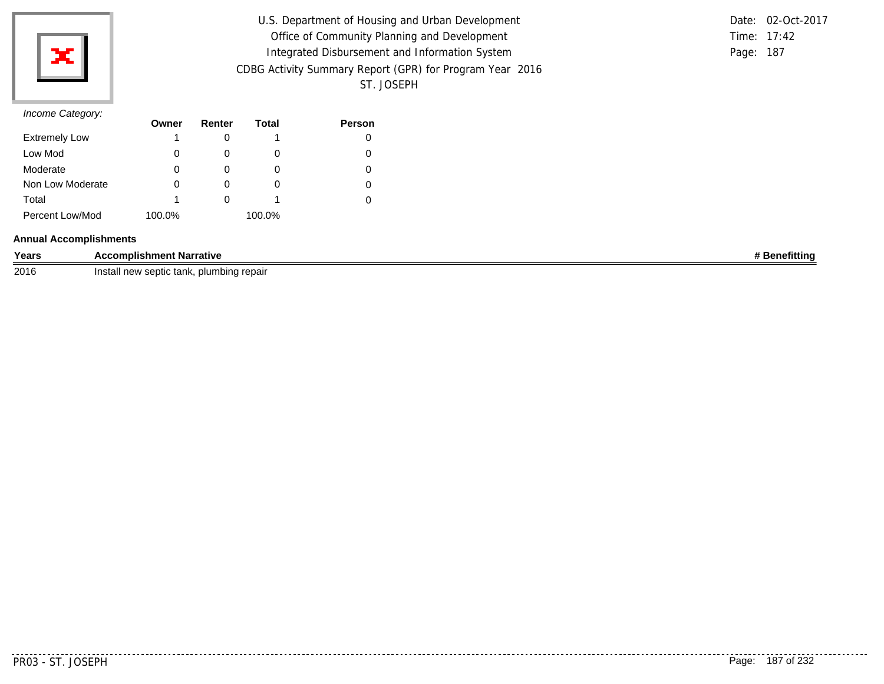U.S. Department of Housing and Urban Development
Office of Community Planning and Development
Integrated Disbursement and Information System
CDBG Activity Summary Report (GPR) for Program Year 2016
ST. JOSEPH

Date: 02-Oct-2017
Time: 17:42
Page: 187

*Income Category:*

| | Owner | Renter | Total | Person |
|---|---|---|---|---|
| Extremely Low | 1 | 0 | 1 | 0 |
| Low Mod | 0 | 0 | 0 | 0 |
| Moderate | 0 | 0 | 0 | 0 |
| Non Low Moderate | 0 | 0 | 0 | 0 |
| Total | 1 | 0 | 1 | 0 |
| Percent Low/Mod | 100.0% | | 100.0% | |

**Annual Accomplishments**

| Years | Accomplishment Narrative | # Benefitting |
|---|---|---|
| 2016 | Install new septic tank, plumbing repair | |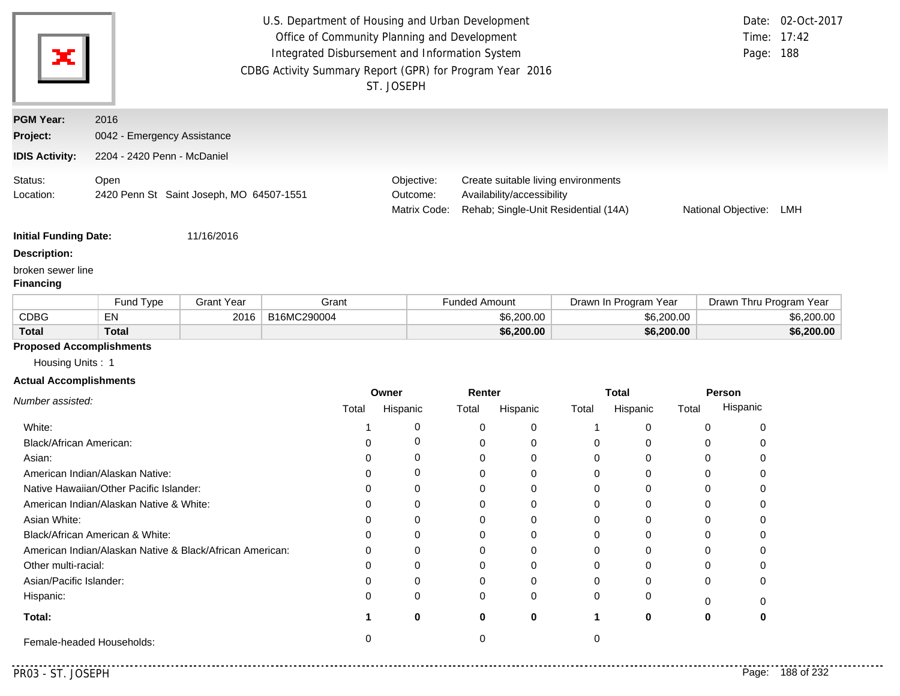U.S. Department of Housing and Urban Development
Office of Community Planning and Development
Integrated Disbursement and Information System
CDBG Activity Summary Report (GPR) for Program Year 2016
ST. JOSEPH

Date: 02-Oct-2017
Time: 17:42
Page: 188

**PGM Year:** 2016

**Project:** 0042 - Emergency Assistance

**IDIS Activity:** 2204 - 2420 Penn - McDaniel

Status: Open
Location: 2420 Penn St Saint Joseph, MO 64507-1551

Objective: Create suitable living environments
Outcome: Availability/accessibility
Matrix Code: Rehab; Single-Unit Residential (14A)
National Objective: LMH

**Initial Funding Date:** 11/16/2016

**Description:**

broken sewer line

**Financing**

| | Fund Type | Grant Year | Grant | Funded Amount | Drawn In Program Year | Drawn Thru Program Year |
|---|---|---|---|---|---|---|
| CDBG | EN | 2016 | B16MC290004 | $6,200.00 | $6,200.00 | $6,200.00 |
| **Total** | **Total** | | | **$6,200.00** | **$6,200.00** | **$6,200.00** |

**Proposed Accomplishments**

Housing Units : 1

**Actual Accomplishments**

| *Number assisted:* | Owner | | Renter | | Total | | Person | |
|---|---|---|---|---|---|---|---|---|
| | Total | Hispanic | Total | Hispanic | Total | Hispanic | Total | Hispanic |
| White: | 1 | 0 | 0 | 0 | 1 | 0 | 0 | 0 |
| Black/African American: | 0 | 0 | 0 | 0 | 0 | 0 | 0 | 0 |
| Asian: | 0 | 0 | 0 | 0 | 0 | 0 | 0 | 0 |
| American Indian/Alaskan Native: | 0 | 0 | 0 | 0 | 0 | 0 | 0 | 0 |
| Native Hawaiian/Other Pacific Islander: | 0 | 0 | 0 | 0 | 0 | 0 | 0 | 0 |
| American Indian/Alaskan Native & White: | 0 | 0 | 0 | 0 | 0 | 0 | 0 | 0 |
| Asian White: | 0 | 0 | 0 | 0 | 0 | 0 | 0 | 0 |
| Black/African American & White: | 0 | 0 | 0 | 0 | 0 | 0 | 0 | 0 |
| American Indian/Alaskan Native & Black/African American: | 0 | 0 | 0 | 0 | 0 | 0 | 0 | 0 |
| Other multi-racial: | 0 | 0 | 0 | 0 | 0 | 0 | 0 | 0 |
| Asian/Pacific Islander: | 0 | 0 | 0 | 0 | 0 | 0 | 0 | 0 |
| Hispanic: | 0 | 0 | 0 | 0 | 0 | 0 | 0 | 0 |
| **Total:** | **1** | **0** | **0** | **0** | **1** | **0** | **0** | **0** |
| Female-headed Households: | 0 | | 0 | | 0 | | | |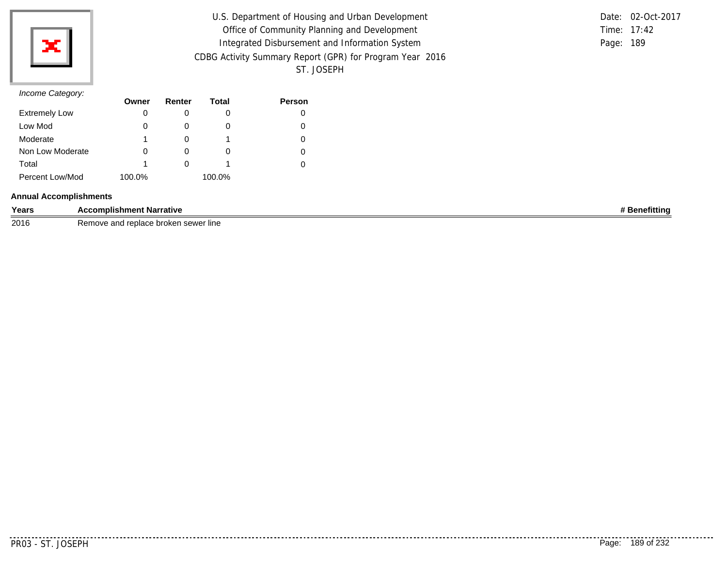*Income Category:*

| | Owner | Renter | Total | Person |
|---|---|---|---|---|
| Extremely Low | 0 | 0 | 0 | 0 |
| Low Mod | 0 | 0 | 0 | 0 |
| Moderate | 1 | 0 | 1 | 0 |
| Non Low Moderate | 0 | 0 | 0 | 0 |
| Total | 1 | 0 | 1 | 0 |
| Percent Low/Mod | 100.0% | | 100.0% | |

**Annual Accomplishments**

| Years | Accomplishment Narrative | # Benefitting |
|---|---|---|
| 2016 | Remove and replace broken sewer line | |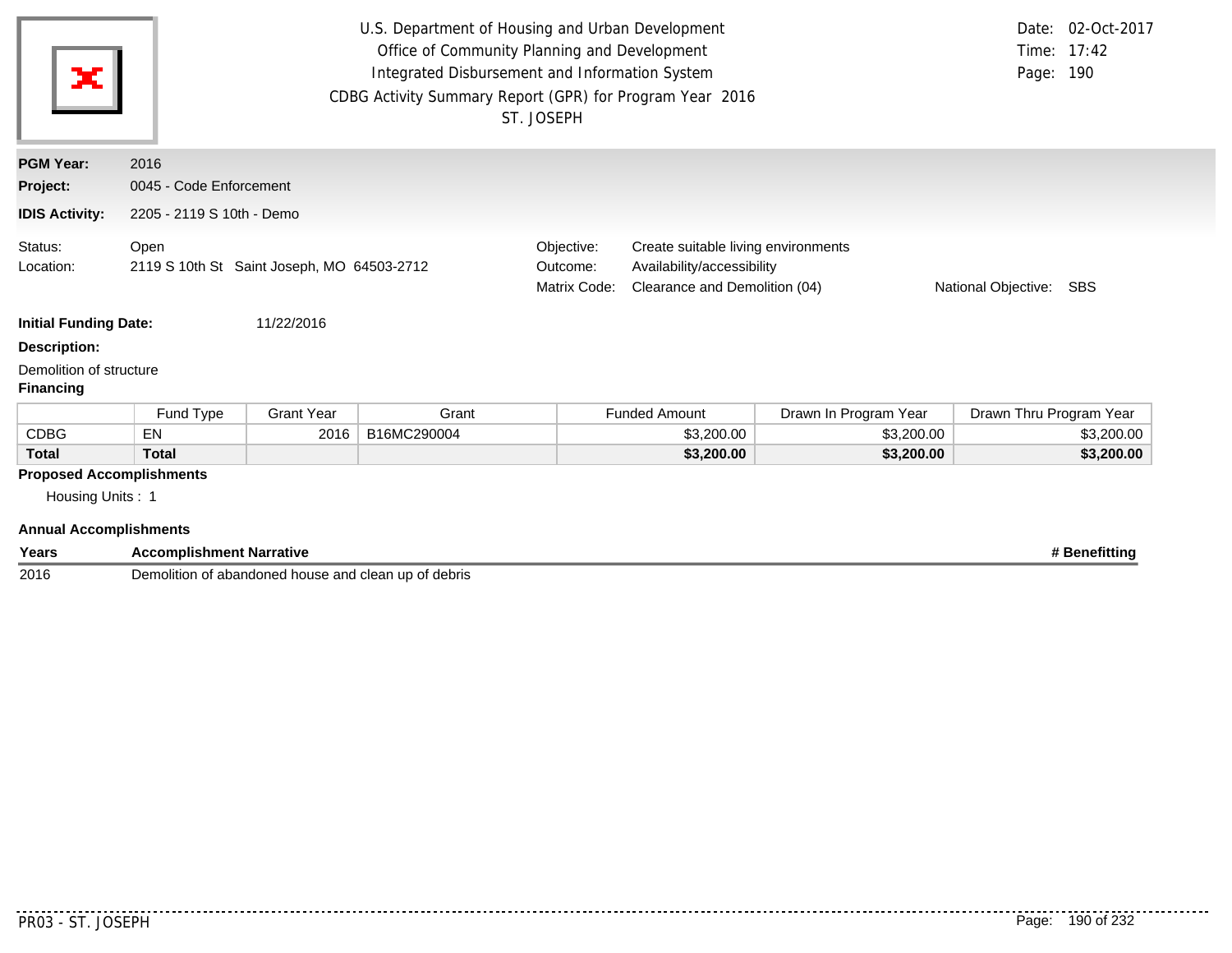U.S. Department of Housing and Urban Development
Office of Community Planning and Development
Integrated Disbursement and Information System
CDBG Activity Summary Report (GPR) for Program Year 2016
ST. JOSEPH

Date: 02-Oct-2017
Time: 17:42

**PGM Year:** 2016
**Project:** 0045 - Code Enforcement
**IDIS Activity:** 2205 - 2119 S 10th - Demo

Status: Open
Location: 2119 S 10th St Saint Joseph, MO 64503-2712

Objective: Create suitable living environments
Outcome: Availability/accessibility
Matrix Code: Clearance and Demolition (04)
National Objective: SBS

**Initial Funding Date:** 11/22/2016

**Description:**

Demolition of structure

**Financing**

| | Fund Type | Grant Year | Grant | Funded Amount | Drawn In Program Year | Drawn Thru Program Year |
|---|---|---|---|---|---|---|
| CDBG | EN | 2016 | B16MC290004 | $3,200.00 | $3,200.00 | $3,200.00 |
| **Total** | **Total** | | | **$3,200.00** | **$3,200.00** | **$3,200.00** |

**Proposed Accomplishments**

Housing Units : 1

**Annual Accomplishments**

| Years | Accomplishment Narrative | # Benefitting |
|---|---|---|
| 2016 | Demolition of abandoned house and clean up of debris | |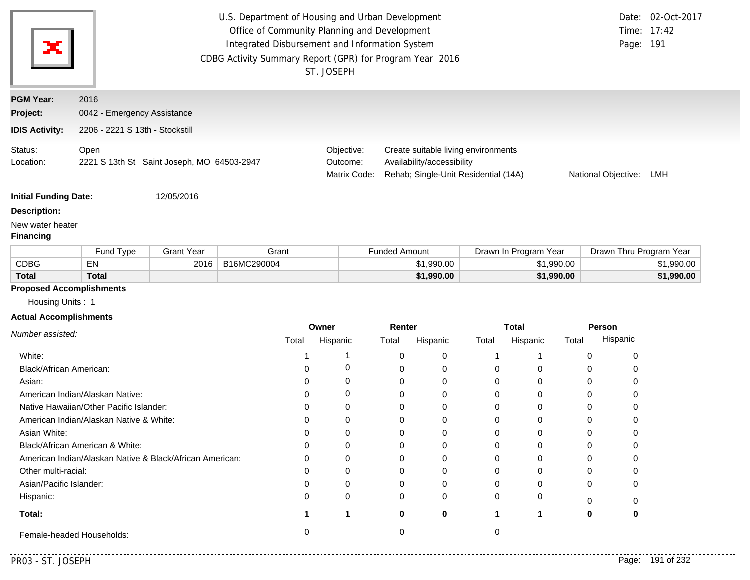U.S. Department of Housing and Urban Development
Office of Community Planning and Development
Integrated Disbursement and Information System
CDBG Activity Summary Report (GPR) for Program Year 2016
ST. JOSEPH

Date: 02-Oct-2017
Time: 17:42

**PGM Year:** 2016
**Project:** 0042 - Emergency Assistance
**IDIS Activity:** 2206 - 2221 S 13th - Stockstill

Status: Open
Location: 2221 S 13th St Saint Joseph, MO 64503-2947

Objective: Create suitable living environments
Outcome: Availability/accessibility
Matrix Code: Rehab; Single-Unit Residential (14A)
National Objective: LMH

**Initial Funding Date:** 12/05/2016

**Description:**

New water heater

**Financing**

| | Fund Type | Grant Year | Grant | Funded Amount | Drawn In Program Year | Drawn Thru Program Year |
|---|---|---|---|---|---|---|
| CDBG | EN | 2016 | B16MC290004 | $1,990.00 | $1,990.00 | $1,990.00 |
| **Total** | **Total** | | | **$1,990.00** | **$1,990.00** | **$1,990.00** |

**Proposed Accomplishments**

Housing Units : 1

**Actual Accomplishments**

| *Number assisted:* | Owner | | Renter | | Total | | Person | |
|---|---|---|---|---|---|---|---|---|
| | Total | Hispanic | Total | Hispanic | Total | Hispanic | Total | Hispanic |
| White: | 1 | 1 | 0 | 0 | 1 | 1 | 0 | 0 |
| Black/African American: | 0 | 0 | 0 | 0 | 0 | 0 | 0 | 0 |
| Asian: | 0 | 0 | 0 | 0 | 0 | 0 | 0 | 0 |
| American Indian/Alaskan Native: | 0 | 0 | 0 | 0 | 0 | 0 | 0 | 0 |
| Native Hawaiian/Other Pacific Islander: | 0 | 0 | 0 | 0 | 0 | 0 | 0 | 0 |
| American Indian/Alaskan Native & White: | 0 | 0 | 0 | 0 | 0 | 0 | 0 | 0 |
| Asian White: | 0 | 0 | 0 | 0 | 0 | 0 | 0 | 0 |
| Black/African American & White: | 0 | 0 | 0 | 0 | 0 | 0 | 0 | 0 |
| American Indian/Alaskan Native & Black/African American: | 0 | 0 | 0 | 0 | 0 | 0 | 0 | 0 |
| Other multi-racial: | 0 | 0 | 0 | 0 | 0 | 0 | 0 | 0 |
| Asian/Pacific Islander: | 0 | 0 | 0 | 0 | 0 | 0 | 0 | 0 |
| Hispanic: | 0 | 0 | 0 | 0 | 0 | 0 | 0 | 0 |
| **Total:** | **1** | **1** | **0** | **0** | **1** | **1** | **0** | **0** |
| Female-headed Households: | 0 | | 0 | | 0 | | | |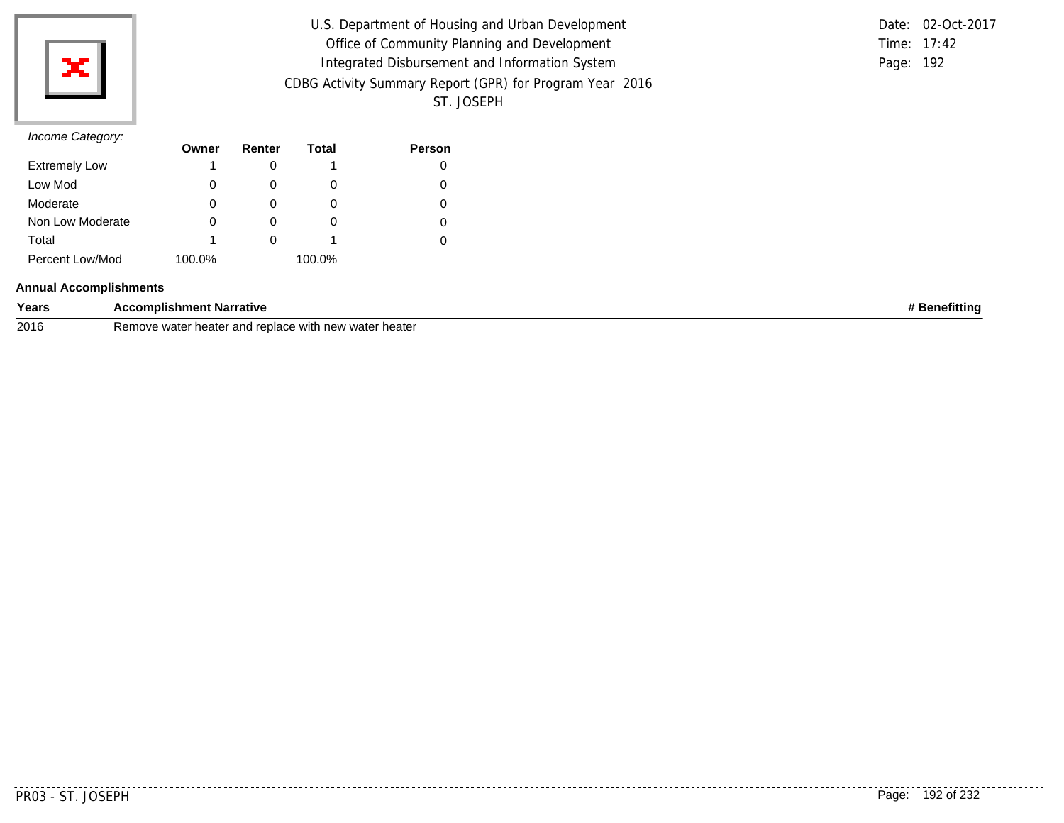U.S. Department of Housing and Urban Development
Office of Community Planning and Development
Integrated Disbursement and Information System
CDBG Activity Summary Report (GPR) for Program Year 2016
ST. JOSEPH

Date: 02-Oct-2017
Time: 17:42
Page: 192

*Income Category:*

| | Owner | Renter | Total | Person |
|---|---|---|---|---|
| Extremely Low | 1 | 0 | 1 | 0 |
| Low Mod | 0 | 0 | 0 | 0 |
| Moderate | 0 | 0 | 0 | 0 |
| Non Low Moderate | 0 | 0 | 0 | 0 |
| Total | 1 | 0 | 1 | 0 |
| Percent Low/Mod | 100.0% | | 100.0% | |

**Annual Accomplishments**

| Years | Accomplishment Narrative | # Benefitting |
|---|---|---|
| 2016 | Remove water heater and replace with new water heater | |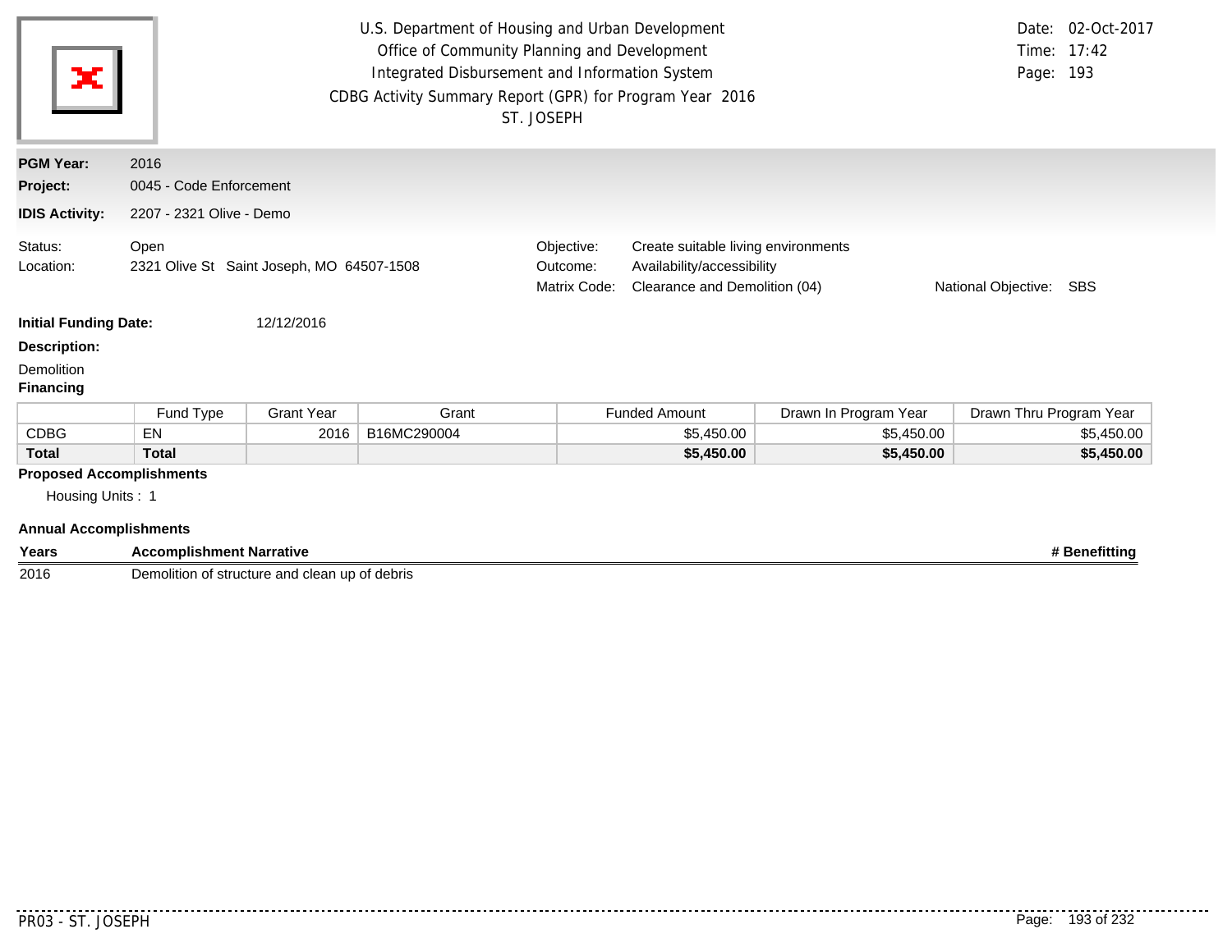U.S. Department of Housing and Urban Development
Office of Community Planning and Development
Integrated Disbursement and Information System
CDBG Activity Summary Report (GPR) for Program Year 2016
ST. JOSEPH

Date: 02-Oct-2017
Time: 17:42

**PGM Year:** 2016

**Project:** 0045 - Code Enforcement

**IDIS Activity:** 2207 - 2321 Olive - Demo

Status: Open
Location: 2321 Olive St Saint Joseph, MO 64507-1508

Objective: Create suitable living environments
Outcome: Availability/accessibility
Matrix Code: Clearance and Demolition (04)
National Objective: SBS

**Initial Funding Date:** 12/12/2016

**Description:**

Demolition

**Financing**

| | Fund Type | Grant Year | Grant | Funded Amount | Drawn In Program Year | Drawn Thru Program Year |
|---|---|---|---|---|---|---|
| CDBG | EN | 2016 | B16MC290004 | $5,450.00 | $5,450.00 | $5,450.00 |
| **Total** | **Total** | | | **$5,450.00** | **$5,450.00** | **$5,450.00** |

**Proposed Accomplishments**

Housing Units : 1

**Annual Accomplishments**

| Years | Accomplishment Narrative | # Benefitting |
|---|---|---|
| 2016 | Demolition of structure and clean up of debris | |

PR03 - ST. JOSEPH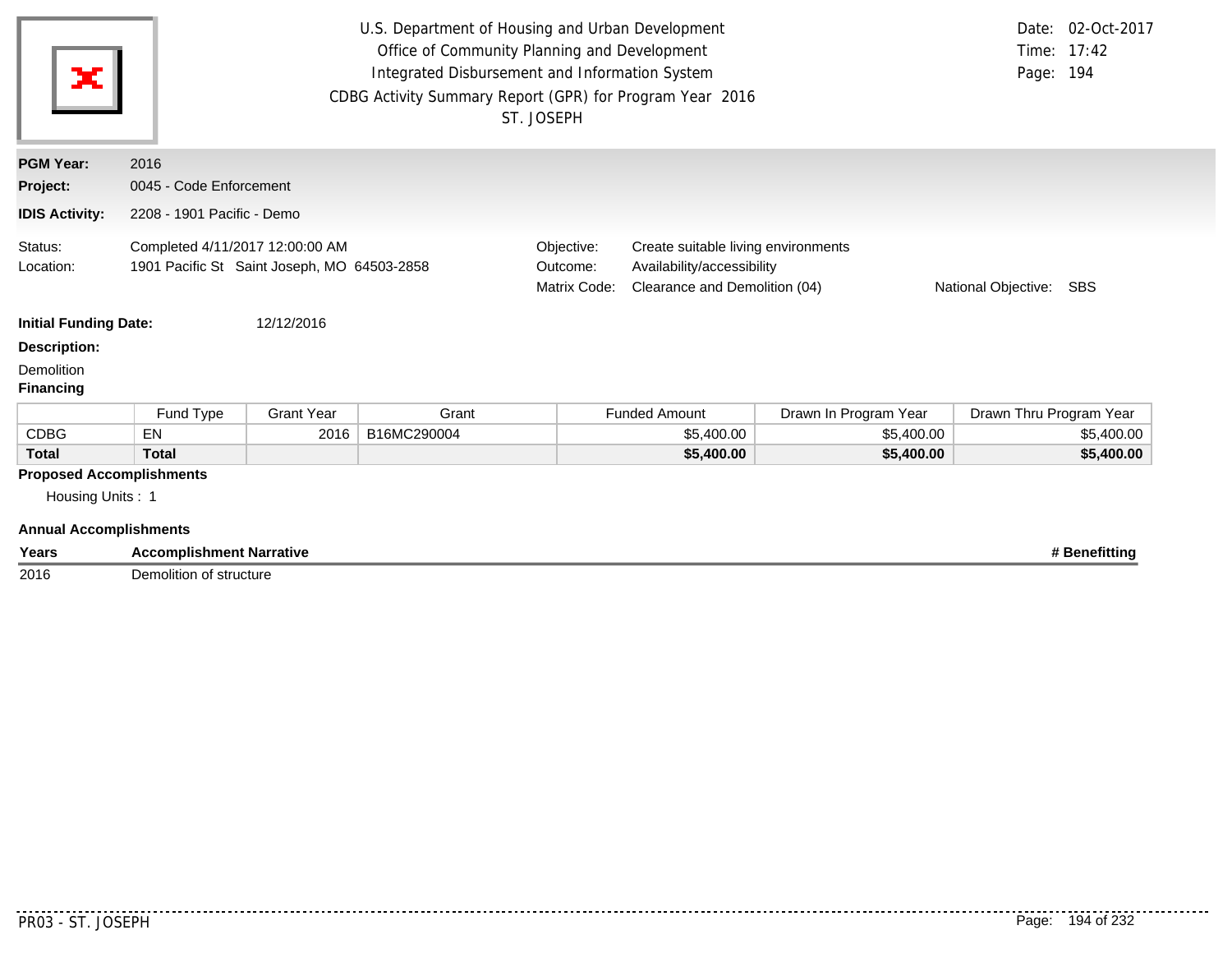U.S. Department of Housing and Urban Development
Office of Community Planning and Development
Integrated Disbursement and Information System
CDBG Activity Summary Report (GPR) for Program Year 2016
ST. JOSEPH

Date: 02-Oct-2017
Time: 17:42
Page: 194

**PGM Year:** 2016
**Project:** 0045 - Code Enforcement
**IDIS Activity:** 2208 - 1901 Pacific - Demo

Status: Completed 4/11/2017 12:00:00 AM
Location: 1901 Pacific St Saint Joseph, MO 64503-2858

Objective: Create suitable living environments
Outcome: Availability/accessibility
Matrix Code: Clearance and Demolition (04)
National Objective: SBS

**Initial Funding Date:** 12/12/2016

**Description:**

Demolition

**Financing**

| | Fund Type | Grant Year | Grant | Funded Amount | Drawn In Program Year | Drawn Thru Program Year |
|---|---|---|---|---|---|---|
| CDBG | EN | 2016 | B16MC290004 | $5,400.00 | $5,400.00 | $5,400.00 |
| **Total** | **Total** | | | **$5,400.00** | **$5,400.00** | **$5,400.00** |

**Proposed Accomplishments**

Housing Units : 1

**Annual Accomplishments**

| Years | Accomplishment Narrative | # Benefitting |
|---|---|---|
| 2016 | Demolition of structure | |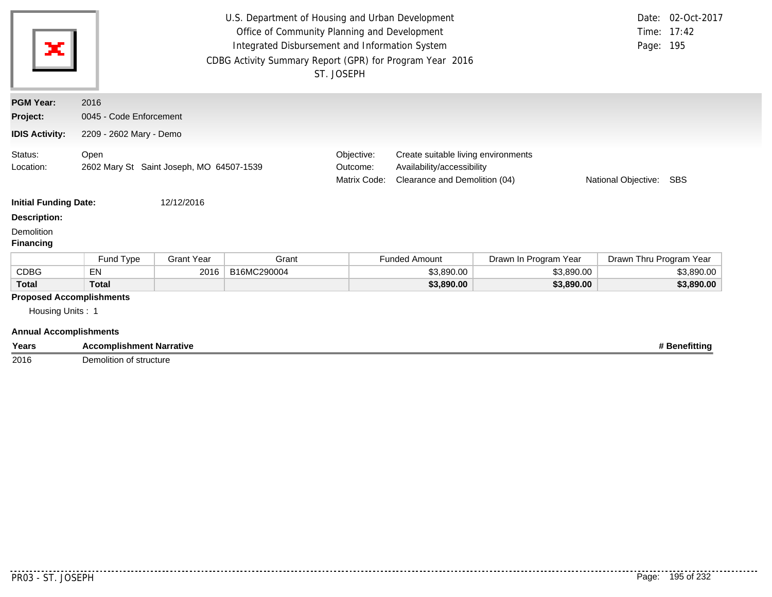U.S. Department of Housing and Urban Development
Office of Community Planning and Development
Integrated Disbursement and Information System
CDBG Activity Summary Report (GPR) for Program Year 2016
ST. JOSEPH

Date: 02-Oct-2017
Time: 17:42
Page: 195

**PGM Year:** 2016
**Project:** 0045 - Code Enforcement
**IDIS Activity:** 2209 - 2602 Mary - Demo

Status: Open
Location: 2602 Mary St Saint Joseph, MO 64507-1539

Objective: Create suitable living environments
Outcome: Availability/accessibility
Matrix Code: Clearance and Demolition (04)
National Objective: SBS

**Initial Funding Date:** 12/12/2016

**Description:**

Demolition

**Financing**

| | Fund Type | Grant Year | Grant | Funded Amount | Drawn In Program Year | Drawn Thru Program Year |
|---|---|---|---|---|---|---|
| CDBG | EN | 2016 | B16MC290004 | $3,890.00 | $3,890.00 | $3,890.00 |
| **Total** | **Total** | | | **$3,890.00** | **$3,890.00** | **$3,890.00** |

**Proposed Accomplishments**

Housing Units : 1

**Annual Accomplishments**

| Years | Accomplishment Narrative | # Benefitting |
|---|---|---|
| 2016 | Demolition of structure | |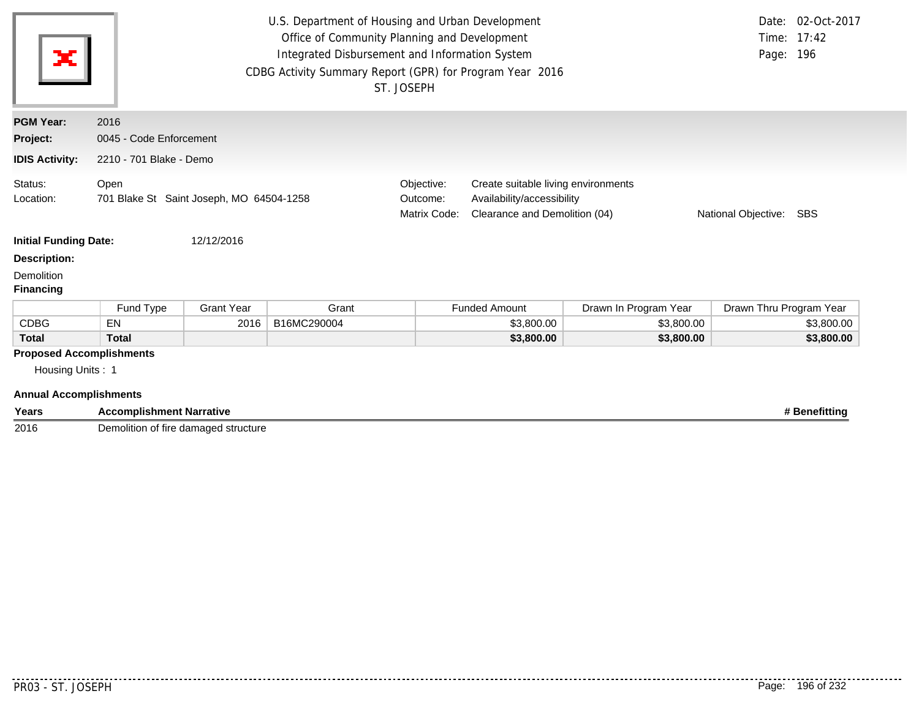U.S. Department of Housing and Urban Development
Office of Community Planning and Development
Integrated Disbursement and Information System
CDBG Activity Summary Report (GPR) for Program Year 2016
ST. JOSEPH

Date: 02-Oct-2017
Time: 17:42

**PGM Year:** 2016
**Project:** 0045 - Code Enforcement
**IDIS Activity:** 2210 - 701 Blake - Demo

Status: Open
Location: 701 Blake St Saint Joseph, MO 64504-1258

Objective: Create suitable living environments
Outcome: Availability/accessibility
Matrix Code: Clearance and Demolition (04)
National Objective: SBS

**Initial Funding Date:** 12/12/2016

**Description:**

Demolition

**Financing**

| | Fund Type | Grant Year | Grant | Funded Amount | Drawn In Program Year | Drawn Thru Program Year |
|---|---|---|---|---|---|---|
| CDBG | EN | 2016 | B16MC290004 | $3,800.00 | $3,800.00 | $3,800.00 |
| **Total** | **Total** | | | **$3,800.00** | **$3,800.00** | **$3,800.00** |

**Proposed Accomplishments**

Housing Units : 1

**Annual Accomplishments**

| Years | Accomplishment Narrative | # Benefitting |
|---|---|---|
| 2016 | Demolition of fire damaged structure | |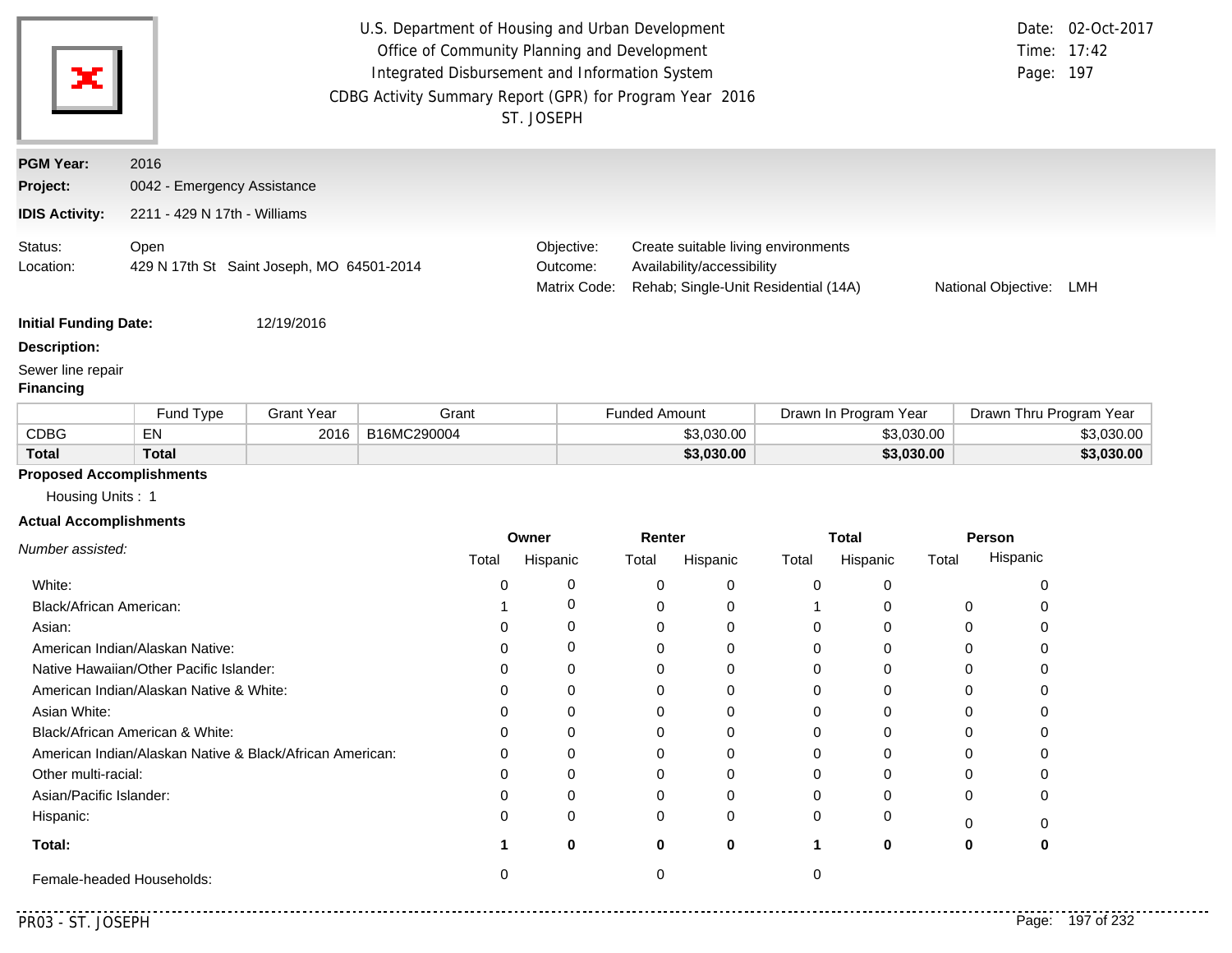U.S. Department of Housing and Urban Development
Office of Community Planning and Development
Integrated Disbursement and Information System
CDBG Activity Summary Report (GPR) for Program Year 2016
ST. JOSEPH

Date: 02-Oct-2017
Time: 17:42

**PGM Year:** 2016
**Project:** 0042 - Emergency Assistance
**IDIS Activity:** 2211 - 429 N 17th - Williams

Status: Open
Location: 429 N 17th St Saint Joseph, MO 64501-2014

Objective: Create suitable living environments
Outcome: Availability/accessibility
Matrix Code: Rehab; Single-Unit Residential (14A)
National Objective: LMH

**Initial Funding Date:** 12/19/2016

**Description:**

Sewer line repair

**Financing**

| | Fund Type | Grant Year | Grant | Funded Amount | Drawn In Program Year | Drawn Thru Program Year |
|---|---|---|---|---|---|---|
| CDBG | EN | 2016 | B16MC290004 | $3,030.00 | $3,030.00 | $3,030.00 |
| **Total** | **Total** | | | **$3,030.00** | **$3,030.00** | **$3,030.00** |

**Proposed Accomplishments**

Housing Units : 1

**Actual Accomplishments**

| *Number assisted:* | Owner | | Renter | | Total | | Person | |
|---|---|---|---|---|---|---|---|---|
| | Total | Hispanic | Total | Hispanic | Total | Hispanic | Total | Hispanic |
| White: | 0 | 0 | 0 | 0 | 0 | 0 | | 0 |
| Black/African American: | 1 | 0 | 0 | 0 | 1 | 0 | 0 | 0 |
| Asian: | 0 | 0 | 0 | 0 | 0 | 0 | 0 | 0 |
| American Indian/Alaskan Native: | 0 | 0 | 0 | 0 | 0 | 0 | 0 | 0 |
| Native Hawaiian/Other Pacific Islander: | 0 | 0 | 0 | 0 | 0 | 0 | 0 | 0 |
| American Indian/Alaskan Native & White: | 0 | 0 | 0 | 0 | 0 | 0 | 0 | 0 |
| Asian White: | 0 | 0 | 0 | 0 | 0 | 0 | 0 | 0 |
| Black/African American & White: | 0 | 0 | 0 | 0 | 0 | 0 | 0 | 0 |
| American Indian/Alaskan Native & Black/African American: | 0 | 0 | 0 | 0 | 0 | 0 | 0 | 0 |
| Other multi-racial: | 0 | 0 | 0 | 0 | 0 | 0 | 0 | 0 |
| Asian/Pacific Islander: | 0 | 0 | 0 | 0 | 0 | 0 | 0 | 0 |
| Hispanic: | 0 | 0 | 0 | 0 | 0 | 0 | 0 | 0 |
| **Total:** | **1** | **0** | **0** | **0** | **1** | **0** | **0** | **0** |
| Female-headed Households: | 0 | | 0 | | 0 | | | |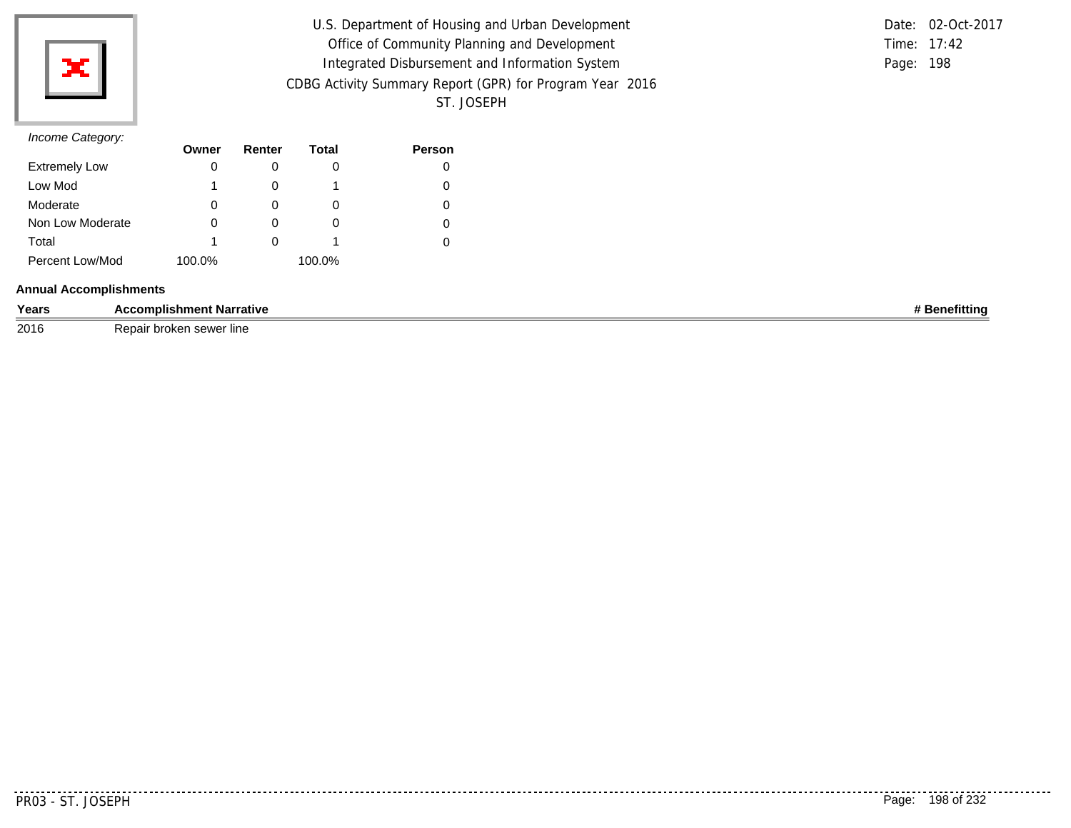U.S. Department of Housing and Urban Development
Office of Community Planning and Development
Integrated Disbursement and Information System
CDBG Activity Summary Report (GPR) for Program Year 2016
ST. JOSEPH

Date: 02-Oct-2017
Time: 17:42
Page: 198

*Income Category:*

| | Owner | Renter | Total | Person |
|---|---|---|---|---|
| Extremely Low | 0 | 0 | 0 | 0 |
| Low Mod | 1 | 0 | 1 | 0 |
| Moderate | 0 | 0 | 0 | 0 |
| Non Low Moderate | 0 | 0 | 0 | 0 |
| Total | 1 | 0 | 1 | 0 |
| Percent Low/Mod | 100.0% | | 100.0% | |

**Annual Accomplishments**

| Years | Accomplishment Narrative | # Benefitting |
|---|---|---|
| 2016 | Repair broken sewer line | |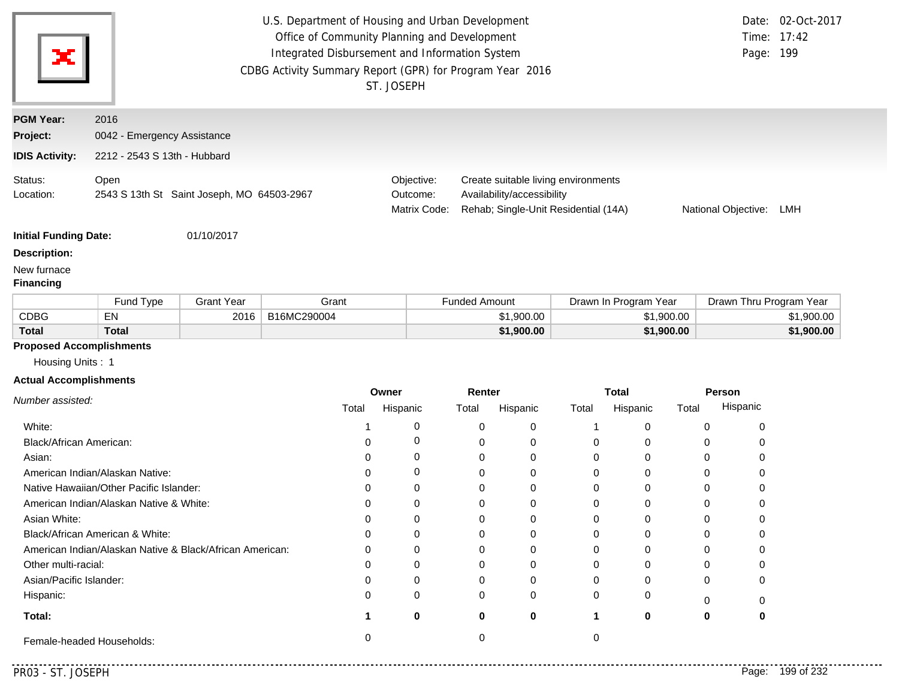U.S. Department of Housing and Urban Development
Office of Community Planning and Development
Integrated Disbursement and Information System
CDBG Activity Summary Report (GPR) for Program Year 2016
ST. JOSEPH

Date: 02-Oct-2017
Time: 17:42
Page: 199

**PGM Year:** 2016

**Project:** 0042 - Emergency Assistance

**IDIS Activity:** 2212 - 2543 S 13th - Hubbard

Status: Open
Location: 2543 S 13th St Saint Joseph, MO 64503-2967

Objective: Create suitable living environments
Outcome: Availability/accessibility
Matrix Code: Rehab; Single-Unit Residential (14A)
National Objective: LMH

**Initial Funding Date:** 01/10/2017

**Description:**

New furnace

**Financing**

| | Fund Type | Grant Year | Grant | Funded Amount | Drawn In Program Year | Drawn Thru Program Year |
|---|---|---|---|---|---|---|
| CDBG | EN | 2016 | B16MC290004 | $1,900.00 | $1,900.00 | $1,900.00 |
| **Total** | **Total** | | | **$1,900.00** | **$1,900.00** | **$1,900.00** |

**Proposed Accomplishments**

Housing Units : 1

**Actual Accomplishments**

| *Number assisted:* | Owner | | Renter | | Total | | Person | |
|---|---|---|---|---|---|---|---|---|
| | Total | Hispanic | Total | Hispanic | Total | Hispanic | Total | Hispanic |
| White: | 1 | 0 | 0 | 0 | 1 | 0 | 0 | 0 |
| Black/African American: | 0 | 0 | 0 | 0 | 0 | 0 | 0 | 0 |
| Asian: | 0 | 0 | 0 | 0 | 0 | 0 | 0 | 0 |
| American Indian/Alaskan Native: | 0 | 0 | 0 | 0 | 0 | 0 | 0 | 0 |
| Native Hawaiian/Other Pacific Islander: | 0 | 0 | 0 | 0 | 0 | 0 | 0 | 0 |
| American Indian/Alaskan Native & White: | 0 | 0 | 0 | 0 | 0 | 0 | 0 | 0 |
| Asian White: | 0 | 0 | 0 | 0 | 0 | 0 | 0 | 0 |
| Black/African American & White: | 0 | 0 | 0 | 0 | 0 | 0 | 0 | 0 |
| American Indian/Alaskan Native & Black/African American: | 0 | 0 | 0 | 0 | 0 | 0 | 0 | 0 |
| Other multi-racial: | 0 | 0 | 0 | 0 | 0 | 0 | 0 | 0 |
| Asian/Pacific Islander: | 0 | 0 | 0 | 0 | 0 | 0 | 0 | 0 |
| Hispanic: | 0 | 0 | 0 | 0 | 0 | 0 | 0 | 0 |
| **Total:** | **1** | **0** | **0** | **0** | **1** | **0** | **0** | **0** |
| Female-headed Households: | 0 | | 0 | | 0 | | | |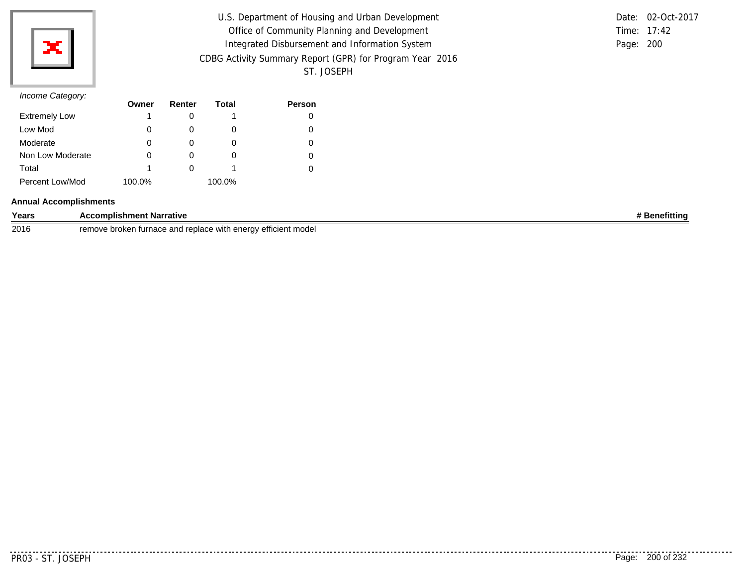*Income Category:*

| | Owner | Renter | Total | Person |
|---|---|---|---|---|
| Extremely Low | 1 | 0 | 1 | 0 |
| Low Mod | 0 | 0 | 0 | 0 |
| Moderate | 0 | 0 | 0 | 0 |
| Non Low Moderate | 0 | 0 | 0 | 0 |
| Total | 1 | 0 | 1 | 0 |
| Percent Low/Mod | 100.0% | | 100.0% | |

**Annual Accomplishments**

| Years | Accomplishment Narrative | # Benefitting |
|---|---|---|
| 2016 | remove broken furnace and replace with energy efficient model | |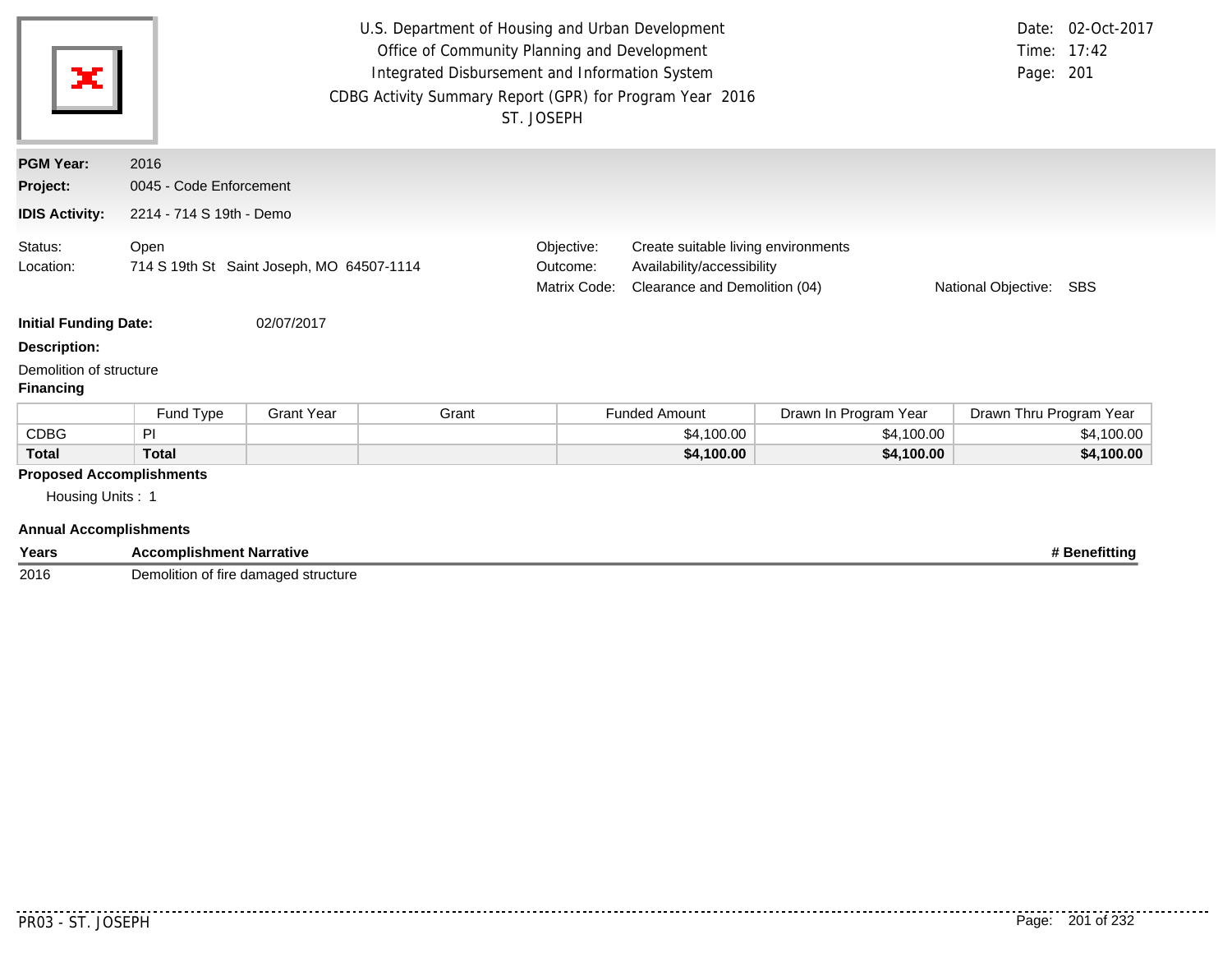U.S. Department of Housing and Urban Development
Office of Community Planning and Development
Integrated Disbursement and Information System
CDBG Activity Summary Report (GPR) for Program Year 2016
ST. JOSEPH

Date: 02-Oct-2017
Time: 17:42
Page: 201

**PGM Year:** 2016
**Project:** 0045 - Code Enforcement
**IDIS Activity:** 2214 - 714 S 19th - Demo

Status: Open
Location: 714 S 19th St Saint Joseph, MO 64507-1114

Objective: Create suitable living environments
Outcome: Availability/accessibility
Matrix Code: Clearance and Demolition (04)
National Objective: SBS

**Initial Funding Date:** 02/07/2017

**Description:**

Demolition of structure

**Financing**

| | Fund Type | Grant Year | Grant | Funded Amount | Drawn In Program Year | Drawn Thru Program Year |
|---|---|---|---|---|---|---|
| CDBG | PI | | | $4,100.00 | $4,100.00 | $4,100.00 |
| **Total** | **Total** | | | **$4,100.00** | **$4,100.00** | **$4,100.00** |

**Proposed Accomplishments**

Housing Units : 1

**Annual Accomplishments**

| Years | Accomplishment Narrative | # Benefitting |
|---|---|---|
| 2016 | Demolition of fire damaged structure | |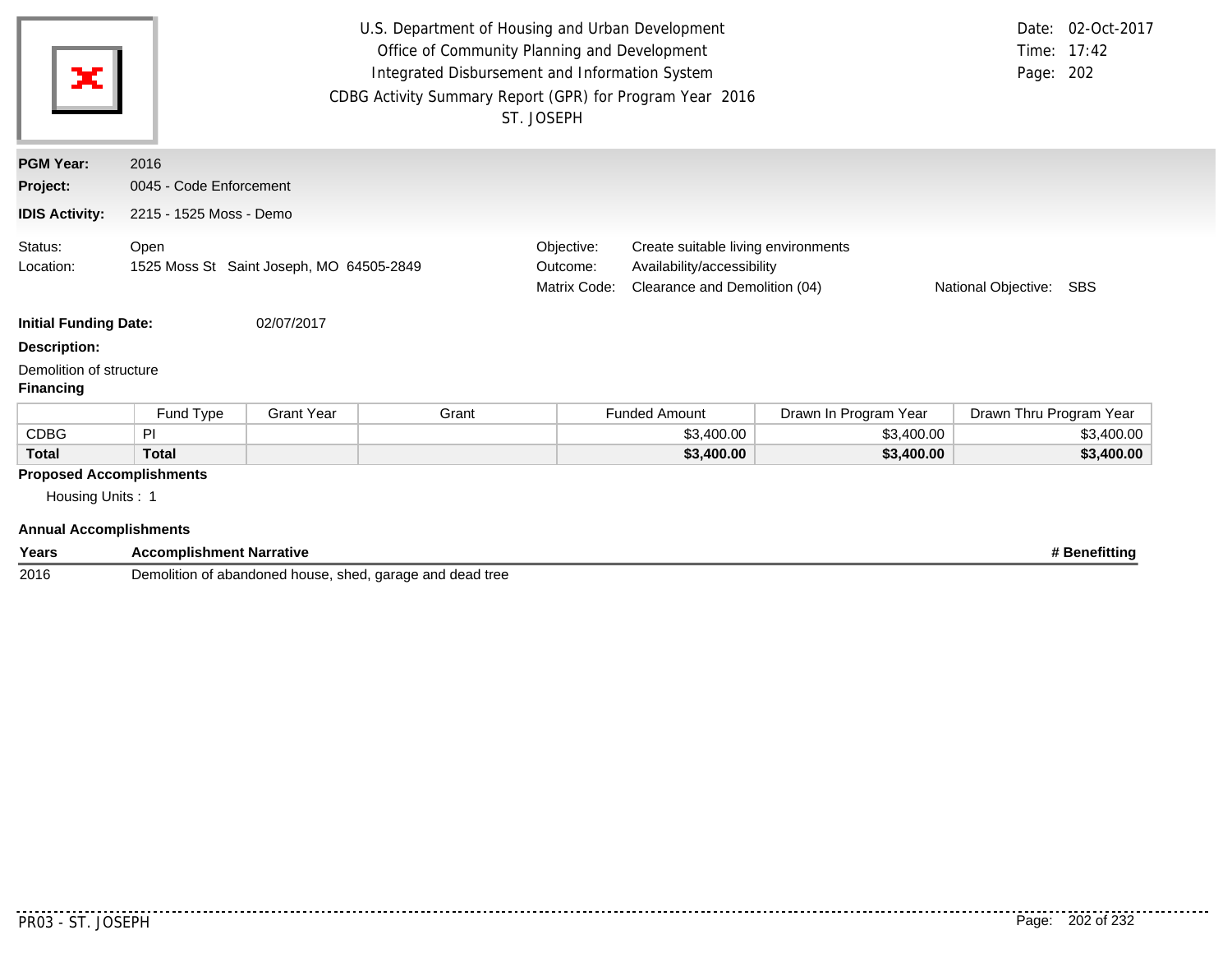U.S. Department of Housing and Urban Development
Office of Community Planning and Development
Integrated Disbursement and Information System
CDBG Activity Summary Report (GPR) for Program Year 2016
ST. JOSEPH

Date: 02-Oct-2017
Time: 17:42

**PGM Year:** 2016
**Project:** 0045 - Code Enforcement
**IDIS Activity:** 2215 - 1525 Moss - Demo

Status: Open
Location: 1525 Moss St Saint Joseph, MO 64505-2849

Objective: Create suitable living environments
Outcome: Availability/accessibility
Matrix Code: Clearance and Demolition (04)
National Objective: SBS

**Initial Funding Date:** 02/07/2017

**Description:**

Demolition of structure

**Financing**

| | Fund Type | Grant Year | Grant | Funded Amount | Drawn In Program Year | Drawn Thru Program Year |
|---|---|---|---|---|---|---|
| CDBG | PI | | | $3,400.00 | $3,400.00 | $3,400.00 |
| **Total** | **Total** | | | **$3,400.00** | **$3,400.00** | **$3,400.00** |

**Proposed Accomplishments**

Housing Units : 1

**Annual Accomplishments**

| Years | Accomplishment Narrative | # Benefitting |
|---|---|---|
| 2016 | Demolition of abandoned house, shed, garage and dead tree | |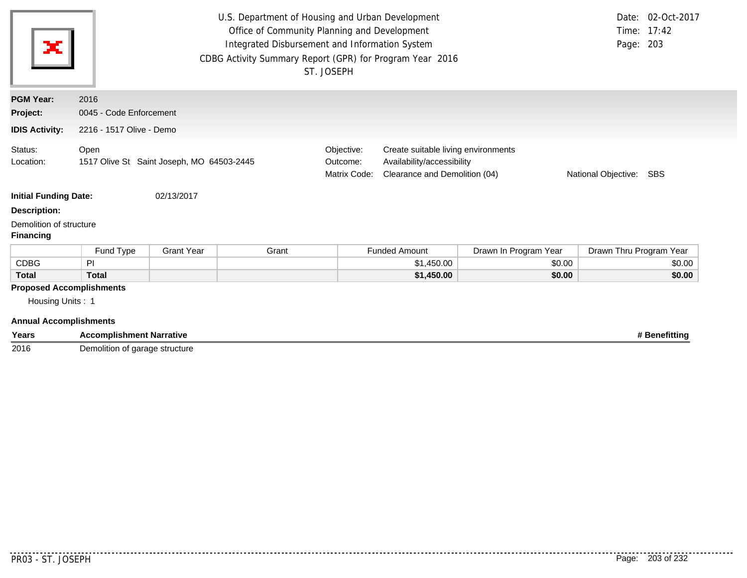U.S. Department of Housing and Urban Development
Office of Community Planning and Development
Integrated Disbursement and Information System
CDBG Activity Summary Report (GPR) for Program Year 2016
ST. JOSEPH

Date: 02-Oct-2017
Time: 17:42
Page: 203

**PGM Year:** 2016
**Project:** 0045 - Code Enforcement
**IDIS Activity:** 2216 - 1517 Olive - Demo

Status: Open
Location: 1517 Olive St Saint Joseph, MO 64503-2445

Objective: Create suitable living environments
Outcome: Availability/accessibility
Matrix Code: Clearance and Demolition (04)
National Objective: SBS

**Initial Funding Date:** 02/13/2017

**Description:**

Demolition of structure

**Financing**

| | Fund Type | Grant Year | Grant | Funded Amount | Drawn In Program Year | Drawn Thru Program Year |
|---|---|---|---|---|---|---|
| CDBG | PI | | | $1,450.00 | $0.00 | $0.00 |
| **Total** | **Total** | | | **$1,450.00** | **$0.00** | **$0.00** |

**Proposed Accomplishments**

Housing Units : 1

**Annual Accomplishments**

| Years | Accomplishment Narrative | # Benefitting |
|---|---|---|
| 2016 | Demolition of garage structure | |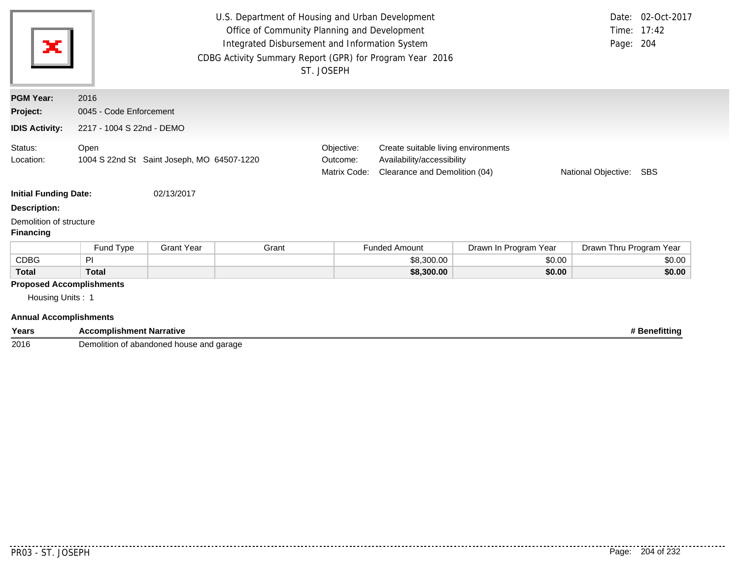U.S. Department of Housing and Urban Development
Office of Community Planning and Development
Integrated Disbursement and Information System
CDBG Activity Summary Report (GPR) for Program Year 2016
ST. JOSEPH

Date: 02-Oct-2017
Time: 17:42
Page: 204

**PGM Year:** 2016

**Project:** 0045 - Code Enforcement

**IDIS Activity:** 2217 - 1004 S 22nd - DEMO

Status: Open

Location: 1004 S 22nd St Saint Joseph, MO 64507-1220

Objective: Create suitable living environments

Outcome: Availability/accessibility

Matrix Code: Clearance and Demolition (04)

National Objective: SBS

**Initial Funding Date:** 02/13/2017

**Description:**

Demolition of structure

**Financing**

| | Fund Type | Grant Year | Grant | Funded Amount | Drawn In Program Year | Drawn Thru Program Year |
|---|---|---|---|---|---|---|
| CDBG | PI | | | $8,300.00 | $0.00 | $0.00 |
| **Total** | **Total** | | | **$8,300.00** | **$0.00** | **$0.00** |

**Proposed Accomplishments**

Housing Units : 1

**Annual Accomplishments**

| Years | Accomplishment Narrative | # Benefitting |
|---|---|---|
| 2016 | Demolition of abandoned house and garage | |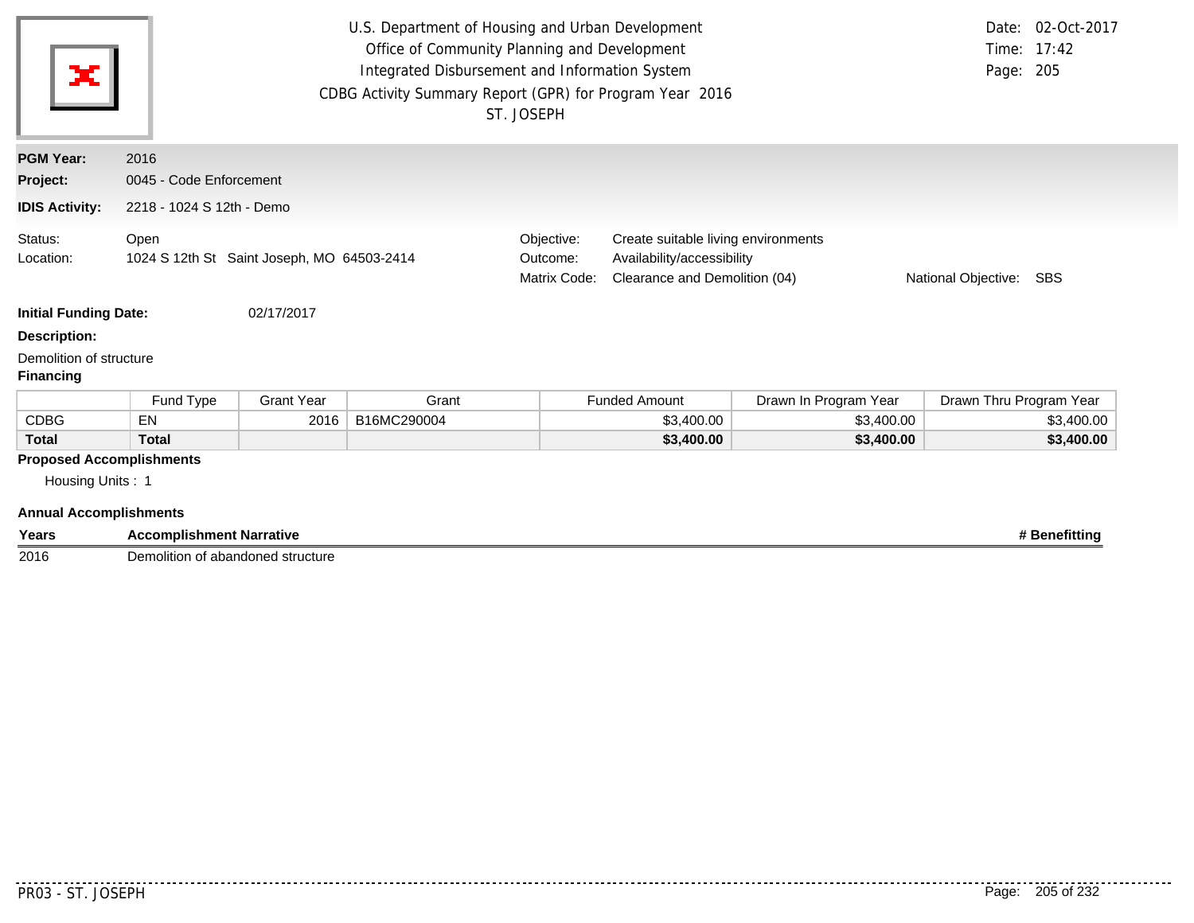U.S. Department of Housing and Urban Development
Office of Community Planning and Development
Integrated Disbursement and Information System
CDBG Activity Summary Report (GPR) for Program Year 2016
ST. JOSEPH

Date: 02-Oct-2017
Time: 17:42
Page: 205

**PGM Year:** 2016
**Project:** 0045 - Code Enforcement
**IDIS Activity:** 2218 - 1024 S 12th - Demo

Status: Open
Location: 1024 S 12th St Saint Joseph, MO 64503-2414

Objective: Create suitable living environments
Outcome: Availability/accessibility
Matrix Code: Clearance and Demolition (04)
National Objective: SBS

**Initial Funding Date:** 02/17/2017

**Description:**

Demolition of structure

**Financing**

| | Fund Type | Grant Year | Grant | Funded Amount | Drawn In Program Year | Drawn Thru Program Year |
|---|---|---|---|---|---|---|
| CDBG | EN | 2016 | B16MC290004 | $3,400.00 | $3,400.00 | $3,400.00 |
| **Total** | **Total** | | | **$3,400.00** | **$3,400.00** | **$3,400.00** |

**Proposed Accomplishments**

Housing Units : 1

**Annual Accomplishments**

| Years | Accomplishment Narrative | # Benefitting |
|---|---|---|
| 2016 | Demolition of abandoned structure | |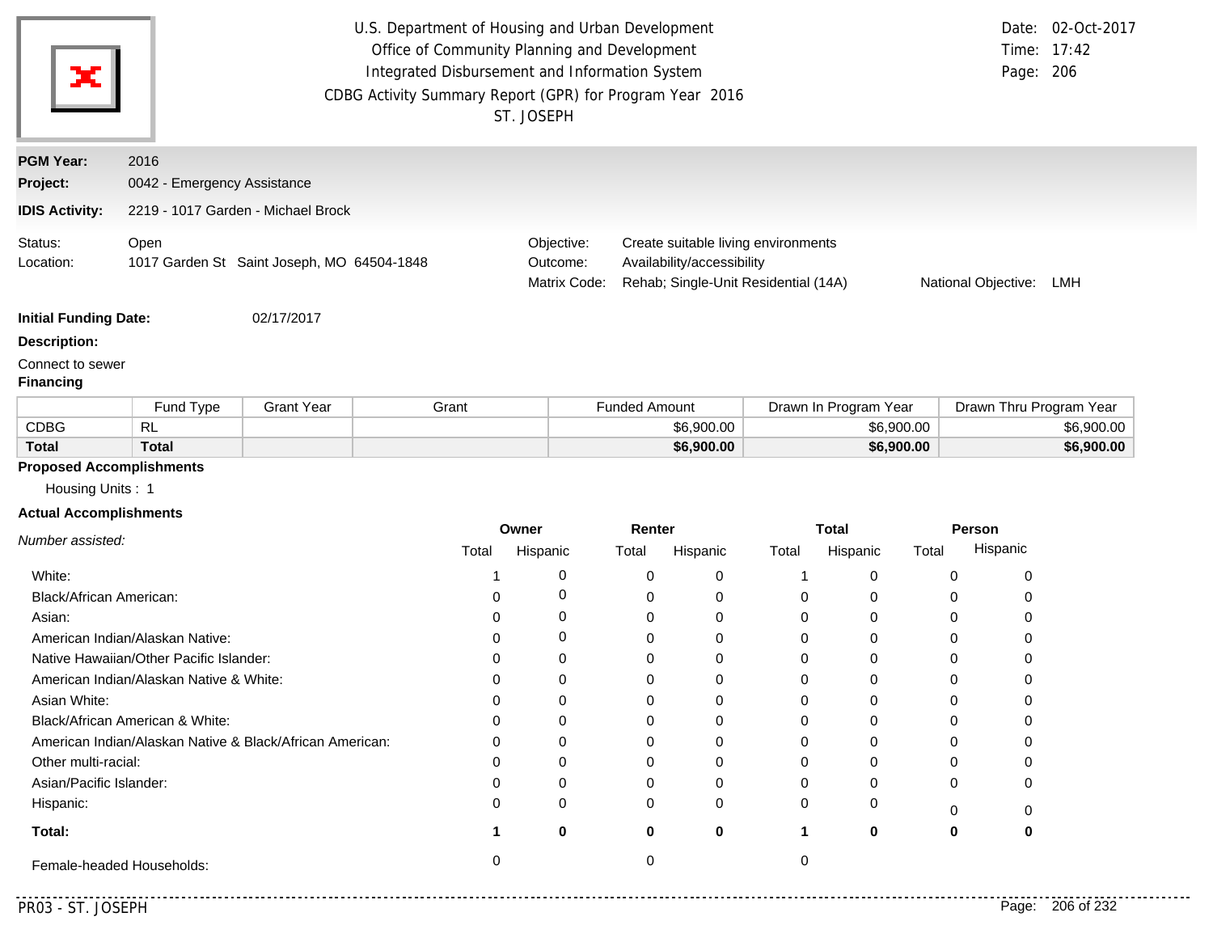U.S. Department of Housing and Urban Development
Office of Community Planning and Development
Integrated Disbursement and Information System
CDBG Activity Summary Report (GPR) for Program Year 2016
ST. JOSEPH

Date: 02-Oct-2017
Time: 17:42

**PGM Year:** 2016
**Project:** 0042 - Emergency Assistance
**IDIS Activity:** 2219 - 1017 Garden - Michael Brock

Status: Open
Location: 1017 Garden St Saint Joseph, MO 64504-1848

Objective: Create suitable living environments
Outcome: Availability/accessibility
Matrix Code: Rehab; Single-Unit Residential (14A)
National Objective: LMH

**Initial Funding Date:** 02/17/2017

**Description:**

Connect to sewer

**Financing**

| | Fund Type | Grant Year | Grant | Funded Amount | Drawn In Program Year | Drawn Thru Program Year |
|---|---|---|---|---|---|---|
| CDBG | RL | | | $6,900.00 | $6,900.00 | $6,900.00 |
| **Total** | **Total** | | | **$6,900.00** | **$6,900.00** | **$6,900.00** |

**Proposed Accomplishments**

Housing Units : 1

**Actual Accomplishments**

| *Number assisted:* | Owner | | Renter | | Total | | Person | |
|---|---|---|---|---|---|---|---|---|
| | Total | Hispanic | Total | Hispanic | Total | Hispanic | Total | Hispanic |
| White: | 1 | 0 | 0 | 0 | 1 | 0 | 0 | 0 |
| Black/African American: | 0 | 0 | 0 | 0 | 0 | 0 | 0 | 0 |
| Asian: | 0 | 0 | 0 | 0 | 0 | 0 | 0 | 0 |
| American Indian/Alaskan Native: | 0 | 0 | 0 | 0 | 0 | 0 | 0 | 0 |
| Native Hawaiian/Other Pacific Islander: | 0 | 0 | 0 | 0 | 0 | 0 | 0 | 0 |
| American Indian/Alaskan Native & White: | 0 | 0 | 0 | 0 | 0 | 0 | 0 | 0 |
| Asian White: | 0 | 0 | 0 | 0 | 0 | 0 | 0 | 0 |
| Black/African American & White: | 0 | 0 | 0 | 0 | 0 | 0 | 0 | 0 |
| American Indian/Alaskan Native & Black/African American: | 0 | 0 | 0 | 0 | 0 | 0 | 0 | 0 |
| Other multi-racial: | 0 | 0 | 0 | 0 | 0 | 0 | 0 | 0 |
| Asian/Pacific Islander: | 0 | 0 | 0 | 0 | 0 | 0 | 0 | 0 |
| Hispanic: | 0 | 0 | 0 | 0 | 0 | 0 | 0 | 0 |
| **Total:** | **1** | **0** | **0** | **0** | **1** | **0** | **0** | **0** |
| Female-headed Households: | 0 | | 0 | | 0 | | | |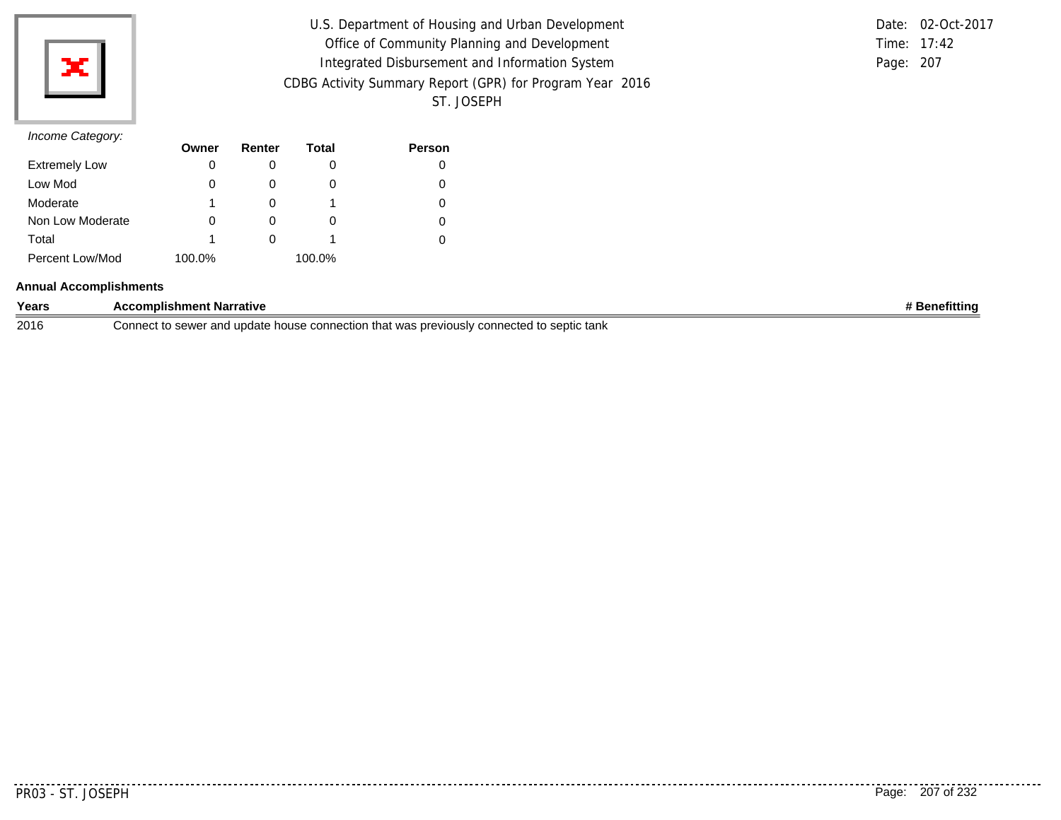U.S. Department of Housing and Urban Development
Office of Community Planning and Development
Integrated Disbursement and Information System
CDBG Activity Summary Report (GPR) for Program Year 2016
ST. JOSEPH

Date: 02-Oct-2017
Time: 17:42
Page: 207

*Income Category:*

| | Owner | Renter | Total | Person |
|---|---|---|---|---|
| Extremely Low | 0 | 0 | 0 | 0 |
| Low Mod | 0 | 0 | 0 | 0 |
| Moderate | 1 | 0 | 1 | 0 |
| Non Low Moderate | 0 | 0 | 0 | 0 |
| Total | 1 | 0 | 1 | 0 |
| Percent Low/Mod | 100.0% | | 100.0% | |

**Annual Accomplishments**

| Years | Accomplishment Narrative | # Benefitting |
|---|---|---|
| 2016 | Connect to sewer and update house connection that was previously connected to septic tank | |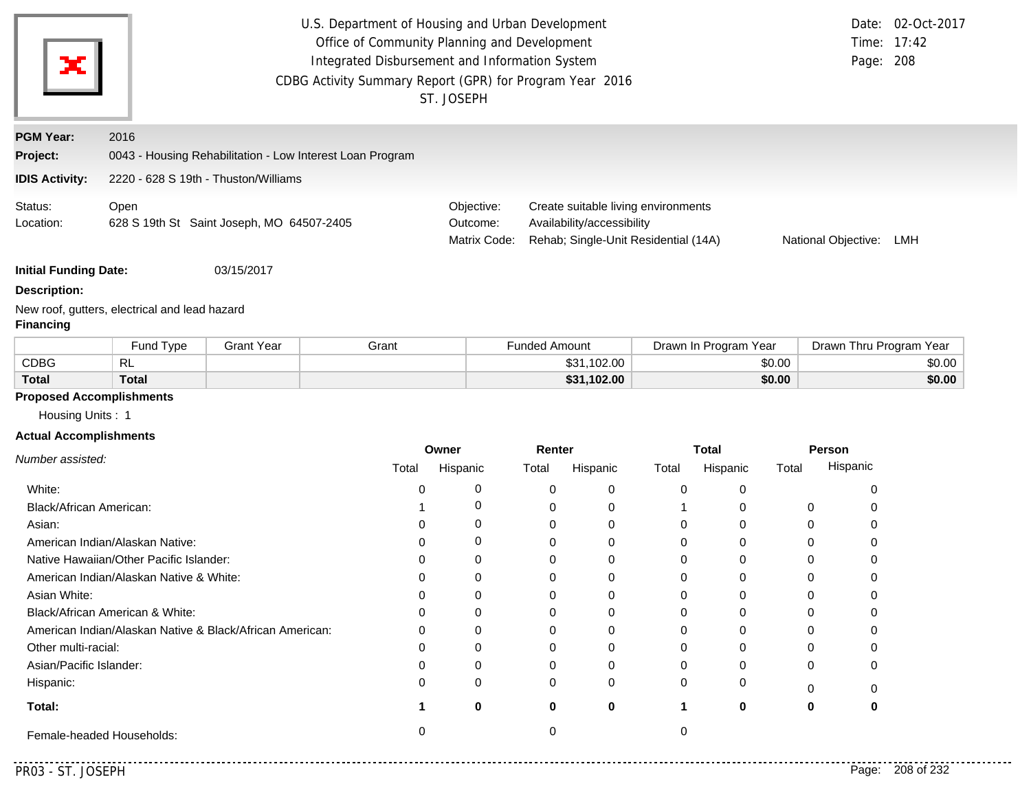U.S. Department of Housing and Urban Development
Office of Community Planning and Development
Integrated Disbursement and Information System
CDBG Activity Summary Report (GPR) for Program Year 2016
ST. JOSEPH

Date: 02-Oct-2017
Time: 17:42

**PGM Year:** 2016

**Project:** 0043 - Housing Rehabilitation - Low Interest Loan Program

**IDIS Activity:** 2220 - 628 S 19th - Thuston/Williams

Status: Open
Location: 628 S 19th St Saint Joseph, MO 64507-2405

Objective: Create suitable living environments
Outcome: Availability/accessibility
Matrix Code: Rehab; Single-Unit Residential (14A)
National Objective: LMH

**Initial Funding Date:** 03/15/2017

**Description:**

New roof, gutters, electrical and lead hazard

**Financing**

| | Fund Type | Grant Year | Grant | Funded Amount | Drawn In Program Year | Drawn Thru Program Year |
|---|---|---|---|---|---|---|
| CDBG | RL | | | $31,102.00 | $0.00 | $0.00 |
| **Total** | **Total** | | | **$31,102.00** | **$0.00** | **$0.00** |

**Proposed Accomplishments**

Housing Units : 1

**Actual Accomplishments**

| *Number assisted:* | Owner | | Renter | | Total | | Person | |
|---|---|---|---|---|---|---|---|---|
| | Total | Hispanic | Total | Hispanic | Total | Hispanic | Total | Hispanic |
| White: | 0 | 0 | 0 | 0 | 0 | 0 | | 0 |
| Black/African American: | 1 | 0 | 0 | 0 | 1 | 0 | 0 | 0 |
| Asian: | 0 | 0 | 0 | 0 | 0 | 0 | 0 | 0 |
| American Indian/Alaskan Native: | 0 | 0 | 0 | 0 | 0 | 0 | 0 | 0 |
| Native Hawaiian/Other Pacific Islander: | 0 | 0 | 0 | 0 | 0 | 0 | 0 | 0 |
| American Indian/Alaskan Native & White: | 0 | 0 | 0 | 0 | 0 | 0 | 0 | 0 |
| Asian White: | 0 | 0 | 0 | 0 | 0 | 0 | 0 | 0 |
| Black/African American & White: | 0 | 0 | 0 | 0 | 0 | 0 | 0 | 0 |
| American Indian/Alaskan Native & Black/African American: | 0 | 0 | 0 | 0 | 0 | 0 | 0 | 0 |
| Other multi-racial: | 0 | 0 | 0 | 0 | 0 | 0 | 0 | 0 |
| Asian/Pacific Islander: | 0 | 0 | 0 | 0 | 0 | 0 | 0 | 0 |
| Hispanic: | 0 | 0 | 0 | 0 | 0 | 0 | 0 | 0 |
| **Total:** | **1** | **0** | **0** | **0** | **1** | **0** | **0** | **0** |
| Female-headed Households: | 0 | | 0 | | 0 | | | |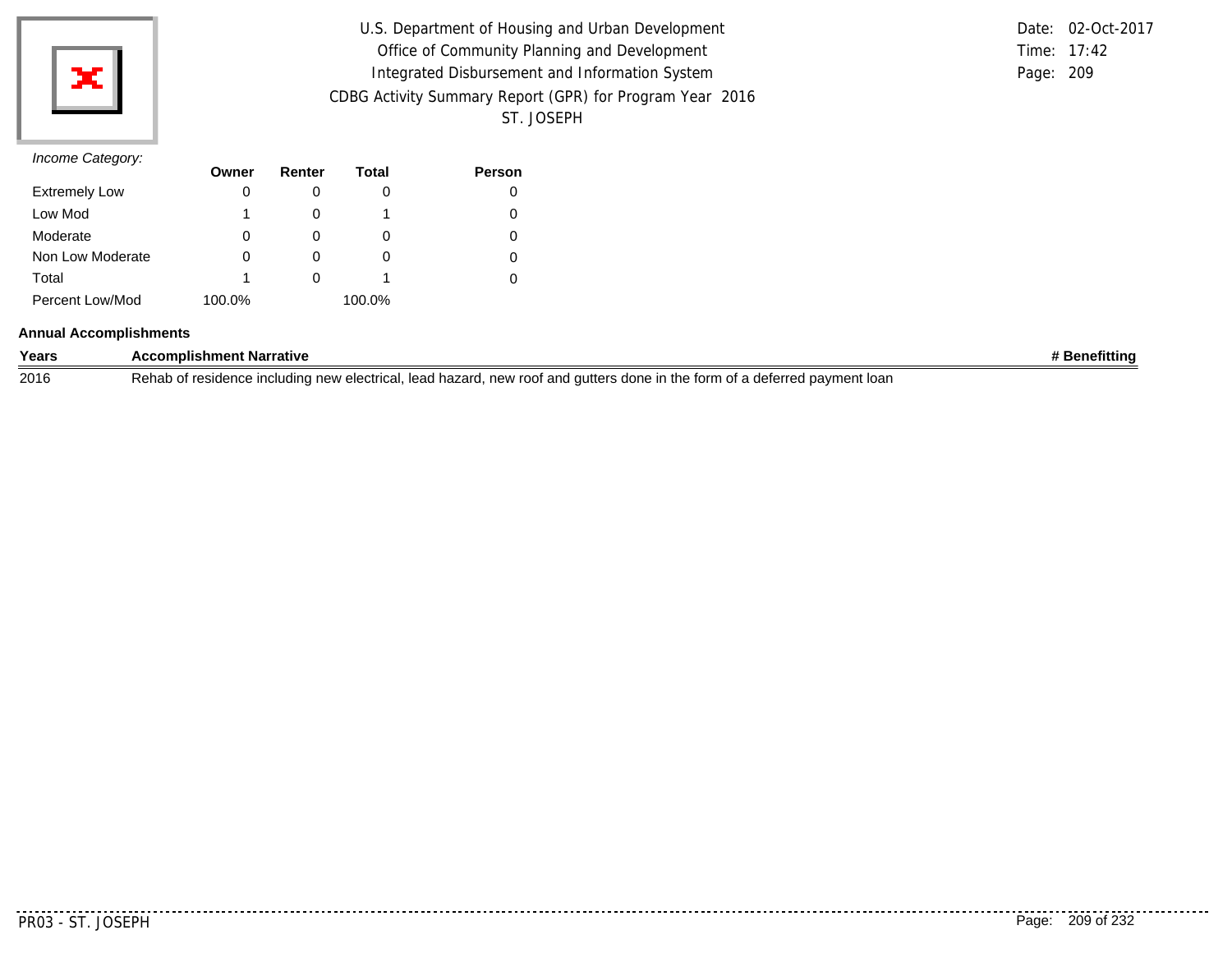*Income Category:*

| | Owner | Renter | Total | Person |
|---|---|---|---|---|
| Extremely Low | 0 | 0 | 0 | 0 |
| Low Mod | 1 | 0 | 1 | 0 |
| Moderate | 0 | 0 | 0 | 0 |
| Non Low Moderate | 0 | 0 | 0 | 0 |
| Total | 1 | 0 | 1 | 0 |
| Percent Low/Mod | 100.0% | | 100.0% | |

**Annual Accomplishments**

| Years | Accomplishment Narrative | # Benefitting |
|---|---|---|
| 2016 | Rehab of residence including new electrical, lead hazard, new roof and gutters done in the form of a deferred payment loan | |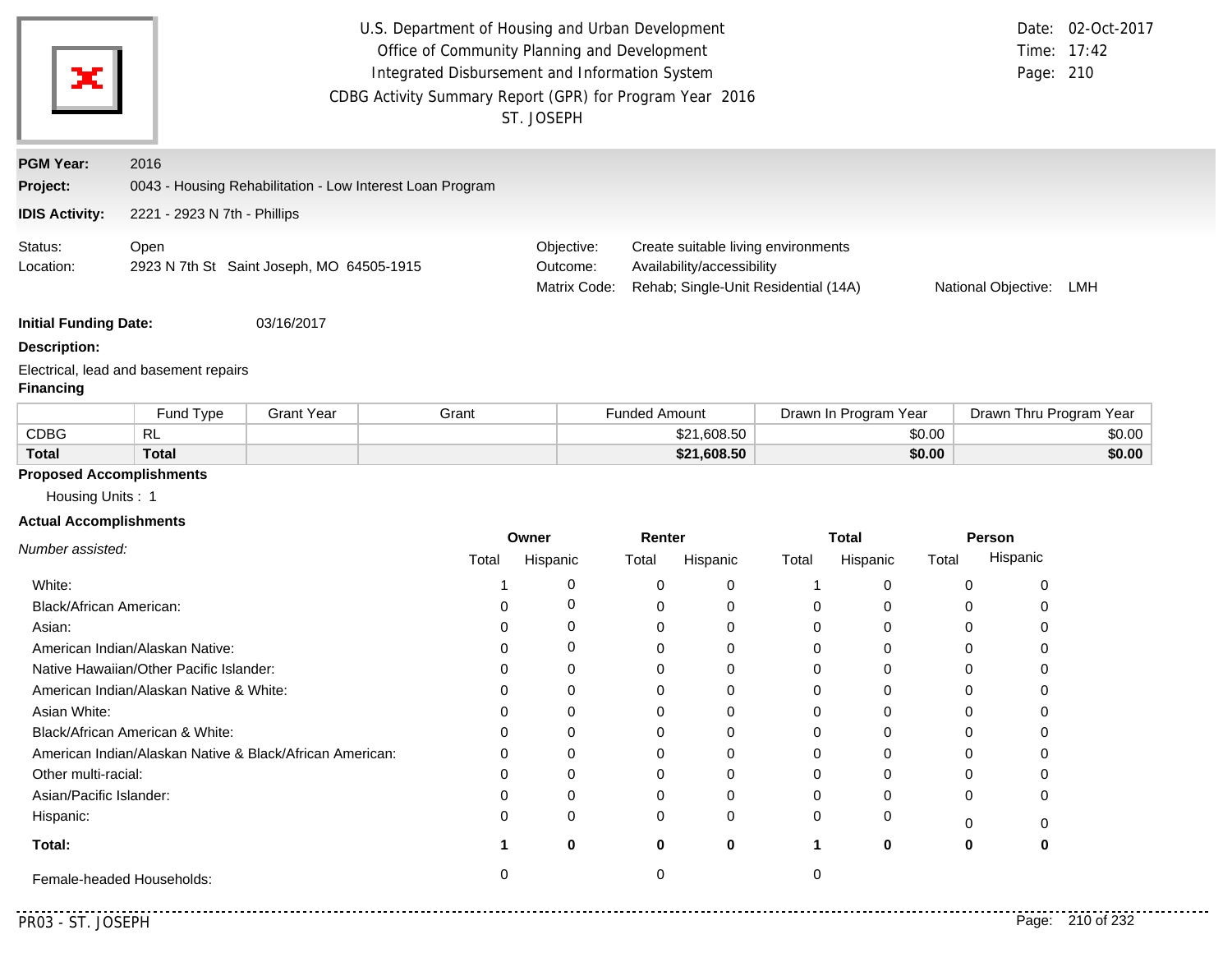U.S. Department of Housing and Urban Development
Office of Community Planning and Development
Integrated Disbursement and Information System
CDBG Activity Summary Report (GPR) for Program Year 2016
ST. JOSEPH

Date: 02-Oct-2017
Time: 17:42

**PGM Year:** 2016

**Project:** 0043 - Housing Rehabilitation - Low Interest Loan Program

**IDIS Activity:** 2221 - 2923 N 7th - Phillips

Status: Open
Location: 2923 N 7th St Saint Joseph, MO 64505-1915

Objective: Create suitable living environments
Outcome: Availability/accessibility
Matrix Code: Rehab; Single-Unit Residential (14A)
National Objective: LMH

**Initial Funding Date:** 03/16/2017

**Description:**

Electrical, lead and basement repairs

**Financing**

| | Fund Type | Grant Year | Grant | Funded Amount | Drawn In Program Year | Drawn Thru Program Year |
|---|---|---|---|---|---|---|
| CDBG | RL | | | $21,608.50 | $0.00 | $0.00 |
| **Total** | **Total** | | | **$21,608.50** | **$0.00** | **$0.00** |

**Proposed Accomplishments**

Housing Units : 1

**Actual Accomplishments**

| *Number assisted:* | Owner | | Renter | | Total | | Person | |
|---|---|---|---|---|---|---|---|---|
| | Total | Hispanic | Total | Hispanic | Total | Hispanic | Total | Hispanic |
| White: | 1 | 0 | 0 | 0 | 1 | 0 | 0 | 0 |
| Black/African American: | 0 | 0 | 0 | 0 | 0 | 0 | 0 | 0 |
| Asian: | 0 | 0 | 0 | 0 | 0 | 0 | 0 | 0 |
| American Indian/Alaskan Native: | 0 | 0 | 0 | 0 | 0 | 0 | 0 | 0 |
| Native Hawaiian/Other Pacific Islander: | 0 | 0 | 0 | 0 | 0 | 0 | 0 | 0 |
| American Indian/Alaskan Native & White: | 0 | 0 | 0 | 0 | 0 | 0 | 0 | 0 |
| Asian White: | 0 | 0 | 0 | 0 | 0 | 0 | 0 | 0 |
| Black/African American & White: | 0 | 0 | 0 | 0 | 0 | 0 | 0 | 0 |
| American Indian/Alaskan Native & Black/African American: | 0 | 0 | 0 | 0 | 0 | 0 | 0 | 0 |
| Other multi-racial: | 0 | 0 | 0 | 0 | 0 | 0 | 0 | 0 |
| Asian/Pacific Islander: | 0 | 0 | 0 | 0 | 0 | 0 | 0 | 0 |
| Hispanic: | 0 | 0 | 0 | 0 | 0 | 0 | 0 | 0 |
| **Total:** | **1** | **0** | **0** | **0** | **1** | **0** | **0** | **0** |
| Female-headed Households: | 0 | | 0 | | 0 | | | |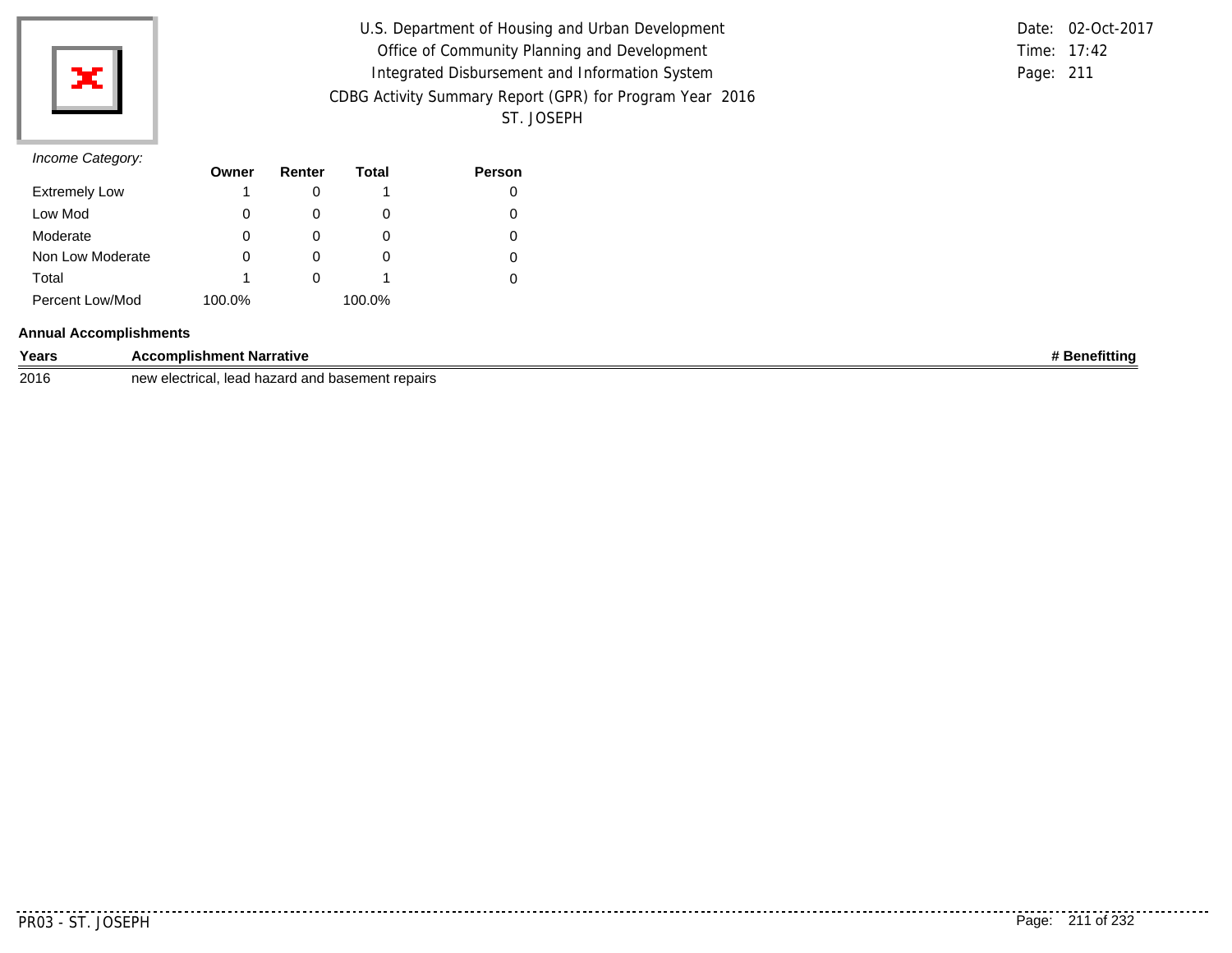U.S. Department of Housing and Urban Development
Office of Community Planning and Development
Integrated Disbursement and Information System
CDBG Activity Summary Report (GPR) for Program Year 2016
ST. JOSEPH

Date: 02-Oct-2017
Time: 17:42

*Income Category:*

| | Owner | Renter | Total | Person |
|---|---|---|---|---|
| Extremely Low | 1 | 0 | 1 | 0 |
| Low Mod | 0 | 0 | 0 | 0 |
| Moderate | 0 | 0 | 0 | 0 |
| Non Low Moderate | 0 | 0 | 0 | 0 |
| Total | 1 | 0 | 1 | 0 |
| Percent Low/Mod | 100.0% | | 100.0% | |

**Annual Accomplishments**

| Years | Accomplishment Narrative | # Benefitting |
|---|---|---|
| 2016 | new electrical, lead hazard and basement repairs | |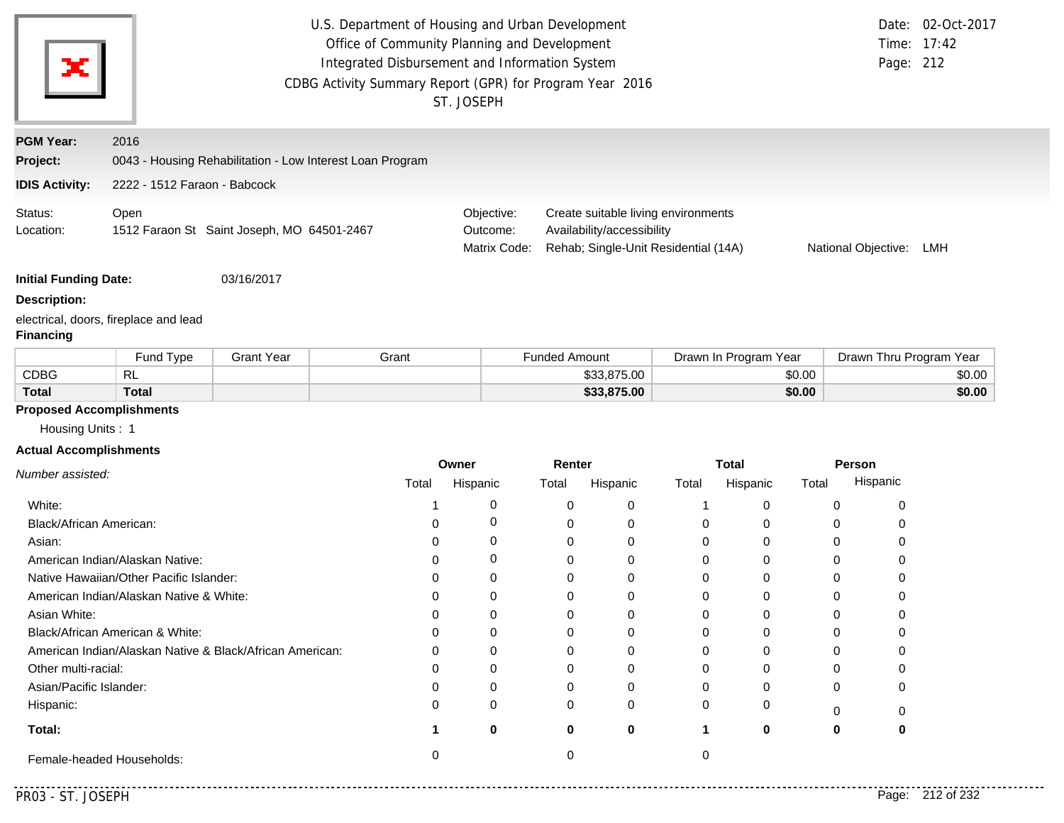U.S. Department of Housing and Urban Development
Office of Community Planning and Development
Integrated Disbursement and Information System
CDBG Activity Summary Report (GPR) for Program Year 2016
ST. JOSEPH

Date: 02-Oct-2017
Time: 17:42

**PGM Year:** 2016

**Project:** 0043 - Housing Rehabilitation - Low Interest Loan Program

**IDIS Activity:** 2222 - 1512 Faraon - Babcock

Status: Open
Location: 1512 Faraon St Saint Joseph, MO 64501-2467

Objective: Create suitable living environments
Outcome: Availability/accessibility
Matrix Code: Rehab; Single-Unit Residential (14A)
National Objective: LMH

**Initial Funding Date:** 03/16/2017

**Description:**

electrical, doors, fireplace and lead

**Financing**

| | Fund Type | Grant Year | Grant | Funded Amount | Drawn In Program Year | Drawn Thru Program Year |
|---|---|---|---|---|---|---|
| CDBG | RL | | | $33,875.00 | $0.00 | $0.00 |
| **Total** | **Total** | | | **$33,875.00** | **$0.00** | **$0.00** |

**Proposed Accomplishments**

Housing Units : 1

**Actual Accomplishments**

| *Number assisted:* | Owner | | Renter | | Total | | Person | |
|---|---|---|---|---|---|---|---|---|
| | Total | Hispanic | Total | Hispanic | Total | Hispanic | Total | Hispanic |
| White: | 1 | 0 | 0 | 0 | 1 | 0 | 0 | 0 |
| Black/African American: | 0 | 0 | 0 | 0 | 0 | 0 | 0 | 0 |
| Asian: | 0 | 0 | 0 | 0 | 0 | 0 | 0 | 0 |
| American Indian/Alaskan Native: | 0 | 0 | 0 | 0 | 0 | 0 | 0 | 0 |
| Native Hawaiian/Other Pacific Islander: | 0 | 0 | 0 | 0 | 0 | 0 | 0 | 0 |
| American Indian/Alaskan Native & White: | 0 | 0 | 0 | 0 | 0 | 0 | 0 | 0 |
| Asian White: | 0 | 0 | 0 | 0 | 0 | 0 | 0 | 0 |
| Black/African American & White: | 0 | 0 | 0 | 0 | 0 | 0 | 0 | 0 |
| American Indian/Alaskan Native & Black/African American: | 0 | 0 | 0 | 0 | 0 | 0 | 0 | 0 |
| Other multi-racial: | 0 | 0 | 0 | 0 | 0 | 0 | 0 | 0 |
| Asian/Pacific Islander: | 0 | 0 | 0 | 0 | 0 | 0 | 0 | 0 |
| Hispanic: | 0 | 0 | 0 | 0 | 0 | 0 | 0 | 0 |
| **Total:** | **1** | **0** | **0** | **0** | **1** | **0** | **0** | **0** |
| Female-headed Households: | 0 | | 0 | | 0 | | | |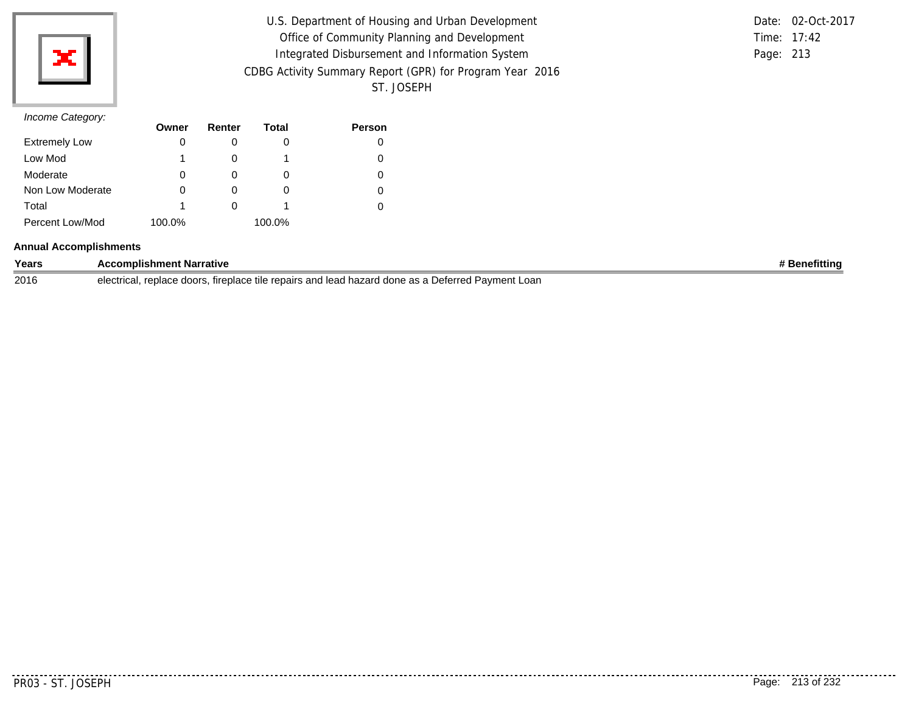U.S. Department of Housing and Urban Development
Office of Community Planning and Development
Integrated Disbursement and Information System
CDBG Activity Summary Report (GPR) for Program Year 2016
ST. JOSEPH

Date: 02-Oct-2017
Time: 17:42
Page: 213

*Income Category:*

| | Owner | Renter | Total | Person |
|---|---|---|---|---|
| Extremely Low | 0 | 0 | 0 | 0 |
| Low Mod | 1 | 0 | 1 | 0 |
| Moderate | 0 | 0 | 0 | 0 |
| Non Low Moderate | 0 | 0 | 0 | 0 |
| Total | 1 | 0 | 1 | 0 |
| Percent Low/Mod | 100.0% | | 100.0% | |

**Annual Accomplishments**

| Years | Accomplishment Narrative | # Benefitting |
|---|---|---|
| 2016 | electrical, replace doors, fireplace tile repairs and lead hazard done as a Deferred Payment Loan | |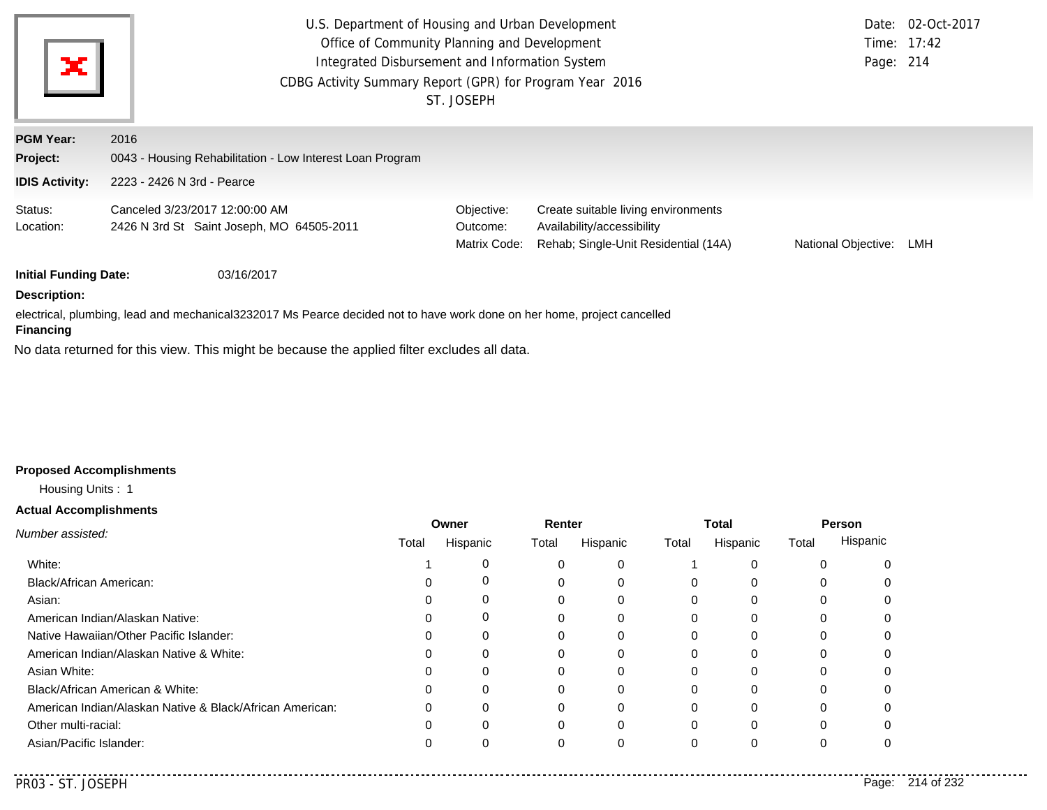U.S. Department of Housing and Urban Development
Office of Community Planning and Development
Integrated Disbursement and Information System
CDBG Activity Summary Report (GPR) for Program Year 2016
ST. JOSEPH

Date: 02-Oct-2017
Time: 17:42
Page: 214

**PGM Year:** 2016
**Project:** 0043 - Housing Rehabilitation - Low Interest Loan Program
**IDIS Activity:** 2223 - 2426 N 3rd - Pearce

Status: Canceled 3/23/2017 12:00:00 AM
Location: 2426 N 3rd St Saint Joseph, MO 64505-2011

Objective: Create suitable living environments
Outcome: Availability/accessibility
Matrix Code: Rehab; Single-Unit Residential (14A)
National Objective: LMH

**Initial Funding Date:** 03/16/2017

**Description:**

electrical, plumbing, lead and mechanical3232017 Ms Pearce decided not to have work done on her home, project cancelled

**Financing**

No data returned for this view. This might be because the applied filter excludes all data.

**Proposed Accomplishments**

Housing Units : 1

**Actual Accomplishments**

| *Number assisted:* | Owner | | Renter | | Total | | Person | |
|---|---|---|---|---|---|---|---|---|
| | Total | Hispanic | Total | Hispanic | Total | Hispanic | Total | Hispanic |
| White: | 1 | 0 | 0 | 0 | 1 | 0 | 0 | 0 |
| Black/African American: | 0 | 0 | 0 | 0 | 0 | 0 | 0 | 0 |
| Asian: | 0 | 0 | 0 | 0 | 0 | 0 | 0 | 0 |
| American Indian/Alaskan Native: | 0 | 0 | 0 | 0 | 0 | 0 | 0 | 0 |
| Native Hawaiian/Other Pacific Islander: | 0 | 0 | 0 | 0 | 0 | 0 | 0 | 0 |
| American Indian/Alaskan Native & White: | 0 | 0 | 0 | 0 | 0 | 0 | 0 | 0 |
| Asian White: | 0 | 0 | 0 | 0 | 0 | 0 | 0 | 0 |
| Black/African American & White: | 0 | 0 | 0 | 0 | 0 | 0 | 0 | 0 |
| American Indian/Alaskan Native & Black/African American: | 0 | 0 | 0 | 0 | 0 | 0 | 0 | 0 |
| Other multi-racial: | 0 | 0 | 0 | 0 | 0 | 0 | 0 | 0 |
| Asian/Pacific Islander: | 0 | 0 | 0 | 0 | 0 | 0 | 0 | 0 |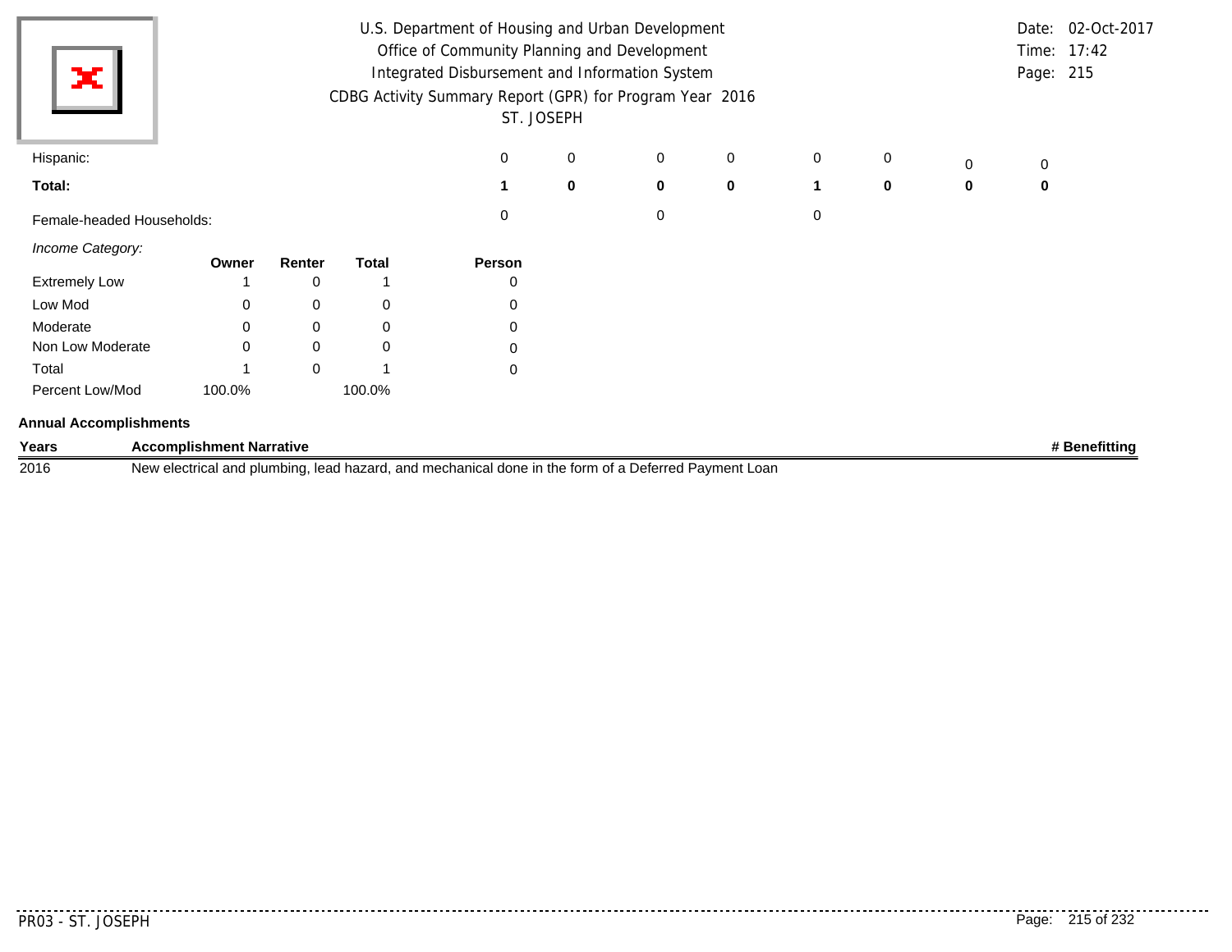| | | | | | | | | |
|---|---|---|---|---|---|---|---|---|
| Hispanic: | 0 | 0 | 0 | 0 | 0 | 0 | 0 | 0 |
| **Total:** | **1** | **0** | **0** | **0** | **1** | **0** | **0** | **0** |
| Female-headed Households: | 0 | | 0 | | 0 | | | |

*Income Category:*

| | Owner | Renter | Total | Person |
|---|---|---|---|---|
| Extremely Low | 1 | 0 | 1 | 0 |
| Low Mod | 0 | 0 | 0 | 0 |
| Moderate | 0 | 0 | 0 | 0 |
| Non Low Moderate | 0 | 0 | 0 | 0 |
| Total | 1 | 0 | 1 | 0 |
| Percent Low/Mod | 100.0% | | 100.0% | |

**Annual Accomplishments**

| Years | Accomplishment Narrative | # Benefitting |
|---|---|---|
| 2016 | New electrical and plumbing, lead hazard, and mechanical done in the form of a Deferred Payment Loan | |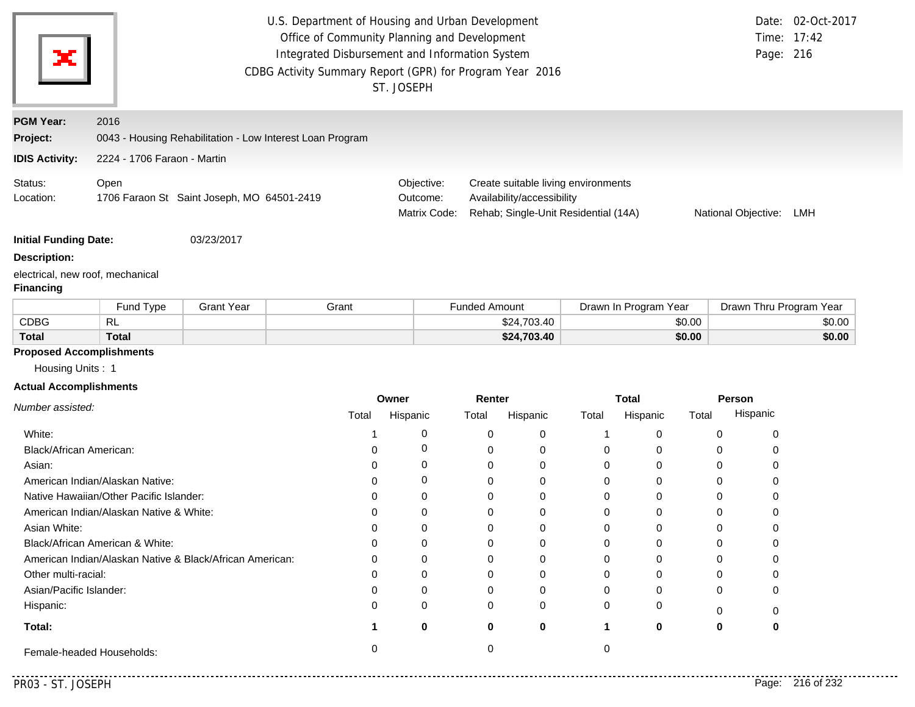U.S. Department of Housing and Urban Development
Office of Community Planning and Development
Integrated Disbursement and Information System
CDBG Activity Summary Report (GPR) for Program Year 2016
ST. JOSEPH

Date: 02-Oct-2017
Time: 17:42

**PGM Year:** 2016
**Project:** 0043 - Housing Rehabilitation - Low Interest Loan Program
**IDIS Activity:** 2224 - 1706 Faraon - Martin

Status: Open
Location: 1706 Faraon St Saint Joseph, MO 64501-2419

Objective: Create suitable living environments
Outcome: Availability/accessibility
Matrix Code: Rehab; Single-Unit Residential (14A)
National Objective: LMH

**Initial Funding Date:** 03/23/2017

**Description:**

electrical, new roof, mechanical

**Financing**

| | Fund Type | Grant Year | Grant | Funded Amount | Drawn In Program Year | Drawn Thru Program Year |
|---|---|---|---|---|---|---|
| CDBG | RL | | | $24,703.40 | $0.00 | $0.00 |
| **Total** | **Total** | | | **$24,703.40** | **$0.00** | **$0.00** |

**Proposed Accomplishments**

Housing Units : 1

**Actual Accomplishments**

| *Number assisted:* | Owner | | Renter | | Total | | Person | |
|---|---|---|---|---|---|---|---|---|
| | Total | Hispanic | Total | Hispanic | Total | Hispanic | Total | Hispanic |
| White: | 1 | 0 | 0 | 0 | 1 | 0 | 0 | 0 |
| Black/African American: | 0 | 0 | 0 | 0 | 0 | 0 | 0 | 0 |
| Asian: | 0 | 0 | 0 | 0 | 0 | 0 | 0 | 0 |
| American Indian/Alaskan Native: | 0 | 0 | 0 | 0 | 0 | 0 | 0 | 0 |
| Native Hawaiian/Other Pacific Islander: | 0 | 0 | 0 | 0 | 0 | 0 | 0 | 0 |
| American Indian/Alaskan Native & White: | 0 | 0 | 0 | 0 | 0 | 0 | 0 | 0 |
| Asian White: | 0 | 0 | 0 | 0 | 0 | 0 | 0 | 0 |
| Black/African American & White: | 0 | 0 | 0 | 0 | 0 | 0 | 0 | 0 |
| American Indian/Alaskan Native & Black/African American: | 0 | 0 | 0 | 0 | 0 | 0 | 0 | 0 |
| Other multi-racial: | 0 | 0 | 0 | 0 | 0 | 0 | 0 | 0 |
| Asian/Pacific Islander: | 0 | 0 | 0 | 0 | 0 | 0 | 0 | 0 |
| Hispanic: | 0 | 0 | 0 | 0 | 0 | 0 | 0 | 0 |
| **Total:** | **1** | **0** | **0** | **0** | **1** | **0** | **0** | **0** |
| Female-headed Households: | 0 | | 0 | | 0 | | | |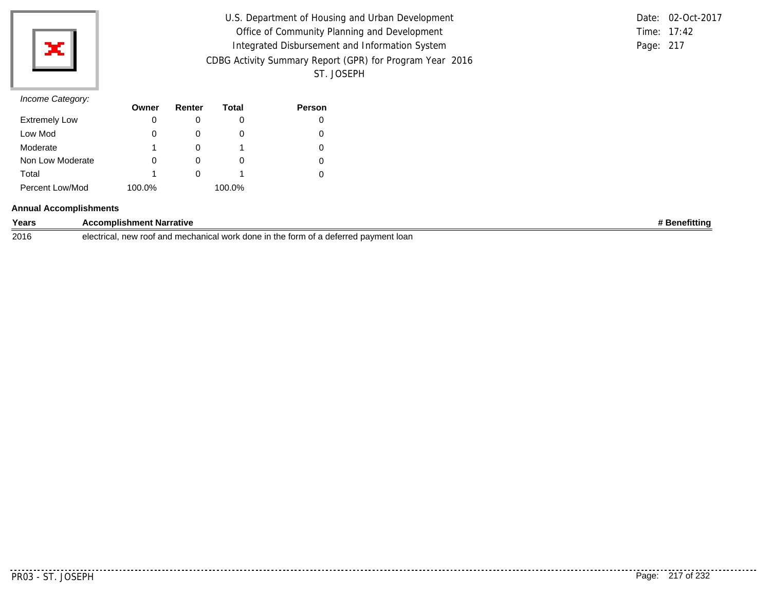U.S. Department of Housing and Urban Development
Office of Community Planning and Development
Integrated Disbursement and Information System
CDBG Activity Summary Report (GPR) for Program Year 2016
ST. JOSEPH

Date: 02-Oct-2017
Time: 17:42
Page: 217

*Income Category:*

| | Owner | Renter | Total | Person |
|---|---|---|---|---|
| Extremely Low | 0 | 0 | 0 | 0 |
| Low Mod | 0 | 0 | 0 | 0 |
| Moderate | 1 | 0 | 1 | 0 |
| Non Low Moderate | 0 | 0 | 0 | 0 |
| Total | 1 | 0 | 1 | 0 |
| Percent Low/Mod | 100.0% | | 100.0% | |

**Annual Accomplishments**

| Years | Accomplishment Narrative | # Benefitting |
|---|---|---|
| 2016 | electrical, new roof and mechanical work done in the form of a deferred payment loan | |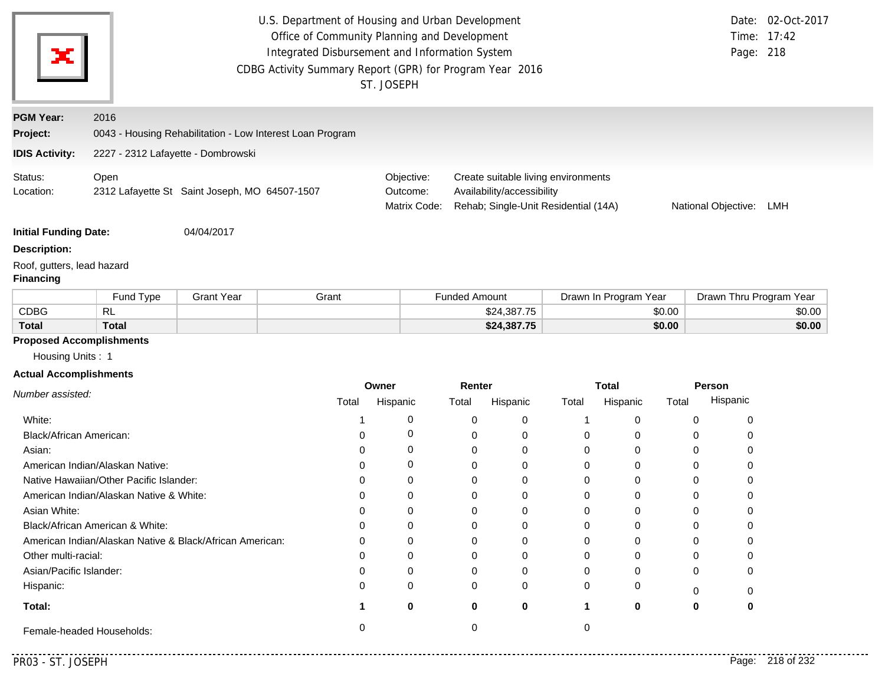U.S. Department of Housing and Urban Development
Office of Community Planning and Development
Integrated Disbursement and Information System
CDBG Activity Summary Report (GPR) for Program Year 2016
ST. JOSEPH

Date: 02-Oct-2017
Time: 17:42
Page: 218

**PGM Year:** 2016

**Project:** 0043 - Housing Rehabilitation - Low Interest Loan Program

**IDIS Activity:** 2227 - 2312 Lafayette - Dombrowski

Status: Open
Location: 2312 Lafayette St Saint Joseph, MO 64507-1507

Objective: Create suitable living environments
Outcome: Availability/accessibility
Matrix Code: Rehab; Single-Unit Residential (14A)
National Objective: LMH

**Initial Funding Date:** 04/04/2017

**Description:**

Roof, gutters, lead hazard

**Financing**

| | Fund Type | Grant Year | Grant | Funded Amount | Drawn In Program Year | Drawn Thru Program Year |
|---|---|---|---|---|---|---|
| CDBG | RL | | | $24,387.75 | $0.00 | $0.00 |
| **Total** | **Total** | | | **$24,387.75** | **$0.00** | **$0.00** |

**Proposed Accomplishments**

Housing Units : 1

**Actual Accomplishments**

| *Number assisted:* | Owner | | Renter | | Total | | Person | |
|---|---|---|---|---|---|---|---|---|
| | Total | Hispanic | Total | Hispanic | Total | Hispanic | Total | Hispanic |
| White: | 1 | 0 | 0 | 0 | 1 | 0 | 0 | 0 |
| Black/African American: | 0 | 0 | 0 | 0 | 0 | 0 | 0 | 0 |
| Asian: | 0 | 0 | 0 | 0 | 0 | 0 | 0 | 0 |
| American Indian/Alaskan Native: | 0 | 0 | 0 | 0 | 0 | 0 | 0 | 0 |
| Native Hawaiian/Other Pacific Islander: | 0 | 0 | 0 | 0 | 0 | 0 | 0 | 0 |
| American Indian/Alaskan Native & White: | 0 | 0 | 0 | 0 | 0 | 0 | 0 | 0 |
| Asian White: | 0 | 0 | 0 | 0 | 0 | 0 | 0 | 0 |
| Black/African American & White: | 0 | 0 | 0 | 0 | 0 | 0 | 0 | 0 |
| American Indian/Alaskan Native & Black/African American: | 0 | 0 | 0 | 0 | 0 | 0 | 0 | 0 |
| Other multi-racial: | 0 | 0 | 0 | 0 | 0 | 0 | 0 | 0 |
| Asian/Pacific Islander: | 0 | 0 | 0 | 0 | 0 | 0 | 0 | 0 |
| Hispanic: | 0 | 0 | 0 | 0 | 0 | 0 | 0 | 0 |
| **Total:** | **1** | **0** | **0** | **0** | **1** | **0** | **0** | **0** |
| Female-headed Households: | 0 | | 0 | | 0 | | | |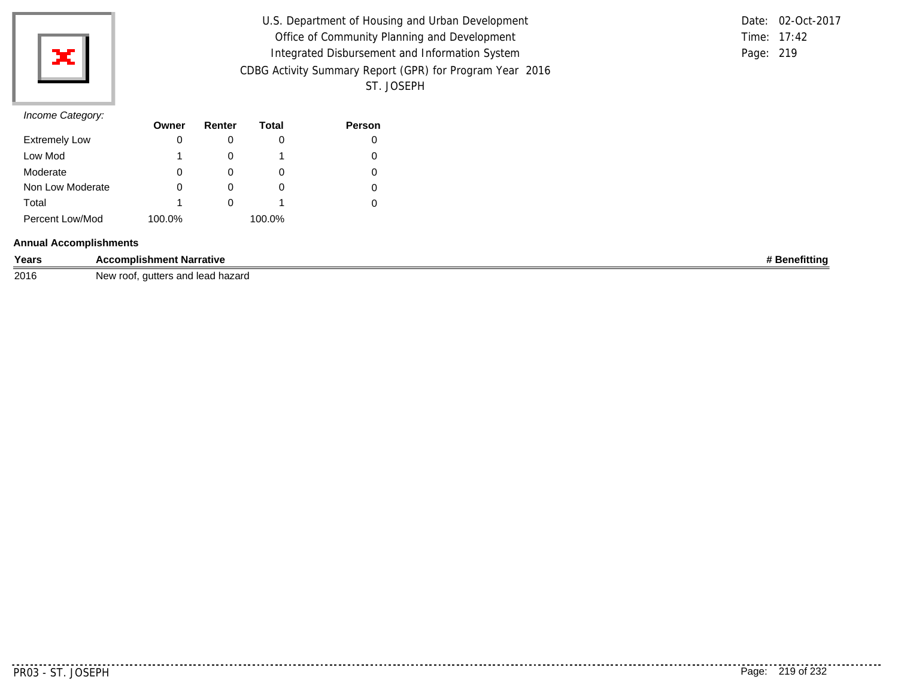U.S. Department of Housing and Urban Development
Office of Community Planning and Development
Integrated Disbursement and Information System
CDBG Activity Summary Report (GPR) for Program Year 2016
ST. JOSEPH

Date: 02-Oct-2017
Time: 17:42
Page: 219

*Income Category:*

| | Owner | Renter | Total | Person |
|---|---|---|---|---|
| Extremely Low | 0 | 0 | 0 | 0 |
| Low Mod | 1 | 0 | 1 | 0 |
| Moderate | 0 | 0 | 0 | 0 |
| Non Low Moderate | 0 | 0 | 0 | 0 |
| Total | 1 | 0 | 1 | 0 |
| Percent Low/Mod | 100.0% | | 100.0% | |

**Annual Accomplishments**

| Years | Accomplishment Narrative | # Benefitting |
|---|---|---|
| 2016 | New roof, gutters and lead hazard | |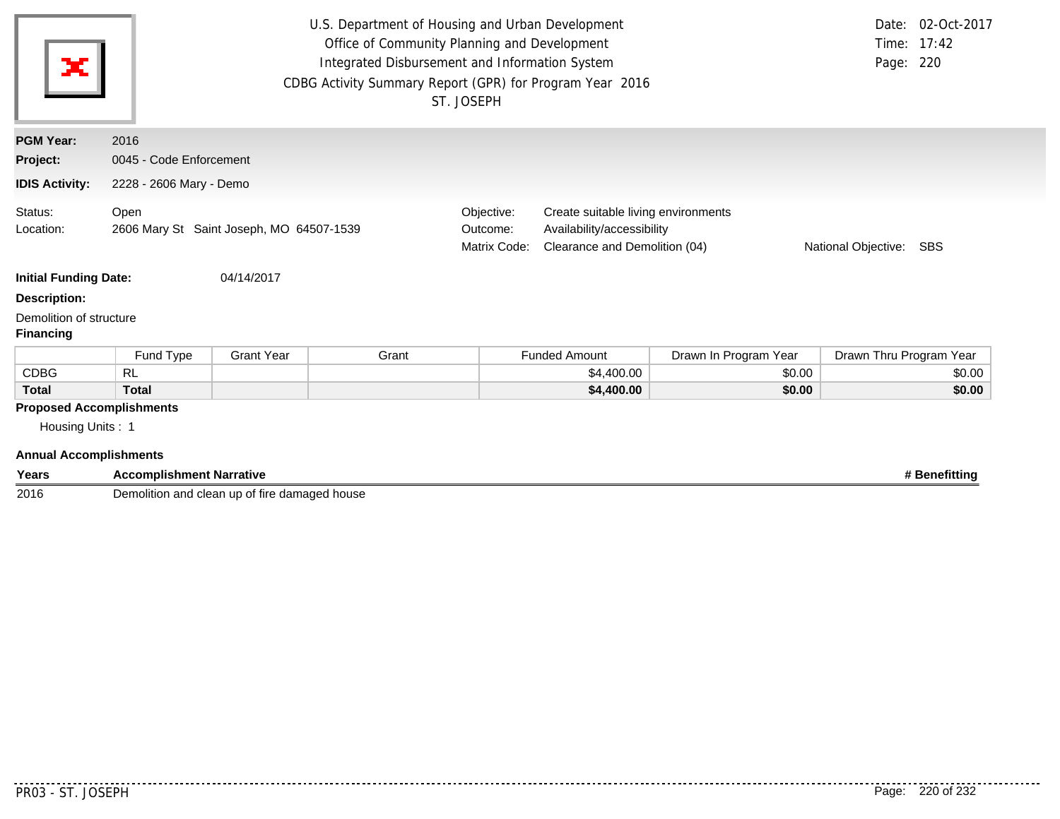U.S. Department of Housing and Urban Development
Office of Community Planning and Development
Integrated Disbursement and Information System
CDBG Activity Summary Report (GPR) for Program Year 2016
ST. JOSEPH

Date: 02-Oct-2017
Time: 17:42
Page: 220

**PGM Year:** 2016
**Project:** 0045 - Code Enforcement
**IDIS Activity:** 2228 - 2606 Mary - Demo

Status: Open
Location: 2606 Mary St Saint Joseph, MO 64507-1539

Objective: Create suitable living environments
Outcome: Availability/accessibility
Matrix Code: Clearance and Demolition (04)
National Objective: SBS

**Initial Funding Date:** 04/14/2017

**Description:**

Demolition of structure

**Financing**

| | Fund Type | Grant Year | Grant | Funded Amount | Drawn In Program Year | Drawn Thru Program Year |
|---|---|---|---|---|---|---|
| CDBG | RL | | | $4,400.00 | $0.00 | $0.00 |
| **Total** | **Total** | | | **$4,400.00** | **$0.00** | **$0.00** |

**Proposed Accomplishments**

Housing Units : 1

**Annual Accomplishments**

| Years | Accomplishment Narrative | # Benefitting |
|---|---|---|
| 2016 | Demolition and clean up of fire damaged house | |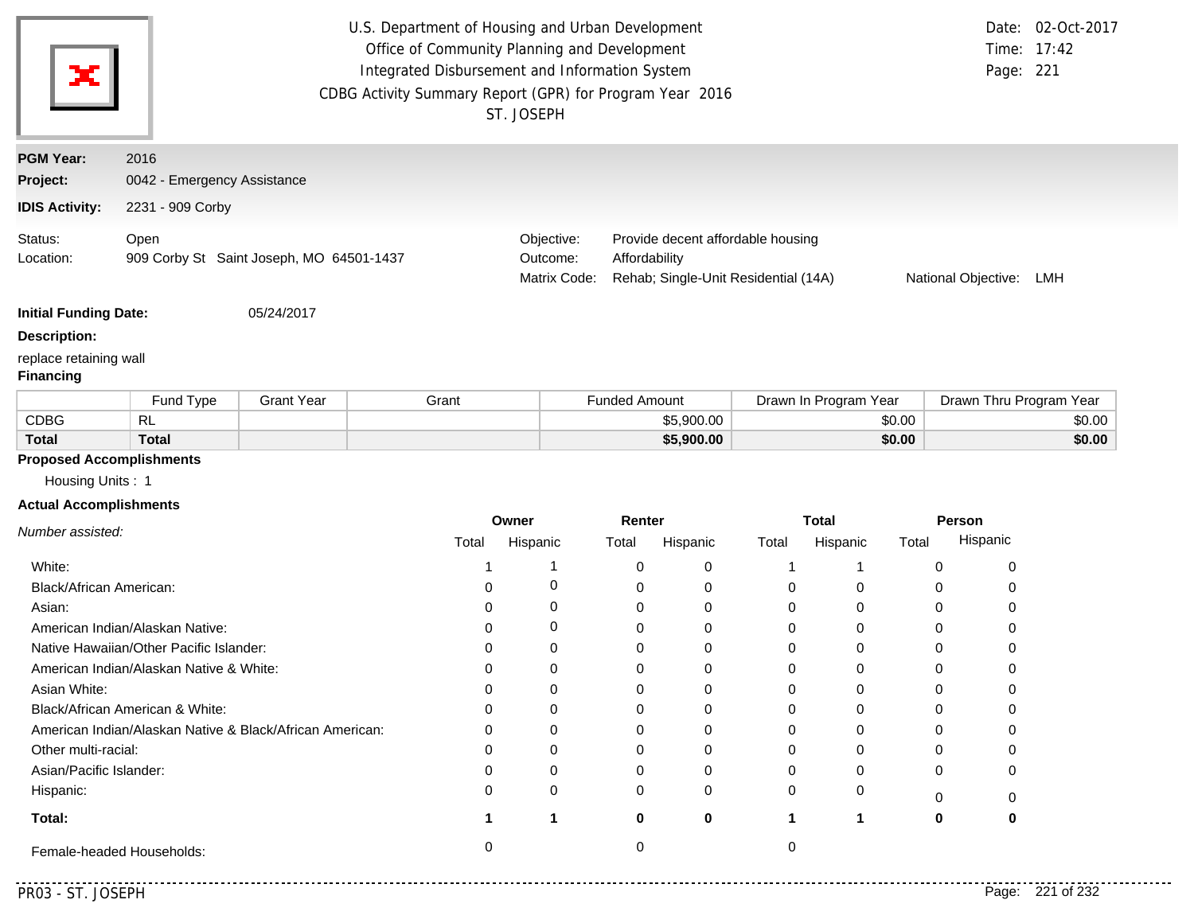U.S. Department of Housing and Urban Development
Office of Community Planning and Development
Integrated Disbursement and Information System
CDBG Activity Summary Report (GPR) for Program Year 2016
ST. JOSEPH

Date: 02-Oct-2017
Time: 17:42
Page: 221

**PGM Year:** 2016
**Project:** 0042 - Emergency Assistance
**IDIS Activity:** 2231 - 909 Corby

Status: Open
Location: 909 Corby St Saint Joseph, MO 64501-1437

Objective: Provide decent affordable housing
Outcome: Affordability
Matrix Code: Rehab; Single-Unit Residential (14A)
National Objective: LMH

**Initial Funding Date:** 05/24/2017

**Description:**

replace retaining wall

**Financing**

| | Fund Type | Grant Year | Grant | Funded Amount | Drawn In Program Year | Drawn Thru Program Year |
|---|---|---|---|---|---|---|
| CDBG | RL | | | $5,900.00 | $0.00 | $0.00 |
| **Total** | **Total** | | | **$5,900.00** | **$0.00** | **$0.00** |

**Proposed Accomplishments**

Housing Units : 1

**Actual Accomplishments**

| *Number assisted:* | Owner | | Renter | | Total | | Person | |
|---|---|---|---|---|---|---|---|---|
| | Total | Hispanic | Total | Hispanic | Total | Hispanic | Total | Hispanic |
| White: | 1 | 1 | 0 | 0 | 1 | 1 | 0 | 0 |
| Black/African American: | 0 | 0 | 0 | 0 | 0 | 0 | 0 | 0 |
| Asian: | 0 | 0 | 0 | 0 | 0 | 0 | 0 | 0 |
| American Indian/Alaskan Native: | 0 | 0 | 0 | 0 | 0 | 0 | 0 | 0 |
| Native Hawaiian/Other Pacific Islander: | 0 | 0 | 0 | 0 | 0 | 0 | 0 | 0 |
| American Indian/Alaskan Native & White: | 0 | 0 | 0 | 0 | 0 | 0 | 0 | 0 |
| Asian White: | 0 | 0 | 0 | 0 | 0 | 0 | 0 | 0 |
| Black/African American & White: | 0 | 0 | 0 | 0 | 0 | 0 | 0 | 0 |
| American Indian/Alaskan Native & Black/African American: | 0 | 0 | 0 | 0 | 0 | 0 | 0 | 0 |
| Other multi-racial: | 0 | 0 | 0 | 0 | 0 | 0 | 0 | 0 |
| Asian/Pacific Islander: | 0 | 0 | 0 | 0 | 0 | 0 | 0 | 0 |
| Hispanic: | 0 | 0 | 0 | 0 | 0 | 0 | 0 | 0 |
| **Total:** | **1** | **1** | **0** | **0** | **1** | **1** | **0** | **0** |
| Female-headed Households: | 0 | | 0 | | 0 | | | |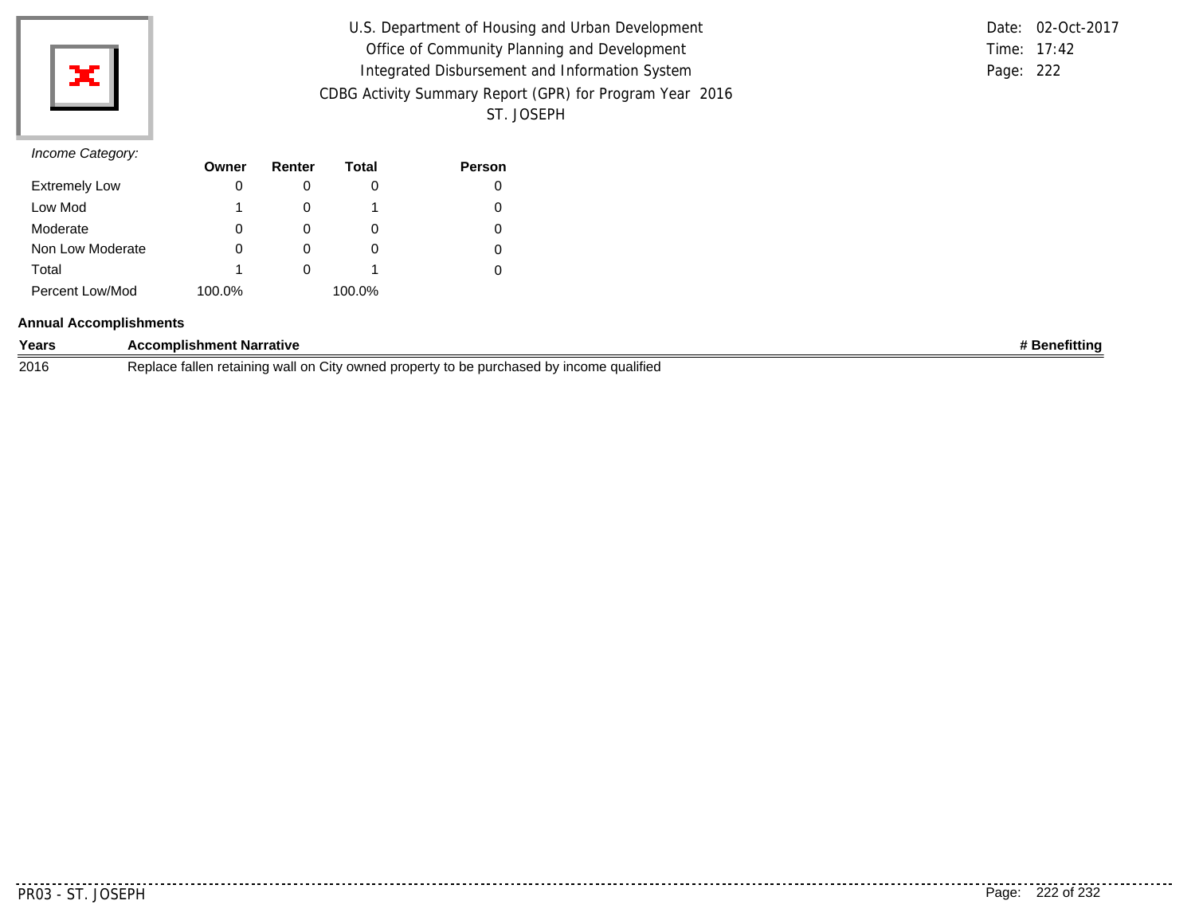U.S. Department of Housing and Urban Development
Office of Community Planning and Development
Integrated Disbursement and Information System
CDBG Activity Summary Report (GPR) for Program Year 2016
ST. JOSEPH

Date: 02-Oct-2017
Time: 17:42
Page: 222

*Income Category:*

| | Owner | Renter | Total | Person |
|---|---|---|---|---|
| Extremely Low | 0 | 0 | 0 | 0 |
| Low Mod | 1 | 0 | 1 | 0 |
| Moderate | 0 | 0 | 0 | 0 |
| Non Low Moderate | 0 | 0 | 0 | 0 |
| Total | 1 | 0 | 1 | 0 |
| Percent Low/Mod | 100.0% | | 100.0% | |

**Annual Accomplishments**

| Years | Accomplishment Narrative | # Benefitting |
|---|---|---|
| 2016 | Replace fallen retaining wall on City owned property to be purchased by income qualified | |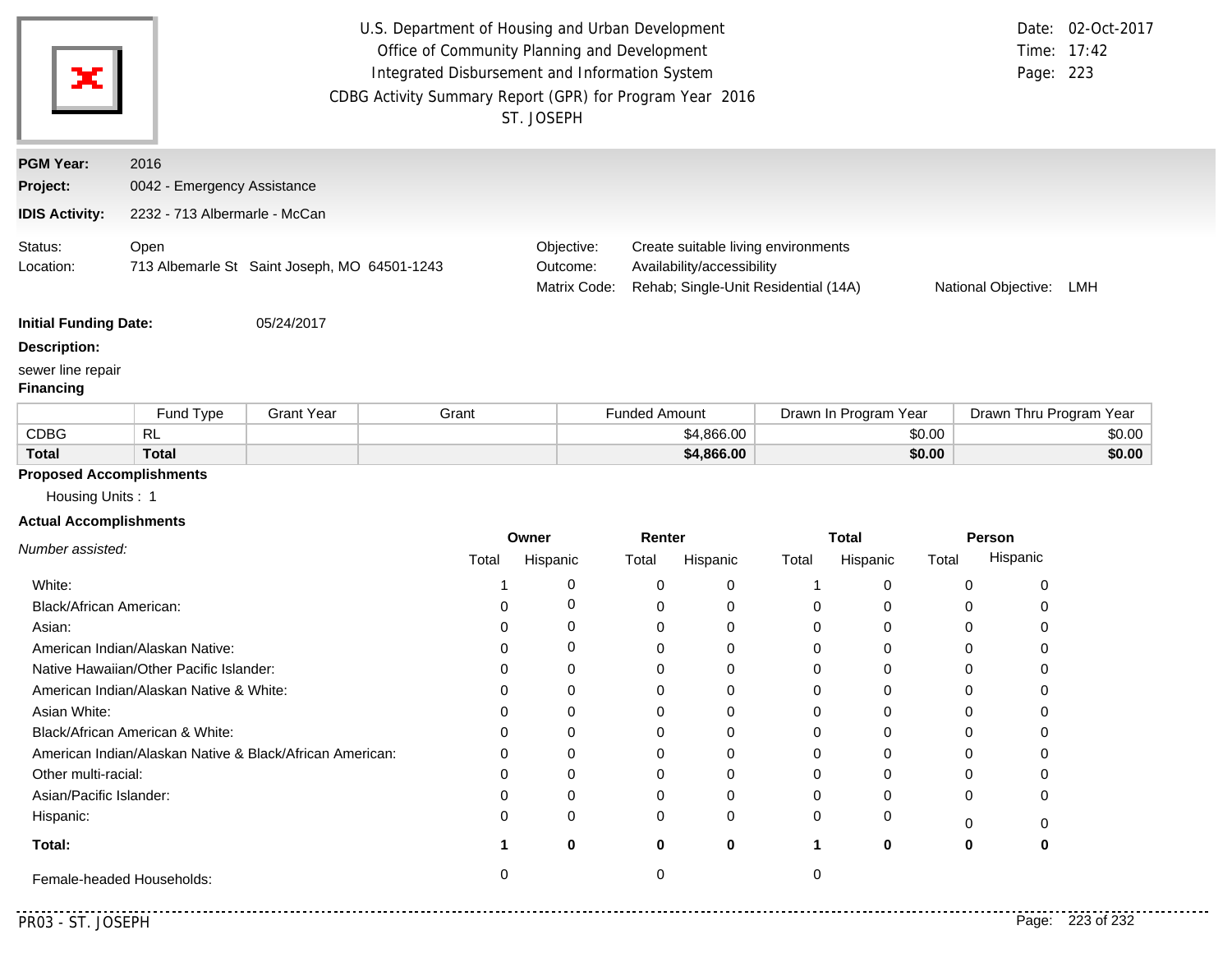U.S. Department of Housing and Urban Development
Office of Community Planning and Development
Integrated Disbursement and Information System
CDBG Activity Summary Report (GPR) for Program Year 2016
ST. JOSEPH

Date: 02-Oct-2017
Time: 17:42

**PGM Year:** 2016
**Project:** 0042 - Emergency Assistance
**IDIS Activity:** 2232 - 713 Albermarle - McCan

Status: Open
Location: 713 Albemarle St Saint Joseph, MO 64501-1243

Objective: Create suitable living environments
Outcome: Availability/accessibility
Matrix Code: Rehab; Single-Unit Residential (14A)
National Objective: LMH

**Initial Funding Date:** 05/24/2017

**Description:**

sewer line repair

**Financing**

| | Fund Type | Grant Year | Grant | Funded Amount | Drawn In Program Year | Drawn Thru Program Year |
|---|---|---|---|---|---|---|
| CDBG | RL | | | $4,866.00 | $0.00 | $0.00 |
| **Total** | **Total** | | | **$4,866.00** | **$0.00** | **$0.00** |

**Proposed Accomplishments**

Housing Units : 1

**Actual Accomplishments**

| *Number assisted:* | Owner | | Renter | | Total | | Person | |
|---|---|---|---|---|---|---|---|---|
| | Total | Hispanic | Total | Hispanic | Total | Hispanic | Total | Hispanic |
| White: | 1 | 0 | 0 | 0 | 1 | 0 | 0 | 0 |
| Black/African American: | 0 | 0 | 0 | 0 | 0 | 0 | 0 | 0 |
| Asian: | 0 | 0 | 0 | 0 | 0 | 0 | 0 | 0 |
| American Indian/Alaskan Native: | 0 | 0 | 0 | 0 | 0 | 0 | 0 | 0 |
| Native Hawaiian/Other Pacific Islander: | 0 | 0 | 0 | 0 | 0 | 0 | 0 | 0 |
| American Indian/Alaskan Native & White: | 0 | 0 | 0 | 0 | 0 | 0 | 0 | 0 |
| Asian White: | 0 | 0 | 0 | 0 | 0 | 0 | 0 | 0 |
| Black/African American & White: | 0 | 0 | 0 | 0 | 0 | 0 | 0 | 0 |
| American Indian/Alaskan Native & Black/African American: | 0 | 0 | 0 | 0 | 0 | 0 | 0 | 0 |
| Other multi-racial: | 0 | 0 | 0 | 0 | 0 | 0 | 0 | 0 |
| Asian/Pacific Islander: | 0 | 0 | 0 | 0 | 0 | 0 | 0 | 0 |
| Hispanic: | 0 | 0 | 0 | 0 | 0 | 0 | 0 | 0 |
| **Total:** | **1** | **0** | **0** | **0** | **1** | **0** | **0** | **0** |
| Female-headed Households: | 0 | | 0 | | 0 | | | |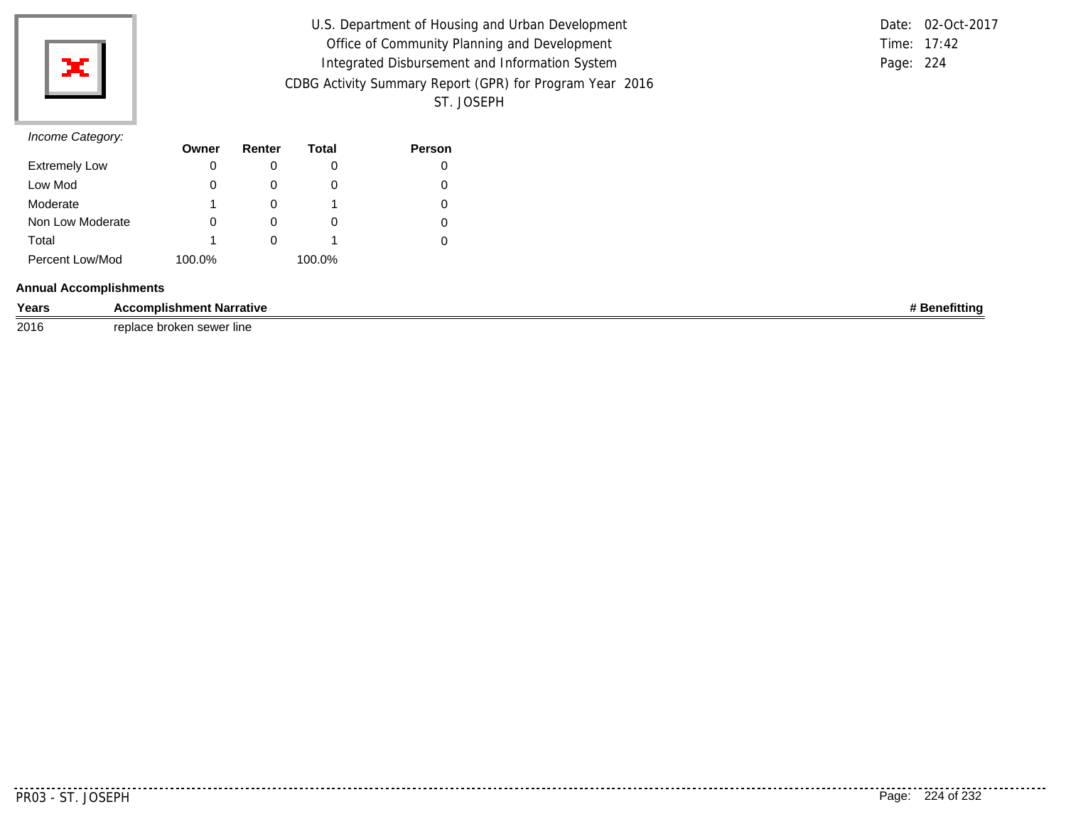U.S. Department of Housing and Urban Development
Office of Community Planning and Development
Integrated Disbursement and Information System
CDBG Activity Summary Report (GPR) for Program Year 2016
ST. JOSEPH

Date: 02-Oct-2017
Time: 17:42
Page: 224

*Income Category:*

| | Owner | Renter | Total | Person |
|---|---|---|---|---|
| Extremely Low | 0 | 0 | 0 | 0 |
| Low Mod | 0 | 0 | 0 | 0 |
| Moderate | 1 | 0 | 1 | 0 |
| Non Low Moderate | 0 | 0 | 0 | 0 |
| Total | 1 | 0 | 1 | 0 |
| Percent Low/Mod | 100.0% | | 100.0% | |

**Annual Accomplishments**

| Years | Accomplishment Narrative | # Benefitting |
|---|---|---|
| 2016 | replace broken sewer line | |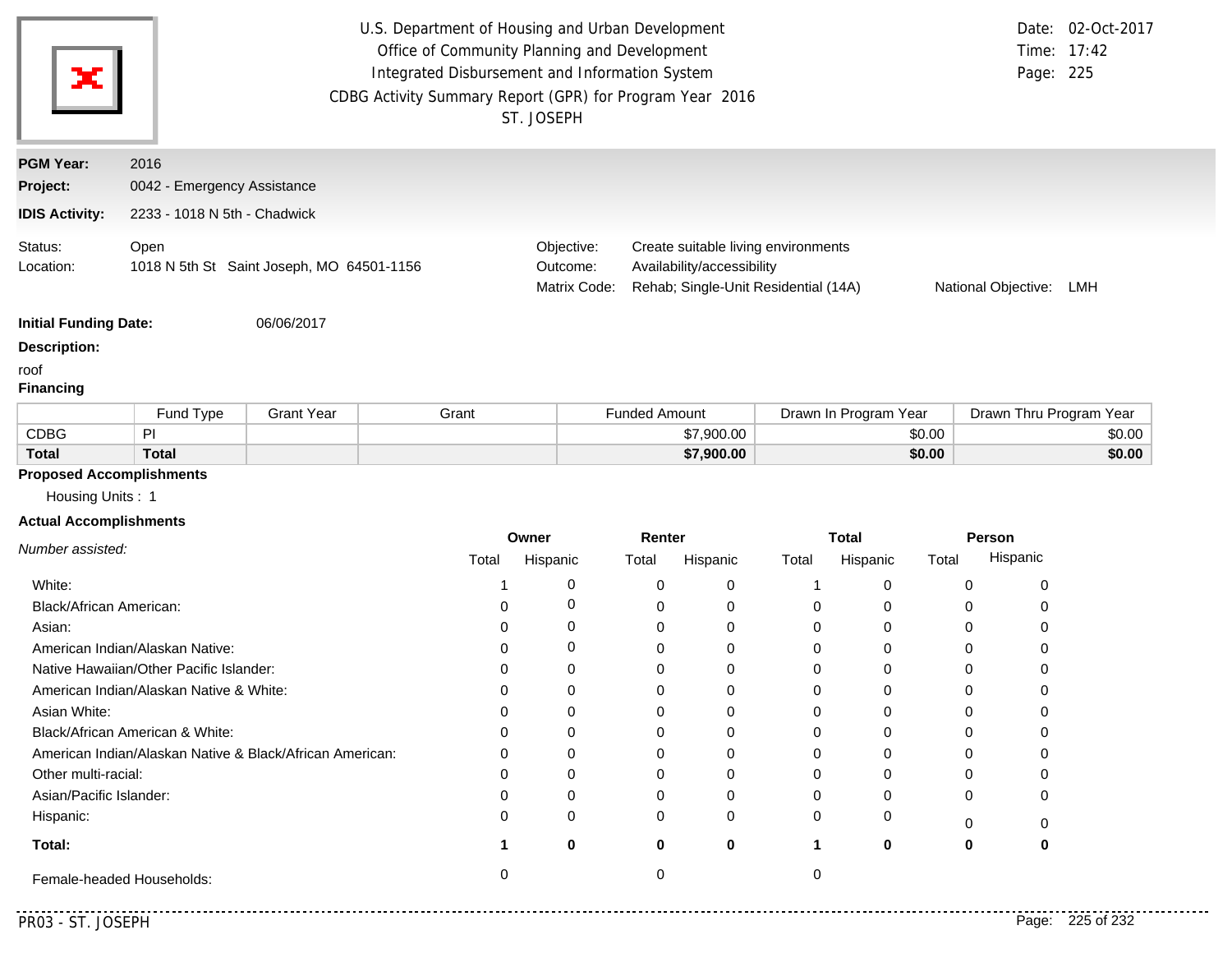U.S. Department of Housing and Urban Development
Office of Community Planning and Development
Integrated Disbursement and Information System
CDBG Activity Summary Report (GPR) for Program Year 2016
ST. JOSEPH

Date: 02-Oct-2017
Time: 17:42

**PGM Year:** 2016
**Project:** 0042 - Emergency Assistance
**IDIS Activity:** 2233 - 1018 N 5th - Chadwick

Status: Open
Location: 1018 N 5th St Saint Joseph, MO 64501-1156

Objective: Create suitable living environments
Outcome: Availability/accessibility
Matrix Code: Rehab; Single-Unit Residential (14A)
National Objective: LMH

**Initial Funding Date:** 06/06/2017

**Description:**

roof

**Financing**

| | Fund Type | Grant Year | Grant | Funded Amount | Drawn In Program Year | Drawn Thru Program Year |
|---|---|---|---|---|---|---|
| CDBG | PI | | | $7,900.00 | $0.00 | $0.00 |
| **Total** | **Total** | | | **$7,900.00** | **$0.00** | **$0.00** |

**Proposed Accomplishments**

Housing Units : 1

**Actual Accomplishments**

| *Number assisted:* | Owner | | Renter | | Total | | Person | |
|---|---|---|---|---|---|---|---|---|
| | Total | Hispanic | Total | Hispanic | Total | Hispanic | Total | Hispanic |
| White: | 1 | 0 | 0 | 0 | 1 | 0 | 0 | 0 |
| Black/African American: | 0 | 0 | 0 | 0 | 0 | 0 | 0 | 0 |
| Asian: | 0 | 0 | 0 | 0 | 0 | 0 | 0 | 0 |
| American Indian/Alaskan Native: | 0 | 0 | 0 | 0 | 0 | 0 | 0 | 0 |
| Native Hawaiian/Other Pacific Islander: | 0 | 0 | 0 | 0 | 0 | 0 | 0 | 0 |
| American Indian/Alaskan Native & White: | 0 | 0 | 0 | 0 | 0 | 0 | 0 | 0 |
| Asian White: | 0 | 0 | 0 | 0 | 0 | 0 | 0 | 0 |
| Black/African American & White: | 0 | 0 | 0 | 0 | 0 | 0 | 0 | 0 |
| American Indian/Alaskan Native & Black/African American: | 0 | 0 | 0 | 0 | 0 | 0 | 0 | 0 |
| Other multi-racial: | 0 | 0 | 0 | 0 | 0 | 0 | 0 | 0 |
| Asian/Pacific Islander: | 0 | 0 | 0 | 0 | 0 | 0 | 0 | 0 |
| Hispanic: | 0 | 0 | 0 | 0 | 0 | 0 | 0 | 0 |
| **Total:** | **1** | **0** | **0** | **0** | **1** | **0** | **0** | **0** |
| Female-headed Households: | 0 | | 0 | | 0 | | | |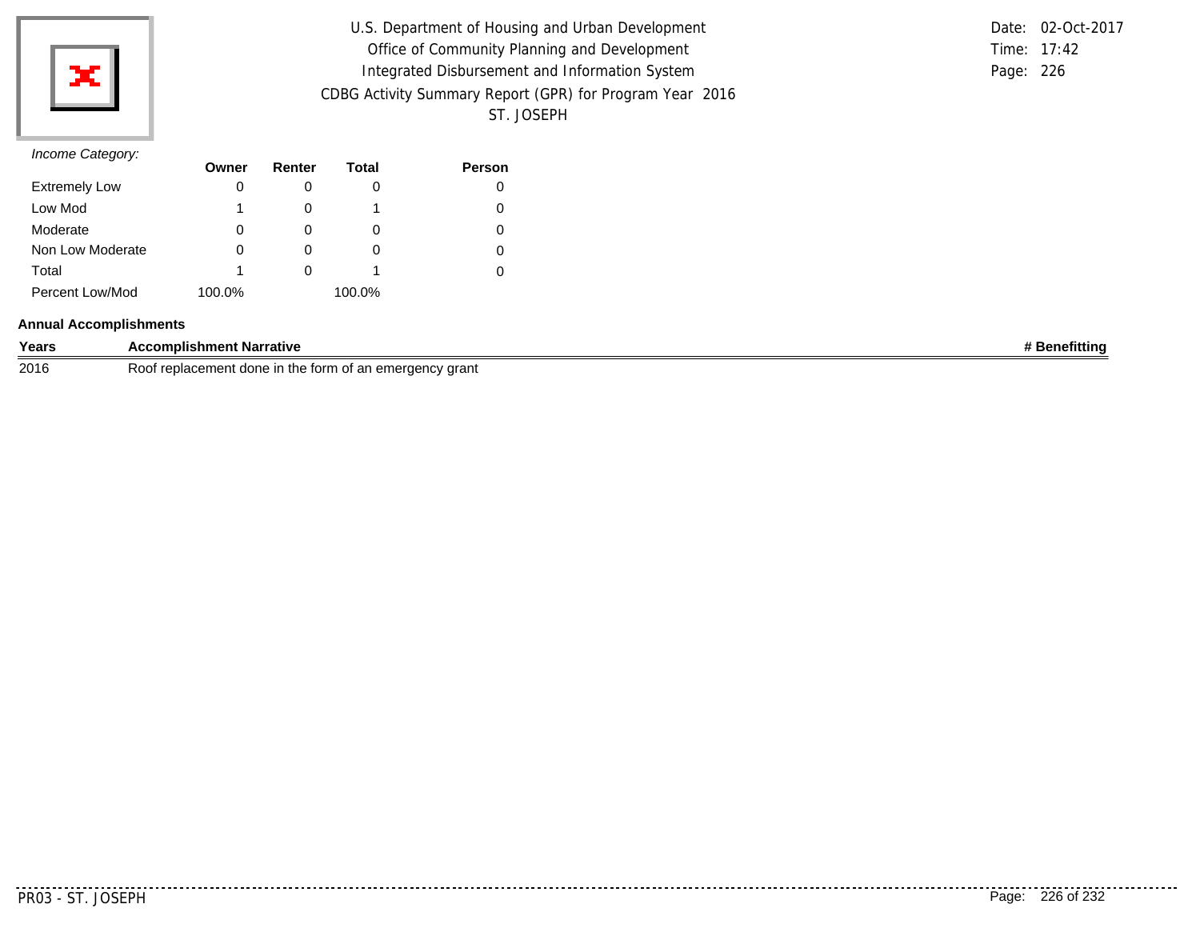U.S. Department of Housing and Urban Development
Office of Community Planning and Development
Integrated Disbursement and Information System
CDBG Activity Summary Report (GPR) for Program Year 2016
ST. JOSEPH

Date: 02-Oct-2017
Time: 17:42
Page: 226

*Income Category:*

| | Owner | Renter | Total | Person |
|---|---|---|---|---|
| Extremely Low | 0 | 0 | 0 | 0 |
| Low Mod | 1 | 0 | 1 | 0 |
| Moderate | 0 | 0 | 0 | 0 |
| Non Low Moderate | 0 | 0 | 0 | 0 |
| Total | 1 | 0 | 1 | 0 |
| Percent Low/Mod | 100.0% | | 100.0% | |

**Annual Accomplishments**

| Years | Accomplishment Narrative | # Benefitting |
|---|---|---|
| 2016 | Roof replacement done in the form of an emergency grant | |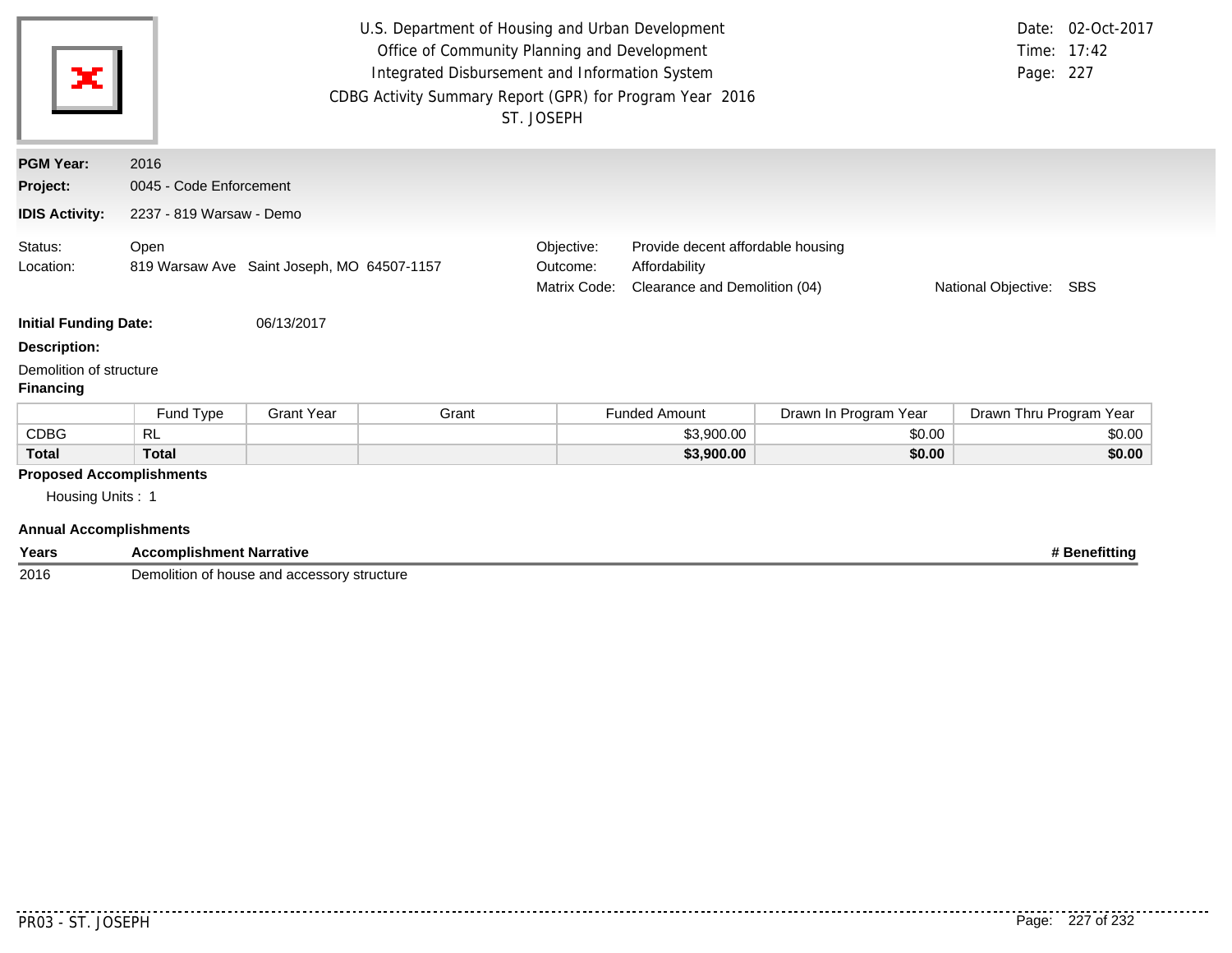U.S. Department of Housing and Urban Development
Office of Community Planning and Development
Integrated Disbursement and Information System
CDBG Activity Summary Report (GPR) for Program Year 2016
ST. JOSEPH

Date: 02-Oct-2017
Time: 17:42
Page: 227

**PGM Year:** 2016
**Project:** 0045 - Code Enforcement
**IDIS Activity:** 2237 - 819 Warsaw - Demo

Status: Open
Location: 819 Warsaw Ave Saint Joseph, MO 64507-1157

Objective: Provide decent affordable housing
Outcome: Affordability
Matrix Code: Clearance and Demolition (04)
National Objective: SBS

**Initial Funding Date:** 06/13/2017

**Description:**

Demolition of structure

**Financing**

| | Fund Type | Grant Year | Grant | Funded Amount | Drawn In Program Year | Drawn Thru Program Year |
|---|---|---|---|---|---|---|
| CDBG | RL | | | $3,900.00 | $0.00 | $0.00 |
| **Total** | **Total** | | | **$3,900.00** | **$0.00** | **$0.00** |

**Proposed Accomplishments**

Housing Units : 1

**Annual Accomplishments**

| Years | Accomplishment Narrative | # Benefitting |
|---|---|---|
| 2016 | Demolition of house and accessory structure | |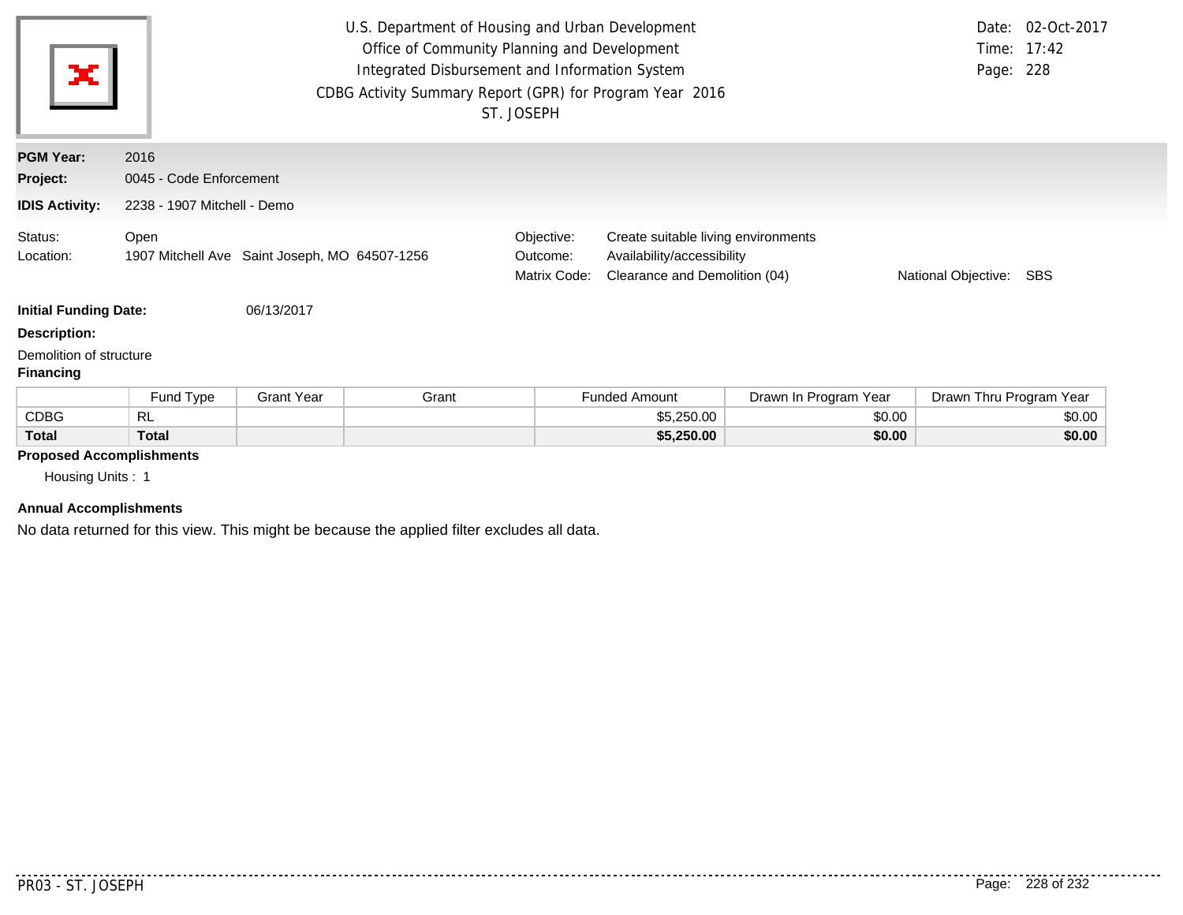U.S. Department of Housing and Urban Development
Office of Community Planning and Development
Integrated Disbursement and Information System
CDBG Activity Summary Report (GPR) for Program Year 2016
ST. JOSEPH

Date: 02-Oct-2017
Time: 17:42
Page: 228

**PGM Year:** 2016
**Project:** 0045 - Code Enforcement
**IDIS Activity:** 2238 - 1907 Mitchell - Demo

Status: Open
Location: 1907 Mitchell Ave Saint Joseph, MO 64507-1256

Objective: Create suitable living environments
Outcome: Availability/accessibility
Matrix Code: Clearance and Demolition (04)
National Objective: SBS

**Initial Funding Date:** 06/13/2017

**Description:**

Demolition of structure

**Financing**

| | Fund Type | Grant Year | Grant | Funded Amount | Drawn In Program Year | Drawn Thru Program Year |
|---|---|---|---|---|---|---|
| CDBG | RL | | | $5,250.00 | $0.00 | $0.00 |
| **Total** | **Total** | | | **$5,250.00** | **$0.00** | **$0.00** |

**Proposed Accomplishments**

Housing Units : 1

**Annual Accomplishments**

No data returned for this view. This might be because the applied filter excludes all data.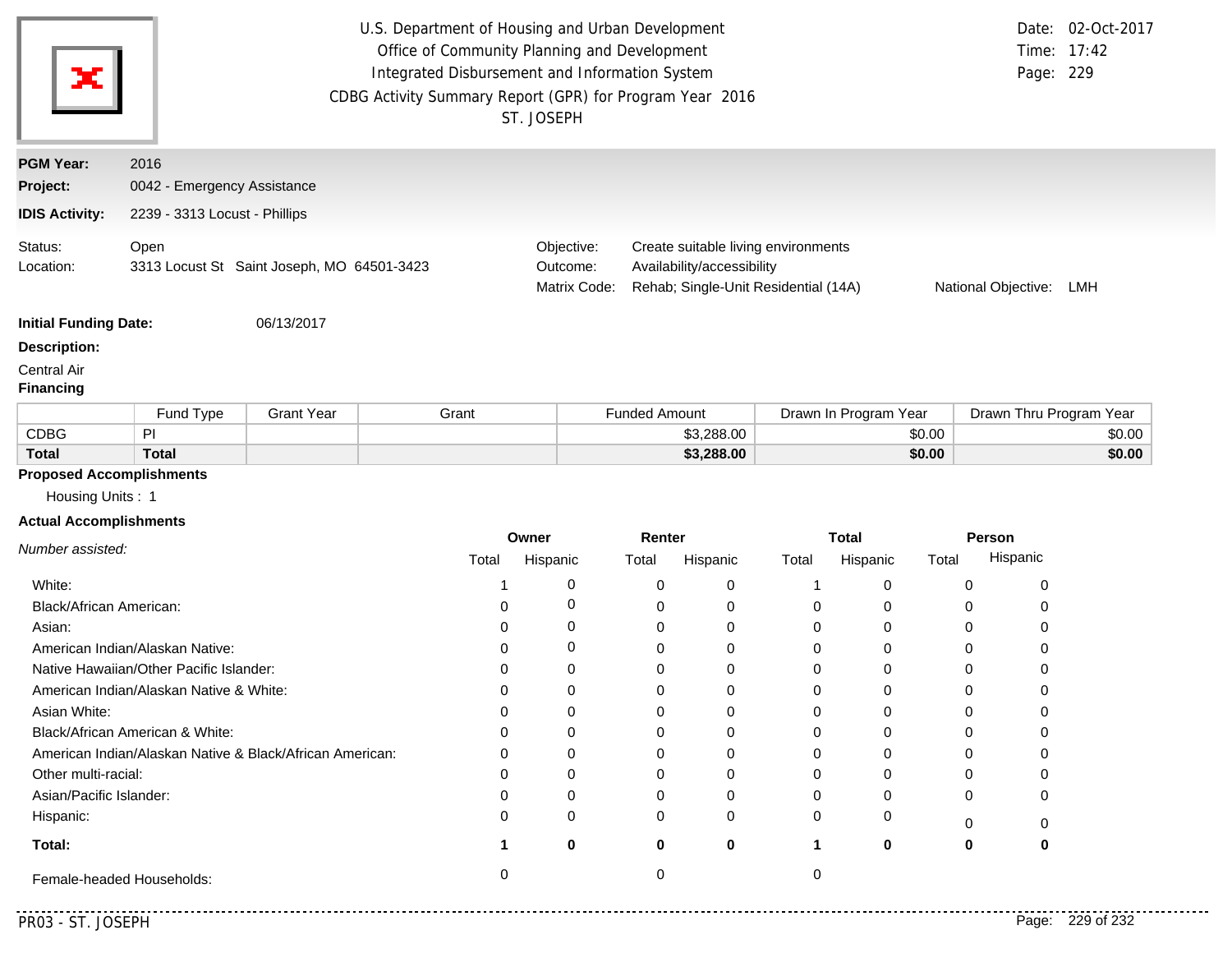U.S. Department of Housing and Urban Development
Office of Community Planning and Development
Integrated Disbursement and Information System
CDBG Activity Summary Report (GPR) for Program Year 2016
ST. JOSEPH

Date: 02-Oct-2017
Time: 17:42

**PGM Year:** 2016
**Project:** 0042 - Emergency Assistance
**IDIS Activity:** 2239 - 3313 Locust - Phillips

Status: Open
Location: 3313 Locust St Saint Joseph, MO 64501-3423

Objective: Create suitable living environments
Outcome: Availability/accessibility
Matrix Code: Rehab; Single-Unit Residential (14A)
National Objective: LMH

**Initial Funding Date:** 06/13/2017

**Description:**

Central Air

**Financing**

| | Fund Type | Grant Year | Grant | Funded Amount | Drawn In Program Year | Drawn Thru Program Year |
|---|---|---|---|---|---|---|
| CDBG | PI | | | $3,288.00 | $0.00 | $0.00 |
| **Total** | **Total** | | | **$3,288.00** | **$0.00** | **$0.00** |

**Proposed Accomplishments**

Housing Units : 1

**Actual Accomplishments**

| *Number assisted:* | Owner | | Renter | | Total | | Person | |
|---|---|---|---|---|---|---|---|---|
| | Total | Hispanic | Total | Hispanic | Total | Hispanic | Total | Hispanic |
| White: | 1 | 0 | 0 | 0 | 1 | 0 | 0 | 0 |
| Black/African American: | 0 | 0 | 0 | 0 | 0 | 0 | 0 | 0 |
| Asian: | 0 | 0 | 0 | 0 | 0 | 0 | 0 | 0 |
| American Indian/Alaskan Native: | 0 | 0 | 0 | 0 | 0 | 0 | 0 | 0 |
| Native Hawaiian/Other Pacific Islander: | 0 | 0 | 0 | 0 | 0 | 0 | 0 | 0 |
| American Indian/Alaskan Native & White: | 0 | 0 | 0 | 0 | 0 | 0 | 0 | 0 |
| Asian White: | 0 | 0 | 0 | 0 | 0 | 0 | 0 | 0 |
| Black/African American & White: | 0 | 0 | 0 | 0 | 0 | 0 | 0 | 0 |
| American Indian/Alaskan Native & Black/African American: | 0 | 0 | 0 | 0 | 0 | 0 | 0 | 0 |
| Other multi-racial: | 0 | 0 | 0 | 0 | 0 | 0 | 0 | 0 |
| Asian/Pacific Islander: | 0 | 0 | 0 | 0 | 0 | 0 | 0 | 0 |
| Hispanic: | 0 | 0 | 0 | 0 | 0 | 0 | 0 | 0 |
| **Total:** | **1** | **0** | **0** | **0** | **1** | **0** | **0** | **0** |
| Female-headed Households: | 0 | | 0 | | 0 | | | |

PR03 - ST. JOSEPH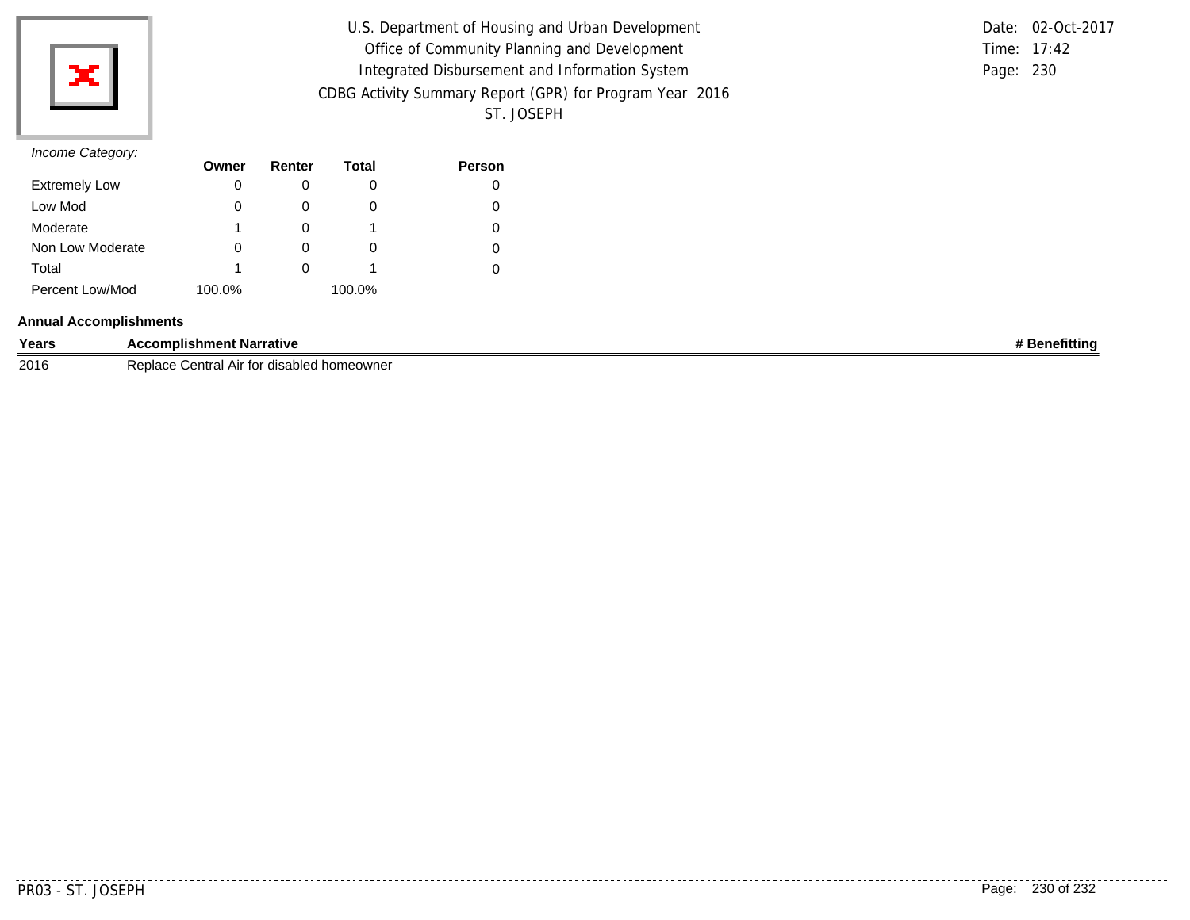*Income Category:*

| | Owner | Renter | Total | Person |
|---|---|---|---|---|
| Extremely Low | 0 | 0 | 0 | 0 |
| Low Mod | 0 | 0 | 0 | 0 |
| Moderate | 1 | 0 | 1 | 0 |
| Non Low Moderate | 0 | 0 | 0 | 0 |
| Total | 1 | 0 | 1 | 0 |
| Percent Low/Mod | 100.0% | | 100.0% | |

**Annual Accomplishments**

| Years | Accomplishment Narrative | # Benefitting |
|---|---|---|
| 2016 | Replace Central Air for disabled homeowner | |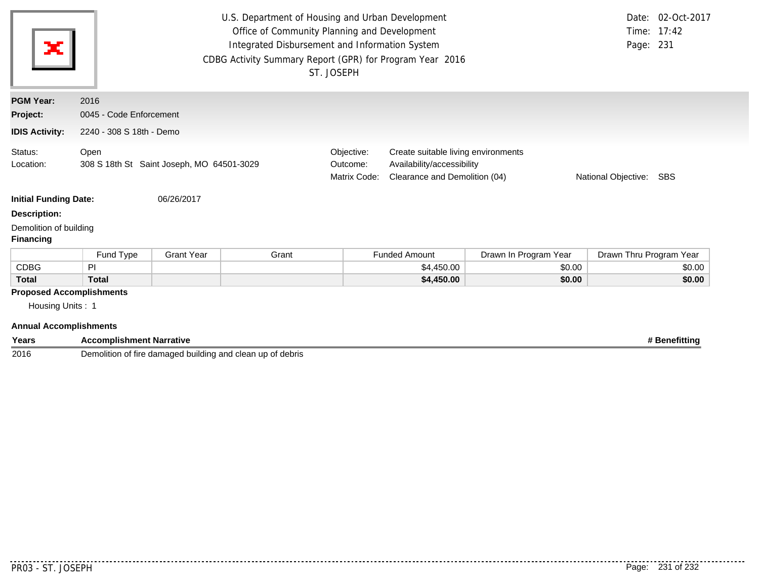U.S. Department of Housing and Urban Development
Office of Community Planning and Development
Integrated Disbursement and Information System
CDBG Activity Summary Report (GPR) for Program Year 2016
ST. JOSEPH

Date: 02-Oct-2017
Time: 17:42

**PGM Year:** 2016
**Project:** 0045 - Code Enforcement
**IDIS Activity:** 2240 - 308 S 18th - Demo

Status: Open
Location: 308 S 18th St Saint Joseph, MO 64501-3029

Objective: Create suitable living environments
Outcome: Availability/accessibility
Matrix Code: Clearance and Demolition (04)
National Objective: SBS

**Initial Funding Date:** 06/26/2017

**Description:**

Demolition of building

**Financing**

| | Fund Type | Grant Year | Grant | Funded Amount | Drawn In Program Year | Drawn Thru Program Year |
|---|---|---|---|---|---|---|
| CDBG | PI | | | $4,450.00 | $0.00 | $0.00 |
| **Total** | **Total** | | | **$4,450.00** | **$0.00** | **$0.00** |

**Proposed Accomplishments**

Housing Units : 1

**Annual Accomplishments**

| Years | Accomplishment Narrative | # Benefitting |
|---|---|---|
| 2016 | Demolition of fire damaged building and clean up of debris | |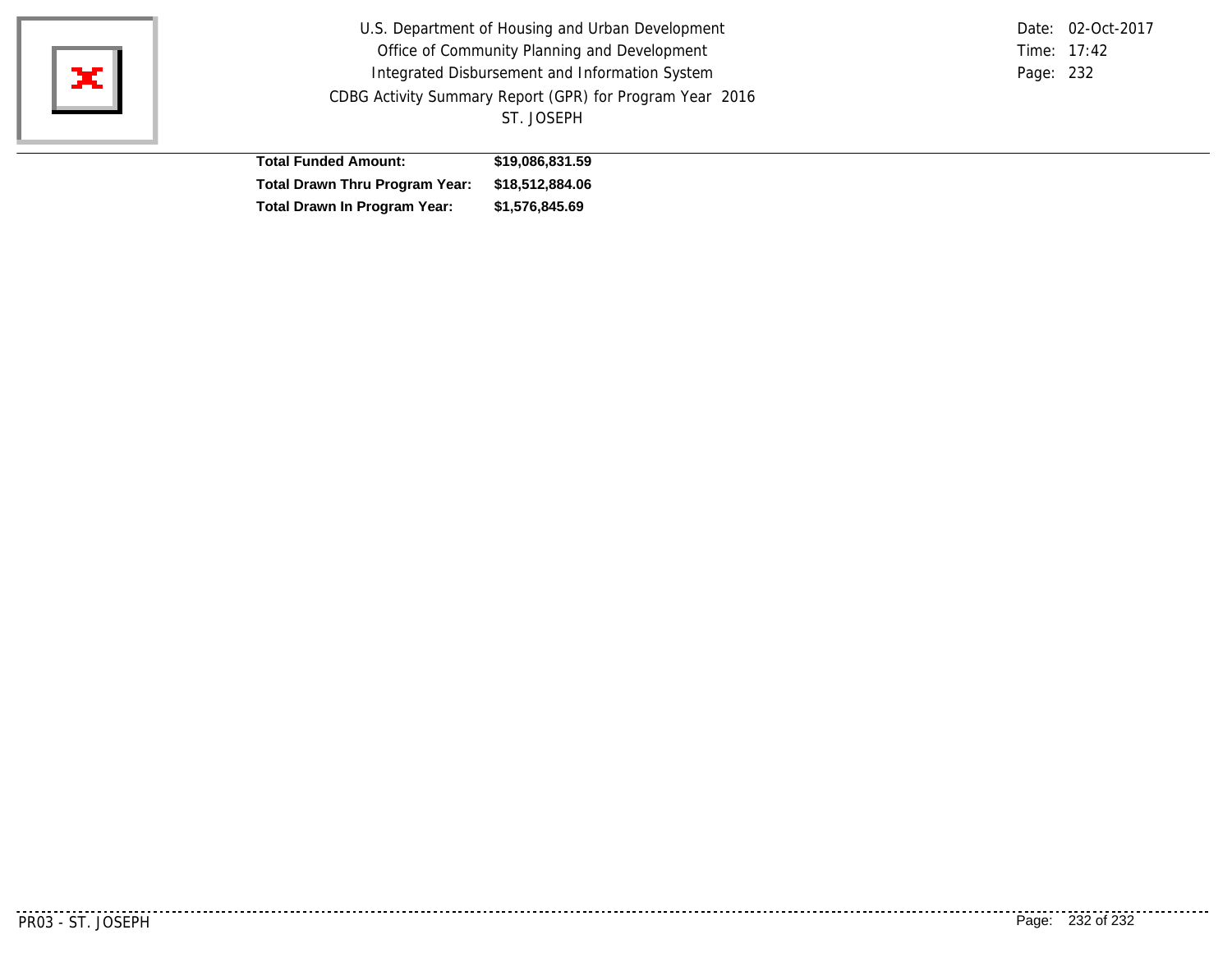**Total Funded Amount:** $19,086,831.59

**Total Drawn Thru Program Year:** $18,512,884.06

**Total Drawn In Program Year:** $1,576,845.69